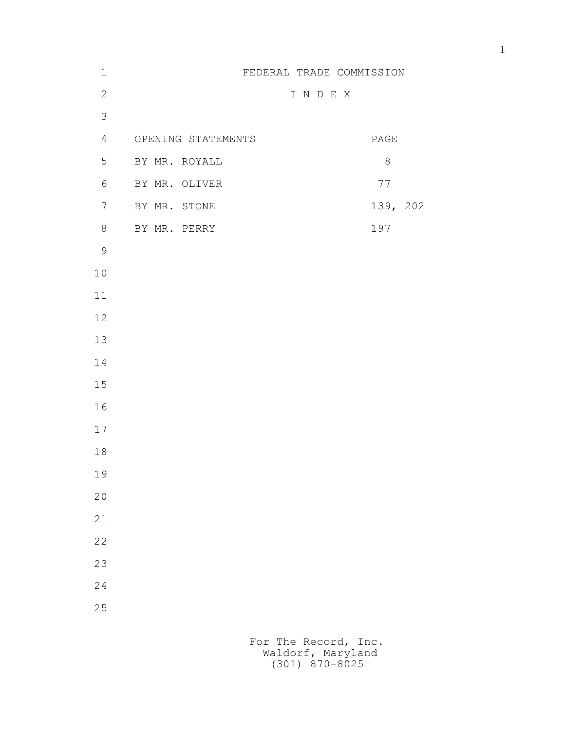# FEDERAL TRADE COMMISSION

## I N D E X

| OPENING STATEMENTS | PAGE |
| --- | --- |
| BY MR. ROYALL | 8 |
| BY MR. OLIVER | 77 |
| BY MR. STONE | 139, 202 |
| BY MR. PERRY | 197 |

For The Record, Inc.
Waldorf, Maryland
(301) 870-8025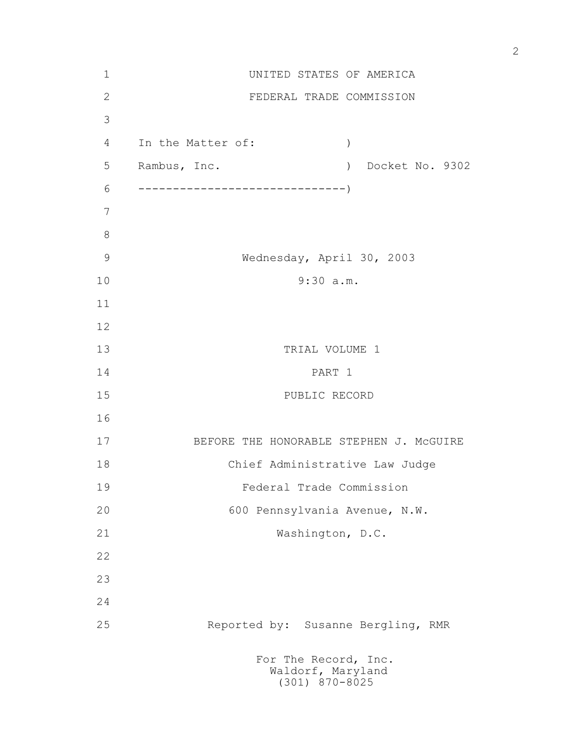UNITED STATES OF AMERICA

FEDERAL TRADE COMMISSION

In the Matter of: )

Rambus, Inc. ) Docket No. 9302

------------------------------)

Wednesday, April 30, 2003

9:30 a.m.

TRIAL VOLUME 1

PART 1

PUBLIC RECORD

BEFORE THE HONORABLE STEPHEN J. McGUIRE

Chief Administrative Law Judge

Federal Trade Commission

600 Pennsylvania Avenue, N.W.

Washington, D.C.

Reported by: Susanne Bergling, RMR

For The Record, Inc.
Waldorf, Maryland
(301) 870-8025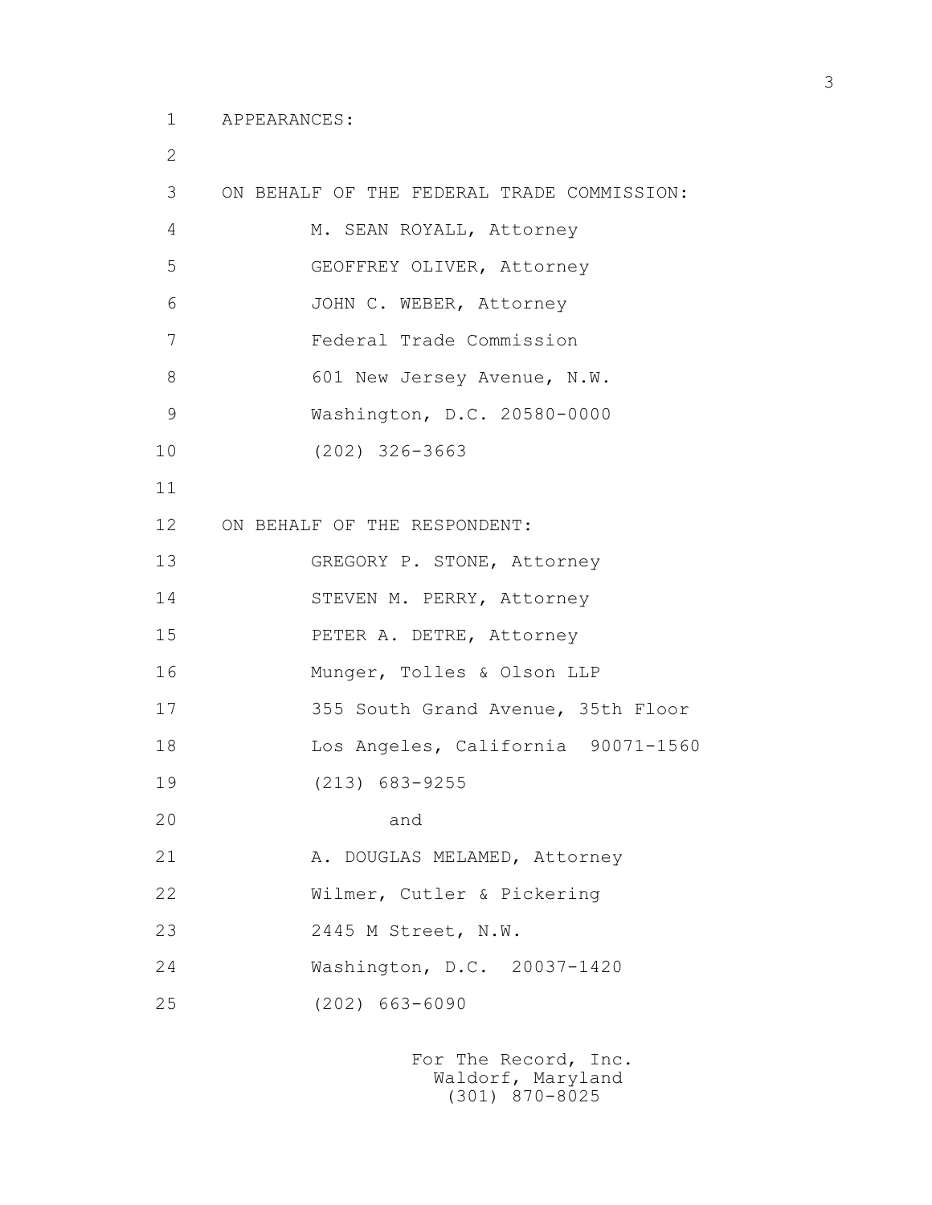APPEARANCES:

ON BEHALF OF THE FEDERAL TRADE COMMISSION:

M. SEAN ROYALL, Attorney
GEOFFREY OLIVER, Attorney
JOHN C. WEBER, Attorney
Federal Trade Commission
601 New Jersey Avenue, N.W.
Washington, D.C. 20580-0000
(202) 326-3663

ON BEHALF OF THE RESPONDENT:

GREGORY P. STONE, Attorney
STEVEN M. PERRY, Attorney
PETER A. DETRE, Attorney
Munger, Tolles & Olson LLP
355 South Grand Avenue, 35th Floor
Los Angeles, California 90071-1560
(213) 683-9255

and

A. DOUGLAS MELAMED, Attorney
Wilmer, Cutler & Pickering
2445 M Street, N.W.
Washington, D.C. 20037-1420
(202) 663-6090

For The Record, Inc.
Waldorf, Maryland
(301) 870-8025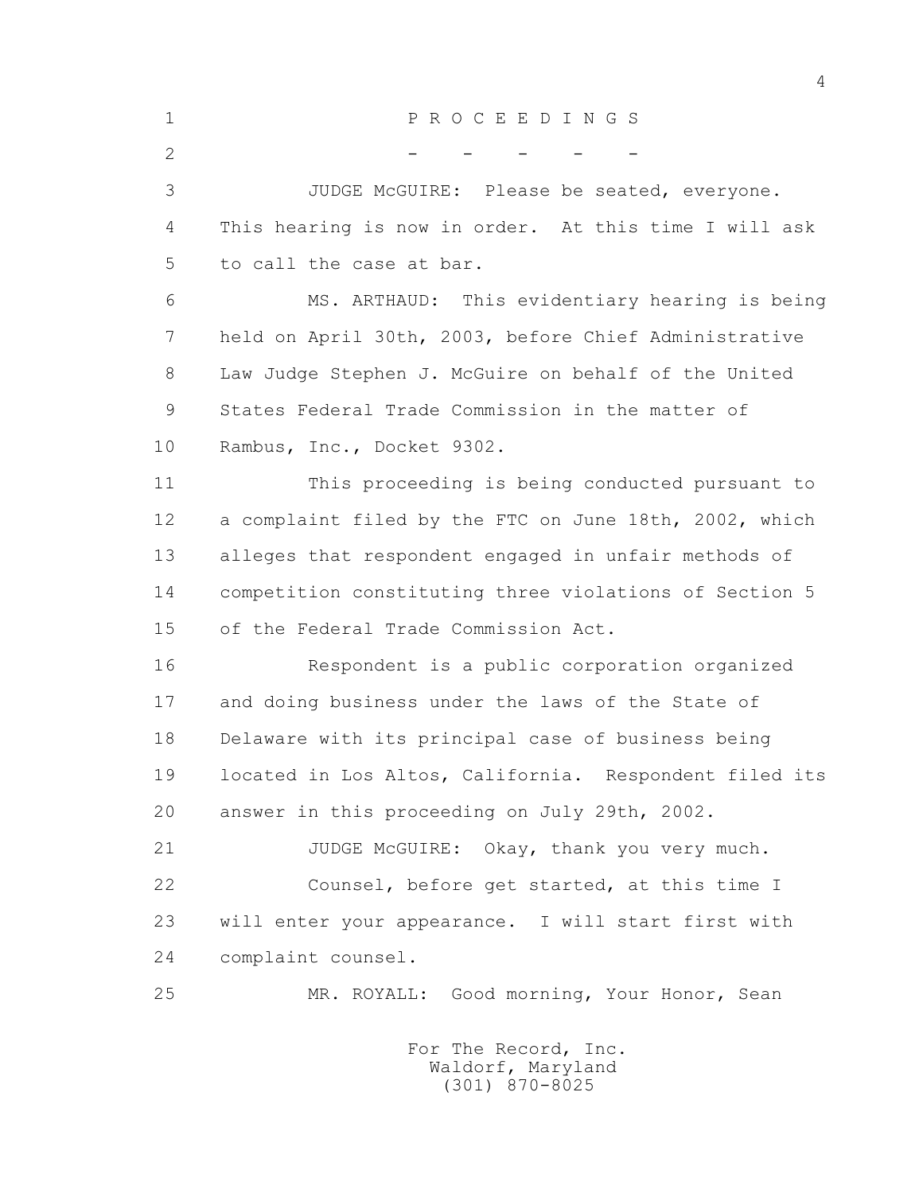P R O C E E D I N G S

- - - - -

JUDGE McGUIRE: Please be seated, everyone. This hearing is now in order. At this time I will ask to call the case at bar.

MS. ARTHAUD: This evidentiary hearing is being held on April 30th, 2003, before Chief Administrative Law Judge Stephen J. McGuire on behalf of the United States Federal Trade Commission in the matter of Rambus, Inc., Docket 9302.

This proceeding is being conducted pursuant to a complaint filed by the FTC on June 18th, 2002, which alleges that respondent engaged in unfair methods of competition constituting three violations of Section 5 of the Federal Trade Commission Act.

Respondent is a public corporation organized and doing business under the laws of the State of Delaware with its principal case of business being located in Los Altos, California. Respondent filed its answer in this proceeding on July 29th, 2002.

JUDGE McGUIRE: Okay, thank you very much.

Counsel, before get started, at this time I will enter your appearance. I will start first with complaint counsel.

MR. ROYALL: Good morning, Your Honor, Sean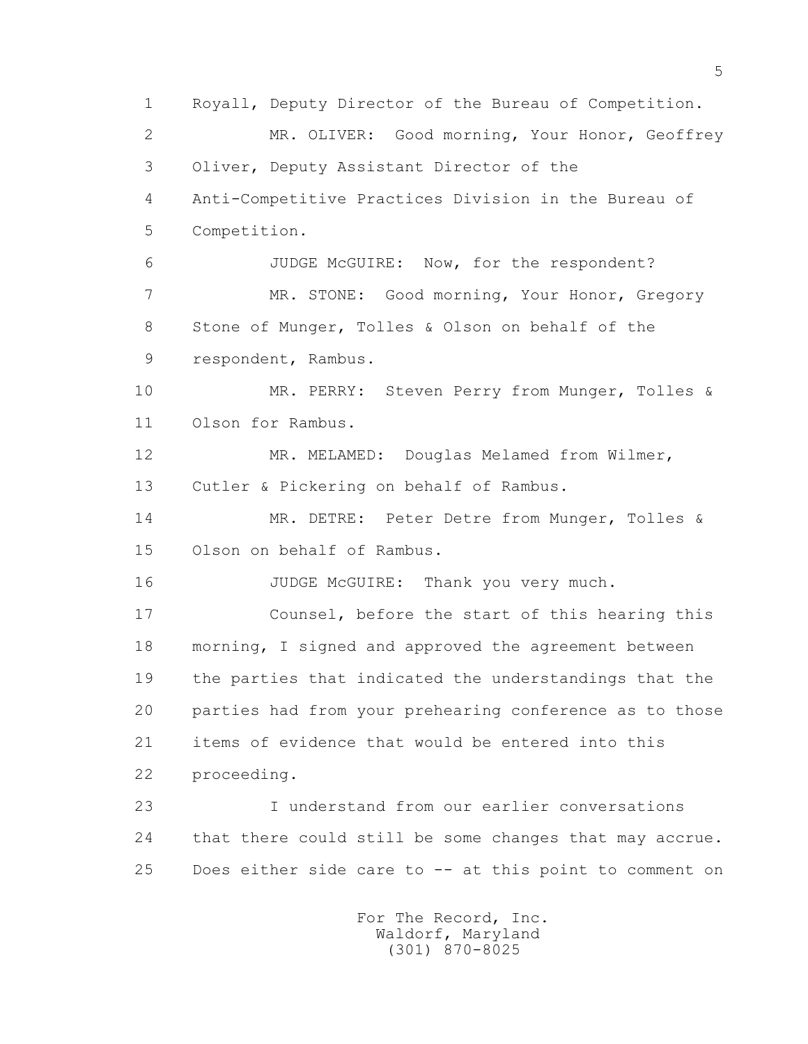Royall, Deputy Director of the Bureau of Competition.

MR. OLIVER: Good morning, Your Honor, Geoffrey Oliver, Deputy Assistant Director of the Anti-Competitive Practices Division in the Bureau of Competition.

JUDGE McGUIRE: Now, for the respondent?

MR. STONE: Good morning, Your Honor, Gregory Stone of Munger, Tolles & Olson on behalf of the respondent, Rambus.

MR. PERRY: Steven Perry from Munger, Tolles & Olson for Rambus.

MR. MELAMED: Douglas Melamed from Wilmer, Cutler & Pickering on behalf of Rambus.

MR. DETRE: Peter Detre from Munger, Tolles & Olson on behalf of Rambus.

JUDGE McGUIRE: Thank you very much.

Counsel, before the start of this hearing this morning, I signed and approved the agreement between the parties that indicated the understandings that the parties had from your prehearing conference as to those items of evidence that would be entered into this proceeding.

I understand from our earlier conversations that there could still be some changes that may accrue. Does either side care to -- at this point to comment on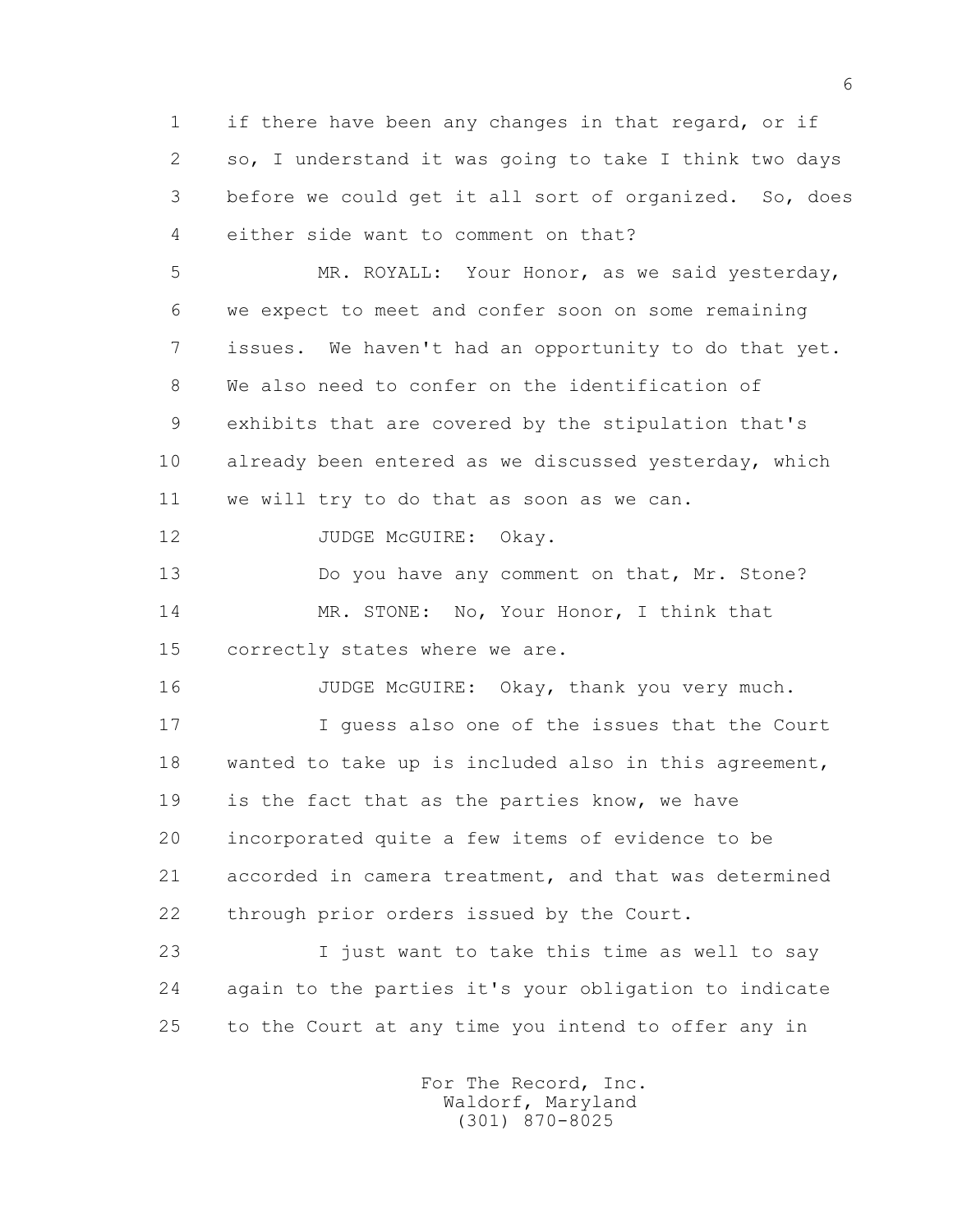if there have been any changes in that regard, or if so, I understand it was going to take I think two days before we could get it all sort of organized. So, does either side want to comment on that?

MR. ROYALL: Your Honor, as we said yesterday, we expect to meet and confer soon on some remaining issues. We haven't had an opportunity to do that yet. We also need to confer on the identification of exhibits that are covered by the stipulation that's already been entered as we discussed yesterday, which we will try to do that as soon as we can.

JUDGE McGUIRE: Okay.

Do you have any comment on that, Mr. Stone?

MR. STONE: No, Your Honor, I think that correctly states where we are.

JUDGE McGUIRE: Okay, thank you very much.

I guess also one of the issues that the Court wanted to take up is included also in this agreement, is the fact that as the parties know, we have incorporated quite a few items of evidence to be accorded in camera treatment, and that was determined through prior orders issued by the Court.

I just want to take this time as well to say again to the parties it's your obligation to indicate to the Court at any time you intend to offer any in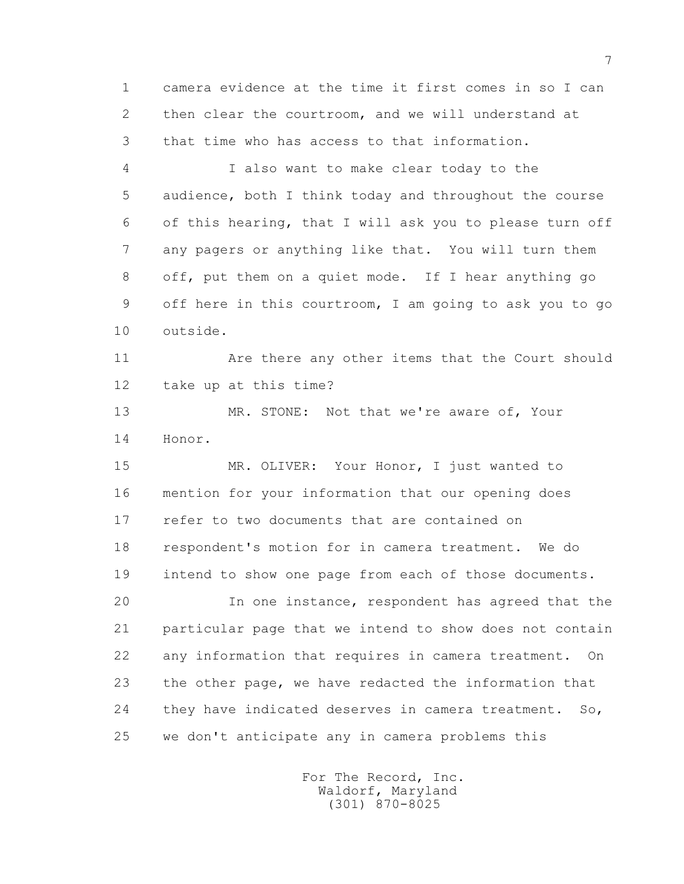camera evidence at the time it first comes in so I can then clear the courtroom, and we will understand at that time who has access to that information.

I also want to make clear today to the audience, both I think today and throughout the course of this hearing, that I will ask you to please turn off any pagers or anything like that. You will turn them off, put them on a quiet mode. If I hear anything go off here in this courtroom, I am going to ask you to go outside.

Are there any other items that the Court should take up at this time?

MR. STONE: Not that we're aware of, Your Honor.

MR. OLIVER: Your Honor, I just wanted to mention for your information that our opening does refer to two documents that are contained on respondent's motion for in camera treatment. We do intend to show one page from each of those documents.

In one instance, respondent has agreed that the particular page that we intend to show does not contain any information that requires in camera treatment. On the other page, we have redacted the information that they have indicated deserves in camera treatment. So, we don't anticipate any in camera problems this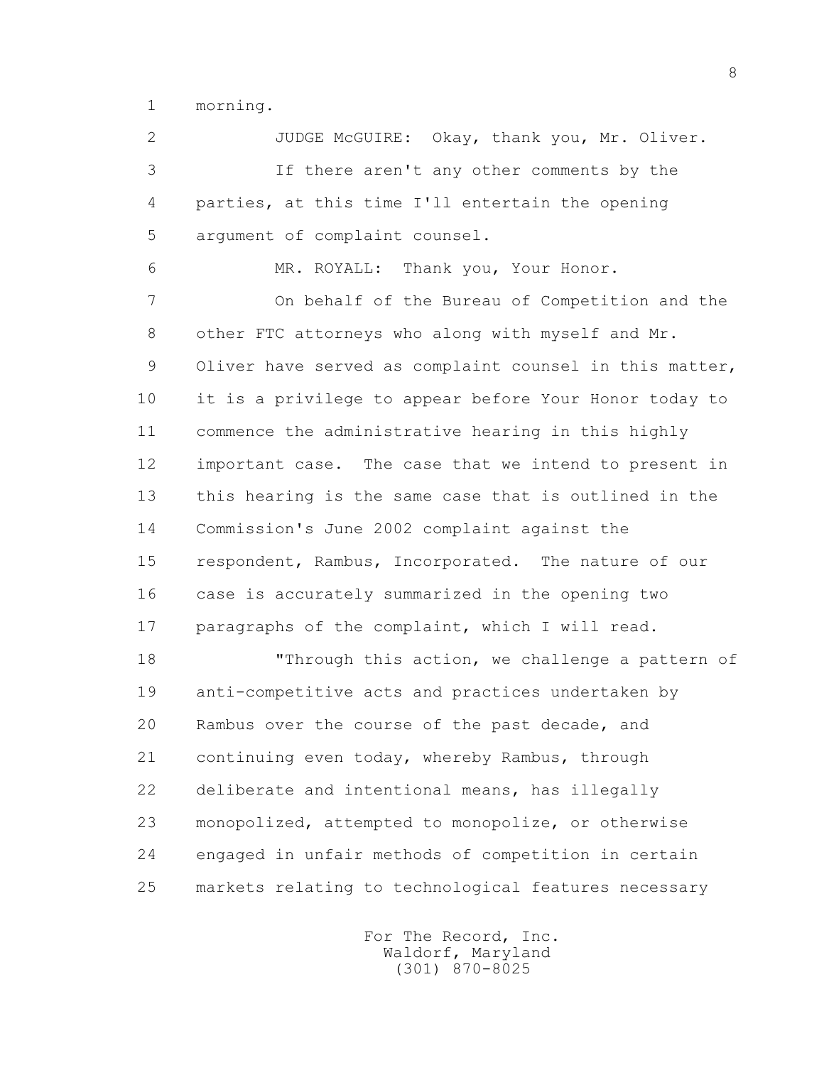morning.

JUDGE McGUIRE: Okay, thank you, Mr. Oliver.

If there aren't any other comments by the parties, at this time I'll entertain the opening argument of complaint counsel.

MR. ROYALL: Thank you, Your Honor.

On behalf of the Bureau of Competition and the other FTC attorneys who along with myself and Mr. Oliver have served as complaint counsel in this matter, it is a privilege to appear before Your Honor today to commence the administrative hearing in this highly important case. The case that we intend to present in this hearing is the same case that is outlined in the Commission's June 2002 complaint against the respondent, Rambus, Incorporated. The nature of our case is accurately summarized in the opening two paragraphs of the complaint, which I will read.

"Through this action, we challenge a pattern of anti-competitive acts and practices undertaken by Rambus over the course of the past decade, and continuing even today, whereby Rambus, through deliberate and intentional means, has illegally monopolized, attempted to monopolize, or otherwise engaged in unfair methods of competition in certain markets relating to technological features necessary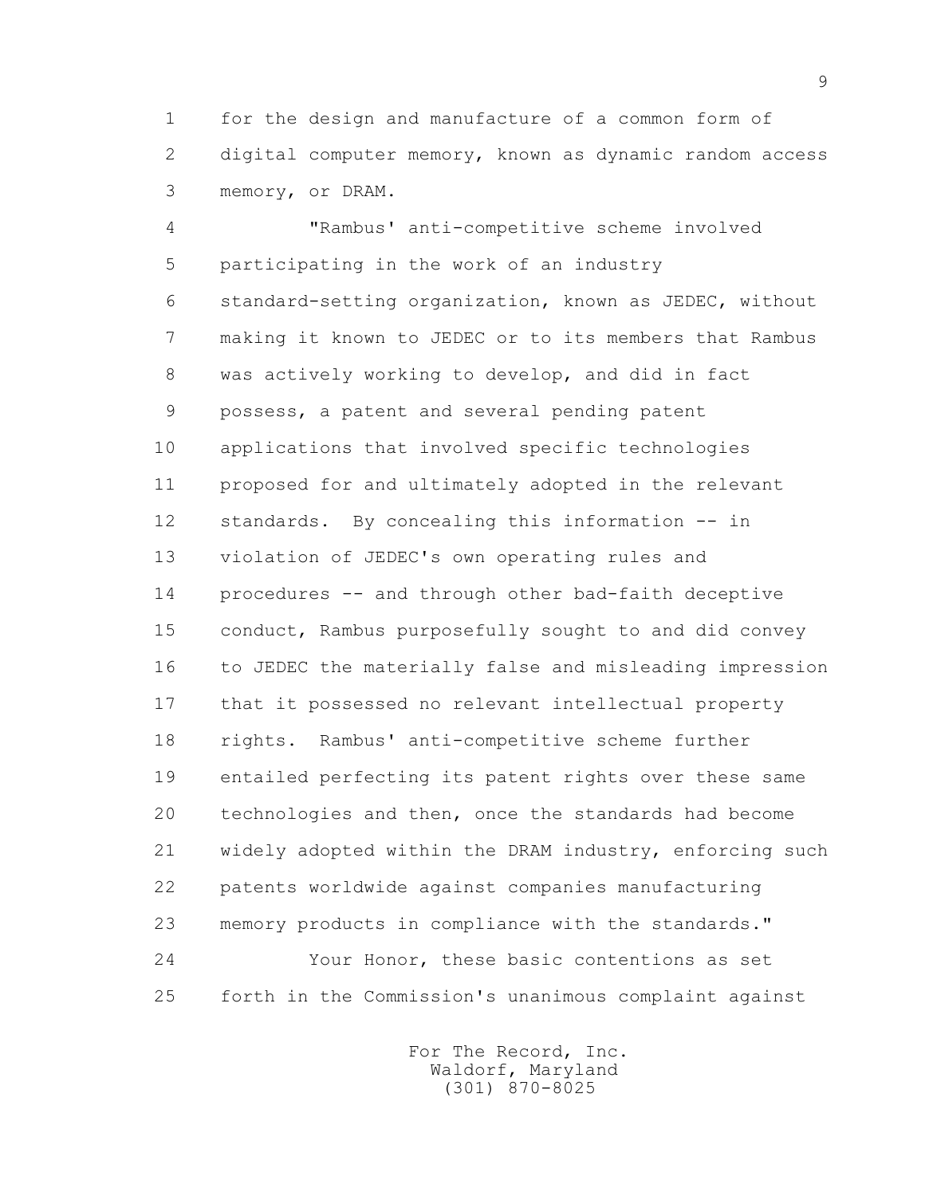for the design and manufacture of a common form of digital computer memory, known as dynamic random access memory, or DRAM.

"Rambus' anti-competitive scheme involved participating in the work of an industry standard-setting organization, known as JEDEC, without making it known to JEDEC or to its members that Rambus was actively working to develop, and did in fact possess, a patent and several pending patent applications that involved specific technologies proposed for and ultimately adopted in the relevant standards. By concealing this information -- in violation of JEDEC's own operating rules and procedures -- and through other bad-faith deceptive conduct, Rambus purposefully sought to and did convey to JEDEC the materially false and misleading impression that it possessed no relevant intellectual property rights. Rambus' anti-competitive scheme further entailed perfecting its patent rights over these same technologies and then, once the standards had become widely adopted within the DRAM industry, enforcing such patents worldwide against companies manufacturing memory products in compliance with the standards."

Your Honor, these basic contentions as set forth in the Commission's unanimous complaint against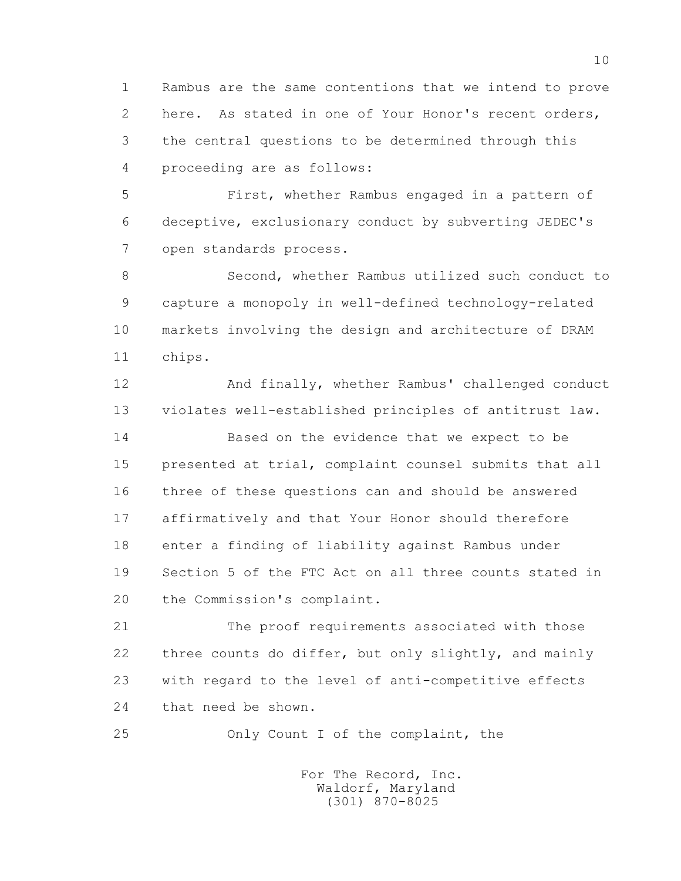Rambus are the same contentions that we intend to prove here. As stated in one of Your Honor's recent orders, the central questions to be determined through this proceeding are as follows:

First, whether Rambus engaged in a pattern of deceptive, exclusionary conduct by subverting JEDEC's open standards process.

Second, whether Rambus utilized such conduct to capture a monopoly in well-defined technology-related markets involving the design and architecture of DRAM chips.

And finally, whether Rambus' challenged conduct violates well-established principles of antitrust law.

Based on the evidence that we expect to be presented at trial, complaint counsel submits that all three of these questions can and should be answered affirmatively and that Your Honor should therefore enter a finding of liability against Rambus under Section 5 of the FTC Act on all three counts stated in the Commission's complaint.

The proof requirements associated with those three counts do differ, but only slightly, and mainly with regard to the level of anti-competitive effects that need be shown.

Only Count I of the complaint, the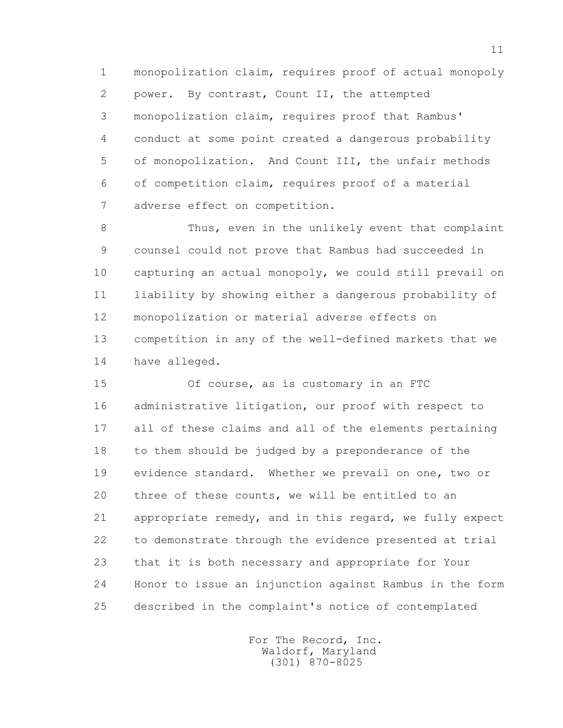monopolization claim, requires proof of actual monopoly power. By contrast, Count II, the attempted monopolization claim, requires proof that Rambus' conduct at some point created a dangerous probability of monopolization. And Count III, the unfair methods of competition claim, requires proof of a material adverse effect on competition.

Thus, even in the unlikely event that complaint counsel could not prove that Rambus had succeeded in capturing an actual monopoly, we could still prevail on liability by showing either a dangerous probability of monopolization or material adverse effects on competition in any of the well-defined markets that we have alleged.

Of course, as is customary in an FTC administrative litigation, our proof with respect to all of these claims and all of the elements pertaining to them should be judged by a preponderance of the evidence standard. Whether we prevail on one, two or three of these counts, we will be entitled to an appropriate remedy, and in this regard, we fully expect to demonstrate through the evidence presented at trial that it is both necessary and appropriate for Your Honor to issue an injunction against Rambus in the form described in the complaint's notice of contemplated

For The Record, Inc.
Waldorf, Maryland
(301) 870-8025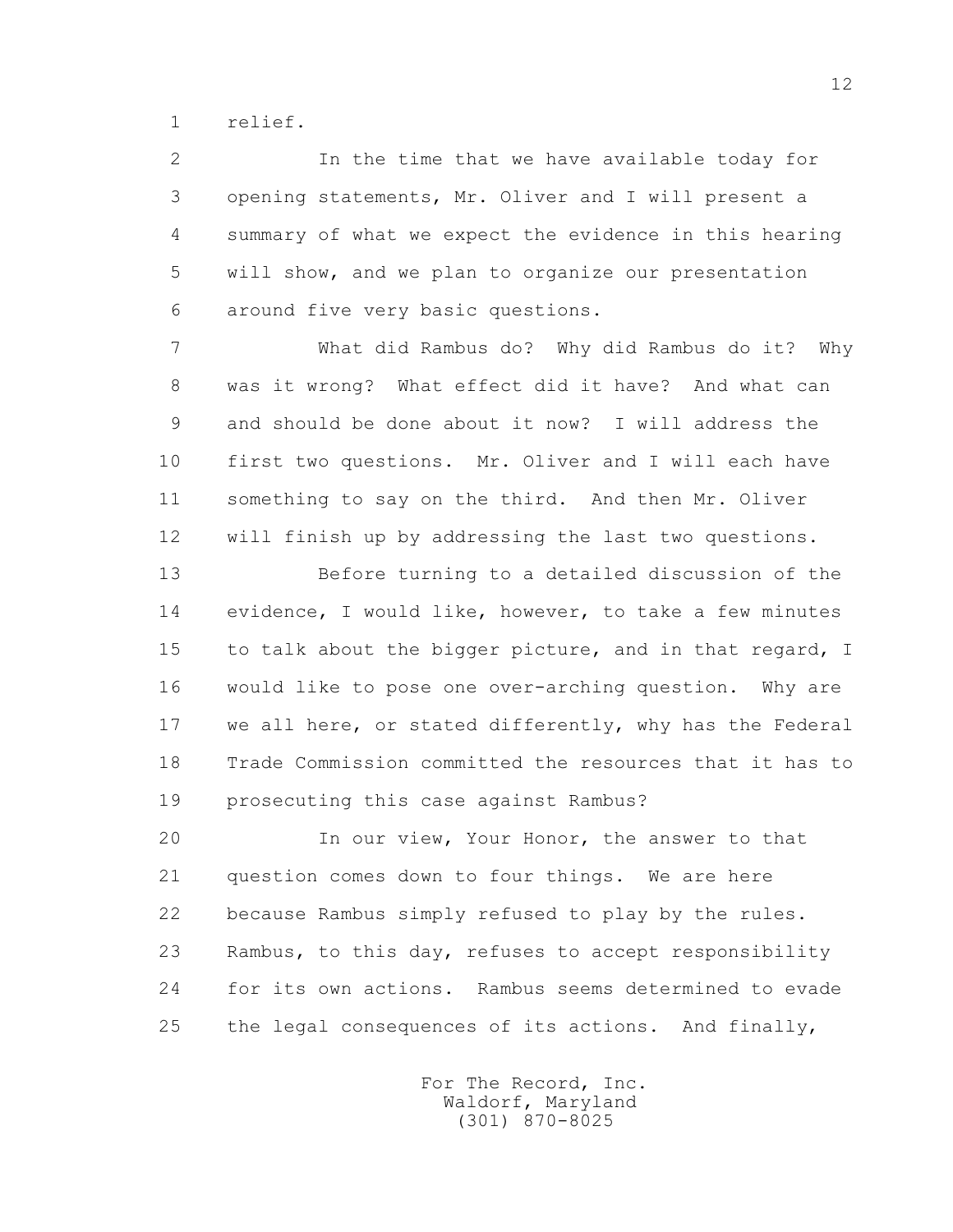relief.

In the time that we have available today for opening statements, Mr. Oliver and I will present a summary of what we expect the evidence in this hearing will show, and we plan to organize our presentation around five very basic questions.

What did Rambus do? Why did Rambus do it? Why was it wrong? What effect did it have? And what can and should be done about it now? I will address the first two questions. Mr. Oliver and I will each have something to say on the third. And then Mr. Oliver will finish up by addressing the last two questions.

Before turning to a detailed discussion of the evidence, I would like, however, to take a few minutes to talk about the bigger picture, and in that regard, I would like to pose one over-arching question. Why are we all here, or stated differently, why has the Federal Trade Commission committed the resources that it has to prosecuting this case against Rambus?

In our view, Your Honor, the answer to that question comes down to four things. We are here because Rambus simply refused to play by the rules. Rambus, to this day, refuses to accept responsibility for its own actions. Rambus seems determined to evade the legal consequences of its actions. And finally,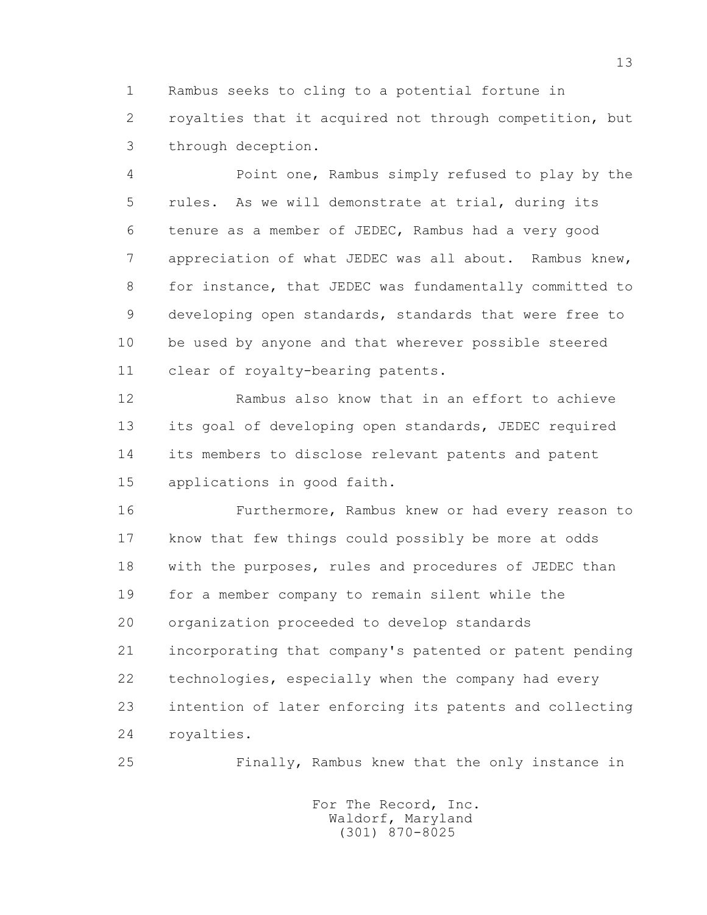Rambus seeks to cling to a potential fortune in royalties that it acquired not through competition, but through deception.

Point one, Rambus simply refused to play by the rules. As we will demonstrate at trial, during its tenure as a member of JEDEC, Rambus had a very good appreciation of what JEDEC was all about. Rambus knew, for instance, that JEDEC was fundamentally committed to developing open standards, standards that were free to be used by anyone and that wherever possible steered clear of royalty-bearing patents.

Rambus also know that in an effort to achieve its goal of developing open standards, JEDEC required its members to disclose relevant patents and patent applications in good faith.

Furthermore, Rambus knew or had every reason to know that few things could possibly be more at odds with the purposes, rules and procedures of JEDEC than for a member company to remain silent while the organization proceeded to develop standards incorporating that company's patented or patent pending technologies, especially when the company had every intention of later enforcing its patents and collecting royalties.

Finally, Rambus knew that the only instance in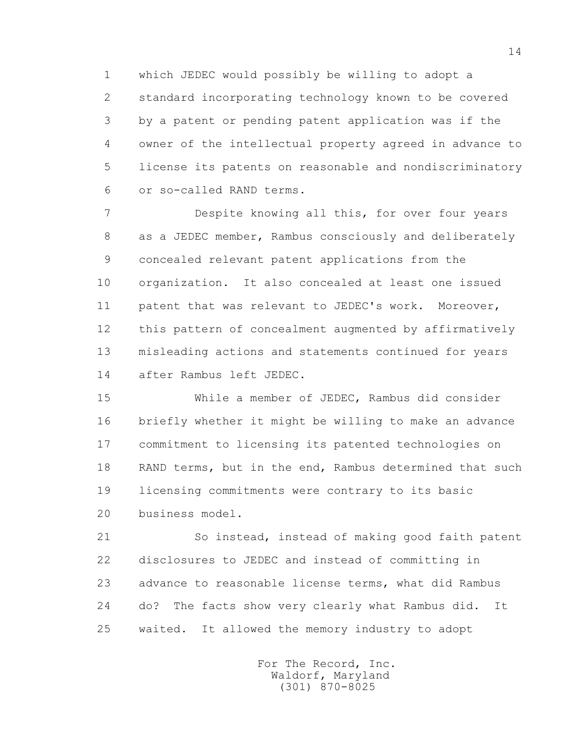which JEDEC would possibly be willing to adopt a standard incorporating technology known to be covered by a patent or pending patent application was if the owner of the intellectual property agreed in advance to license its patents on reasonable and nondiscriminatory or so-called RAND terms.

Despite knowing all this, for over four years as a JEDEC member, Rambus consciously and deliberately concealed relevant patent applications from the organization. It also concealed at least one issued patent that was relevant to JEDEC's work. Moreover, this pattern of concealment augmented by affirmatively misleading actions and statements continued for years after Rambus left JEDEC.

While a member of JEDEC, Rambus did consider briefly whether it might be willing to make an advance commitment to licensing its patented technologies on RAND terms, but in the end, Rambus determined that such licensing commitments were contrary to its basic business model.

So instead, instead of making good faith patent disclosures to JEDEC and instead of committing in advance to reasonable license terms, what did Rambus do? The facts show very clearly what Rambus did. It waited. It allowed the memory industry to adopt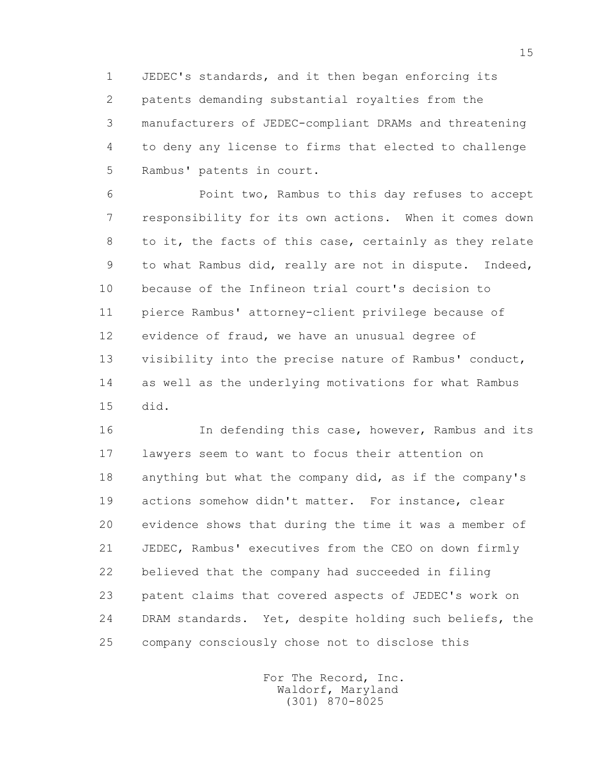JEDEC's standards, and it then began enforcing its patents demanding substantial royalties from the manufacturers of JEDEC-compliant DRAMs and threatening to deny any license to firms that elected to challenge Rambus' patents in court.

Point two, Rambus to this day refuses to accept responsibility for its own actions. When it comes down to it, the facts of this case, certainly as they relate to what Rambus did, really are not in dispute. Indeed, because of the Infineon trial court's decision to pierce Rambus' attorney-client privilege because of evidence of fraud, we have an unusual degree of visibility into the precise nature of Rambus' conduct, as well as the underlying motivations for what Rambus did.

In defending this case, however, Rambus and its lawyers seem to want to focus their attention on anything but what the company did, as if the company's actions somehow didn't matter. For instance, clear evidence shows that during the time it was a member of JEDEC, Rambus' executives from the CEO on down firmly believed that the company had succeeded in filing patent claims that covered aspects of JEDEC's work on DRAM standards. Yet, despite holding such beliefs, the company consciously chose not to disclose this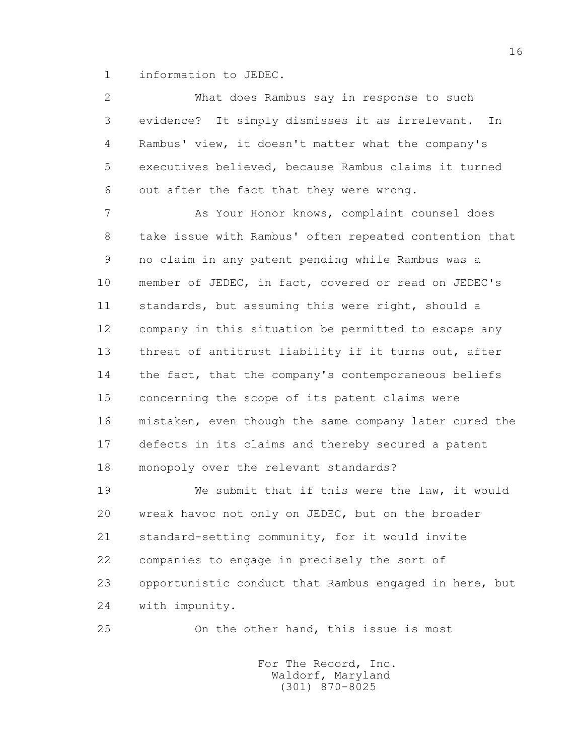information to JEDEC.

What does Rambus say in response to such evidence? It simply dismisses it as irrelevant. In Rambus' view, it doesn't matter what the company's executives believed, because Rambus claims it turned out after the fact that they were wrong.

As Your Honor knows, complaint counsel does take issue with Rambus' often repeated contention that no claim in any patent pending while Rambus was a member of JEDEC, in fact, covered or read on JEDEC's standards, but assuming this were right, should a company in this situation be permitted to escape any threat of antitrust liability if it turns out, after the fact, that the company's contemporaneous beliefs concerning the scope of its patent claims were mistaken, even though the same company later cured the defects in its claims and thereby secured a patent monopoly over the relevant standards?

We submit that if this were the law, it would wreak havoc not only on JEDEC, but on the broader standard-setting community, for it would invite companies to engage in precisely the sort of opportunistic conduct that Rambus engaged in here, but with impunity.

On the other hand, this issue is most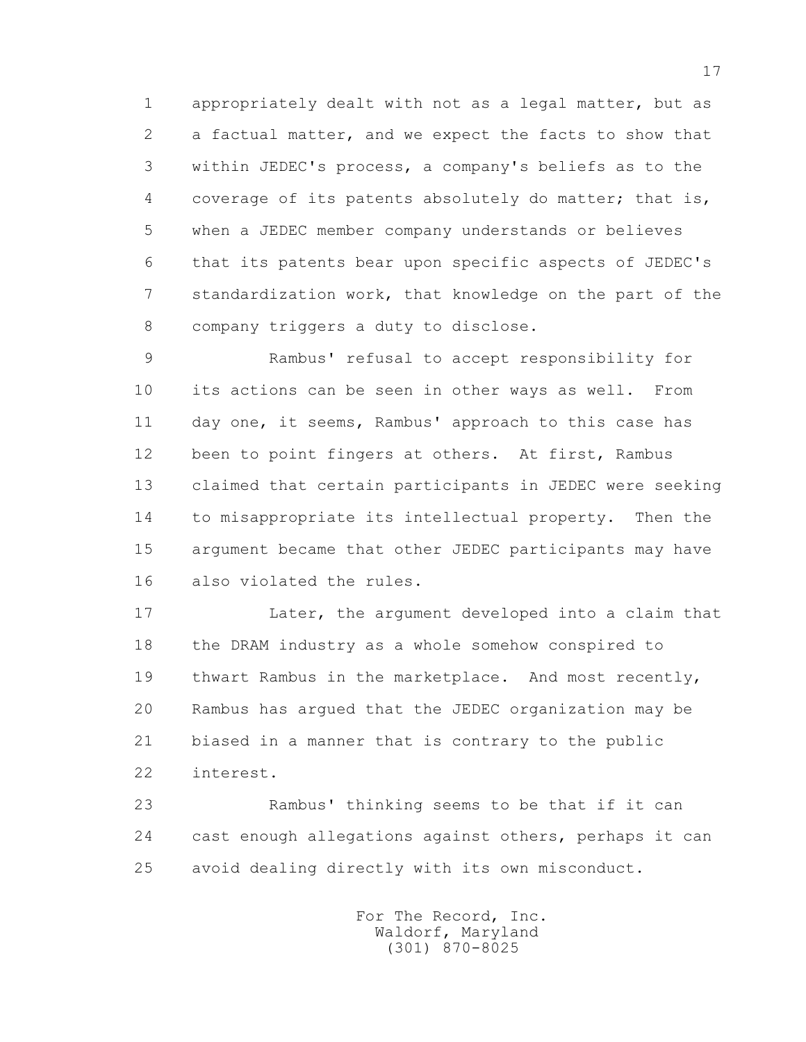appropriately dealt with not as a legal matter, but as a factual matter, and we expect the facts to show that within JEDEC's process, a company's beliefs as to the coverage of its patents absolutely do matter; that is, when a JEDEC member company understands or believes that its patents bear upon specific aspects of JEDEC's standardization work, that knowledge on the part of the company triggers a duty to disclose.

Rambus' refusal to accept responsibility for its actions can be seen in other ways as well. From day one, it seems, Rambus' approach to this case has been to point fingers at others. At first, Rambus claimed that certain participants in JEDEC were seeking to misappropriate its intellectual property. Then the argument became that other JEDEC participants may have also violated the rules.

Later, the argument developed into a claim that the DRAM industry as a whole somehow conspired to thwart Rambus in the marketplace. And most recently, Rambus has argued that the JEDEC organization may be biased in a manner that is contrary to the public interest.

Rambus' thinking seems to be that if it can cast enough allegations against others, perhaps it can avoid dealing directly with its own misconduct.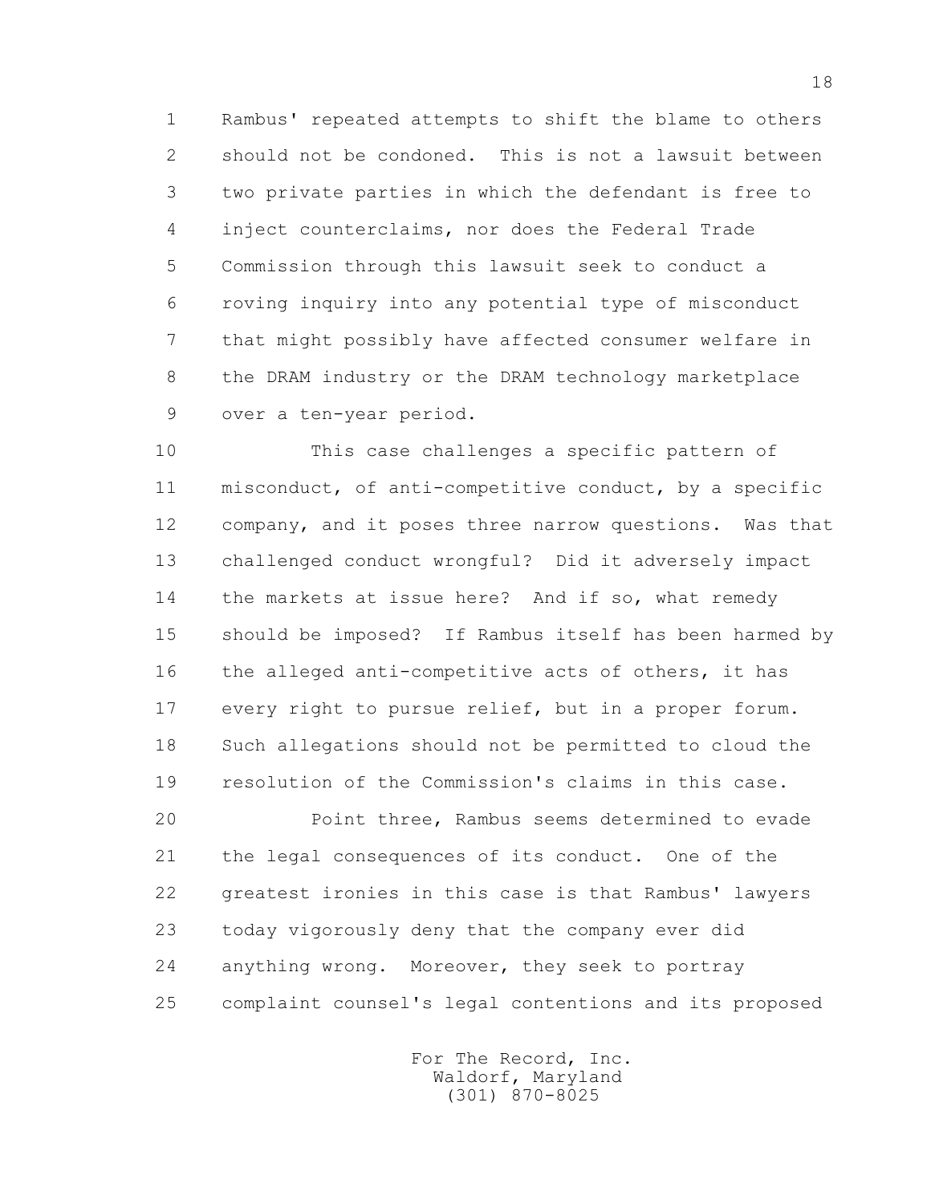Rambus' repeated attempts to shift the blame to others should not be condoned. This is not a lawsuit between two private parties in which the defendant is free to inject counterclaims, nor does the Federal Trade Commission through this lawsuit seek to conduct a roving inquiry into any potential type of misconduct that might possibly have affected consumer welfare in the DRAM industry or the DRAM technology marketplace over a ten-year period.

This case challenges a specific pattern of misconduct, of anti-competitive conduct, by a specific company, and it poses three narrow questions. Was that challenged conduct wrongful? Did it adversely impact the markets at issue here? And if so, what remedy should be imposed? If Rambus itself has been harmed by the alleged anti-competitive acts of others, it has every right to pursue relief, but in a proper forum. Such allegations should not be permitted to cloud the resolution of the Commission's claims in this case.

Point three, Rambus seems determined to evade the legal consequences of its conduct. One of the greatest ironies in this case is that Rambus' lawyers today vigorously deny that the company ever did anything wrong. Moreover, they seek to portray complaint counsel's legal contentions and its proposed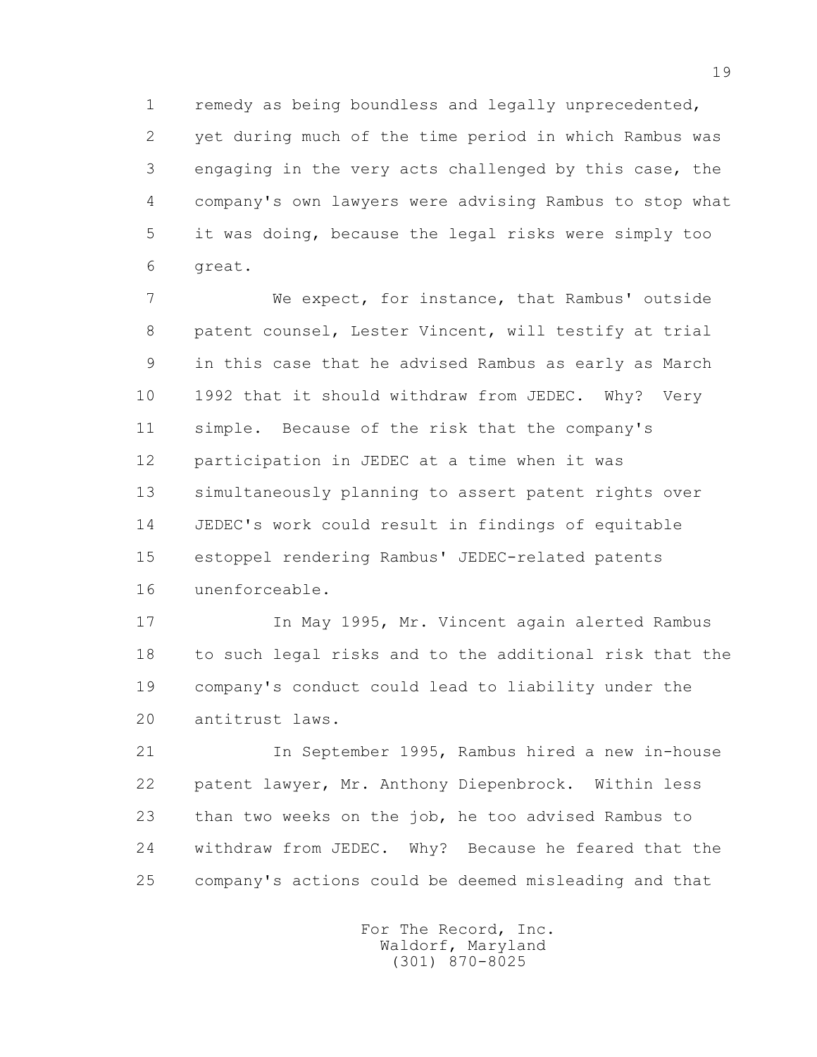remedy as being boundless and legally unprecedented, yet during much of the time period in which Rambus was engaging in the very acts challenged by this case, the company's own lawyers were advising Rambus to stop what it was doing, because the legal risks were simply too great.

We expect, for instance, that Rambus' outside patent counsel, Lester Vincent, will testify at trial in this case that he advised Rambus as early as March 1992 that it should withdraw from JEDEC. Why? Very simple. Because of the risk that the company's participation in JEDEC at a time when it was simultaneously planning to assert patent rights over JEDEC's work could result in findings of equitable estoppel rendering Rambus' JEDEC-related patents unenforceable.

In May 1995, Mr. Vincent again alerted Rambus to such legal risks and to the additional risk that the company's conduct could lead to liability under the antitrust laws.

In September 1995, Rambus hired a new in-house patent lawyer, Mr. Anthony Diepenbrock. Within less than two weeks on the job, he too advised Rambus to withdraw from JEDEC. Why? Because he feared that the company's actions could be deemed misleading and that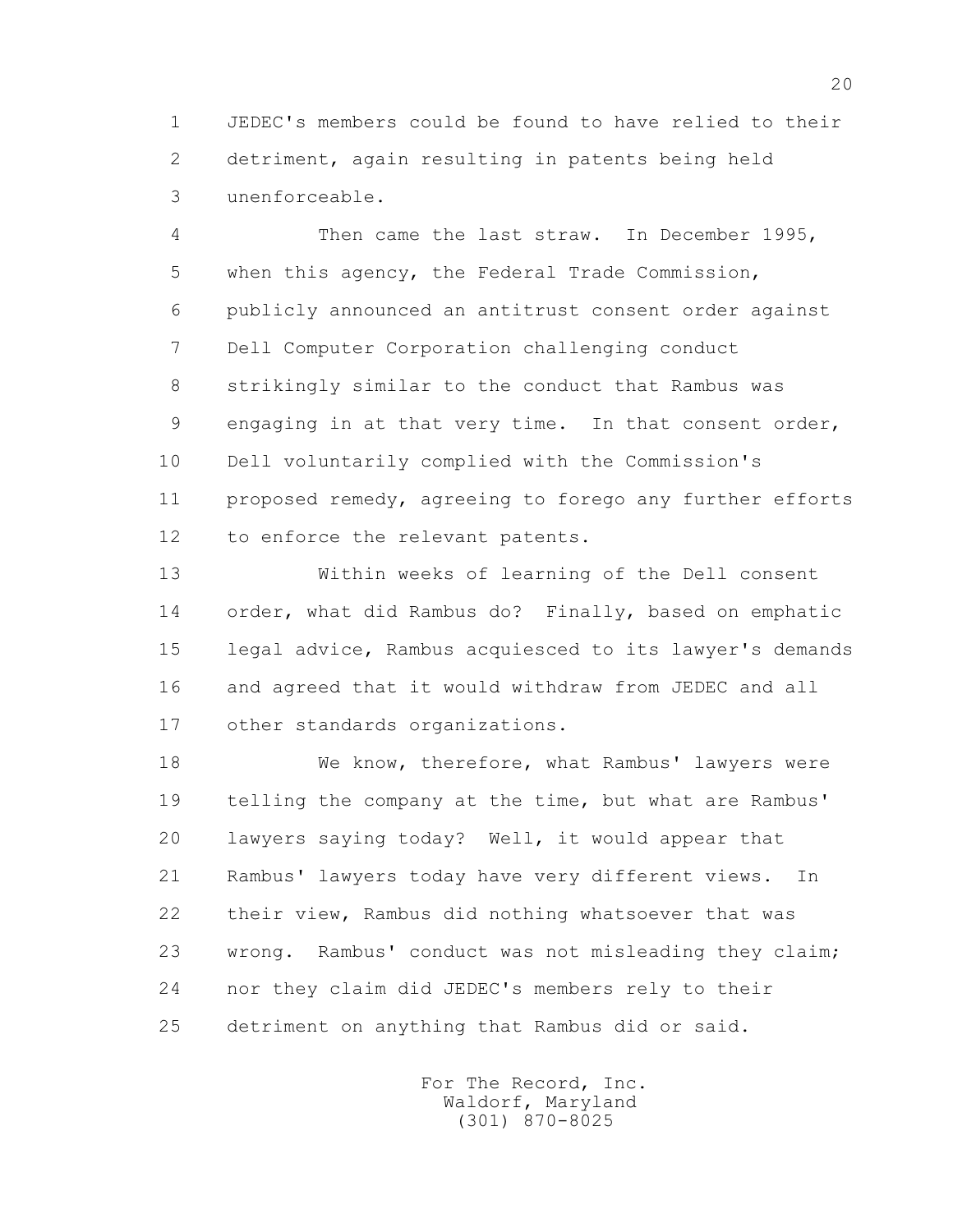JEDEC's members could be found to have relied to their detriment, again resulting in patents being held unenforceable.

Then came the last straw. In December 1995, when this agency, the Federal Trade Commission, publicly announced an antitrust consent order against Dell Computer Corporation challenging conduct strikingly similar to the conduct that Rambus was engaging in at that very time. In that consent order, Dell voluntarily complied with the Commission's proposed remedy, agreeing to forego any further efforts to enforce the relevant patents.

Within weeks of learning of the Dell consent order, what did Rambus do? Finally, based on emphatic legal advice, Rambus acquiesced to its lawyer's demands and agreed that it would withdraw from JEDEC and all other standards organizations.

We know, therefore, what Rambus' lawyers were telling the company at the time, but what are Rambus' lawyers saying today? Well, it would appear that Rambus' lawyers today have very different views. In their view, Rambus did nothing whatsoever that was wrong. Rambus' conduct was not misleading they claim; nor they claim did JEDEC's members rely to their detriment on anything that Rambus did or said.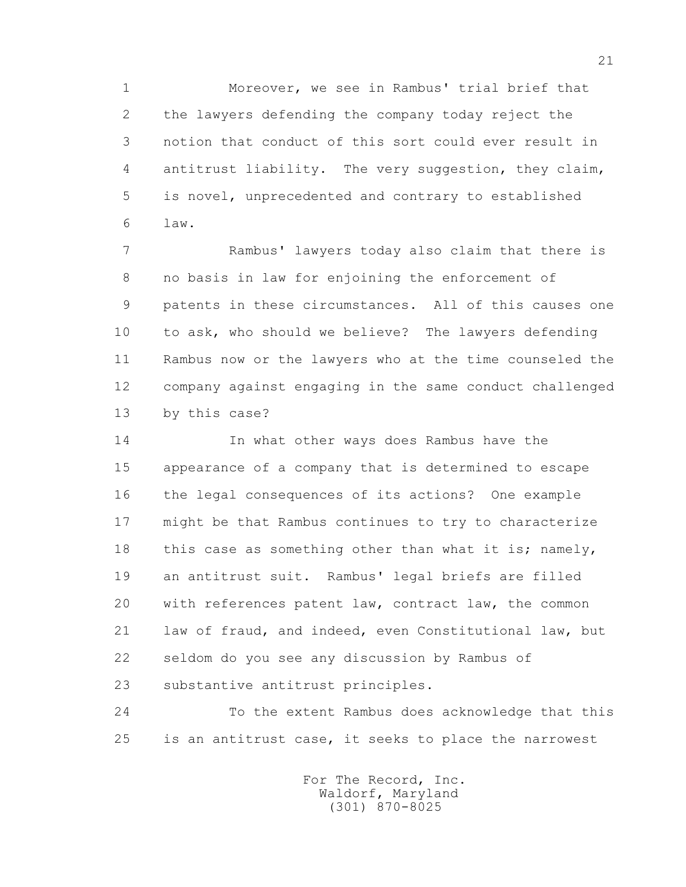Moreover, we see in Rambus' trial brief that the lawyers defending the company today reject the notion that conduct of this sort could ever result in antitrust liability. The very suggestion, they claim, is novel, unprecedented and contrary to established law.

Rambus' lawyers today also claim that there is no basis in law for enjoining the enforcement of patents in these circumstances. All of this causes one to ask, who should we believe? The lawyers defending Rambus now or the lawyers who at the time counseled the company against engaging in the same conduct challenged by this case?

In what other ways does Rambus have the appearance of a company that is determined to escape the legal consequences of its actions? One example might be that Rambus continues to try to characterize this case as something other than what it is; namely, an antitrust suit. Rambus' legal briefs are filled with references patent law, contract law, the common law of fraud, and indeed, even Constitutional law, but seldom do you see any discussion by Rambus of substantive antitrust principles.

To the extent Rambus does acknowledge that this is an antitrust case, it seeks to place the narrowest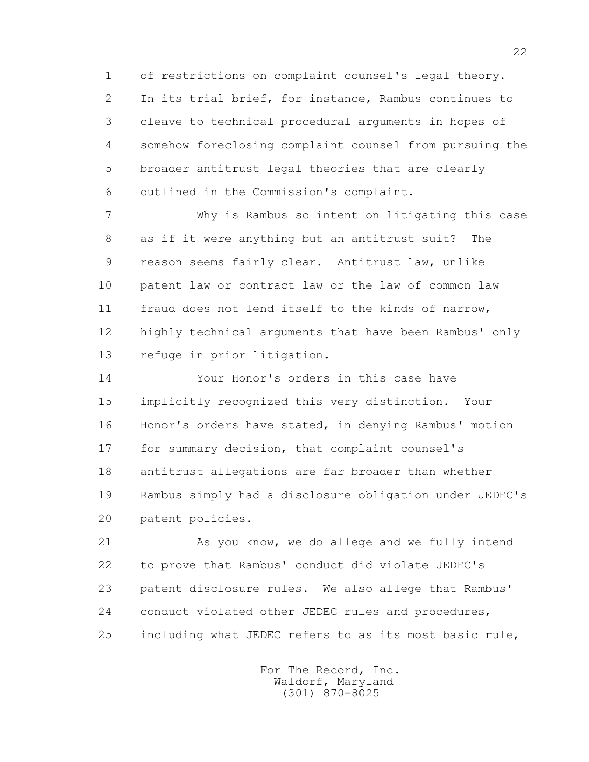of restrictions on complaint counsel's legal theory. In its trial brief, for instance, Rambus continues to cleave to technical procedural arguments in hopes of somehow foreclosing complaint counsel from pursuing the broader antitrust legal theories that are clearly outlined in the Commission's complaint.

Why is Rambus so intent on litigating this case as if it were anything but an antitrust suit? The reason seems fairly clear. Antitrust law, unlike patent law or contract law or the law of common law fraud does not lend itself to the kinds of narrow, highly technical arguments that have been Rambus' only refuge in prior litigation.

Your Honor's orders in this case have implicitly recognized this very distinction. Your Honor's orders have stated, in denying Rambus' motion for summary decision, that complaint counsel's antitrust allegations are far broader than whether Rambus simply had a disclosure obligation under JEDEC's patent policies.

As you know, we do allege and we fully intend to prove that Rambus' conduct did violate JEDEC's patent disclosure rules. We also allege that Rambus' conduct violated other JEDEC rules and procedures, including what JEDEC refers to as its most basic rule,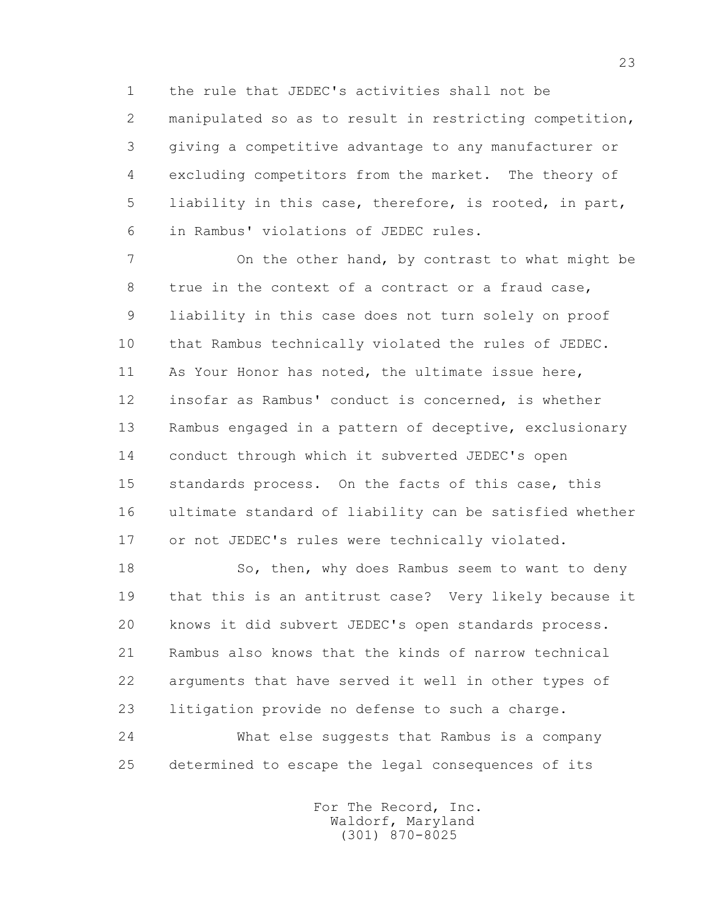the rule that JEDEC's activities shall not be manipulated so as to result in restricting competition, giving a competitive advantage to any manufacturer or excluding competitors from the market. The theory of liability in this case, therefore, is rooted, in part, in Rambus' violations of JEDEC rules.

On the other hand, by contrast to what might be true in the context of a contract or a fraud case, liability in this case does not turn solely on proof that Rambus technically violated the rules of JEDEC. As Your Honor has noted, the ultimate issue here, insofar as Rambus' conduct is concerned, is whether Rambus engaged in a pattern of deceptive, exclusionary conduct through which it subverted JEDEC's open standards process. On the facts of this case, this ultimate standard of liability can be satisfied whether or not JEDEC's rules were technically violated.

So, then, why does Rambus seem to want to deny that this is an antitrust case? Very likely because it knows it did subvert JEDEC's open standards process. Rambus also knows that the kinds of narrow technical arguments that have served it well in other types of litigation provide no defense to such a charge.

What else suggests that Rambus is a company determined to escape the legal consequences of its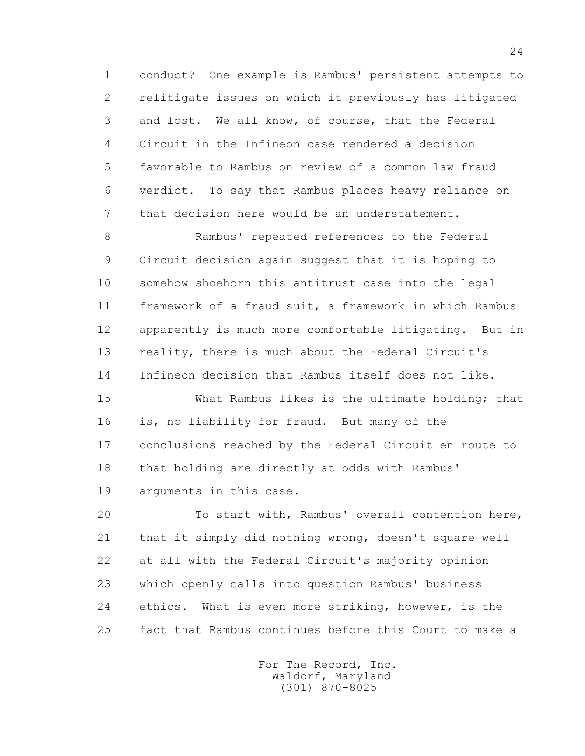conduct? One example is Rambus' persistent attempts to relitigate issues on which it previously has litigated and lost. We all know, of course, that the Federal Circuit in the Infineon case rendered a decision favorable to Rambus on review of a common law fraud verdict. To say that Rambus places heavy reliance on that decision here would be an understatement.

Rambus' repeated references to the Federal Circuit decision again suggest that it is hoping to somehow shoehorn this antitrust case into the legal framework of a fraud suit, a framework in which Rambus apparently is much more comfortable litigating. But in reality, there is much about the Federal Circuit's Infineon decision that Rambus itself does not like.

What Rambus likes is the ultimate holding; that is, no liability for fraud. But many of the conclusions reached by the Federal Circuit en route to that holding are directly at odds with Rambus' arguments in this case.

To start with, Rambus' overall contention here, that it simply did nothing wrong, doesn't square well at all with the Federal Circuit's majority opinion which openly calls into question Rambus' business ethics. What is even more striking, however, is the fact that Rambus continues before this Court to make a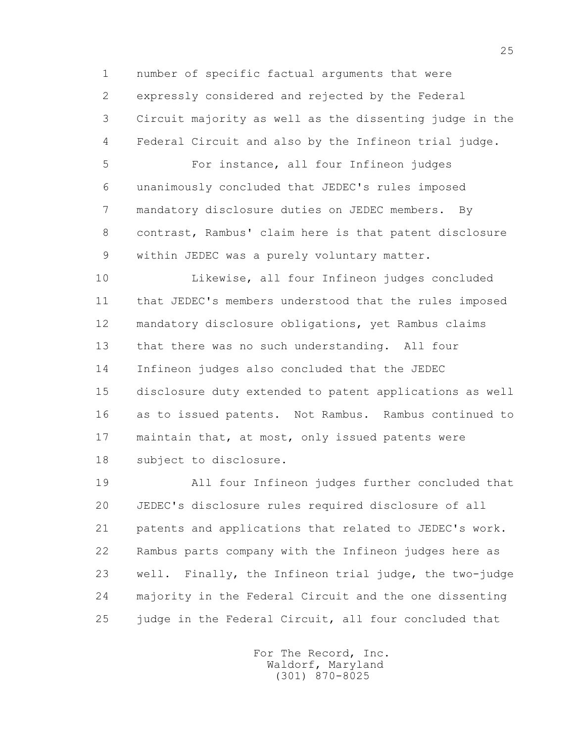number of specific factual arguments that were expressly considered and rejected by the Federal Circuit majority as well as the dissenting judge in the Federal Circuit and also by the Infineon trial judge.

For instance, all four Infineon judges unanimously concluded that JEDEC's rules imposed mandatory disclosure duties on JEDEC members. By contrast, Rambus' claim here is that patent disclosure within JEDEC was a purely voluntary matter.

Likewise, all four Infineon judges concluded that JEDEC's members understood that the rules imposed mandatory disclosure obligations, yet Rambus claims that there was no such understanding. All four Infineon judges also concluded that the JEDEC disclosure duty extended to patent applications as well as to issued patents. Not Rambus. Rambus continued to maintain that, at most, only issued patents were subject to disclosure.

All four Infineon judges further concluded that JEDEC's disclosure rules required disclosure of all patents and applications that related to JEDEC's work. Rambus parts company with the Infineon judges here as well. Finally, the Infineon trial judge, the two-judge majority in the Federal Circuit and the one dissenting judge in the Federal Circuit, all four concluded that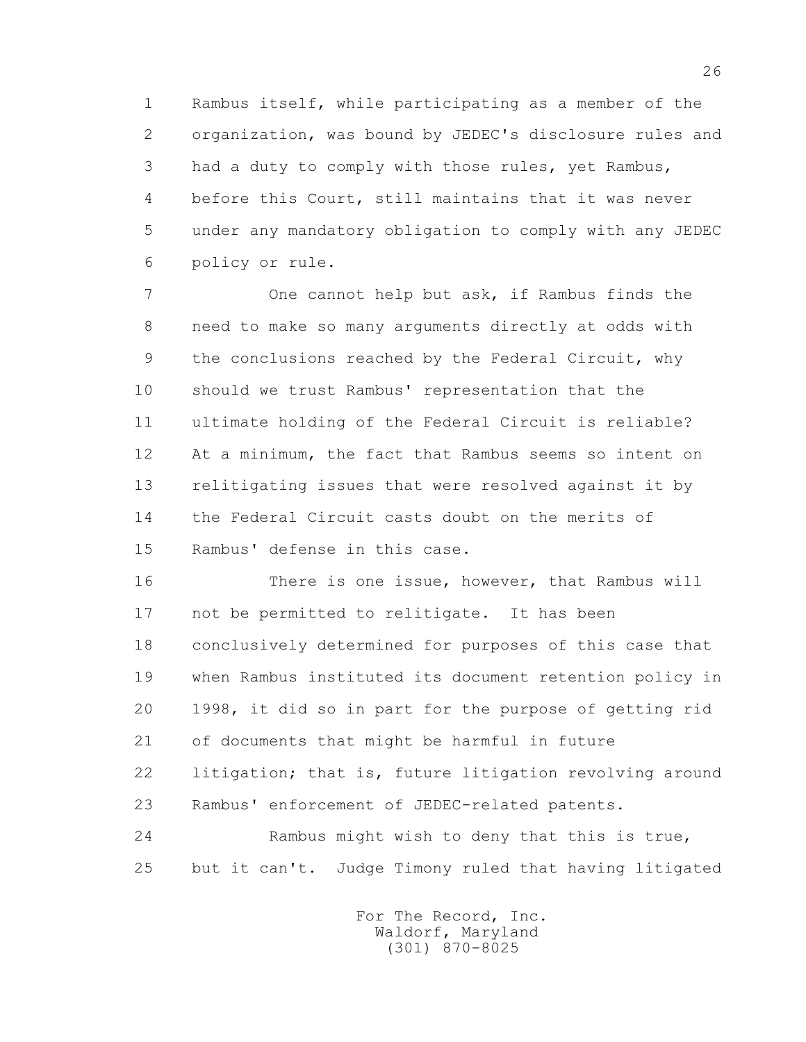Rambus itself, while participating as a member of the organization, was bound by JEDEC's disclosure rules and had a duty to comply with those rules, yet Rambus, before this Court, still maintains that it was never under any mandatory obligation to comply with any JEDEC policy or rule.

One cannot help but ask, if Rambus finds the need to make so many arguments directly at odds with the conclusions reached by the Federal Circuit, why should we trust Rambus' representation that the ultimate holding of the Federal Circuit is reliable? At a minimum, the fact that Rambus seems so intent on relitigating issues that were resolved against it by the Federal Circuit casts doubt on the merits of Rambus' defense in this case.

There is one issue, however, that Rambus will not be permitted to relitigate. It has been conclusively determined for purposes of this case that when Rambus instituted its document retention policy in 1998, it did so in part for the purpose of getting rid of documents that might be harmful in future litigation; that is, future litigation revolving around Rambus' enforcement of JEDEC-related patents.

Rambus might wish to deny that this is true, but it can't. Judge Timony ruled that having litigated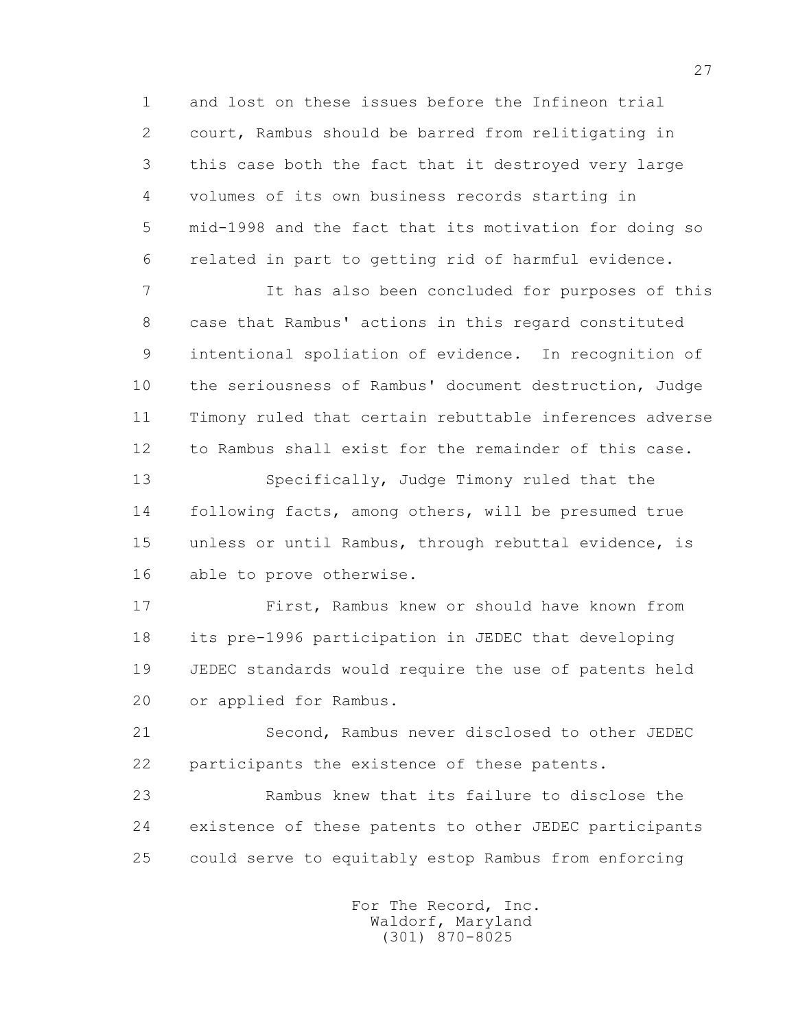and lost on these issues before the Infineon trial court, Rambus should be barred from relitigating in this case both the fact that it destroyed very large volumes of its own business records starting in mid-1998 and the fact that its motivation for doing so related in part to getting rid of harmful evidence.

It has also been concluded for purposes of this case that Rambus' actions in this regard constituted intentional spoliation of evidence. In recognition of the seriousness of Rambus' document destruction, Judge Timony ruled that certain rebuttable inferences adverse to Rambus shall exist for the remainder of this case.

Specifically, Judge Timony ruled that the following facts, among others, will be presumed true unless or until Rambus, through rebuttal evidence, is able to prove otherwise.

First, Rambus knew or should have known from its pre-1996 participation in JEDEC that developing JEDEC standards would require the use of patents held or applied for Rambus.

Second, Rambus never disclosed to other JEDEC participants the existence of these patents.

Rambus knew that its failure to disclose the existence of these patents to other JEDEC participants could serve to equitably estop Rambus from enforcing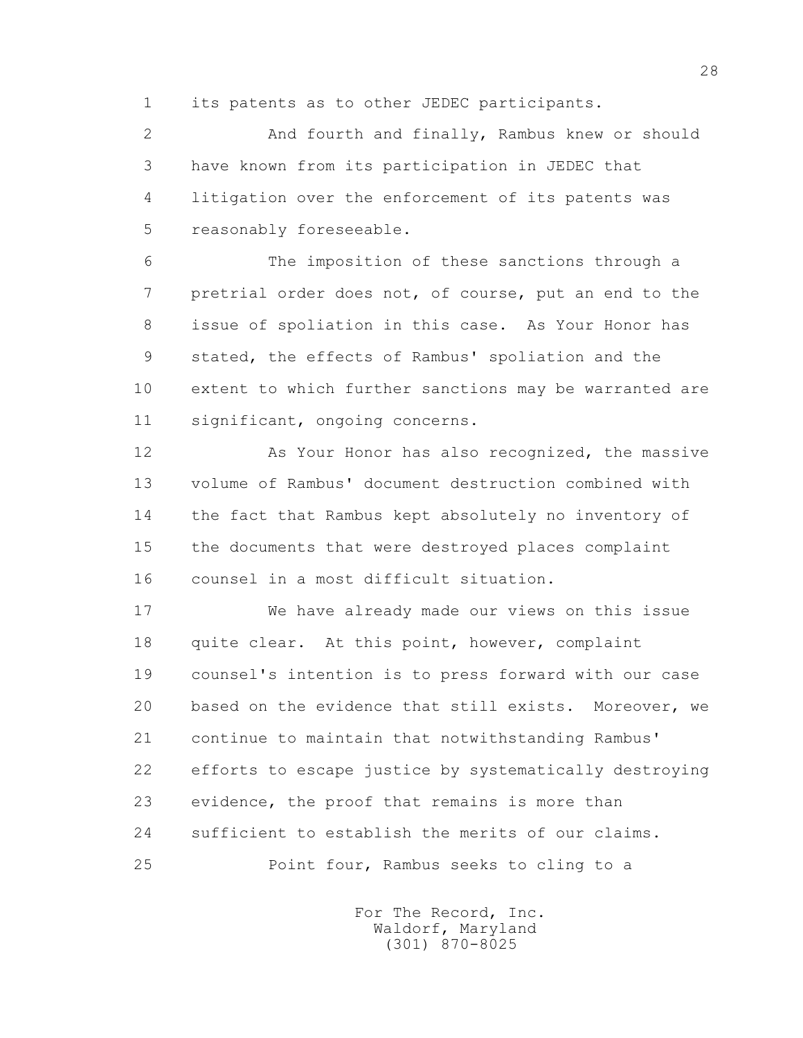its patents as to other JEDEC participants.

And fourth and finally, Rambus knew or should have known from its participation in JEDEC that litigation over the enforcement of its patents was reasonably foreseeable.

The imposition of these sanctions through a pretrial order does not, of course, put an end to the issue of spoliation in this case. As Your Honor has stated, the effects of Rambus' spoliation and the extent to which further sanctions may be warranted are significant, ongoing concerns.

As Your Honor has also recognized, the massive volume of Rambus' document destruction combined with the fact that Rambus kept absolutely no inventory of the documents that were destroyed places complaint counsel in a most difficult situation.

We have already made our views on this issue quite clear. At this point, however, complaint counsel's intention is to press forward with our case based on the evidence that still exists. Moreover, we continue to maintain that notwithstanding Rambus' efforts to escape justice by systematically destroying evidence, the proof that remains is more than sufficient to establish the merits of our claims.

Point four, Rambus seeks to cling to a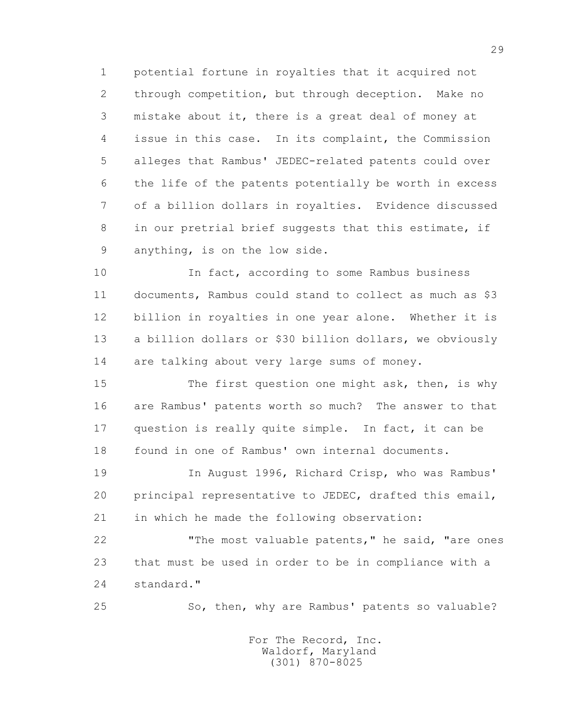potential fortune in royalties that it acquired not through competition, but through deception. Make no mistake about it, there is a great deal of money at issue in this case. In its complaint, the Commission alleges that Rambus' JEDEC-related patents could over the life of the patents potentially be worth in excess of a billion dollars in royalties. Evidence discussed in our pretrial brief suggests that this estimate, if anything, is on the low side.

In fact, according to some Rambus business documents, Rambus could stand to collect as much as $3 billion in royalties in one year alone. Whether it is a billion dollars or $30 billion dollars, we obviously are talking about very large sums of money.

The first question one might ask, then, is why are Rambus' patents worth so much? The answer to that question is really quite simple. In fact, it can be found in one of Rambus' own internal documents.

In August 1996, Richard Crisp, who was Rambus' principal representative to JEDEC, drafted this email, in which he made the following observation:

"The most valuable patents," he said, "are ones that must be used in order to be in compliance with a standard."

So, then, why are Rambus' patents so valuable?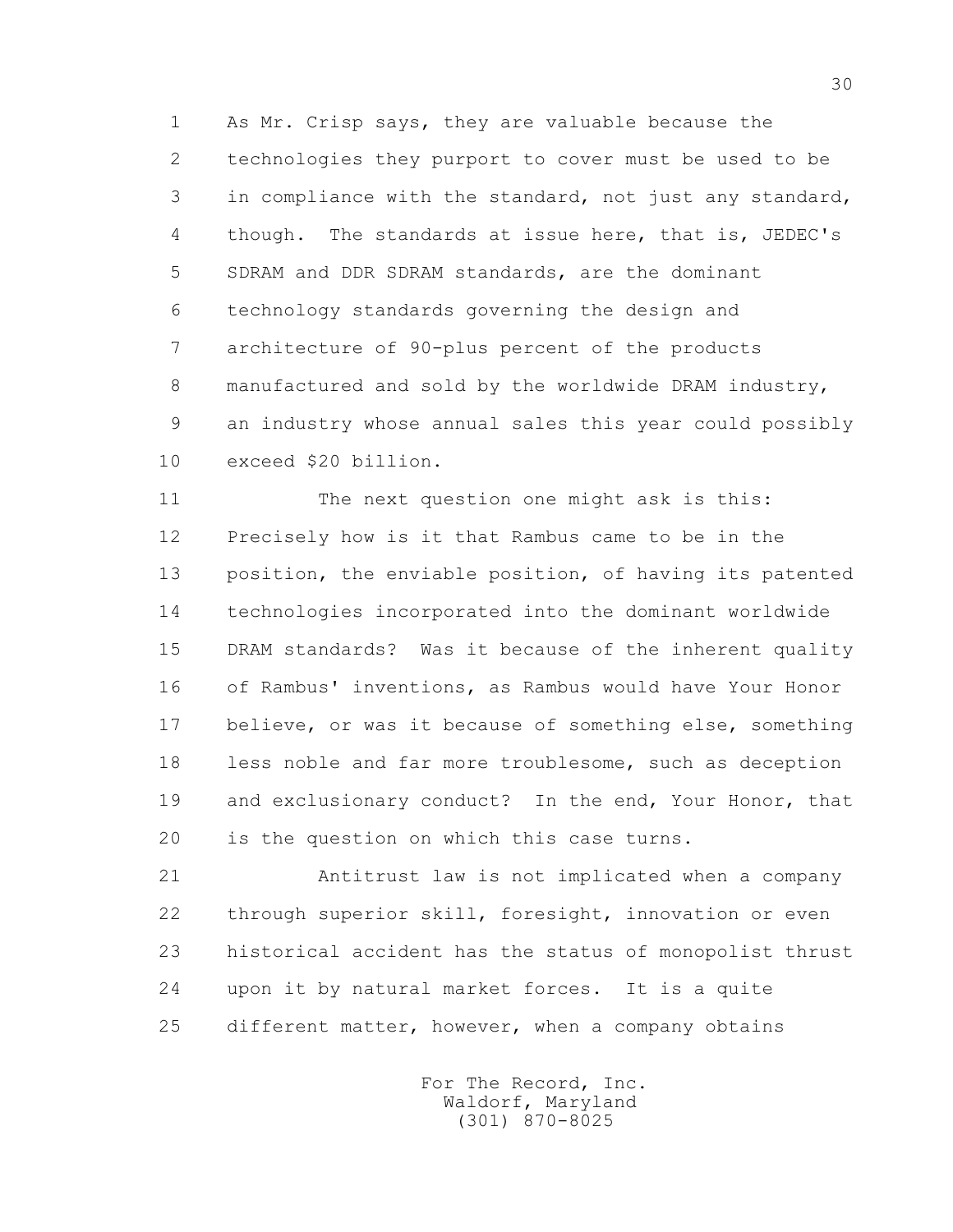As Mr. Crisp says, they are valuable because the technologies they purport to cover must be used to be in compliance with the standard, not just any standard, though. The standards at issue here, that is, JEDEC's SDRAM and DDR SDRAM standards, are the dominant technology standards governing the design and architecture of 90-plus percent of the products manufactured and sold by the worldwide DRAM industry, an industry whose annual sales this year could possibly exceed $20 billion.

The next question one might ask is this: Precisely how is it that Rambus came to be in the position, the enviable position, of having its patented technologies incorporated into the dominant worldwide DRAM standards? Was it because of the inherent quality of Rambus' inventions, as Rambus would have Your Honor believe, or was it because of something else, something less noble and far more troublesome, such as deception and exclusionary conduct? In the end, Your Honor, that is the question on which this case turns.

Antitrust law is not implicated when a company through superior skill, foresight, innovation or even historical accident has the status of monopolist thrust upon it by natural market forces. It is a quite different matter, however, when a company obtains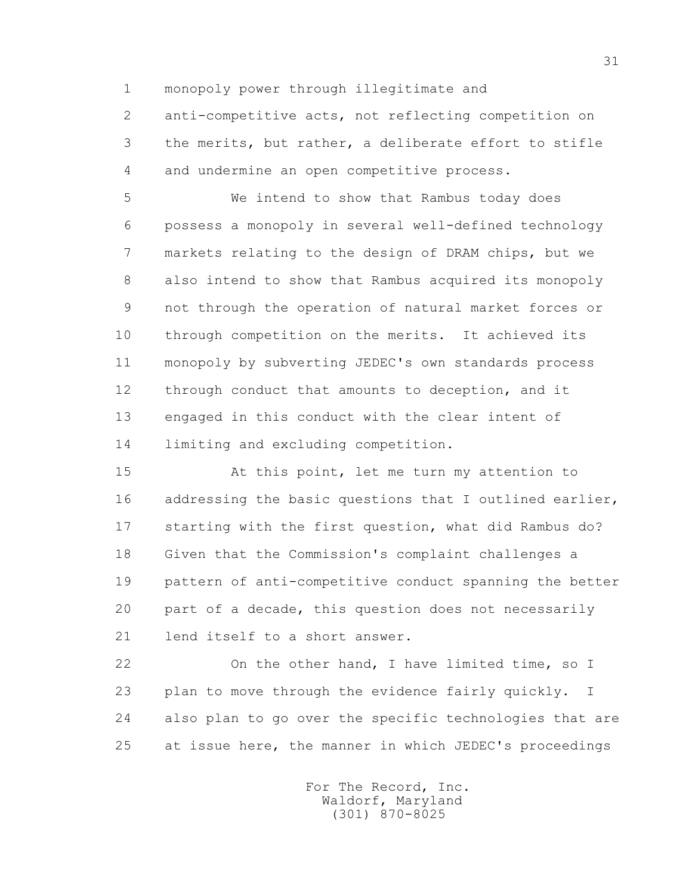monopoly power through illegitimate and anti-competitive acts, not reflecting competition on the merits, but rather, a deliberate effort to stifle and undermine an open competitive process.

We intend to show that Rambus today does possess a monopoly in several well-defined technology markets relating to the design of DRAM chips, but we also intend to show that Rambus acquired its monopoly not through the operation of natural market forces or through competition on the merits. It achieved its monopoly by subverting JEDEC's own standards process through conduct that amounts to deception, and it engaged in this conduct with the clear intent of limiting and excluding competition.

At this point, let me turn my attention to addressing the basic questions that I outlined earlier, starting with the first question, what did Rambus do? Given that the Commission's complaint challenges a pattern of anti-competitive conduct spanning the better part of a decade, this question does not necessarily lend itself to a short answer.

On the other hand, I have limited time, so I plan to move through the evidence fairly quickly. I also plan to go over the specific technologies that are at issue here, the manner in which JEDEC's proceedings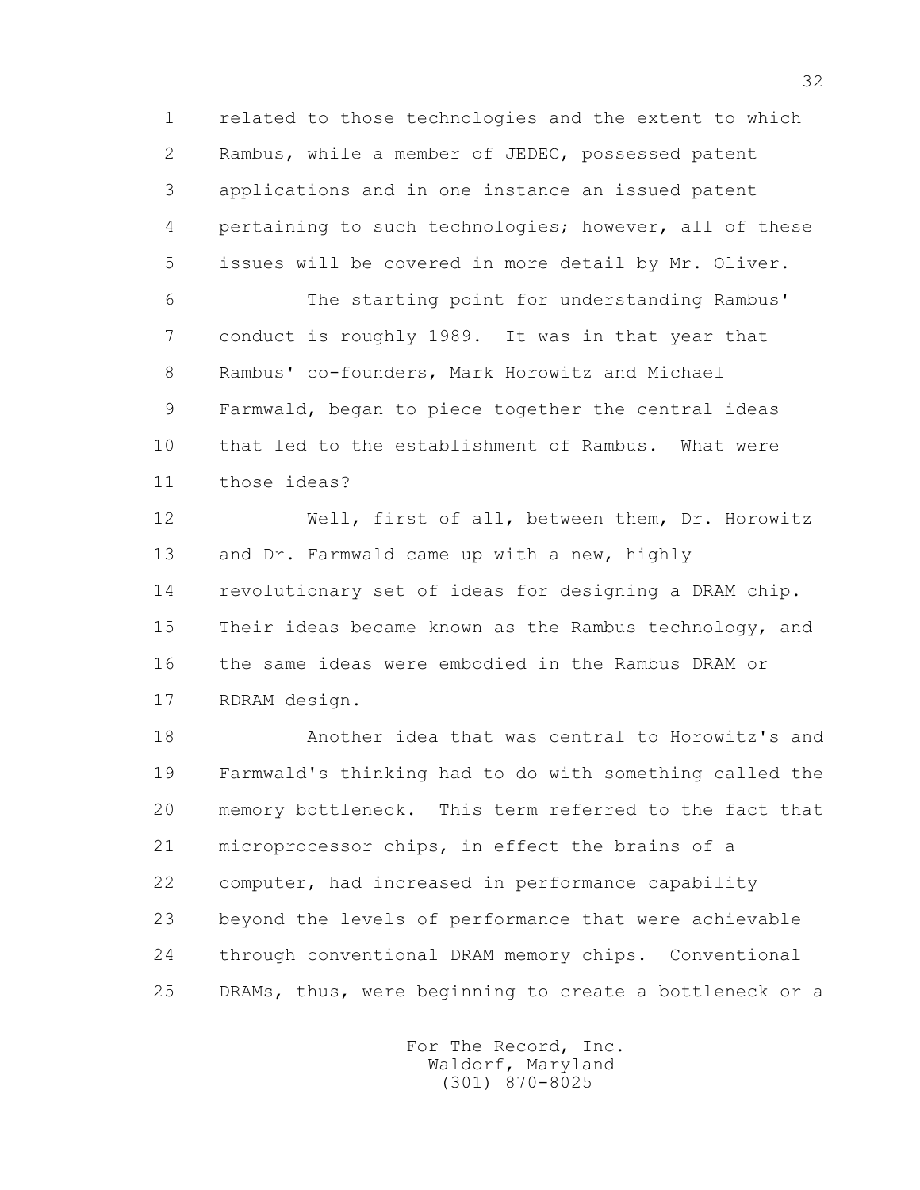related to those technologies and the extent to which Rambus, while a member of JEDEC, possessed patent applications and in one instance an issued patent pertaining to such technologies; however, all of these issues will be covered in more detail by Mr. Oliver.

The starting point for understanding Rambus' conduct is roughly 1989. It was in that year that Rambus' co-founders, Mark Horowitz and Michael Farmwald, began to piece together the central ideas that led to the establishment of Rambus. What were those ideas?

Well, first of all, between them, Dr. Horowitz and Dr. Farmwald came up with a new, highly revolutionary set of ideas for designing a DRAM chip. Their ideas became known as the Rambus technology, and the same ideas were embodied in the Rambus DRAM or RDRAM design.

Another idea that was central to Horowitz's and Farmwald's thinking had to do with something called the memory bottleneck. This term referred to the fact that microprocessor chips, in effect the brains of a computer, had increased in performance capability beyond the levels of performance that were achievable through conventional DRAM memory chips. Conventional DRAMs, thus, were beginning to create a bottleneck or a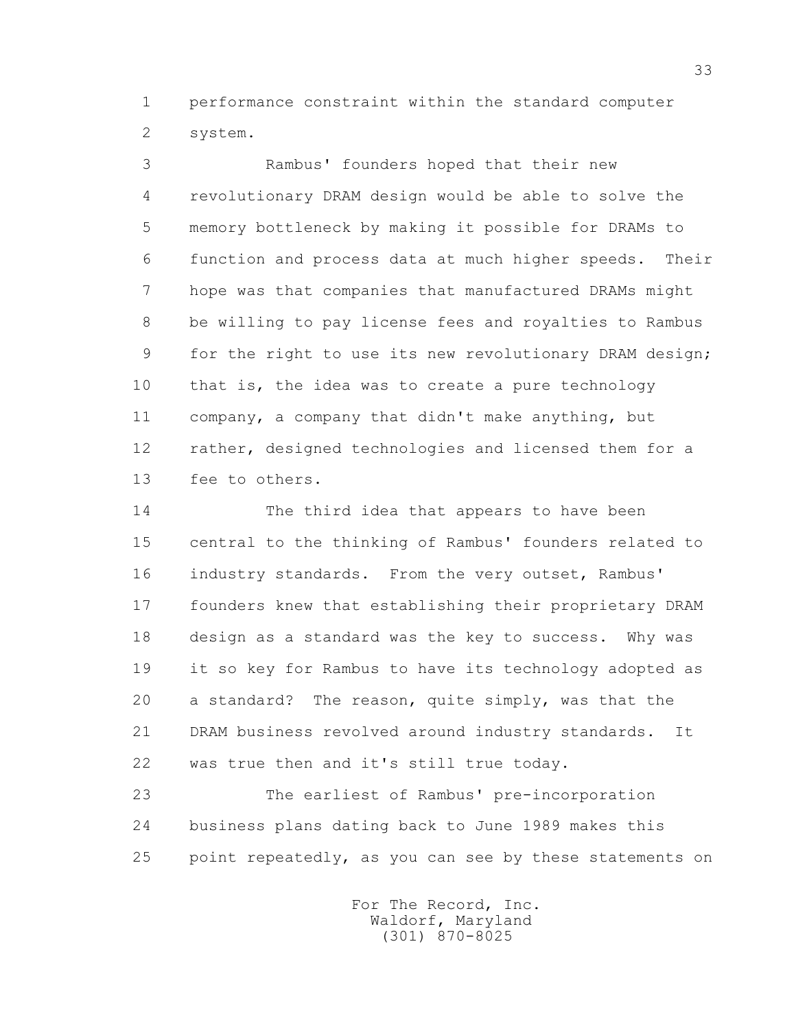performance constraint within the standard computer system.

Rambus' founders hoped that their new revolutionary DRAM design would be able to solve the memory bottleneck by making it possible for DRAMs to function and process data at much higher speeds. Their hope was that companies that manufactured DRAMs might be willing to pay license fees and royalties to Rambus for the right to use its new revolutionary DRAM design; that is, the idea was to create a pure technology company, a company that didn't make anything, but rather, designed technologies and licensed them for a fee to others.

The third idea that appears to have been central to the thinking of Rambus' founders related to industry standards. From the very outset, Rambus' founders knew that establishing their proprietary DRAM design as a standard was the key to success. Why was it so key for Rambus to have its technology adopted as a standard? The reason, quite simply, was that the DRAM business revolved around industry standards. It was true then and it's still true today.

The earliest of Rambus' pre-incorporation business plans dating back to June 1989 makes this point repeatedly, as you can see by these statements on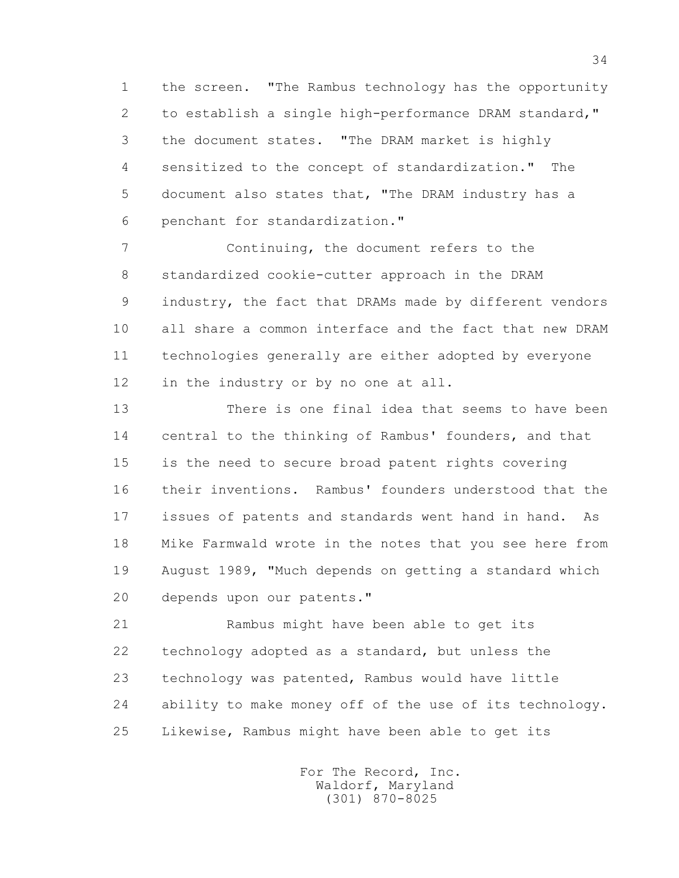the screen. "The Rambus technology has the opportunity to establish a single high-performance DRAM standard," the document states. "The DRAM market is highly sensitized to the concept of standardization." The document also states that, "The DRAM industry has a penchant for standardization."

Continuing, the document refers to the standardized cookie-cutter approach in the DRAM industry, the fact that DRAMs made by different vendors all share a common interface and the fact that new DRAM technologies generally are either adopted by everyone in the industry or by no one at all.

There is one final idea that seems to have been central to the thinking of Rambus' founders, and that is the need to secure broad patent rights covering their inventions. Rambus' founders understood that the issues of patents and standards went hand in hand. As Mike Farmwald wrote in the notes that you see here from August 1989, "Much depends on getting a standard which depends upon our patents."

Rambus might have been able to get its technology adopted as a standard, but unless the technology was patented, Rambus would have little ability to make money off of the use of its technology. Likewise, Rambus might have been able to get its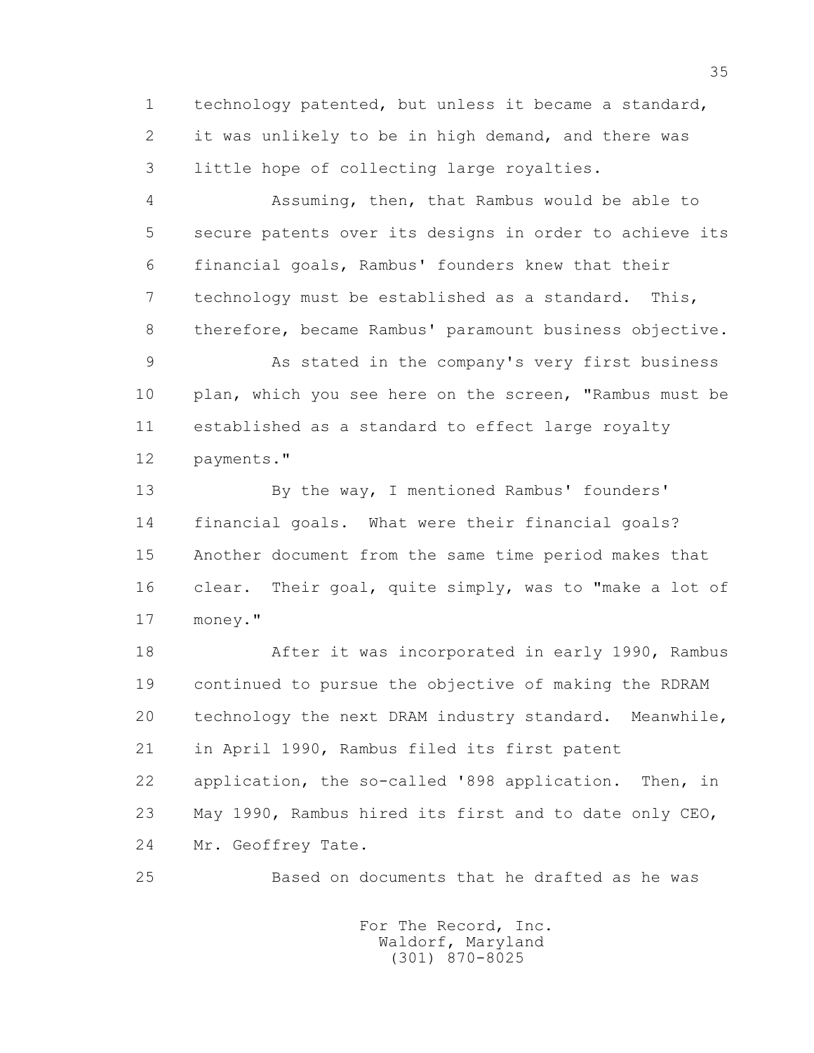technology patented, but unless it became a standard, it was unlikely to be in high demand, and there was little hope of collecting large royalties.

Assuming, then, that Rambus would be able to secure patents over its designs in order to achieve its financial goals, Rambus' founders knew that their technology must be established as a standard. This, therefore, became Rambus' paramount business objective.

As stated in the company's very first business plan, which you see here on the screen, "Rambus must be established as a standard to effect large royalty payments."

By the way, I mentioned Rambus' founders' financial goals. What were their financial goals? Another document from the same time period makes that clear. Their goal, quite simply, was to "make a lot of money."

After it was incorporated in early 1990, Rambus continued to pursue the objective of making the RDRAM technology the next DRAM industry standard. Meanwhile, in April 1990, Rambus filed its first patent application, the so-called '898 application. Then, in May 1990, Rambus hired its first and to date only CEO, Mr. Geoffrey Tate.

Based on documents that he drafted as he was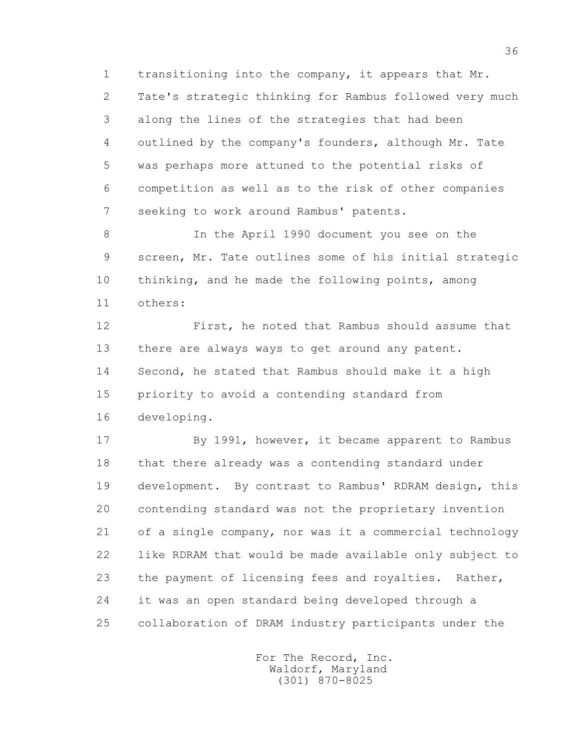transitioning into the company, it appears that Mr. Tate's strategic thinking for Rambus followed very much along the lines of the strategies that had been outlined by the company's founders, although Mr. Tate was perhaps more attuned to the potential risks of competition as well as to the risk of other companies seeking to work around Rambus' patents.

In the April 1990 document you see on the screen, Mr. Tate outlines some of his initial strategic thinking, and he made the following points, among others:

First, he noted that Rambus should assume that there are always ways to get around any patent. Second, he stated that Rambus should make it a high priority to avoid a contending standard from developing.

By 1991, however, it became apparent to Rambus that there already was a contending standard under development. By contrast to Rambus' RDRAM design, this contending standard was not the proprietary invention of a single company, nor was it a commercial technology like RDRAM that would be made available only subject to the payment of licensing fees and royalties. Rather, it was an open standard being developed through a collaboration of DRAM industry participants under the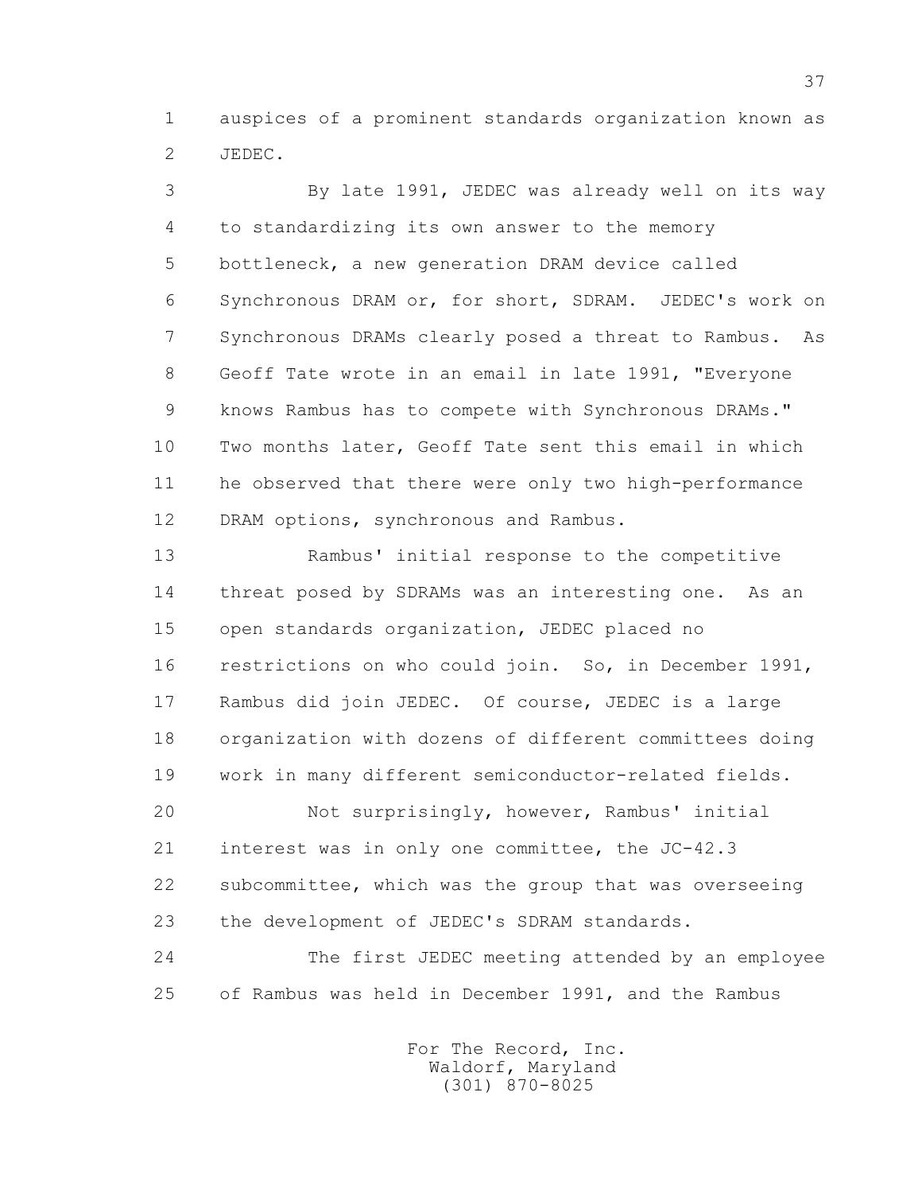auspices of a prominent standards organization known as JEDEC.

By late 1991, JEDEC was already well on its way to standardizing its own answer to the memory bottleneck, a new generation DRAM device called Synchronous DRAM or, for short, SDRAM. JEDEC's work on Synchronous DRAMs clearly posed a threat to Rambus. As Geoff Tate wrote in an email in late 1991, "Everyone knows Rambus has to compete with Synchronous DRAMs." Two months later, Geoff Tate sent this email in which he observed that there were only two high-performance DRAM options, synchronous and Rambus.

Rambus' initial response to the competitive threat posed by SDRAMs was an interesting one. As an open standards organization, JEDEC placed no restrictions on who could join. So, in December 1991, Rambus did join JEDEC. Of course, JEDEC is a large organization with dozens of different committees doing work in many different semiconductor-related fields.

Not surprisingly, however, Rambus' initial interest was in only one committee, the JC-42.3 subcommittee, which was the group that was overseeing the development of JEDEC's SDRAM standards.

The first JEDEC meeting attended by an employee of Rambus was held in December 1991, and the Rambus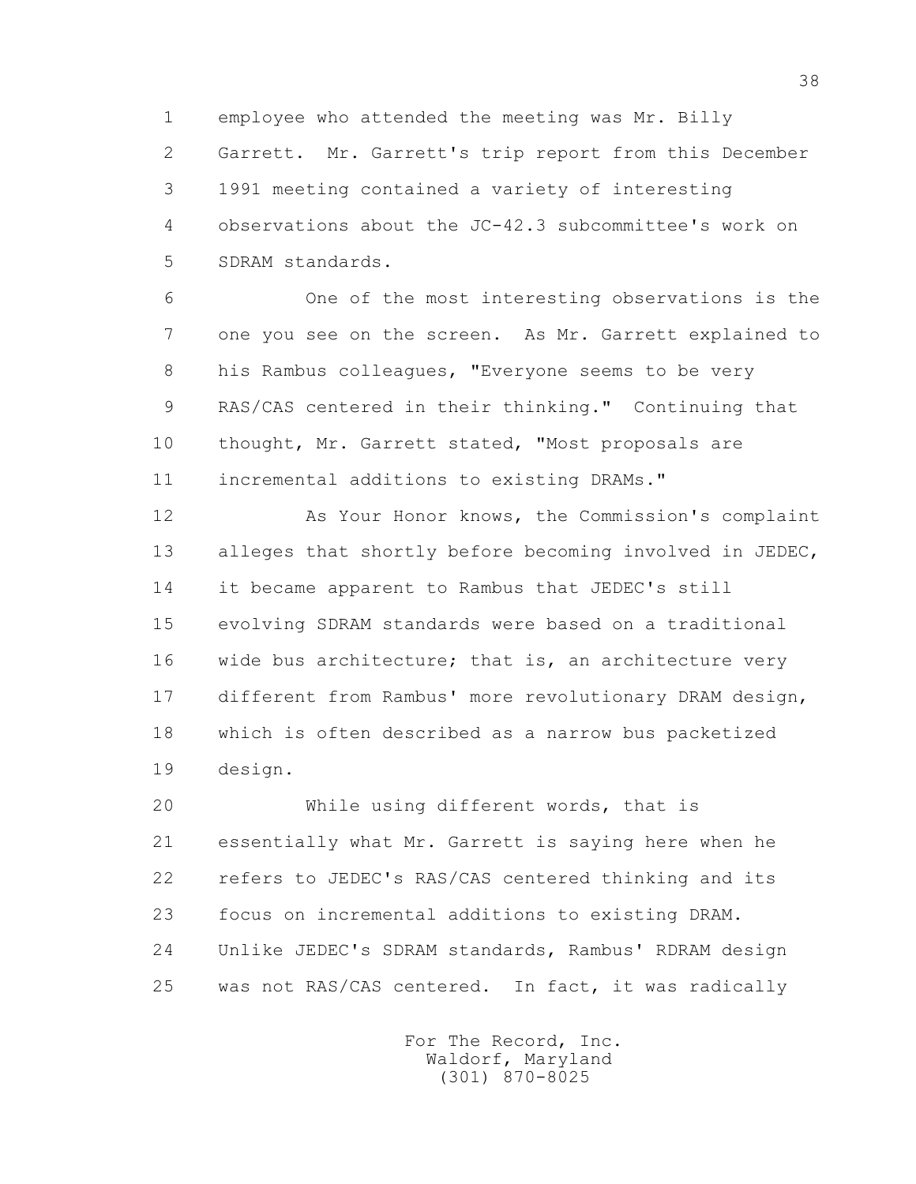employee who attended the meeting was Mr. Billy Garrett. Mr. Garrett's trip report from this December 1991 meeting contained a variety of interesting observations about the JC-42.3 subcommittee's work on SDRAM standards.

One of the most interesting observations is the one you see on the screen. As Mr. Garrett explained to his Rambus colleagues, "Everyone seems to be very RAS/CAS centered in their thinking." Continuing that thought, Mr. Garrett stated, "Most proposals are incremental additions to existing DRAMs."

As Your Honor knows, the Commission's complaint alleges that shortly before becoming involved in JEDEC, it became apparent to Rambus that JEDEC's still evolving SDRAM standards were based on a traditional wide bus architecture; that is, an architecture very different from Rambus' more revolutionary DRAM design, which is often described as a narrow bus packetized design.

While using different words, that is essentially what Mr. Garrett is saying here when he refers to JEDEC's RAS/CAS centered thinking and its focus on incremental additions to existing DRAM. Unlike JEDEC's SDRAM standards, Rambus' RDRAM design was not RAS/CAS centered. In fact, it was radically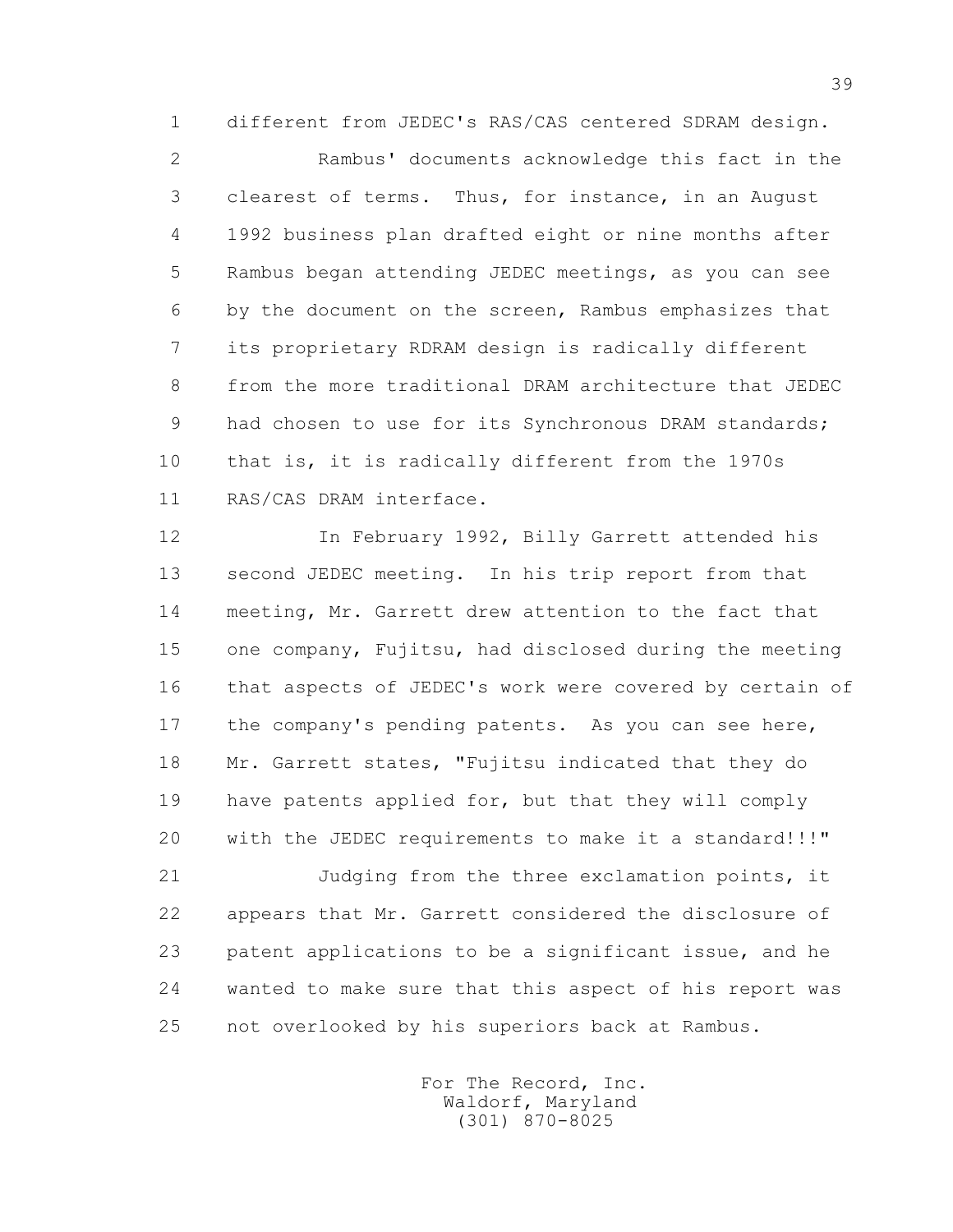different from JEDEC's RAS/CAS centered SDRAM design.

Rambus' documents acknowledge this fact in the clearest of terms. Thus, for instance, in an August 1992 business plan drafted eight or nine months after Rambus began attending JEDEC meetings, as you can see by the document on the screen, Rambus emphasizes that its proprietary RDRAM design is radically different from the more traditional DRAM architecture that JEDEC had chosen to use for its Synchronous DRAM standards; that is, it is radically different from the 1970s RAS/CAS DRAM interface.

In February 1992, Billy Garrett attended his second JEDEC meeting. In his trip report from that meeting, Mr. Garrett drew attention to the fact that one company, Fujitsu, had disclosed during the meeting that aspects of JEDEC's work were covered by certain of the company's pending patents. As you can see here, Mr. Garrett states, "Fujitsu indicated that they do have patents applied for, but that they will comply with the JEDEC requirements to make it a standard!!!"

Judging from the three exclamation points, it appears that Mr. Garrett considered the disclosure of patent applications to be a significant issue, and he wanted to make sure that this aspect of his report was not overlooked by his superiors back at Rambus.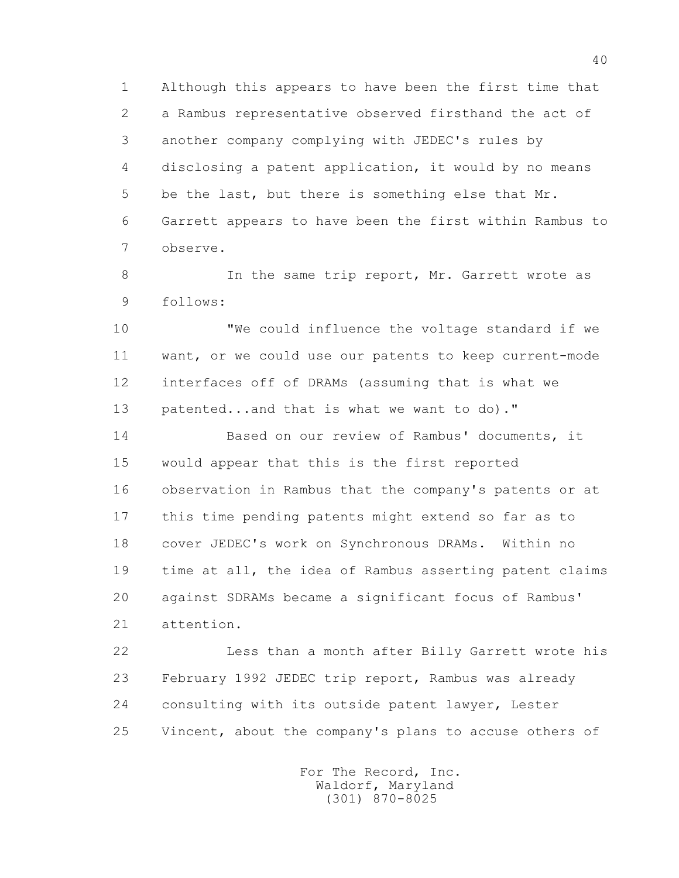Although this appears to have been the first time that a Rambus representative observed firsthand the act of another company complying with JEDEC's rules by disclosing a patent application, it would by no means be the last, but there is something else that Mr. Garrett appears to have been the first within Rambus to observe.

In the same trip report, Mr. Garrett wrote as follows:

"We could influence the voltage standard if we want, or we could use our patents to keep current-mode interfaces off of DRAMs (assuming that is what we patented...and that is what we want to do)."

Based on our review of Rambus' documents, it would appear that this is the first reported observation in Rambus that the company's patents or at this time pending patents might extend so far as to cover JEDEC's work on Synchronous DRAMs. Within no time at all, the idea of Rambus asserting patent claims against SDRAMs became a significant focus of Rambus' attention.

Less than a month after Billy Garrett wrote his February 1992 JEDEC trip report, Rambus was already consulting with its outside patent lawyer, Lester Vincent, about the company's plans to accuse others of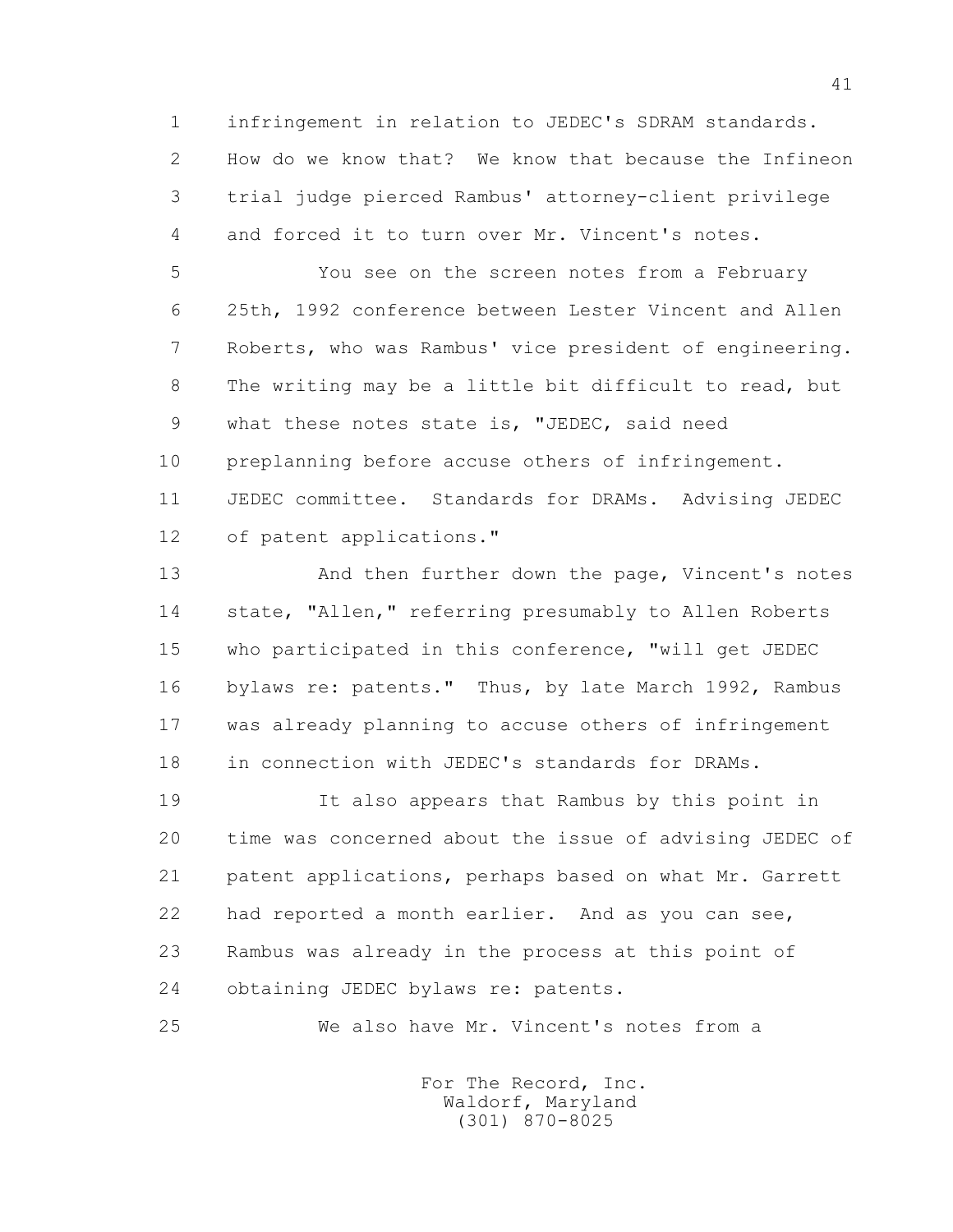1 infringement in relation to JEDEC's SDRAM standards.
2 How do we know that? We know that because the Infineon
3 trial judge pierced Rambus' attorney-client privilege
4 and forced it to turn over Mr. Vincent's notes.

5 You see on the screen notes from a February
6 25th, 1992 conference between Lester Vincent and Allen
7 Roberts, who was Rambus' vice president of engineering.
8 The writing may be a little bit difficult to read, but
9 what these notes state is, "JEDEC, said need
10 preplanning before accuse others of infringement.
11 JEDEC committee. Standards for DRAMs. Advising JEDEC
12 of patent applications."

13 And then further down the page, Vincent's notes
14 state, "Allen," referring presumably to Allen Roberts
15 who participated in this conference, "will get JEDEC
16 bylaws re: patents." Thus, by late March 1992, Rambus
17 was already planning to accuse others of infringement
18 in connection with JEDEC's standards for DRAMs.

19 It also appears that Rambus by this point in
20 time was concerned about the issue of advising JEDEC of
21 patent applications, perhaps based on what Mr. Garrett
22 had reported a month earlier. And as you can see,
23 Rambus was already in the process at this point of
24 obtaining JEDEC bylaws re: patents.

25 We also have Mr. Vincent's notes from a

For The Record, Inc.
Waldorf, Maryland
(301) 870-8025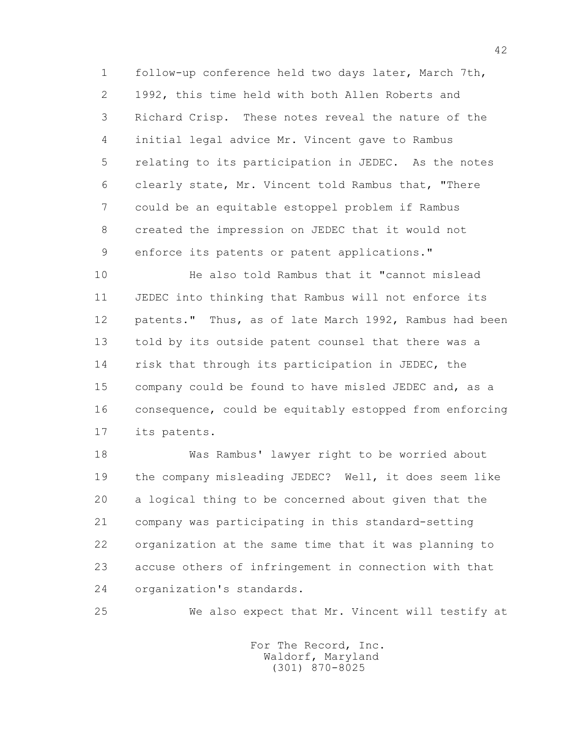follow-up conference held two days later, March 7th, 1992, this time held with both Allen Roberts and Richard Crisp. These notes reveal the nature of the initial legal advice Mr. Vincent gave to Rambus relating to its participation in JEDEC. As the notes clearly state, Mr. Vincent told Rambus that, "There could be an equitable estoppel problem if Rambus created the impression on JEDEC that it would not enforce its patents or patent applications."

He also told Rambus that it "cannot mislead JEDEC into thinking that Rambus will not enforce its patents." Thus, as of late March 1992, Rambus had been told by its outside patent counsel that there was a risk that through its participation in JEDEC, the company could be found to have misled JEDEC and, as a consequence, could be equitably estopped from enforcing its patents.

Was Rambus' lawyer right to be worried about the company misleading JEDEC? Well, it does seem like a logical thing to be concerned about given that the company was participating in this standard-setting organization at the same time that it was planning to accuse others of infringement in connection with that organization's standards.

We also expect that Mr. Vincent will testify at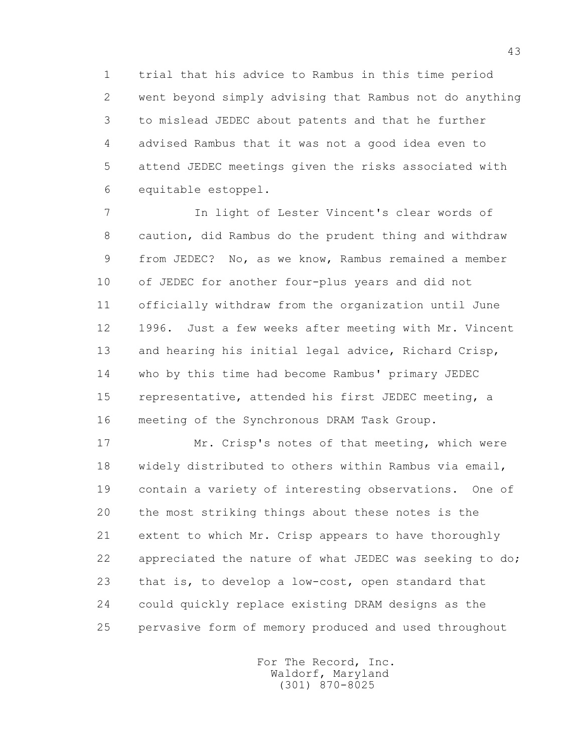trial that his advice to Rambus in this time period went beyond simply advising that Rambus not do anything to mislead JEDEC about patents and that he further advised Rambus that it was not a good idea even to attend JEDEC meetings given the risks associated with equitable estoppel.

In light of Lester Vincent's clear words of caution, did Rambus do the prudent thing and withdraw from JEDEC? No, as we know, Rambus remained a member of JEDEC for another four-plus years and did not officially withdraw from the organization until June 1996. Just a few weeks after meeting with Mr. Vincent and hearing his initial legal advice, Richard Crisp, who by this time had become Rambus' primary JEDEC representative, attended his first JEDEC meeting, a meeting of the Synchronous DRAM Task Group.

Mr. Crisp's notes of that meeting, which were widely distributed to others within Rambus via email, contain a variety of interesting observations. One of the most striking things about these notes is the extent to which Mr. Crisp appears to have thoroughly appreciated the nature of what JEDEC was seeking to do; that is, to develop a low-cost, open standard that could quickly replace existing DRAM designs as the pervasive form of memory produced and used throughout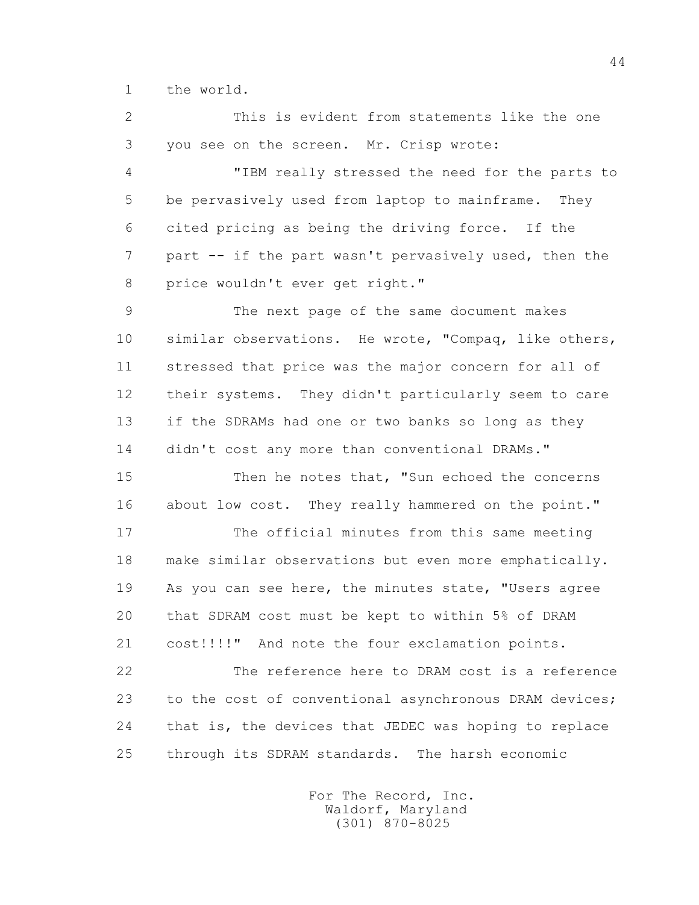the world.

This is evident from statements like the one you see on the screen. Mr. Crisp wrote:

"IBM really stressed the need for the parts to be pervasively used from laptop to mainframe. They cited pricing as being the driving force. If the part -- if the part wasn't pervasively used, then the price wouldn't ever get right."

The next page of the same document makes similar observations. He wrote, "Compaq, like others, stressed that price was the major concern for all of their systems. They didn't particularly seem to care if the SDRAMs had one or two banks so long as they didn't cost any more than conventional DRAMs."

Then he notes that, "Sun echoed the concerns about low cost. They really hammered on the point."

The official minutes from this same meeting make similar observations but even more emphatically. As you can see here, the minutes state, "Users agree that SDRAM cost must be kept to within 5% of DRAM cost!!!!" And note the four exclamation points.

The reference here to DRAM cost is a reference to the cost of conventional asynchronous DRAM devices; that is, the devices that JEDEC was hoping to replace through its SDRAM standards. The harsh economic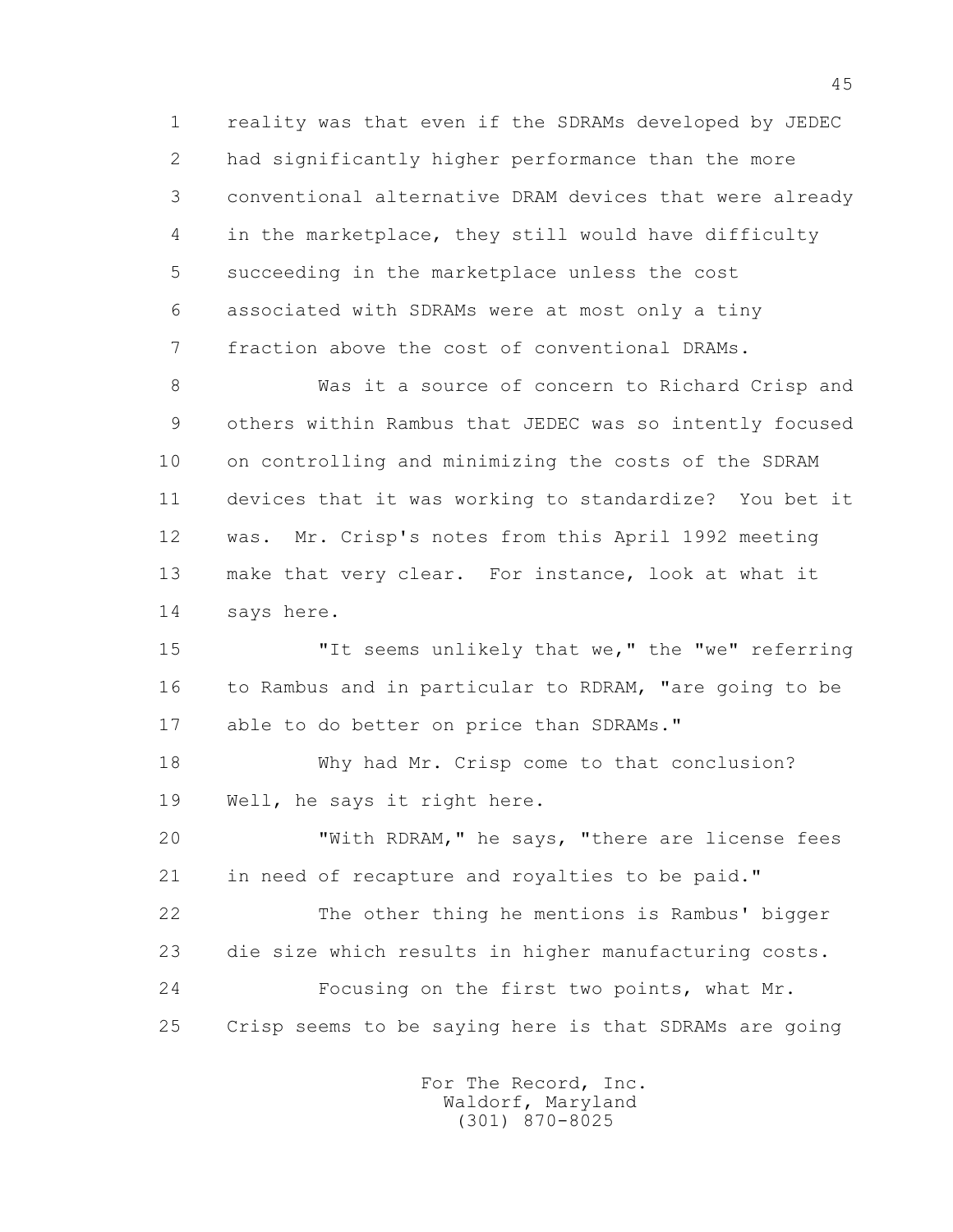reality was that even if the SDRAMs developed by JEDEC had significantly higher performance than the more conventional alternative DRAM devices that were already in the marketplace, they still would have difficulty succeeding in the marketplace unless the cost associated with SDRAMs were at most only a tiny fraction above the cost of conventional DRAMs.

Was it a source of concern to Richard Crisp and others within Rambus that JEDEC was so intently focused on controlling and minimizing the costs of the SDRAM devices that it was working to standardize? You bet it was. Mr. Crisp's notes from this April 1992 meeting make that very clear. For instance, look at what it says here.

"It seems unlikely that we," the "we" referring to Rambus and in particular to RDRAM, "are going to be able to do better on price than SDRAMs."

Why had Mr. Crisp come to that conclusion? Well, he says it right here.

"With RDRAM," he says, "there are license fees in need of recapture and royalties to be paid."

The other thing he mentions is Rambus' bigger die size which results in higher manufacturing costs.

Focusing on the first two points, what Mr. Crisp seems to be saying here is that SDRAMs are going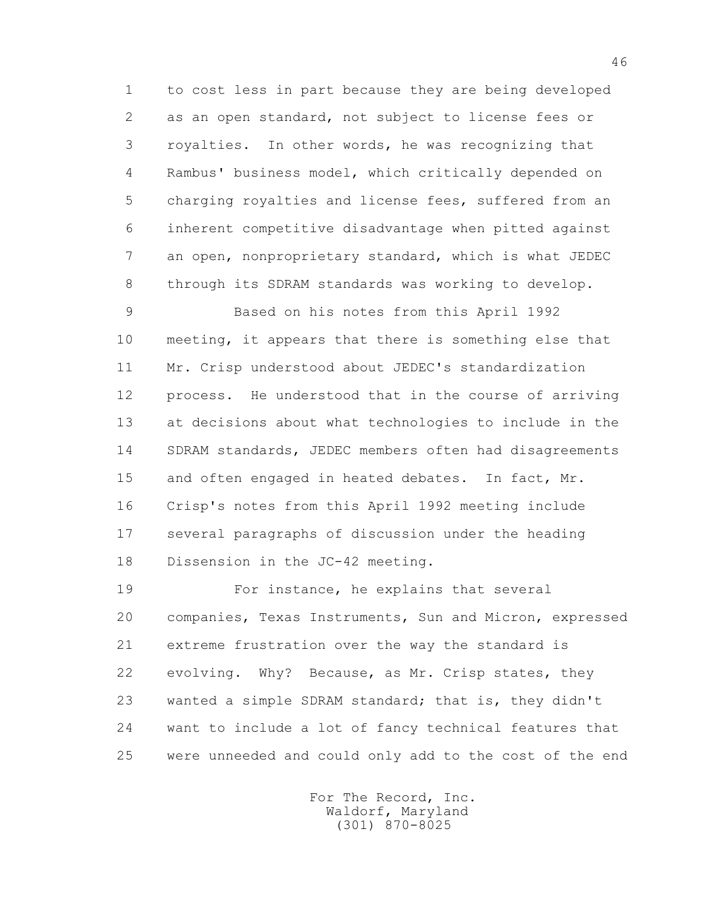to cost less in part because they are being developed as an open standard, not subject to license fees or royalties. In other words, he was recognizing that Rambus' business model, which critically depended on charging royalties and license fees, suffered from an inherent competitive disadvantage when pitted against an open, nonproprietary standard, which is what JEDEC through its SDRAM standards was working to develop.

Based on his notes from this April 1992 meeting, it appears that there is something else that Mr. Crisp understood about JEDEC's standardization process. He understood that in the course of arriving at decisions about what technologies to include in the SDRAM standards, JEDEC members often had disagreements and often engaged in heated debates. In fact, Mr. Crisp's notes from this April 1992 meeting include several paragraphs of discussion under the heading Dissension in the JC-42 meeting.

For instance, he explains that several companies, Texas Instruments, Sun and Micron, expressed extreme frustration over the way the standard is evolving. Why? Because, as Mr. Crisp states, they wanted a simple SDRAM standard; that is, they didn't want to include a lot of fancy technical features that were unneeded and could only add to the cost of the end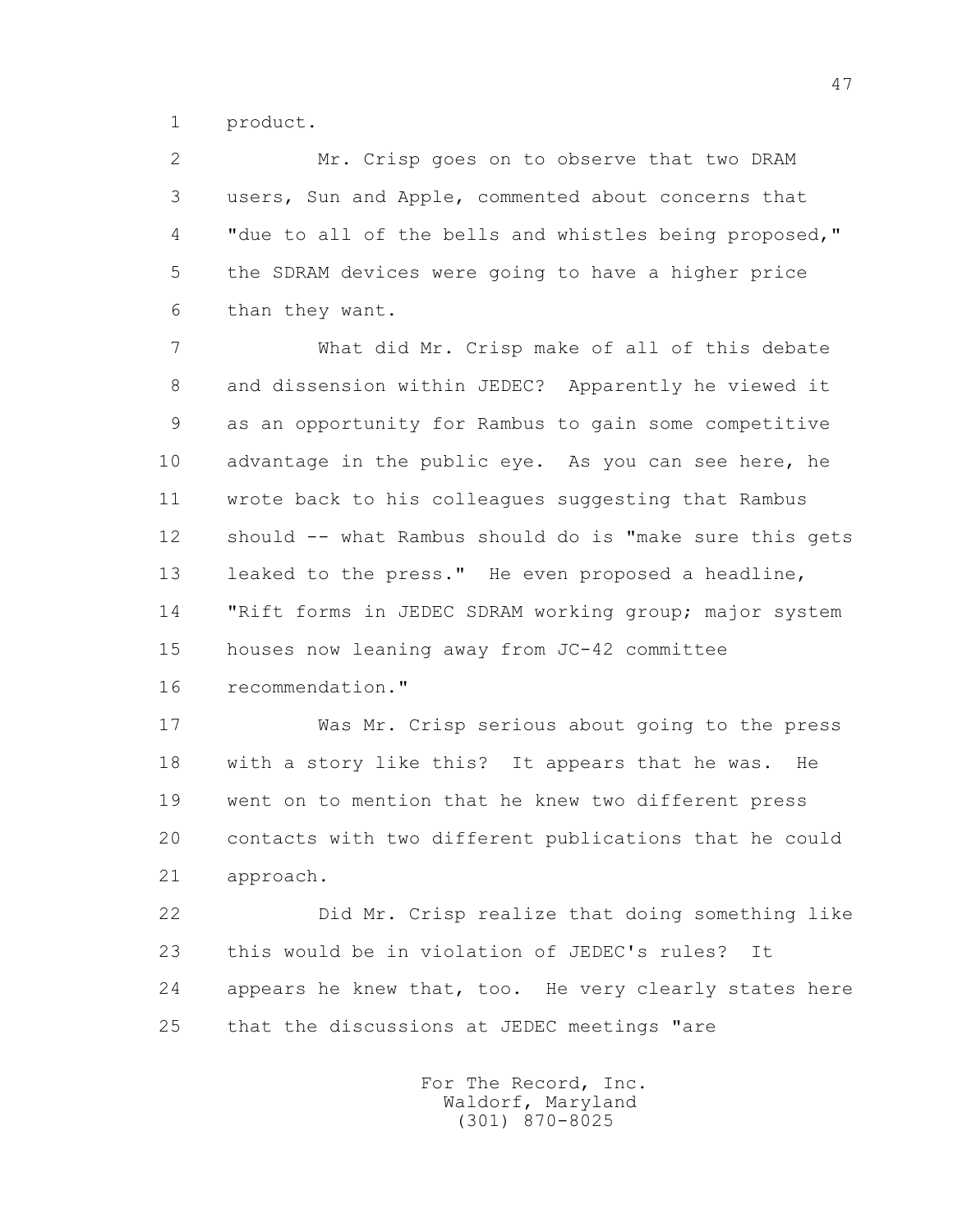product.

Mr. Crisp goes on to observe that two DRAM users, Sun and Apple, commented about concerns that "due to all of the bells and whistles being proposed," the SDRAM devices were going to have a higher price than they want.

What did Mr. Crisp make of all of this debate and dissension within JEDEC? Apparently he viewed it as an opportunity for Rambus to gain some competitive advantage in the public eye. As you can see here, he wrote back to his colleagues suggesting that Rambus should -- what Rambus should do is "make sure this gets leaked to the press." He even proposed a headline, "Rift forms in JEDEC SDRAM working group; major system houses now leaning away from JC-42 committee recommendation."

Was Mr. Crisp serious about going to the press with a story like this? It appears that he was. He went on to mention that he knew two different press contacts with two different publications that he could approach.

Did Mr. Crisp realize that doing something like this would be in violation of JEDEC's rules? It appears he knew that, too. He very clearly states here that the discussions at JEDEC meetings "are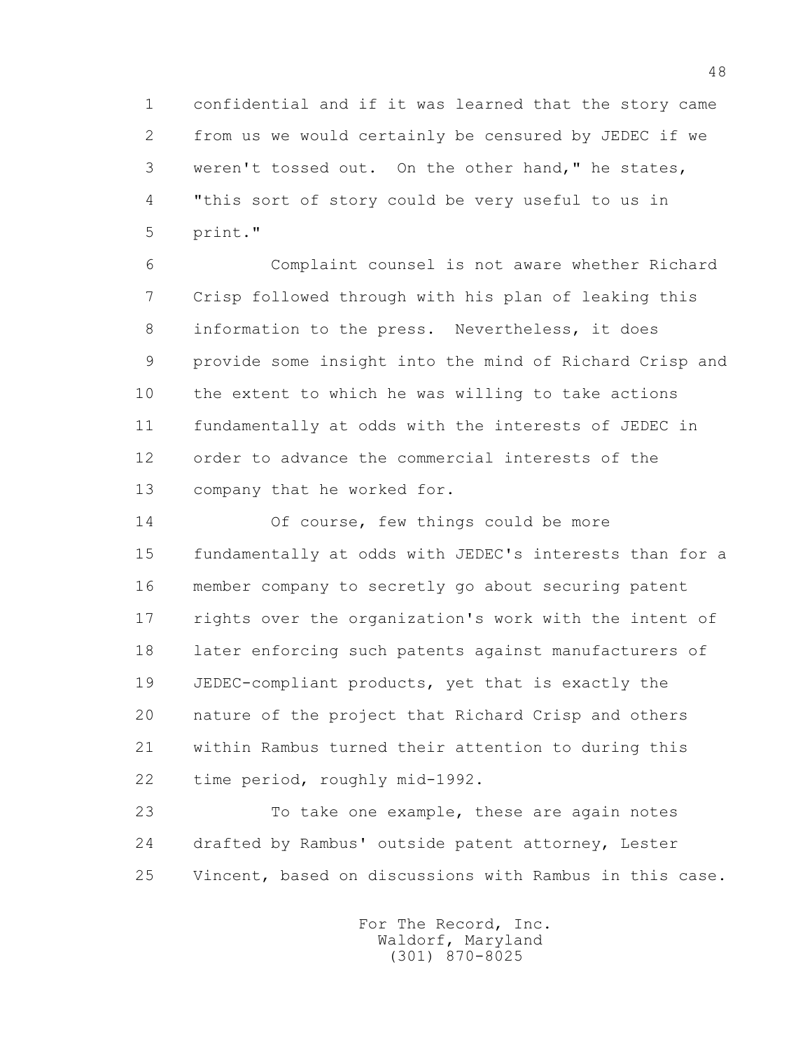confidential and if it was learned that the story came from us we would certainly be censured by JEDEC if we weren't tossed out. On the other hand," he states, "this sort of story could be very useful to us in print."

Complaint counsel is not aware whether Richard Crisp followed through with his plan of leaking this information to the press. Nevertheless, it does provide some insight into the mind of Richard Crisp and the extent to which he was willing to take actions fundamentally at odds with the interests of JEDEC in order to advance the commercial interests of the company that he worked for.

Of course, few things could be more fundamentally at odds with JEDEC's interests than for a member company to secretly go about securing patent rights over the organization's work with the intent of later enforcing such patents against manufacturers of JEDEC-compliant products, yet that is exactly the nature of the project that Richard Crisp and others within Rambus turned their attention to during this time period, roughly mid-1992.

To take one example, these are again notes drafted by Rambus' outside patent attorney, Lester Vincent, based on discussions with Rambus in this case.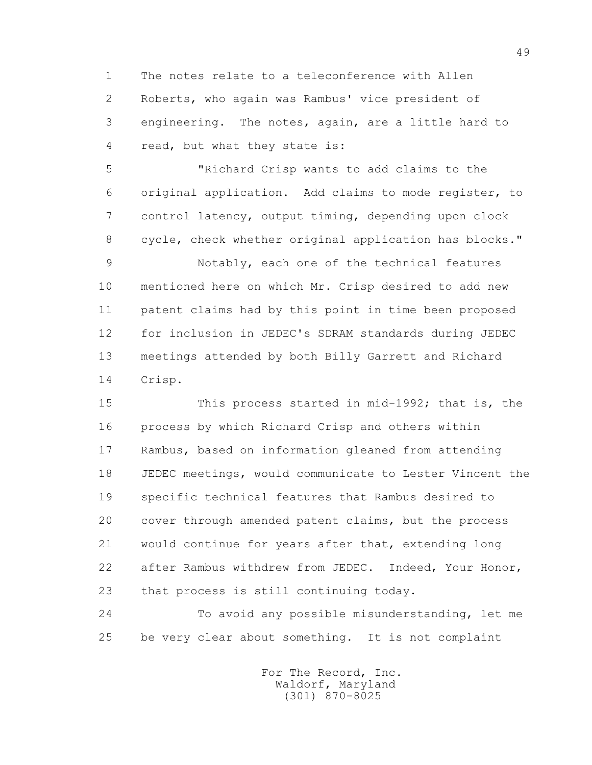1 The notes relate to a teleconference with Allen
2 Roberts, who again was Rambus' vice president of
3 engineering. The notes, again, are a little hard to
4 read, but what they state is:

5 "Richard Crisp wants to add claims to the
6 original application. Add claims to mode register, to
7 control latency, output timing, depending upon clock
8 cycle, check whether original application has blocks."

9 Notably, each one of the technical features
10 mentioned here on which Mr. Crisp desired to add new
11 patent claims had by this point in time been proposed
12 for inclusion in JEDEC's SDRAM standards during JEDEC
13 meetings attended by both Billy Garrett and Richard
14 Crisp.

15 This process started in mid-1992; that is, the
16 process by which Richard Crisp and others within
17 Rambus, based on information gleaned from attending
18 JEDEC meetings, would communicate to Lester Vincent the
19 specific technical features that Rambus desired to
20 cover through amended patent claims, but the process
21 would continue for years after that, extending long
22 after Rambus withdrew from JEDEC. Indeed, Your Honor,
23 that process is still continuing today.

24 To avoid any possible misunderstanding, let me
25 be very clear about something. It is not complaint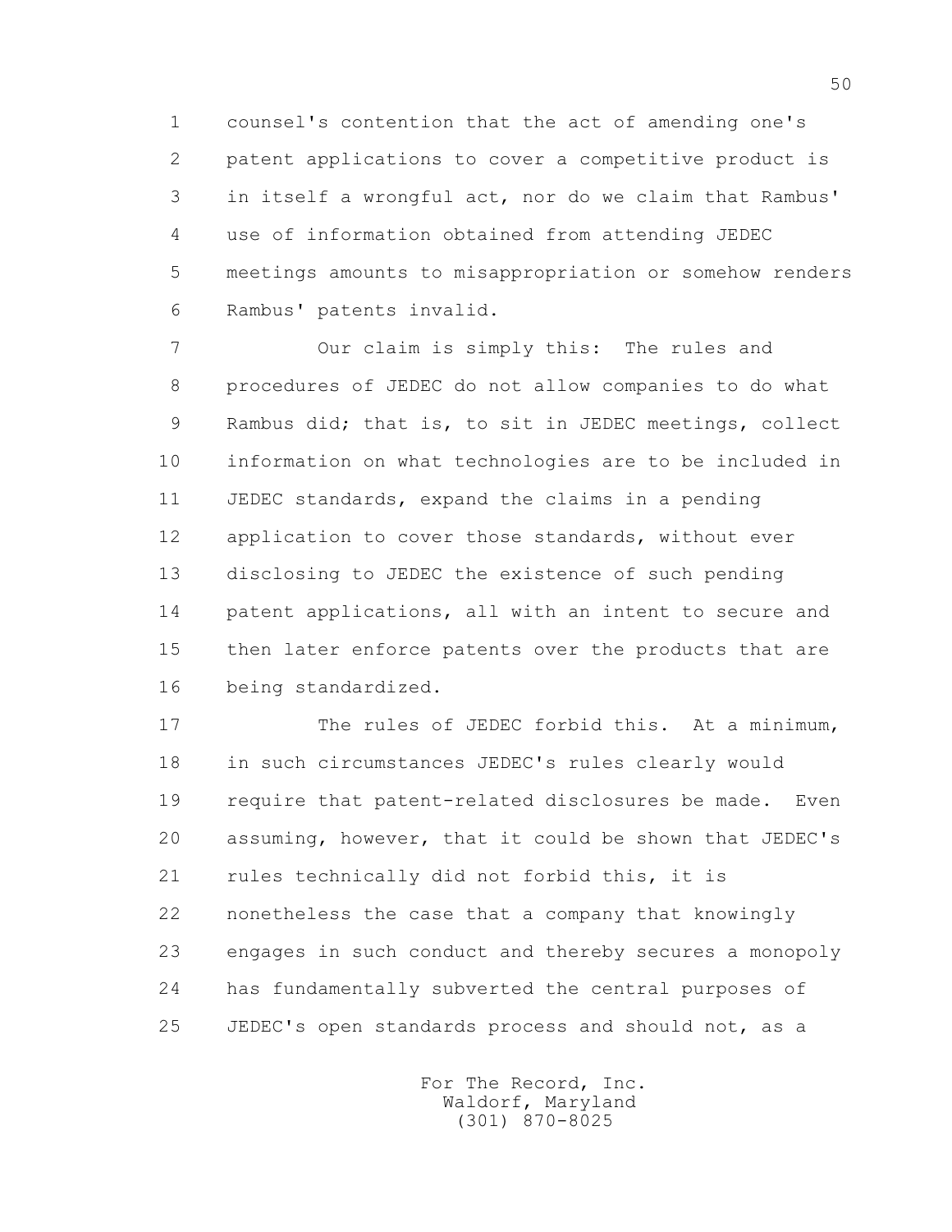counsel's contention that the act of amending one's patent applications to cover a competitive product is in itself a wrongful act, nor do we claim that Rambus' use of information obtained from attending JEDEC meetings amounts to misappropriation or somehow renders Rambus' patents invalid.

Our claim is simply this: The rules and procedures of JEDEC do not allow companies to do what Rambus did; that is, to sit in JEDEC meetings, collect information on what technologies are to be included in JEDEC standards, expand the claims in a pending application to cover those standards, without ever disclosing to JEDEC the existence of such pending patent applications, all with an intent to secure and then later enforce patents over the products that are being standardized.

The rules of JEDEC forbid this. At a minimum, in such circumstances JEDEC's rules clearly would require that patent-related disclosures be made. Even assuming, however, that it could be shown that JEDEC's rules technically did not forbid this, it is nonetheless the case that a company that knowingly engages in such conduct and thereby secures a monopoly has fundamentally subverted the central purposes of JEDEC's open standards process and should not, as a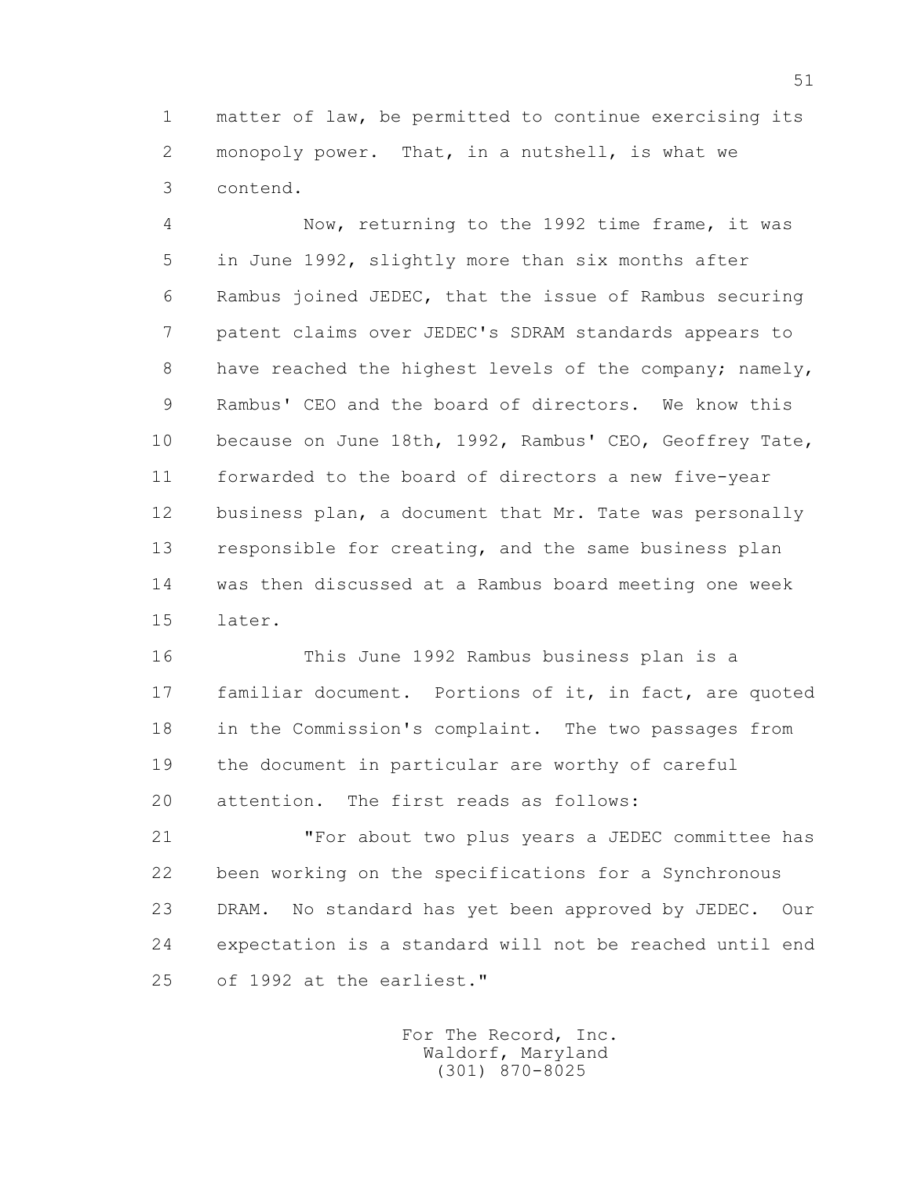matter of law, be permitted to continue exercising its monopoly power. That, in a nutshell, is what we contend.

Now, returning to the 1992 time frame, it was in June 1992, slightly more than six months after Rambus joined JEDEC, that the issue of Rambus securing patent claims over JEDEC's SDRAM standards appears to have reached the highest levels of the company; namely, Rambus' CEO and the board of directors. We know this because on June 18th, 1992, Rambus' CEO, Geoffrey Tate, forwarded to the board of directors a new five-year business plan, a document that Mr. Tate was personally responsible for creating, and the same business plan was then discussed at a Rambus board meeting one week later.

This June 1992 Rambus business plan is a familiar document. Portions of it, in fact, are quoted in the Commission's complaint. The two passages from the document in particular are worthy of careful attention. The first reads as follows:

"For about two plus years a JEDEC committee has been working on the specifications for a Synchronous DRAM. No standard has yet been approved by JEDEC. Our expectation is a standard will not be reached until end of 1992 at the earliest."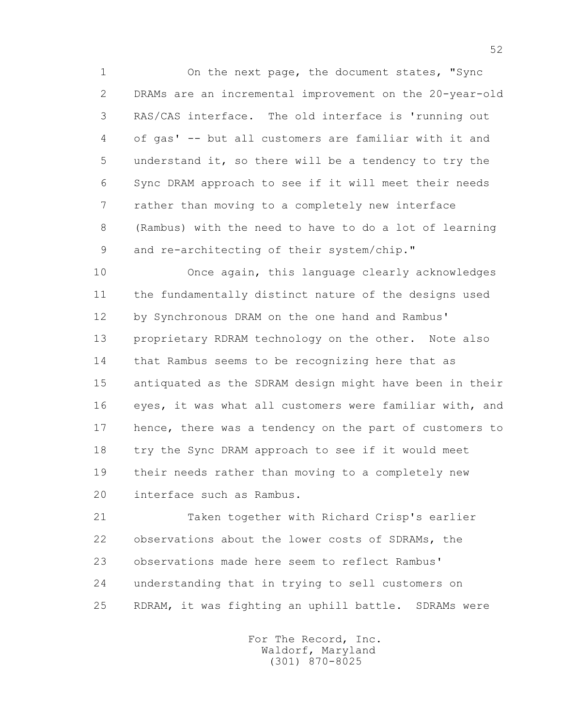On the next page, the document states, "Sync DRAMs are an incremental improvement on the 20-year-old RAS/CAS interface. The old interface is 'running out of gas' -- but all customers are familiar with it and understand it, so there will be a tendency to try the Sync DRAM approach to see if it will meet their needs rather than moving to a completely new interface (Rambus) with the need to have to do a lot of learning and re-architecting of their system/chip."

Once again, this language clearly acknowledges the fundamentally distinct nature of the designs used by Synchronous DRAM on the one hand and Rambus' proprietary RDRAM technology on the other. Note also that Rambus seems to be recognizing here that as antiquated as the SDRAM design might have been in their eyes, it was what all customers were familiar with, and hence, there was a tendency on the part of customers to try the Sync DRAM approach to see if it would meet their needs rather than moving to a completely new interface such as Rambus.

Taken together with Richard Crisp's earlier observations about the lower costs of SDRAMs, the observations made here seem to reflect Rambus' understanding that in trying to sell customers on RDRAM, it was fighting an uphill battle. SDRAMs were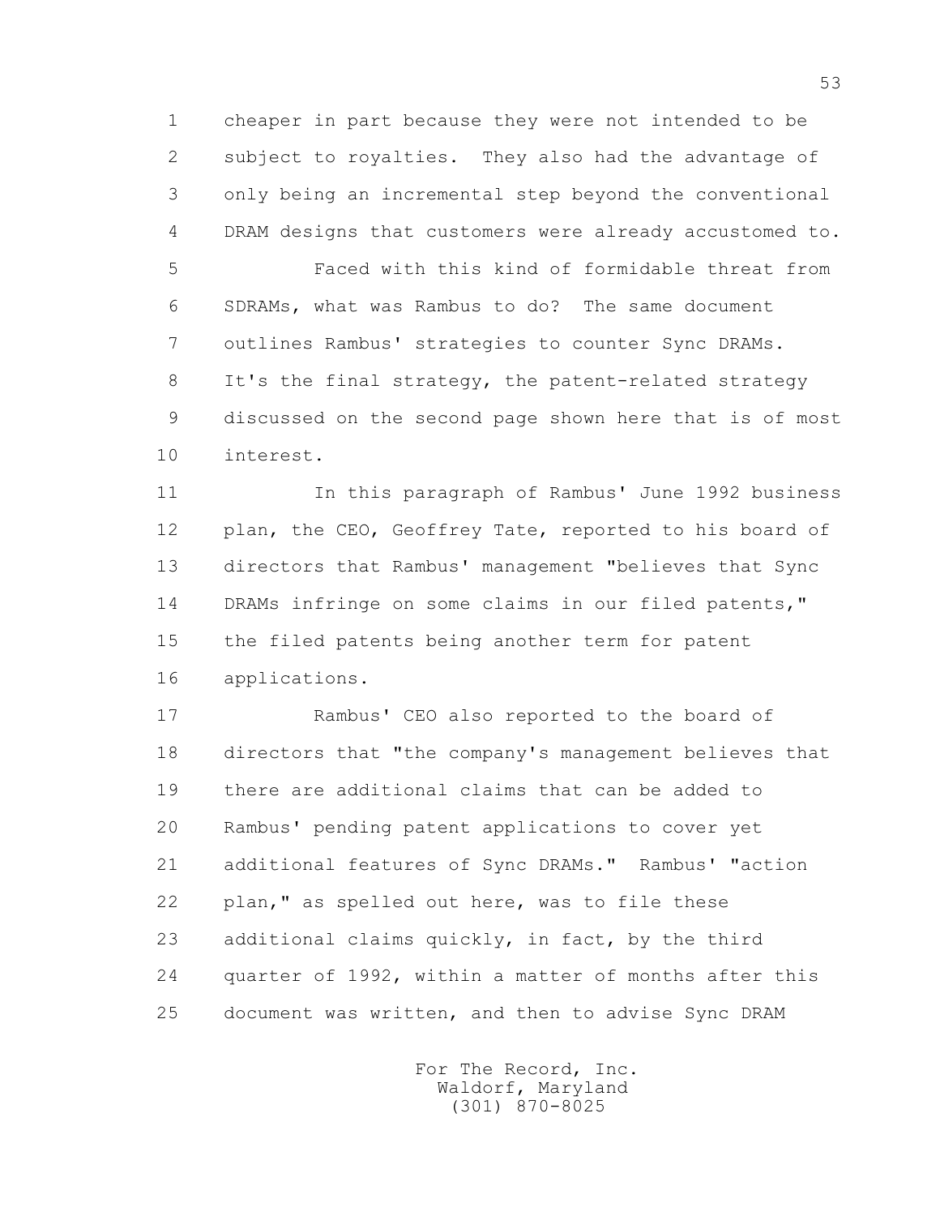cheaper in part because they were not intended to be subject to royalties. They also had the advantage of only being an incremental step beyond the conventional DRAM designs that customers were already accustomed to.

Faced with this kind of formidable threat from SDRAMs, what was Rambus to do? The same document outlines Rambus' strategies to counter Sync DRAMs. It's the final strategy, the patent-related strategy discussed on the second page shown here that is of most interest.

In this paragraph of Rambus' June 1992 business plan, the CEO, Geoffrey Tate, reported to his board of directors that Rambus' management "believes that Sync DRAMs infringe on some claims in our filed patents," the filed patents being another term for patent applications.

Rambus' CEO also reported to the board of directors that "the company's management believes that there are additional claims that can be added to Rambus' pending patent applications to cover yet additional features of Sync DRAMs." Rambus' "action plan," as spelled out here, was to file these additional claims quickly, in fact, by the third quarter of 1992, within a matter of months after this document was written, and then to advise Sync DRAM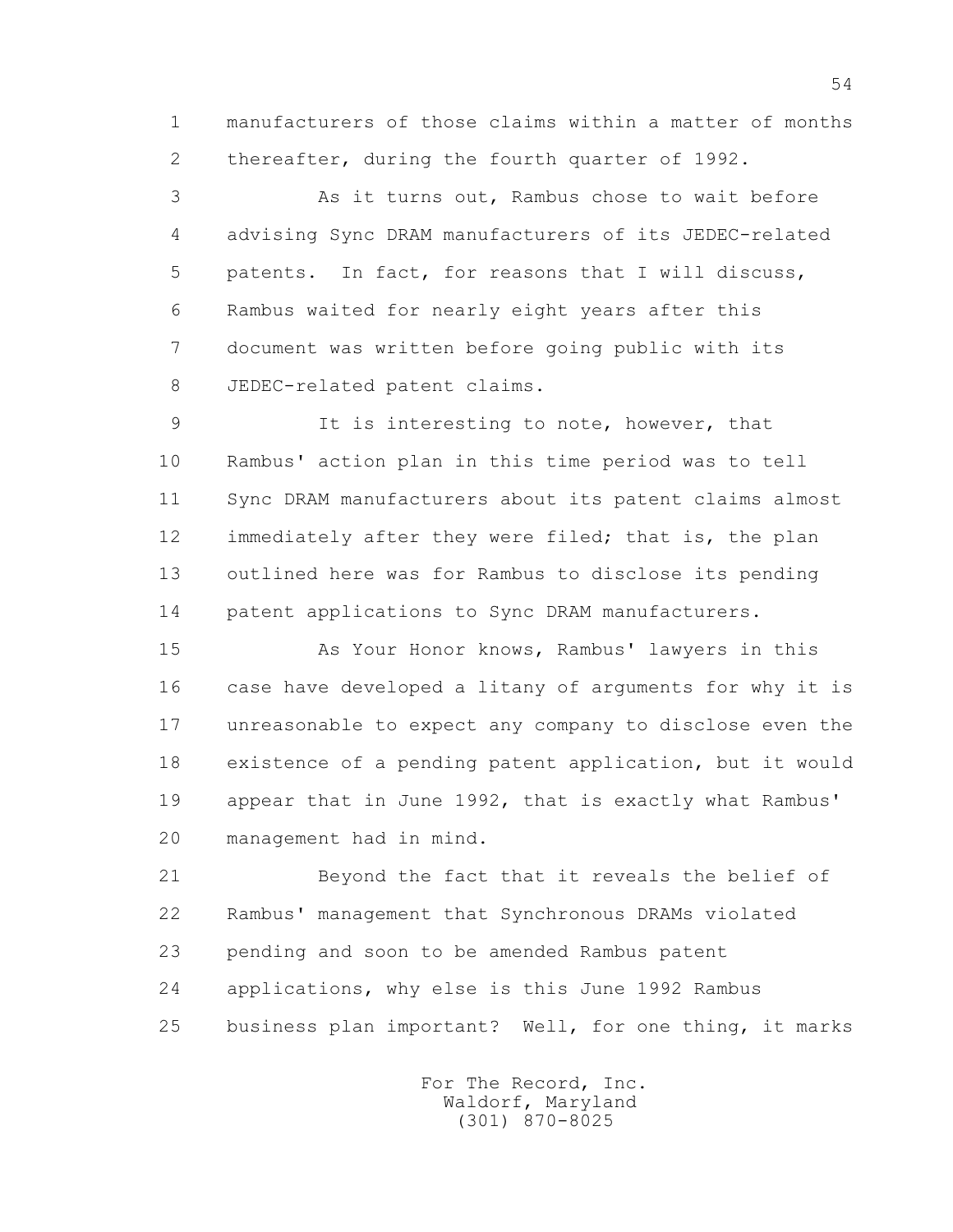manufacturers of those claims within a matter of months thereafter, during the fourth quarter of 1992.

As it turns out, Rambus chose to wait before advising Sync DRAM manufacturers of its JEDEC-related patents. In fact, for reasons that I will discuss, Rambus waited for nearly eight years after this document was written before going public with its JEDEC-related patent claims.

It is interesting to note, however, that Rambus' action plan in this time period was to tell Sync DRAM manufacturers about its patent claims almost immediately after they were filed; that is, the plan outlined here was for Rambus to disclose its pending patent applications to Sync DRAM manufacturers.

As Your Honor knows, Rambus' lawyers in this case have developed a litany of arguments for why it is unreasonable to expect any company to disclose even the existence of a pending patent application, but it would appear that in June 1992, that is exactly what Rambus' management had in mind.

Beyond the fact that it reveals the belief of Rambus' management that Synchronous DRAMs violated pending and soon to be amended Rambus patent applications, why else is this June 1992 Rambus business plan important? Well, for one thing, it marks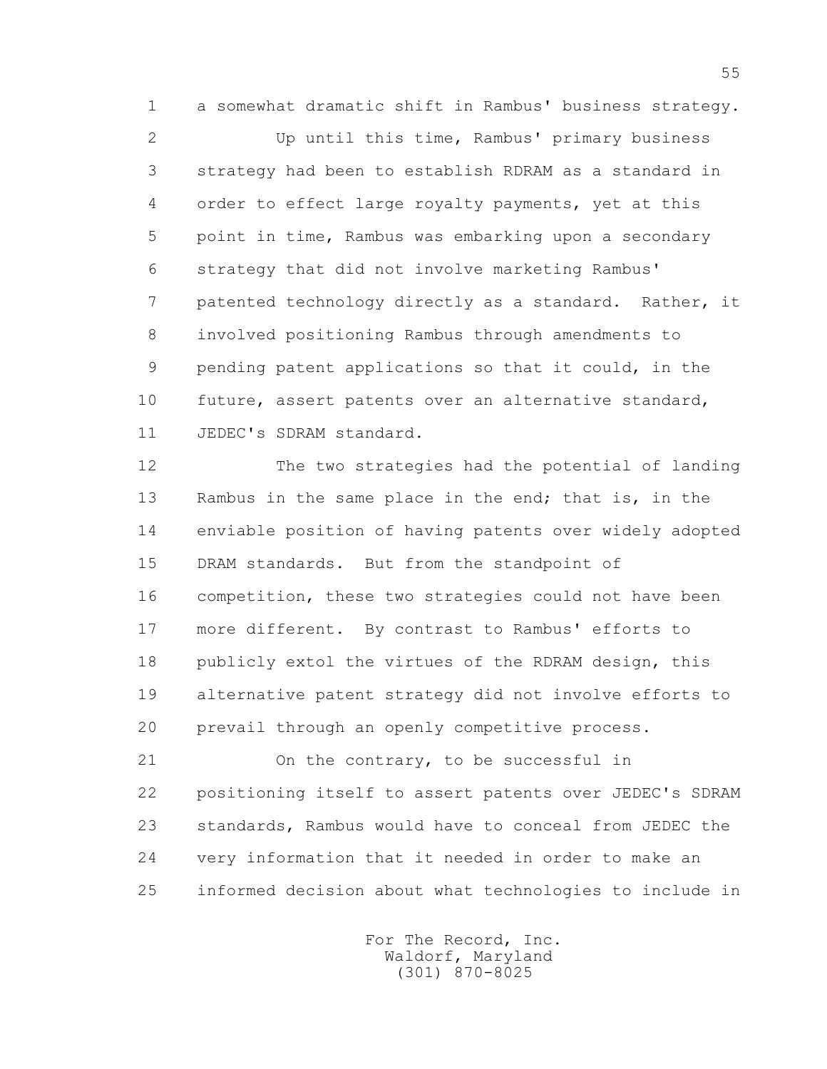a somewhat dramatic shift in Rambus' business strategy.

Up until this time, Rambus' primary business strategy had been to establish RDRAM as a standard in order to effect large royalty payments, yet at this point in time, Rambus was embarking upon a secondary strategy that did not involve marketing Rambus' patented technology directly as a standard. Rather, it involved positioning Rambus through amendments to pending patent applications so that it could, in the future, assert patents over an alternative standard, JEDEC's SDRAM standard.

The two strategies had the potential of landing Rambus in the same place in the end; that is, in the enviable position of having patents over widely adopted DRAM standards. But from the standpoint of competition, these two strategies could not have been more different. By contrast to Rambus' efforts to publicly extol the virtues of the RDRAM design, this alternative patent strategy did not involve efforts to prevail through an openly competitive process.

On the contrary, to be successful in positioning itself to assert patents over JEDEC's SDRAM standards, Rambus would have to conceal from JEDEC the very information that it needed in order to make an informed decision about what technologies to include in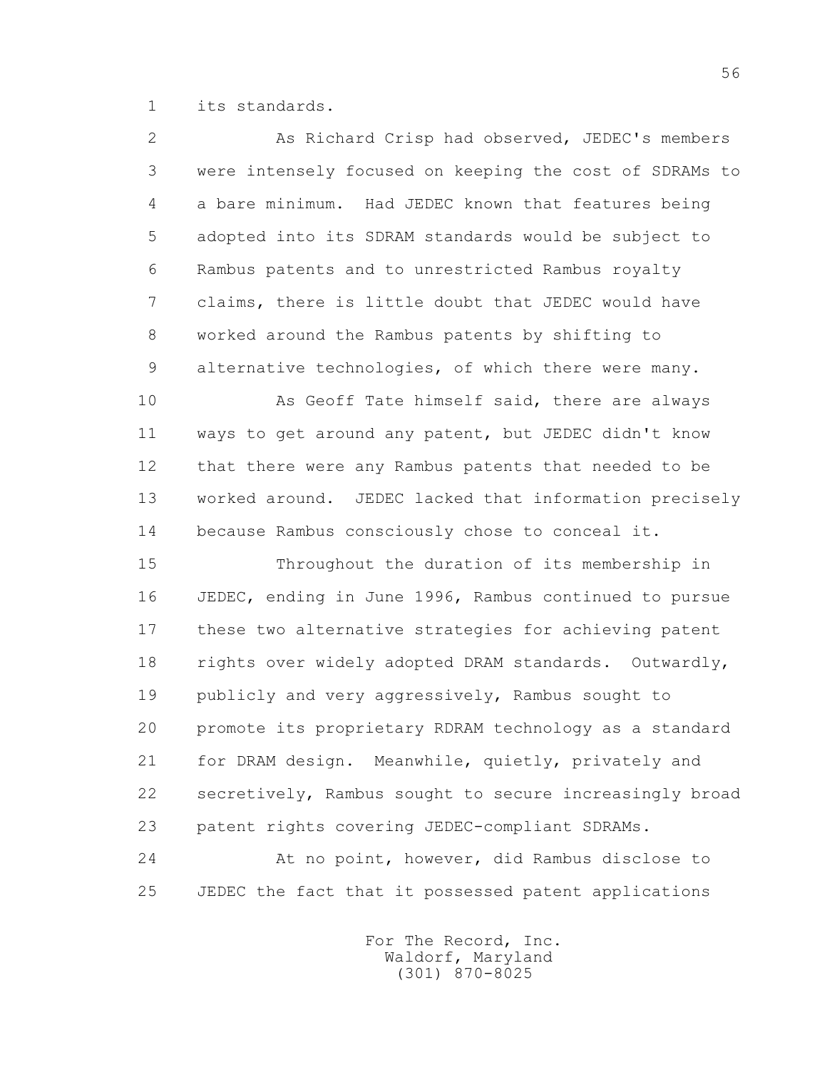its standards.

As Richard Crisp had observed, JEDEC's members were intensely focused on keeping the cost of SDRAMs to a bare minimum. Had JEDEC known that features being adopted into its SDRAM standards would be subject to Rambus patents and to unrestricted Rambus royalty claims, there is little doubt that JEDEC would have worked around the Rambus patents by shifting to alternative technologies, of which there were many.

As Geoff Tate himself said, there are always ways to get around any patent, but JEDEC didn't know that there were any Rambus patents that needed to be worked around. JEDEC lacked that information precisely because Rambus consciously chose to conceal it.

Throughout the duration of its membership in JEDEC, ending in June 1996, Rambus continued to pursue these two alternative strategies for achieving patent rights over widely adopted DRAM standards. Outwardly, publicly and very aggressively, Rambus sought to promote its proprietary RDRAM technology as a standard for DRAM design. Meanwhile, quietly, privately and secretively, Rambus sought to secure increasingly broad patent rights covering JEDEC-compliant SDRAMs.

At no point, however, did Rambus disclose to JEDEC the fact that it possessed patent applications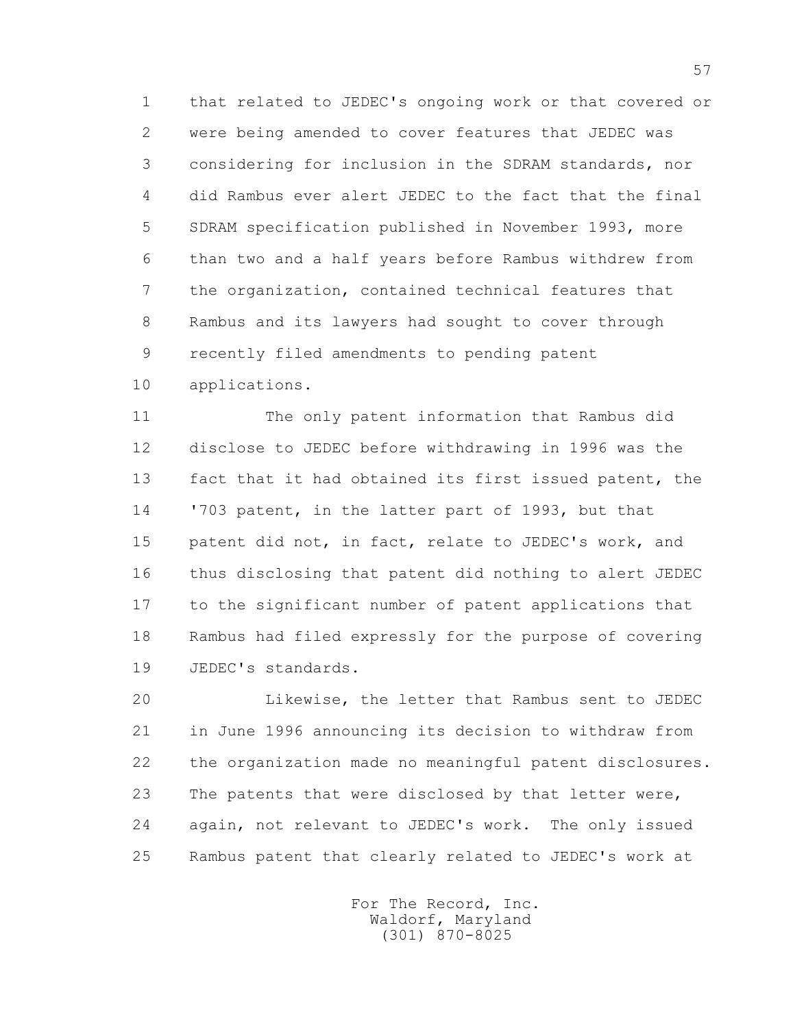1 that related to JEDEC's ongoing work or that covered or
2 were being amended to cover features that JEDEC was
3 considering for inclusion in the SDRAM standards, nor
4 did Rambus ever alert JEDEC to the fact that the final
5 SDRAM specification published in November 1993, more
6 than two and a half years before Rambus withdrew from
7 the organization, contained technical features that
8 Rambus and its lawyers had sought to cover through
9 recently filed amendments to pending patent
10 applications.

11 The only patent information that Rambus did
12 disclose to JEDEC before withdrawing in 1996 was the
13 fact that it had obtained its first issued patent, the
14 '703 patent, in the latter part of 1993, but that
15 patent did not, in fact, relate to JEDEC's work, and
16 thus disclosing that patent did nothing to alert JEDEC
17 to the significant number of patent applications that
18 Rambus had filed expressly for the purpose of covering
19 JEDEC's standards.

20 Likewise, the letter that Rambus sent to JEDEC
21 in June 1996 announcing its decision to withdraw from
22 the organization made no meaningful patent disclosures.
23 The patents that were disclosed by that letter were,
24 again, not relevant to JEDEC's work. The only issued
25 Rambus patent that clearly related to JEDEC's work at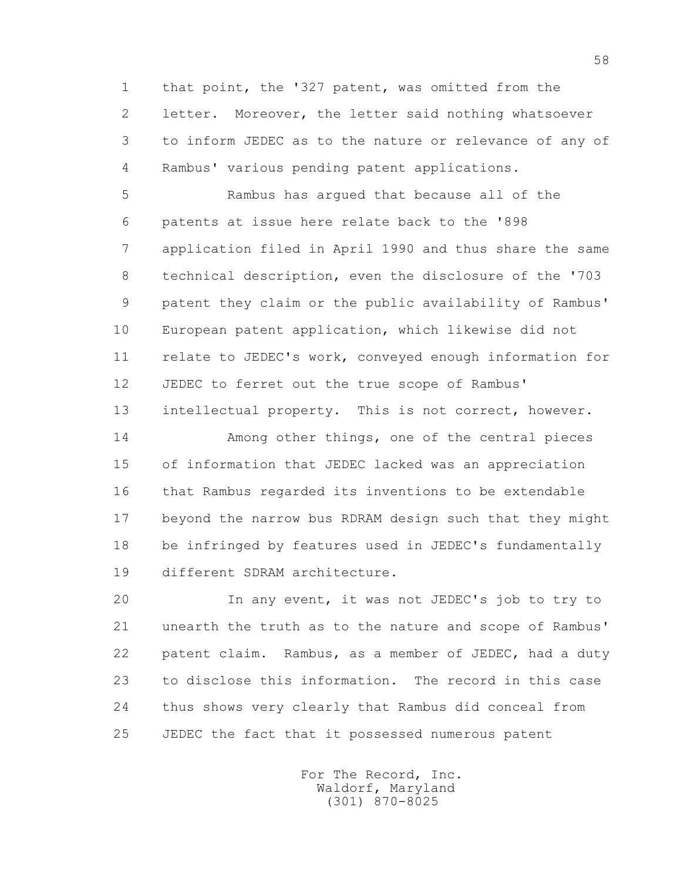that point, the '327 patent, was omitted from the letter. Moreover, the letter said nothing whatsoever to inform JEDEC as to the nature or relevance of any of Rambus' various pending patent applications.

Rambus has argued that because all of the patents at issue here relate back to the '898 application filed in April 1990 and thus share the same technical description, even the disclosure of the '703 patent they claim or the public availability of Rambus' European patent application, which likewise did not relate to JEDEC's work, conveyed enough information for JEDEC to ferret out the true scope of Rambus' intellectual property. This is not correct, however.

Among other things, one of the central pieces of information that JEDEC lacked was an appreciation that Rambus regarded its inventions to be extendable beyond the narrow bus RDRAM design such that they might be infringed by features used in JEDEC's fundamentally different SDRAM architecture.

In any event, it was not JEDEC's job to try to unearth the truth as to the nature and scope of Rambus' patent claim. Rambus, as a member of JEDEC, had a duty to disclose this information. The record in this case thus shows very clearly that Rambus did conceal from JEDEC the fact that it possessed numerous patent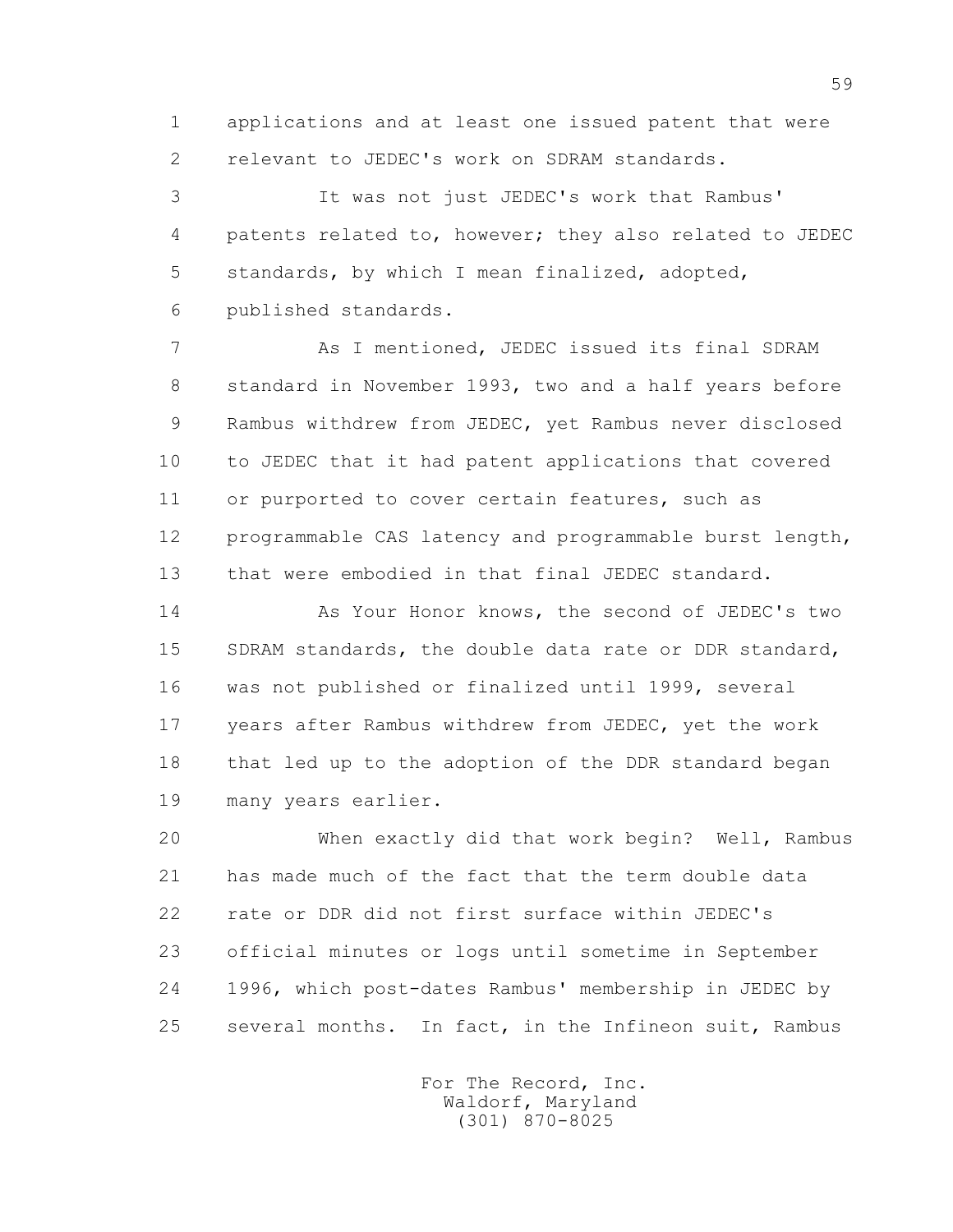applications and at least one issued patent that were relevant to JEDEC's work on SDRAM standards.

It was not just JEDEC's work that Rambus' patents related to, however; they also related to JEDEC standards, by which I mean finalized, adopted, published standards.

As I mentioned, JEDEC issued its final SDRAM standard in November 1993, two and a half years before Rambus withdrew from JEDEC, yet Rambus never disclosed to JEDEC that it had patent applications that covered or purported to cover certain features, such as programmable CAS latency and programmable burst length, that were embodied in that final JEDEC standard.

As Your Honor knows, the second of JEDEC's two SDRAM standards, the double data rate or DDR standard, was not published or finalized until 1999, several years after Rambus withdrew from JEDEC, yet the work that led up to the adoption of the DDR standard began many years earlier.

When exactly did that work begin? Well, Rambus has made much of the fact that the term double data rate or DDR did not first surface within JEDEC's official minutes or logs until sometime in September 1996, which post-dates Rambus' membership in JEDEC by several months. In fact, in the Infineon suit, Rambus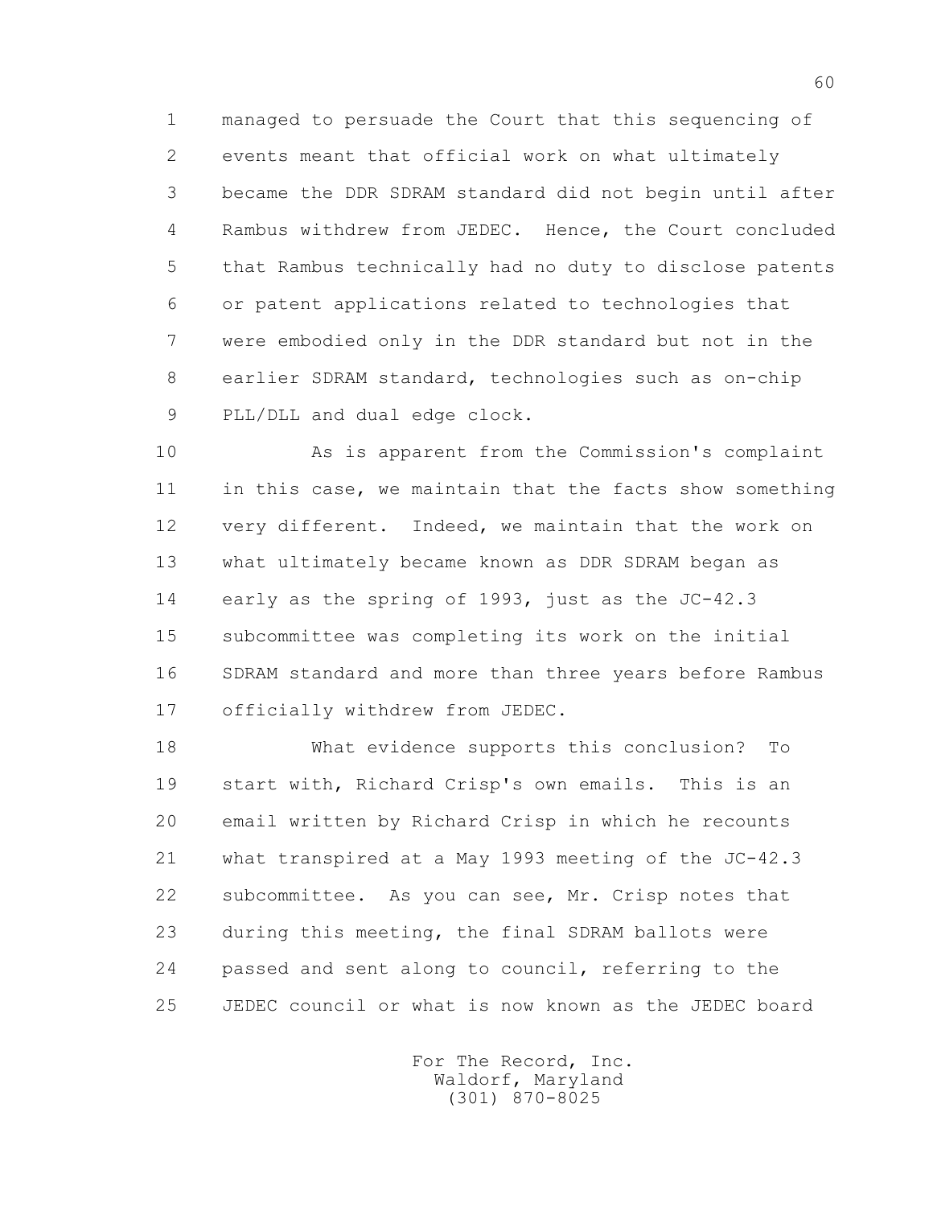managed to persuade the Court that this sequencing of events meant that official work on what ultimately became the DDR SDRAM standard did not begin until after Rambus withdrew from JEDEC. Hence, the Court concluded that Rambus technically had no duty to disclose patents or patent applications related to technologies that were embodied only in the DDR standard but not in the earlier SDRAM standard, technologies such as on-chip PLL/DLL and dual edge clock.

As is apparent from the Commission's complaint in this case, we maintain that the facts show something very different. Indeed, we maintain that the work on what ultimately became known as DDR SDRAM began as early as the spring of 1993, just as the JC-42.3 subcommittee was completing its work on the initial SDRAM standard and more than three years before Rambus officially withdrew from JEDEC.

What evidence supports this conclusion? To start with, Richard Crisp's own emails. This is an email written by Richard Crisp in which he recounts what transpired at a May 1993 meeting of the JC-42.3 subcommittee. As you can see, Mr. Crisp notes that during this meeting, the final SDRAM ballots were passed and sent along to council, referring to the JEDEC council or what is now known as the JEDEC board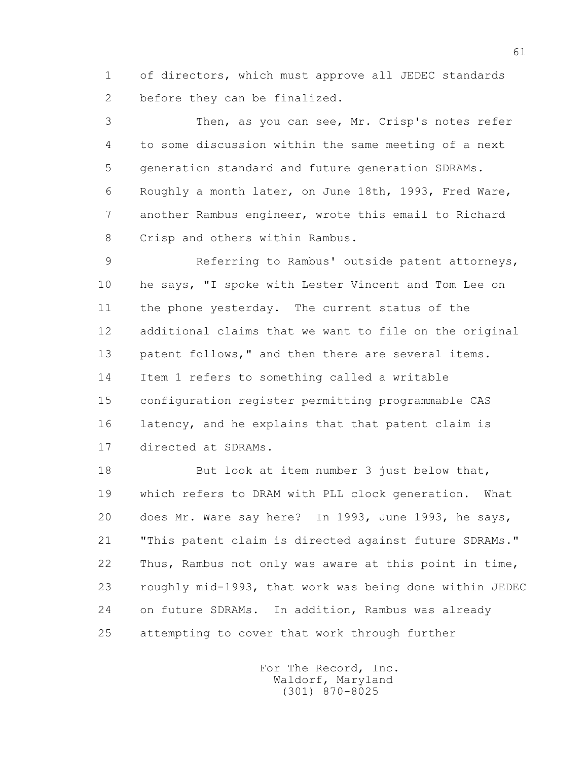of directors, which must approve all JEDEC standards before they can be finalized.

Then, as you can see, Mr. Crisp's notes refer to some discussion within the same meeting of a next generation standard and future generation SDRAMs. Roughly a month later, on June 18th, 1993, Fred Ware, another Rambus engineer, wrote this email to Richard Crisp and others within Rambus.

Referring to Rambus' outside patent attorneys, he says, "I spoke with Lester Vincent and Tom Lee on the phone yesterday. The current status of the additional claims that we want to file on the original patent follows," and then there are several items. Item 1 refers to something called a writable configuration register permitting programmable CAS latency, and he explains that that patent claim is directed at SDRAMs.

But look at item number 3 just below that, which refers to DRAM with PLL clock generation. What does Mr. Ware say here? In 1993, June 1993, he says, "This patent claim is directed against future SDRAMs." Thus, Rambus not only was aware at this point in time, roughly mid-1993, that work was being done within JEDEC on future SDRAMs. In addition, Rambus was already attempting to cover that work through further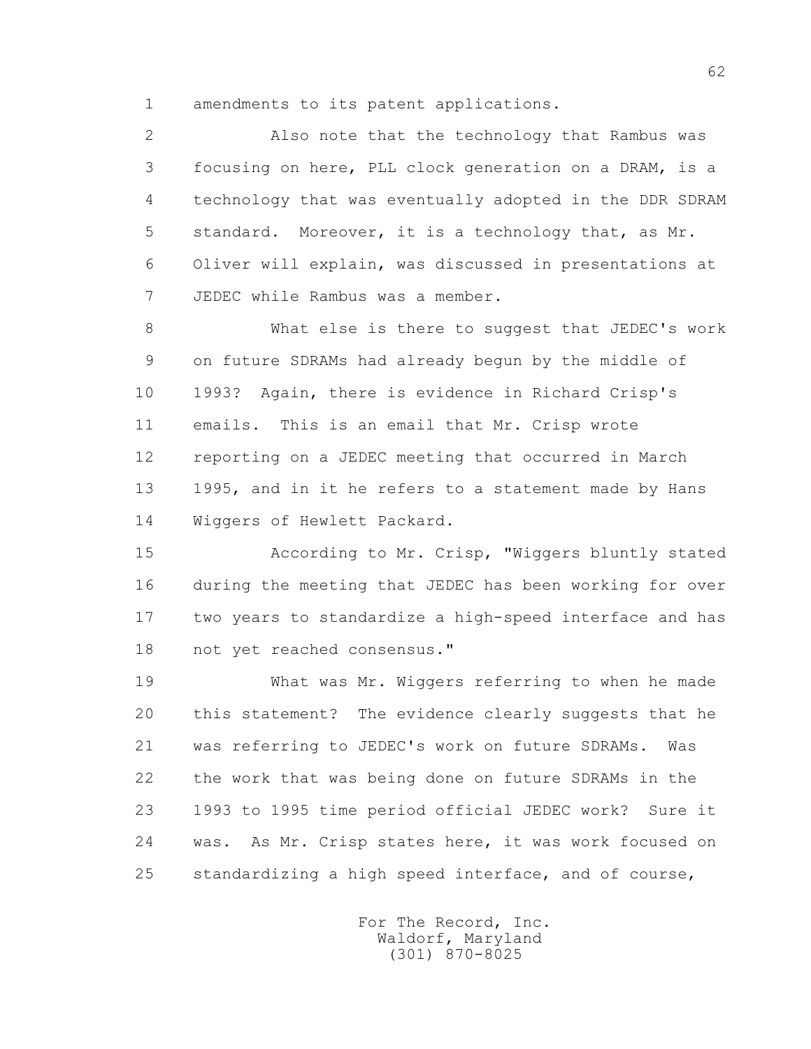amendments to its patent applications.

Also note that the technology that Rambus was focusing on here, PLL clock generation on a DRAM, is a technology that was eventually adopted in the DDR SDRAM standard. Moreover, it is a technology that, as Mr. Oliver will explain, was discussed in presentations at JEDEC while Rambus was a member.

What else is there to suggest that JEDEC's work on future SDRAMs had already begun by the middle of 1993? Again, there is evidence in Richard Crisp's emails. This is an email that Mr. Crisp wrote reporting on a JEDEC meeting that occurred in March 1995, and in it he refers to a statement made by Hans Wiggers of Hewlett Packard.

According to Mr. Crisp, "Wiggers bluntly stated during the meeting that JEDEC has been working for over two years to standardize a high-speed interface and has not yet reached consensus."

What was Mr. Wiggers referring to when he made this statement? The evidence clearly suggests that he was referring to JEDEC's work on future SDRAMs. Was the work that was being done on future SDRAMs in the 1993 to 1995 time period official JEDEC work? Sure it was. As Mr. Crisp states here, it was work focused on standardizing a high speed interface, and of course,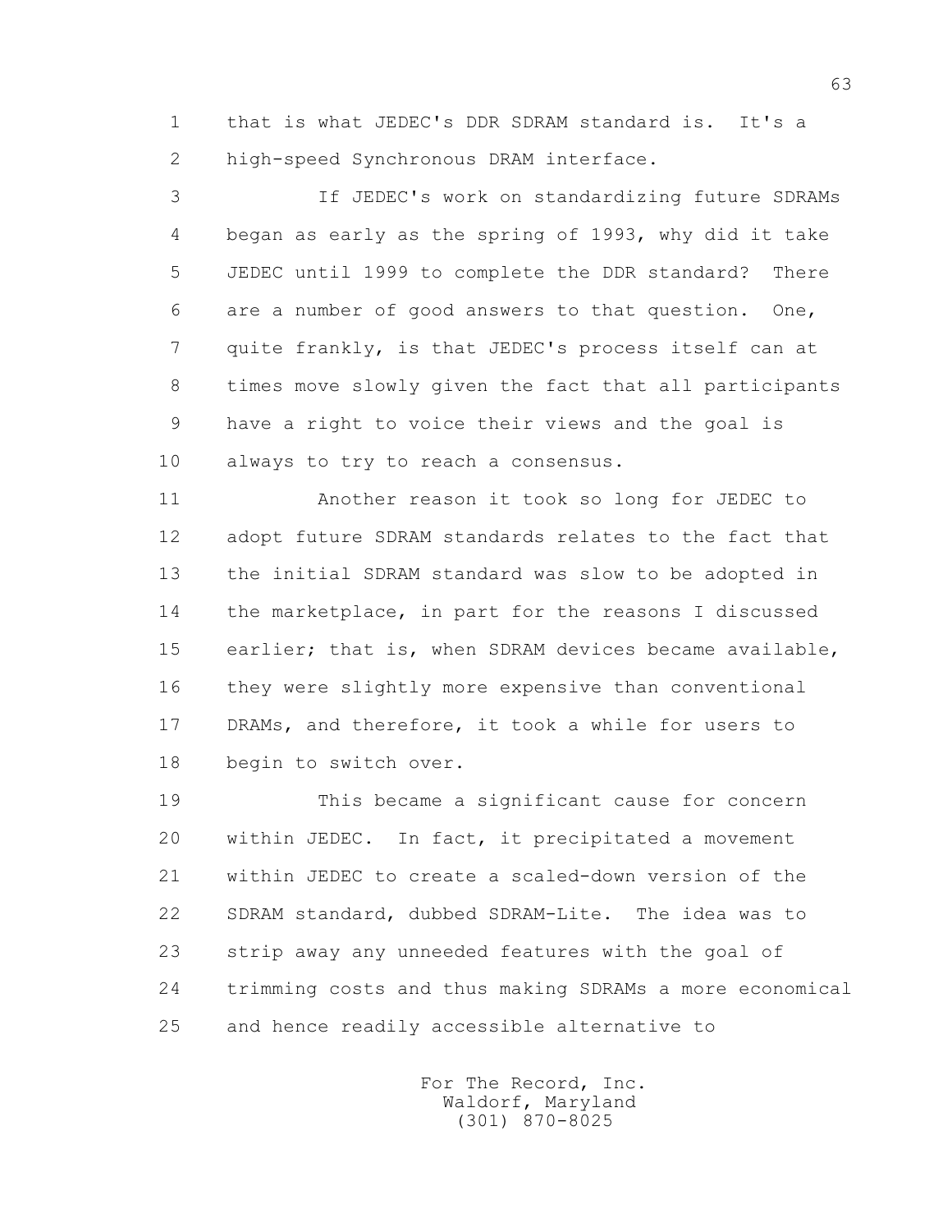that is what JEDEC's DDR SDRAM standard is. It's a high-speed Synchronous DRAM interface.

If JEDEC's work on standardizing future SDRAMs began as early as the spring of 1993, why did it take JEDEC until 1999 to complete the DDR standard? There are a number of good answers to that question. One, quite frankly, is that JEDEC's process itself can at times move slowly given the fact that all participants have a right to voice their views and the goal is always to try to reach a consensus.

Another reason it took so long for JEDEC to adopt future SDRAM standards relates to the fact that the initial SDRAM standard was slow to be adopted in the marketplace, in part for the reasons I discussed earlier; that is, when SDRAM devices became available, they were slightly more expensive than conventional DRAMs, and therefore, it took a while for users to begin to switch over.

This became a significant cause for concern within JEDEC. In fact, it precipitated a movement within JEDEC to create a scaled-down version of the SDRAM standard, dubbed SDRAM-Lite. The idea was to strip away any unneeded features with the goal of trimming costs and thus making SDRAMs a more economical and hence readily accessible alternative to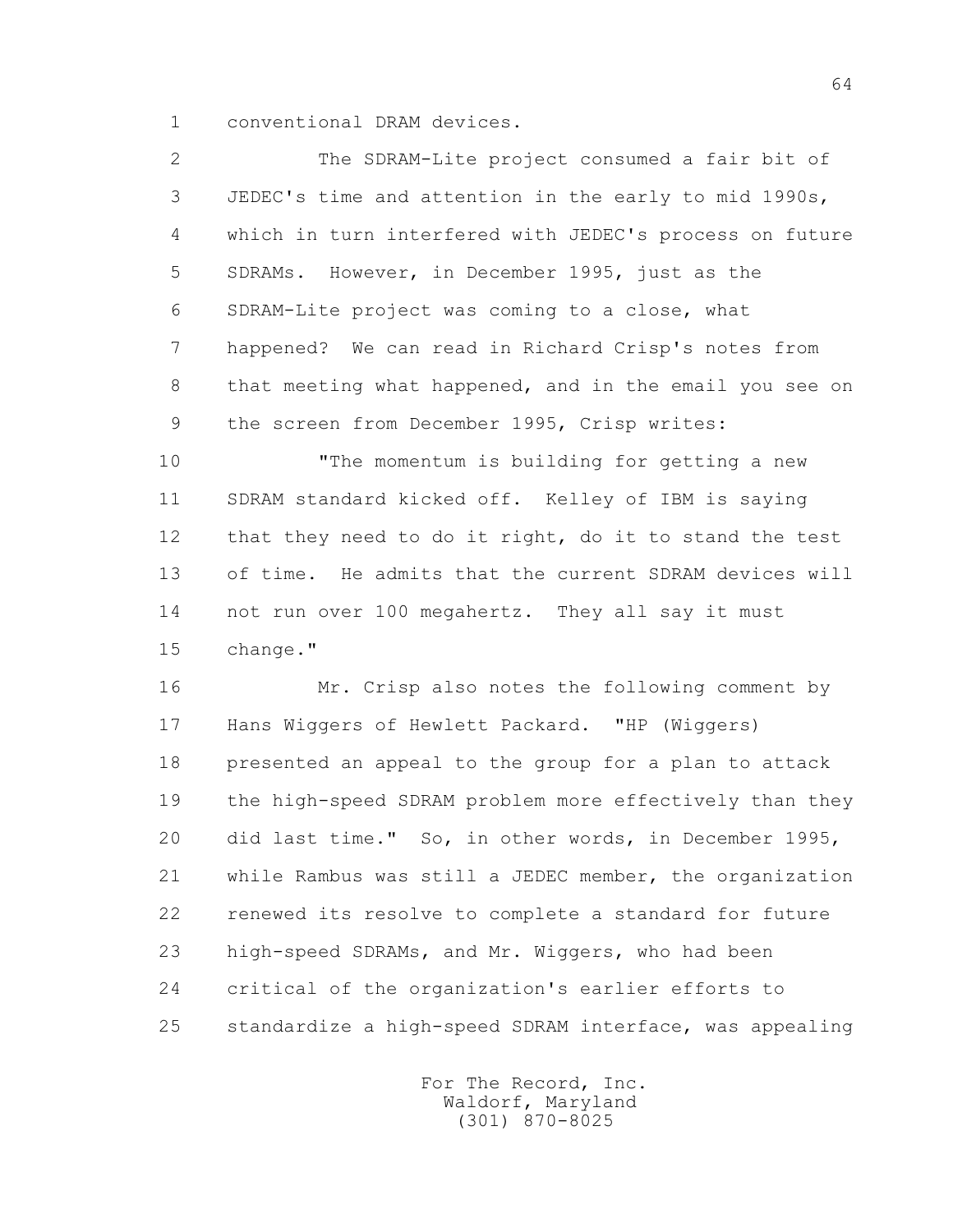conventional DRAM devices.

The SDRAM-Lite project consumed a fair bit of JEDEC's time and attention in the early to mid 1990s, which in turn interfered with JEDEC's process on future SDRAMs. However, in December 1995, just as the SDRAM-Lite project was coming to a close, what happened? We can read in Richard Crisp's notes from that meeting what happened, and in the email you see on the screen from December 1995, Crisp writes:

"The momentum is building for getting a new SDRAM standard kicked off. Kelley of IBM is saying that they need to do it right, do it to stand the test of time. He admits that the current SDRAM devices will not run over 100 megahertz. They all say it must change."

Mr. Crisp also notes the following comment by Hans Wiggers of Hewlett Packard. "HP (Wiggers) presented an appeal to the group for a plan to attack the high-speed SDRAM problem more effectively than they did last time." So, in other words, in December 1995, while Rambus was still a JEDEC member, the organization renewed its resolve to complete a standard for future high-speed SDRAMs, and Mr. Wiggers, who had been critical of the organization's earlier efforts to standardize a high-speed SDRAM interface, was appealing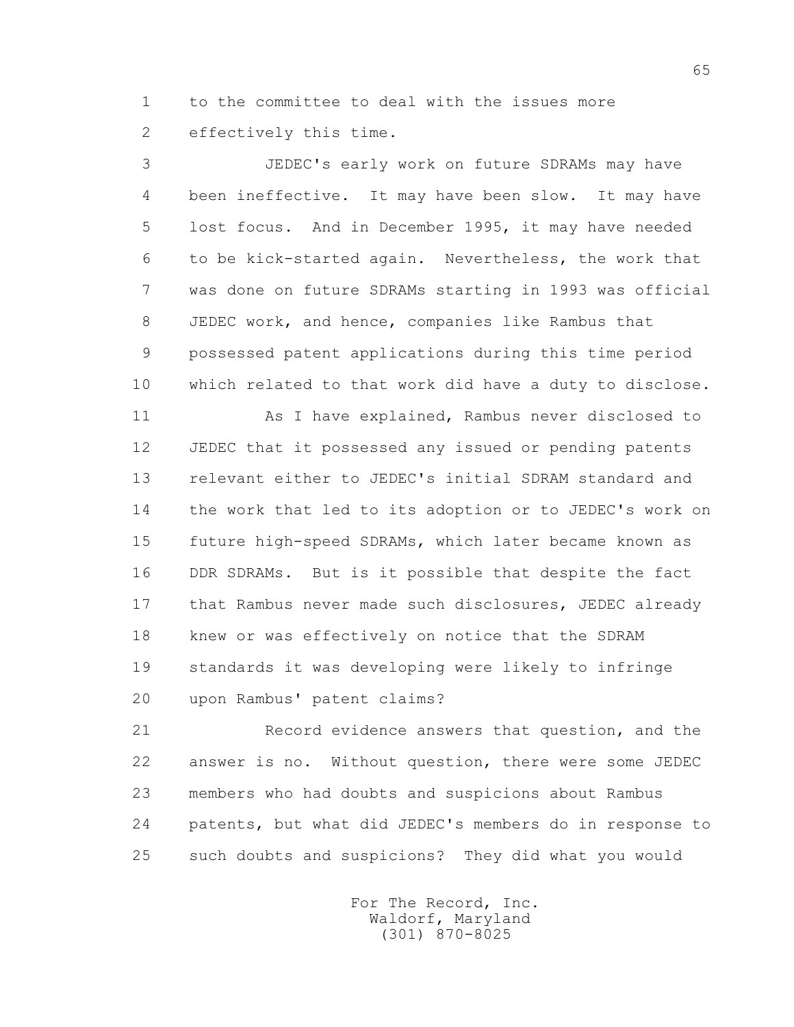to the committee to deal with the issues more effectively this time.

JEDEC's early work on future SDRAMs may have been ineffective. It may have been slow. It may have lost focus. And in December 1995, it may have needed to be kick-started again. Nevertheless, the work that was done on future SDRAMs starting in 1993 was official JEDEC work, and hence, companies like Rambus that possessed patent applications during this time period which related to that work did have a duty to disclose.

As I have explained, Rambus never disclosed to JEDEC that it possessed any issued or pending patents relevant either to JEDEC's initial SDRAM standard and the work that led to its adoption or to JEDEC's work on future high-speed SDRAMs, which later became known as DDR SDRAMs. But is it possible that despite the fact that Rambus never made such disclosures, JEDEC already knew or was effectively on notice that the SDRAM standards it was developing were likely to infringe upon Rambus' patent claims?

Record evidence answers that question, and the answer is no. Without question, there were some JEDEC members who had doubts and suspicions about Rambus patents, but what did JEDEC's members do in response to such doubts and suspicions? They did what you would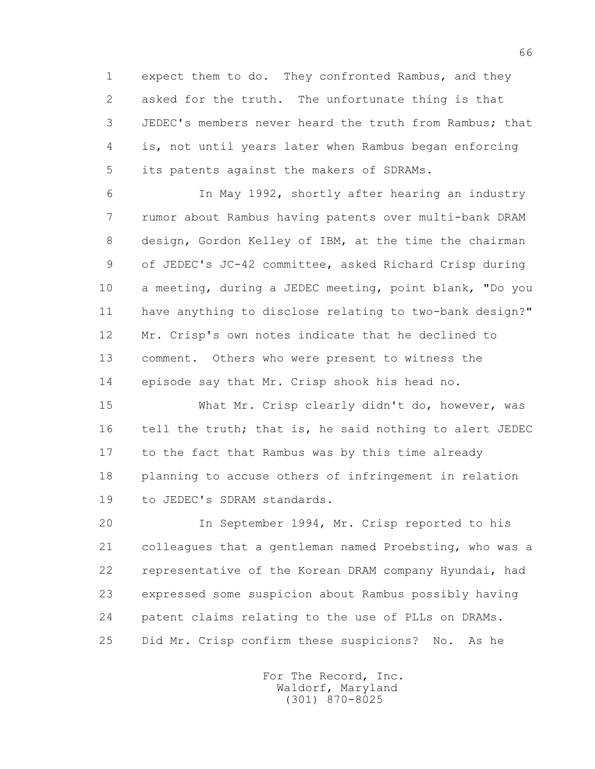expect them to do. They confronted Rambus, and they asked for the truth. The unfortunate thing is that JEDEC's members never heard the truth from Rambus; that is, not until years later when Rambus began enforcing its patents against the makers of SDRAMs.

In May 1992, shortly after hearing an industry rumor about Rambus having patents over multi-bank DRAM design, Gordon Kelley of IBM, at the time the chairman of JEDEC's JC-42 committee, asked Richard Crisp during a meeting, during a JEDEC meeting, point blank, "Do you have anything to disclose relating to two-bank design?" Mr. Crisp's own notes indicate that he declined to comment. Others who were present to witness the episode say that Mr. Crisp shook his head no.

What Mr. Crisp clearly didn't do, however, was tell the truth; that is, he said nothing to alert JEDEC to the fact that Rambus was by this time already planning to accuse others of infringement in relation to JEDEC's SDRAM standards.

In September 1994, Mr. Crisp reported to his colleagues that a gentleman named Proebsting, who was a representative of the Korean DRAM company Hyundai, had expressed some suspicion about Rambus possibly having patent claims relating to the use of PLLs on DRAMs. Did Mr. Crisp confirm these suspicions? No. As he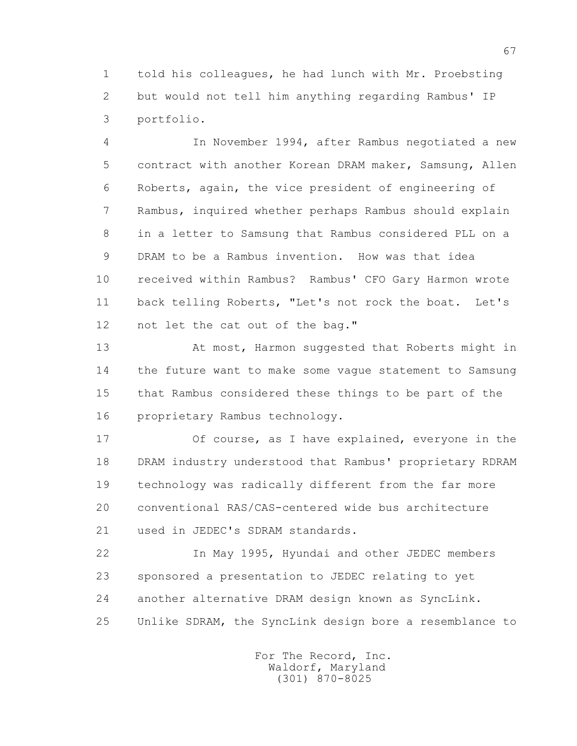told his colleagues, he had lunch with Mr. Proebsting but would not tell him anything regarding Rambus' IP portfolio.

In November 1994, after Rambus negotiated a new contract with another Korean DRAM maker, Samsung, Allen Roberts, again, the vice president of engineering of Rambus, inquired whether perhaps Rambus should explain in a letter to Samsung that Rambus considered PLL on a DRAM to be a Rambus invention. How was that idea received within Rambus? Rambus' CFO Gary Harmon wrote back telling Roberts, "Let's not rock the boat. Let's not let the cat out of the bag."

At most, Harmon suggested that Roberts might in the future want to make some vague statement to Samsung that Rambus considered these things to be part of the proprietary Rambus technology.

Of course, as I have explained, everyone in the DRAM industry understood that Rambus' proprietary RDRAM technology was radically different from the far more conventional RAS/CAS-centered wide bus architecture used in JEDEC's SDRAM standards.

In May 1995, Hyundai and other JEDEC members sponsored a presentation to JEDEC relating to yet another alternative DRAM design known as SyncLink. Unlike SDRAM, the SyncLink design bore a resemblance to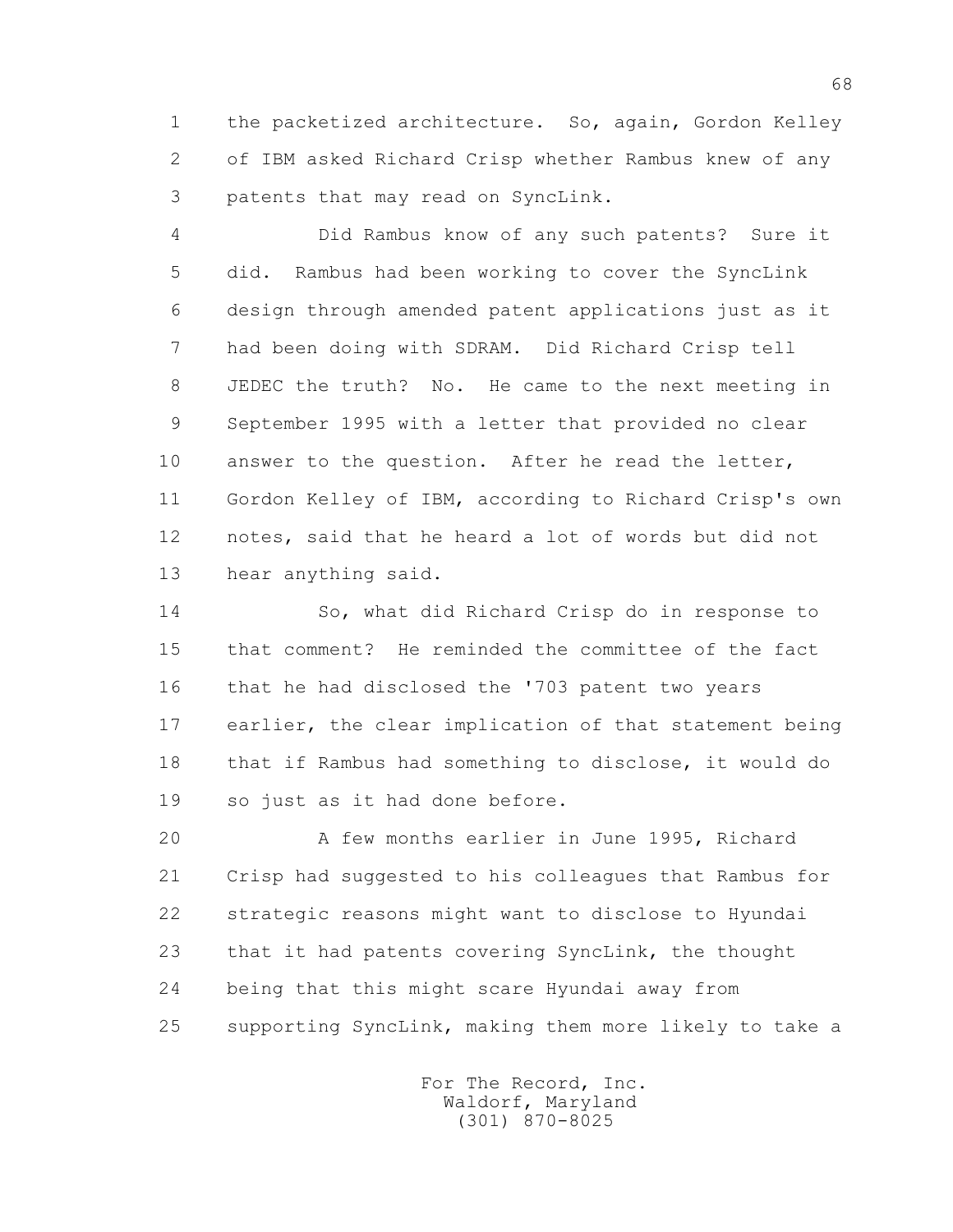the packetized architecture. So, again, Gordon Kelley of IBM asked Richard Crisp whether Rambus knew of any patents that may read on SyncLink.

Did Rambus know of any such patents? Sure it did. Rambus had been working to cover the SyncLink design through amended patent applications just as it had been doing with SDRAM. Did Richard Crisp tell JEDEC the truth? No. He came to the next meeting in September 1995 with a letter that provided no clear answer to the question. After he read the letter, Gordon Kelley of IBM, according to Richard Crisp's own notes, said that he heard a lot of words but did not hear anything said.

So, what did Richard Crisp do in response to that comment? He reminded the committee of the fact that he had disclosed the '703 patent two years earlier, the clear implication of that statement being that if Rambus had something to disclose, it would do so just as it had done before.

A few months earlier in June 1995, Richard Crisp had suggested to his colleagues that Rambus for strategic reasons might want to disclose to Hyundai that it had patents covering SyncLink, the thought being that this might scare Hyundai away from supporting SyncLink, making them more likely to take a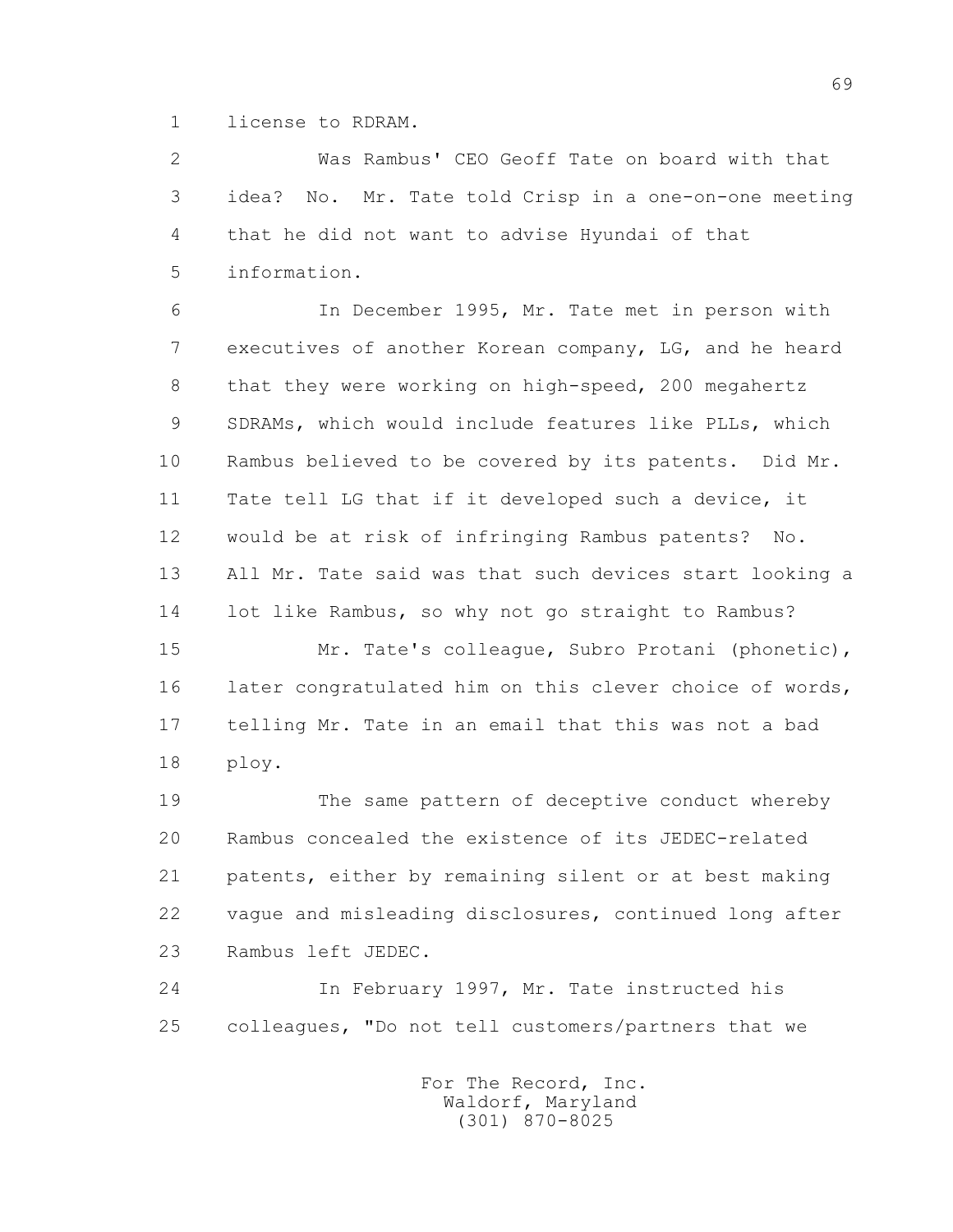license to RDRAM.

Was Rambus' CEO Geoff Tate on board with that idea? No. Mr. Tate told Crisp in a one-on-one meeting that he did not want to advise Hyundai of that information.

In December 1995, Mr. Tate met in person with executives of another Korean company, LG, and he heard that they were working on high-speed, 200 megahertz SDRAMs, which would include features like PLLs, which Rambus believed to be covered by its patents. Did Mr. Tate tell LG that if it developed such a device, it would be at risk of infringing Rambus patents? No. All Mr. Tate said was that such devices start looking a lot like Rambus, so why not go straight to Rambus?

Mr. Tate's colleague, Subro Protani (phonetic), later congratulated him on this clever choice of words, telling Mr. Tate in an email that this was not a bad ploy.

The same pattern of deceptive conduct whereby Rambus concealed the existence of its JEDEC-related patents, either by remaining silent or at best making vague and misleading disclosures, continued long after Rambus left JEDEC.

In February 1997, Mr. Tate instructed his colleagues, "Do not tell customers/partners that we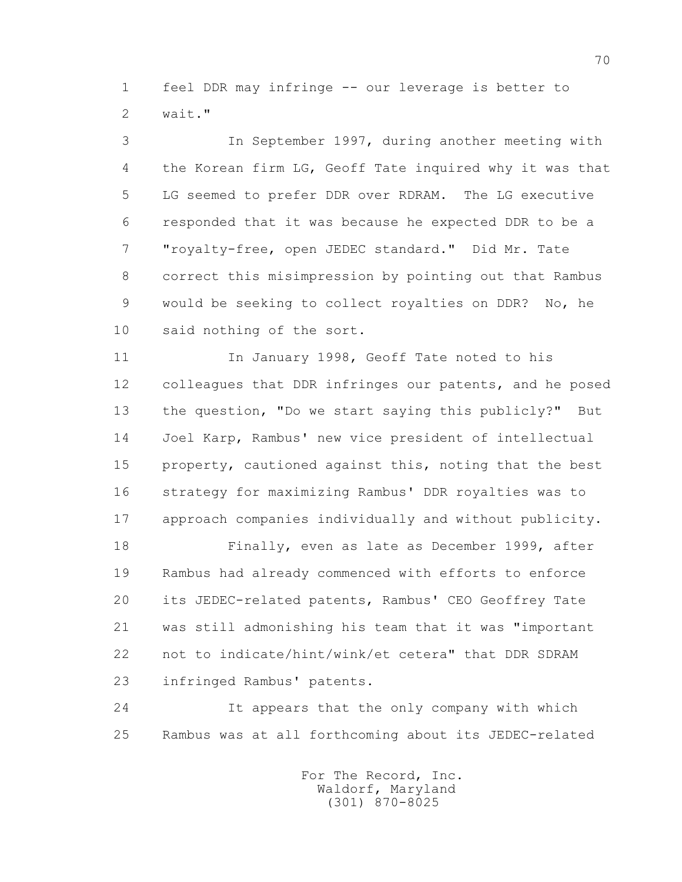feel DDR may infringe -- our leverage is better to wait."

In September 1997, during another meeting with the Korean firm LG, Geoff Tate inquired why it was that LG seemed to prefer DDR over RDRAM. The LG executive responded that it was because he expected DDR to be a "royalty-free, open JEDEC standard." Did Mr. Tate correct this misimpression by pointing out that Rambus would be seeking to collect royalties on DDR? No, he said nothing of the sort.

In January 1998, Geoff Tate noted to his colleagues that DDR infringes our patents, and he posed the question, "Do we start saying this publicly?" But Joel Karp, Rambus' new vice president of intellectual property, cautioned against this, noting that the best strategy for maximizing Rambus' DDR royalties was to approach companies individually and without publicity.

Finally, even as late as December 1999, after Rambus had already commenced with efforts to enforce its JEDEC-related patents, Rambus' CEO Geoffrey Tate was still admonishing his team that it was "important not to indicate/hint/wink/et cetera" that DDR SDRAM infringed Rambus' patents.

It appears that the only company with which Rambus was at all forthcoming about its JEDEC-related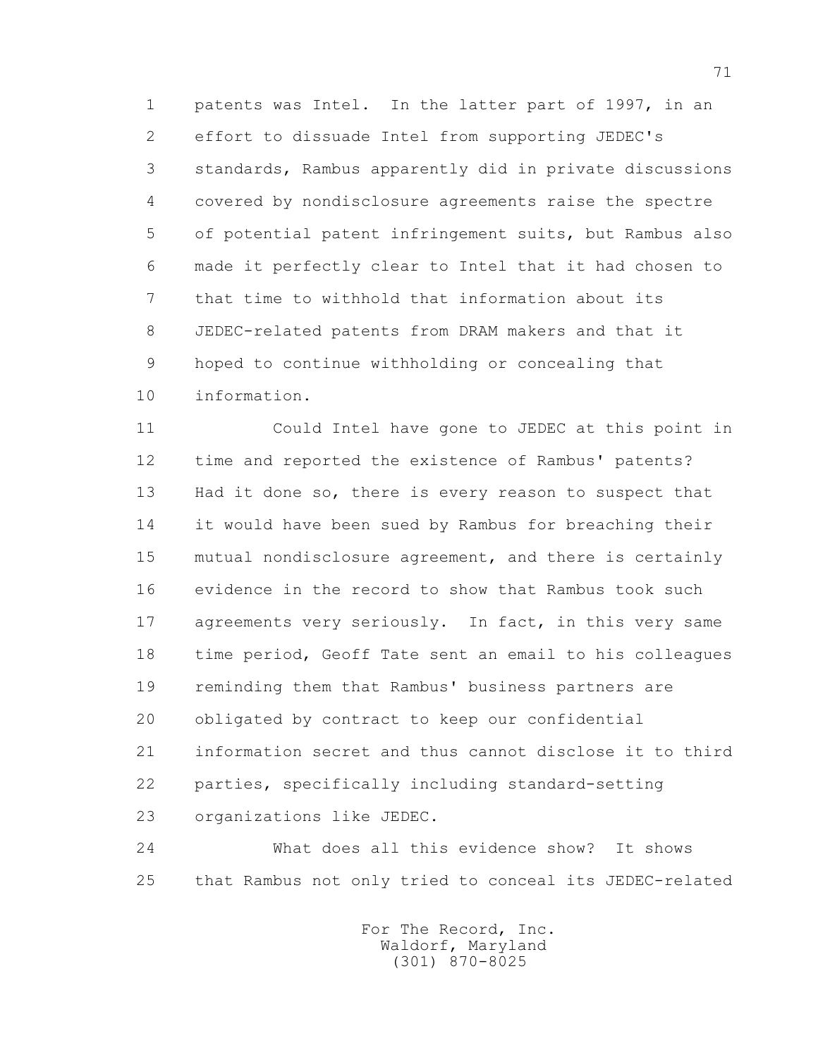patents was Intel. In the latter part of 1997, in an effort to dissuade Intel from supporting JEDEC's standards, Rambus apparently did in private discussions covered by nondisclosure agreements raise the spectre of potential patent infringement suits, but Rambus also made it perfectly clear to Intel that it had chosen to that time to withhold that information about its JEDEC-related patents from DRAM makers and that it hoped to continue withholding or concealing that information.

Could Intel have gone to JEDEC at this point in time and reported the existence of Rambus' patents? Had it done so, there is every reason to suspect that it would have been sued by Rambus for breaching their mutual nondisclosure agreement, and there is certainly evidence in the record to show that Rambus took such agreements very seriously. In fact, in this very same time period, Geoff Tate sent an email to his colleagues reminding them that Rambus' business partners are obligated by contract to keep our confidential information secret and thus cannot disclose it to third parties, specifically including standard-setting organizations like JEDEC.

What does all this evidence show? It shows that Rambus not only tried to conceal its JEDEC-related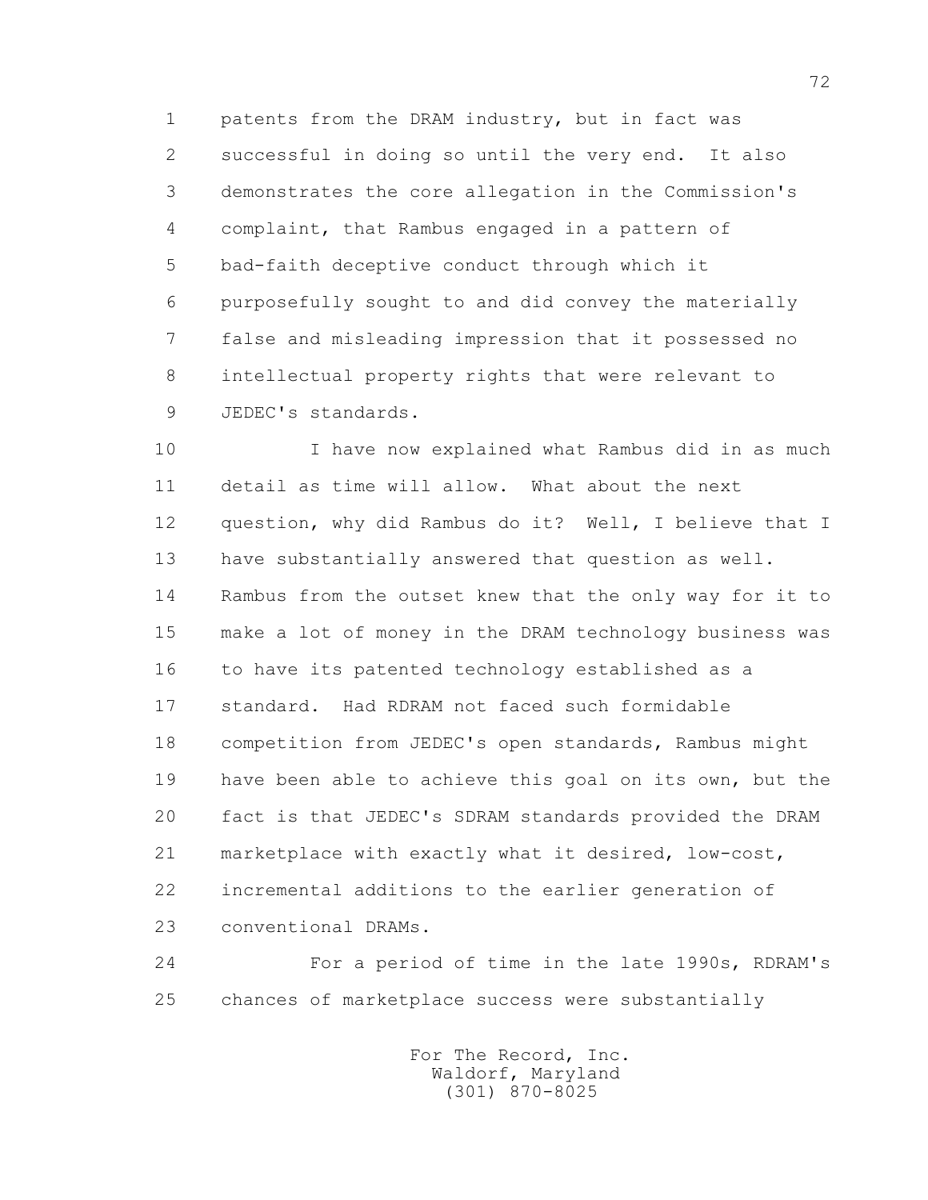patents from the DRAM industry, but in fact was successful in doing so until the very end. It also demonstrates the core allegation in the Commission's complaint, that Rambus engaged in a pattern of bad-faith deceptive conduct through which it purposefully sought to and did convey the materially false and misleading impression that it possessed no intellectual property rights that were relevant to JEDEC's standards.

I have now explained what Rambus did in as much detail as time will allow. What about the next question, why did Rambus do it? Well, I believe that I have substantially answered that question as well. Rambus from the outset knew that the only way for it to make a lot of money in the DRAM technology business was to have its patented technology established as a standard. Had RDRAM not faced such formidable competition from JEDEC's open standards, Rambus might have been able to achieve this goal on its own, but the fact is that JEDEC's SDRAM standards provided the DRAM marketplace with exactly what it desired, low-cost, incremental additions to the earlier generation of conventional DRAMs.

For a period of time in the late 1990s, RDRAM's chances of marketplace success were substantially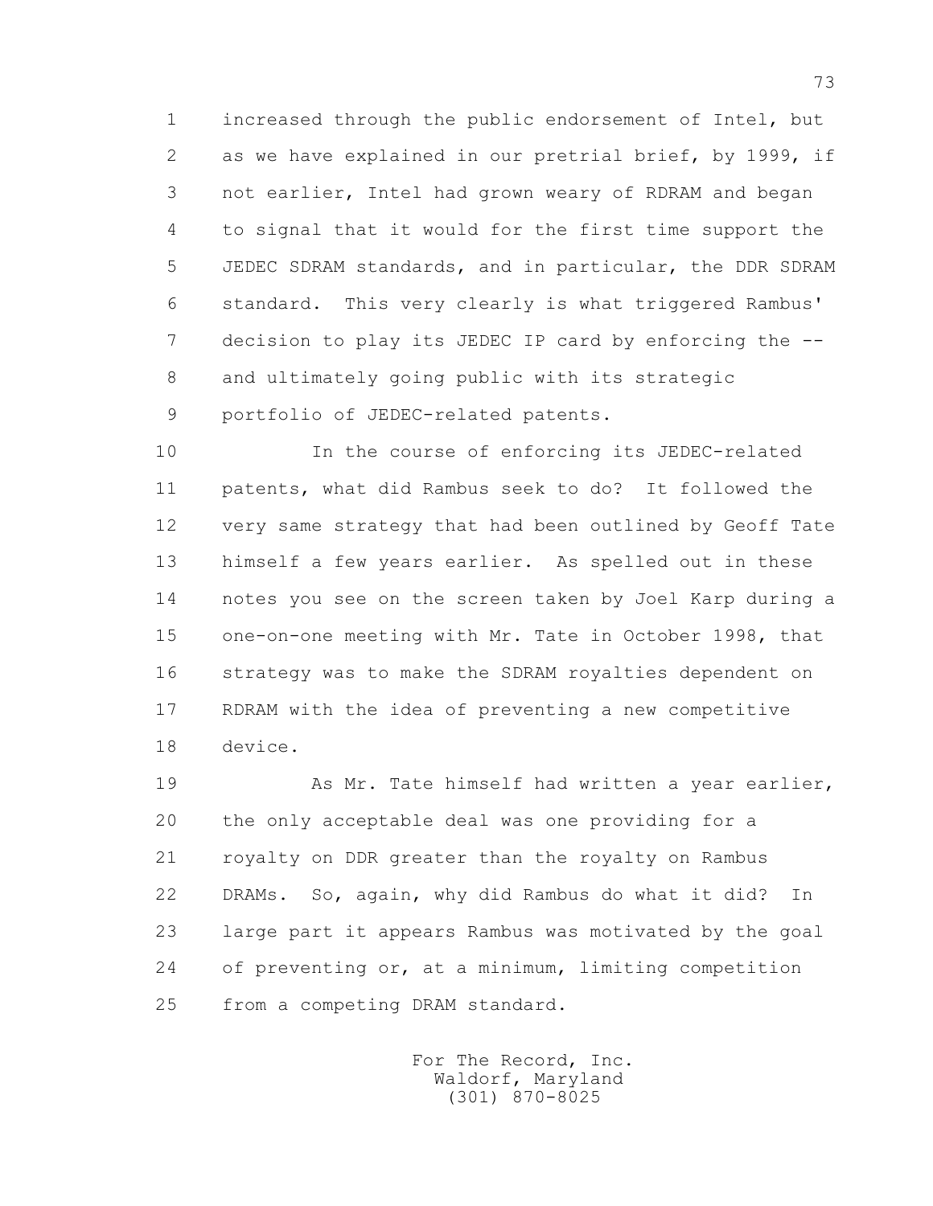increased through the public endorsement of Intel, but as we have explained in our pretrial brief, by 1999, if not earlier, Intel had grown weary of RDRAM and began to signal that it would for the first time support the JEDEC SDRAM standards, and in particular, the DDR SDRAM standard. This very clearly is what triggered Rambus' decision to play its JEDEC IP card by enforcing the -- and ultimately going public with its strategic portfolio of JEDEC-related patents.

In the course of enforcing its JEDEC-related patents, what did Rambus seek to do? It followed the very same strategy that had been outlined by Geoff Tate himself a few years earlier. As spelled out in these notes you see on the screen taken by Joel Karp during a one-on-one meeting with Mr. Tate in October 1998, that strategy was to make the SDRAM royalties dependent on RDRAM with the idea of preventing a new competitive device.

As Mr. Tate himself had written a year earlier, the only acceptable deal was one providing for a royalty on DDR greater than the royalty on Rambus DRAMs. So, again, why did Rambus do what it did? In large part it appears Rambus was motivated by the goal of preventing or, at a minimum, limiting competition from a competing DRAM standard.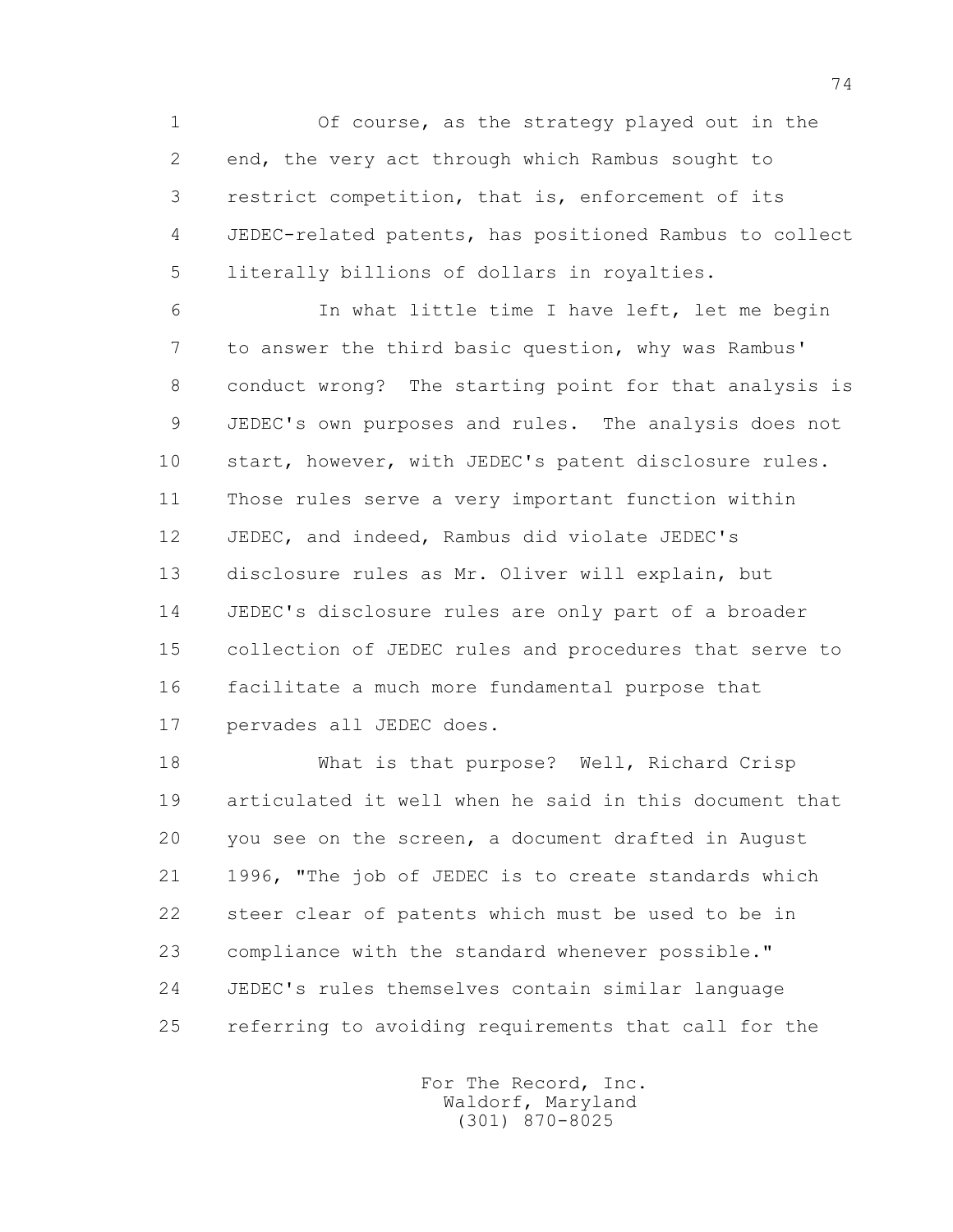Of course, as the strategy played out in the end, the very act through which Rambus sought to restrict competition, that is, enforcement of its JEDEC-related patents, has positioned Rambus to collect literally billions of dollars in royalties.

In what little time I have left, let me begin to answer the third basic question, why was Rambus' conduct wrong? The starting point for that analysis is JEDEC's own purposes and rules. The analysis does not start, however, with JEDEC's patent disclosure rules. Those rules serve a very important function within JEDEC, and indeed, Rambus did violate JEDEC's disclosure rules as Mr. Oliver will explain, but JEDEC's disclosure rules are only part of a broader collection of JEDEC rules and procedures that serve to facilitate a much more fundamental purpose that pervades all JEDEC does.

What is that purpose? Well, Richard Crisp articulated it well when he said in this document that you see on the screen, a document drafted in August 1996, "The job of JEDEC is to create standards which steer clear of patents which must be used to be in compliance with the standard whenever possible." JEDEC's rules themselves contain similar language referring to avoiding requirements that call for the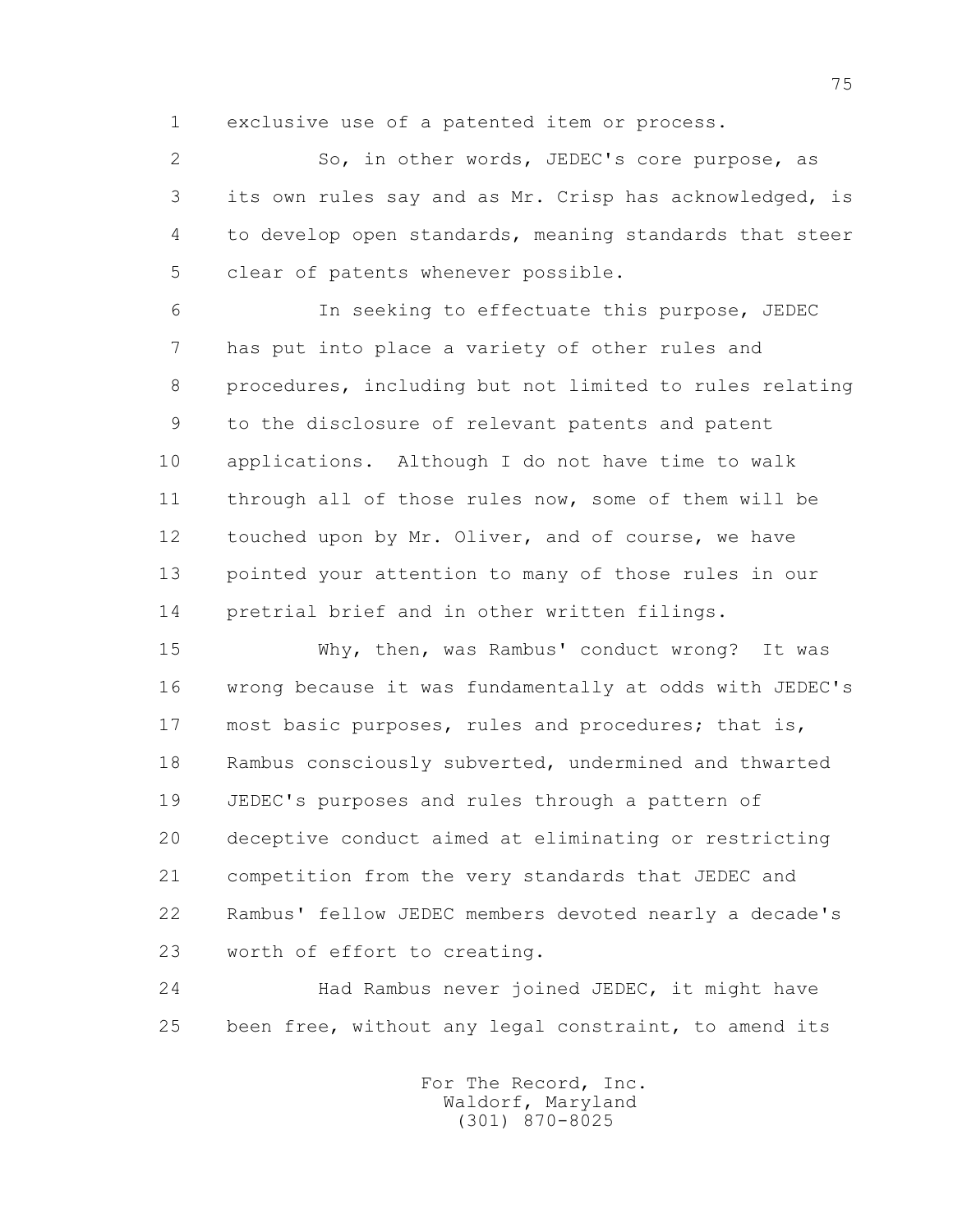exclusive use of a patented item or process.

So, in other words, JEDEC's core purpose, as its own rules say and as Mr. Crisp has acknowledged, is to develop open standards, meaning standards that steer clear of patents whenever possible.

In seeking to effectuate this purpose, JEDEC has put into place a variety of other rules and procedures, including but not limited to rules relating to the disclosure of relevant patents and patent applications. Although I do not have time to walk through all of those rules now, some of them will be touched upon by Mr. Oliver, and of course, we have pointed your attention to many of those rules in our pretrial brief and in other written filings.

Why, then, was Rambus' conduct wrong? It was wrong because it was fundamentally at odds with JEDEC's most basic purposes, rules and procedures; that is, Rambus consciously subverted, undermined and thwarted JEDEC's purposes and rules through a pattern of deceptive conduct aimed at eliminating or restricting competition from the very standards that JEDEC and Rambus' fellow JEDEC members devoted nearly a decade's worth of effort to creating.

Had Rambus never joined JEDEC, it might have been free, without any legal constraint, to amend its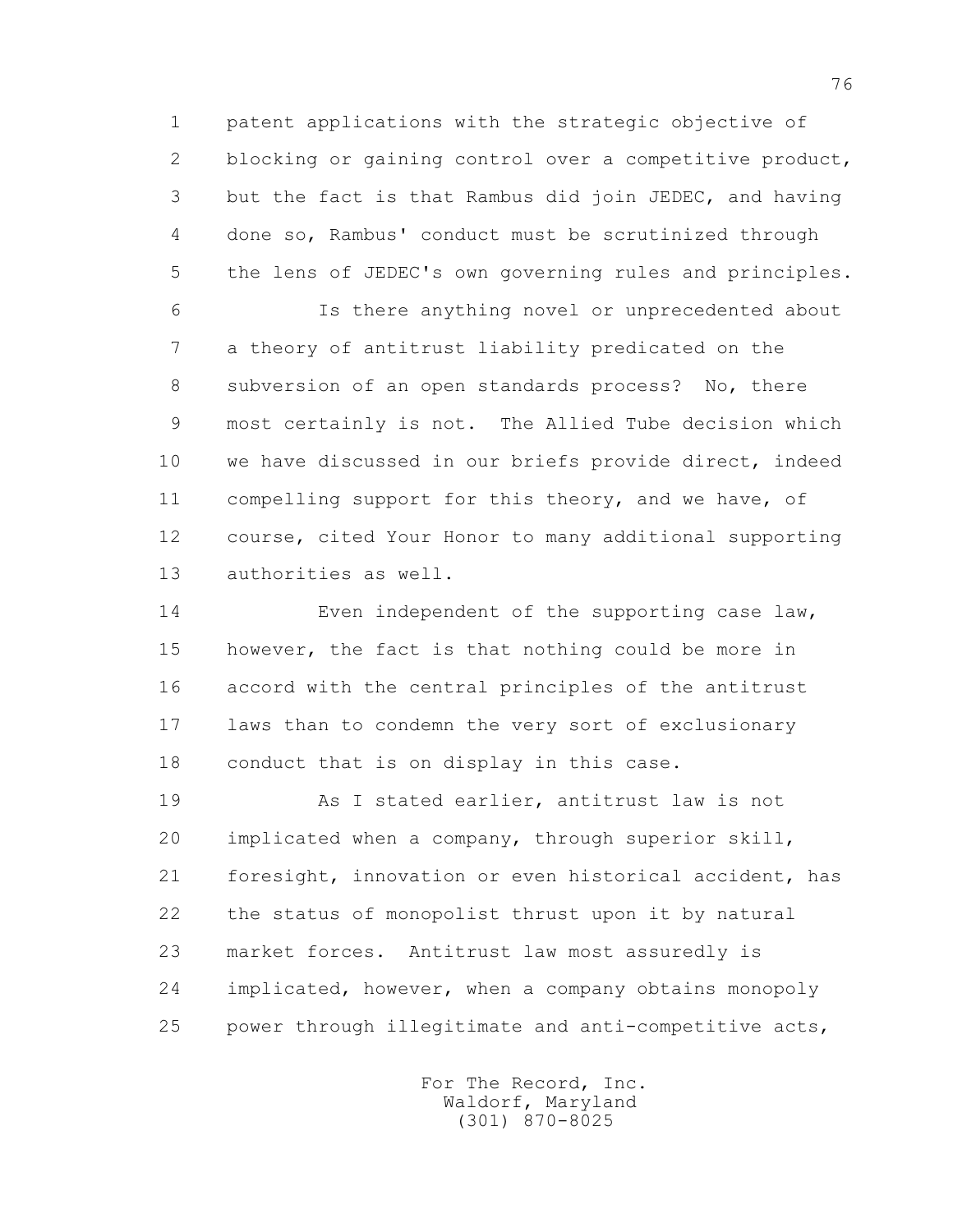patent applications with the strategic objective of blocking or gaining control over a competitive product, but the fact is that Rambus did join JEDEC, and having done so, Rambus' conduct must be scrutinized through the lens of JEDEC's own governing rules and principles.

Is there anything novel or unprecedented about a theory of antitrust liability predicated on the subversion of an open standards process? No, there most certainly is not. The Allied Tube decision which we have discussed in our briefs provide direct, indeed compelling support for this theory, and we have, of course, cited Your Honor to many additional supporting authorities as well.

Even independent of the supporting case law, however, the fact is that nothing could be more in accord with the central principles of the antitrust laws than to condemn the very sort of exclusionary conduct that is on display in this case.

As I stated earlier, antitrust law is not implicated when a company, through superior skill, foresight, innovation or even historical accident, has the status of monopolist thrust upon it by natural market forces. Antitrust law most assuredly is implicated, however, when a company obtains monopoly power through illegitimate and anti-competitive acts,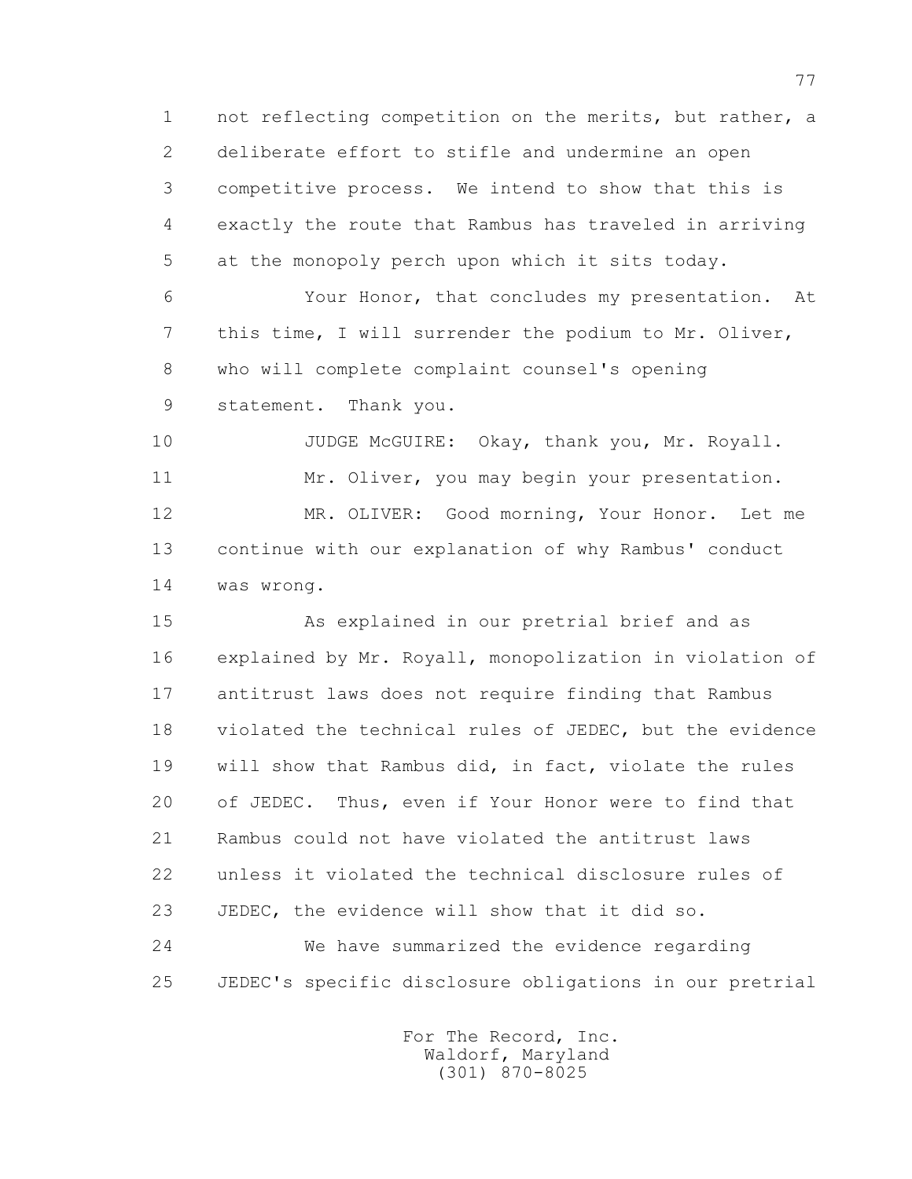1 not reflecting competition on the merits, but rather, a
2 deliberate effort to stifle and undermine an open
3 competitive process. We intend to show that this is
4 exactly the route that Rambus has traveled in arriving
5 at the monopoly perch upon which it sits today.

6 Your Honor, that concludes my presentation. At
7 this time, I will surrender the podium to Mr. Oliver,
8 who will complete complaint counsel's opening
9 statement. Thank you.

10 JUDGE McGUIRE: Okay, thank you, Mr. Royall.

11 Mr. Oliver, you may begin your presentation.

12 MR. OLIVER: Good morning, Your Honor. Let me
13 continue with our explanation of why Rambus' conduct
14 was wrong.

15 As explained in our pretrial brief and as
16 explained by Mr. Royall, monopolization in violation of
17 antitrust laws does not require finding that Rambus
18 violated the technical rules of JEDEC, but the evidence
19 will show that Rambus did, in fact, violate the rules
20 of JEDEC. Thus, even if Your Honor were to find that
21 Rambus could not have violated the antitrust laws
22 unless it violated the technical disclosure rules of
23 JEDEC, the evidence will show that it did so.

24 We have summarized the evidence regarding
25 JEDEC's specific disclosure obligations in our pretrial

For The Record, Inc.
Waldorf, Maryland
(301) 870-8025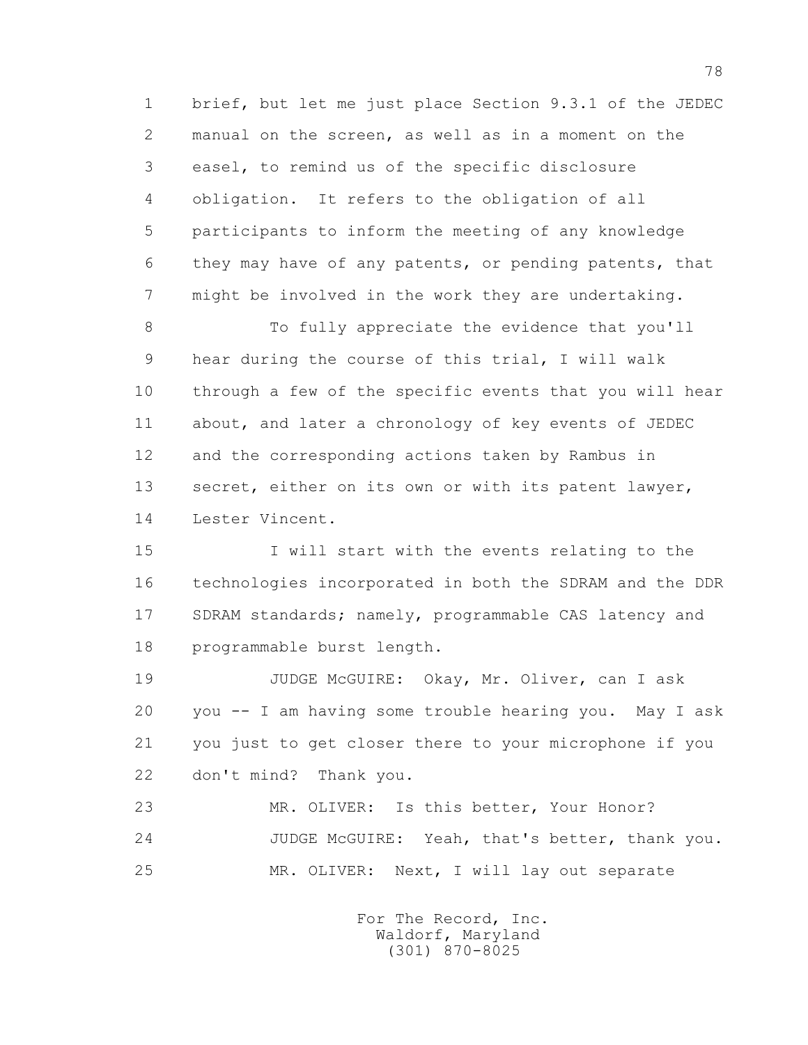1 brief, but let me just place Section 9.3.1 of the JEDEC
2 manual on the screen, as well as in a moment on the
3 easel, to remind us of the specific disclosure
4 obligation. It refers to the obligation of all
5 participants to inform the meeting of any knowledge
6 they may have of any patents, or pending patents, that
7 might be involved in the work they are undertaking.

8 To fully appreciate the evidence that you'll
9 hear during the course of this trial, I will walk
10 through a few of the specific events that you will hear
11 about, and later a chronology of key events of JEDEC
12 and the corresponding actions taken by Rambus in
13 secret, either on its own or with its patent lawyer,
14 Lester Vincent.

15 I will start with the events relating to the
16 technologies incorporated in both the SDRAM and the DDR
17 SDRAM standards; namely, programmable CAS latency and
18 programmable burst length.

19 JUDGE McGUIRE: Okay, Mr. Oliver, can I ask
20 you -- I am having some trouble hearing you. May I ask
21 you just to get closer there to your microphone if you
22 don't mind? Thank you.

23 MR. OLIVER: Is this better, Your Honor?

24 JUDGE McGUIRE: Yeah, that's better, thank you.

25 MR. OLIVER: Next, I will lay out separate

For The Record, Inc.
Waldorf, Maryland
(301) 870-8025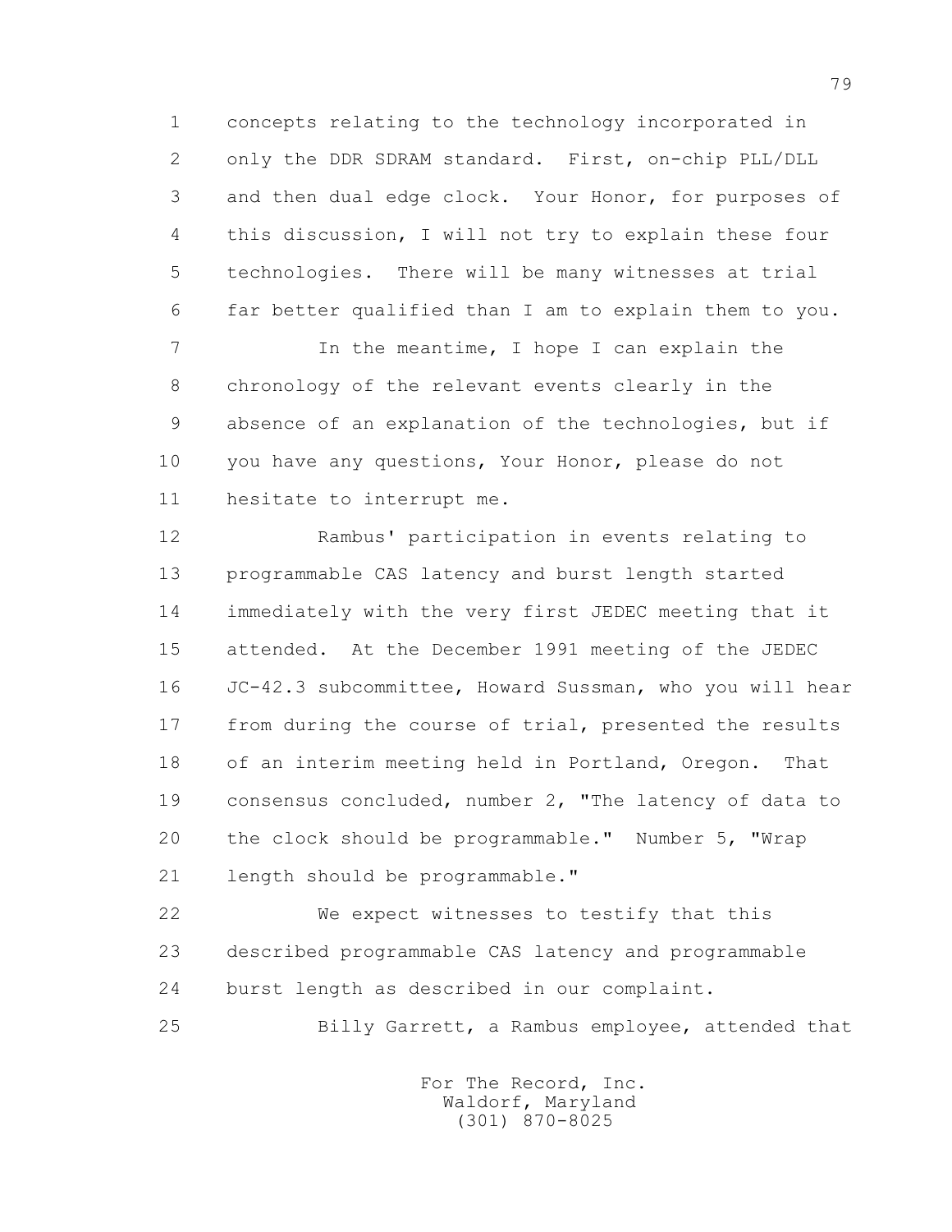concepts relating to the technology incorporated in only the DDR SDRAM standard. First, on-chip PLL/DLL and then dual edge clock. Your Honor, for purposes of this discussion, I will not try to explain these four technologies. There will be many witnesses at trial far better qualified than I am to explain them to you.

In the meantime, I hope I can explain the chronology of the relevant events clearly in the absence of an explanation of the technologies, but if you have any questions, Your Honor, please do not hesitate to interrupt me.

Rambus' participation in events relating to programmable CAS latency and burst length started immediately with the very first JEDEC meeting that it attended. At the December 1991 meeting of the JEDEC JC-42.3 subcommittee, Howard Sussman, who you will hear from during the course of trial, presented the results of an interim meeting held in Portland, Oregon. That consensus concluded, number 2, "The latency of data to the clock should be programmable." Number 5, "Wrap length should be programmable."

We expect witnesses to testify that this described programmable CAS latency and programmable burst length as described in our complaint.

Billy Garrett, a Rambus employee, attended that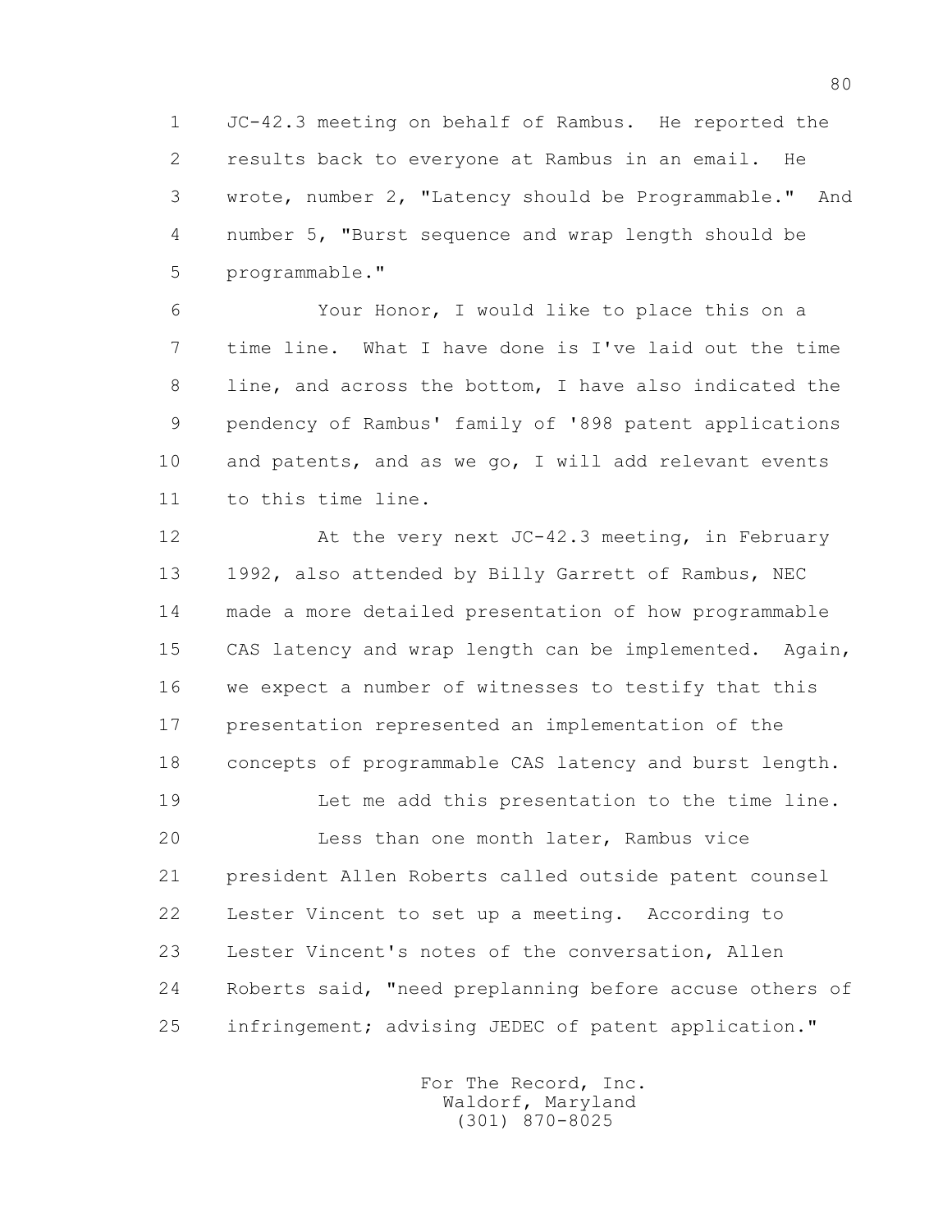JC-42.3 meeting on behalf of Rambus. He reported the results back to everyone at Rambus in an email. He wrote, number 2, "Latency should be Programmable." And number 5, "Burst sequence and wrap length should be programmable."

Your Honor, I would like to place this on a time line. What I have done is I've laid out the time line, and across the bottom, I have also indicated the pendency of Rambus' family of '898 patent applications and patents, and as we go, I will add relevant events to this time line.

At the very next JC-42.3 meeting, in February 1992, also attended by Billy Garrett of Rambus, NEC made a more detailed presentation of how programmable CAS latency and wrap length can be implemented. Again, we expect a number of witnesses to testify that this presentation represented an implementation of the concepts of programmable CAS latency and burst length.

Let me add this presentation to the time line.

Less than one month later, Rambus vice president Allen Roberts called outside patent counsel Lester Vincent to set up a meeting. According to Lester Vincent's notes of the conversation, Allen Roberts said, "need preplanning before accuse others of infringement; advising JEDEC of patent application."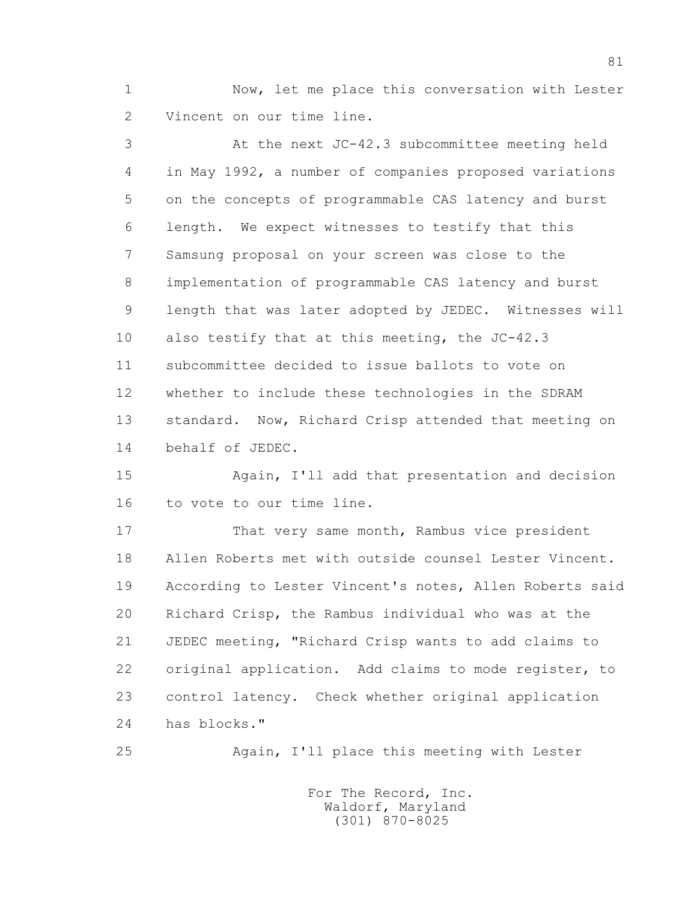Now, let me place this conversation with Lester Vincent on our time line.

At the next JC-42.3 subcommittee meeting held in May 1992, a number of companies proposed variations on the concepts of programmable CAS latency and burst length. We expect witnesses to testify that this Samsung proposal on your screen was close to the implementation of programmable CAS latency and burst length that was later adopted by JEDEC. Witnesses will also testify that at this meeting, the JC-42.3 subcommittee decided to issue ballots to vote on whether to include these technologies in the SDRAM standard. Now, Richard Crisp attended that meeting on behalf of JEDEC.

Again, I'll add that presentation and decision to vote to our time line.

That very same month, Rambus vice president Allen Roberts met with outside counsel Lester Vincent. According to Lester Vincent's notes, Allen Roberts said Richard Crisp, the Rambus individual who was at the JEDEC meeting, "Richard Crisp wants to add claims to original application. Add claims to mode register, to control latency. Check whether original application has blocks."

Again, I'll place this meeting with Lester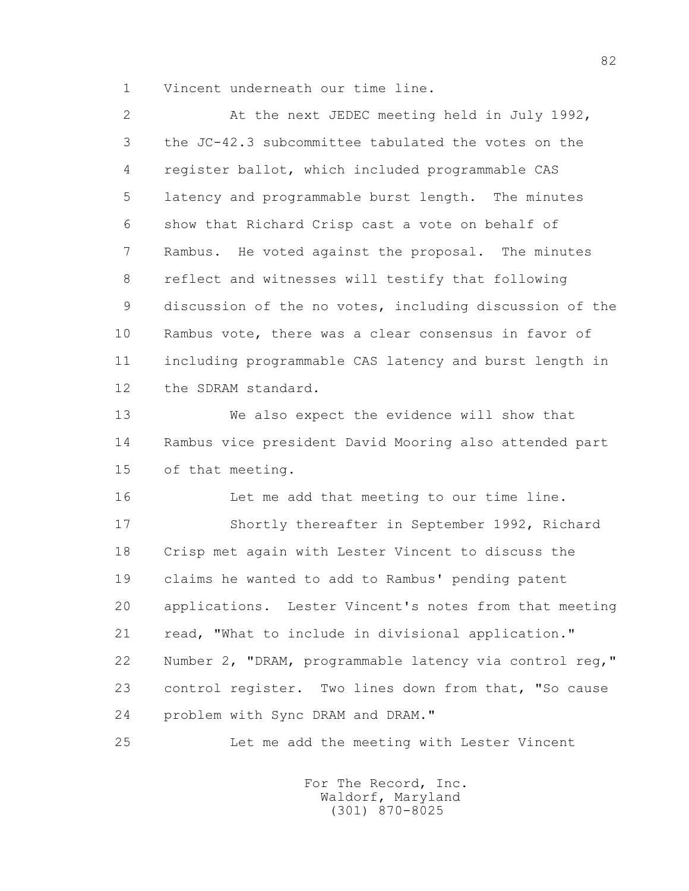1 Vincent underneath our time line.

2 At the next JEDEC meeting held in July 1992,
3 the JC-42.3 subcommittee tabulated the votes on the
4 register ballot, which included programmable CAS
5 latency and programmable burst length. The minutes
6 show that Richard Crisp cast a vote on behalf of
7 Rambus. He voted against the proposal. The minutes
8 reflect and witnesses will testify that following
9 discussion of the no votes, including discussion of the
10 Rambus vote, there was a clear consensus in favor of
11 including programmable CAS latency and burst length in
12 the SDRAM standard.

13 We also expect the evidence will show that
14 Rambus vice president David Mooring also attended part
15 of that meeting.

16 Let me add that meeting to our time line.

17 Shortly thereafter in September 1992, Richard
18 Crisp met again with Lester Vincent to discuss the
19 claims he wanted to add to Rambus' pending patent
20 applications. Lester Vincent's notes from that meeting
21 read, "What to include in divisional application."
22 Number 2, "DRAM, programmable latency via control reg,"
23 control register. Two lines down from that, "So cause
24 problem with Sync DRAM and DRAM."

25 Let me add the meeting with Lester Vincent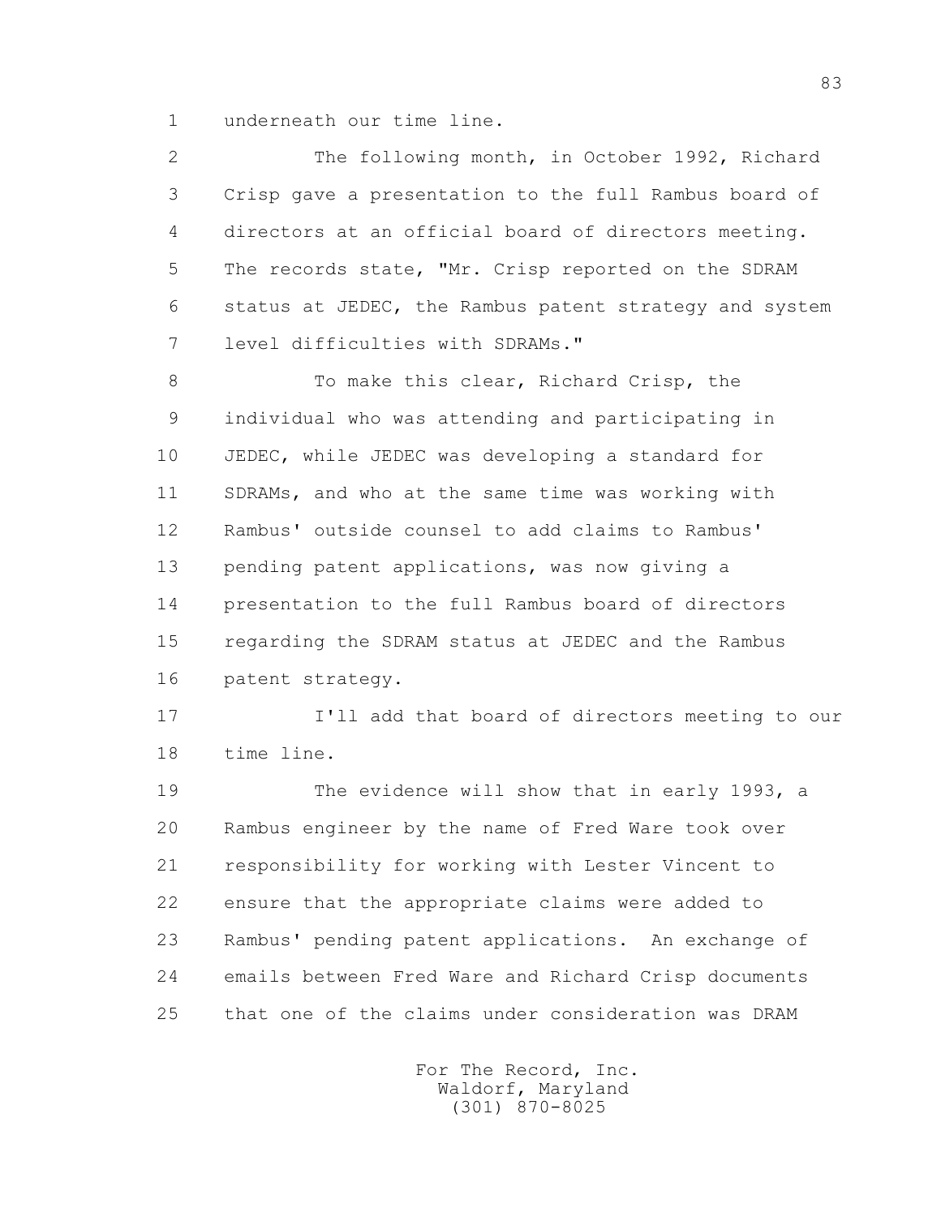underneath our time line.

The following month, in October 1992, Richard Crisp gave a presentation to the full Rambus board of directors at an official board of directors meeting. The records state, "Mr. Crisp reported on the SDRAM status at JEDEC, the Rambus patent strategy and system level difficulties with SDRAMs."

To make this clear, Richard Crisp, the individual who was attending and participating in JEDEC, while JEDEC was developing a standard for SDRAMs, and who at the same time was working with Rambus' outside counsel to add claims to Rambus' pending patent applications, was now giving a presentation to the full Rambus board of directors regarding the SDRAM status at JEDEC and the Rambus patent strategy.

I'll add that board of directors meeting to our time line.

The evidence will show that in early 1993, a Rambus engineer by the name of Fred Ware took over responsibility for working with Lester Vincent to ensure that the appropriate claims were added to Rambus' pending patent applications. An exchange of emails between Fred Ware and Richard Crisp documents that one of the claims under consideration was DRAM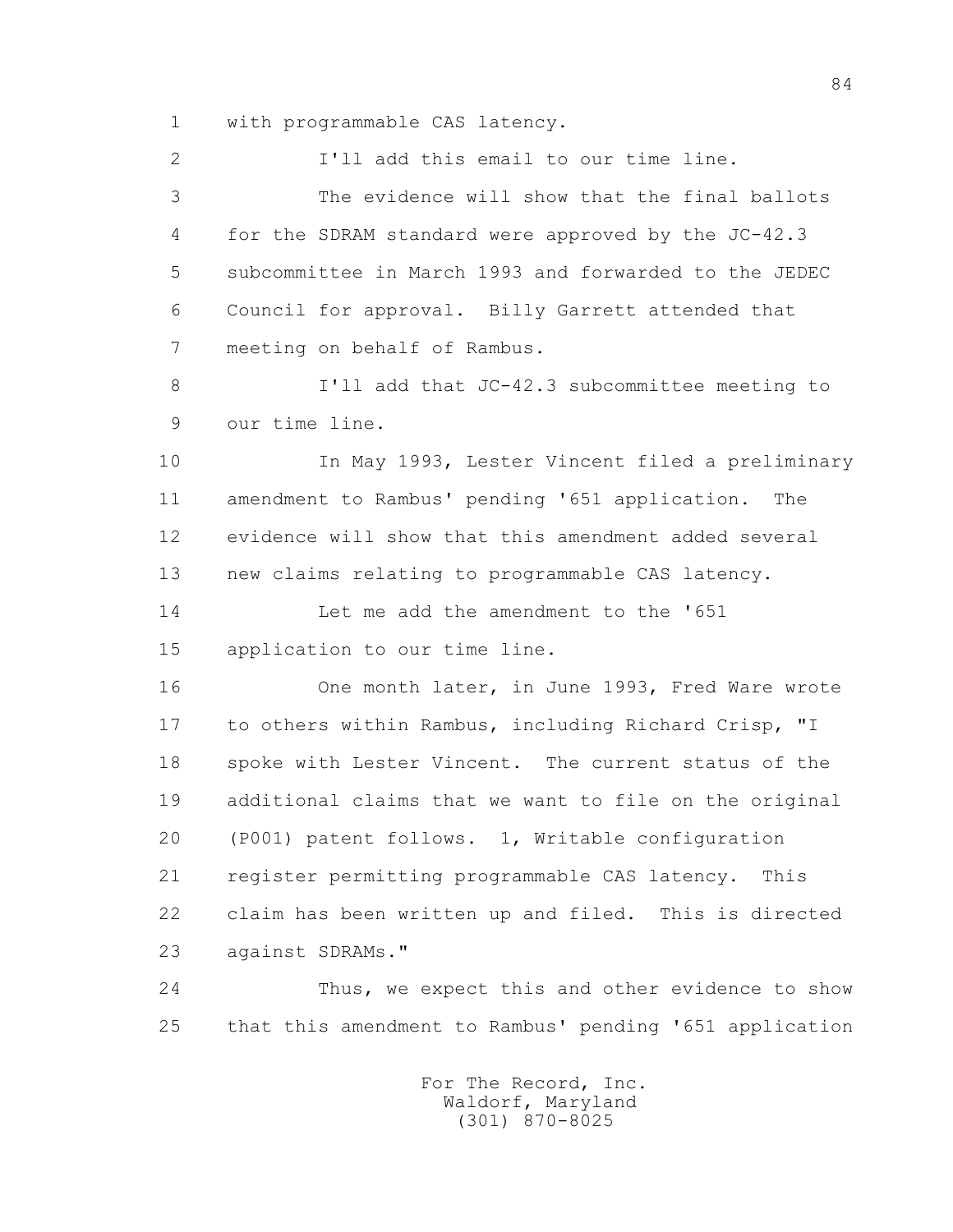with programmable CAS latency.

I'll add this email to our time line.

The evidence will show that the final ballots for the SDRAM standard were approved by the JC-42.3 subcommittee in March 1993 and forwarded to the JEDEC Council for approval. Billy Garrett attended that meeting on behalf of Rambus.

I'll add that JC-42.3 subcommittee meeting to our time line.

In May 1993, Lester Vincent filed a preliminary amendment to Rambus' pending '651 application. The evidence will show that this amendment added several new claims relating to programmable CAS latency.

Let me add the amendment to the '651 application to our time line.

One month later, in June 1993, Fred Ware wrote to others within Rambus, including Richard Crisp, "I spoke with Lester Vincent. The current status of the additional claims that we want to file on the original (P001) patent follows. 1, Writable configuration register permitting programmable CAS latency. This claim has been written up and filed. This is directed against SDRAMs."

Thus, we expect this and other evidence to show that this amendment to Rambus' pending '651 application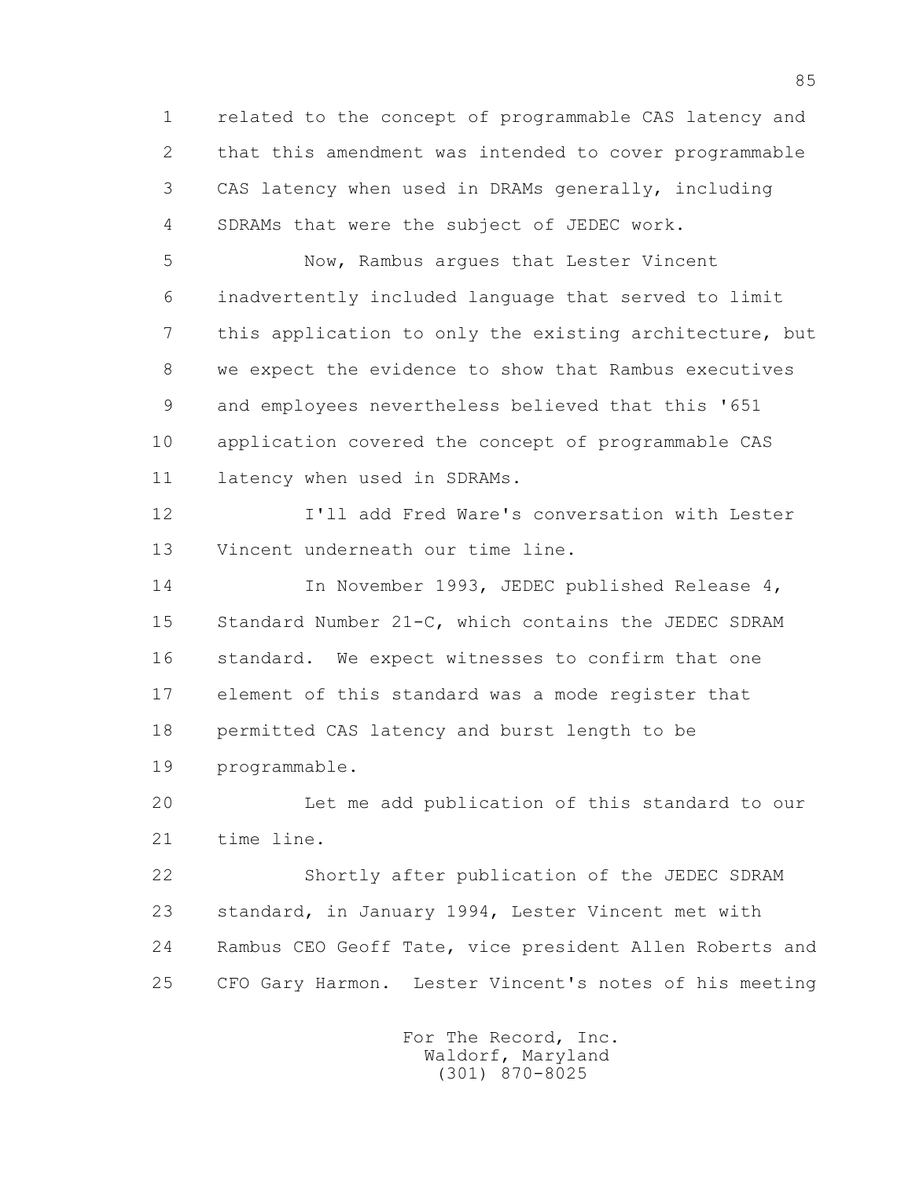related to the concept of programmable CAS latency and that this amendment was intended to cover programmable CAS latency when used in DRAMs generally, including SDRAMs that were the subject of JEDEC work.

Now, Rambus argues that Lester Vincent inadvertently included language that served to limit this application to only the existing architecture, but we expect the evidence to show that Rambus executives and employees nevertheless believed that this '651 application covered the concept of programmable CAS latency when used in SDRAMs.

I'll add Fred Ware's conversation with Lester Vincent underneath our time line.

In November 1993, JEDEC published Release 4, Standard Number 21-C, which contains the JEDEC SDRAM standard. We expect witnesses to confirm that one element of this standard was a mode register that permitted CAS latency and burst length to be programmable.

Let me add publication of this standard to our time line.

Shortly after publication of the JEDEC SDRAM standard, in January 1994, Lester Vincent met with Rambus CEO Geoff Tate, vice president Allen Roberts and CFO Gary Harmon. Lester Vincent's notes of his meeting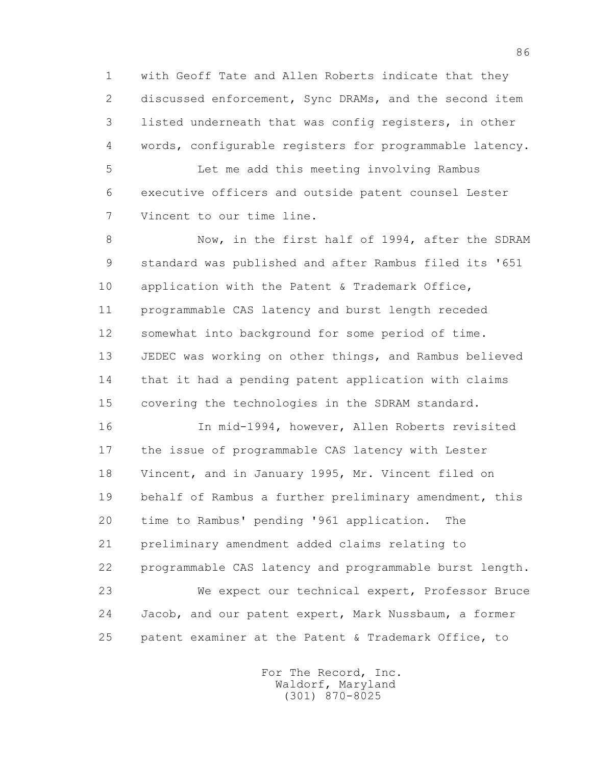with Geoff Tate and Allen Roberts indicate that they discussed enforcement, Sync DRAMs, and the second item listed underneath that was config registers, in other words, configurable registers for programmable latency.

Let me add this meeting involving Rambus executive officers and outside patent counsel Lester Vincent to our time line.

Now, in the first half of 1994, after the SDRAM standard was published and after Rambus filed its '651 application with the Patent & Trademark Office, programmable CAS latency and burst length receded somewhat into background for some period of time. JEDEC was working on other things, and Rambus believed that it had a pending patent application with claims covering the technologies in the SDRAM standard.

In mid-1994, however, Allen Roberts revisited the issue of programmable CAS latency with Lester Vincent, and in January 1995, Mr. Vincent filed on behalf of Rambus a further preliminary amendment, this time to Rambus' pending '961 application. The preliminary amendment added claims relating to programmable CAS latency and programmable burst length.

We expect our technical expert, Professor Bruce Jacob, and our patent expert, Mark Nussbaum, a former patent examiner at the Patent & Trademark Office, to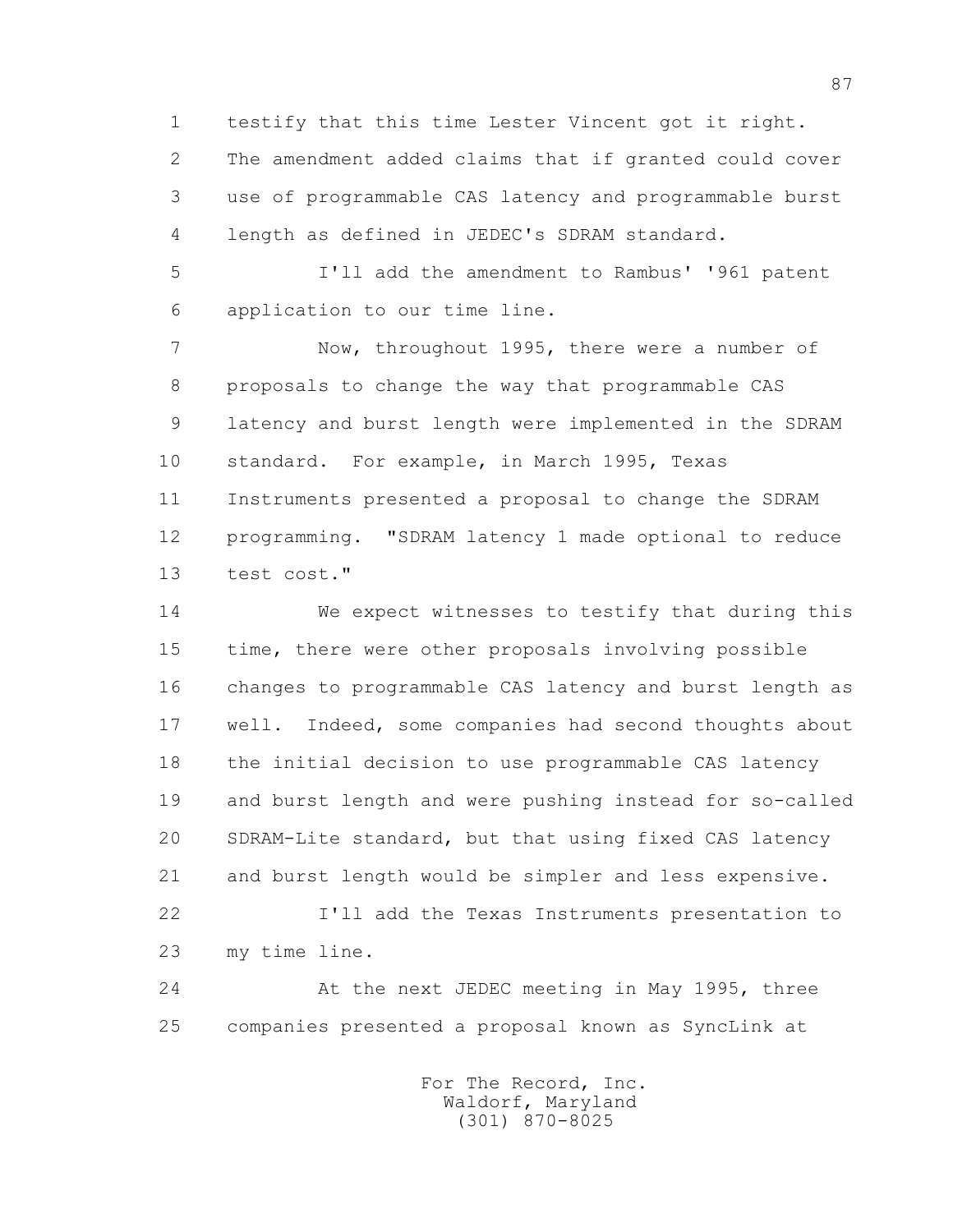testify that this time Lester Vincent got it right. The amendment added claims that if granted could cover use of programmable CAS latency and programmable burst length as defined in JEDEC's SDRAM standard.

I'll add the amendment to Rambus' '961 patent application to our time line.

Now, throughout 1995, there were a number of proposals to change the way that programmable CAS latency and burst length were implemented in the SDRAM standard. For example, in March 1995, Texas Instruments presented a proposal to change the SDRAM programming. "SDRAM latency 1 made optional to reduce test cost."

We expect witnesses to testify that during this time, there were other proposals involving possible changes to programmable CAS latency and burst length as well. Indeed, some companies had second thoughts about the initial decision to use programmable CAS latency and burst length and were pushing instead for so-called SDRAM-Lite standard, but that using fixed CAS latency and burst length would be simpler and less expensive.

I'll add the Texas Instruments presentation to my time line.

At the next JEDEC meeting in May 1995, three companies presented a proposal known as SyncLink at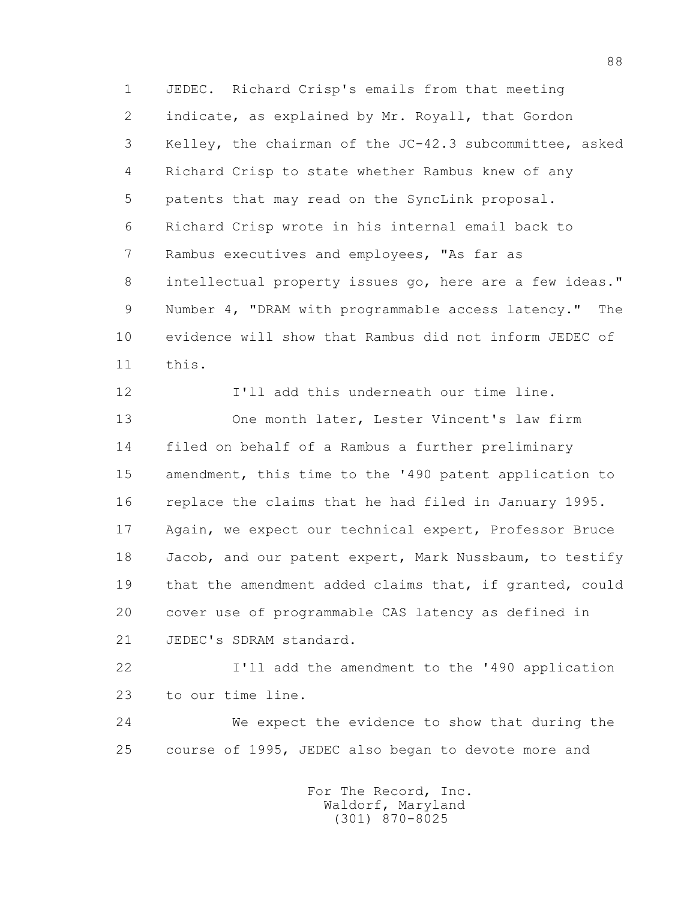JEDEC. Richard Crisp's emails from that meeting indicate, as explained by Mr. Royall, that Gordon Kelley, the chairman of the JC-42.3 subcommittee, asked Richard Crisp to state whether Rambus knew of any patents that may read on the SyncLink proposal. Richard Crisp wrote in his internal email back to Rambus executives and employees, "As far as intellectual property issues go, here are a few ideas." Number 4, "DRAM with programmable access latency." The evidence will show that Rambus did not inform JEDEC of this.

I'll add this underneath our time line.

One month later, Lester Vincent's law firm filed on behalf of a Rambus a further preliminary amendment, this time to the '490 patent application to replace the claims that he had filed in January 1995. Again, we expect our technical expert, Professor Bruce Jacob, and our patent expert, Mark Nussbaum, to testify that the amendment added claims that, if granted, could cover use of programmable CAS latency as defined in JEDEC's SDRAM standard.

I'll add the amendment to the '490 application to our time line.

We expect the evidence to show that during the course of 1995, JEDEC also began to devote more and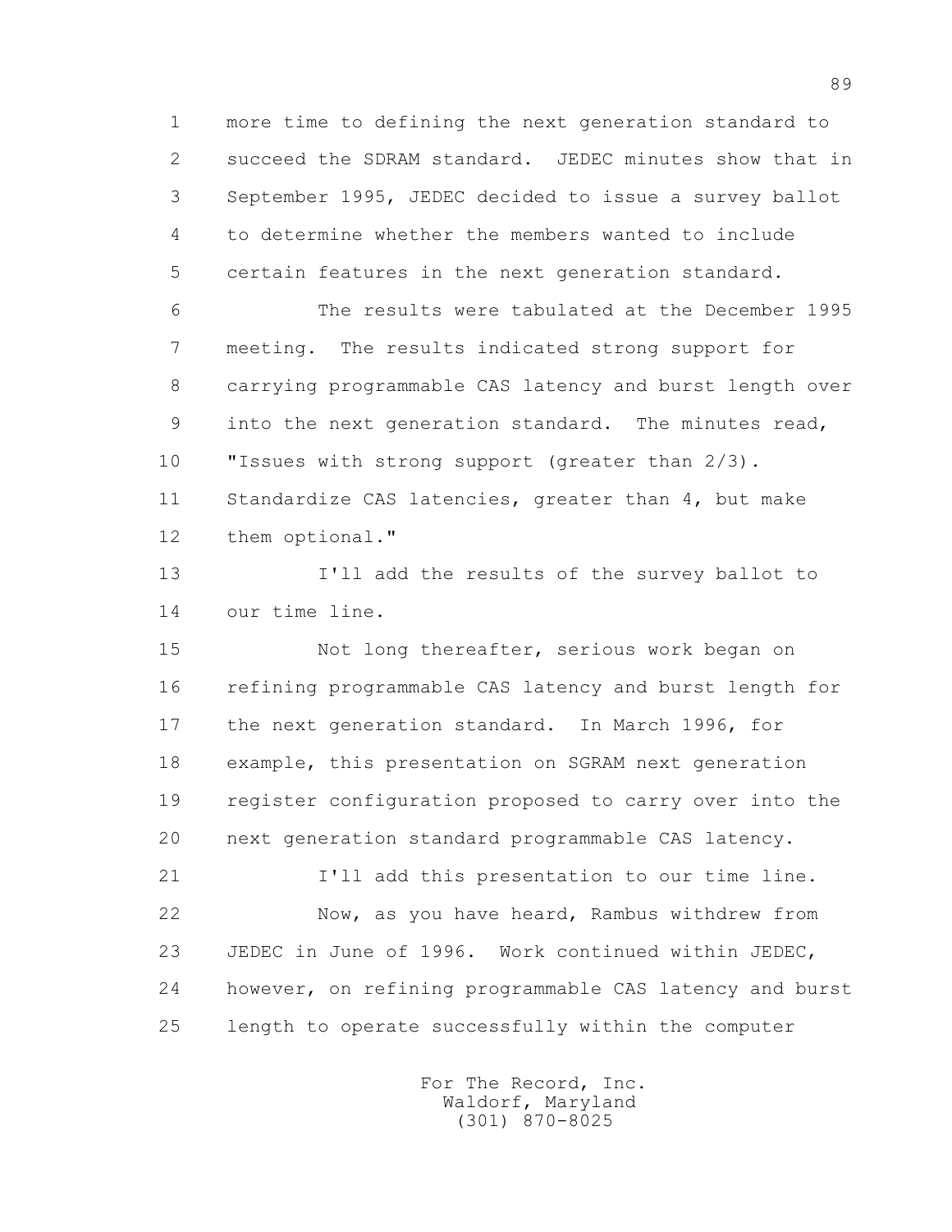more time to defining the next generation standard to succeed the SDRAM standard. JEDEC minutes show that in September 1995, JEDEC decided to issue a survey ballot to determine whether the members wanted to include certain features in the next generation standard.

The results were tabulated at the December 1995 meeting. The results indicated strong support for carrying programmable CAS latency and burst length over into the next generation standard. The minutes read, "Issues with strong support (greater than 2/3). Standardize CAS latencies, greater than 4, but make them optional."

I'll add the results of the survey ballot to our time line.

Not long thereafter, serious work began on refining programmable CAS latency and burst length for the next generation standard. In March 1996, for example, this presentation on SGRAM next generation register configuration proposed to carry over into the next generation standard programmable CAS latency.

I'll add this presentation to our time line.

Now, as you have heard, Rambus withdrew from JEDEC in June of 1996. Work continued within JEDEC, however, on refining programmable CAS latency and burst length to operate successfully within the computer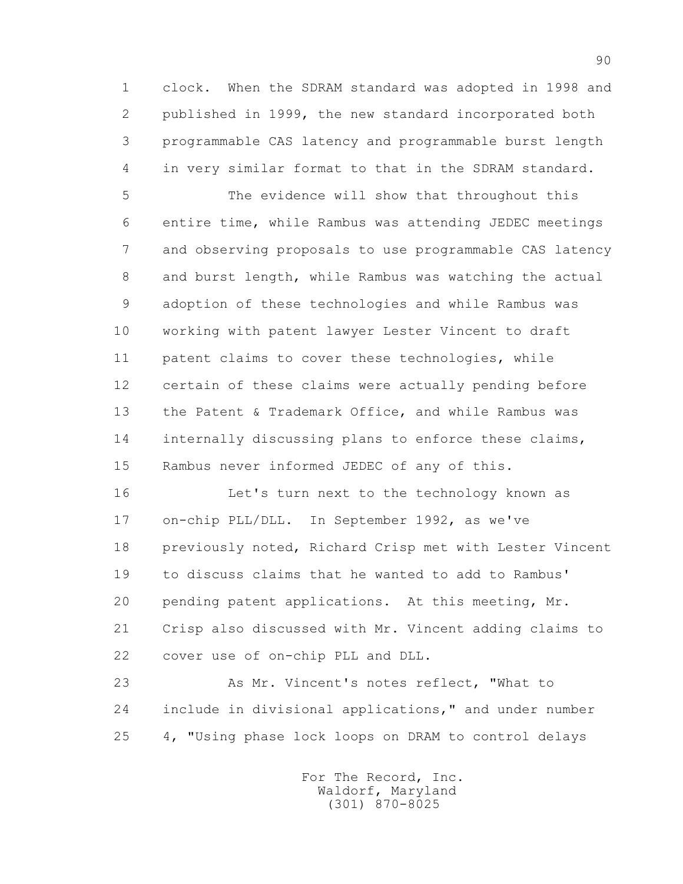clock. When the SDRAM standard was adopted in 1998 and published in 1999, the new standard incorporated both programmable CAS latency and programmable burst length in very similar format to that in the SDRAM standard.

The evidence will show that throughout this entire time, while Rambus was attending JEDEC meetings and observing proposals to use programmable CAS latency and burst length, while Rambus was watching the actual adoption of these technologies and while Rambus was working with patent lawyer Lester Vincent to draft patent claims to cover these technologies, while certain of these claims were actually pending before the Patent & Trademark Office, and while Rambus was internally discussing plans to enforce these claims, Rambus never informed JEDEC of any of this.

Let's turn next to the technology known as on-chip PLL/DLL. In September 1992, as we've previously noted, Richard Crisp met with Lester Vincent to discuss claims that he wanted to add to Rambus' pending patent applications. At this meeting, Mr. Crisp also discussed with Mr. Vincent adding claims to cover use of on-chip PLL and DLL.

As Mr. Vincent's notes reflect, "What to include in divisional applications," and under number 4, "Using phase lock loops on DRAM to control delays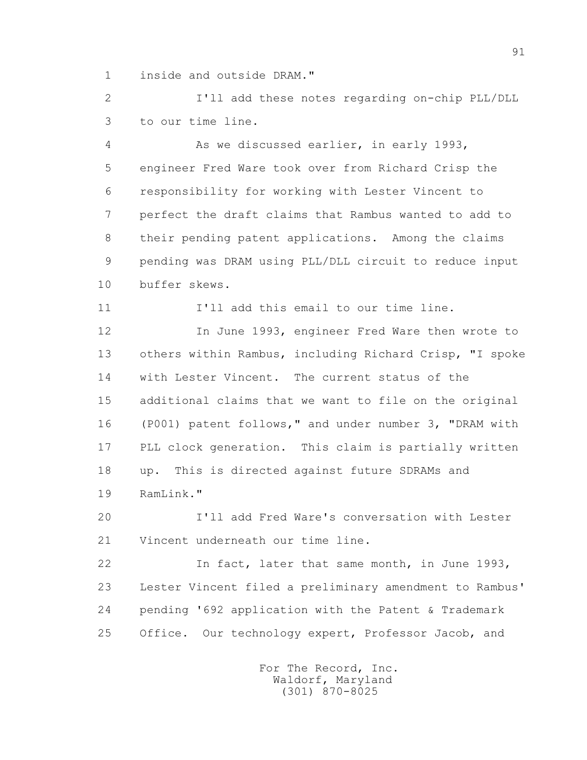inside and outside DRAM."

I'll add these notes regarding on-chip PLL/DLL to our time line.

As we discussed earlier, in early 1993, engineer Fred Ware took over from Richard Crisp the responsibility for working with Lester Vincent to perfect the draft claims that Rambus wanted to add to their pending patent applications. Among the claims pending was DRAM using PLL/DLL circuit to reduce input buffer skews.

I'll add this email to our time line.

In June 1993, engineer Fred Ware then wrote to others within Rambus, including Richard Crisp, "I spoke with Lester Vincent. The current status of the additional claims that we want to file on the original (P001) patent follows," and under number 3, "DRAM with PLL clock generation. This claim is partially written up. This is directed against future SDRAMs and RamLink."

I'll add Fred Ware's conversation with Lester Vincent underneath our time line.

In fact, later that same month, in June 1993, Lester Vincent filed a preliminary amendment to Rambus' pending '692 application with the Patent & Trademark Office. Our technology expert, Professor Jacob, and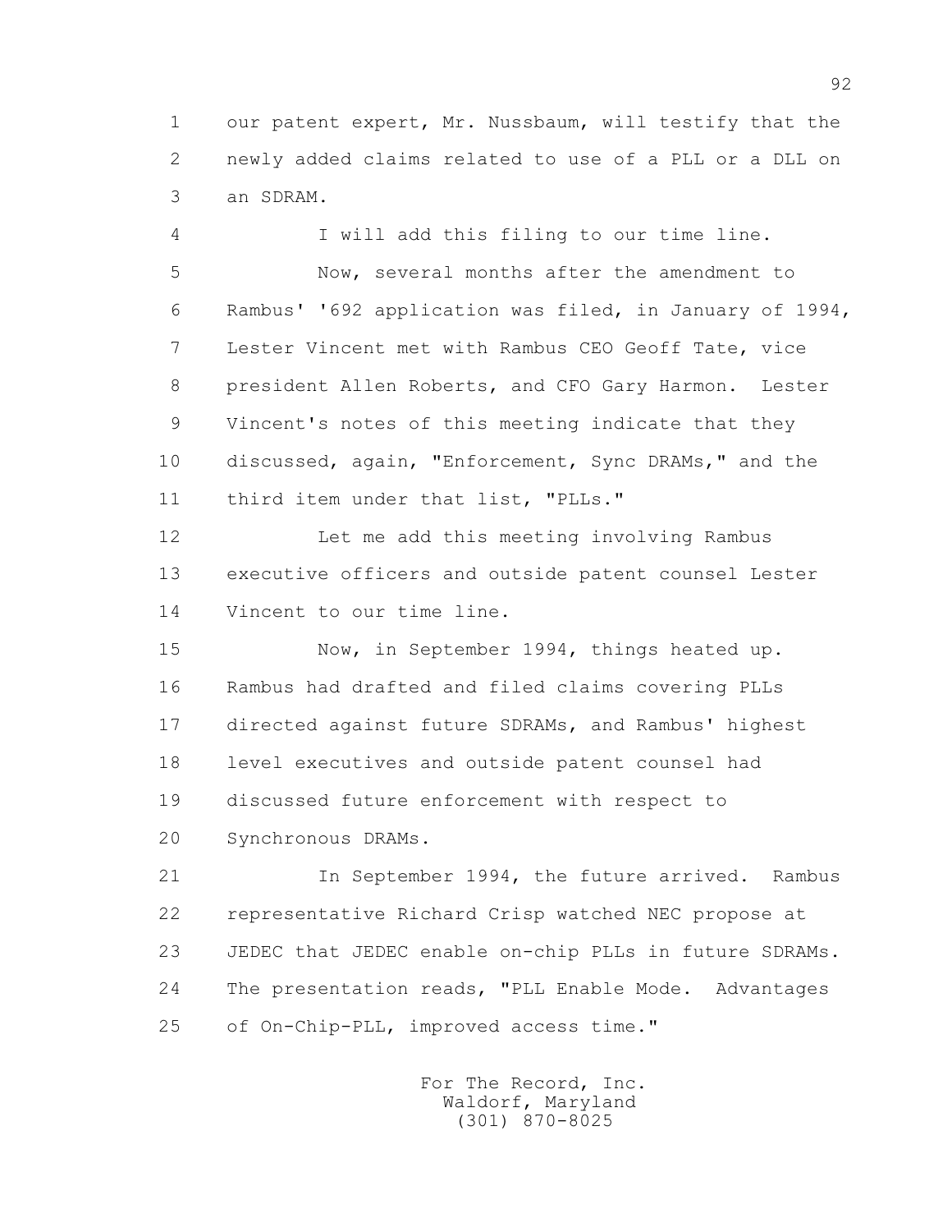our patent expert, Mr. Nussbaum, will testify that the newly added claims related to use of a PLL or a DLL on an SDRAM.

I will add this filing to our time line.

Now, several months after the amendment to Rambus' '692 application was filed, in January of 1994, Lester Vincent met with Rambus CEO Geoff Tate, vice president Allen Roberts, and CFO Gary Harmon. Lester Vincent's notes of this meeting indicate that they discussed, again, "Enforcement, Sync DRAMs," and the third item under that list, "PLLs."

Let me add this meeting involving Rambus executive officers and outside patent counsel Lester Vincent to our time line.

Now, in September 1994, things heated up. Rambus had drafted and filed claims covering PLLs directed against future SDRAMs, and Rambus' highest level executives and outside patent counsel had discussed future enforcement with respect to Synchronous DRAMs.

In September 1994, the future arrived. Rambus representative Richard Crisp watched NEC propose at JEDEC that JEDEC enable on-chip PLLs in future SDRAMs. The presentation reads, "PLL Enable Mode. Advantages of On-Chip-PLL, improved access time."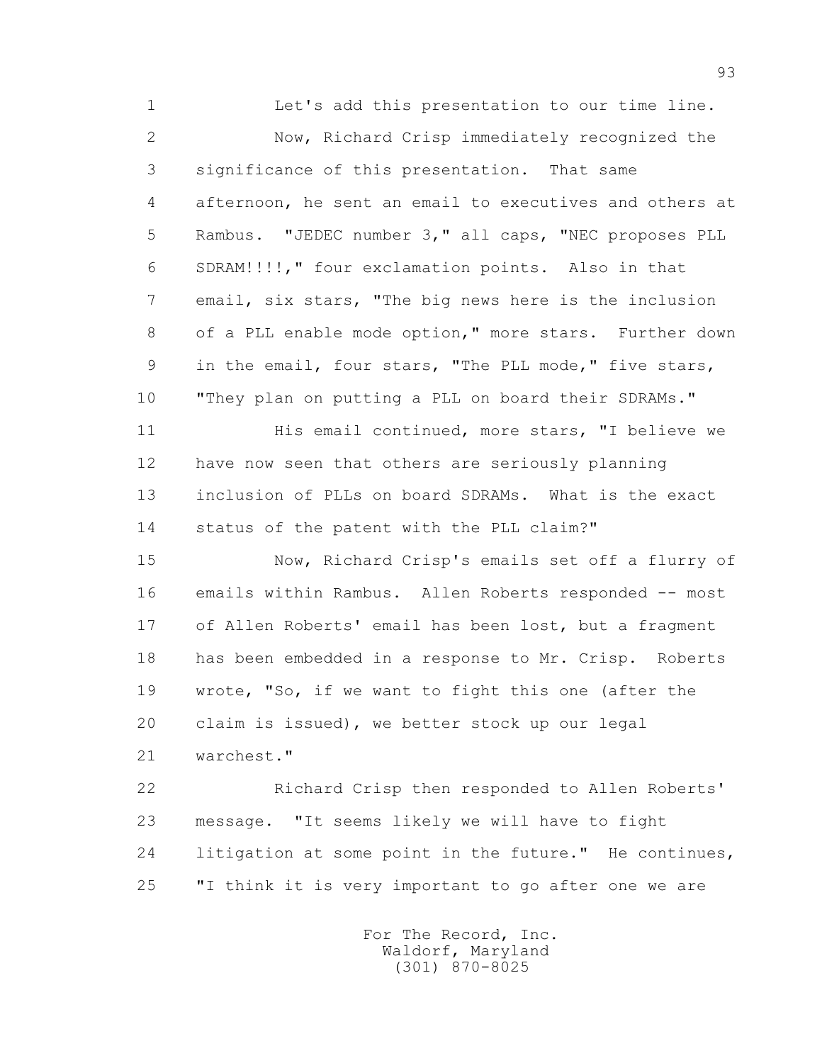1 Let's add this presentation to our time line.

2 Now, Richard Crisp immediately recognized the

3 significance of this presentation. That same

4 afternoon, he sent an email to executives and others at

5 Rambus. "JEDEC number 3," all caps, "NEC proposes PLL

6 SDRAM!!!!," four exclamation points. Also in that

7 email, six stars, "The big news here is the inclusion

8 of a PLL enable mode option," more stars. Further down

9 in the email, four stars, "The PLL mode," five stars,

10 "They plan on putting a PLL on board their SDRAMs."

11 His email continued, more stars, "I believe we

12 have now seen that others are seriously planning

13 inclusion of PLLs on board SDRAMs. What is the exact

14 status of the patent with the PLL claim?"

15 Now, Richard Crisp's emails set off a flurry of

16 emails within Rambus. Allen Roberts responded -- most

17 of Allen Roberts' email has been lost, but a fragment

18 has been embedded in a response to Mr. Crisp. Roberts

19 wrote, "So, if we want to fight this one (after the

20 claim is issued), we better stock up our legal

21 warchest."

22 Richard Crisp then responded to Allen Roberts'

23 message. "It seems likely we will have to fight

24 litigation at some point in the future." He continues,

25 "I think it is very important to go after one we are

For The Record, Inc.
Waldorf, Maryland
(301) 870-8025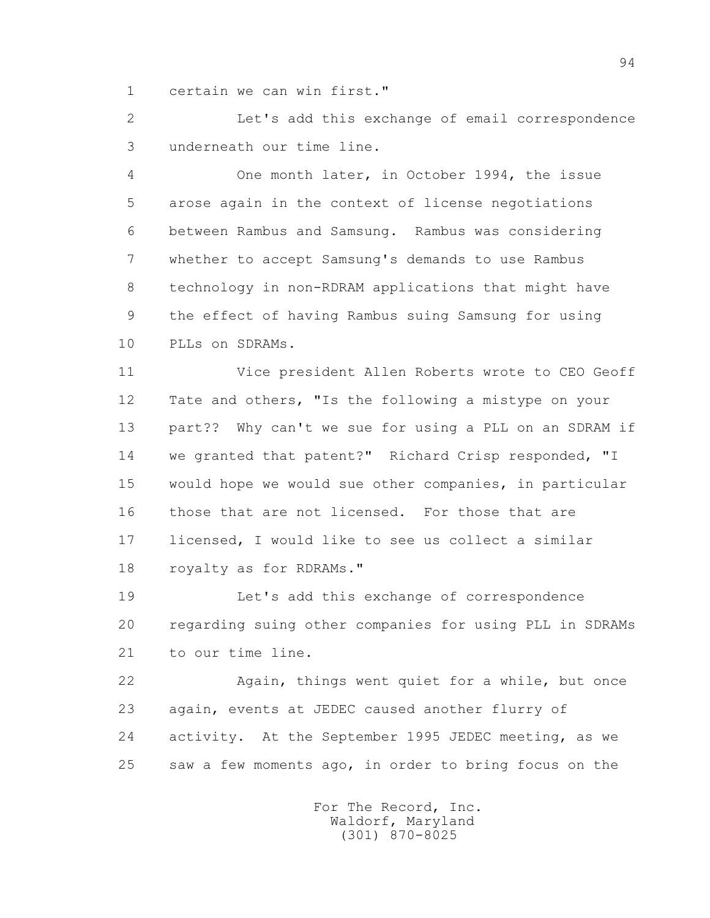certain we can win first."

Let's add this exchange of email correspondence underneath our time line.

One month later, in October 1994, the issue arose again in the context of license negotiations between Rambus and Samsung. Rambus was considering whether to accept Samsung's demands to use Rambus technology in non-RDRAM applications that might have the effect of having Rambus suing Samsung for using PLLs on SDRAMs.

Vice president Allen Roberts wrote to CEO Geoff Tate and others, "Is the following a mistype on your part?? Why can't we sue for using a PLL on an SDRAM if we granted that patent?" Richard Crisp responded, "I would hope we would sue other companies, in particular those that are not licensed. For those that are licensed, I would like to see us collect a similar royalty as for RDRAMs."

Let's add this exchange of correspondence regarding suing other companies for using PLL in SDRAMs to our time line.

Again, things went quiet for a while, but once again, events at JEDEC caused another flurry of activity. At the September 1995 JEDEC meeting, as we saw a few moments ago, in order to bring focus on the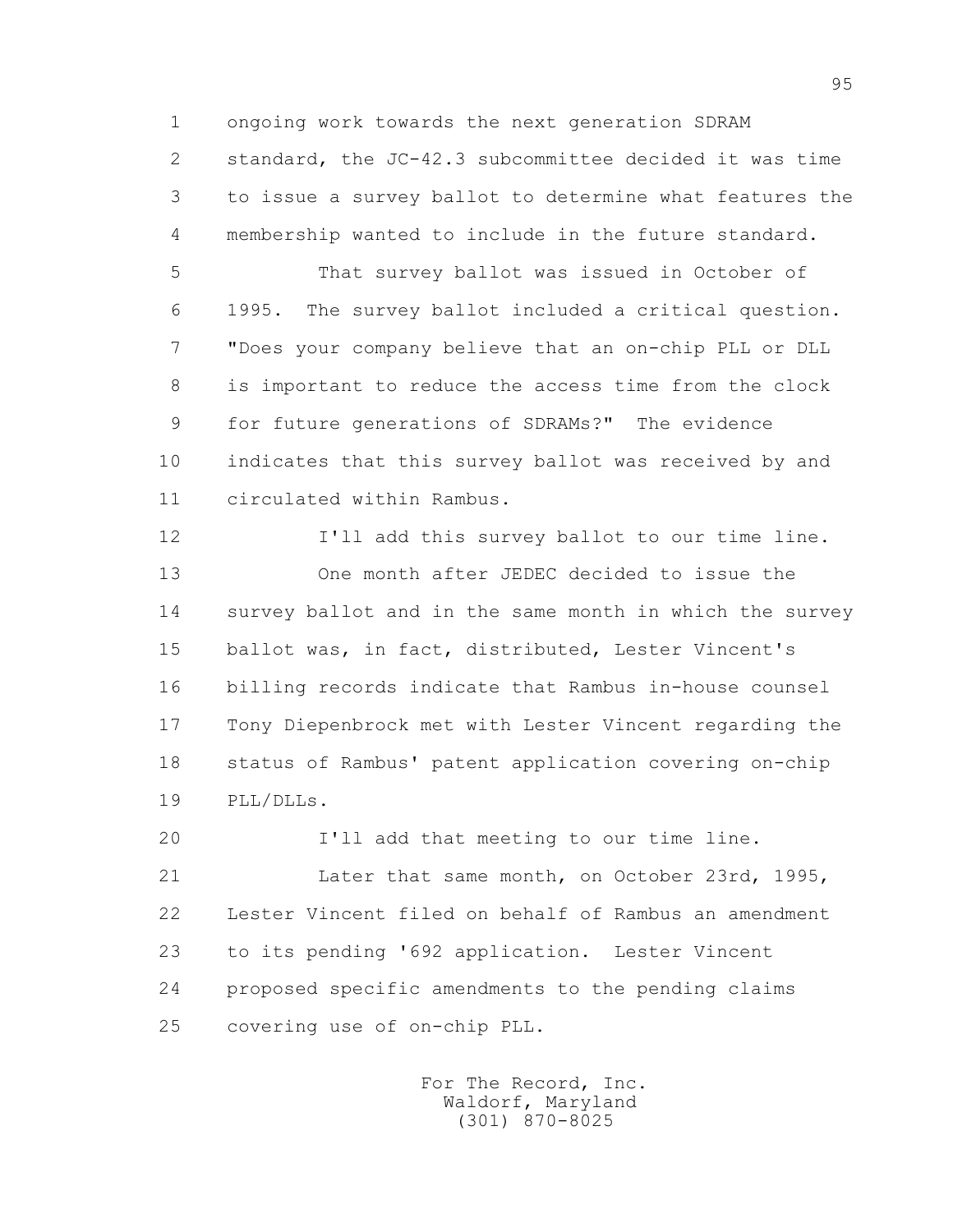ongoing work towards the next generation SDRAM standard, the JC-42.3 subcommittee decided it was time to issue a survey ballot to determine what features the membership wanted to include in the future standard.

That survey ballot was issued in October of 1995. The survey ballot included a critical question. "Does your company believe that an on-chip PLL or DLL is important to reduce the access time from the clock for future generations of SDRAMs?" The evidence indicates that this survey ballot was received by and circulated within Rambus.

I'll add this survey ballot to our time line.

One month after JEDEC decided to issue the survey ballot and in the same month in which the survey ballot was, in fact, distributed, Lester Vincent's billing records indicate that Rambus in-house counsel Tony Diepenbrock met with Lester Vincent regarding the status of Rambus' patent application covering on-chip PLL/DLLs.

I'll add that meeting to our time line.

Later that same month, on October 23rd, 1995, Lester Vincent filed on behalf of Rambus an amendment to its pending '692 application. Lester Vincent proposed specific amendments to the pending claims covering use of on-chip PLL.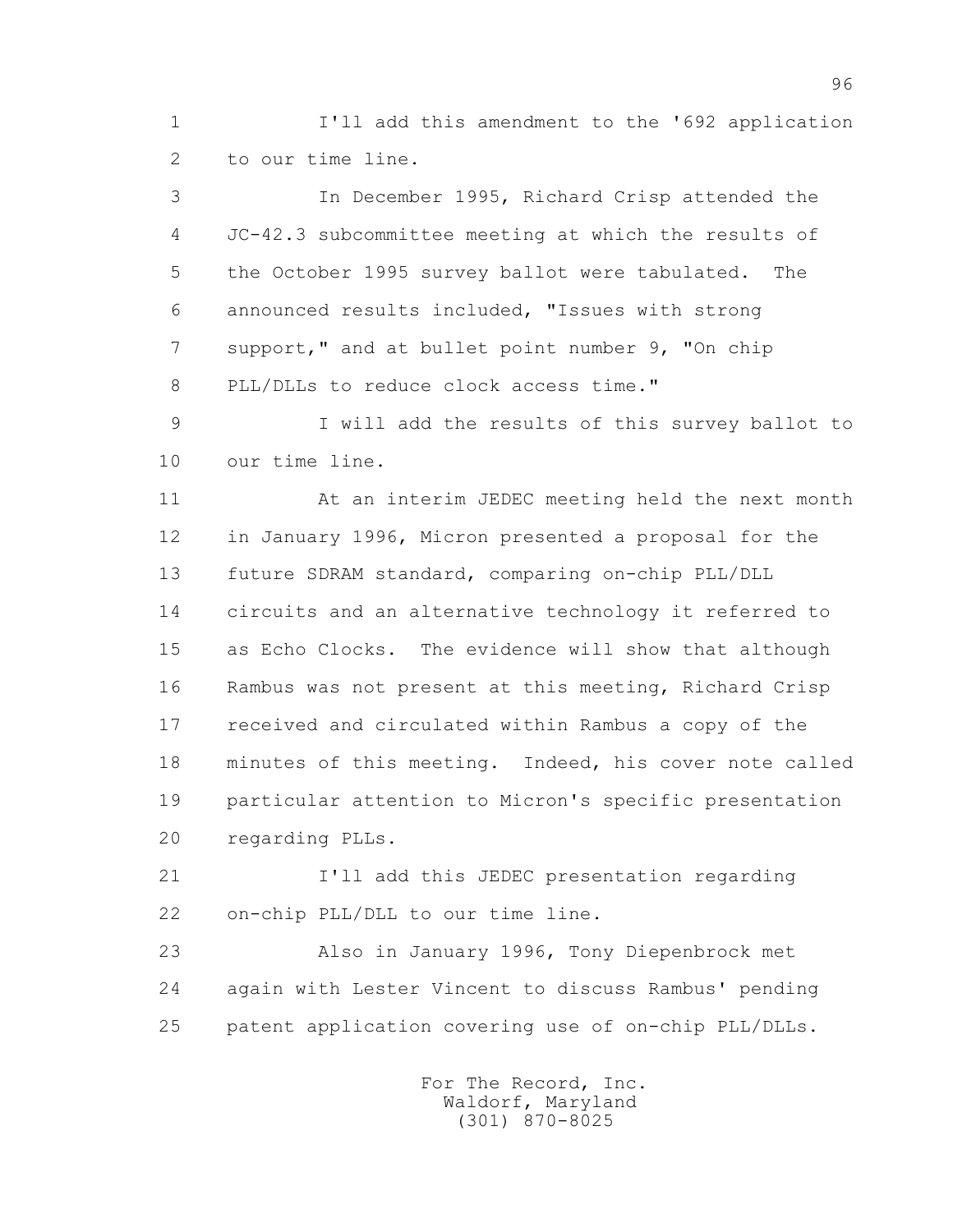I'll add this amendment to the '692 application to our time line.

In December 1995, Richard Crisp attended the JC-42.3 subcommittee meeting at which the results of the October 1995 survey ballot were tabulated. The announced results included, "Issues with strong support," and at bullet point number 9, "On chip PLL/DLLs to reduce clock access time."

I will add the results of this survey ballot to our time line.

At an interim JEDEC meeting held the next month in January 1996, Micron presented a proposal for the future SDRAM standard, comparing on-chip PLL/DLL circuits and an alternative technology it referred to as Echo Clocks. The evidence will show that although Rambus was not present at this meeting, Richard Crisp received and circulated within Rambus a copy of the minutes of this meeting. Indeed, his cover note called particular attention to Micron's specific presentation regarding PLLs.

I'll add this JEDEC presentation regarding on-chip PLL/DLL to our time line.

Also in January 1996, Tony Diepenbrock met again with Lester Vincent to discuss Rambus' pending patent application covering use of on-chip PLL/DLLs.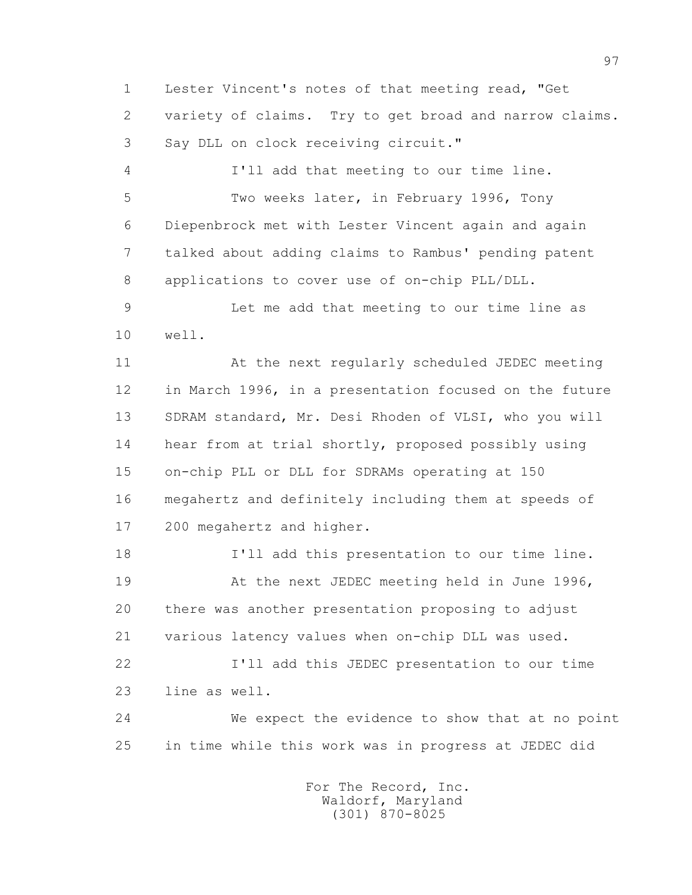Lester Vincent's notes of that meeting read, "Get variety of claims. Try to get broad and narrow claims. Say DLL on clock receiving circuit."

I'll add that meeting to our time line.

Two weeks later, in February 1996, Tony Diepenbrock met with Lester Vincent again and again talked about adding claims to Rambus' pending patent applications to cover use of on-chip PLL/DLL.

Let me add that meeting to our time line as well.

At the next regularly scheduled JEDEC meeting in March 1996, in a presentation focused on the future SDRAM standard, Mr. Desi Rhoden of VLSI, who you will hear from at trial shortly, proposed possibly using on-chip PLL or DLL for SDRAMs operating at 150 megahertz and definitely including them at speeds of 200 megahertz and higher.

I'll add this presentation to our time line.

At the next JEDEC meeting held in June 1996, there was another presentation proposing to adjust various latency values when on-chip DLL was used.

I'll add this JEDEC presentation to our time line as well.

We expect the evidence to show that at no point in time while this work was in progress at JEDEC did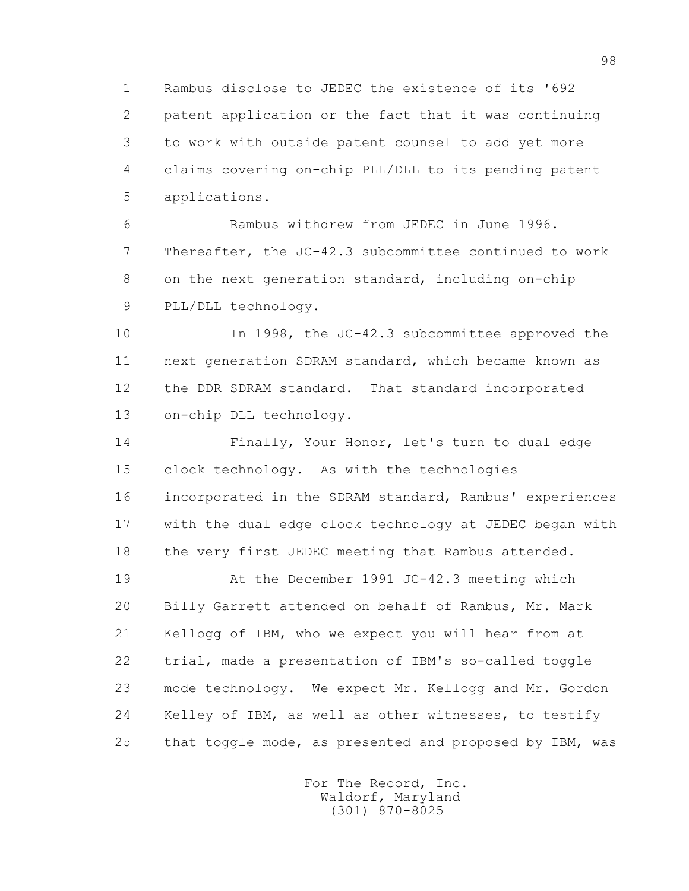Rambus disclose to JEDEC the existence of its '692 patent application or the fact that it was continuing to work with outside patent counsel to add yet more claims covering on-chip PLL/DLL to its pending patent applications.

Rambus withdrew from JEDEC in June 1996. Thereafter, the JC-42.3 subcommittee continued to work on the next generation standard, including on-chip PLL/DLL technology.

In 1998, the JC-42.3 subcommittee approved the next generation SDRAM standard, which became known as the DDR SDRAM standard. That standard incorporated on-chip DLL technology.

Finally, Your Honor, let's turn to dual edge clock technology. As with the technologies incorporated in the SDRAM standard, Rambus' experiences with the dual edge clock technology at JEDEC began with the very first JEDEC meeting that Rambus attended.

At the December 1991 JC-42.3 meeting which Billy Garrett attended on behalf of Rambus, Mr. Mark Kellogg of IBM, who we expect you will hear from at trial, made a presentation of IBM's so-called toggle mode technology. We expect Mr. Kellogg and Mr. Gordon Kelley of IBM, as well as other witnesses, to testify that toggle mode, as presented and proposed by IBM, was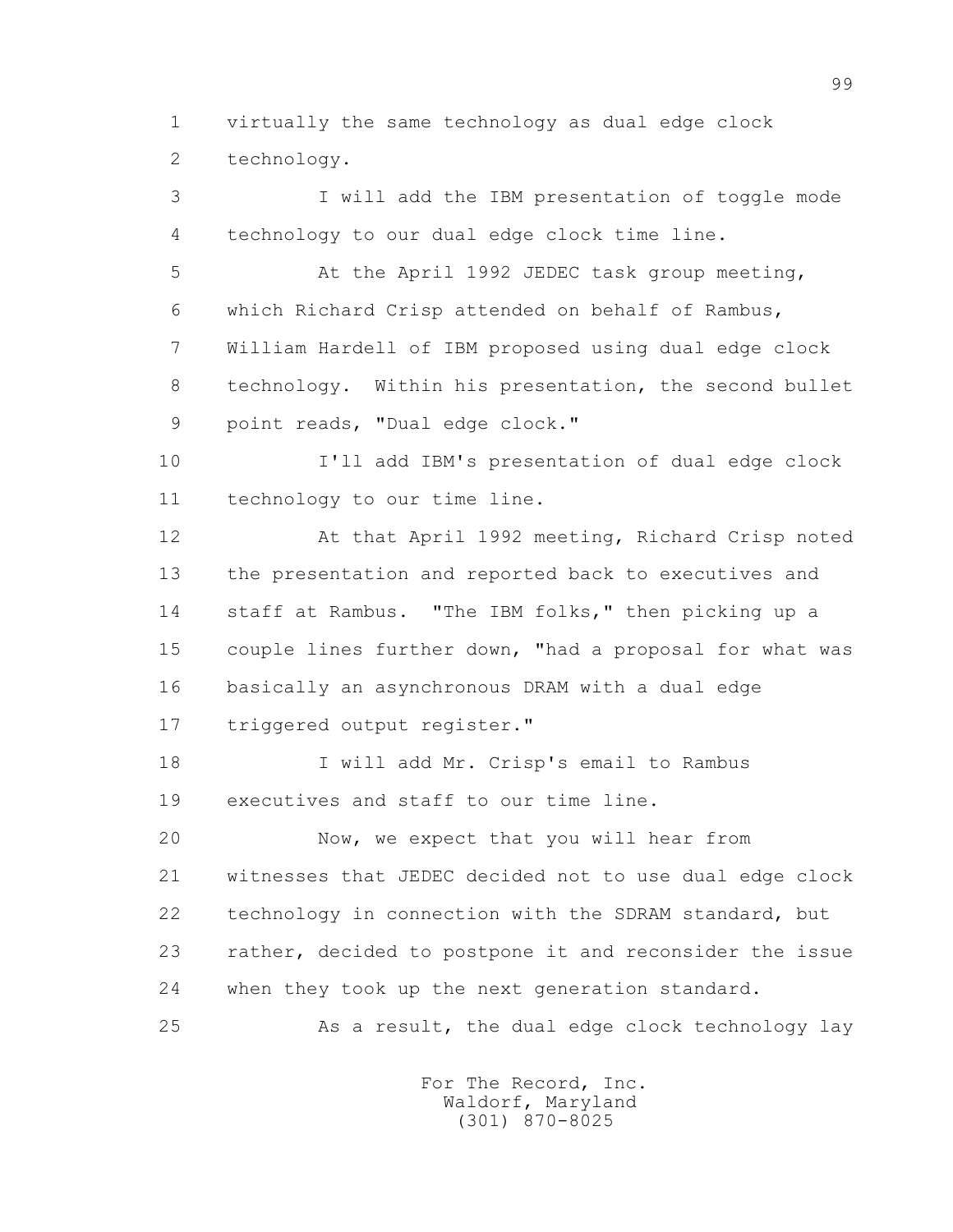virtually the same technology as dual edge clock technology.

I will add the IBM presentation of toggle mode technology to our dual edge clock time line.

At the April 1992 JEDEC task group meeting, which Richard Crisp attended on behalf of Rambus, William Hardell of IBM proposed using dual edge clock technology. Within his presentation, the second bullet point reads, "Dual edge clock."

I'll add IBM's presentation of dual edge clock technology to our time line.

At that April 1992 meeting, Richard Crisp noted the presentation and reported back to executives and staff at Rambus. "The IBM folks," then picking up a couple lines further down, "had a proposal for what was basically an asynchronous DRAM with a dual edge triggered output register."

I will add Mr. Crisp's email to Rambus executives and staff to our time line.

Now, we expect that you will hear from witnesses that JEDEC decided not to use dual edge clock technology in connection with the SDRAM standard, but rather, decided to postpone it and reconsider the issue when they took up the next generation standard.

As a result, the dual edge clock technology lay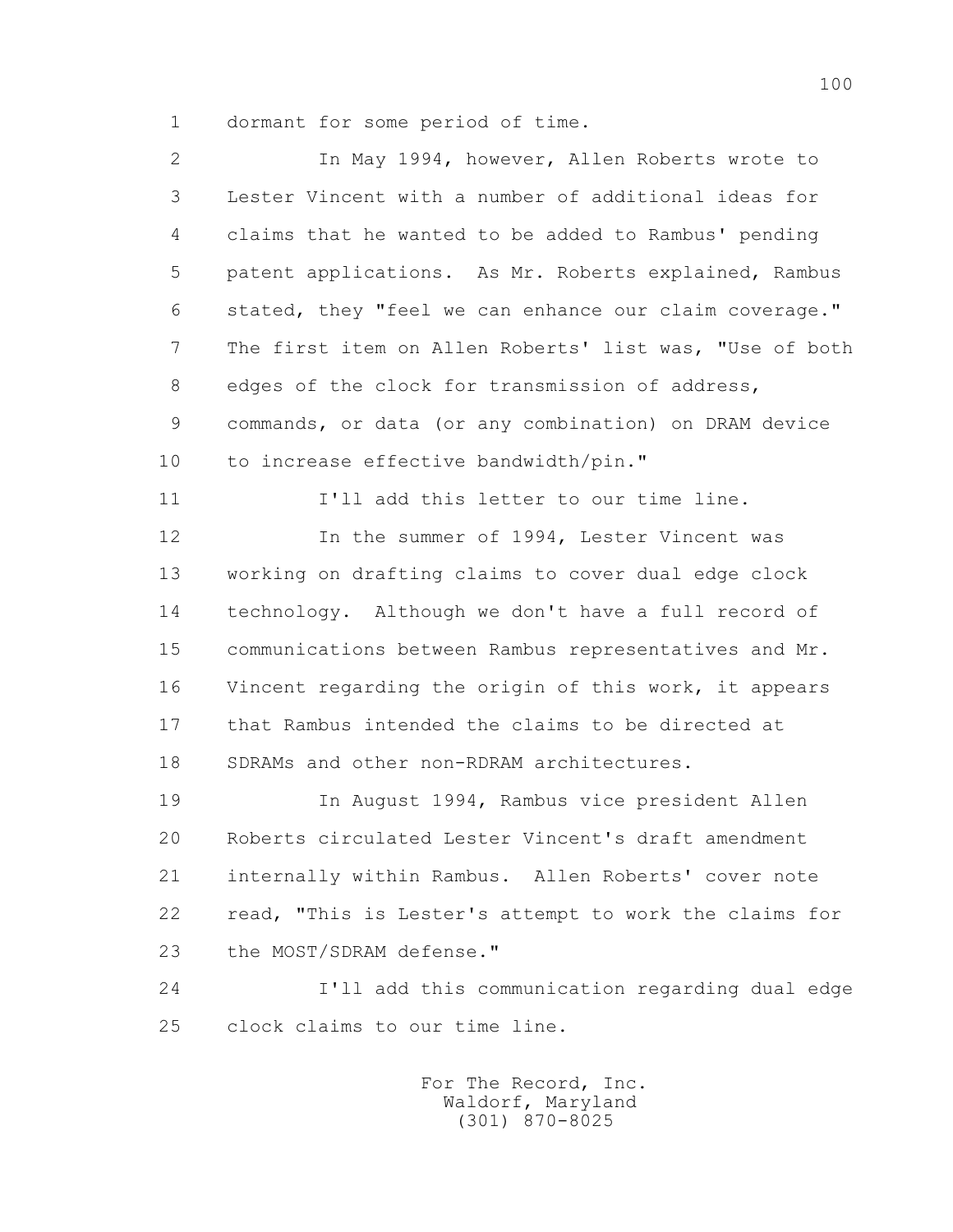dormant for some period of time.

In May 1994, however, Allen Roberts wrote to Lester Vincent with a number of additional ideas for claims that he wanted to be added to Rambus' pending patent applications. As Mr. Roberts explained, Rambus stated, they "feel we can enhance our claim coverage." The first item on Allen Roberts' list was, "Use of both edges of the clock for transmission of address, commands, or data (or any combination) on DRAM device to increase effective bandwidth/pin."

I'll add this letter to our time line.

In the summer of 1994, Lester Vincent was working on drafting claims to cover dual edge clock technology. Although we don't have a full record of communications between Rambus representatives and Mr. Vincent regarding the origin of this work, it appears that Rambus intended the claims to be directed at SDRAMs and other non-RDRAM architectures.

In August 1994, Rambus vice president Allen Roberts circulated Lester Vincent's draft amendment internally within Rambus. Allen Roberts' cover note read, "This is Lester's attempt to work the claims for the MOST/SDRAM defense."

I'll add this communication regarding dual edge clock claims to our time line.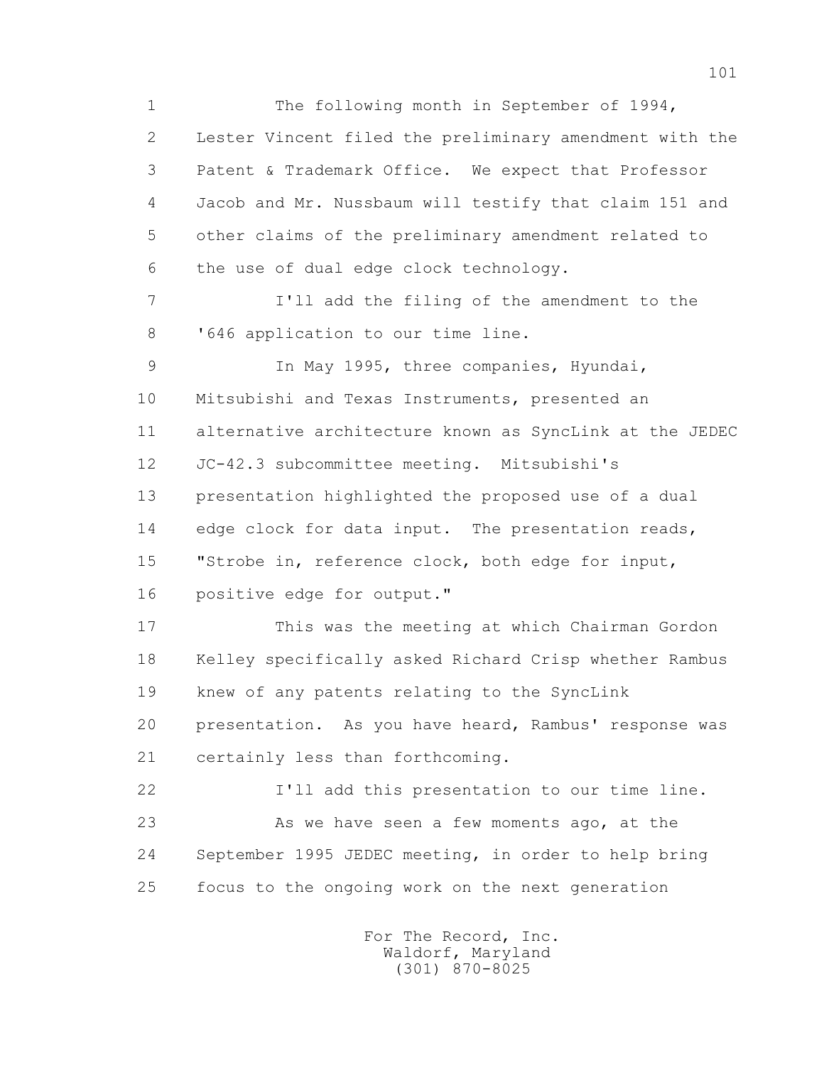The following month in September of 1994, Lester Vincent filed the preliminary amendment with the Patent & Trademark Office. We expect that Professor Jacob and Mr. Nussbaum will testify that claim 151 and other claims of the preliminary amendment related to the use of dual edge clock technology.

I'll add the filing of the amendment to the '646 application to our time line.

In May 1995, three companies, Hyundai, Mitsubishi and Texas Instruments, presented an alternative architecture known as SyncLink at the JEDEC JC-42.3 subcommittee meeting. Mitsubishi's presentation highlighted the proposed use of a dual edge clock for data input. The presentation reads, "Strobe in, reference clock, both edge for input, positive edge for output."

This was the meeting at which Chairman Gordon Kelley specifically asked Richard Crisp whether Rambus knew of any patents relating to the SyncLink presentation. As you have heard, Rambus' response was certainly less than forthcoming.

I'll add this presentation to our time line.

As we have seen a few moments ago, at the September 1995 JEDEC meeting, in order to help bring focus to the ongoing work on the next generation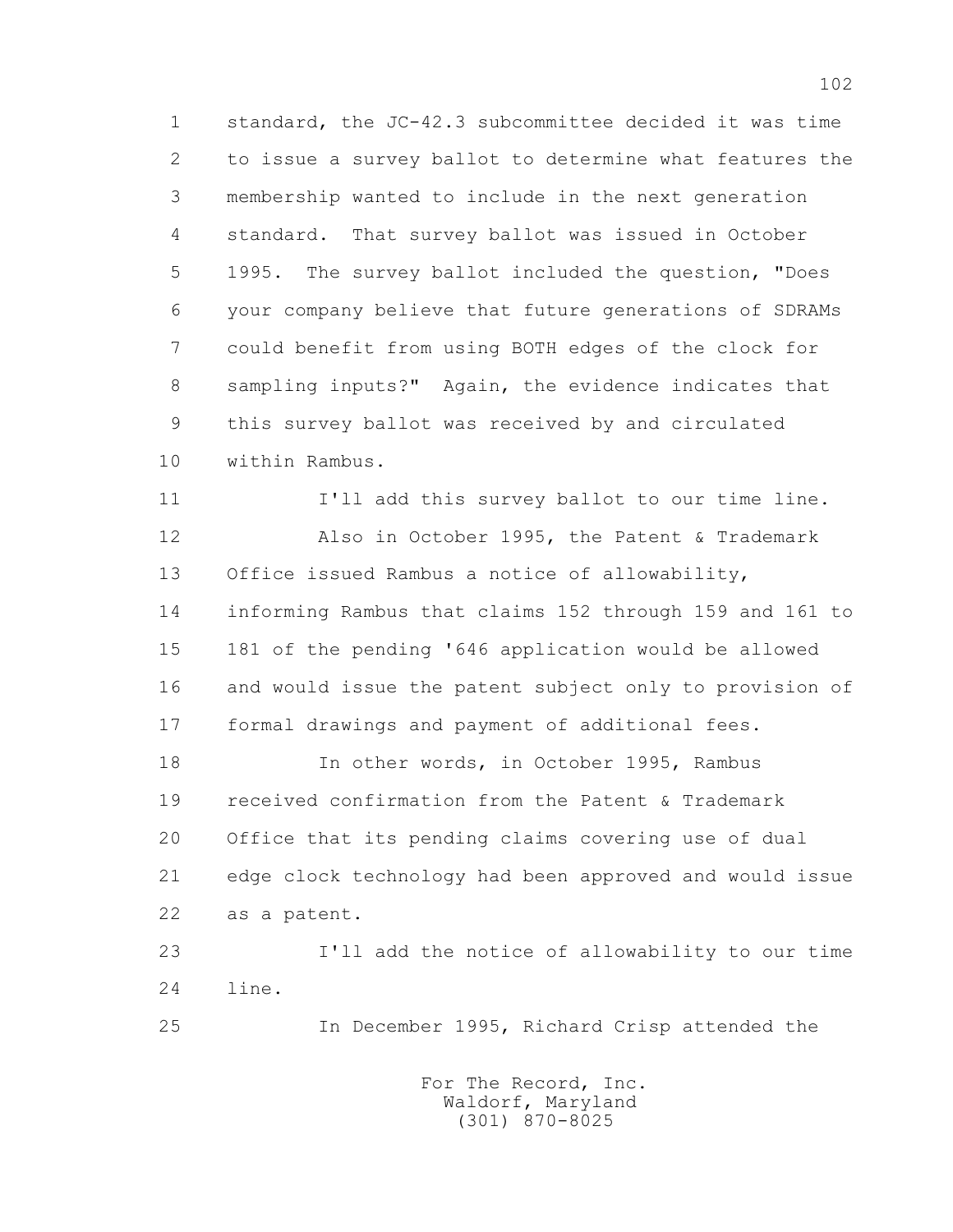standard, the JC-42.3 subcommittee decided it was time to issue a survey ballot to determine what features the membership wanted to include in the next generation standard. That survey ballot was issued in October 1995. The survey ballot included the question, "Does your company believe that future generations of SDRAMs could benefit from using BOTH edges of the clock for sampling inputs?" Again, the evidence indicates that this survey ballot was received by and circulated within Rambus.

I'll add this survey ballot to our time line.

Also in October 1995, the Patent & Trademark Office issued Rambus a notice of allowability, informing Rambus that claims 152 through 159 and 161 to 181 of the pending '646 application would be allowed and would issue the patent subject only to provision of formal drawings and payment of additional fees.

In other words, in October 1995, Rambus received confirmation from the Patent & Trademark Office that its pending claims covering use of dual edge clock technology had been approved and would issue as a patent.

I'll add the notice of allowability to our time line.

In December 1995, Richard Crisp attended the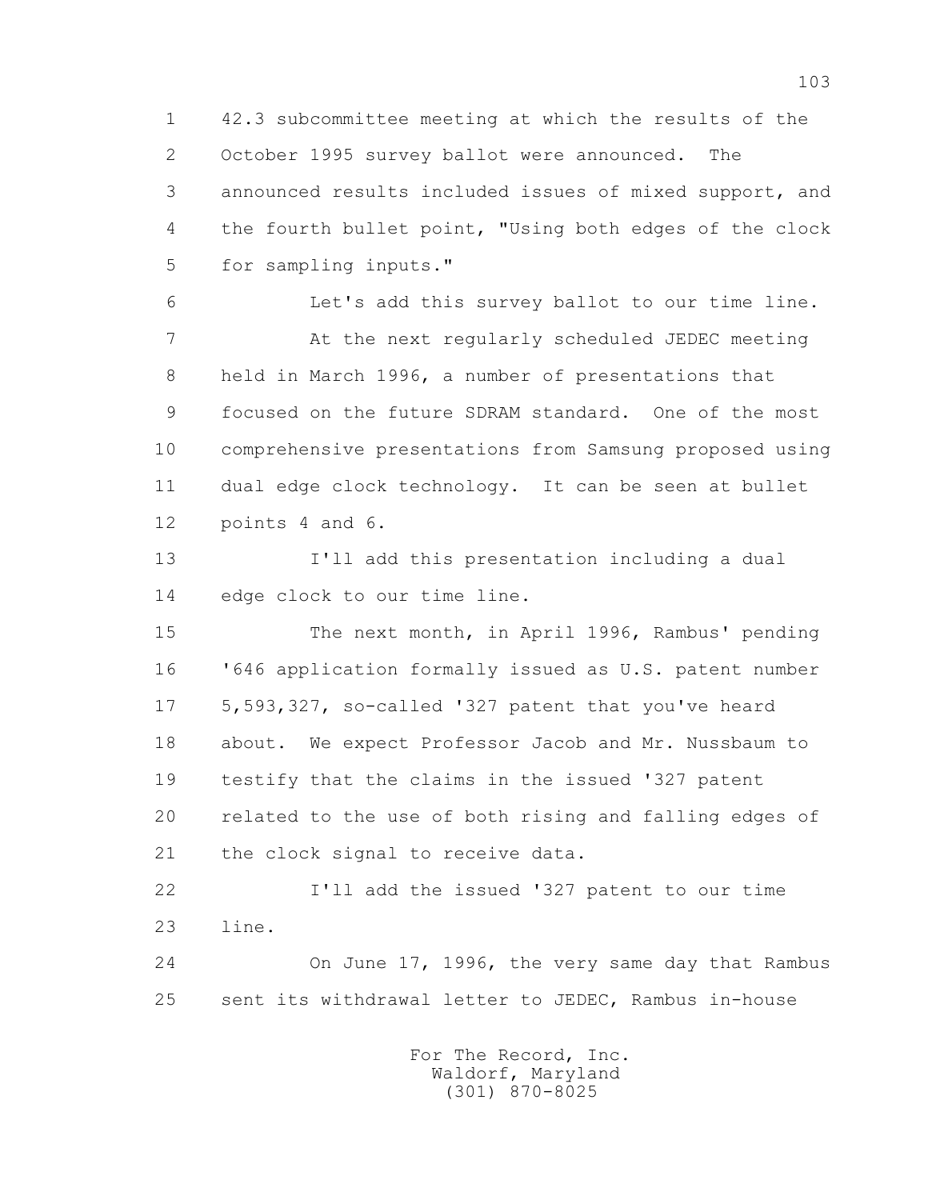42.3 subcommittee meeting at which the results of the October 1995 survey ballot were announced. The announced results included issues of mixed support, and the fourth bullet point, "Using both edges of the clock for sampling inputs."

Let's add this survey ballot to our time line.

At the next regularly scheduled JEDEC meeting held in March 1996, a number of presentations that focused on the future SDRAM standard. One of the most comprehensive presentations from Samsung proposed using dual edge clock technology. It can be seen at bullet points 4 and 6.

I'll add this presentation including a dual edge clock to our time line.

The next month, in April 1996, Rambus' pending '646 application formally issued as U.S. patent number 5,593,327, so-called '327 patent that you've heard about. We expect Professor Jacob and Mr. Nussbaum to testify that the claims in the issued '327 patent related to the use of both rising and falling edges of the clock signal to receive data.

I'll add the issued '327 patent to our time line.

On June 17, 1996, the very same day that Rambus sent its withdrawal letter to JEDEC, Rambus in-house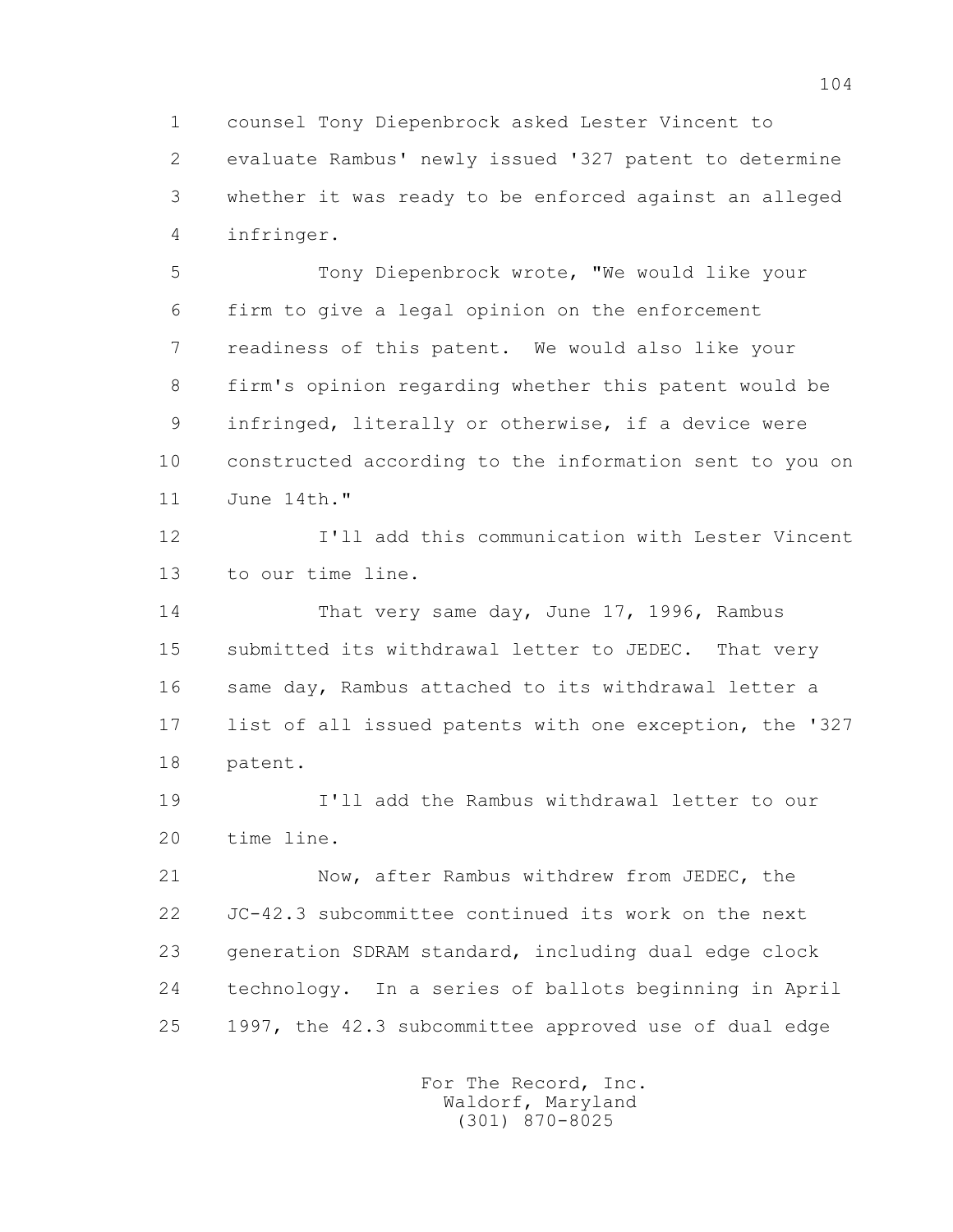counsel Tony Diepenbrock asked Lester Vincent to evaluate Rambus' newly issued '327 patent to determine whether it was ready to be enforced against an alleged infringer.

Tony Diepenbrock wrote, "We would like your firm to give a legal opinion on the enforcement readiness of this patent. We would also like your firm's opinion regarding whether this patent would be infringed, literally or otherwise, if a device were constructed according to the information sent to you on June 14th."

I'll add this communication with Lester Vincent to our time line.

That very same day, June 17, 1996, Rambus submitted its withdrawal letter to JEDEC. That very same day, Rambus attached to its withdrawal letter a list of all issued patents with one exception, the '327 patent.

I'll add the Rambus withdrawal letter to our time line.

Now, after Rambus withdrew from JEDEC, the JC-42.3 subcommittee continued its work on the next generation SDRAM standard, including dual edge clock technology. In a series of ballots beginning in April 1997, the 42.3 subcommittee approved use of dual edge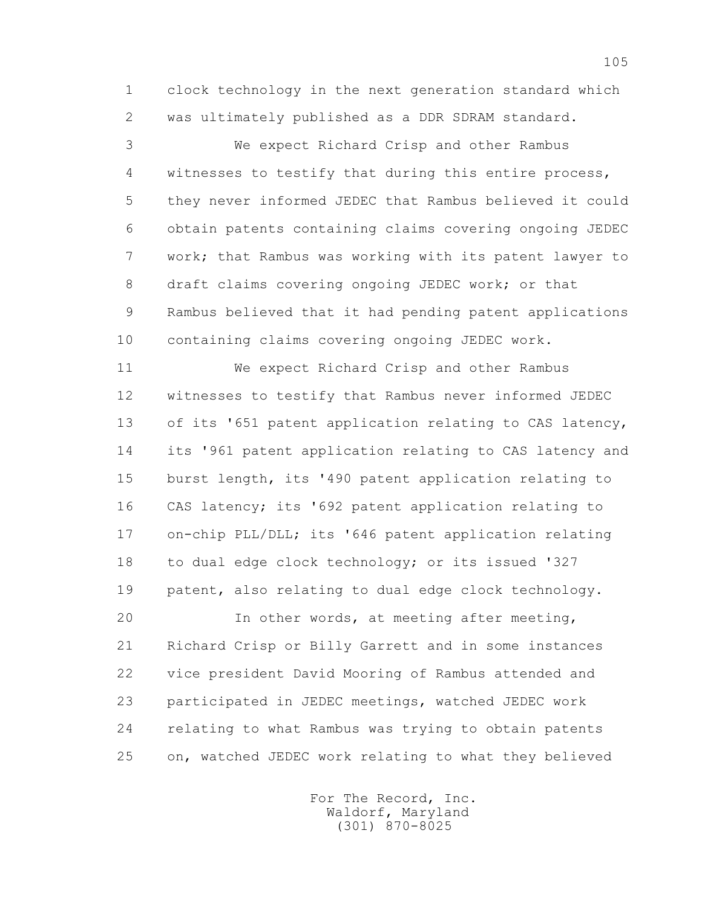clock technology in the next generation standard which was ultimately published as a DDR SDRAM standard.

We expect Richard Crisp and other Rambus witnesses to testify that during this entire process, they never informed JEDEC that Rambus believed it could obtain patents containing claims covering ongoing JEDEC work; that Rambus was working with its patent lawyer to draft claims covering ongoing JEDEC work; or that Rambus believed that it had pending patent applications containing claims covering ongoing JEDEC work.

We expect Richard Crisp and other Rambus witnesses to testify that Rambus never informed JEDEC of its '651 patent application relating to CAS latency, its '961 patent application relating to CAS latency and burst length, its '490 patent application relating to CAS latency; its '692 patent application relating to on-chip PLL/DLL; its '646 patent application relating to dual edge clock technology; or its issued '327 patent, also relating to dual edge clock technology.

In other words, at meeting after meeting, Richard Crisp or Billy Garrett and in some instances vice president David Mooring of Rambus attended and participated in JEDEC meetings, watched JEDEC work relating to what Rambus was trying to obtain patents on, watched JEDEC work relating to what they believed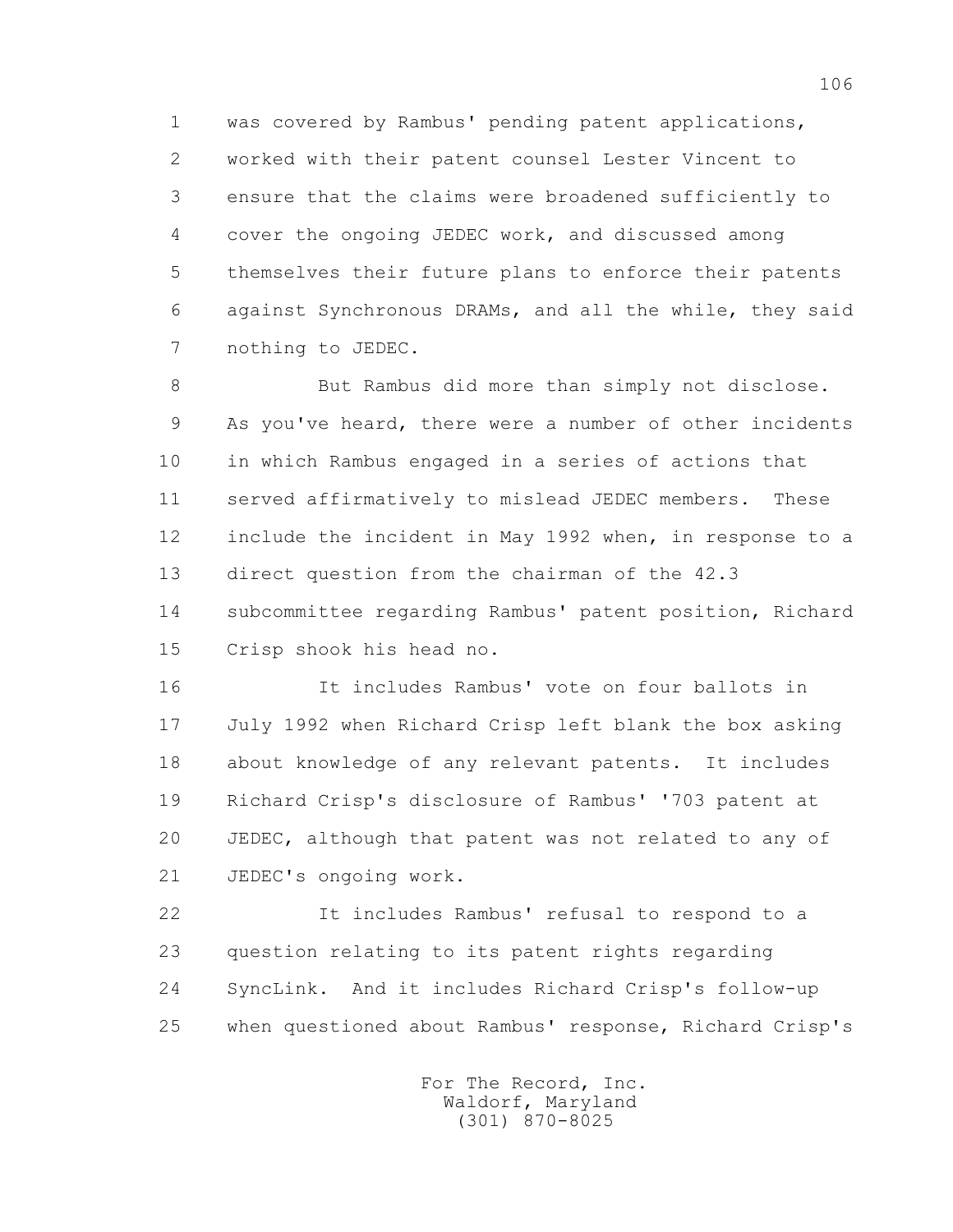1 was covered by Rambus' pending patent applications,
2 worked with their patent counsel Lester Vincent to
3 ensure that the claims were broadened sufficiently to
4 cover the ongoing JEDEC work, and discussed among
5 themselves their future plans to enforce their patents
6 against Synchronous DRAMs, and all the while, they said
7 nothing to JEDEC.

8 But Rambus did more than simply not disclose.
9 As you've heard, there were a number of other incidents
10 in which Rambus engaged in a series of actions that
11 served affirmatively to mislead JEDEC members. These
12 include the incident in May 1992 when, in response to a
13 direct question from the chairman of the 42.3
14 subcommittee regarding Rambus' patent position, Richard
15 Crisp shook his head no.

16 It includes Rambus' vote on four ballots in
17 July 1992 when Richard Crisp left blank the box asking
18 about knowledge of any relevant patents. It includes
19 Richard Crisp's disclosure of Rambus' '703 patent at
20 JEDEC, although that patent was not related to any of
21 JEDEC's ongoing work.

22 It includes Rambus' refusal to respond to a
23 question relating to its patent rights regarding
24 SyncLink. And it includes Richard Crisp's follow-up
25 when questioned about Rambus' response, Richard Crisp's

For The Record, Inc.
Waldorf, Maryland
(301) 870-8025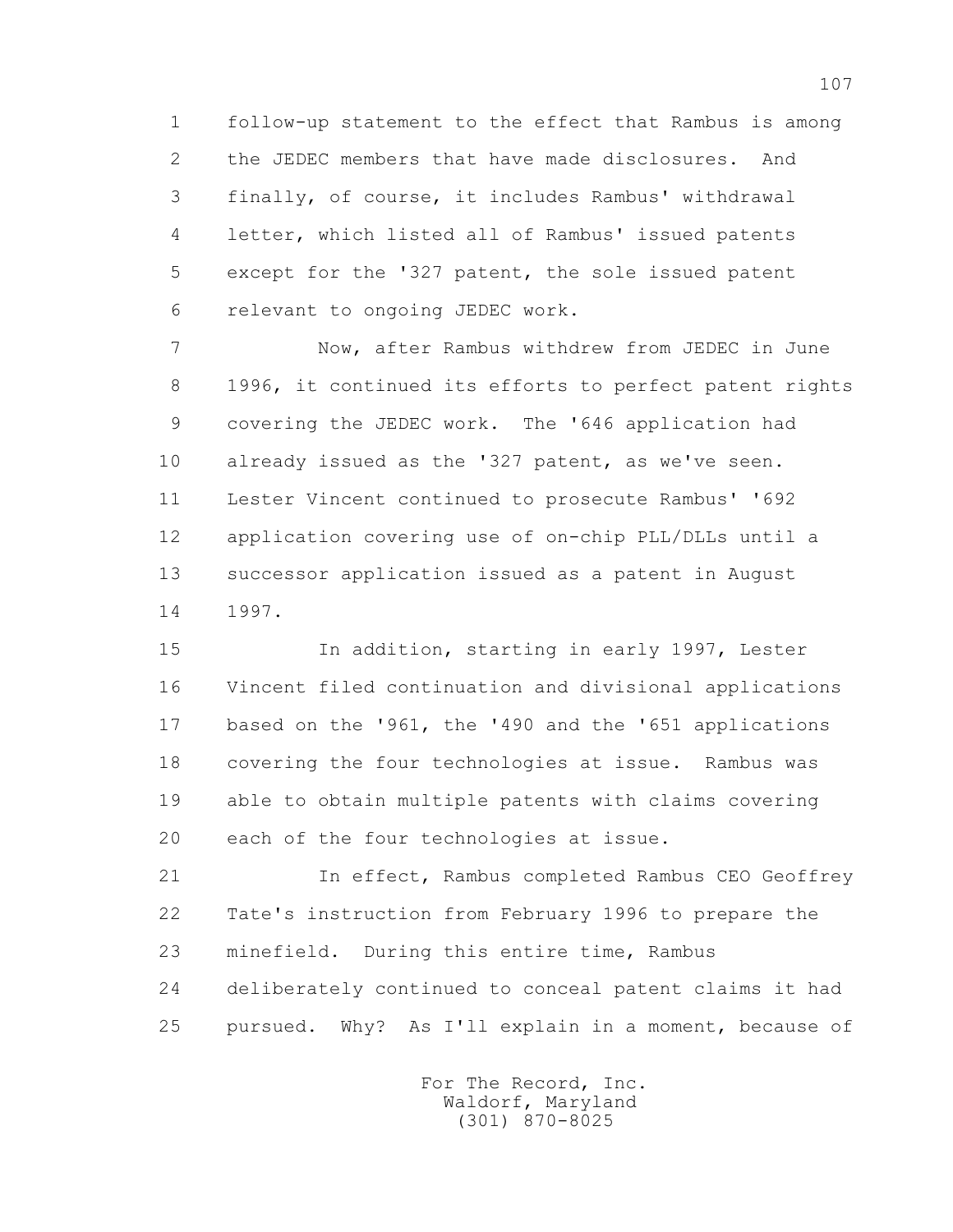1 follow-up statement to the effect that Rambus is among
2 the JEDEC members that have made disclosures. And
3 finally, of course, it includes Rambus' withdrawal
4 letter, which listed all of Rambus' issued patents
5 except for the '327 patent, the sole issued patent
6 relevant to ongoing JEDEC work.

7 Now, after Rambus withdrew from JEDEC in June
8 1996, it continued its efforts to perfect patent rights
9 covering the JEDEC work. The '646 application had
10 already issued as the '327 patent, as we've seen.
11 Lester Vincent continued to prosecute Rambus' '692
12 application covering use of on-chip PLL/DLLs until a
13 successor application issued as a patent in August
14 1997.

15 In addition, starting in early 1997, Lester
16 Vincent filed continuation and divisional applications
17 based on the '961, the '490 and the '651 applications
18 covering the four technologies at issue. Rambus was
19 able to obtain multiple patents with claims covering
20 each of the four technologies at issue.

21 In effect, Rambus completed Rambus CEO Geoffrey
22 Tate's instruction from February 1996 to prepare the
23 minefield. During this entire time, Rambus
24 deliberately continued to conceal patent claims it had
25 pursued. Why? As I'll explain in a moment, because of

For The Record, Inc.
Waldorf, Maryland
(301) 870-8025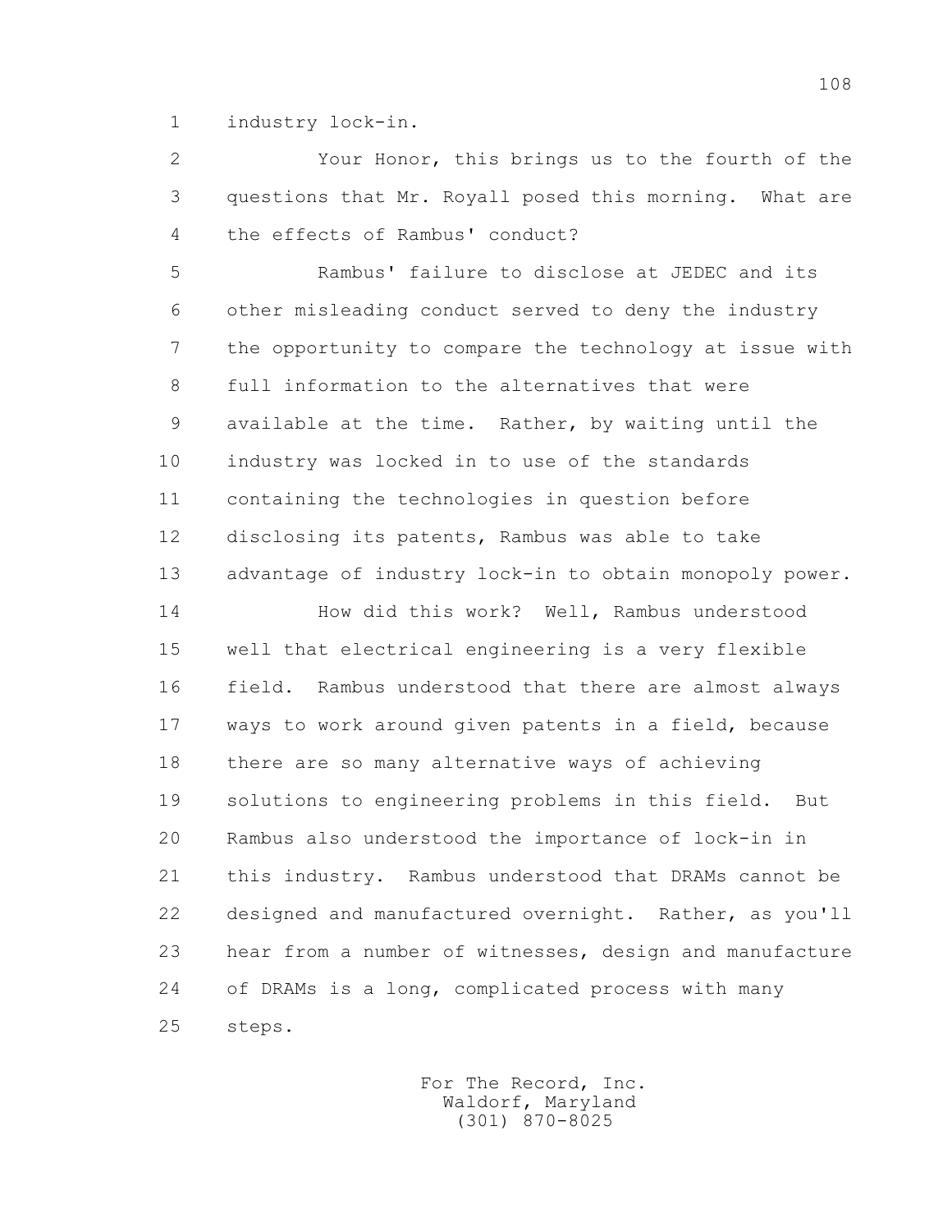industry lock-in.

Your Honor, this brings us to the fourth of the questions that Mr. Royall posed this morning. What are the effects of Rambus' conduct?

Rambus' failure to disclose at JEDEC and its other misleading conduct served to deny the industry the opportunity to compare the technology at issue with full information to the alternatives that were available at the time. Rather, by waiting until the industry was locked in to use of the standards containing the technologies in question before disclosing its patents, Rambus was able to take advantage of industry lock-in to obtain monopoly power.

How did this work? Well, Rambus understood well that electrical engineering is a very flexible field. Rambus understood that there are almost always ways to work around given patents in a field, because there are so many alternative ways of achieving solutions to engineering problems in this field. But Rambus also understood the importance of lock-in in this industry. Rambus understood that DRAMs cannot be designed and manufactured overnight. Rather, as you'll hear from a number of witnesses, design and manufacture of DRAMs is a long, complicated process with many steps.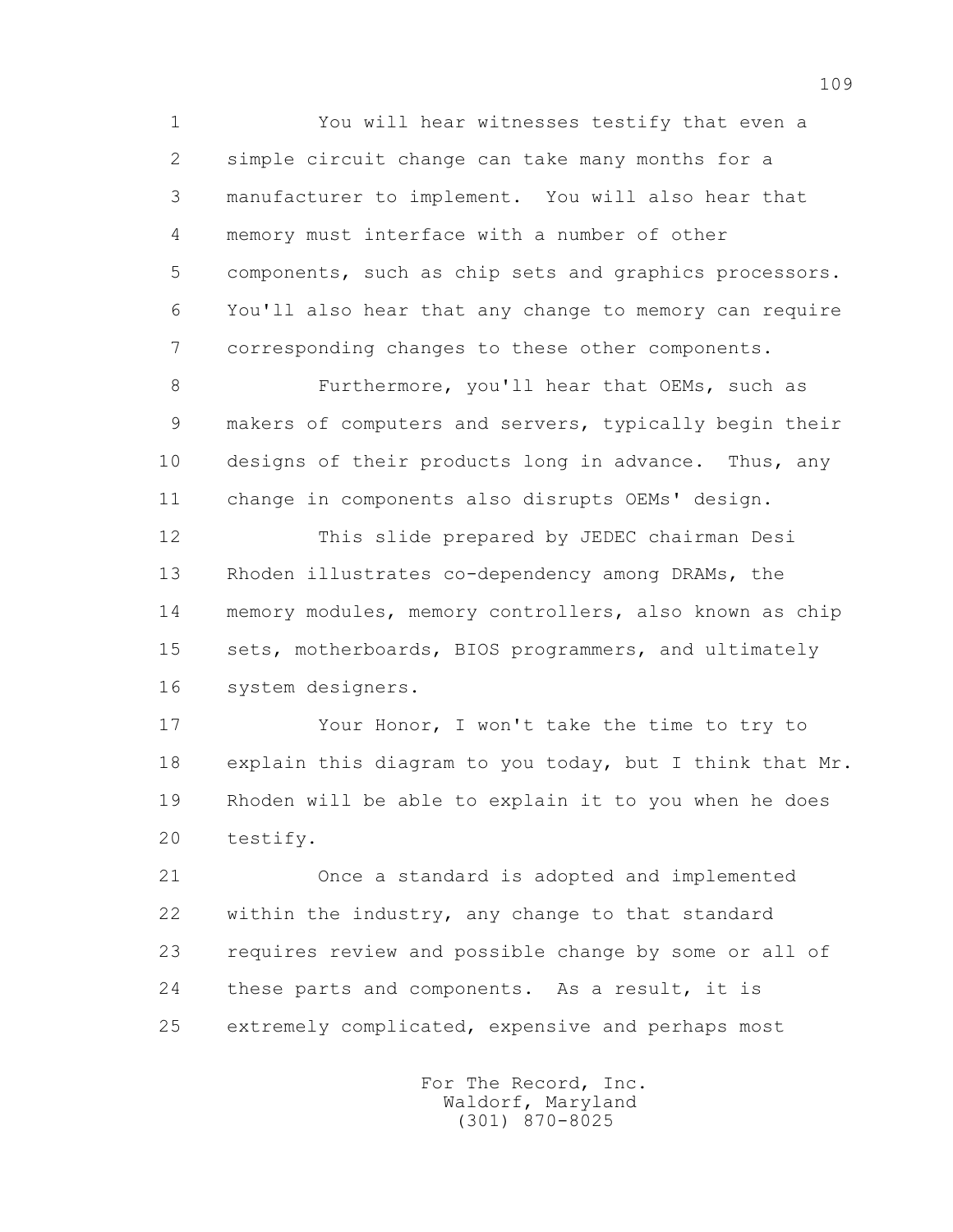You will hear witnesses testify that even a simple circuit change can take many months for a manufacturer to implement. You will also hear that memory must interface with a number of other components, such as chip sets and graphics processors. You'll also hear that any change to memory can require corresponding changes to these other components.

Furthermore, you'll hear that OEMs, such as makers of computers and servers, typically begin their designs of their products long in advance. Thus, any change in components also disrupts OEMs' design.

This slide prepared by JEDEC chairman Desi Rhoden illustrates co-dependency among DRAMs, the memory modules, memory controllers, also known as chip sets, motherboards, BIOS programmers, and ultimately system designers.

Your Honor, I won't take the time to try to explain this diagram to you today, but I think that Mr. Rhoden will be able to explain it to you when he does testify.

Once a standard is adopted and implemented within the industry, any change to that standard requires review and possible change by some or all of these parts and components. As a result, it is extremely complicated, expensive and perhaps most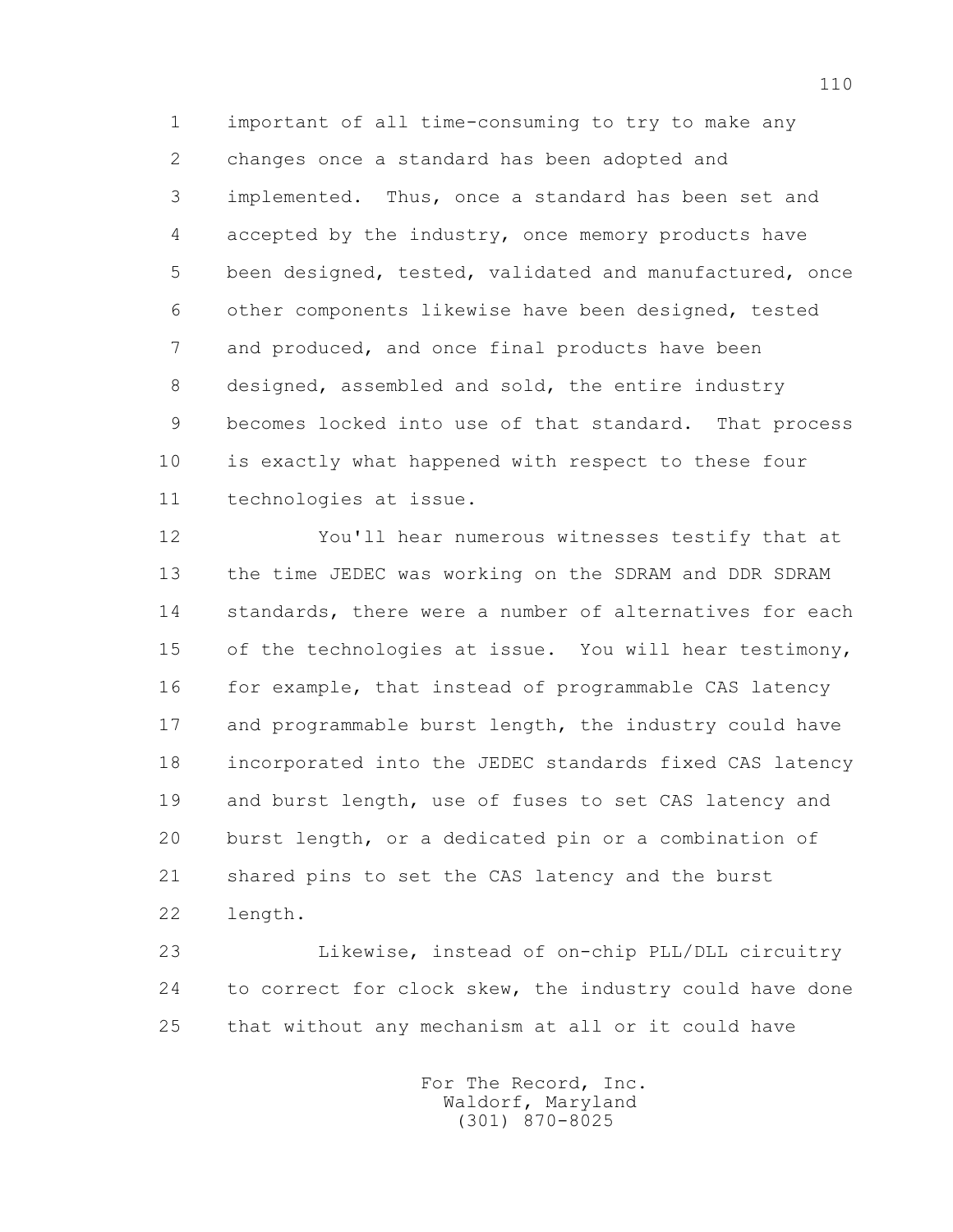important of all time-consuming to try to make any changes once a standard has been adopted and implemented. Thus, once a standard has been set and accepted by the industry, once memory products have been designed, tested, validated and manufactured, once other components likewise have been designed, tested and produced, and once final products have been designed, assembled and sold, the entire industry becomes locked into use of that standard. That process is exactly what happened with respect to these four technologies at issue.

You'll hear numerous witnesses testify that at the time JEDEC was working on the SDRAM and DDR SDRAM standards, there were a number of alternatives for each of the technologies at issue. You will hear testimony, for example, that instead of programmable CAS latency and programmable burst length, the industry could have incorporated into the JEDEC standards fixed CAS latency and burst length, use of fuses to set CAS latency and burst length, or a dedicated pin or a combination of shared pins to set the CAS latency and the burst length.

Likewise, instead of on-chip PLL/DLL circuitry to correct for clock skew, the industry could have done that without any mechanism at all or it could have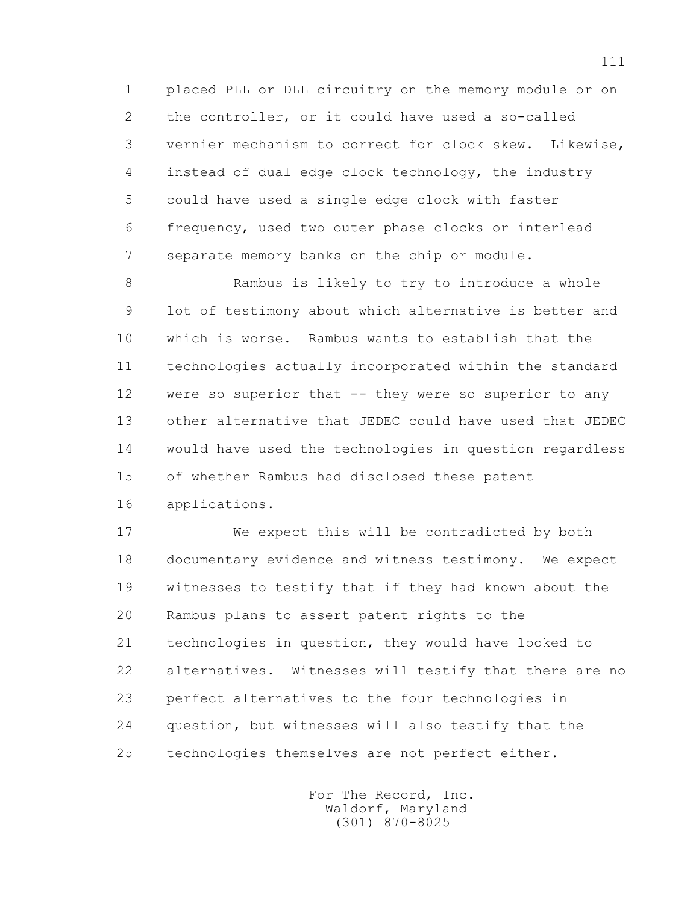placed PLL or DLL circuitry on the memory module or on the controller, or it could have used a so-called vernier mechanism to correct for clock skew. Likewise, instead of dual edge clock technology, the industry could have used a single edge clock with faster frequency, used two outer phase clocks or interlead separate memory banks on the chip or module.

Rambus is likely to try to introduce a whole lot of testimony about which alternative is better and which is worse. Rambus wants to establish that the technologies actually incorporated within the standard were so superior that -- they were so superior to any other alternative that JEDEC could have used that JEDEC would have used the technologies in question regardless of whether Rambus had disclosed these patent applications.

We expect this will be contradicted by both documentary evidence and witness testimony. We expect witnesses to testify that if they had known about the Rambus plans to assert patent rights to the technologies in question, they would have looked to alternatives. Witnesses will testify that there are no perfect alternatives to the four technologies in question, but witnesses will also testify that the technologies themselves are not perfect either.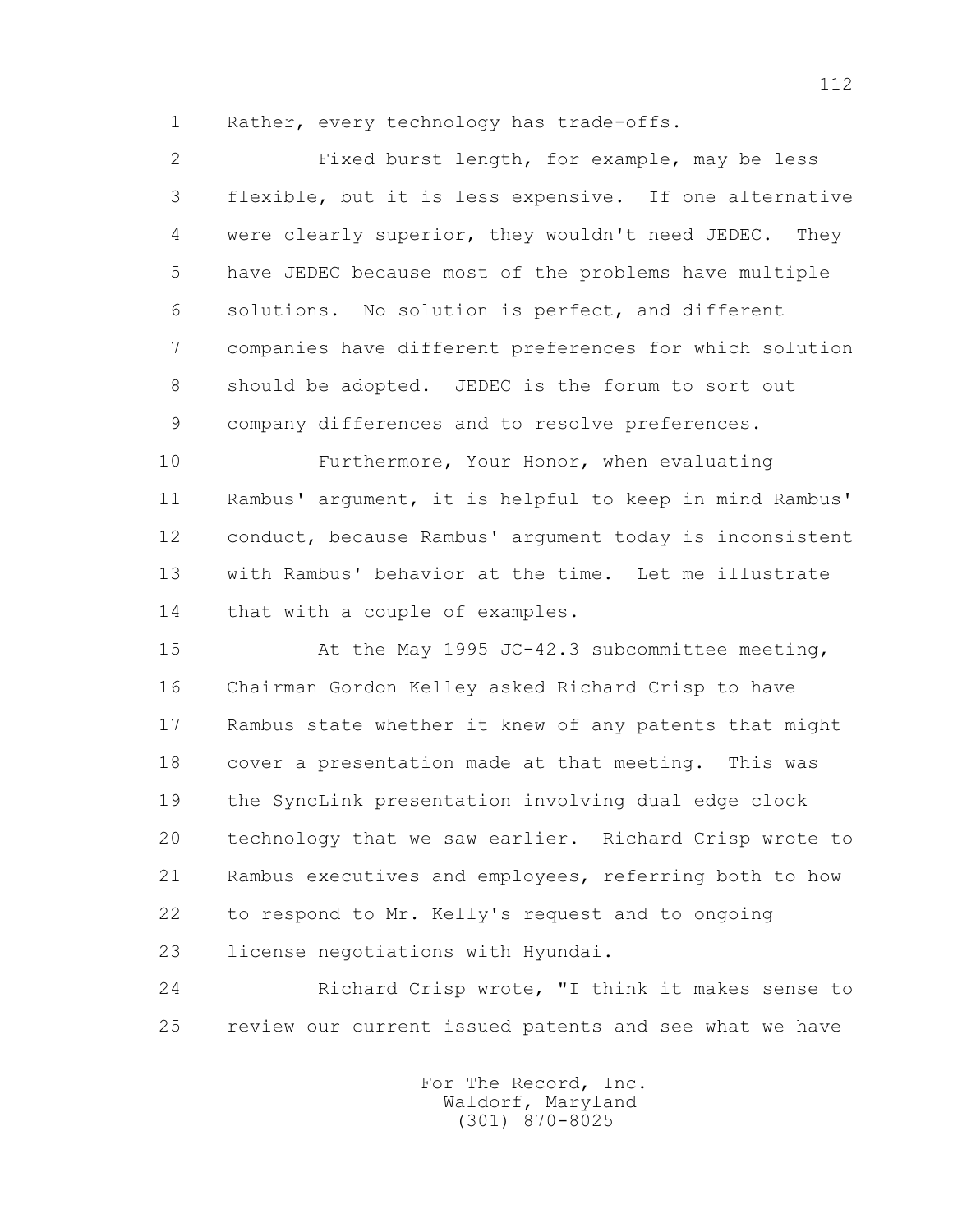Rather, every technology has trade-offs.

Fixed burst length, for example, may be less flexible, but it is less expensive. If one alternative were clearly superior, they wouldn't need JEDEC. They have JEDEC because most of the problems have multiple solutions. No solution is perfect, and different companies have different preferences for which solution should be adopted. JEDEC is the forum to sort out company differences and to resolve preferences.

Furthermore, Your Honor, when evaluating Rambus' argument, it is helpful to keep in mind Rambus' conduct, because Rambus' argument today is inconsistent with Rambus' behavior at the time. Let me illustrate that with a couple of examples.

At the May 1995 JC-42.3 subcommittee meeting, Chairman Gordon Kelley asked Richard Crisp to have Rambus state whether it knew of any patents that might cover a presentation made at that meeting. This was the SyncLink presentation involving dual edge clock technology that we saw earlier. Richard Crisp wrote to Rambus executives and employees, referring both to how to respond to Mr. Kelly's request and to ongoing license negotiations with Hyundai.

Richard Crisp wrote, "I think it makes sense to review our current issued patents and see what we have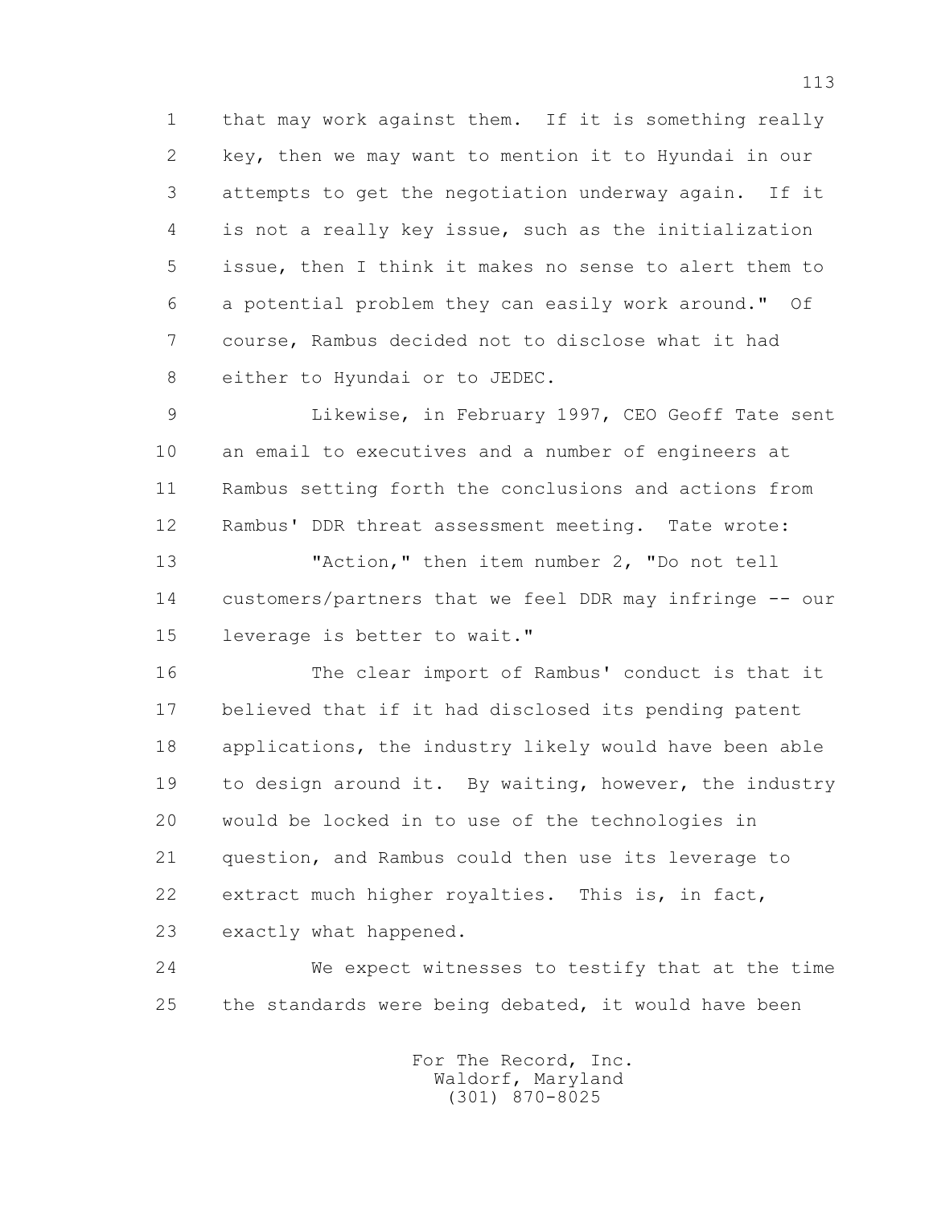that may work against them. If it is something really key, then we may want to mention it to Hyundai in our attempts to get the negotiation underway again. If it is not a really key issue, such as the initialization issue, then I think it makes no sense to alert them to a potential problem they can easily work around." Of course, Rambus decided not to disclose what it had either to Hyundai or to JEDEC.

Likewise, in February 1997, CEO Geoff Tate sent an email to executives and a number of engineers at Rambus setting forth the conclusions and actions from Rambus' DDR threat assessment meeting. Tate wrote:

"Action," then item number 2, "Do not tell customers/partners that we feel DDR may infringe -- our leverage is better to wait."

The clear import of Rambus' conduct is that it believed that if it had disclosed its pending patent applications, the industry likely would have been able to design around it. By waiting, however, the industry would be locked in to use of the technologies in question, and Rambus could then use its leverage to extract much higher royalties. This is, in fact, exactly what happened.

We expect witnesses to testify that at the time the standards were being debated, it would have been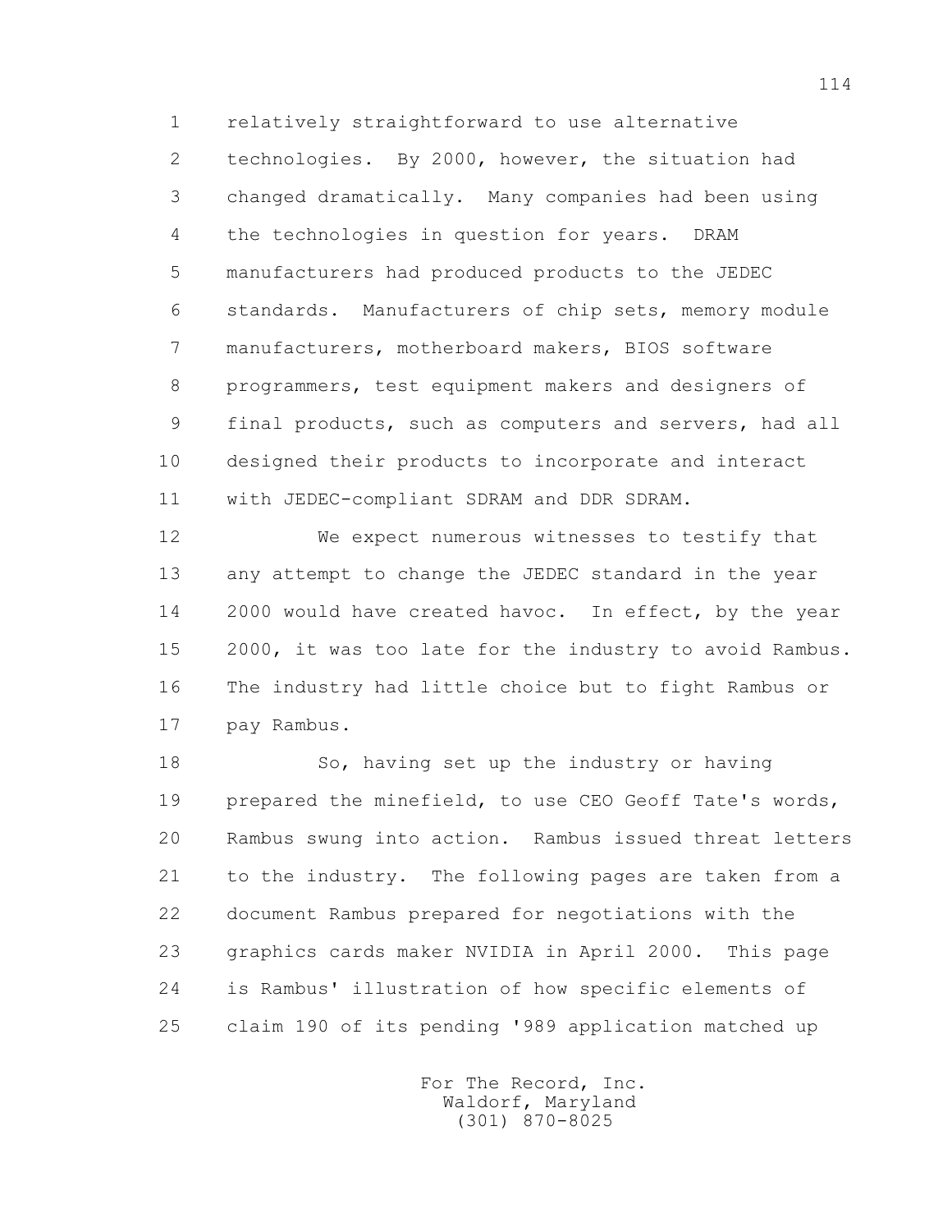relatively straightforward to use alternative technologies. By 2000, however, the situation had changed dramatically. Many companies had been using the technologies in question for years. DRAM manufacturers had produced products to the JEDEC standards. Manufacturers of chip sets, memory module manufacturers, motherboard makers, BIOS software programmers, test equipment makers and designers of final products, such as computers and servers, had all designed their products to incorporate and interact with JEDEC-compliant SDRAM and DDR SDRAM.

We expect numerous witnesses to testify that any attempt to change the JEDEC standard in the year 2000 would have created havoc. In effect, by the year 2000, it was too late for the industry to avoid Rambus. The industry had little choice but to fight Rambus or pay Rambus.

So, having set up the industry or having prepared the minefield, to use CEO Geoff Tate's words, Rambus swung into action. Rambus issued threat letters to the industry. The following pages are taken from a document Rambus prepared for negotiations with the graphics cards maker NVIDIA in April 2000. This page is Rambus' illustration of how specific elements of claim 190 of its pending '989 application matched up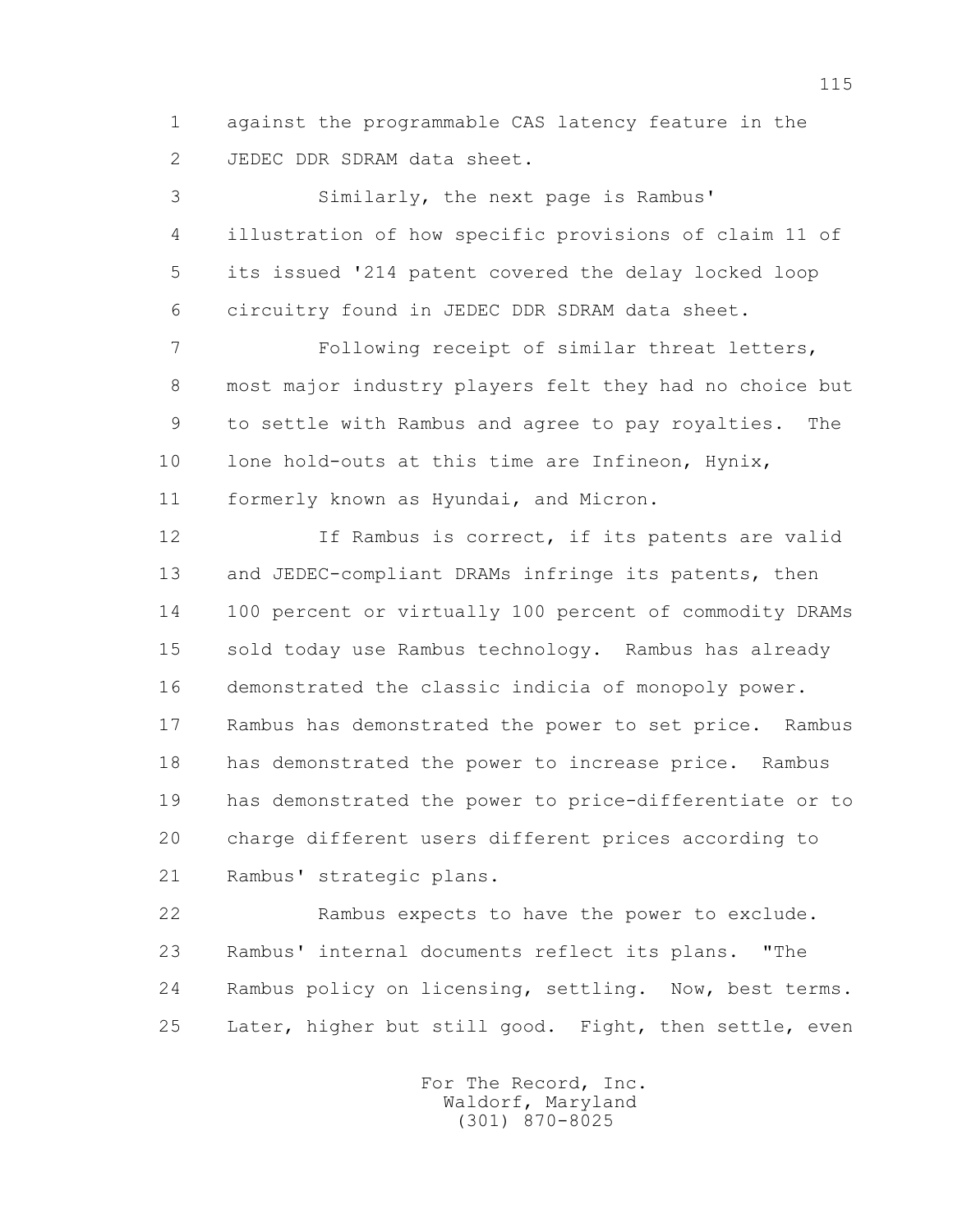against the programmable CAS latency feature in the JEDEC DDR SDRAM data sheet.

Similarly, the next page is Rambus' illustration of how specific provisions of claim 11 of its issued '214 patent covered the delay locked loop circuitry found in JEDEC DDR SDRAM data sheet.

Following receipt of similar threat letters, most major industry players felt they had no choice but to settle with Rambus and agree to pay royalties. The lone hold-outs at this time are Infineon, Hynix, formerly known as Hyundai, and Micron.

If Rambus is correct, if its patents are valid and JEDEC-compliant DRAMs infringe its patents, then 100 percent or virtually 100 percent of commodity DRAMs sold today use Rambus technology. Rambus has already demonstrated the classic indicia of monopoly power. Rambus has demonstrated the power to set price. Rambus has demonstrated the power to increase price. Rambus has demonstrated the power to price-differentiate or to charge different users different prices according to Rambus' strategic plans.

Rambus expects to have the power to exclude. Rambus' internal documents reflect its plans. "The Rambus policy on licensing, settling. Now, best terms. Later, higher but still good. Fight, then settle, even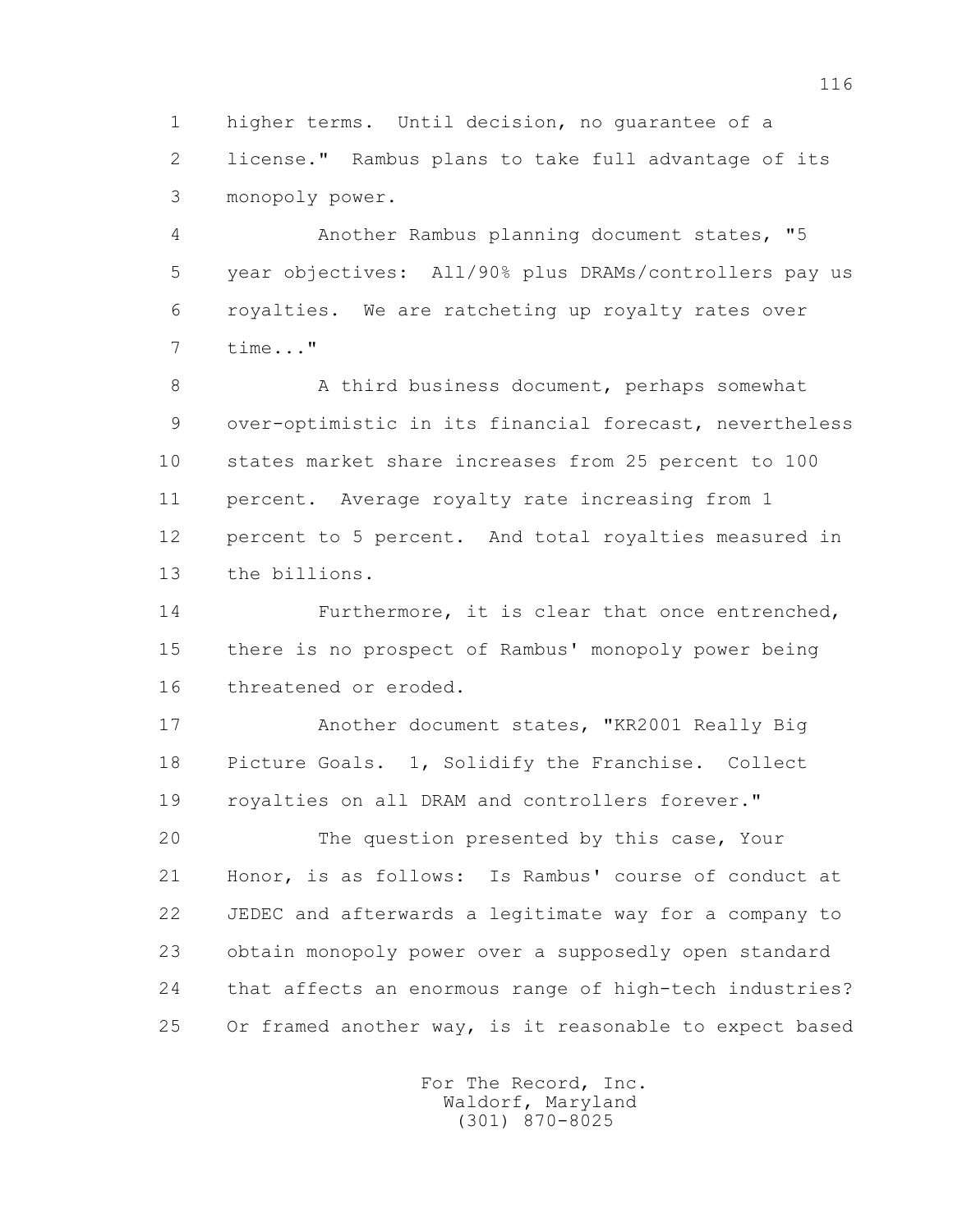higher terms. Until decision, no guarantee of a license." Rambus plans to take full advantage of its monopoly power.

Another Rambus planning document states, "5 year objectives: All/90% plus DRAMs/controllers pay us royalties. We are ratcheting up royalty rates over time..."

A third business document, perhaps somewhat over-optimistic in its financial forecast, nevertheless states market share increases from 25 percent to 100 percent. Average royalty rate increasing from 1 percent to 5 percent. And total royalties measured in the billions.

Furthermore, it is clear that once entrenched, there is no prospect of Rambus' monopoly power being threatened or eroded.

Another document states, "KR2001 Really Big Picture Goals. 1, Solidify the Franchise. Collect royalties on all DRAM and controllers forever."

The question presented by this case, Your Honor, is as follows: Is Rambus' course of conduct at JEDEC and afterwards a legitimate way for a company to obtain monopoly power over a supposedly open standard that affects an enormous range of high-tech industries? Or framed another way, is it reasonable to expect based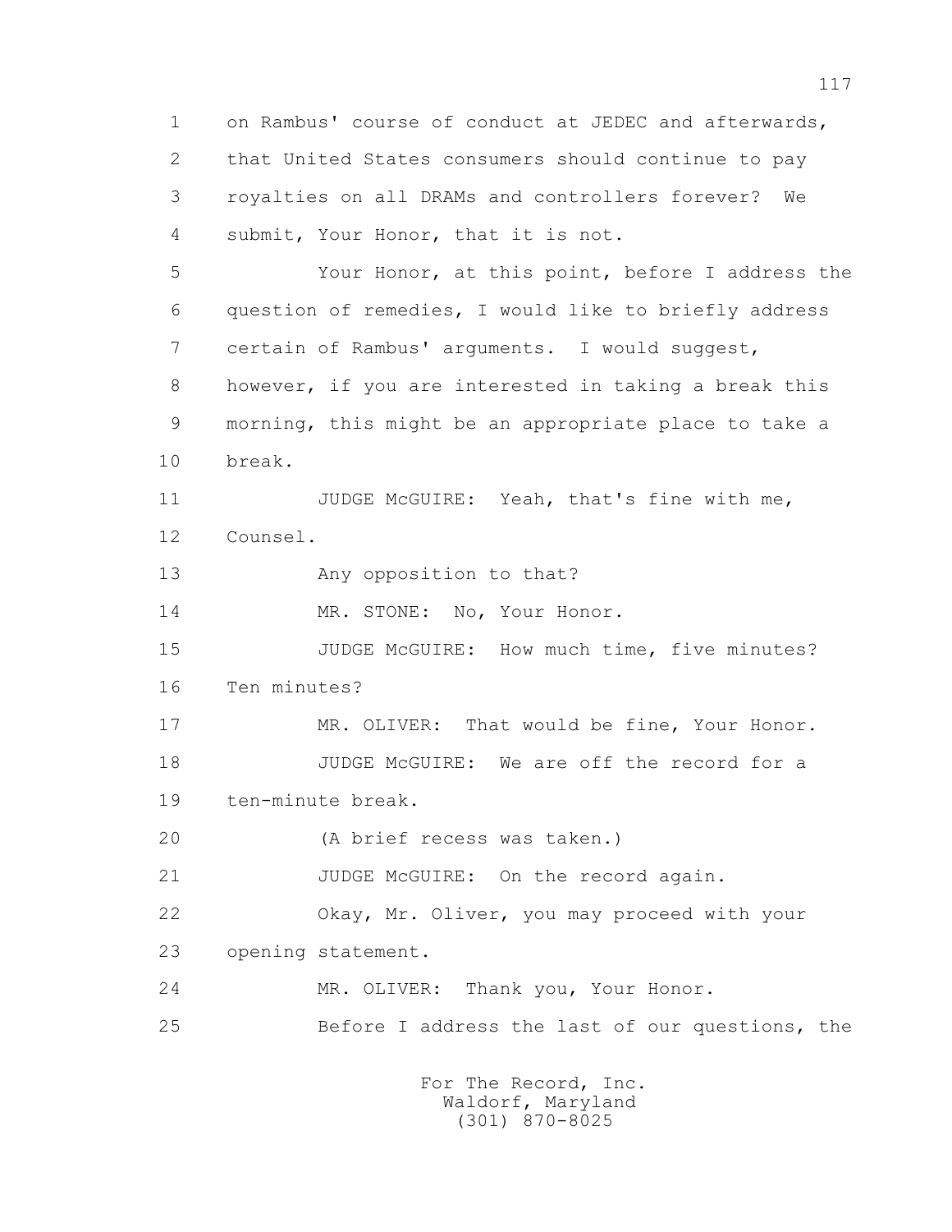1 on Rambus' course of conduct at JEDEC and afterwards,
2 that United States consumers should continue to pay
3 royalties on all DRAMs and controllers forever? We
4 submit, Your Honor, that it is not.

5 Your Honor, at this point, before I address the
6 question of remedies, I would like to briefly address
7 certain of Rambus' arguments. I would suggest,
8 however, if you are interested in taking a break this
9 morning, this might be an appropriate place to take a
10 break.

11 JUDGE McGUIRE: Yeah, that's fine with me,
12 Counsel.

13 Any opposition to that?

14 MR. STONE: No, Your Honor.

15 JUDGE McGUIRE: How much time, five minutes?
16 Ten minutes?

17 MR. OLIVER: That would be fine, Your Honor.

18 JUDGE McGUIRE: We are off the record for a
19 ten-minute break.

20 (A brief recess was taken.)

21 JUDGE McGUIRE: On the record again.

22 Okay, Mr. Oliver, you may proceed with your
23 opening statement.

24 MR. OLIVER: Thank you, Your Honor.

25 Before I address the last of our questions, the

For The Record, Inc.
Waldorf, Maryland
(301) 870-8025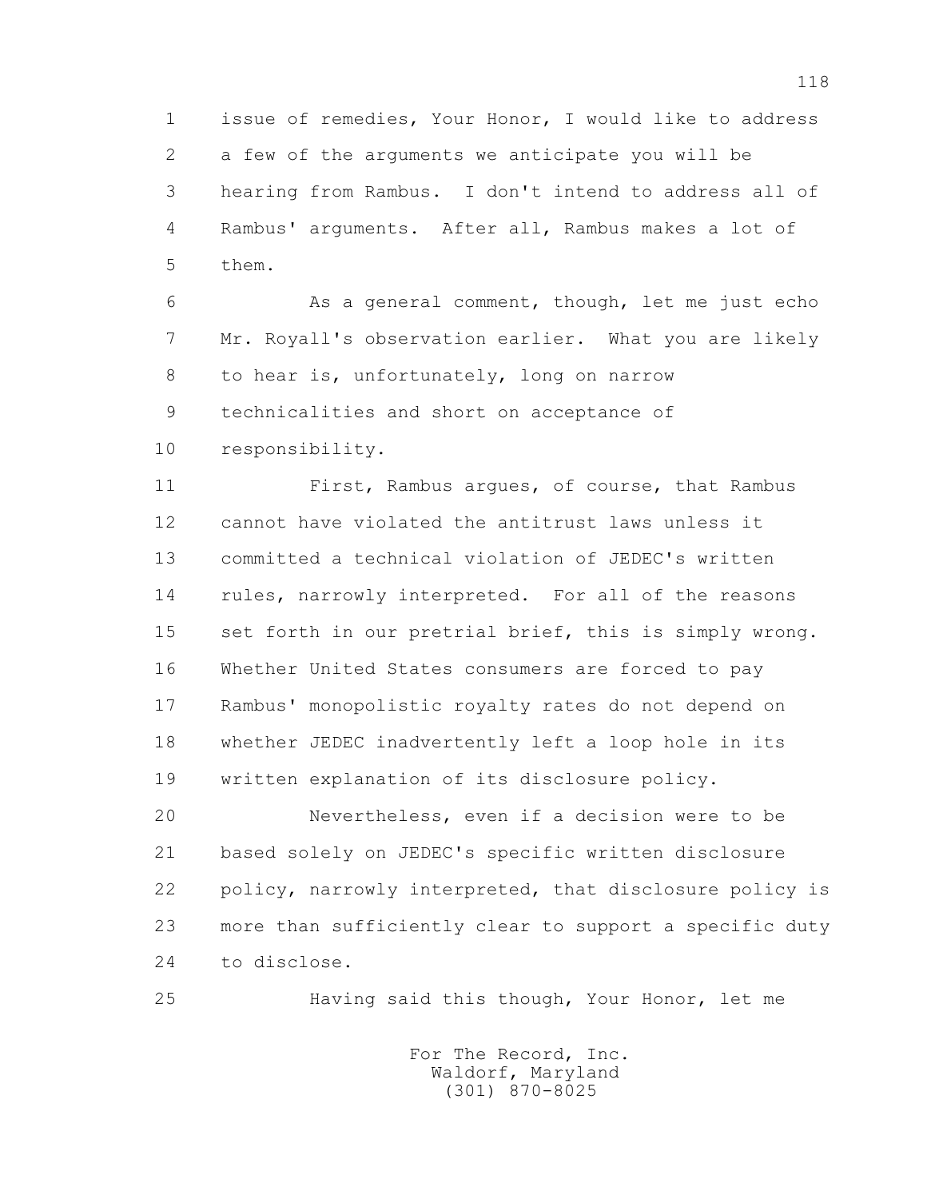1 issue of remedies, Your Honor, I would like to address
2 a few of the arguments we anticipate you will be
3 hearing from Rambus. I don't intend to address all of
4 Rambus' arguments. After all, Rambus makes a lot of
5 them.

6 As a general comment, though, let me just echo
7 Mr. Royall's observation earlier. What you are likely
8 to hear is, unfortunately, long on narrow
9 technicalities and short on acceptance of
10 responsibility.

11 First, Rambus argues, of course, that Rambus
12 cannot have violated the antitrust laws unless it
13 committed a technical violation of JEDEC's written
14 rules, narrowly interpreted. For all of the reasons
15 set forth in our pretrial brief, this is simply wrong.
16 Whether United States consumers are forced to pay
17 Rambus' monopolistic royalty rates do not depend on
18 whether JEDEC inadvertently left a loop hole in its
19 written explanation of its disclosure policy.

20 Nevertheless, even if a decision were to be
21 based solely on JEDEC's specific written disclosure
22 policy, narrowly interpreted, that disclosure policy is
23 more than sufficiently clear to support a specific duty
24 to disclose.

25 Having said this though, Your Honor, let me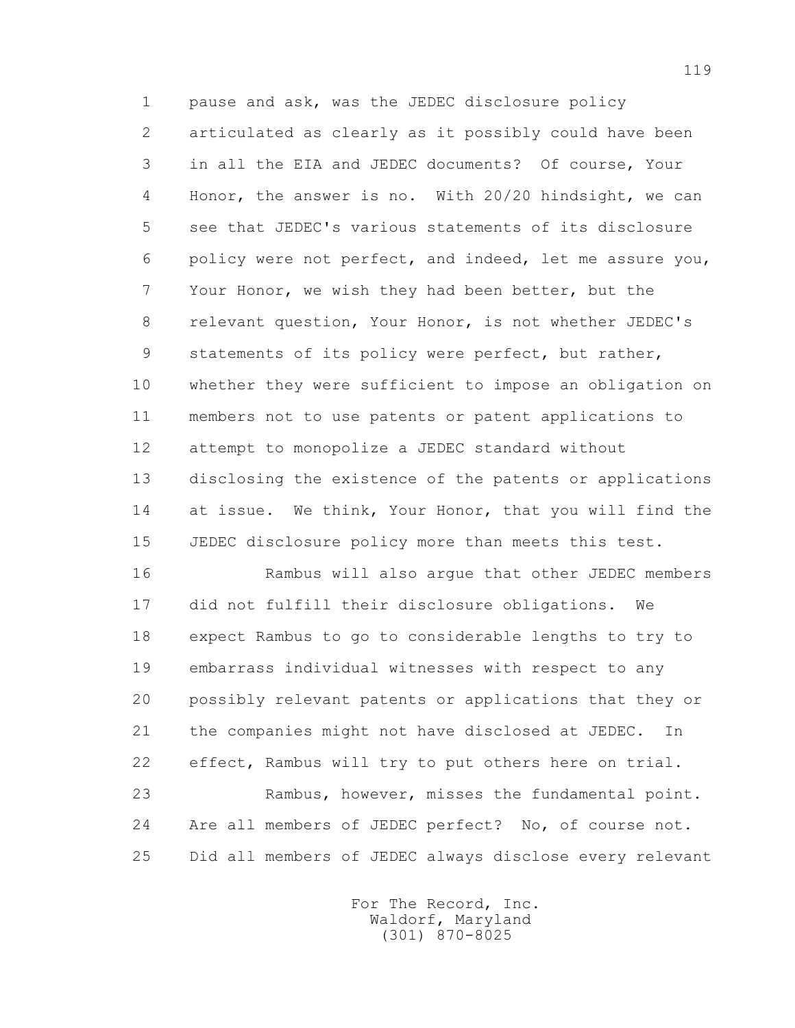pause and ask, was the JEDEC disclosure policy articulated as clearly as it possibly could have been in all the EIA and JEDEC documents? Of course, Your Honor, the answer is no. With 20/20 hindsight, we can see that JEDEC's various statements of its disclosure policy were not perfect, and indeed, let me assure you, Your Honor, we wish they had been better, but the relevant question, Your Honor, is not whether JEDEC's statements of its policy were perfect, but rather, whether they were sufficient to impose an obligation on members not to use patents or patent applications to attempt to monopolize a JEDEC standard without disclosing the existence of the patents or applications at issue. We think, Your Honor, that you will find the JEDEC disclosure policy more than meets this test.

Rambus will also argue that other JEDEC members did not fulfill their disclosure obligations. We expect Rambus to go to considerable lengths to try to embarrass individual witnesses with respect to any possibly relevant patents or applications that they or the companies might not have disclosed at JEDEC. In effect, Rambus will try to put others here on trial.

Rambus, however, misses the fundamental point. Are all members of JEDEC perfect? No, of course not. Did all members of JEDEC always disclose every relevant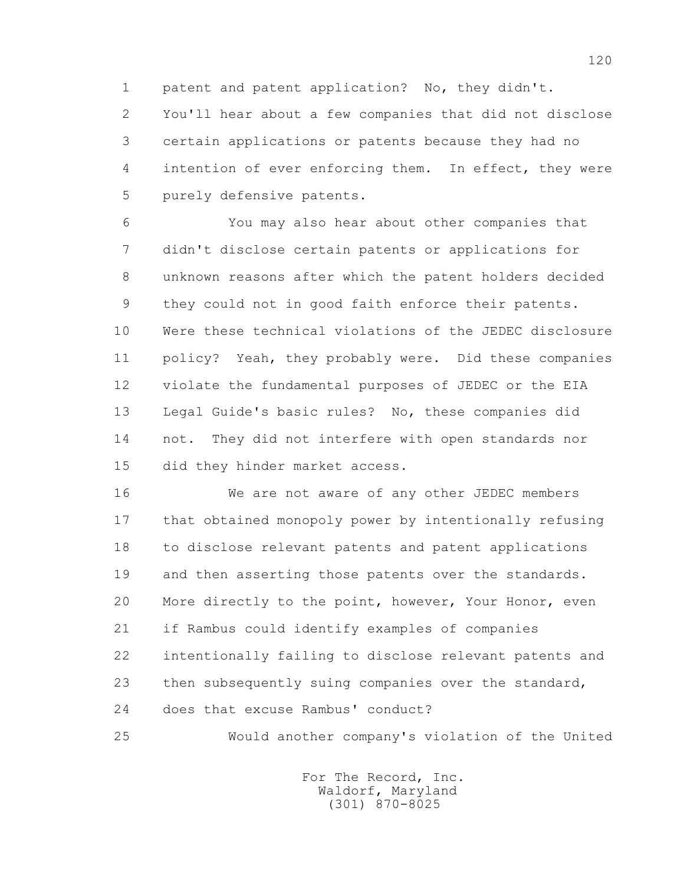patent and patent application? No, they didn't. You'll hear about a few companies that did not disclose certain applications or patents because they had no intention of ever enforcing them. In effect, they were purely defensive patents.

You may also hear about other companies that didn't disclose certain patents or applications for unknown reasons after which the patent holders decided they could not in good faith enforce their patents. Were these technical violations of the JEDEC disclosure policy? Yeah, they probably were. Did these companies violate the fundamental purposes of JEDEC or the EIA Legal Guide's basic rules? No, these companies did not. They did not interfere with open standards nor did they hinder market access.

We are not aware of any other JEDEC members that obtained monopoly power by intentionally refusing to disclose relevant patents and patent applications and then asserting those patents over the standards. More directly to the point, however, Your Honor, even if Rambus could identify examples of companies intentionally failing to disclose relevant patents and then subsequently suing companies over the standard, does that excuse Rambus' conduct?

Would another company's violation of the United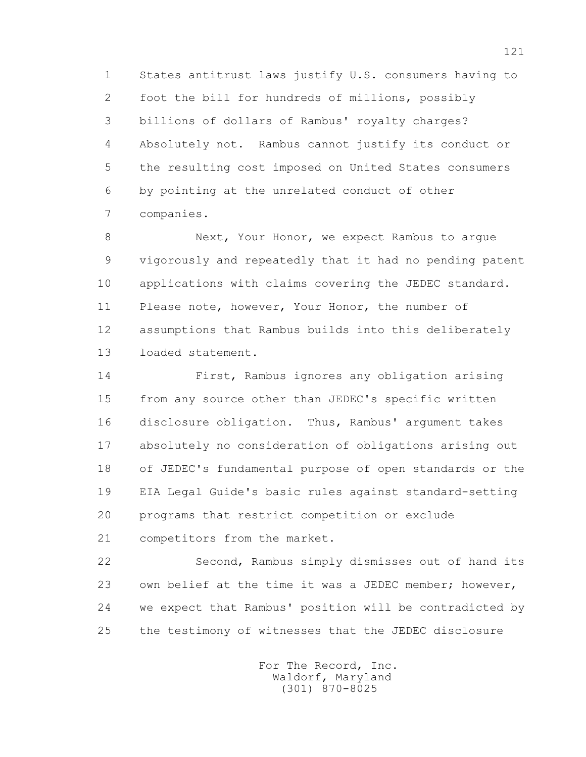States antitrust laws justify U.S. consumers having to foot the bill for hundreds of millions, possibly billions of dollars of Rambus' royalty charges? Absolutely not. Rambus cannot justify its conduct or the resulting cost imposed on United States consumers by pointing at the unrelated conduct of other companies.

Next, Your Honor, we expect Rambus to argue vigorously and repeatedly that it had no pending patent applications with claims covering the JEDEC standard. Please note, however, Your Honor, the number of assumptions that Rambus builds into this deliberately loaded statement.

First, Rambus ignores any obligation arising from any source other than JEDEC's specific written disclosure obligation. Thus, Rambus' argument takes absolutely no consideration of obligations arising out of JEDEC's fundamental purpose of open standards or the EIA Legal Guide's basic rules against standard-setting programs that restrict competition or exclude competitors from the market.

Second, Rambus simply dismisses out of hand its own belief at the time it was a JEDEC member; however, we expect that Rambus' position will be contradicted by the testimony of witnesses that the JEDEC disclosure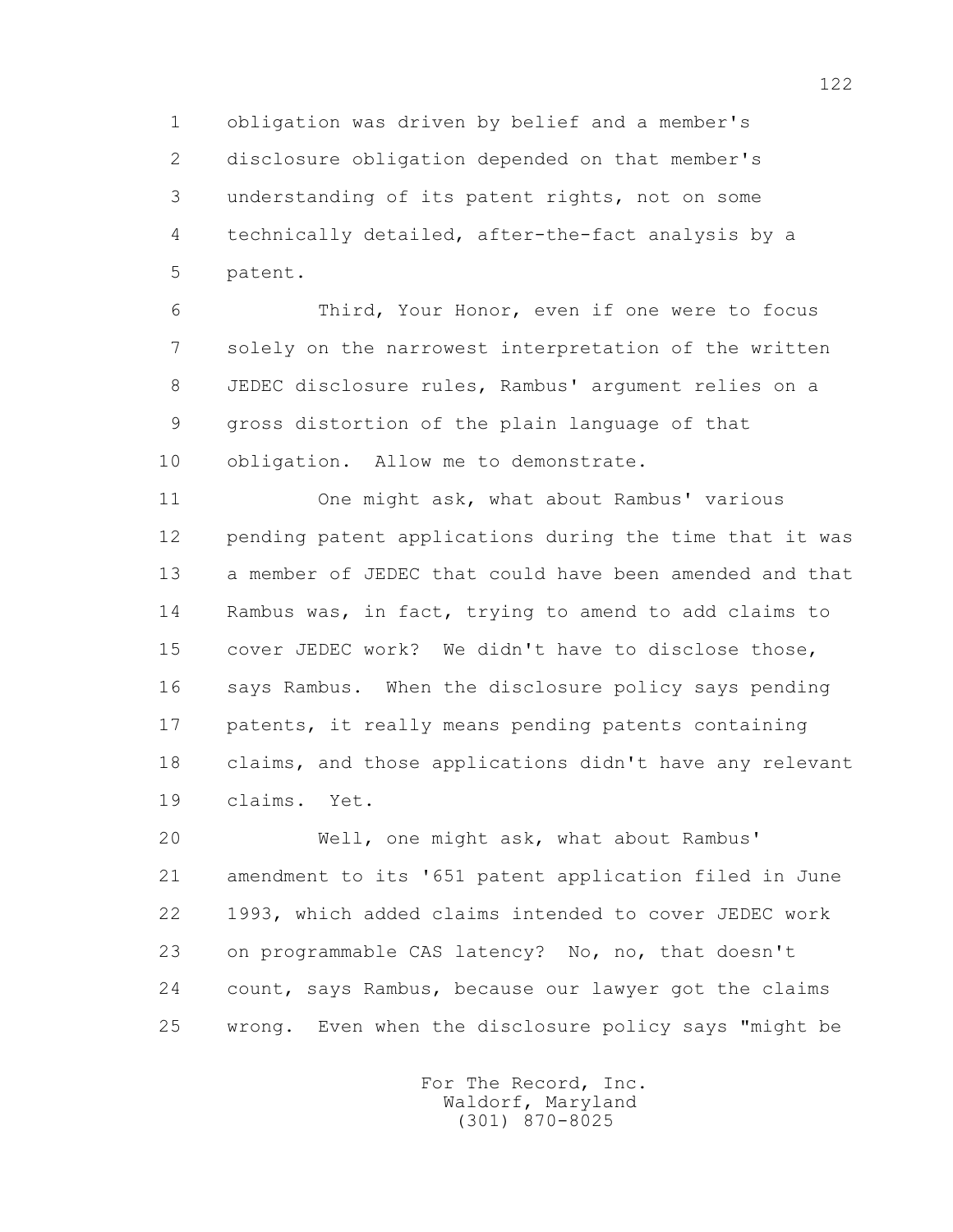obligation was driven by belief and a member's disclosure obligation depended on that member's understanding of its patent rights, not on some technically detailed, after-the-fact analysis by a patent.

Third, Your Honor, even if one were to focus solely on the narrowest interpretation of the written JEDEC disclosure rules, Rambus' argument relies on a gross distortion of the plain language of that obligation. Allow me to demonstrate.

One might ask, what about Rambus' various pending patent applications during the time that it was a member of JEDEC that could have been amended and that Rambus was, in fact, trying to amend to add claims to cover JEDEC work? We didn't have to disclose those, says Rambus. When the disclosure policy says pending patents, it really means pending patents containing claims, and those applications didn't have any relevant claims. Yet.

Well, one might ask, what about Rambus' amendment to its '651 patent application filed in June 1993, which added claims intended to cover JEDEC work on programmable CAS latency? No, no, that doesn't count, says Rambus, because our lawyer got the claims wrong. Even when the disclosure policy says "might be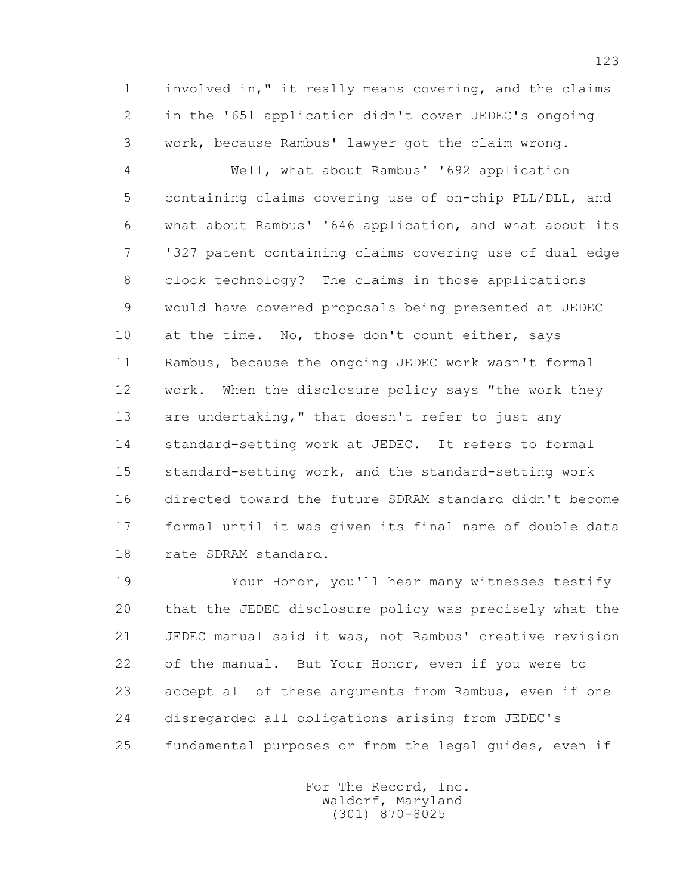involved in," it really means covering, and the claims in the '651 application didn't cover JEDEC's ongoing work, because Rambus' lawyer got the claim wrong.

Well, what about Rambus' '692 application containing claims covering use of on-chip PLL/DLL, and what about Rambus' '646 application, and what about its '327 patent containing claims covering use of dual edge clock technology? The claims in those applications would have covered proposals being presented at JEDEC at the time. No, those don't count either, says Rambus, because the ongoing JEDEC work wasn't formal work. When the disclosure policy says "the work they are undertaking," that doesn't refer to just any standard-setting work at JEDEC. It refers to formal standard-setting work, and the standard-setting work directed toward the future SDRAM standard didn't become formal until it was given its final name of double data rate SDRAM standard.

Your Honor, you'll hear many witnesses testify that the JEDEC disclosure policy was precisely what the JEDEC manual said it was, not Rambus' creative revision of the manual. But Your Honor, even if you were to accept all of these arguments from Rambus, even if one disregarded all obligations arising from JEDEC's fundamental purposes or from the legal guides, even if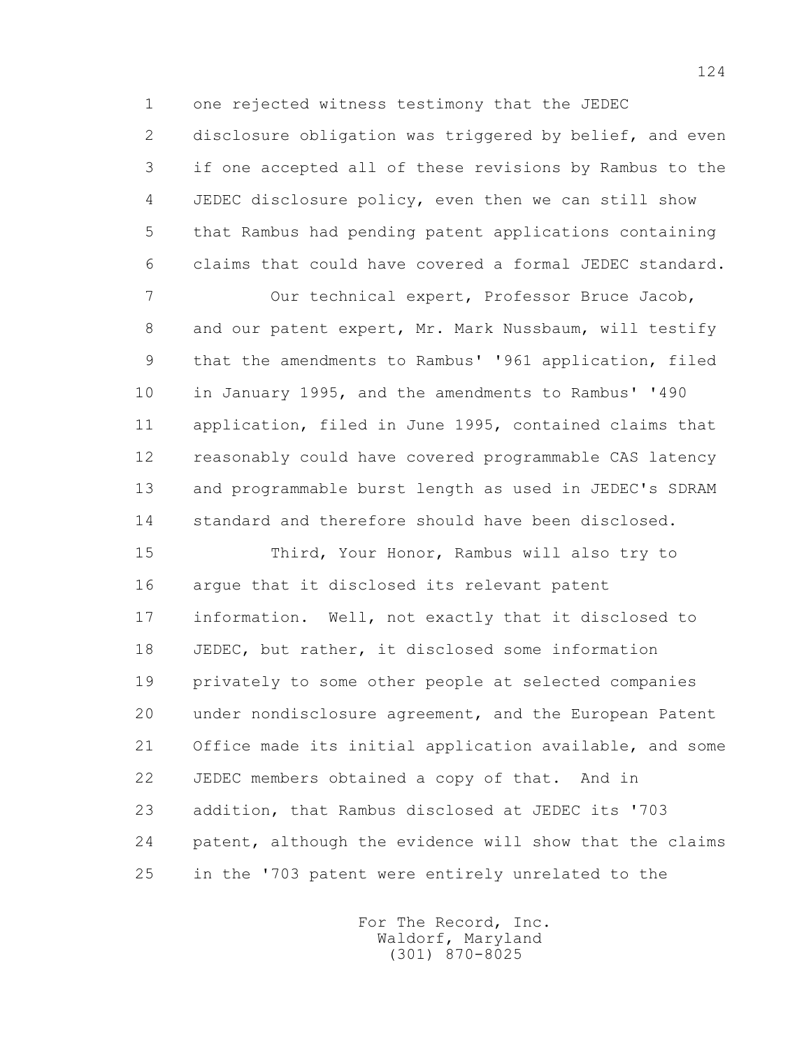one rejected witness testimony that the JEDEC disclosure obligation was triggered by belief, and even if one accepted all of these revisions by Rambus to the JEDEC disclosure policy, even then we can still show that Rambus had pending patent applications containing claims that could have covered a formal JEDEC standard.

Our technical expert, Professor Bruce Jacob, and our patent expert, Mr. Mark Nussbaum, will testify that the amendments to Rambus' '961 application, filed in January 1995, and the amendments to Rambus' '490 application, filed in June 1995, contained claims that reasonably could have covered programmable CAS latency and programmable burst length as used in JEDEC's SDRAM standard and therefore should have been disclosed.

Third, Your Honor, Rambus will also try to argue that it disclosed its relevant patent information. Well, not exactly that it disclosed to JEDEC, but rather, it disclosed some information privately to some other people at selected companies under nondisclosure agreement, and the European Patent Office made its initial application available, and some JEDEC members obtained a copy of that. And in addition, that Rambus disclosed at JEDEC its '703 patent, although the evidence will show that the claims in the '703 patent were entirely unrelated to the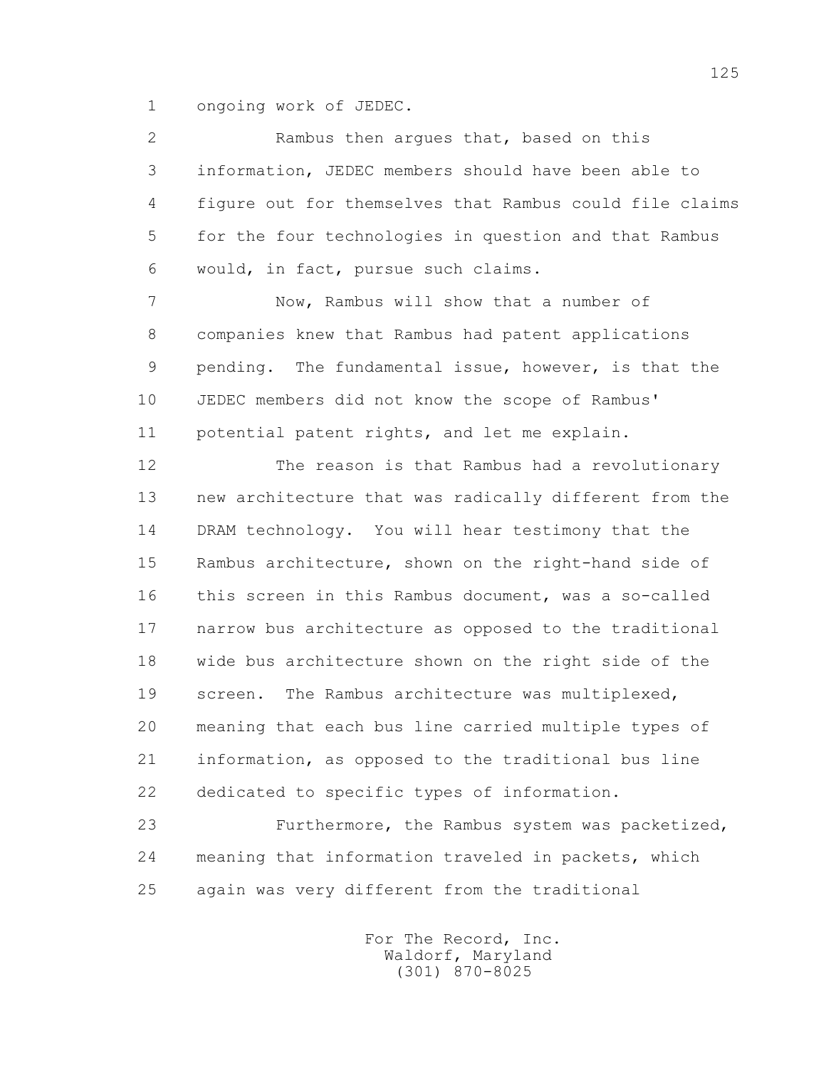ongoing work of JEDEC.

Rambus then argues that, based on this information, JEDEC members should have been able to figure out for themselves that Rambus could file claims for the four technologies in question and that Rambus would, in fact, pursue such claims.

Now, Rambus will show that a number of companies knew that Rambus had patent applications pending. The fundamental issue, however, is that the JEDEC members did not know the scope of Rambus' potential patent rights, and let me explain.

The reason is that Rambus had a revolutionary new architecture that was radically different from the DRAM technology. You will hear testimony that the Rambus architecture, shown on the right-hand side of this screen in this Rambus document, was a so-called narrow bus architecture as opposed to the traditional wide bus architecture shown on the right side of the screen. The Rambus architecture was multiplexed, meaning that each bus line carried multiple types of information, as opposed to the traditional bus line dedicated to specific types of information.

Furthermore, the Rambus system was packetized, meaning that information traveled in packets, which again was very different from the traditional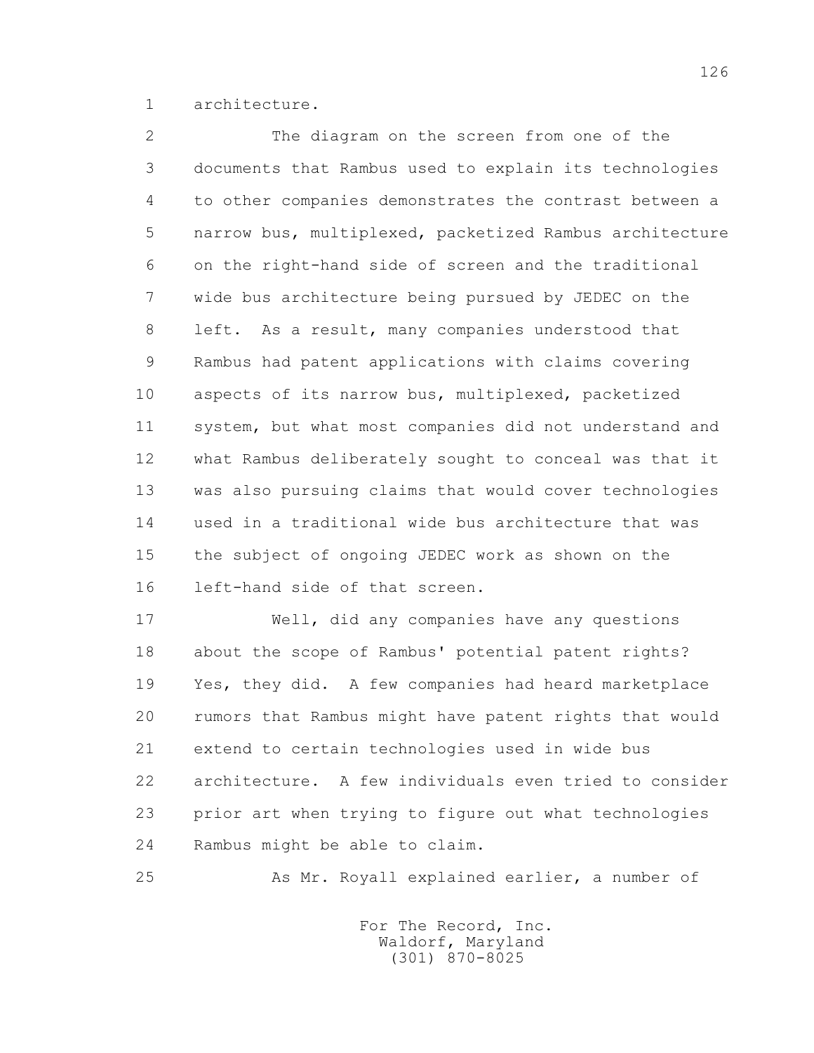architecture.

The diagram on the screen from one of the documents that Rambus used to explain its technologies to other companies demonstrates the contrast between a narrow bus, multiplexed, packetized Rambus architecture on the right-hand side of screen and the traditional wide bus architecture being pursued by JEDEC on the left. As a result, many companies understood that Rambus had patent applications with claims covering aspects of its narrow bus, multiplexed, packetized system, but what most companies did not understand and what Rambus deliberately sought to conceal was that it was also pursuing claims that would cover technologies used in a traditional wide bus architecture that was the subject of ongoing JEDEC work as shown on the left-hand side of that screen.

Well, did any companies have any questions about the scope of Rambus' potential patent rights? Yes, they did. A few companies had heard marketplace rumors that Rambus might have patent rights that would extend to certain technologies used in wide bus architecture. A few individuals even tried to consider prior art when trying to figure out what technologies Rambus might be able to claim.

As Mr. Royall explained earlier, a number of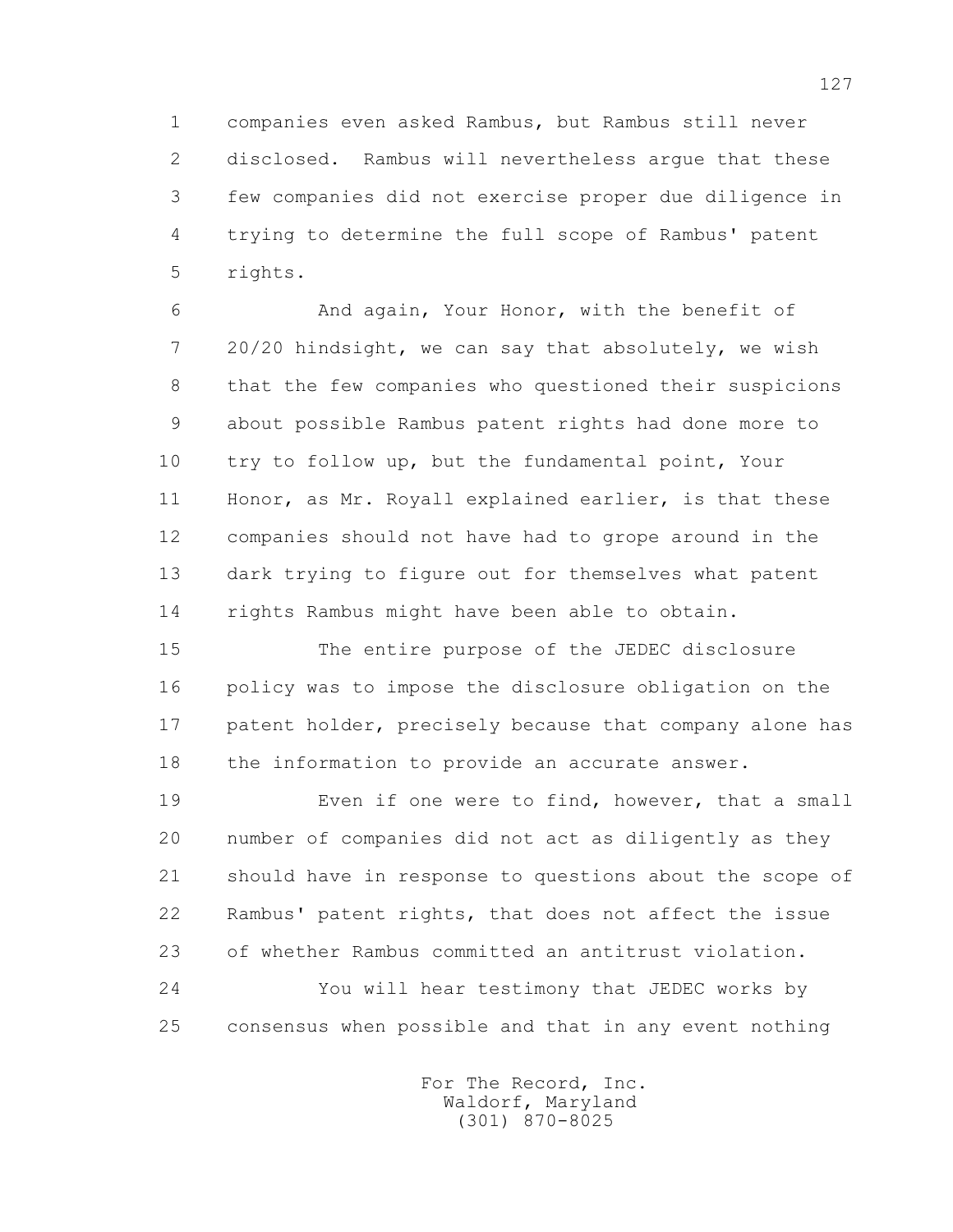companies even asked Rambus, but Rambus still never disclosed. Rambus will nevertheless argue that these few companies did not exercise proper due diligence in trying to determine the full scope of Rambus' patent rights.

And again, Your Honor, with the benefit of 20/20 hindsight, we can say that absolutely, we wish that the few companies who questioned their suspicions about possible Rambus patent rights had done more to try to follow up, but the fundamental point, Your Honor, as Mr. Royall explained earlier, is that these companies should not have had to grope around in the dark trying to figure out for themselves what patent rights Rambus might have been able to obtain.

The entire purpose of the JEDEC disclosure policy was to impose the disclosure obligation on the patent holder, precisely because that company alone has the information to provide an accurate answer.

Even if one were to find, however, that a small number of companies did not act as diligently as they should have in response to questions about the scope of Rambus' patent rights, that does not affect the issue of whether Rambus committed an antitrust violation.

You will hear testimony that JEDEC works by consensus when possible and that in any event nothing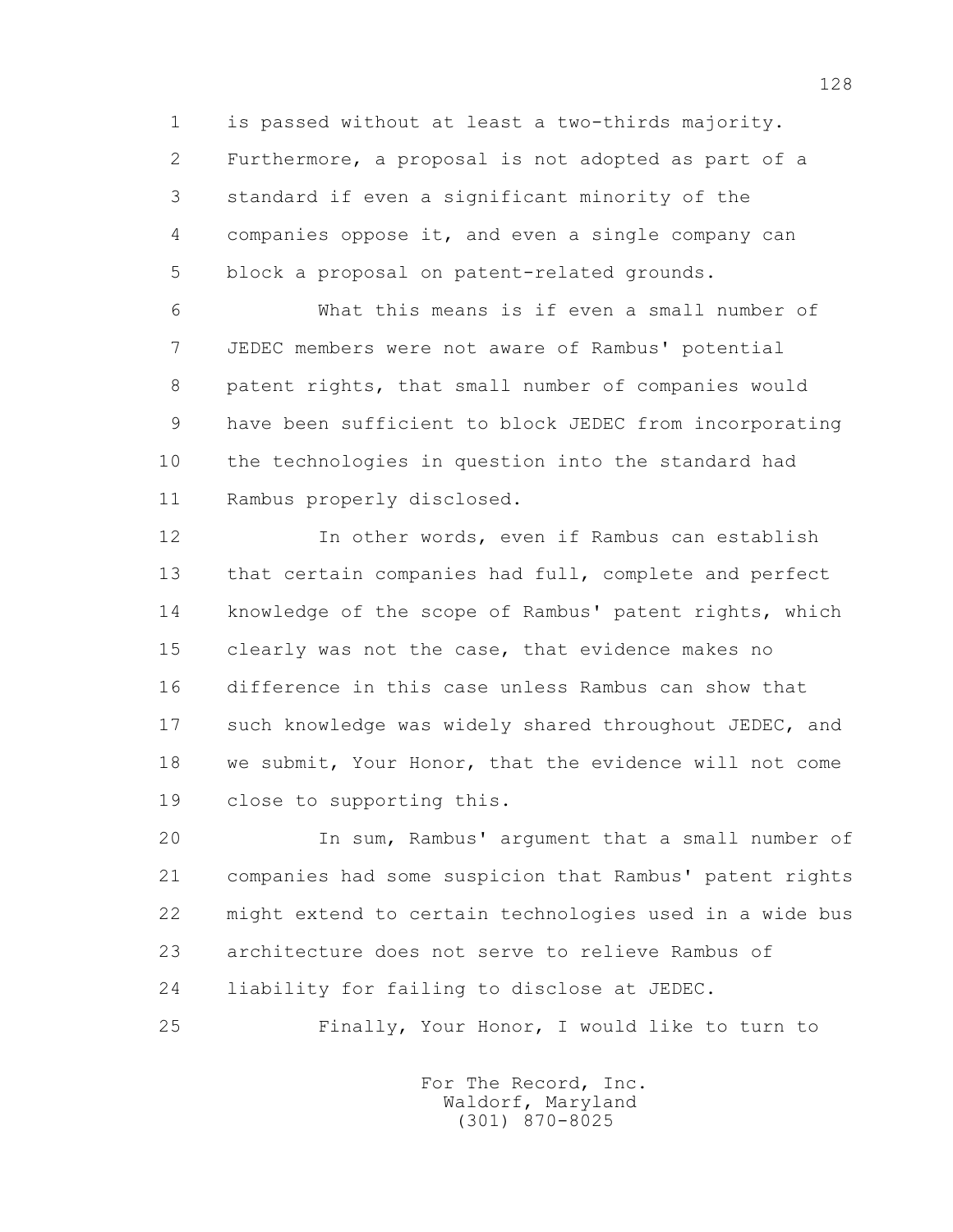is passed without at least a two-thirds majority. Furthermore, a proposal is not adopted as part of a standard if even a significant minority of the companies oppose it, and even a single company can block a proposal on patent-related grounds.

What this means is if even a small number of JEDEC members were not aware of Rambus' potential patent rights, that small number of companies would have been sufficient to block JEDEC from incorporating the technologies in question into the standard had Rambus properly disclosed.

In other words, even if Rambus can establish that certain companies had full, complete and perfect knowledge of the scope of Rambus' patent rights, which clearly was not the case, that evidence makes no difference in this case unless Rambus can show that such knowledge was widely shared throughout JEDEC, and we submit, Your Honor, that the evidence will not come close to supporting this.

In sum, Rambus' argument that a small number of companies had some suspicion that Rambus' patent rights might extend to certain technologies used in a wide bus architecture does not serve to relieve Rambus of liability for failing to disclose at JEDEC.

Finally, Your Honor, I would like to turn to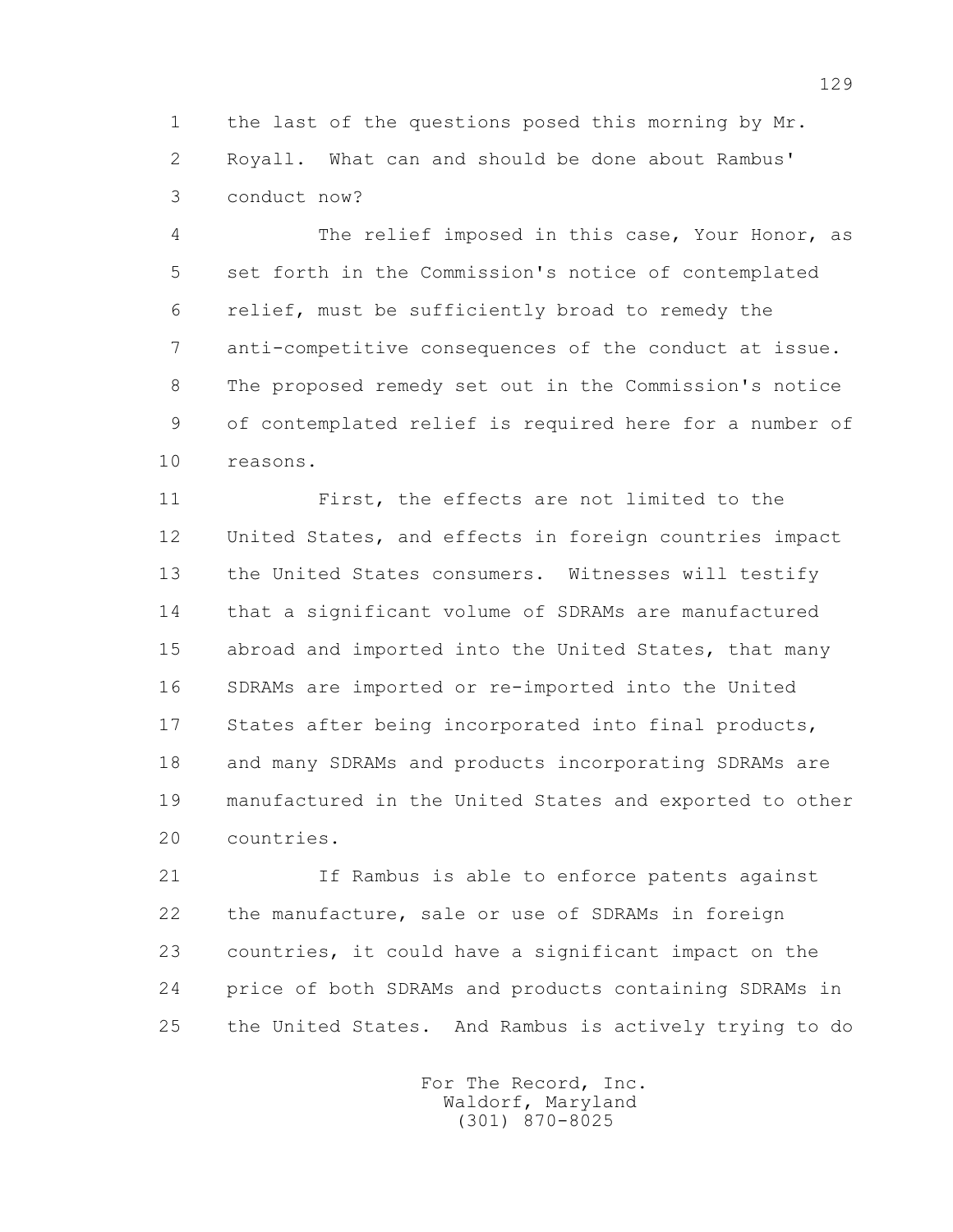the last of the questions posed this morning by Mr. Royall. What can and should be done about Rambus' conduct now?

The relief imposed in this case, Your Honor, as set forth in the Commission's notice of contemplated relief, must be sufficiently broad to remedy the anti-competitive consequences of the conduct at issue. The proposed remedy set out in the Commission's notice of contemplated relief is required here for a number of reasons.

First, the effects are not limited to the United States, and effects in foreign countries impact the United States consumers. Witnesses will testify that a significant volume of SDRAMs are manufactured abroad and imported into the United States, that many SDRAMs are imported or re-imported into the United States after being incorporated into final products, and many SDRAMs and products incorporating SDRAMs are manufactured in the United States and exported to other countries.

If Rambus is able to enforce patents against the manufacture, sale or use of SDRAMs in foreign countries, it could have a significant impact on the price of both SDRAMs and products containing SDRAMs in the United States. And Rambus is actively trying to do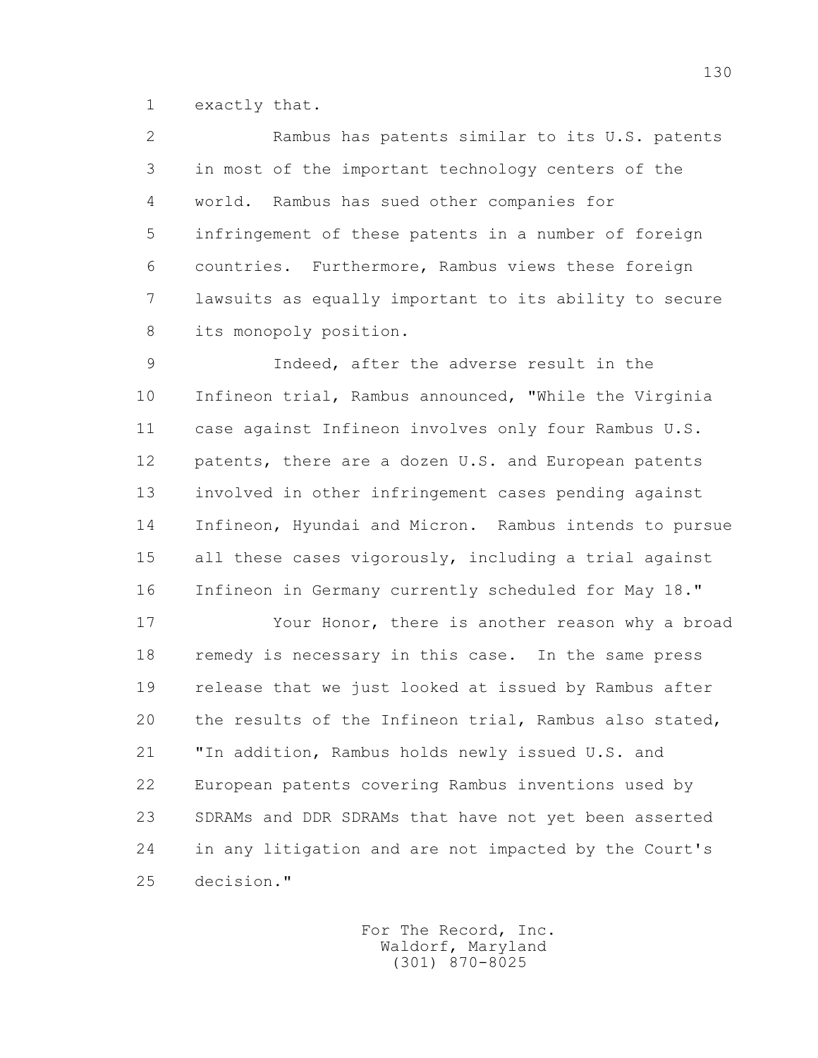exactly that.

Rambus has patents similar to its U.S. patents in most of the important technology centers of the world. Rambus has sued other companies for infringement of these patents in a number of foreign countries. Furthermore, Rambus views these foreign lawsuits as equally important to its ability to secure its monopoly position.

Indeed, after the adverse result in the Infineon trial, Rambus announced, "While the Virginia case against Infineon involves only four Rambus U.S. patents, there are a dozen U.S. and European patents involved in other infringement cases pending against Infineon, Hyundai and Micron. Rambus intends to pursue all these cases vigorously, including a trial against Infineon in Germany currently scheduled for May 18."

Your Honor, there is another reason why a broad remedy is necessary in this case. In the same press release that we just looked at issued by Rambus after the results of the Infineon trial, Rambus also stated, "In addition, Rambus holds newly issued U.S. and European patents covering Rambus inventions used by SDRAMs and DDR SDRAMs that have not yet been asserted in any litigation and are not impacted by the Court's decision."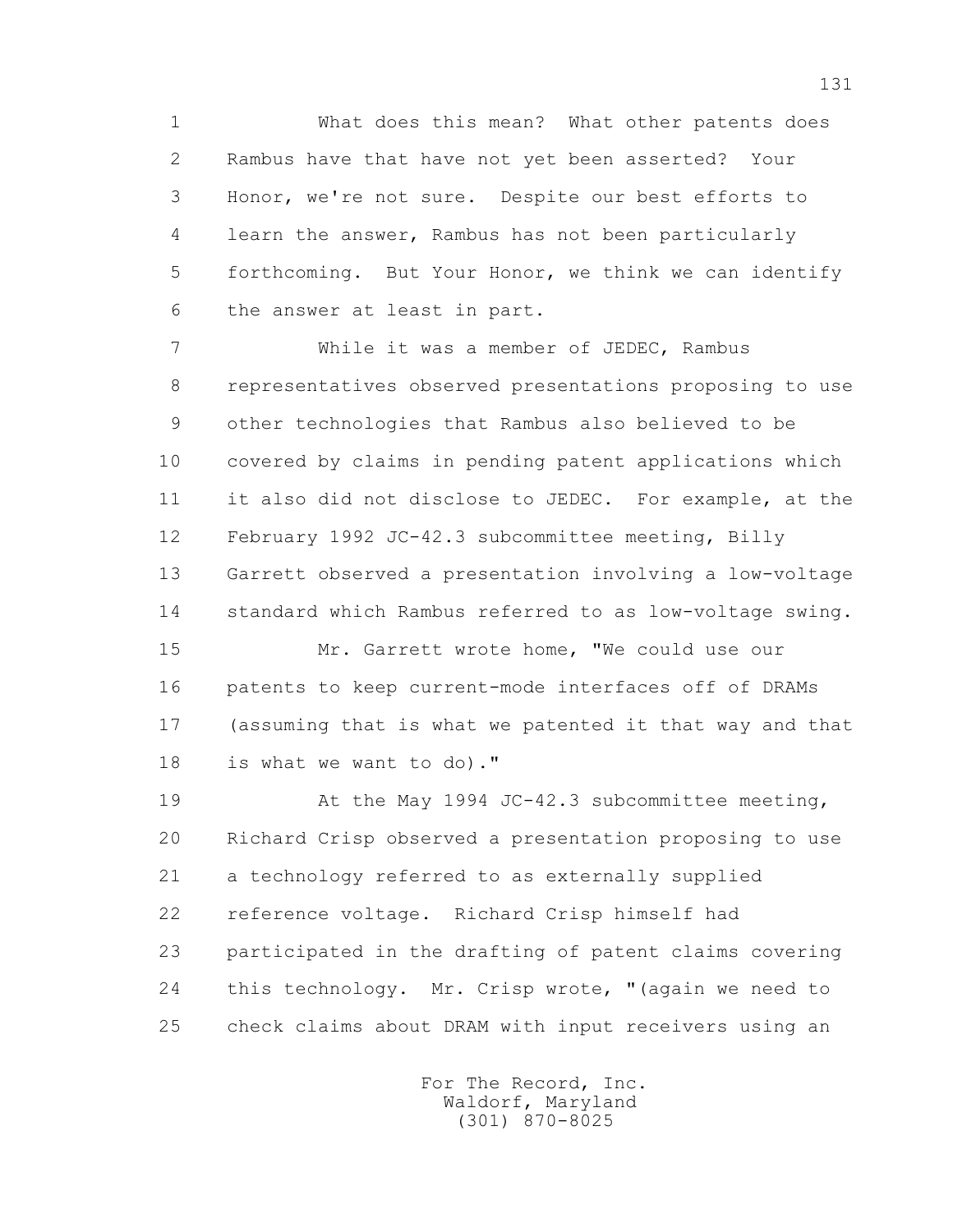What does this mean? What other patents does Rambus have that have not yet been asserted? Your Honor, we're not sure. Despite our best efforts to learn the answer, Rambus has not been particularly forthcoming. But Your Honor, we think we can identify the answer at least in part.

While it was a member of JEDEC, Rambus representatives observed presentations proposing to use other technologies that Rambus also believed to be covered by claims in pending patent applications which it also did not disclose to JEDEC. For example, at the February 1992 JC-42.3 subcommittee meeting, Billy Garrett observed a presentation involving a low-voltage standard which Rambus referred to as low-voltage swing.

Mr. Garrett wrote home, "We could use our patents to keep current-mode interfaces off of DRAMs (assuming that is what we patented it that way and that is what we want to do)."

At the May 1994 JC-42.3 subcommittee meeting, Richard Crisp observed a presentation proposing to use a technology referred to as externally supplied reference voltage. Richard Crisp himself had participated in the drafting of patent claims covering this technology. Mr. Crisp wrote, "(again we need to check claims about DRAM with input receivers using an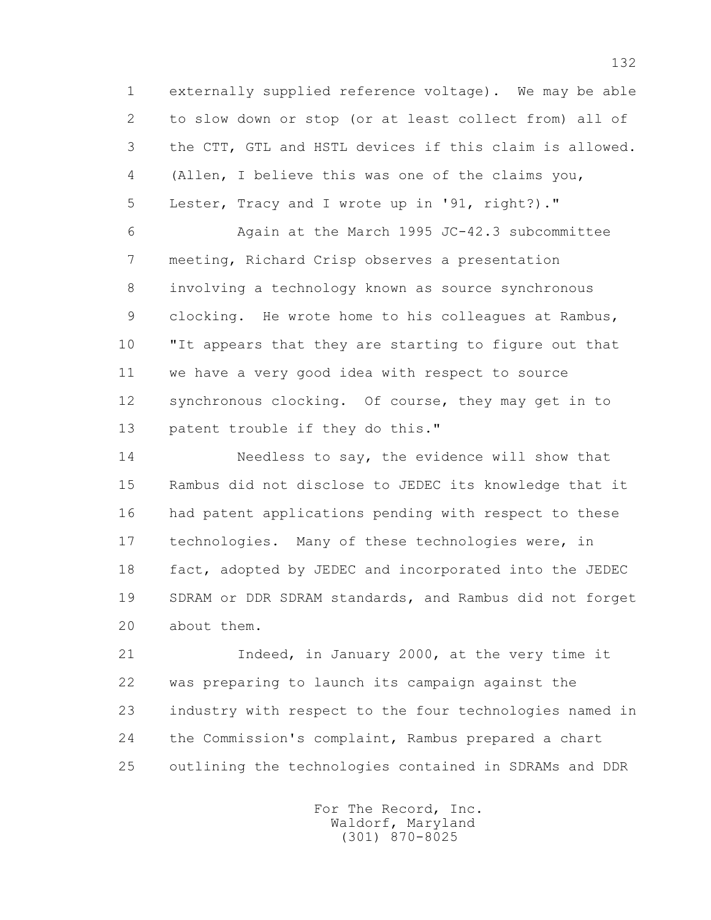externally supplied reference voltage). We may be able to slow down or stop (or at least collect from) all of the CTT, GTL and HSTL devices if this claim is allowed. (Allen, I believe this was one of the claims you, Lester, Tracy and I wrote up in '91, right?)."

Again at the March 1995 JC-42.3 subcommittee meeting, Richard Crisp observes a presentation involving a technology known as source synchronous clocking. He wrote home to his colleagues at Rambus, "It appears that they are starting to figure out that we have a very good idea with respect to source synchronous clocking. Of course, they may get in to patent trouble if they do this."

Needless to say, the evidence will show that Rambus did not disclose to JEDEC its knowledge that it had patent applications pending with respect to these technologies. Many of these technologies were, in fact, adopted by JEDEC and incorporated into the JEDEC SDRAM or DDR SDRAM standards, and Rambus did not forget about them.

Indeed, in January 2000, at the very time it was preparing to launch its campaign against the industry with respect to the four technologies named in the Commission's complaint, Rambus prepared a chart outlining the technologies contained in SDRAMs and DDR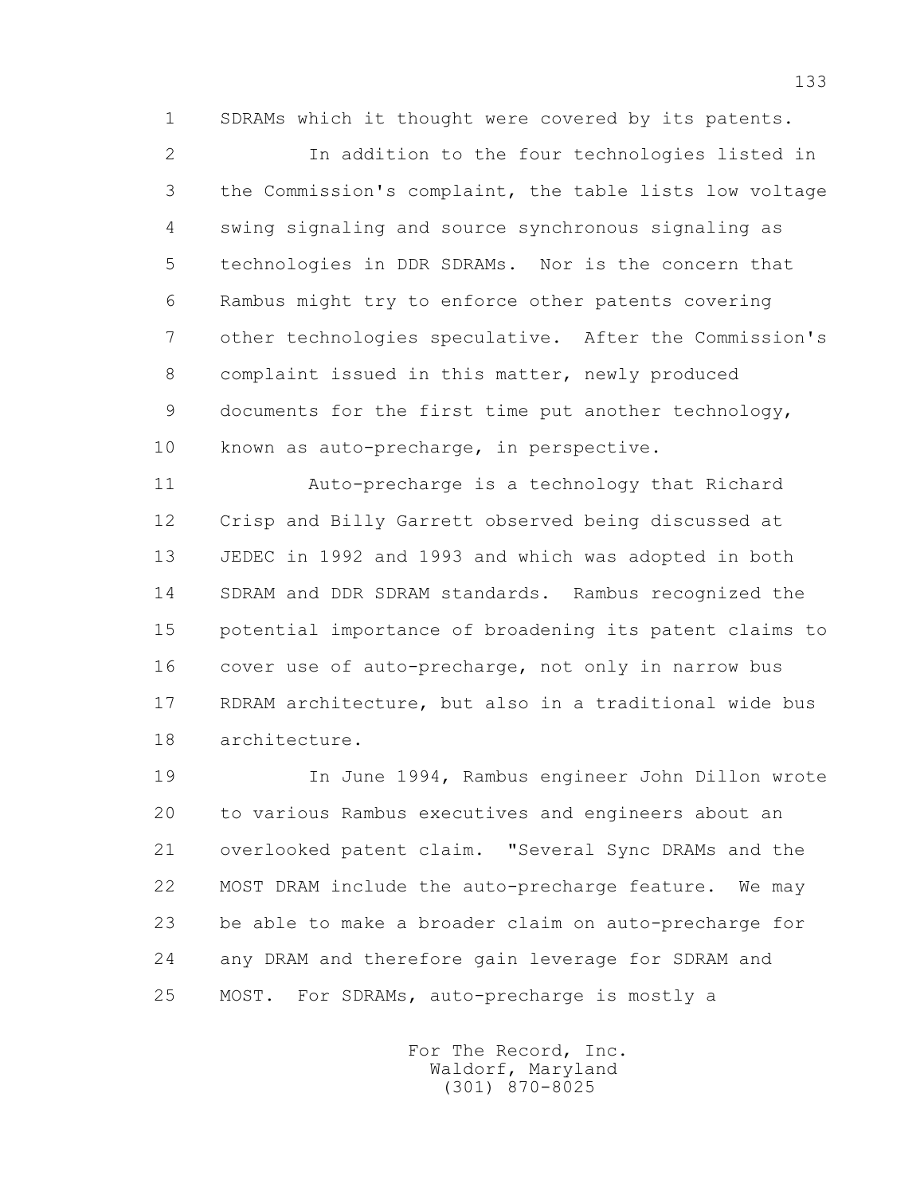SDRAMs which it thought were covered by its patents.

In addition to the four technologies listed in the Commission's complaint, the table lists low voltage swing signaling and source synchronous signaling as technologies in DDR SDRAMs. Nor is the concern that Rambus might try to enforce other patents covering other technologies speculative. After the Commission's complaint issued in this matter, newly produced documents for the first time put another technology, known as auto-precharge, in perspective.

Auto-precharge is a technology that Richard Crisp and Billy Garrett observed being discussed at JEDEC in 1992 and 1993 and which was adopted in both SDRAM and DDR SDRAM standards. Rambus recognized the potential importance of broadening its patent claims to cover use of auto-precharge, not only in narrow bus RDRAM architecture, but also in a traditional wide bus architecture.

In June 1994, Rambus engineer John Dillon wrote to various Rambus executives and engineers about an overlooked patent claim. "Several Sync DRAMs and the MOST DRAM include the auto-precharge feature. We may be able to make a broader claim on auto-precharge for any DRAM and therefore gain leverage for SDRAM and MOST. For SDRAMs, auto-precharge is mostly a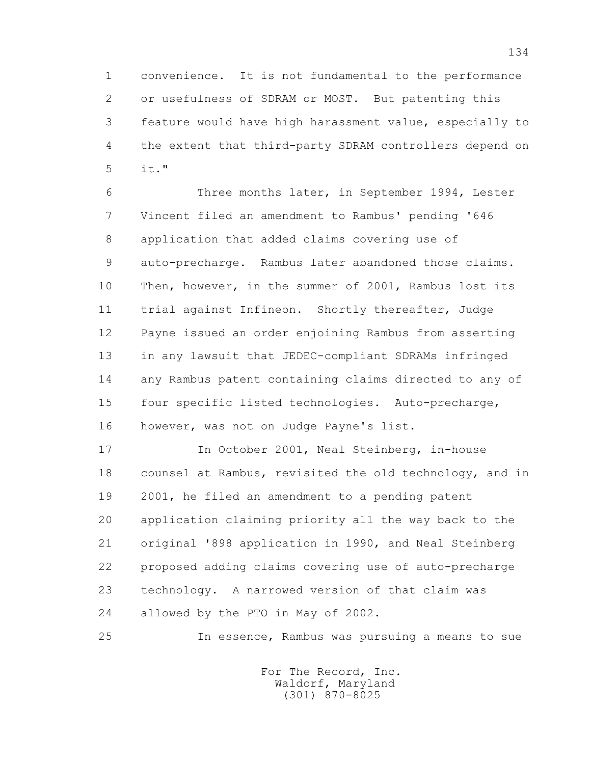convenience. It is not fundamental to the performance or usefulness of SDRAM or MOST. But patenting this feature would have high harassment value, especially to the extent that third-party SDRAM controllers depend on it."

Three months later, in September 1994, Lester Vincent filed an amendment to Rambus' pending '646 application that added claims covering use of auto-precharge. Rambus later abandoned those claims. Then, however, in the summer of 2001, Rambus lost its trial against Infineon. Shortly thereafter, Judge Payne issued an order enjoining Rambus from asserting in any lawsuit that JEDEC-compliant SDRAMs infringed any Rambus patent containing claims directed to any of four specific listed technologies. Auto-precharge, however, was not on Judge Payne's list.

In October 2001, Neal Steinberg, in-house counsel at Rambus, revisited the old technology, and in 2001, he filed an amendment to a pending patent application claiming priority all the way back to the original '898 application in 1990, and Neal Steinberg proposed adding claims covering use of auto-precharge technology. A narrowed version of that claim was allowed by the PTO in May of 2002.

In essence, Rambus was pursuing a means to sue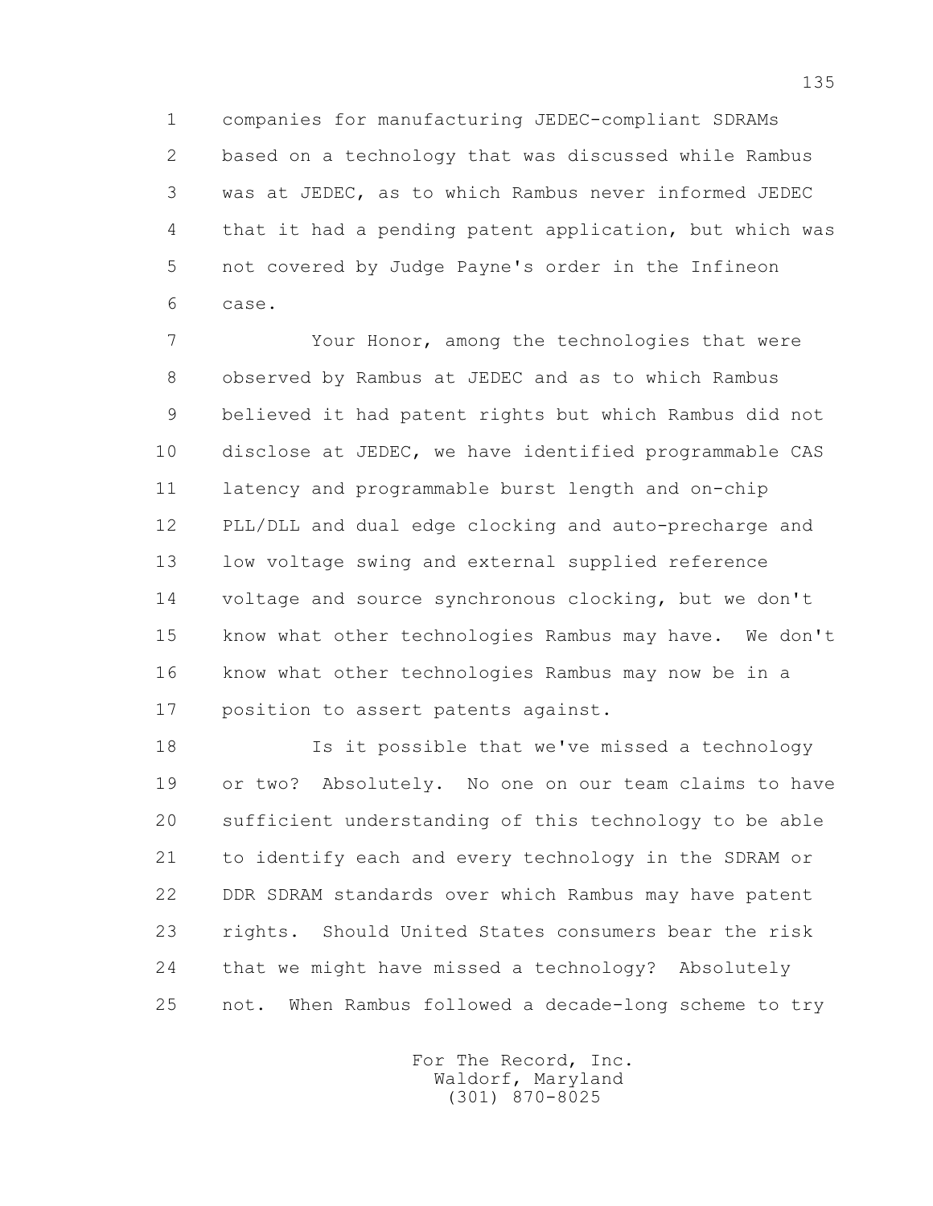companies for manufacturing JEDEC-compliant SDRAMs based on a technology that was discussed while Rambus was at JEDEC, as to which Rambus never informed JEDEC that it had a pending patent application, but which was not covered by Judge Payne's order in the Infineon case.

Your Honor, among the technologies that were observed by Rambus at JEDEC and as to which Rambus believed it had patent rights but which Rambus did not disclose at JEDEC, we have identified programmable CAS latency and programmable burst length and on-chip PLL/DLL and dual edge clocking and auto-precharge and low voltage swing and external supplied reference voltage and source synchronous clocking, but we don't know what other technologies Rambus may have. We don't know what other technologies Rambus may now be in a position to assert patents against.

Is it possible that we've missed a technology or two? Absolutely. No one on our team claims to have sufficient understanding of this technology to be able to identify each and every technology in the SDRAM or DDR SDRAM standards over which Rambus may have patent rights. Should United States consumers bear the risk that we might have missed a technology? Absolutely not. When Rambus followed a decade-long scheme to try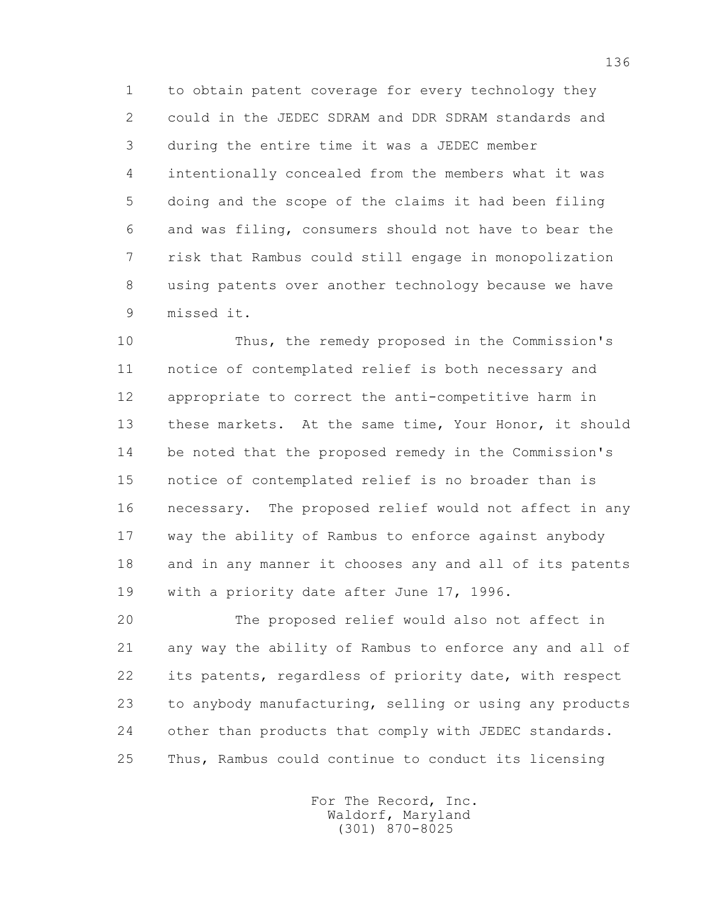to obtain patent coverage for every technology they could in the JEDEC SDRAM and DDR SDRAM standards and during the entire time it was a JEDEC member intentionally concealed from the members what it was doing and the scope of the claims it had been filing and was filing, consumers should not have to bear the risk that Rambus could still engage in monopolization using patents over another technology because we have missed it.

Thus, the remedy proposed in the Commission's notice of contemplated relief is both necessary and appropriate to correct the anti-competitive harm in these markets. At the same time, Your Honor, it should be noted that the proposed remedy in the Commission's notice of contemplated relief is no broader than is necessary. The proposed relief would not affect in any way the ability of Rambus to enforce against anybody and in any manner it chooses any and all of its patents with a priority date after June 17, 1996.

The proposed relief would also not affect in any way the ability of Rambus to enforce any and all of its patents, regardless of priority date, with respect to anybody manufacturing, selling or using any products other than products that comply with JEDEC standards. Thus, Rambus could continue to conduct its licensing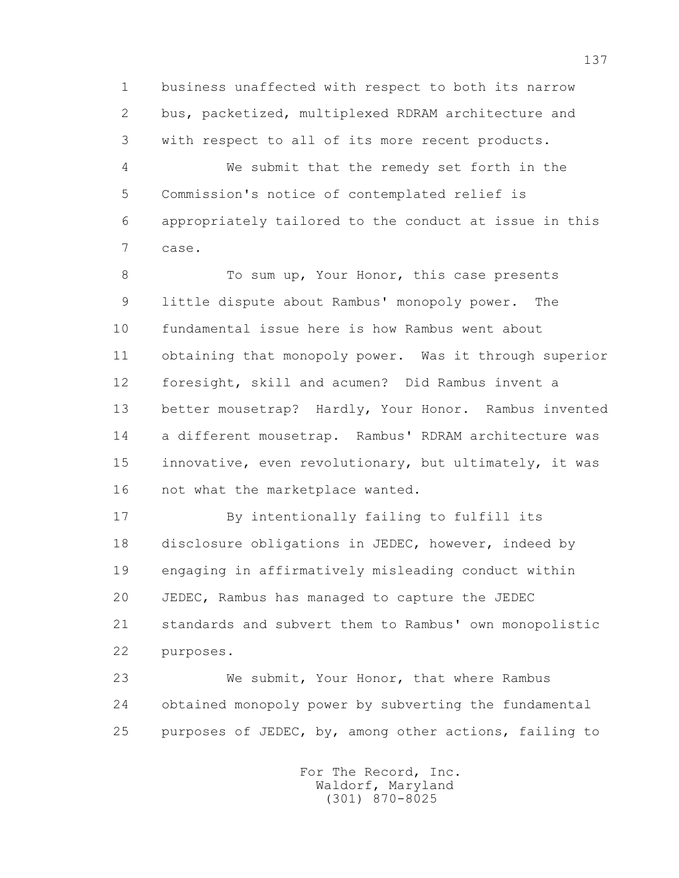business unaffected with respect to both its narrow bus, packetized, multiplexed RDRAM architecture and with respect to all of its more recent products.

We submit that the remedy set forth in the Commission's notice of contemplated relief is appropriately tailored to the conduct at issue in this case.

To sum up, Your Honor, this case presents little dispute about Rambus' monopoly power. The fundamental issue here is how Rambus went about obtaining that monopoly power. Was it through superior foresight, skill and acumen? Did Rambus invent a better mousetrap? Hardly, Your Honor. Rambus invented a different mousetrap. Rambus' RDRAM architecture was innovative, even revolutionary, but ultimately, it was not what the marketplace wanted.

By intentionally failing to fulfill its disclosure obligations in JEDEC, however, indeed by engaging in affirmatively misleading conduct within JEDEC, Rambus has managed to capture the JEDEC standards and subvert them to Rambus' own monopolistic purposes.

We submit, Your Honor, that where Rambus obtained monopoly power by subverting the fundamental purposes of JEDEC, by, among other actions, failing to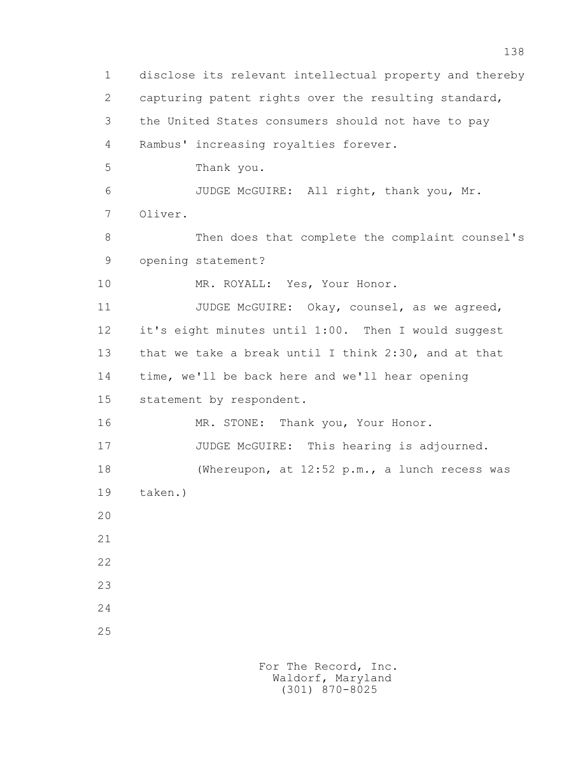disclose its relevant intellectual property and thereby capturing patent rights over the resulting standard, the United States consumers should not have to pay Rambus' increasing royalties forever.

Thank you.

JUDGE McGUIRE: All right, thank you, Mr. Oliver.

Then does that complete the complaint counsel's opening statement?

MR. ROYALL: Yes, Your Honor.

JUDGE McGUIRE: Okay, counsel, as we agreed, it's eight minutes until 1:00. Then I would suggest that we take a break until I think 2:30, and at that time, we'll be back here and we'll hear opening statement by respondent.

MR. STONE: Thank you, Your Honor.

JUDGE McGUIRE: This hearing is adjourned.

(Whereupon, at 12:52 p.m., a lunch recess was taken.)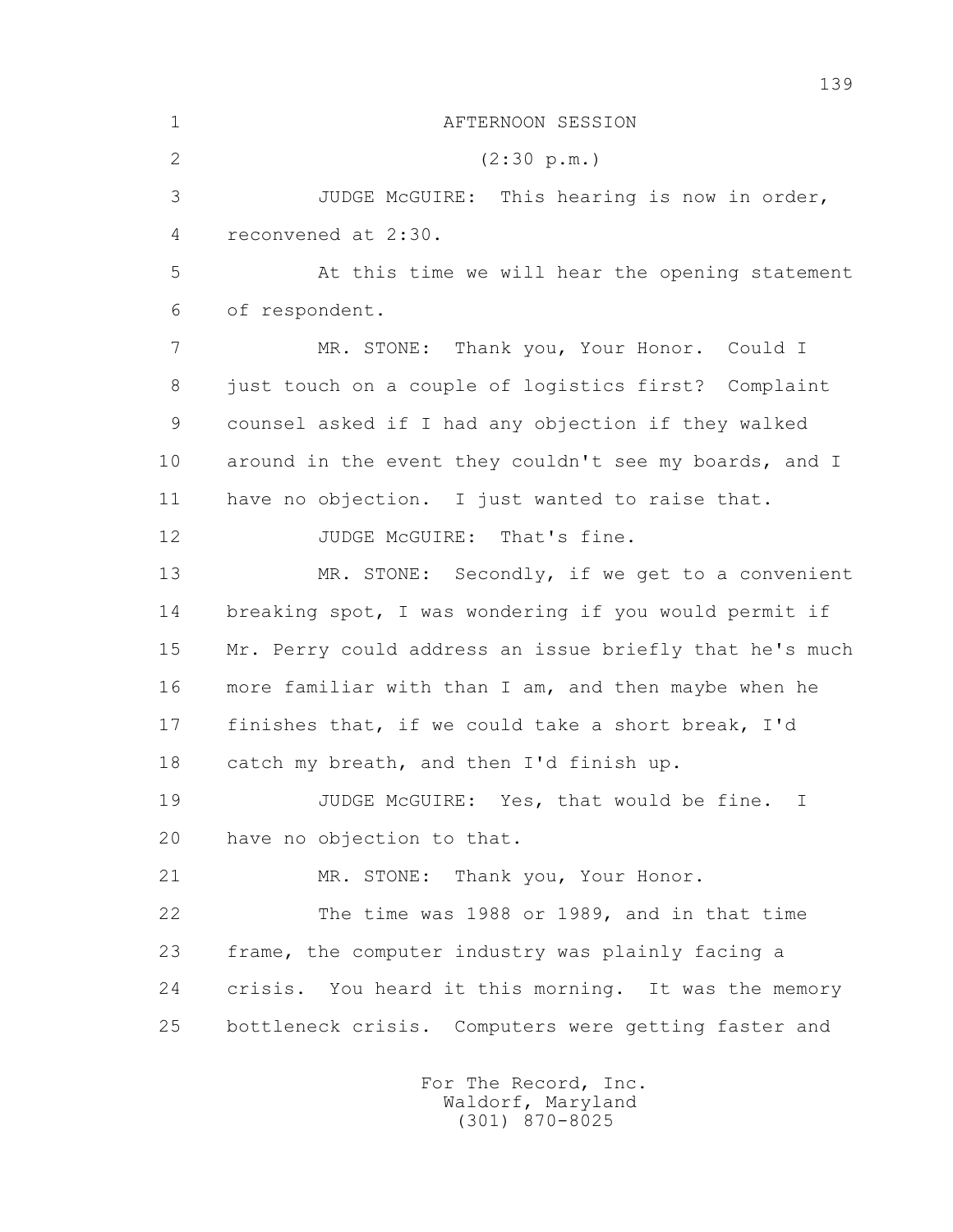AFTERNOON SESSION

(2:30 p.m.)

JUDGE McGUIRE: This hearing is now in order, reconvened at 2:30.

At this time we will hear the opening statement of respondent.

MR. STONE: Thank you, Your Honor. Could I just touch on a couple of logistics first? Complaint counsel asked if I had any objection if they walked around in the event they couldn't see my boards, and I have no objection. I just wanted to raise that.

JUDGE McGUIRE: That's fine.

MR. STONE: Secondly, if we get to a convenient breaking spot, I was wondering if you would permit if Mr. Perry could address an issue briefly that he's much more familiar with than I am, and then maybe when he finishes that, if we could take a short break, I'd catch my breath, and then I'd finish up.

JUDGE McGUIRE: Yes, that would be fine. I have no objection to that.

MR. STONE: Thank you, Your Honor.

The time was 1988 or 1989, and in that time frame, the computer industry was plainly facing a crisis. You heard it this morning. It was the memory bottleneck crisis. Computers were getting faster and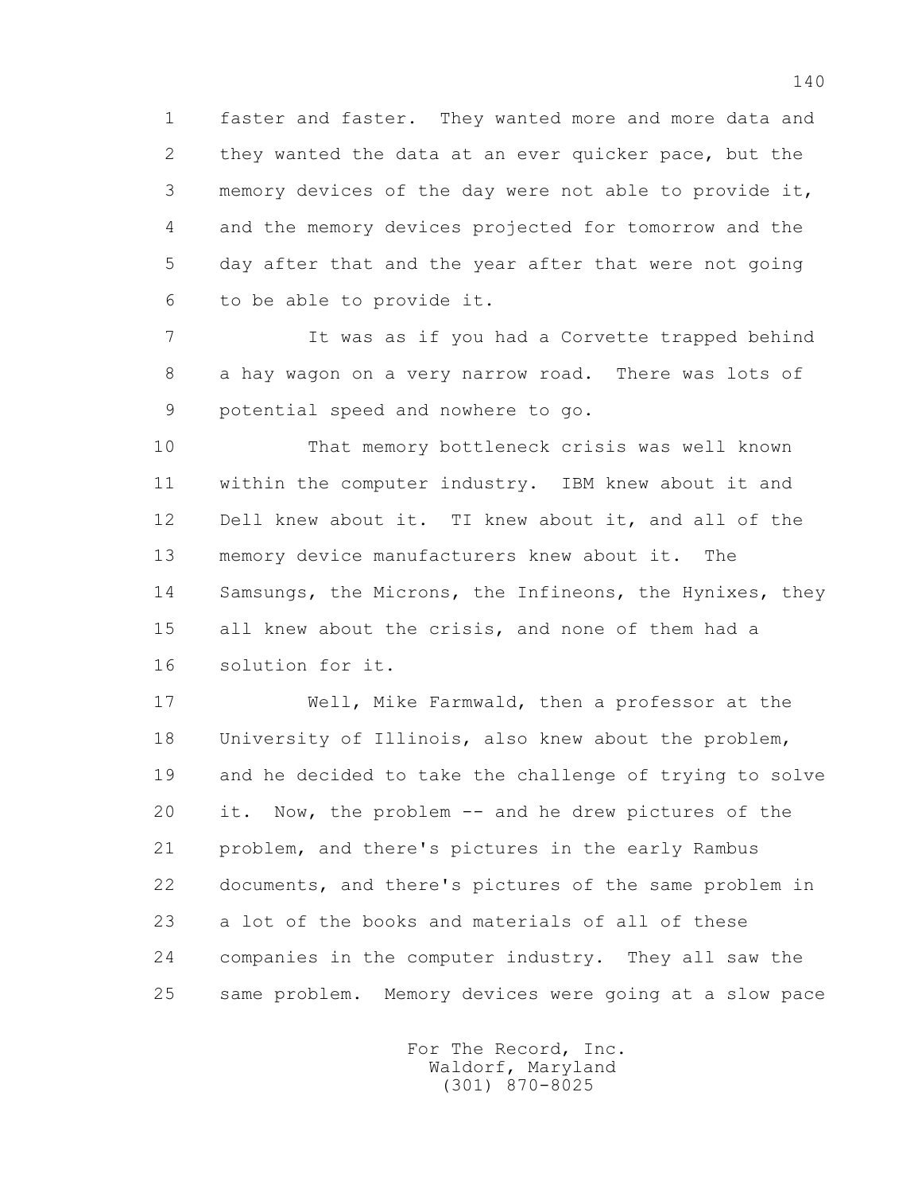1 faster and faster. They wanted more and more data and
2 they wanted the data at an ever quicker pace, but the
3 memory devices of the day were not able to provide it,
4 and the memory devices projected for tomorrow and the
5 day after that and the year after that were not going
6 to be able to provide it.

7 It was as if you had a Corvette trapped behind
8 a hay wagon on a very narrow road. There was lots of
9 potential speed and nowhere to go.

10 That memory bottleneck crisis was well known
11 within the computer industry. IBM knew about it and
12 Dell knew about it. TI knew about it, and all of the
13 memory device manufacturers knew about it. The
14 Samsungs, the Microns, the Infineons, the Hynixes, they
15 all knew about the crisis, and none of them had a
16 solution for it.

17 Well, Mike Farmwald, then a professor at the
18 University of Illinois, also knew about the problem,
19 and he decided to take the challenge of trying to solve
20 it. Now, the problem -- and he drew pictures of the
21 problem, and there's pictures in the early Rambus
22 documents, and there's pictures of the same problem in
23 a lot of the books and materials of all of these
24 companies in the computer industry. They all saw the
25 same problem. Memory devices were going at a slow pace

For The Record, Inc.
Waldorf, Maryland
(301) 870-8025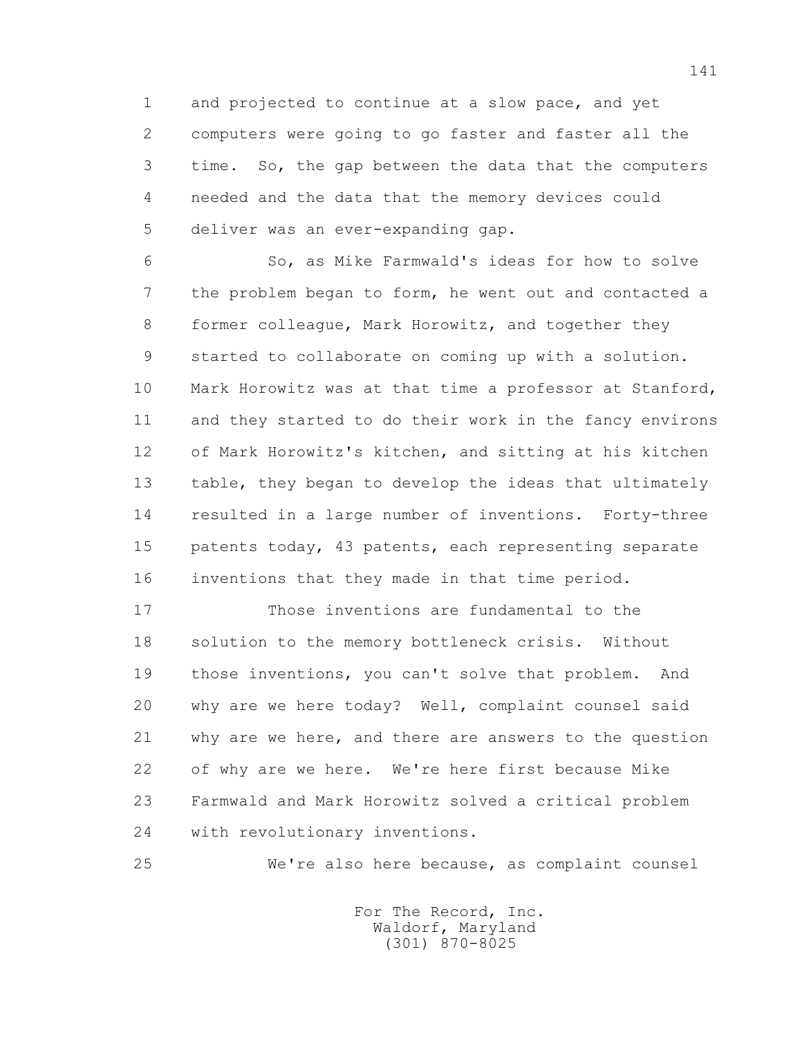1 and projected to continue at a slow pace, and yet
2 computers were going to go faster and faster all the
3 time. So, the gap between the data that the computers
4 needed and the data that the memory devices could
5 deliver was an ever-expanding gap.

6 So, as Mike Farmwald's ideas for how to solve
7 the problem began to form, he went out and contacted a
8 former colleague, Mark Horowitz, and together they
9 started to collaborate on coming up with a solution.
10 Mark Horowitz was at that time a professor at Stanford,
11 and they started to do their work in the fancy environs
12 of Mark Horowitz's kitchen, and sitting at his kitchen
13 table, they began to develop the ideas that ultimately
14 resulted in a large number of inventions. Forty-three
15 patents today, 43 patents, each representing separate
16 inventions that they made in that time period.

17 Those inventions are fundamental to the
18 solution to the memory bottleneck crisis. Without
19 those inventions, you can't solve that problem. And
20 why are we here today? Well, complaint counsel said
21 why are we here, and there are answers to the question
22 of why are we here. We're here first because Mike
23 Farmwald and Mark Horowitz solved a critical problem
24 with revolutionary inventions.

25 We're also here because, as complaint counsel

For The Record, Inc.
Waldorf, Maryland
(301) 870-8025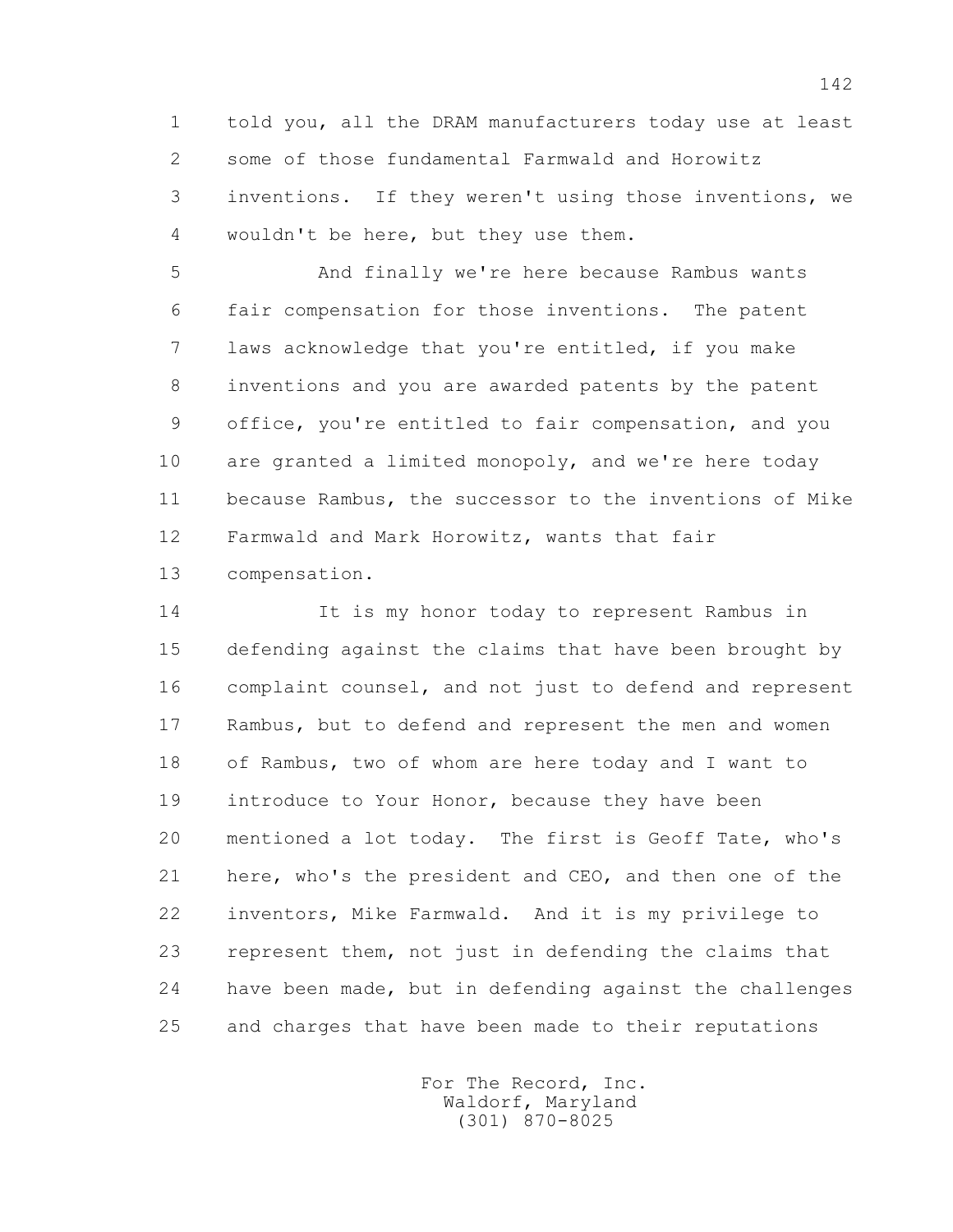told you, all the DRAM manufacturers today use at least some of those fundamental Farmwald and Horowitz inventions. If they weren't using those inventions, we wouldn't be here, but they use them.

And finally we're here because Rambus wants fair compensation for those inventions. The patent laws acknowledge that you're entitled, if you make inventions and you are awarded patents by the patent office, you're entitled to fair compensation, and you are granted a limited monopoly, and we're here today because Rambus, the successor to the inventions of Mike Farmwald and Mark Horowitz, wants that fair compensation.

It is my honor today to represent Rambus in defending against the claims that have been brought by complaint counsel, and not just to defend and represent Rambus, but to defend and represent the men and women of Rambus, two of whom are here today and I want to introduce to Your Honor, because they have been mentioned a lot today. The first is Geoff Tate, who's here, who's the president and CEO, and then one of the inventors, Mike Farmwald. And it is my privilege to represent them, not just in defending the claims that have been made, but in defending against the challenges and charges that have been made to their reputations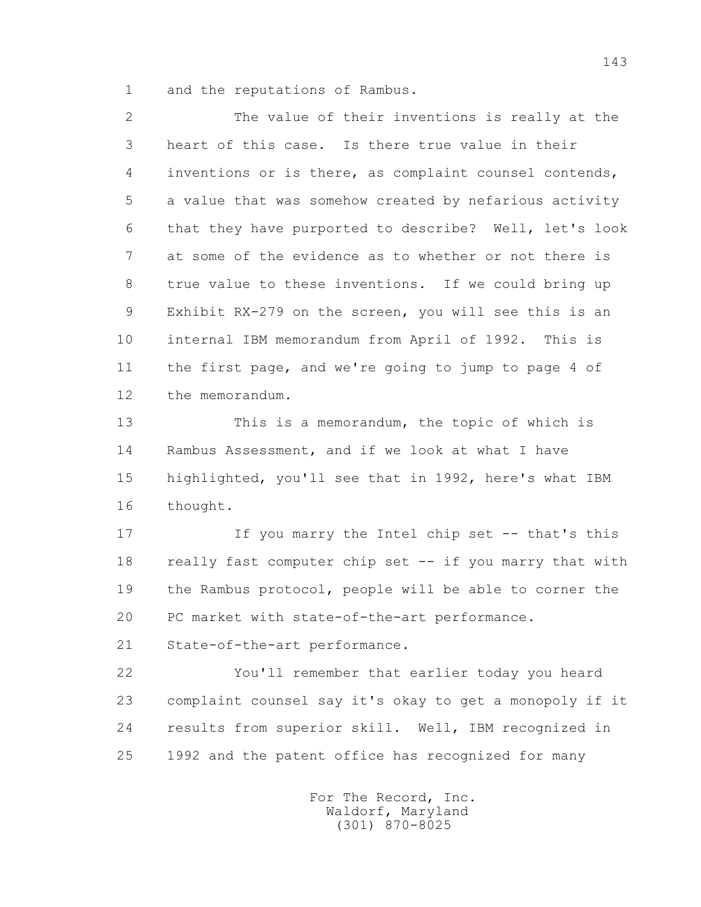and the reputations of Rambus.

The value of their inventions is really at the heart of this case. Is there true value in their inventions or is there, as complaint counsel contends, a value that was somehow created by nefarious activity that they have purported to describe? Well, let's look at some of the evidence as to whether or not there is true value to these inventions. If we could bring up Exhibit RX-279 on the screen, you will see this is an internal IBM memorandum from April of 1992. This is the first page, and we're going to jump to page 4 of the memorandum.

This is a memorandum, the topic of which is Rambus Assessment, and if we look at what I have highlighted, you'll see that in 1992, here's what IBM thought.

If you marry the Intel chip set -- that's this really fast computer chip set -- if you marry that with the Rambus protocol, people will be able to corner the PC market with state-of-the-art performance. State-of-the-art performance.

You'll remember that earlier today you heard complaint counsel say it's okay to get a monopoly if it results from superior skill. Well, IBM recognized in 1992 and the patent office has recognized for many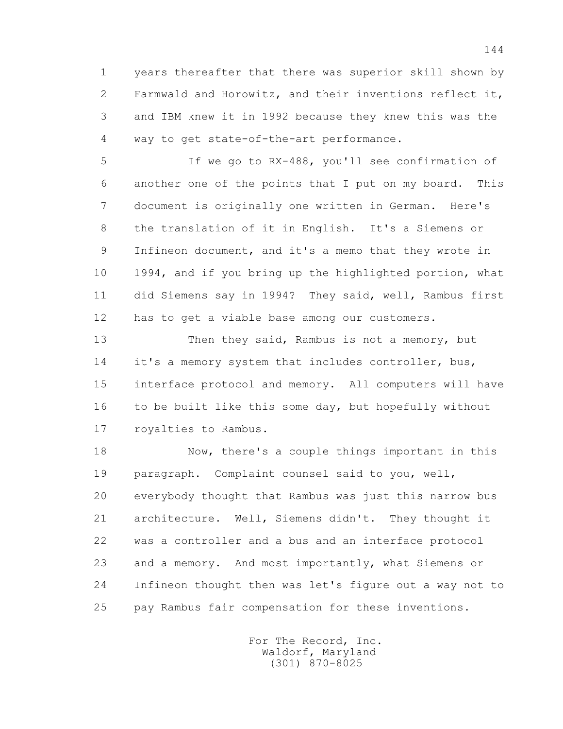years thereafter that there was superior skill shown by Farmwald and Horowitz, and their inventions reflect it, and IBM knew it in 1992 because they knew this was the way to get state-of-the-art performance.

If we go to RX-488, you'll see confirmation of another one of the points that I put on my board. This document is originally one written in German. Here's the translation of it in English. It's a Siemens or Infineon document, and it's a memo that they wrote in 1994, and if you bring up the highlighted portion, what did Siemens say in 1994? They said, well, Rambus first has to get a viable base among our customers.

Then they said, Rambus is not a memory, but it's a memory system that includes controller, bus, interface protocol and memory. All computers will have to be built like this some day, but hopefully without royalties to Rambus.

Now, there's a couple things important in this paragraph. Complaint counsel said to you, well, everybody thought that Rambus was just this narrow bus architecture. Well, Siemens didn't. They thought it was a controller and a bus and an interface protocol and a memory. And most importantly, what Siemens or Infineon thought then was let's figure out a way not to pay Rambus fair compensation for these inventions.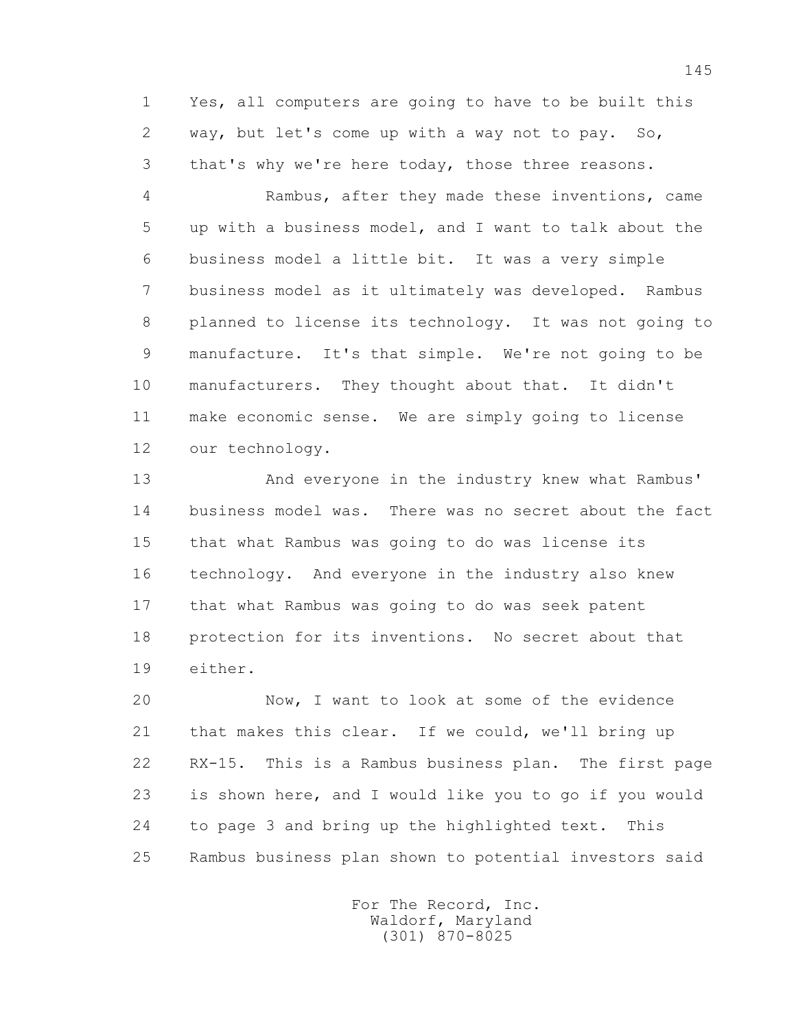1 Yes, all computers are going to have to be built this
2 way, but let's come up with a way not to pay. So,
3 that's why we're here today, those three reasons.

4 Rambus, after they made these inventions, came
5 up with a business model, and I want to talk about the
6 business model a little bit. It was a very simple
7 business model as it ultimately was developed. Rambus
8 planned to license its technology. It was not going to
9 manufacture. It's that simple. We're not going to be
10 manufacturers. They thought about that. It didn't
11 make economic sense. We are simply going to license
12 our technology.

13 And everyone in the industry knew what Rambus'
14 business model was. There was no secret about the fact
15 that what Rambus was going to do was license its
16 technology. And everyone in the industry also knew
17 that what Rambus was going to do was seek patent
18 protection for its inventions. No secret about that
19 either.

20 Now, I want to look at some of the evidence
21 that makes this clear. If we could, we'll bring up
22 RX-15. This is a Rambus business plan. The first page
23 is shown here, and I would like you to go if you would
24 to page 3 and bring up the highlighted text. This
25 Rambus business plan shown to potential investors said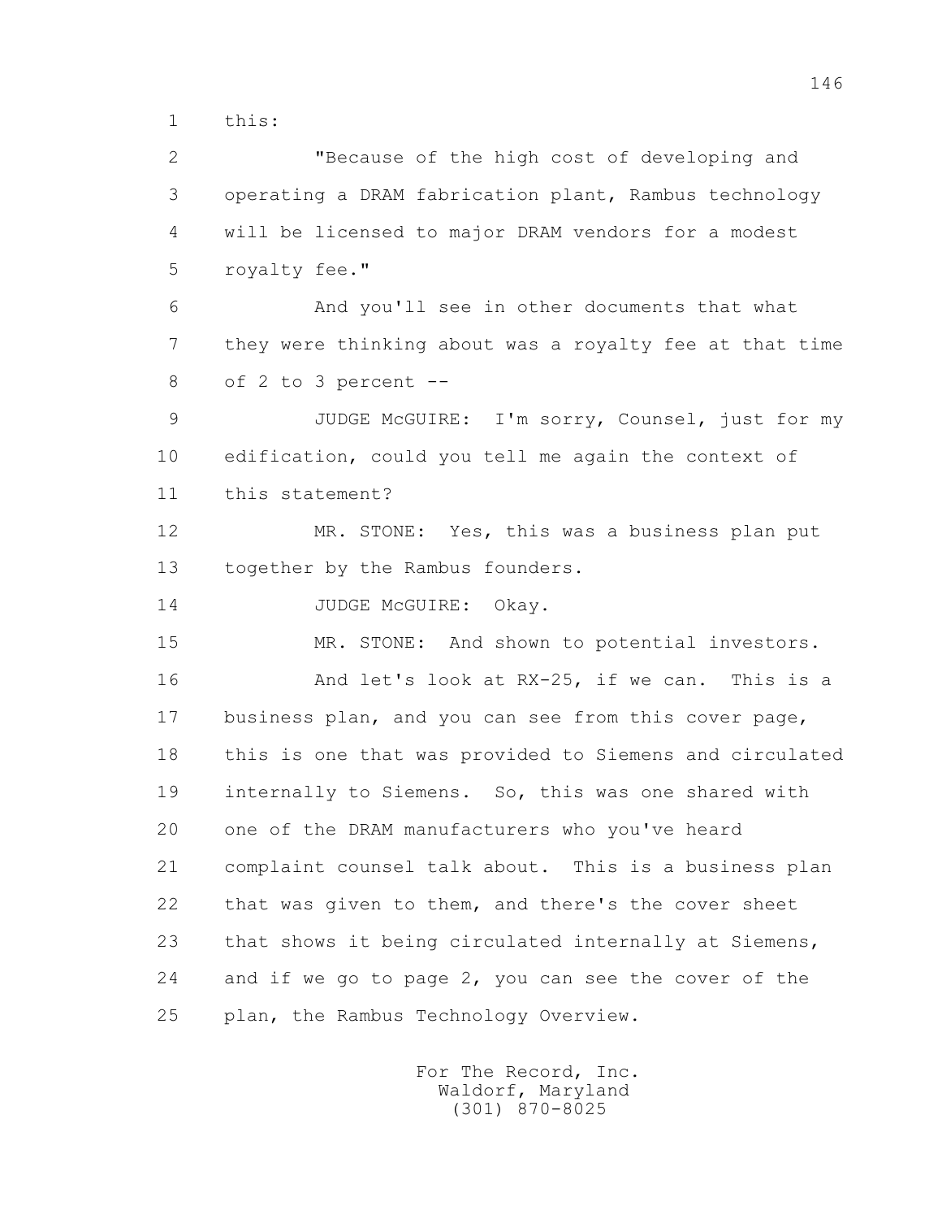this:

"Because of the high cost of developing and operating a DRAM fabrication plant, Rambus technology will be licensed to major DRAM vendors for a modest royalty fee."

And you'll see in other documents that what they were thinking about was a royalty fee at that time of 2 to 3 percent --

JUDGE McGUIRE: I'm sorry, Counsel, just for my edification, could you tell me again the context of this statement?

MR. STONE: Yes, this was a business plan put together by the Rambus founders.

JUDGE McGUIRE: Okay.

MR. STONE: And shown to potential investors.

And let's look at RX-25, if we can. This is a business plan, and you can see from this cover page, this is one that was provided to Siemens and circulated internally to Siemens. So, this was one shared with one of the DRAM manufacturers who you've heard complaint counsel talk about. This is a business plan that was given to them, and there's the cover sheet that shows it being circulated internally at Siemens, and if we go to page 2, you can see the cover of the plan, the Rambus Technology Overview.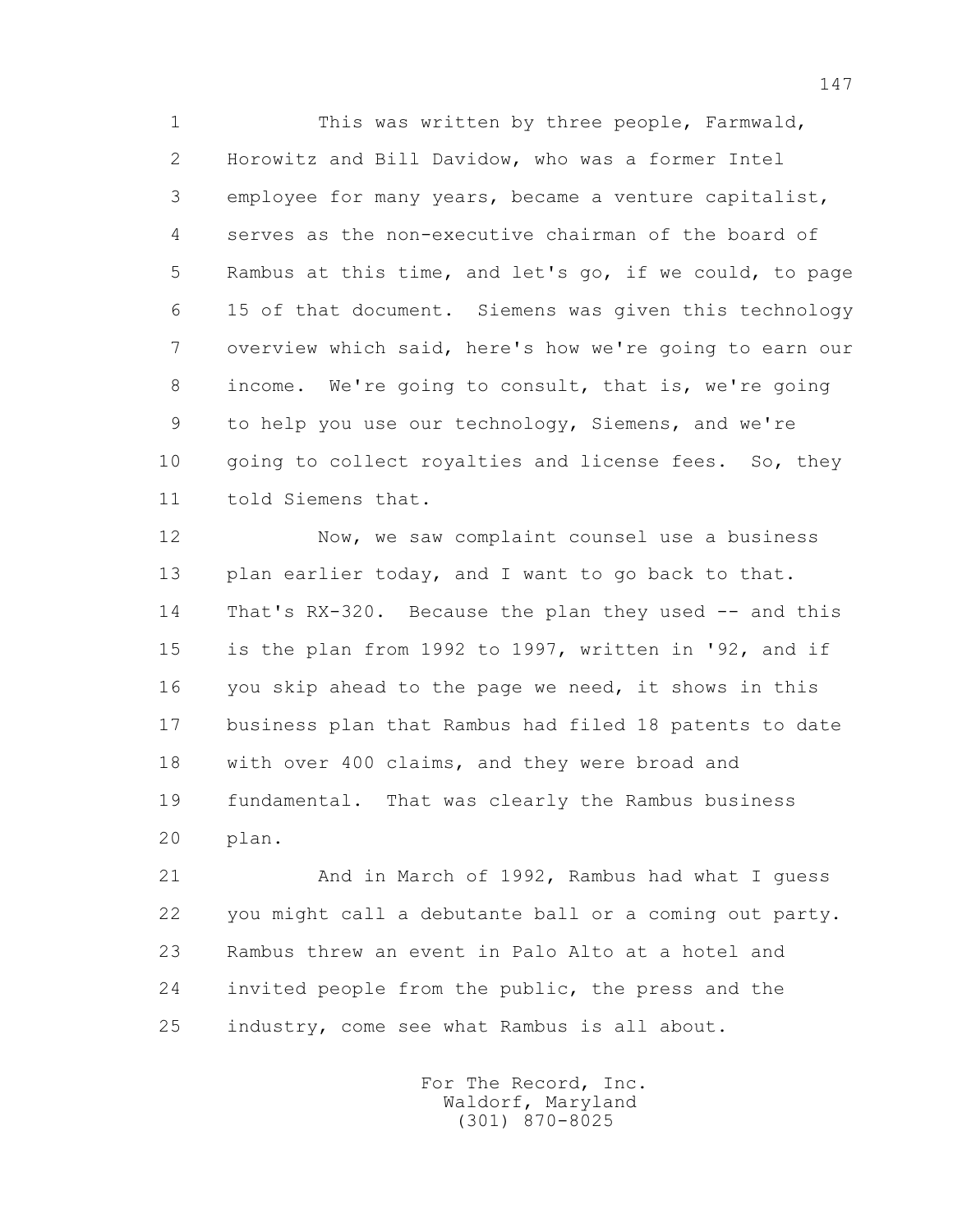1 This was written by three people, Farmwald,
2 Horowitz and Bill Davidow, who was a former Intel
3 employee for many years, became a venture capitalist,
4 serves as the non-executive chairman of the board of
5 Rambus at this time, and let's go, if we could, to page
6 15 of that document. Siemens was given this technology
7 overview which said, here's how we're going to earn our
8 income. We're going to consult, that is, we're going
9 to help you use our technology, Siemens, and we're
10 going to collect royalties and license fees. So, they
11 told Siemens that.
12 Now, we saw complaint counsel use a business
13 plan earlier today, and I want to go back to that.
14 That's RX-320. Because the plan they used -- and this
15 is the plan from 1992 to 1997, written in '92, and if
16 you skip ahead to the page we need, it shows in this
17 business plan that Rambus had filed 18 patents to date
18 with over 400 claims, and they were broad and
19 fundamental. That was clearly the Rambus business
20 plan.
21 And in March of 1992, Rambus had what I guess
22 you might call a debutante ball or a coming out party.
23 Rambus threw an event in Palo Alto at a hotel and
24 invited people from the public, the press and the
25 industry, come see what Rambus is all about.

For The Record, Inc.
Waldorf, Maryland
(301) 870-8025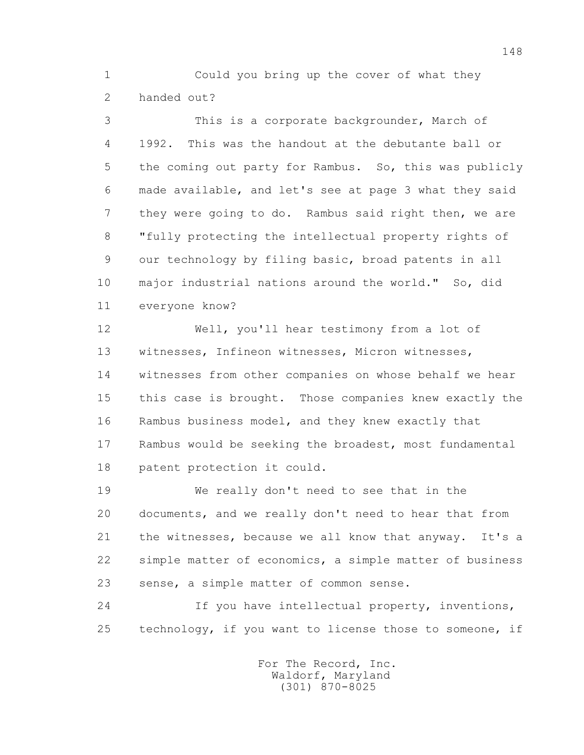1 Could you bring up the cover of what they
2 handed out?

3 This is a corporate backgrounder, March of
4 1992. This was the handout at the debutante ball or
5 the coming out party for Rambus. So, this was publicly
6 made available, and let's see at page 3 what they said
7 they were going to do. Rambus said right then, we are
8 "fully protecting the intellectual property rights of
9 our technology by filing basic, broad patents in all
10 major industrial nations around the world." So, did
11 everyone know?

12 Well, you'll hear testimony from a lot of
13 witnesses, Infineon witnesses, Micron witnesses,
14 witnesses from other companies on whose behalf we hear
15 this case is brought. Those companies knew exactly the
16 Rambus business model, and they knew exactly that
17 Rambus would be seeking the broadest, most fundamental
18 patent protection it could.

19 We really don't need to see that in the
20 documents, and we really don't need to hear that from
21 the witnesses, because we all know that anyway. It's a
22 simple matter of economics, a simple matter of business
23 sense, a simple matter of common sense.

24 If you have intellectual property, inventions,
25 technology, if you want to license those to someone, if

For The Record, Inc.
Waldorf, Maryland
(301) 870-8025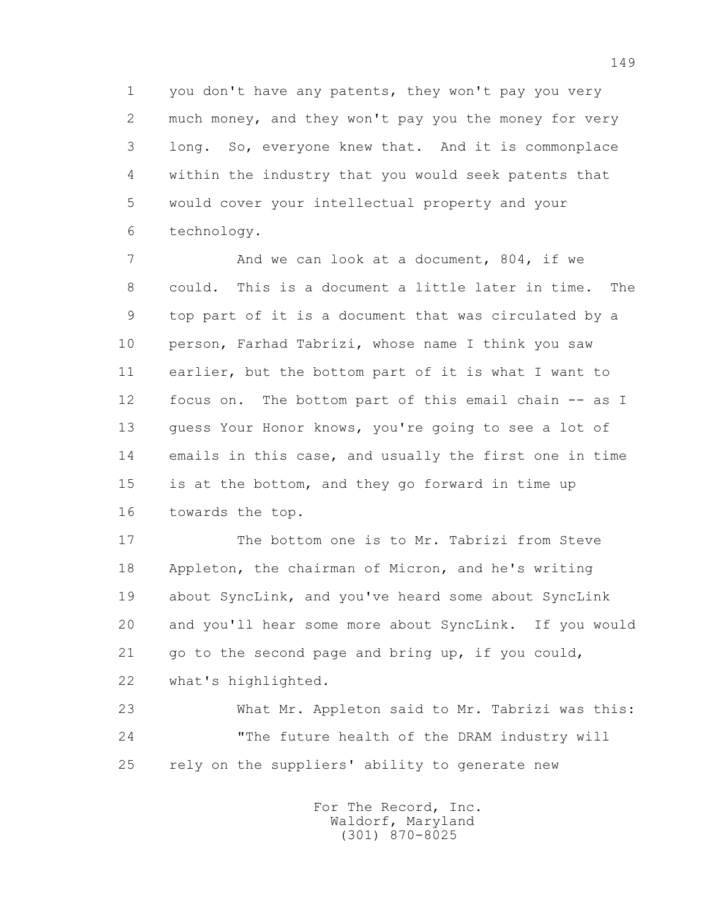1 you don't have any patents, they won't pay you very
2 much money, and they won't pay you the money for very
3 long. So, everyone knew that. And it is commonplace
4 within the industry that you would seek patents that
5 would cover your intellectual property and your
6 technology.

7 And we can look at a document, 804, if we
8 could. This is a document a little later in time. The
9 top part of it is a document that was circulated by a
10 person, Farhad Tabrizi, whose name I think you saw
11 earlier, but the bottom part of it is what I want to
12 focus on. The bottom part of this email chain -- as I
13 guess Your Honor knows, you're going to see a lot of
14 emails in this case, and usually the first one in time
15 is at the bottom, and they go forward in time up
16 towards the top.

17 The bottom one is to Mr. Tabrizi from Steve
18 Appleton, the chairman of Micron, and he's writing
19 about SyncLink, and you've heard some about SyncLink
20 and you'll hear some more about SyncLink. If you would
21 go to the second page and bring up, if you could,
22 what's highlighted.

23 What Mr. Appleton said to Mr. Tabrizi was this:
24 "The future health of the DRAM industry will
25 rely on the suppliers' ability to generate new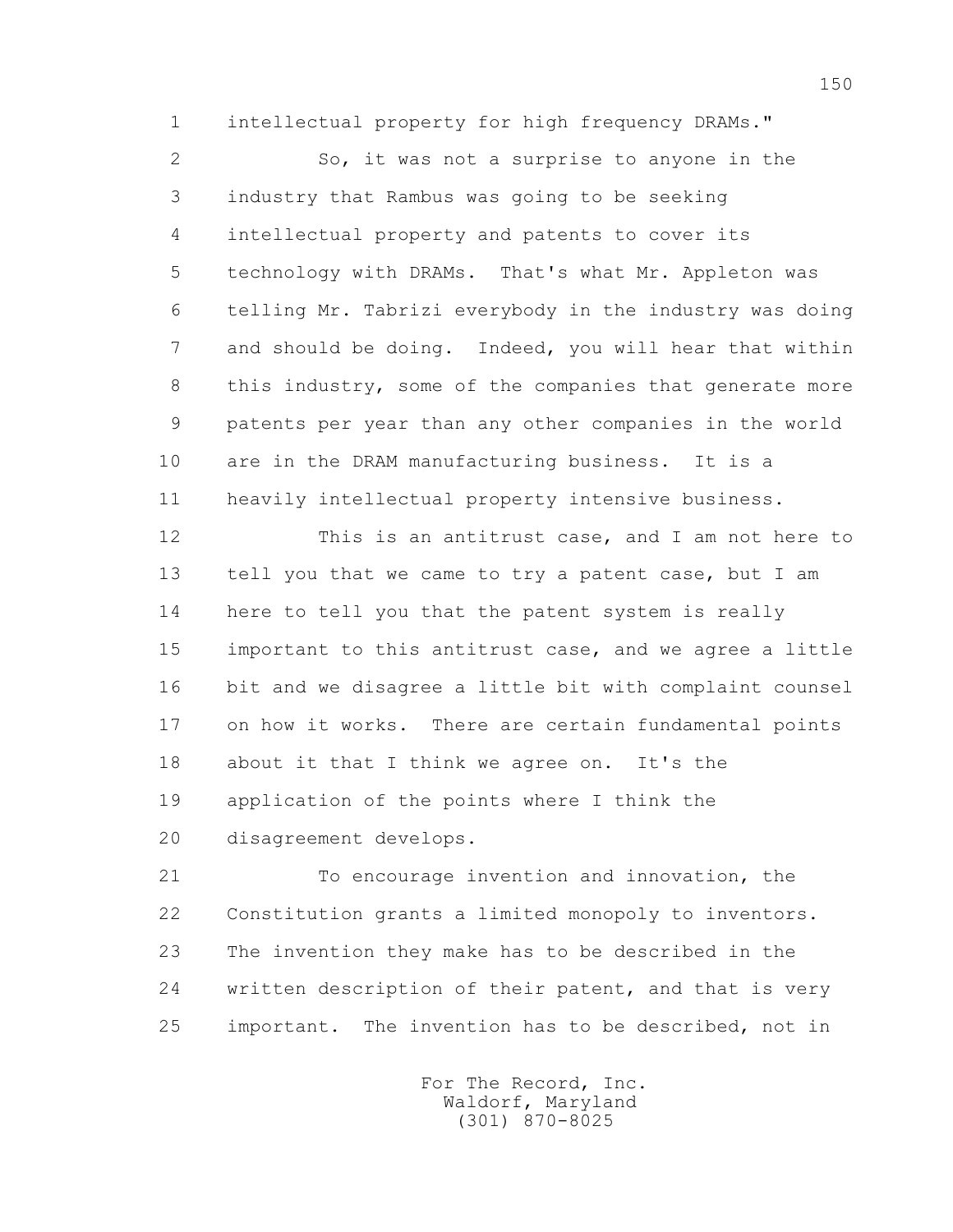intellectual property for high frequency DRAMs."

So, it was not a surprise to anyone in the industry that Rambus was going to be seeking intellectual property and patents to cover its technology with DRAMs. That's what Mr. Appleton was telling Mr. Tabrizi everybody in the industry was doing and should be doing. Indeed, you will hear that within this industry, some of the companies that generate more patents per year than any other companies in the world are in the DRAM manufacturing business. It is a heavily intellectual property intensive business.

This is an antitrust case, and I am not here to tell you that we came to try a patent case, but I am here to tell you that the patent system is really important to this antitrust case, and we agree a little bit and we disagree a little bit with complaint counsel on how it works. There are certain fundamental points about it that I think we agree on. It's the application of the points where I think the disagreement develops.

To encourage invention and innovation, the Constitution grants a limited monopoly to inventors. The invention they make has to be described in the written description of their patent, and that is very important. The invention has to be described, not in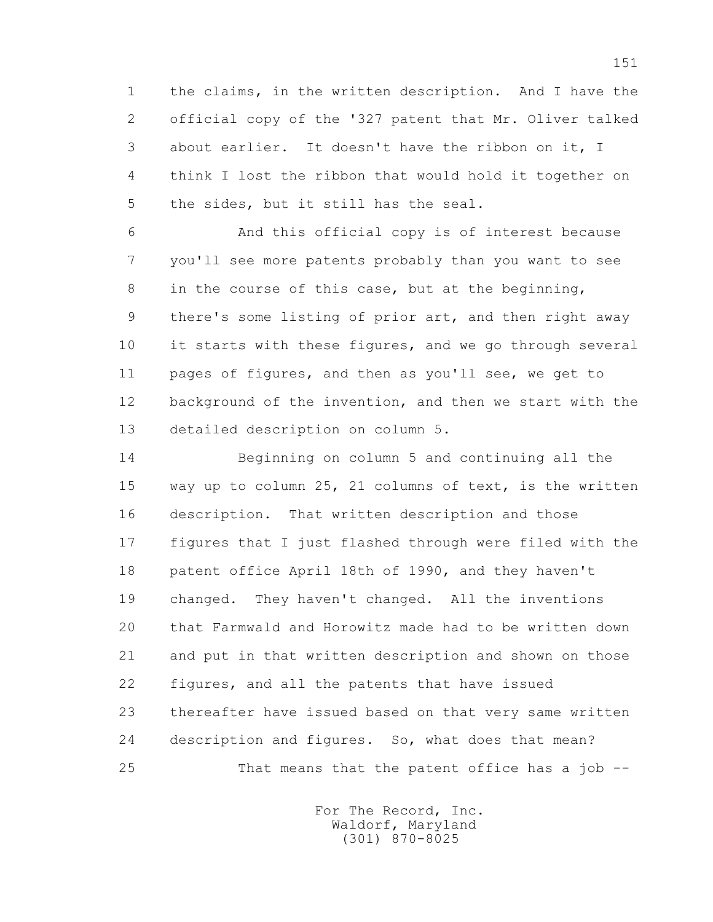the claims, in the written description. And I have the official copy of the '327 patent that Mr. Oliver talked about earlier. It doesn't have the ribbon on it, I think I lost the ribbon that would hold it together on the sides, but it still has the seal.

And this official copy is of interest because you'll see more patents probably than you want to see in the course of this case, but at the beginning, there's some listing of prior art, and then right away it starts with these figures, and we go through several pages of figures, and then as you'll see, we get to background of the invention, and then we start with the detailed description on column 5.

Beginning on column 5 and continuing all the way up to column 25, 21 columns of text, is the written description. That written description and those figures that I just flashed through were filed with the patent office April 18th of 1990, and they haven't changed. They haven't changed. All the inventions that Farmwald and Horowitz made had to be written down and put in that written description and shown on those figures, and all the patents that have issued thereafter have issued based on that very same written description and figures. So, what does that mean?

That means that the patent office has a job --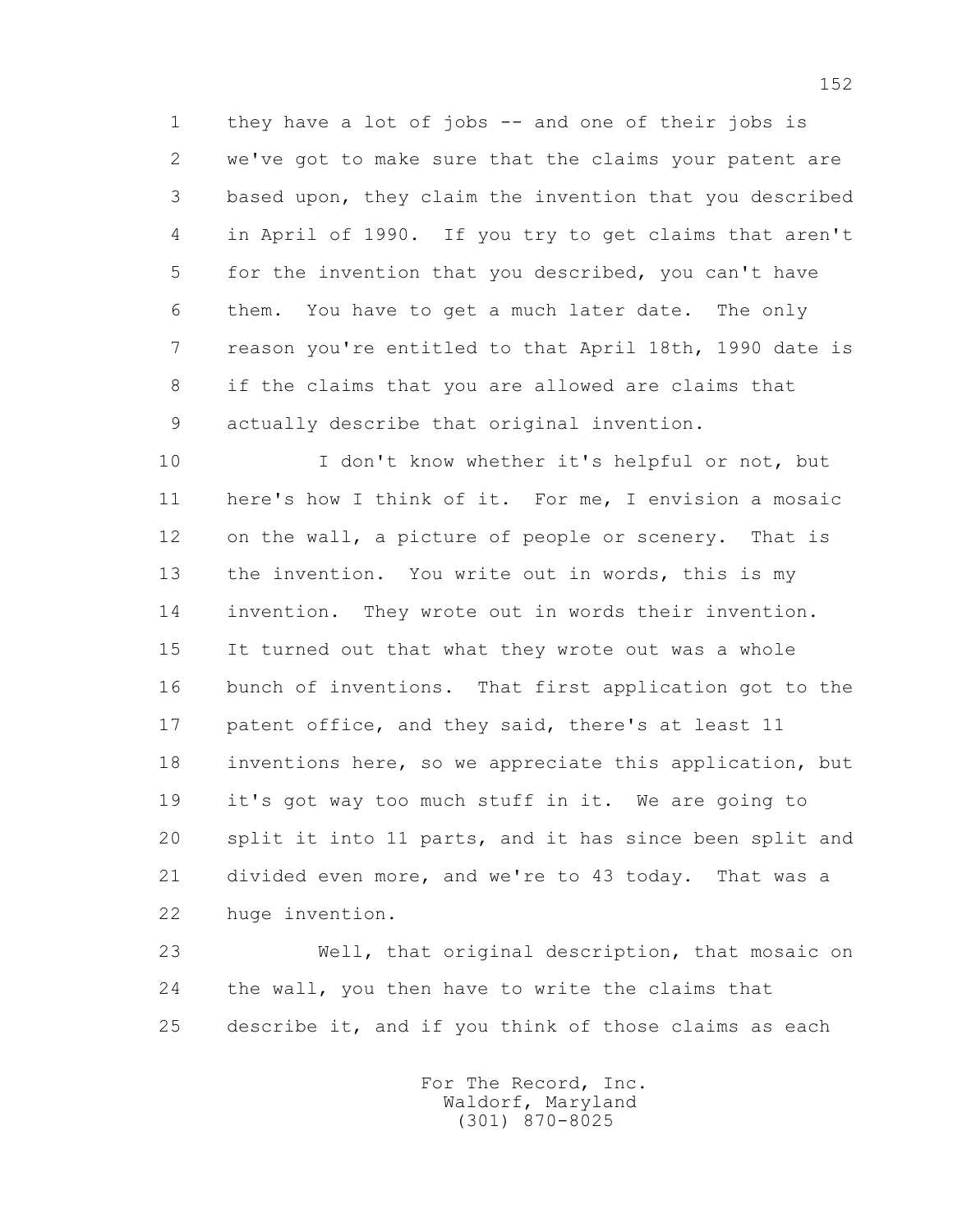1 they have a lot of jobs -- and one of their jobs is
2 we've got to make sure that the claims your patent are
3 based upon, they claim the invention that you described
4 in April of 1990. If you try to get claims that aren't
5 for the invention that you described, you can't have
6 them. You have to get a much later date. The only
7 reason you're entitled to that April 18th, 1990 date is
8 if the claims that you are allowed are claims that
9 actually describe that original invention.

10 I don't know whether it's helpful or not, but
11 here's how I think of it. For me, I envision a mosaic
12 on the wall, a picture of people or scenery. That is
13 the invention. You write out in words, this is my
14 invention. They wrote out in words their invention.
15 It turned out that what they wrote out was a whole
16 bunch of inventions. That first application got to the
17 patent office, and they said, there's at least 11
18 inventions here, so we appreciate this application, but
19 it's got way too much stuff in it. We are going to
20 split it into 11 parts, and it has since been split and
21 divided even more, and we're to 43 today. That was a
22 huge invention.

23 Well, that original description, that mosaic on
24 the wall, you then have to write the claims that
25 describe it, and if you think of those claims as each

For The Record, Inc.
Waldorf, Maryland
(301) 870-8025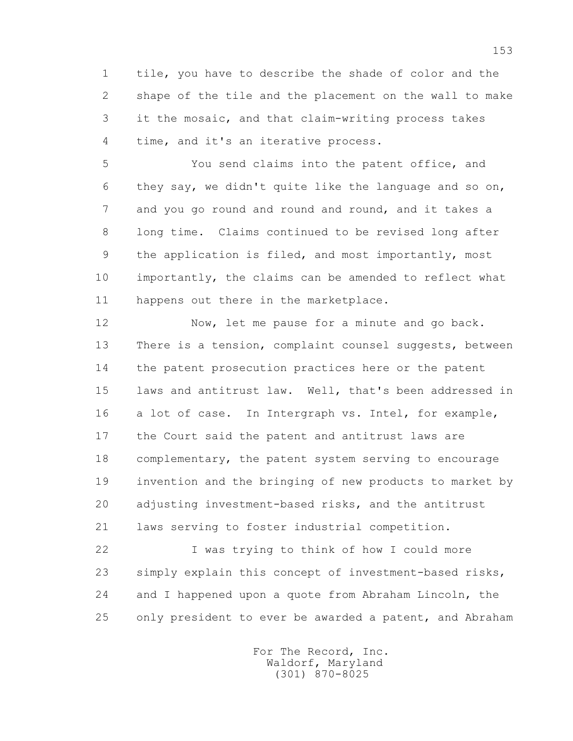tile, you have to describe the shade of color and the shape of the tile and the placement on the wall to make it the mosaic, and that claim-writing process takes time, and it's an iterative process.

You send claims into the patent office, and they say, we didn't quite like the language and so on, and you go round and round and round, and it takes a long time. Claims continued to be revised long after the application is filed, and most importantly, most importantly, the claims can be amended to reflect what happens out there in the marketplace.

Now, let me pause for a minute and go back. There is a tension, complaint counsel suggests, between the patent prosecution practices here or the patent laws and antitrust law. Well, that's been addressed in a lot of case. In Intergraph vs. Intel, for example, the Court said the patent and antitrust laws are complementary, the patent system serving to encourage invention and the bringing of new products to market by adjusting investment-based risks, and the antitrust laws serving to foster industrial competition.

I was trying to think of how I could more simply explain this concept of investment-based risks, and I happened upon a quote from Abraham Lincoln, the only president to ever be awarded a patent, and Abraham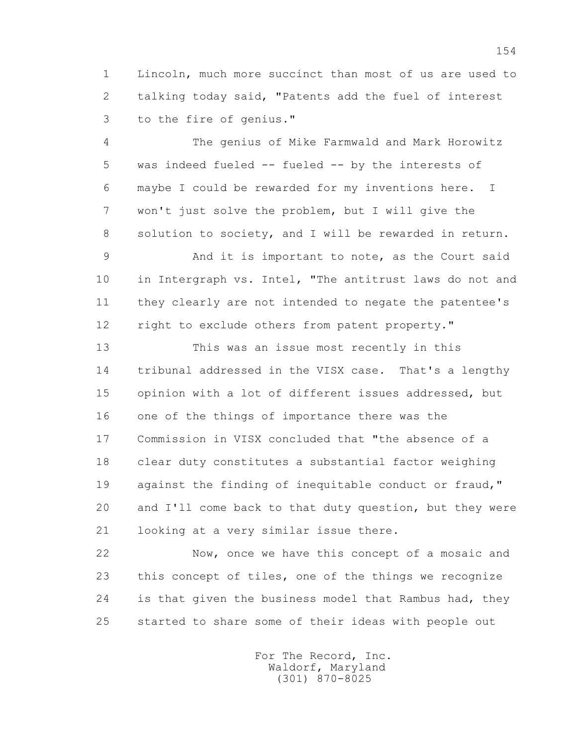Lincoln, much more succinct than most of us are used to talking today said, "Patents add the fuel of interest to the fire of genius."

The genius of Mike Farmwald and Mark Horowitz was indeed fueled -- fueled -- by the interests of maybe I could be rewarded for my inventions here. I won't just solve the problem, but I will give the solution to society, and I will be rewarded in return.

And it is important to note, as the Court said in Intergraph vs. Intel, "The antitrust laws do not and they clearly are not intended to negate the patentee's right to exclude others from patent property."

This was an issue most recently in this tribunal addressed in the VISX case. That's a lengthy opinion with a lot of different issues addressed, but one of the things of importance there was the Commission in VISX concluded that "the absence of a clear duty constitutes a substantial factor weighing against the finding of inequitable conduct or fraud," and I'll come back to that duty question, but they were looking at a very similar issue there.

Now, once we have this concept of a mosaic and this concept of tiles, one of the things we recognize is that given the business model that Rambus had, they started to share some of their ideas with people out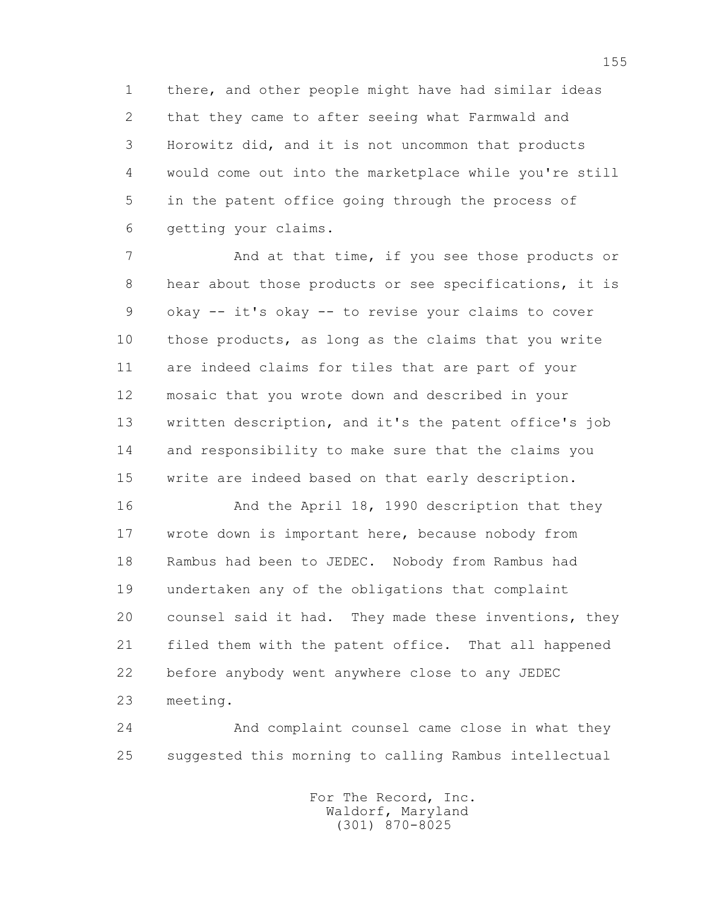there, and other people might have had similar ideas that they came to after seeing what Farmwald and Horowitz did, and it is not uncommon that products would come out into the marketplace while you're still in the patent office going through the process of getting your claims.

And at that time, if you see those products or hear about those products or see specifications, it is okay -- it's okay -- to revise your claims to cover those products, as long as the claims that you write are indeed claims for tiles that are part of your mosaic that you wrote down and described in your written description, and it's the patent office's job and responsibility to make sure that the claims you write are indeed based on that early description.

And the April 18, 1990 description that they wrote down is important here, because nobody from Rambus had been to JEDEC. Nobody from Rambus had undertaken any of the obligations that complaint counsel said it had. They made these inventions, they filed them with the patent office. That all happened before anybody went anywhere close to any JEDEC meeting.

And complaint counsel came close in what they suggested this morning to calling Rambus intellectual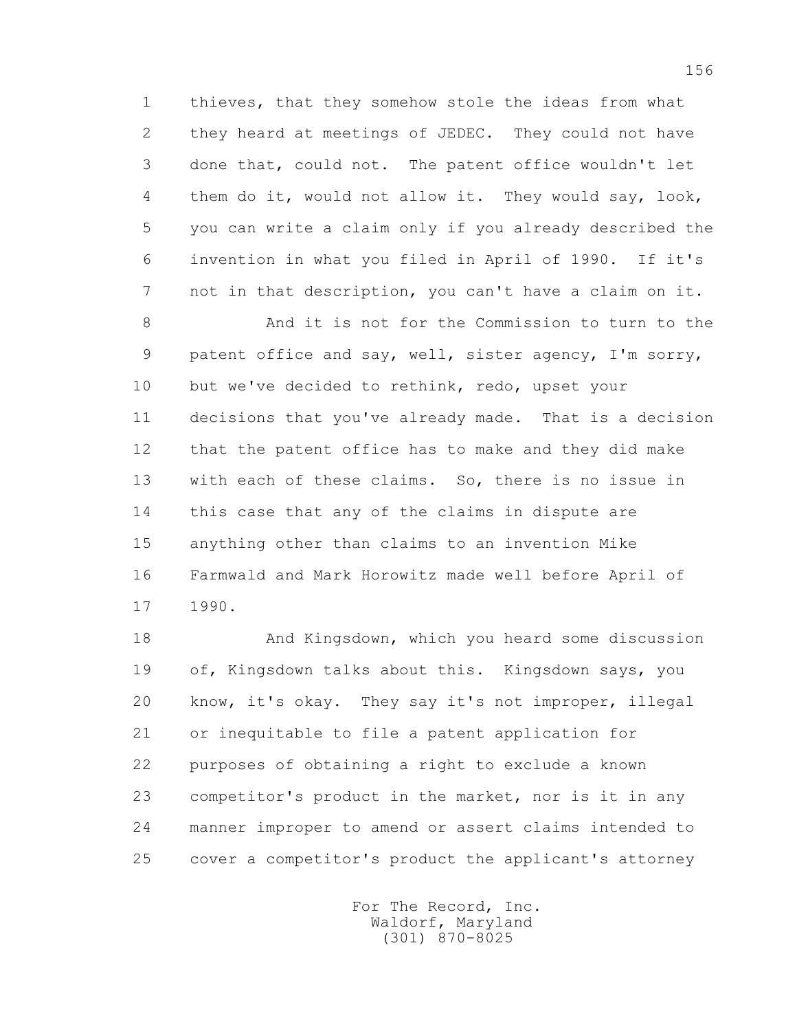1 thieves, that they somehow stole the ideas from what
2 they heard at meetings of JEDEC. They could not have
3 done that, could not. The patent office wouldn't let
4 them do it, would not allow it. They would say, look,
5 you can write a claim only if you already described the
6 invention in what you filed in April of 1990. If it's
7 not in that description, you can't have a claim on it.
8 And it is not for the Commission to turn to the
9 patent office and say, well, sister agency, I'm sorry,
10 but we've decided to rethink, redo, upset your
11 decisions that you've already made. That is a decision
12 that the patent office has to make and they did make
13 with each of these claims. So, there is no issue in
14 this case that any of the claims in dispute are
15 anything other than claims to an invention Mike
16 Farmwald and Mark Horowitz made well before April of
17 1990.
18 And Kingsdown, which you heard some discussion
19 of, Kingsdown talks about this. Kingsdown says, you
20 know, it's okay. They say it's not improper, illegal
21 or inequitable to file a patent application for
22 purposes of obtaining a right to exclude a known
23 competitor's product in the market, nor is it in any
24 manner improper to amend or assert claims intended to
25 cover a competitor's product the applicant's attorney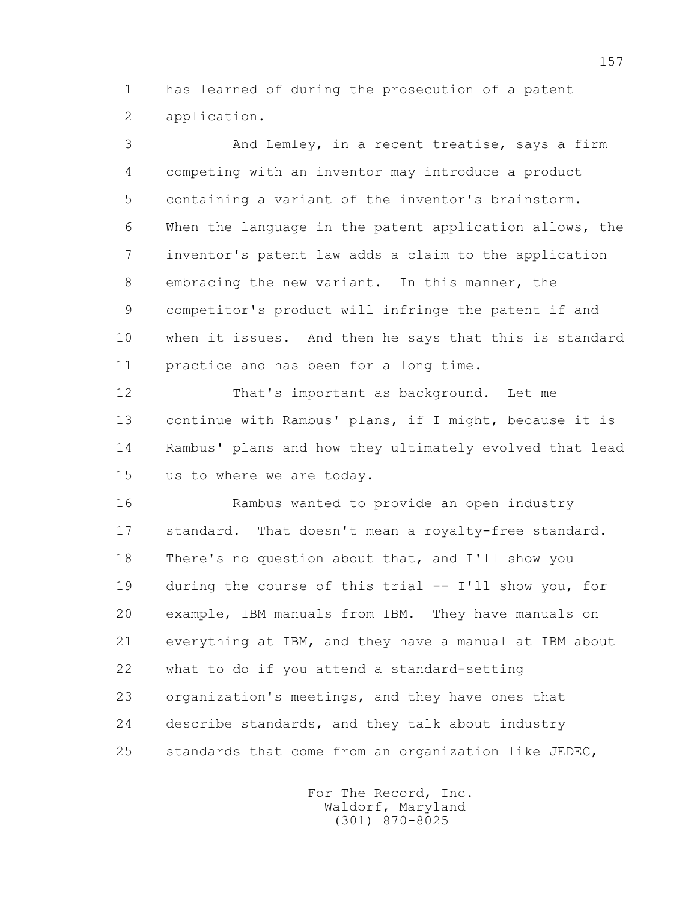has learned of during the prosecution of a patent application.

And Lemley, in a recent treatise, says a firm competing with an inventor may introduce a product containing a variant of the inventor's brainstorm. When the language in the patent application allows, the inventor's patent law adds a claim to the application embracing the new variant. In this manner, the competitor's product will infringe the patent if and when it issues. And then he says that this is standard practice and has been for a long time.

That's important as background. Let me continue with Rambus' plans, if I might, because it is Rambus' plans and how they ultimately evolved that lead us to where we are today.

Rambus wanted to provide an open industry standard. That doesn't mean a royalty-free standard. There's no question about that, and I'll show you during the course of this trial -- I'll show you, for example, IBM manuals from IBM. They have manuals on everything at IBM, and they have a manual at IBM about what to do if you attend a standard-setting organization's meetings, and they have ones that describe standards, and they talk about industry standards that come from an organization like JEDEC,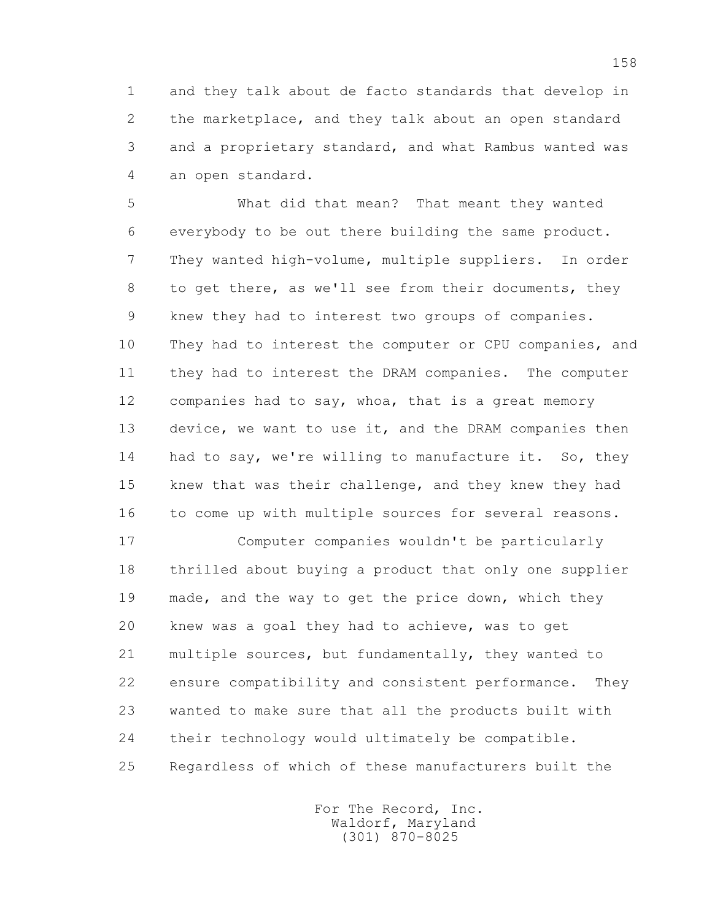and they talk about de facto standards that develop in the marketplace, and they talk about an open standard and a proprietary standard, and what Rambus wanted was an open standard.

What did that mean? That meant they wanted everybody to be out there building the same product. They wanted high-volume, multiple suppliers. In order to get there, as we'll see from their documents, they knew they had to interest two groups of companies. They had to interest the computer or CPU companies, and they had to interest the DRAM companies. The computer companies had to say, whoa, that is a great memory device, we want to use it, and the DRAM companies then had to say, we're willing to manufacture it. So, they knew that was their challenge, and they knew they had to come up with multiple sources for several reasons.

Computer companies wouldn't be particularly thrilled about buying a product that only one supplier made, and the way to get the price down, which they knew was a goal they had to achieve, was to get multiple sources, but fundamentally, they wanted to ensure compatibility and consistent performance. They wanted to make sure that all the products built with their technology would ultimately be compatible. Regardless of which of these manufacturers built the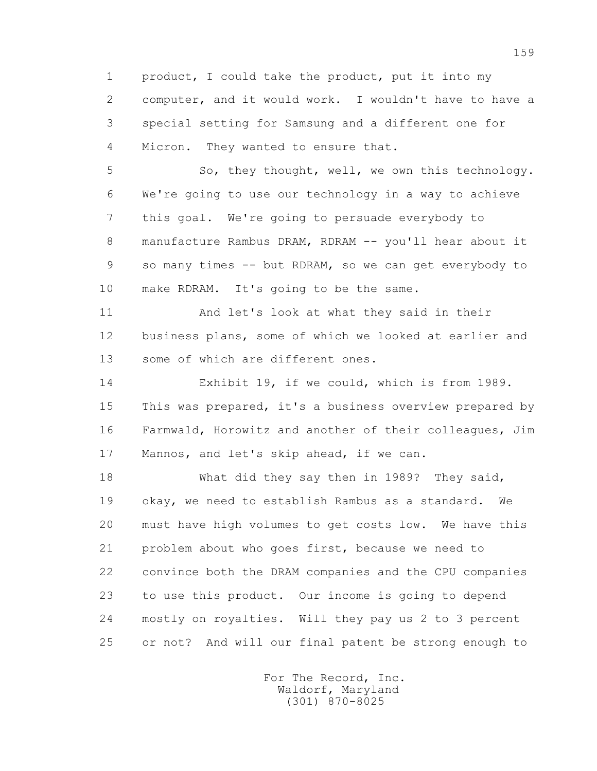product, I could take the product, put it into my computer, and it would work. I wouldn't have to have a special setting for Samsung and a different one for Micron. They wanted to ensure that.

So, they thought, well, we own this technology. We're going to use our technology in a way to achieve this goal. We're going to persuade everybody to manufacture Rambus DRAM, RDRAM -- you'll hear about it so many times -- but RDRAM, so we can get everybody to make RDRAM. It's going to be the same.

And let's look at what they said in their business plans, some of which we looked at earlier and some of which are different ones.

Exhibit 19, if we could, which is from 1989. This was prepared, it's a business overview prepared by Farmwald, Horowitz and another of their colleagues, Jim Mannos, and let's skip ahead, if we can.

What did they say then in 1989? They said, okay, we need to establish Rambus as a standard. We must have high volumes to get costs low. We have this problem about who goes first, because we need to convince both the DRAM companies and the CPU companies to use this product. Our income is going to depend mostly on royalties. Will they pay us 2 to 3 percent or not? And will our final patent be strong enough to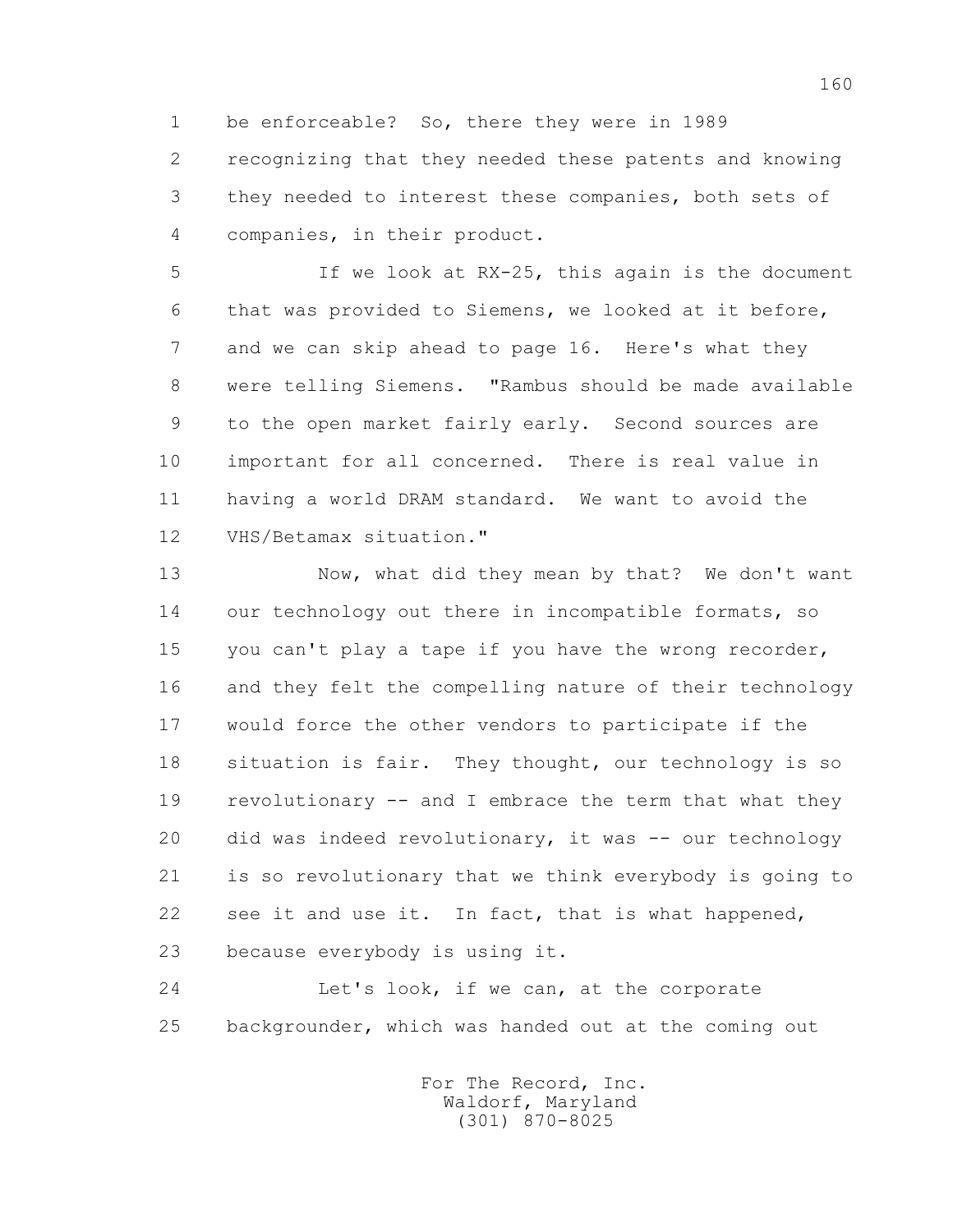1 be enforceable? So, there they were in 1989
2 recognizing that they needed these patents and knowing
3 they needed to interest these companies, both sets of
4 companies, in their product.

5 If we look at RX-25, this again is the document
6 that was provided to Siemens, we looked at it before,
7 and we can skip ahead to page 16. Here's what they
8 were telling Siemens. "Rambus should be made available
9 to the open market fairly early. Second sources are
10 important for all concerned. There is real value in
11 having a world DRAM standard. We want to avoid the
12 VHS/Betamax situation."

13 Now, what did they mean by that? We don't want
14 our technology out there in incompatible formats, so
15 you can't play a tape if you have the wrong recorder,
16 and they felt the compelling nature of their technology
17 would force the other vendors to participate if the
18 situation is fair. They thought, our technology is so
19 revolutionary -- and I embrace the term that what they
20 did was indeed revolutionary, it was -- our technology
21 is so revolutionary that we think everybody is going to
22 see it and use it. In fact, that is what happened,
23 because everybody is using it.

24 Let's look, if we can, at the corporate
25 backgrounder, which was handed out at the coming out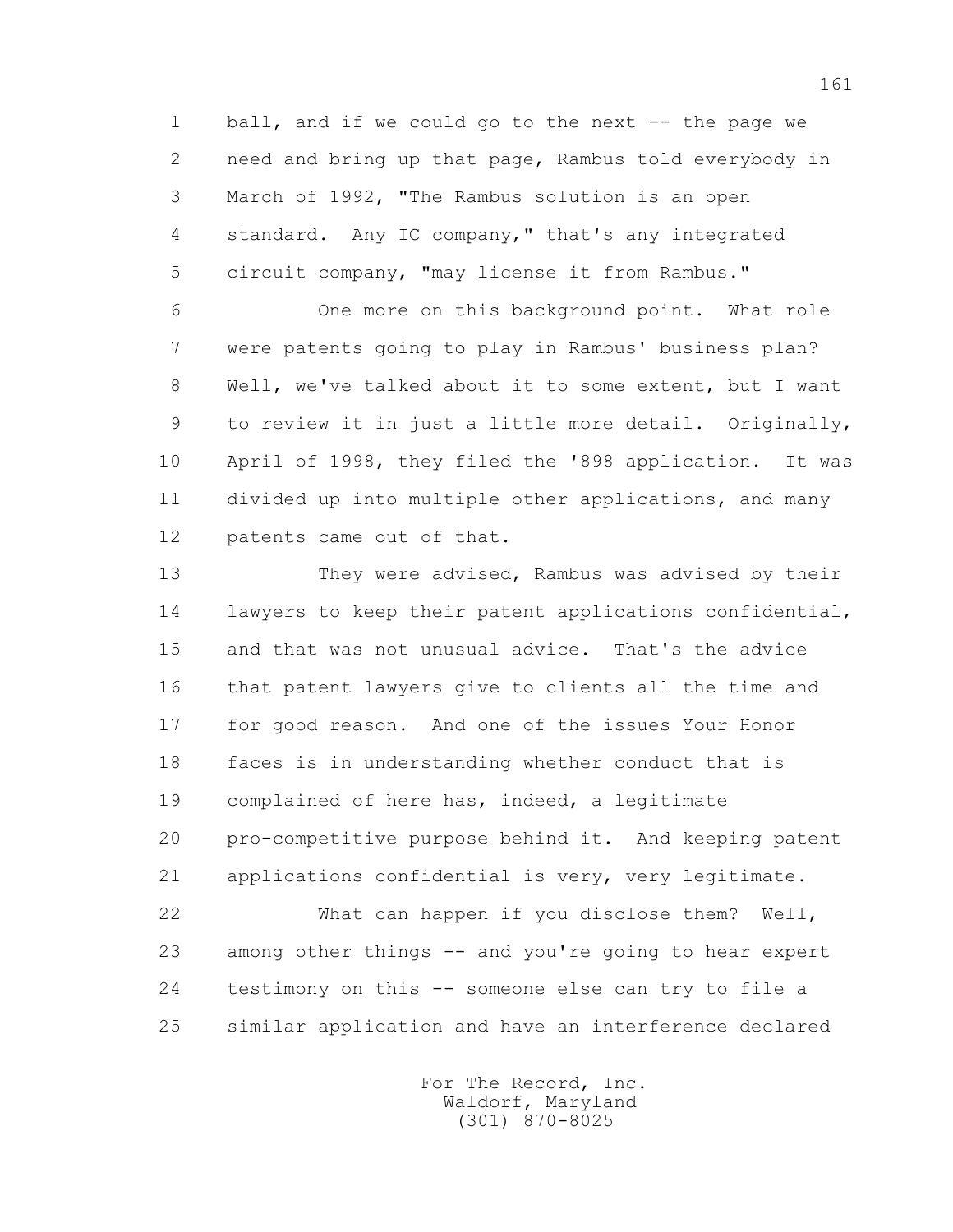ball, and if we could go to the next -- the page we need and bring up that page, Rambus told everybody in March of 1992, "The Rambus solution is an open standard. Any IC company," that's any integrated circuit company, "may license it from Rambus."

One more on this background point. What role were patents going to play in Rambus' business plan? Well, we've talked about it to some extent, but I want to review it in just a little more detail. Originally, April of 1998, they filed the '898 application. It was divided up into multiple other applications, and many patents came out of that.

They were advised, Rambus was advised by their lawyers to keep their patent applications confidential, and that was not unusual advice. That's the advice that patent lawyers give to clients all the time and for good reason. And one of the issues Your Honor faces is in understanding whether conduct that is complained of here has, indeed, a legitimate pro-competitive purpose behind it. And keeping patent applications confidential is very, very legitimate.

What can happen if you disclose them? Well, among other things -- and you're going to hear expert testimony on this -- someone else can try to file a similar application and have an interference declared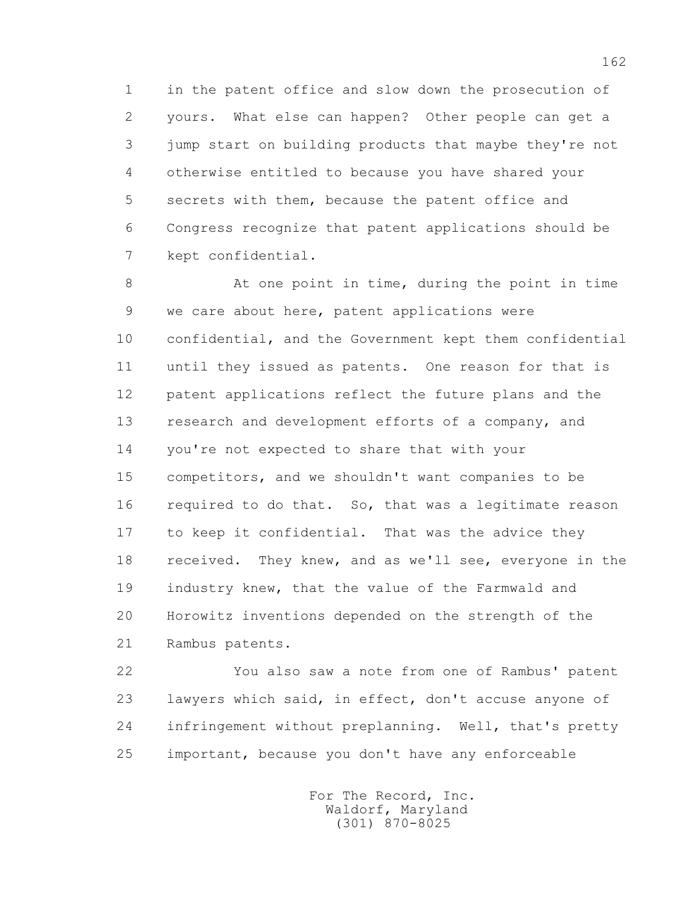in the patent office and slow down the prosecution of yours. What else can happen? Other people can get a jump start on building products that maybe they're not otherwise entitled to because you have shared your secrets with them, because the patent office and Congress recognize that patent applications should be kept confidential.

At one point in time, during the point in time we care about here, patent applications were confidential, and the Government kept them confidential until they issued as patents. One reason for that is patent applications reflect the future plans and the research and development efforts of a company, and you're not expected to share that with your competitors, and we shouldn't want companies to be required to do that. So, that was a legitimate reason to keep it confidential. That was the advice they received. They knew, and as we'll see, everyone in the industry knew, that the value of the Farmwald and Horowitz inventions depended on the strength of the Rambus patents.

You also saw a note from one of Rambus' patent lawyers which said, in effect, don't accuse anyone of infringement without preplanning. Well, that's pretty important, because you don't have any enforceable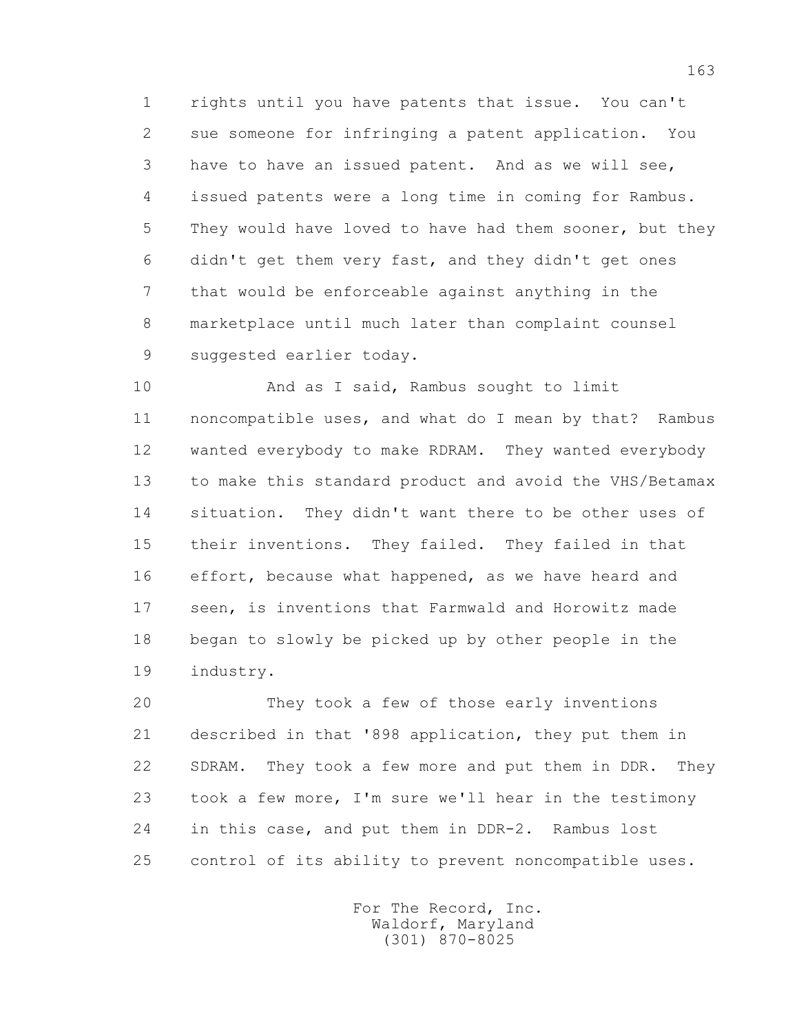rights until you have patents that issue. You can't sue someone for infringing a patent application. You have to have an issued patent. And as we will see, issued patents were a long time in coming for Rambus. They would have loved to have had them sooner, but they didn't get them very fast, and they didn't get ones that would be enforceable against anything in the marketplace until much later than complaint counsel suggested earlier today.

And as I said, Rambus sought to limit noncompatible uses, and what do I mean by that? Rambus wanted everybody to make RDRAM. They wanted everybody to make this standard product and avoid the VHS/Betamax situation. They didn't want there to be other uses of their inventions. They failed. They failed in that effort, because what happened, as we have heard and seen, is inventions that Farmwald and Horowitz made began to slowly be picked up by other people in the industry.

They took a few of those early inventions described in that '898 application, they put them in SDRAM. They took a few more and put them in DDR. They took a few more, I'm sure we'll hear in the testimony in this case, and put them in DDR-2. Rambus lost control of its ability to prevent noncompatible uses.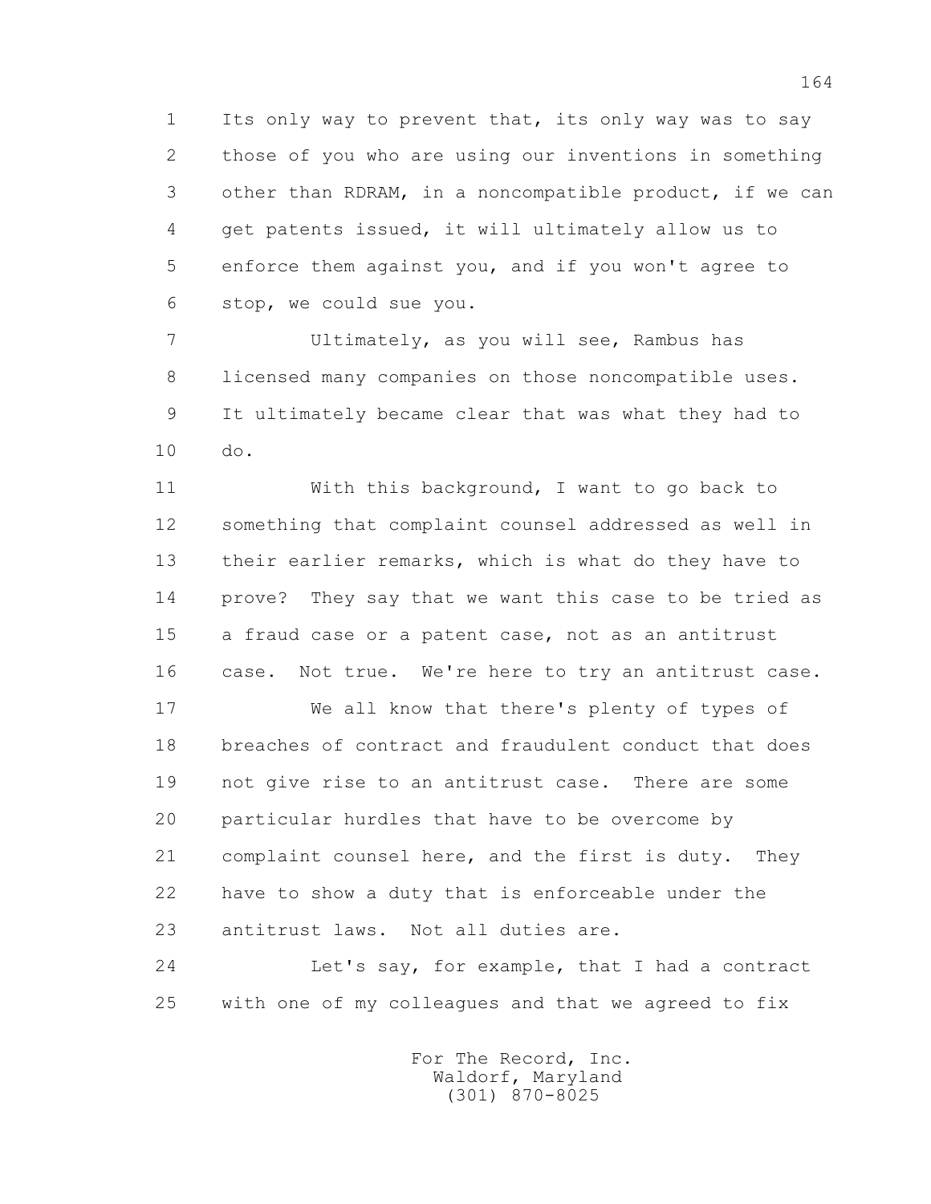Its only way to prevent that, its only way was to say those of you who are using our inventions in something other than RDRAM, in a noncompatible product, if we can get patents issued, it will ultimately allow us to enforce them against you, and if you won't agree to stop, we could sue you.

Ultimately, as you will see, Rambus has licensed many companies on those noncompatible uses. It ultimately became clear that was what they had to do.

With this background, I want to go back to something that complaint counsel addressed as well in their earlier remarks, which is what do they have to prove? They say that we want this case to be tried as a fraud case or a patent case, not as an antitrust case. Not true. We're here to try an antitrust case.

We all know that there's plenty of types of breaches of contract and fraudulent conduct that does not give rise to an antitrust case. There are some particular hurdles that have to be overcome by complaint counsel here, and the first is duty. They have to show a duty that is enforceable under the antitrust laws. Not all duties are.

Let's say, for example, that I had a contract with one of my colleagues and that we agreed to fix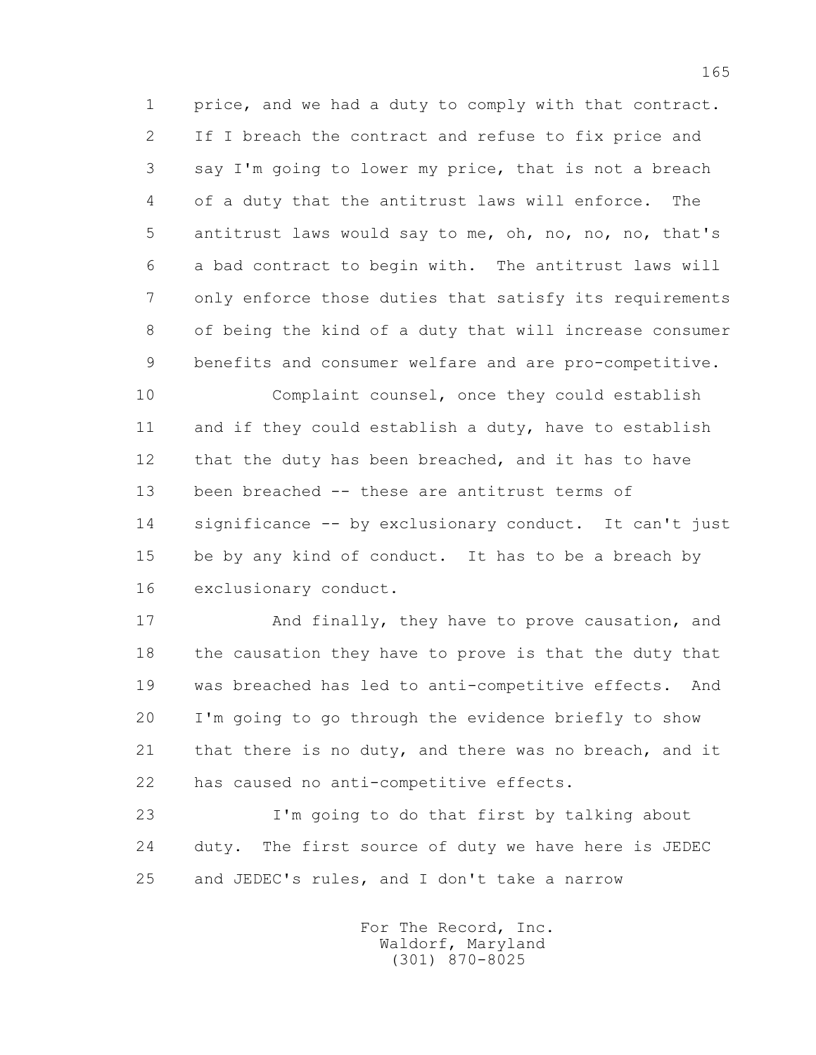price, and we had a duty to comply with that contract. If I breach the contract and refuse to fix price and say I'm going to lower my price, that is not a breach of a duty that the antitrust laws will enforce. The antitrust laws would say to me, oh, no, no, no, that's a bad contract to begin with. The antitrust laws will only enforce those duties that satisfy its requirements of being the kind of a duty that will increase consumer benefits and consumer welfare and are pro-competitive.

Complaint counsel, once they could establish and if they could establish a duty, have to establish that the duty has been breached, and it has to have been breached -- these are antitrust terms of significance -- by exclusionary conduct. It can't just be by any kind of conduct. It has to be a breach by exclusionary conduct.

And finally, they have to prove causation, and the causation they have to prove is that the duty that was breached has led to anti-competitive effects. And I'm going to go through the evidence briefly to show that there is no duty, and there was no breach, and it has caused no anti-competitive effects.

I'm going to do that first by talking about duty. The first source of duty we have here is JEDEC and JEDEC's rules, and I don't take a narrow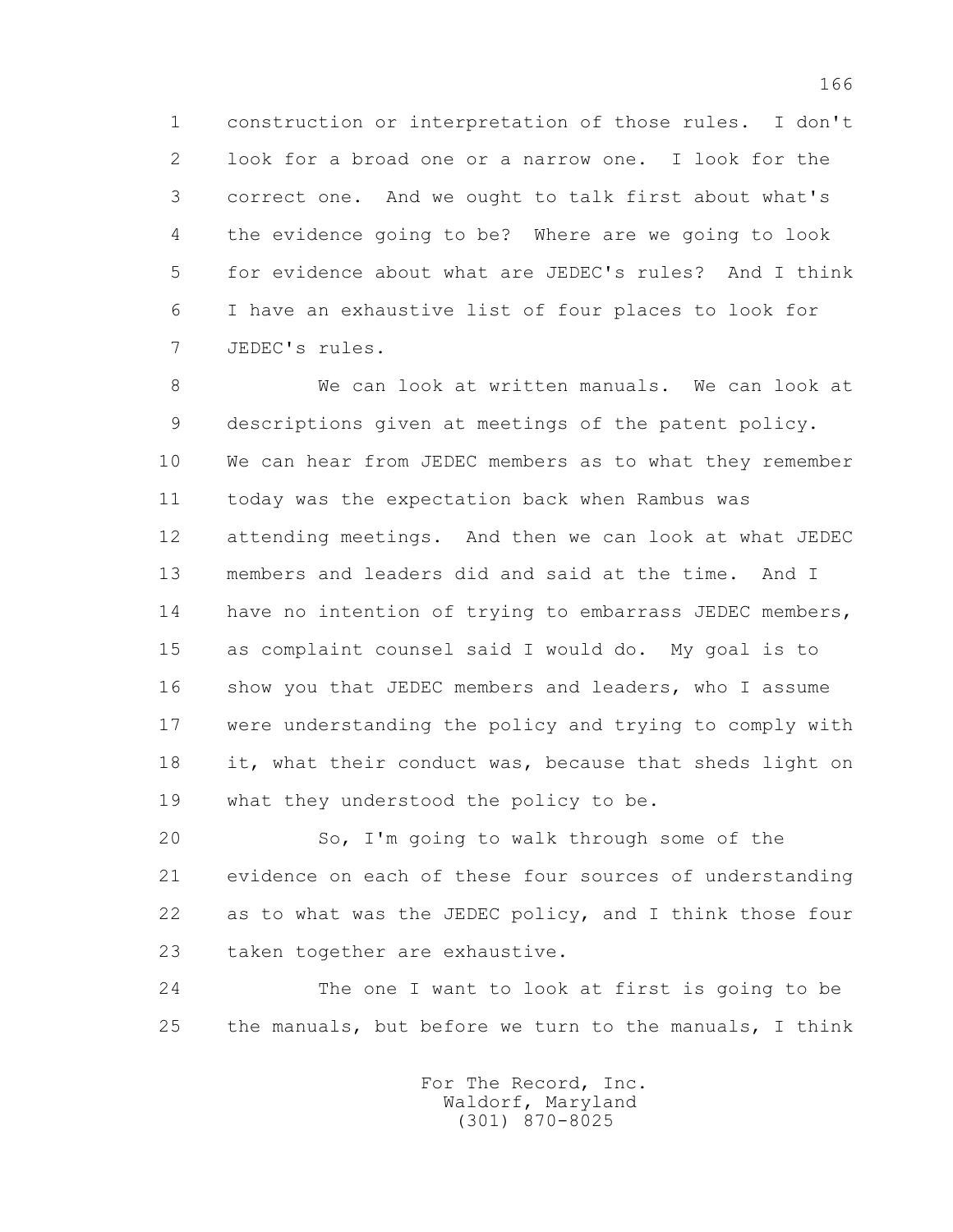construction or interpretation of those rules. I don't look for a broad one or a narrow one. I look for the correct one. And we ought to talk first about what's the evidence going to be? Where are we going to look for evidence about what are JEDEC's rules? And I think I have an exhaustive list of four places to look for JEDEC's rules.

We can look at written manuals. We can look at descriptions given at meetings of the patent policy. We can hear from JEDEC members as to what they remember today was the expectation back when Rambus was attending meetings. And then we can look at what JEDEC members and leaders did and said at the time. And I have no intention of trying to embarrass JEDEC members, as complaint counsel said I would do. My goal is to show you that JEDEC members and leaders, who I assume were understanding the policy and trying to comply with it, what their conduct was, because that sheds light on what they understood the policy to be.

So, I'm going to walk through some of the evidence on each of these four sources of understanding as to what was the JEDEC policy, and I think those four taken together are exhaustive.

The one I want to look at first is going to be the manuals, but before we turn to the manuals, I think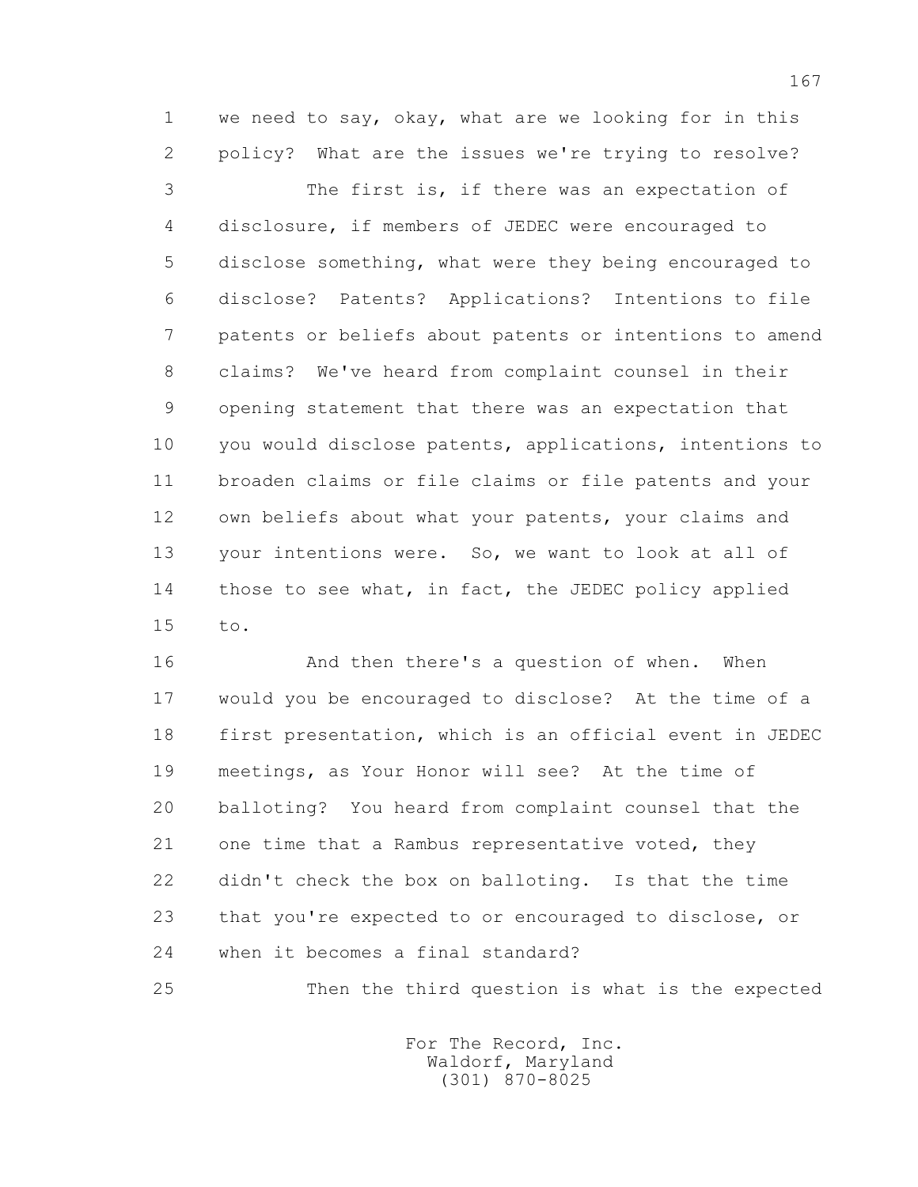1 we need to say, okay, what are we looking for in this
2 policy? What are the issues we're trying to resolve?
3 The first is, if there was an expectation of
4 disclosure, if members of JEDEC were encouraged to
5 disclose something, what were they being encouraged to
6 disclose? Patents? Applications? Intentions to file
7 patents or beliefs about patents or intentions to amend
8 claims? We've heard from complaint counsel in their
9 opening statement that there was an expectation that
10 you would disclose patents, applications, intentions to
11 broaden claims or file claims or file patents and your
12 own beliefs about what your patents, your claims and
13 your intentions were. So, we want to look at all of
14 those to see what, in fact, the JEDEC policy applied
15 to.
16 And then there's a question of when. When
17 would you be encouraged to disclose? At the time of a
18 first presentation, which is an official event in JEDEC
19 meetings, as Your Honor will see? At the time of
20 balloting? You heard from complaint counsel that the
21 one time that a Rambus representative voted, they
22 didn't check the box on balloting. Is that the time
23 that you're expected to or encouraged to disclose, or
24 when it becomes a final standard?
25 Then the third question is what is the expected

For The Record, Inc.
Waldorf, Maryland
(301) 870-8025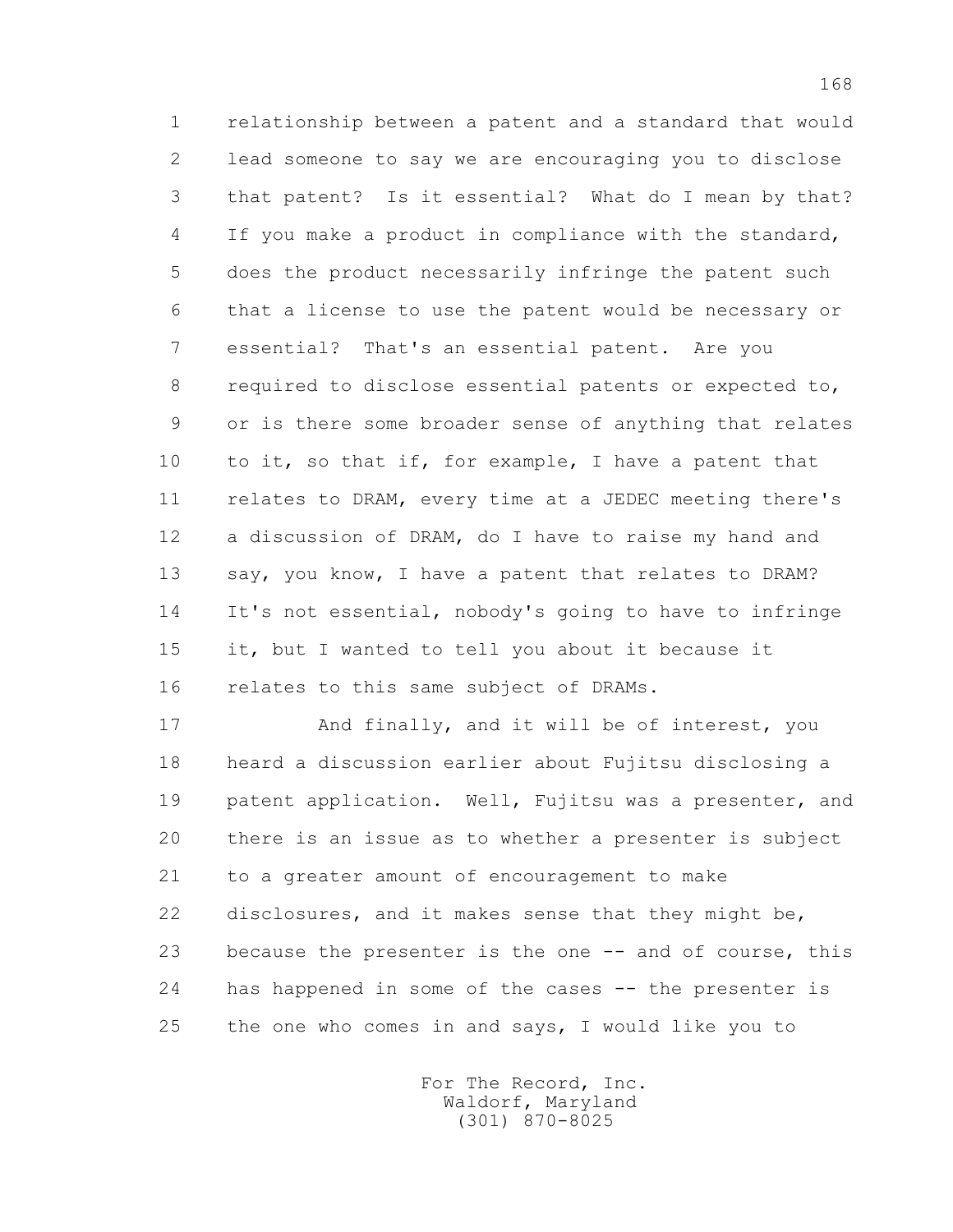relationship between a patent and a standard that would lead someone to say we are encouraging you to disclose that patent? Is it essential? What do I mean by that? If you make a product in compliance with the standard, does the product necessarily infringe the patent such that a license to use the patent would be necessary or essential? That's an essential patent. Are you required to disclose essential patents or expected to, or is there some broader sense of anything that relates to it, so that if, for example, I have a patent that relates to DRAM, every time at a JEDEC meeting there's a discussion of DRAM, do I have to raise my hand and say, you know, I have a patent that relates to DRAM? It's not essential, nobody's going to have to infringe it, but I wanted to tell you about it because it relates to this same subject of DRAMs.

And finally, and it will be of interest, you heard a discussion earlier about Fujitsu disclosing a patent application. Well, Fujitsu was a presenter, and there is an issue as to whether a presenter is subject to a greater amount of encouragement to make disclosures, and it makes sense that they might be, because the presenter is the one -- and of course, this has happened in some of the cases -- the presenter is the one who comes in and says, I would like you to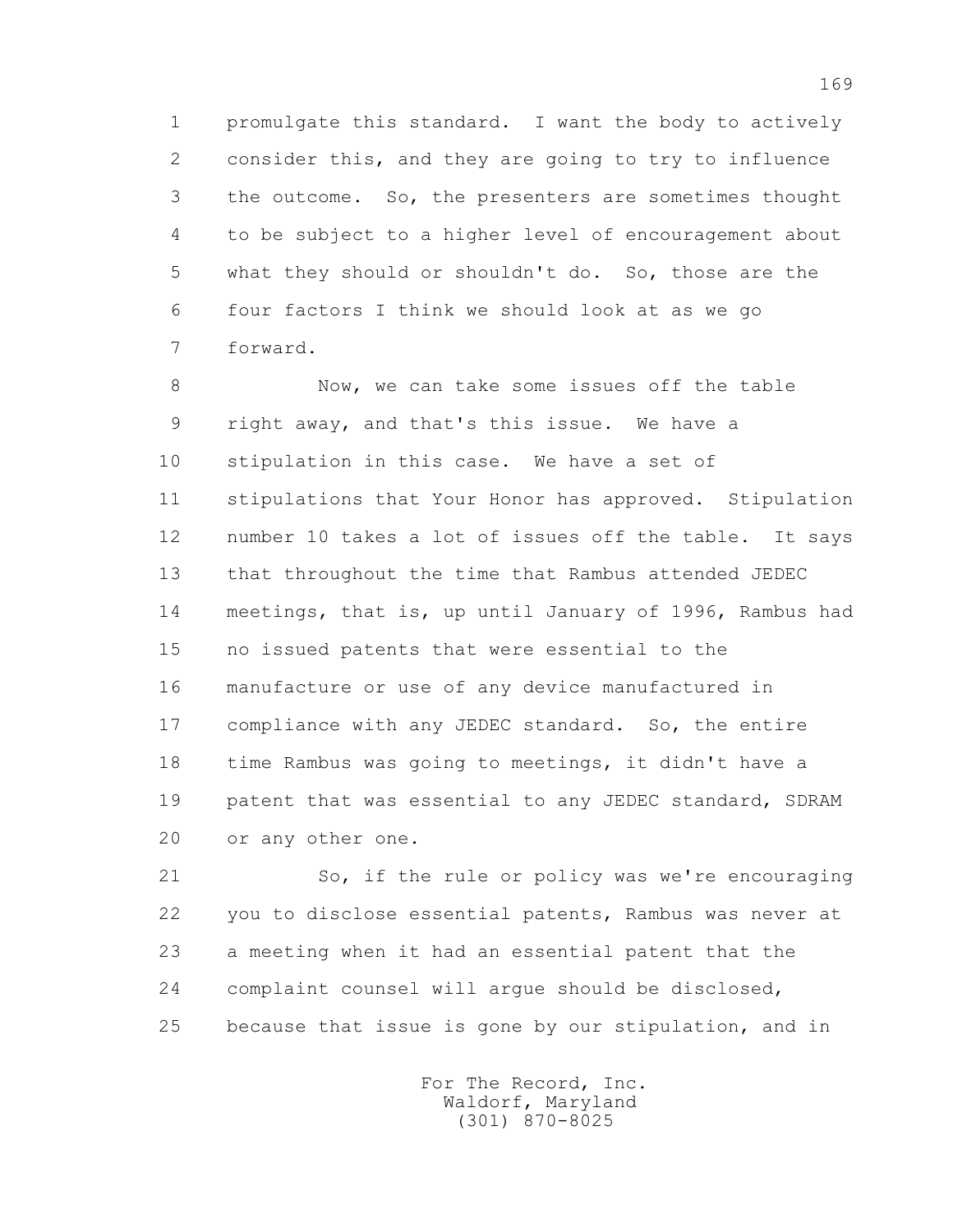promulgate this standard. I want the body to actively consider this, and they are going to try to influence the outcome. So, the presenters are sometimes thought to be subject to a higher level of encouragement about what they should or shouldn't do. So, those are the four factors I think we should look at as we go forward.

Now, we can take some issues off the table right away, and that's this issue. We have a stipulation in this case. We have a set of stipulations that Your Honor has approved. Stipulation number 10 takes a lot of issues off the table. It says that throughout the time that Rambus attended JEDEC meetings, that is, up until January of 1996, Rambus had no issued patents that were essential to the manufacture or use of any device manufactured in compliance with any JEDEC standard. So, the entire time Rambus was going to meetings, it didn't have a patent that was essential to any JEDEC standard, SDRAM or any other one.

So, if the rule or policy was we're encouraging you to disclose essential patents, Rambus was never at a meeting when it had an essential patent that the complaint counsel will argue should be disclosed, because that issue is gone by our stipulation, and in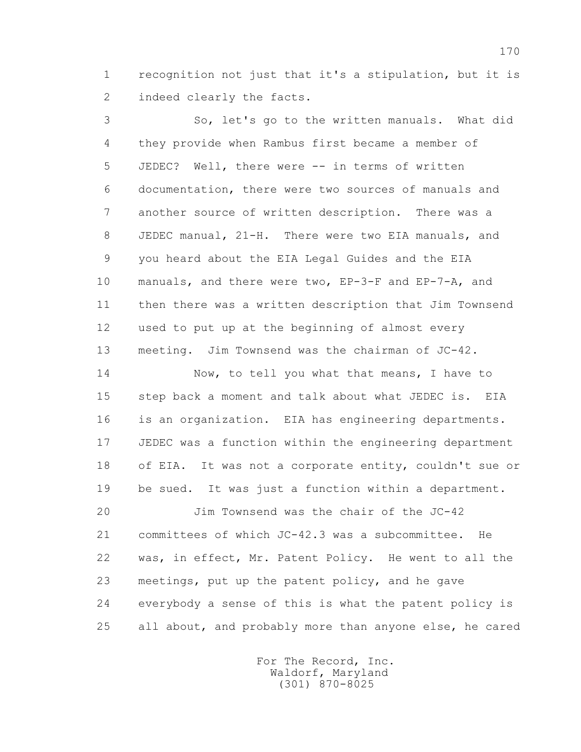1 recognition not just that it's a stipulation, but it is
2 indeed clearly the facts.

3 So, let's go to the written manuals. What did
4 they provide when Rambus first became a member of
5 JEDEC? Well, there were -- in terms of written
6 documentation, there were two sources of manuals and
7 another source of written description. There was a
8 JEDEC manual, 21-H. There were two EIA manuals, and
9 you heard about the EIA Legal Guides and the EIA
10 manuals, and there were two, EP-3-F and EP-7-A, and
11 then there was a written description that Jim Townsend
12 used to put up at the beginning of almost every
13 meeting. Jim Townsend was the chairman of JC-42.

14 Now, to tell you what that means, I have to
15 step back a moment and talk about what JEDEC is. EIA
16 is an organization. EIA has engineering departments.
17 JEDEC was a function within the engineering department
18 of EIA. It was not a corporate entity, couldn't sue or
19 be sued. It was just a function within a department.

20 Jim Townsend was the chair of the JC-42
21 committees of which JC-42.3 was a subcommittee. He
22 was, in effect, Mr. Patent Policy. He went to all the
23 meetings, put up the patent policy, and he gave
24 everybody a sense of this is what the patent policy is
25 all about, and probably more than anyone else, he cared

For The Record, Inc.
Waldorf, Maryland
(301) 870-8025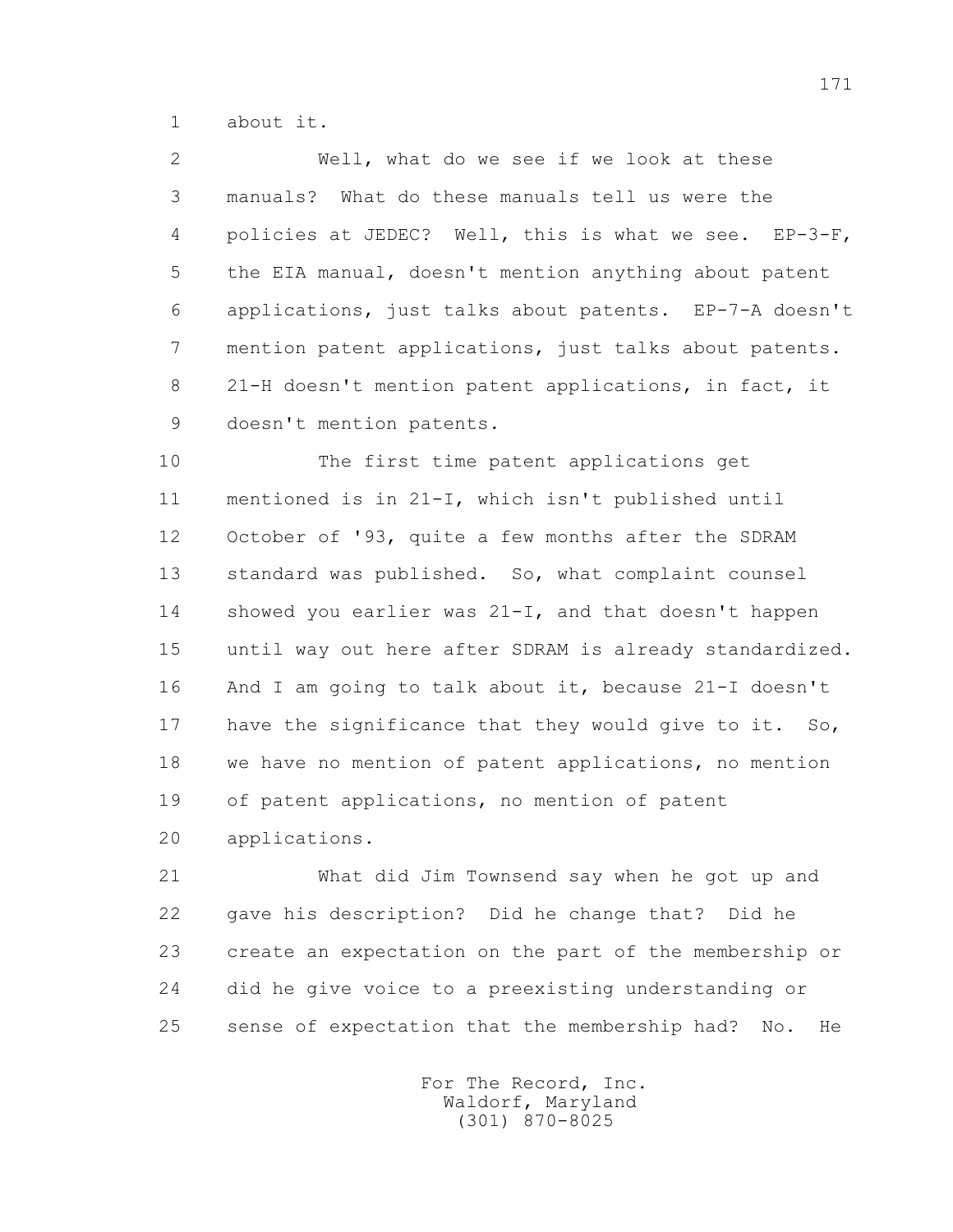about it.

Well, what do we see if we look at these manuals? What do these manuals tell us were the policies at JEDEC? Well, this is what we see. EP-3-F, the EIA manual, doesn't mention anything about patent applications, just talks about patents. EP-7-A doesn't mention patent applications, just talks about patents. 21-H doesn't mention patent applications, in fact, it doesn't mention patents.

The first time patent applications get mentioned is in 21-I, which isn't published until October of '93, quite a few months after the SDRAM standard was published. So, what complaint counsel showed you earlier was 21-I, and that doesn't happen until way out here after SDRAM is already standardized. And I am going to talk about it, because 21-I doesn't have the significance that they would give to it. So, we have no mention of patent applications, no mention of patent applications, no mention of patent applications.

What did Jim Townsend say when he got up and gave his description? Did he change that? Did he create an expectation on the part of the membership or did he give voice to a preexisting understanding or sense of expectation that the membership had? No. He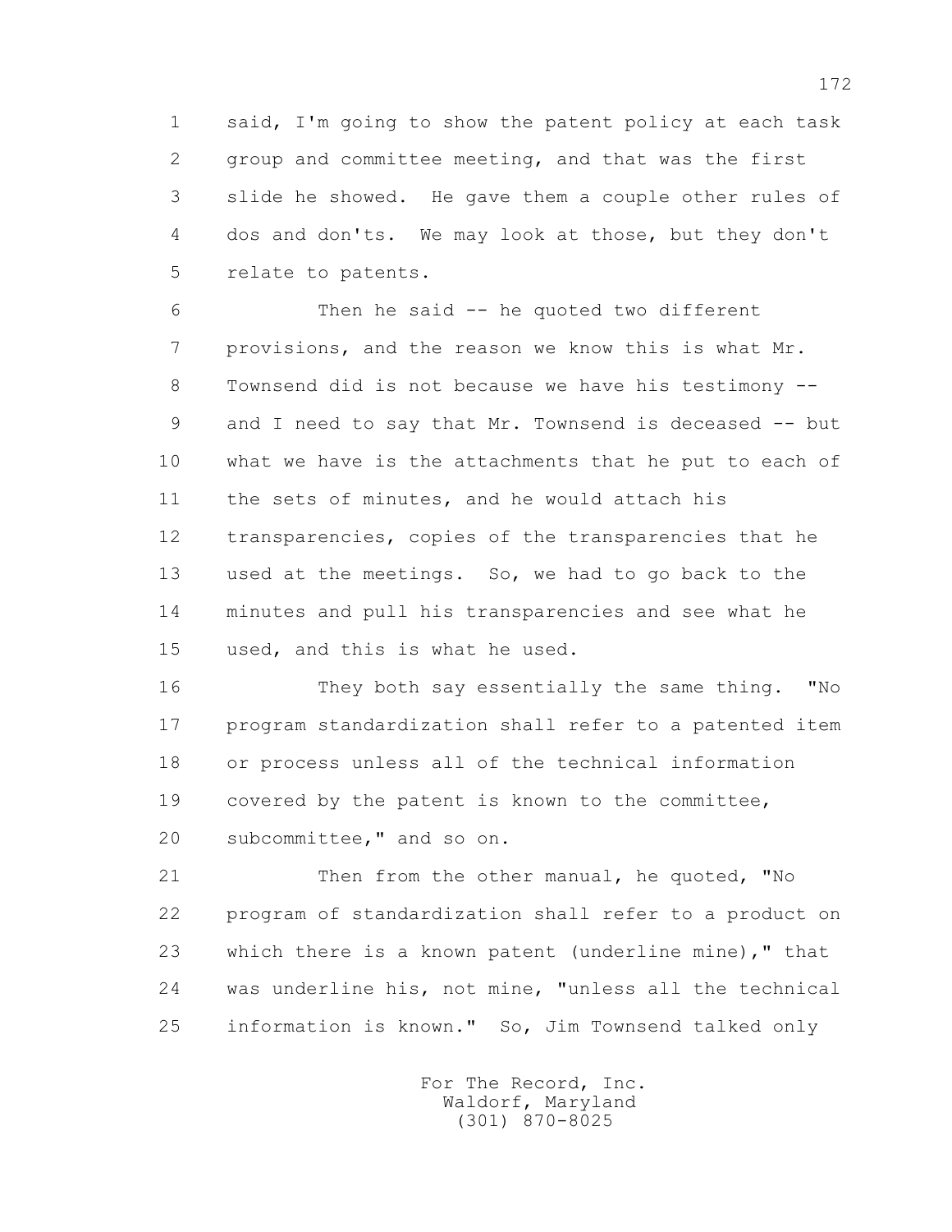said, I'm going to show the patent policy at each task group and committee meeting, and that was the first slide he showed. He gave them a couple other rules of dos and don'ts. We may look at those, but they don't relate to patents.

Then he said -- he quoted two different provisions, and the reason we know this is what Mr. Townsend did is not because we have his testimony -- and I need to say that Mr. Townsend is deceased -- but what we have is the attachments that he put to each of the sets of minutes, and he would attach his transparencies, copies of the transparencies that he used at the meetings. So, we had to go back to the minutes and pull his transparencies and see what he used, and this is what he used.

They both say essentially the same thing. "No program standardization shall refer to a patented item or process unless all of the technical information covered by the patent is known to the committee, subcommittee," and so on.

Then from the other manual, he quoted, "No program of standardization shall refer to a product on which there is a known patent (underline mine)," that was underline his, not mine, "unless all the technical information is known." So, Jim Townsend talked only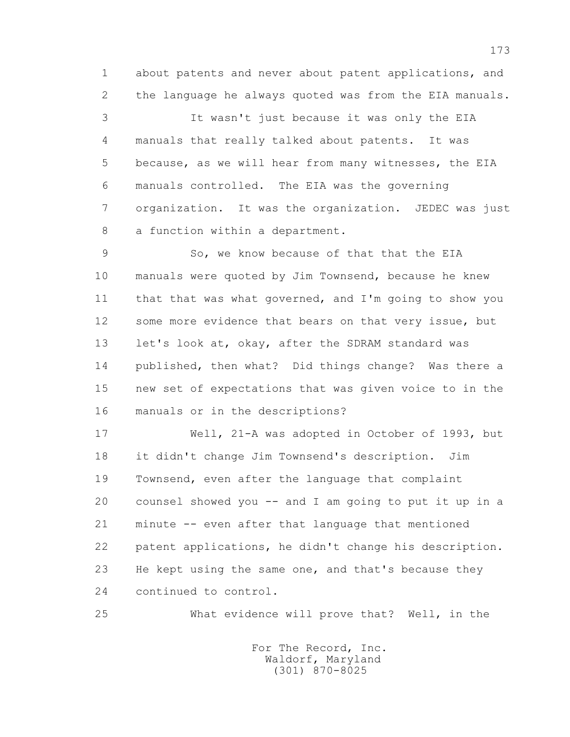about patents and never about patent applications, and the language he always quoted was from the EIA manuals.

It wasn't just because it was only the EIA manuals that really talked about patents. It was because, as we will hear from many witnesses, the EIA manuals controlled. The EIA was the governing organization. It was the organization. JEDEC was just a function within a department.

So, we know because of that that the EIA manuals were quoted by Jim Townsend, because he knew that that was what governed, and I'm going to show you some more evidence that bears on that very issue, but let's look at, okay, after the SDRAM standard was published, then what? Did things change? Was there a new set of expectations that was given voice to in the manuals or in the descriptions?

Well, 21-A was adopted in October of 1993, but it didn't change Jim Townsend's description. Jim Townsend, even after the language that complaint counsel showed you -- and I am going to put it up in a minute -- even after that language that mentioned patent applications, he didn't change his description. He kept using the same one, and that's because they continued to control.

What evidence will prove that? Well, in the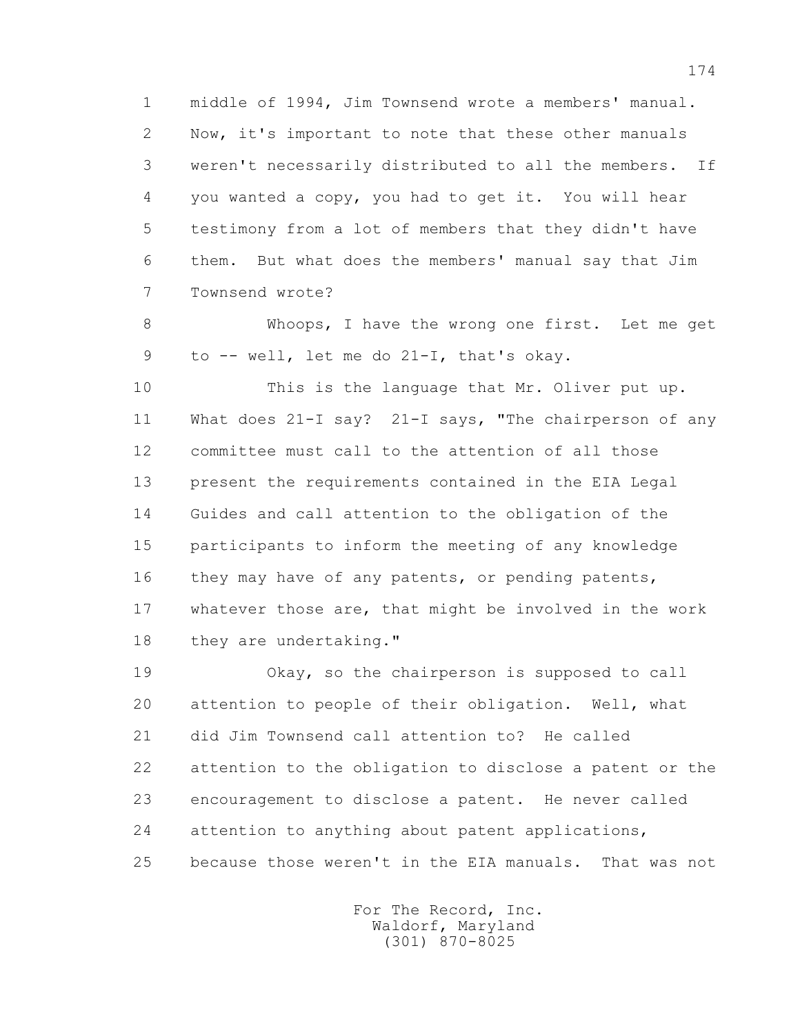middle of 1994, Jim Townsend wrote a members' manual. Now, it's important to note that these other manuals weren't necessarily distributed to all the members. If you wanted a copy, you had to get it. You will hear testimony from a lot of members that they didn't have them. But what does the members' manual say that Jim Townsend wrote?

Whoops, I have the wrong one first. Let me get to -- well, let me do 21-I, that's okay.

This is the language that Mr. Oliver put up. What does 21-I say? 21-I says, "The chairperson of any committee must call to the attention of all those present the requirements contained in the EIA Legal Guides and call attention to the obligation of the participants to inform the meeting of any knowledge they may have of any patents, or pending patents, whatever those are, that might be involved in the work they are undertaking."

Okay, so the chairperson is supposed to call attention to people of their obligation. Well, what did Jim Townsend call attention to? He called attention to the obligation to disclose a patent or the encouragement to disclose a patent. He never called attention to anything about patent applications, because those weren't in the EIA manuals. That was not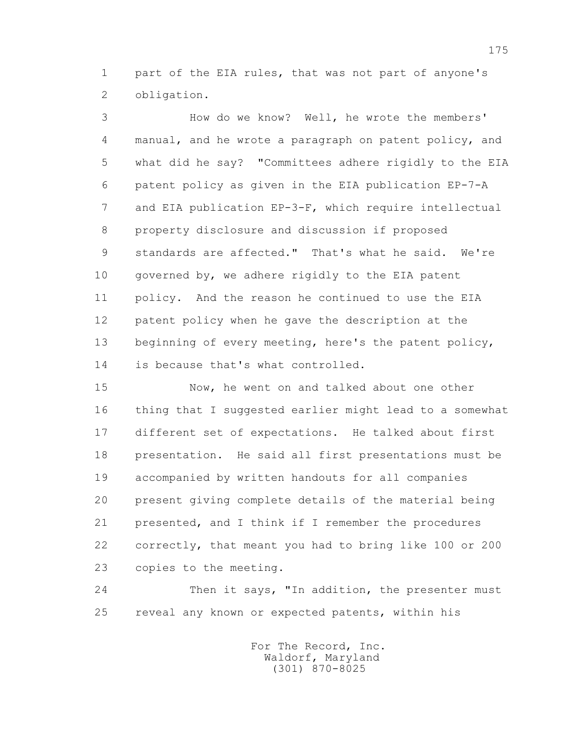part of the EIA rules, that was not part of anyone's obligation.

How do we know? Well, he wrote the members' manual, and he wrote a paragraph on patent policy, and what did he say? "Committees adhere rigidly to the EIA patent policy as given in the EIA publication EP-7-A and EIA publication EP-3-F, which require intellectual property disclosure and discussion if proposed standards are affected." That's what he said. We're governed by, we adhere rigidly to the EIA patent policy. And the reason he continued to use the EIA patent policy when he gave the description at the beginning of every meeting, here's the patent policy, is because that's what controlled.

Now, he went on and talked about one other thing that I suggested earlier might lead to a somewhat different set of expectations. He talked about first presentation. He said all first presentations must be accompanied by written handouts for all companies present giving complete details of the material being presented, and I think if I remember the procedures correctly, that meant you had to bring like 100 or 200 copies to the meeting.

Then it says, "In addition, the presenter must reveal any known or expected patents, within his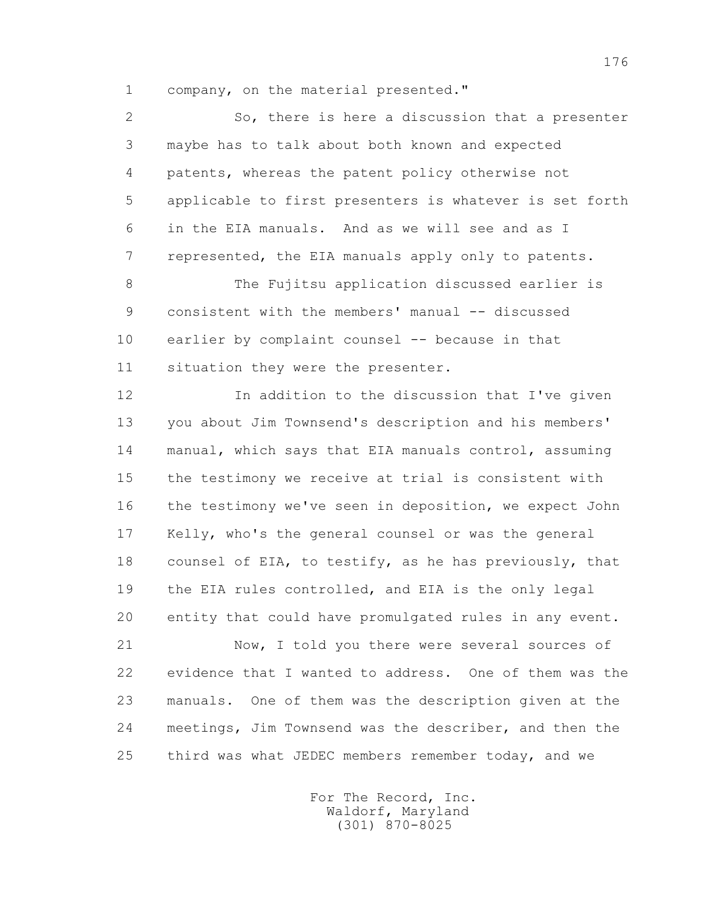company, on the material presented."

So, there is here a discussion that a presenter maybe has to talk about both known and expected patents, whereas the patent policy otherwise not applicable to first presenters is whatever is set forth in the EIA manuals. And as we will see and as I represented, the EIA manuals apply only to patents.

The Fujitsu application discussed earlier is consistent with the members' manual -- discussed earlier by complaint counsel -- because in that situation they were the presenter.

In addition to the discussion that I've given you about Jim Townsend's description and his members' manual, which says that EIA manuals control, assuming the testimony we receive at trial is consistent with the testimony we've seen in deposition, we expect John Kelly, who's the general counsel or was the general counsel of EIA, to testify, as he has previously, that the EIA rules controlled, and EIA is the only legal entity that could have promulgated rules in any event.

Now, I told you there were several sources of evidence that I wanted to address. One of them was the manuals. One of them was the description given at the meetings, Jim Townsend was the describer, and then the third was what JEDEC members remember today, and we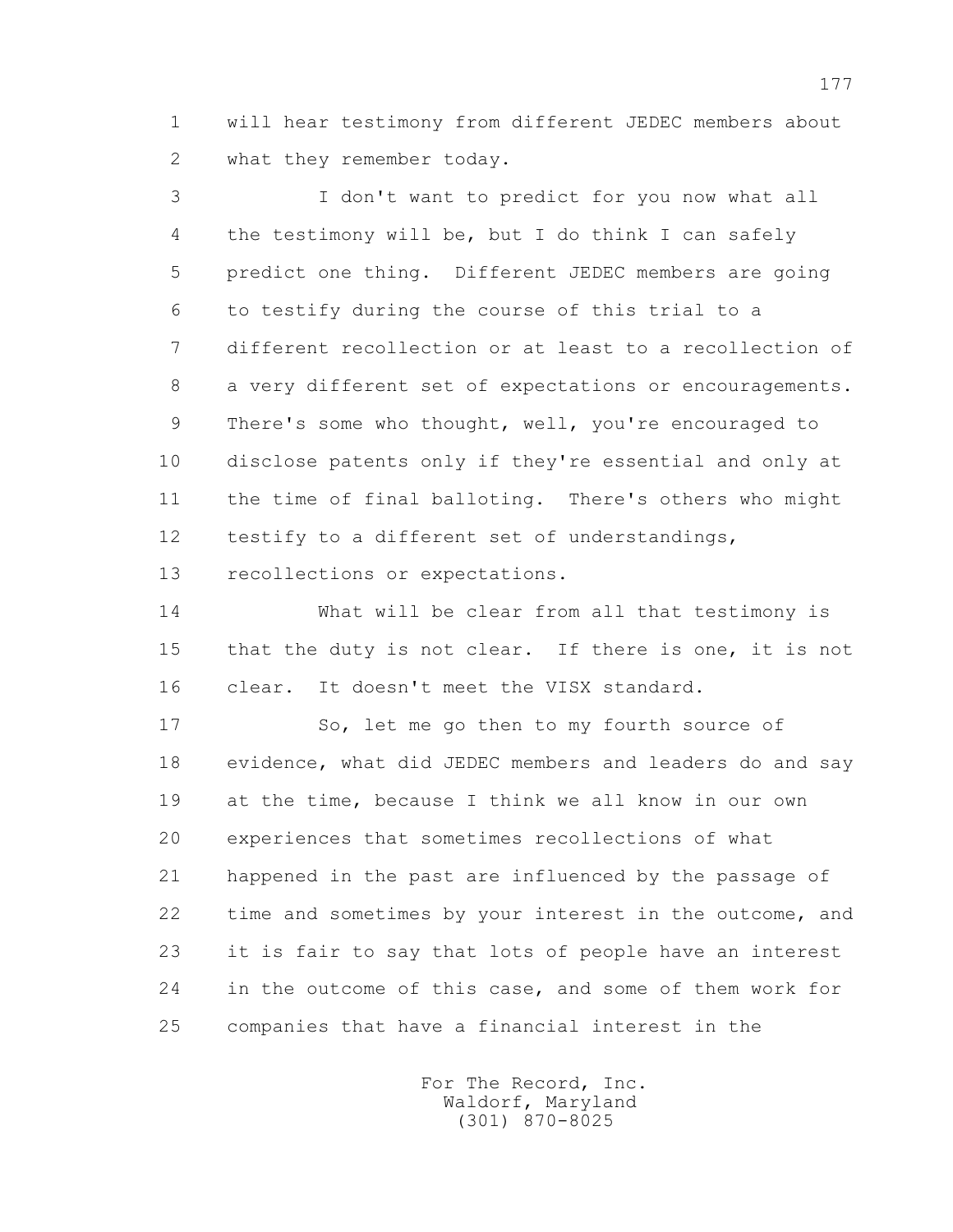will hear testimony from different JEDEC members about what they remember today.

I don't want to predict for you now what all the testimony will be, but I do think I can safely predict one thing. Different JEDEC members are going to testify during the course of this trial to a different recollection or at least to a recollection of a very different set of expectations or encouragements. There's some who thought, well, you're encouraged to disclose patents only if they're essential and only at the time of final balloting. There's others who might testify to a different set of understandings, recollections or expectations.

What will be clear from all that testimony is that the duty is not clear. If there is one, it is not clear. It doesn't meet the VISX standard.

So, let me go then to my fourth source of evidence, what did JEDEC members and leaders do and say at the time, because I think we all know in our own experiences that sometimes recollections of what happened in the past are influenced by the passage of time and sometimes by your interest in the outcome, and it is fair to say that lots of people have an interest in the outcome of this case, and some of them work for companies that have a financial interest in the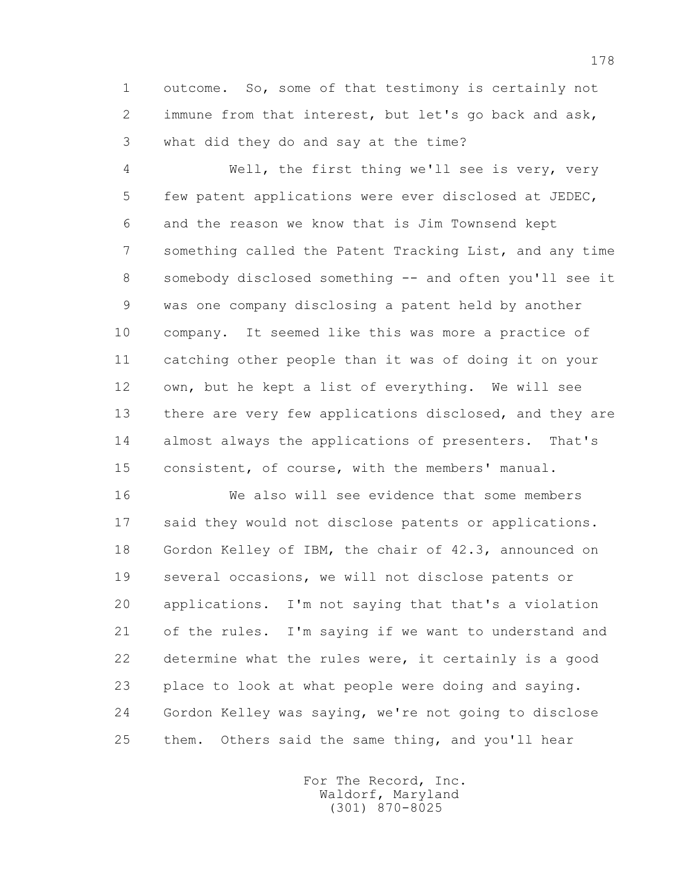outcome. So, some of that testimony is certainly not immune from that interest, but let's go back and ask, what did they do and say at the time?

Well, the first thing we'll see is very, very few patent applications were ever disclosed at JEDEC, and the reason we know that is Jim Townsend kept something called the Patent Tracking List, and any time somebody disclosed something -- and often you'll see it was one company disclosing a patent held by another company. It seemed like this was more a practice of catching other people than it was of doing it on your own, but he kept a list of everything. We will see there are very few applications disclosed, and they are almost always the applications of presenters. That's consistent, of course, with the members' manual.

We also will see evidence that some members said they would not disclose patents or applications. Gordon Kelley of IBM, the chair of 42.3, announced on several occasions, we will not disclose patents or applications. I'm not saying that that's a violation of the rules. I'm saying if we want to understand and determine what the rules were, it certainly is a good place to look at what people were doing and saying. Gordon Kelley was saying, we're not going to disclose them. Others said the same thing, and you'll hear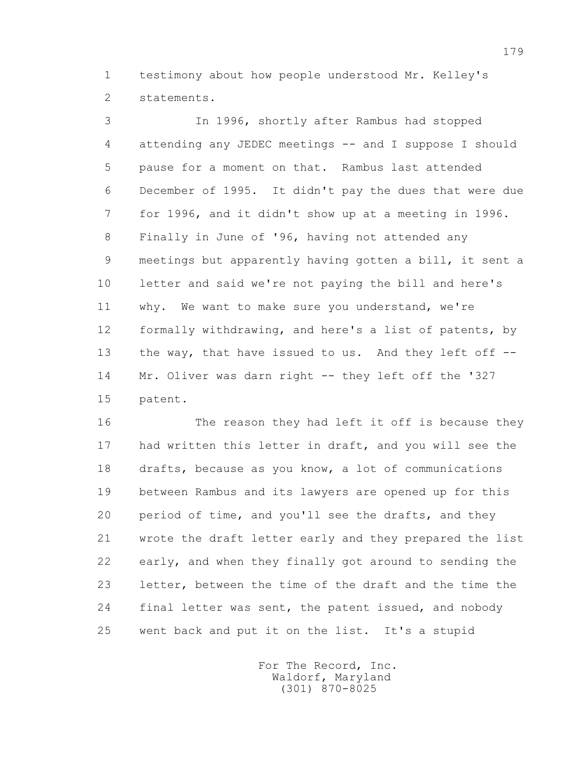testimony about how people understood Mr. Kelley's statements.

In 1996, shortly after Rambus had stopped attending any JEDEC meetings -- and I suppose I should pause for a moment on that. Rambus last attended December of 1995. It didn't pay the dues that were due for 1996, and it didn't show up at a meeting in 1996. Finally in June of '96, having not attended any meetings but apparently having gotten a bill, it sent a letter and said we're not paying the bill and here's why. We want to make sure you understand, we're formally withdrawing, and here's a list of patents, by the way, that have issued to us. And they left off -- Mr. Oliver was darn right -- they left off the '327 patent.

The reason they had left it off is because they had written this letter in draft, and you will see the drafts, because as you know, a lot of communications between Rambus and its lawyers are opened up for this period of time, and you'll see the drafts, and they wrote the draft letter early and they prepared the list early, and when they finally got around to sending the letter, between the time of the draft and the time the final letter was sent, the patent issued, and nobody went back and put it on the list. It's a stupid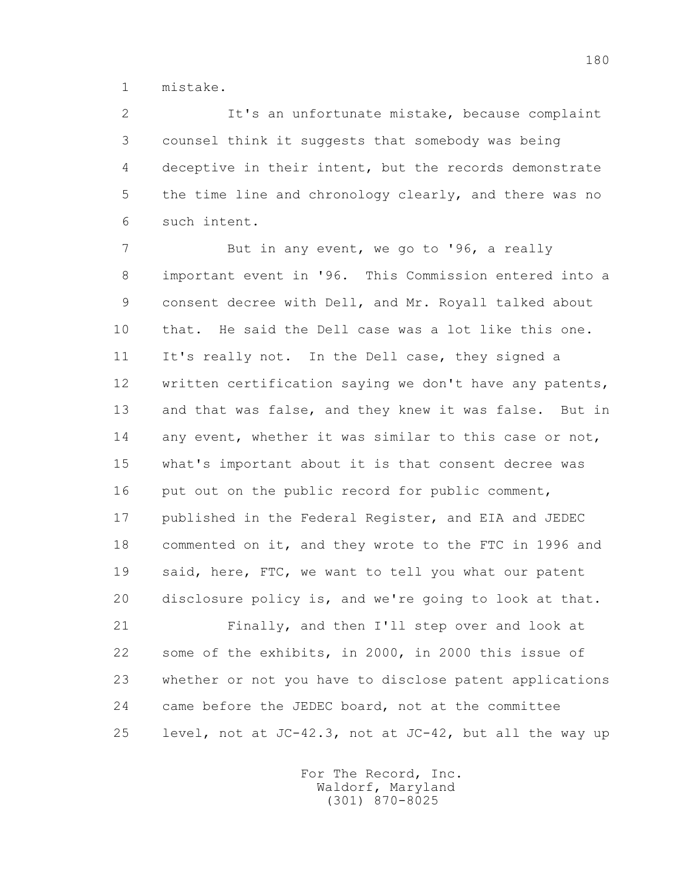1 mistake.

2 It's an unfortunate mistake, because complaint
3 counsel think it suggests that somebody was being
4 deceptive in their intent, but the records demonstrate
5 the time line and chronology clearly, and there was no
6 such intent.

7 But in any event, we go to '96, a really
8 important event in '96. This Commission entered into a
9 consent decree with Dell, and Mr. Royall talked about
10 that. He said the Dell case was a lot like this one.
11 It's really not. In the Dell case, they signed a
12 written certification saying we don't have any patents,
13 and that was false, and they knew it was false. But in
14 any event, whether it was similar to this case or not,
15 what's important about it is that consent decree was
16 put out on the public record for public comment,
17 published in the Federal Register, and EIA and JEDEC
18 commented on it, and they wrote to the FTC in 1996 and
19 said, here, FTC, we want to tell you what our patent
20 disclosure policy is, and we're going to look at that.

21 Finally, and then I'll step over and look at
22 some of the exhibits, in 2000, in 2000 this issue of
23 whether or not you have to disclose patent applications
24 came before the JEDEC board, not at the committee
25 level, not at JC-42.3, not at JC-42, but all the way up

For The Record, Inc.
Waldorf, Maryland
(301) 870-8025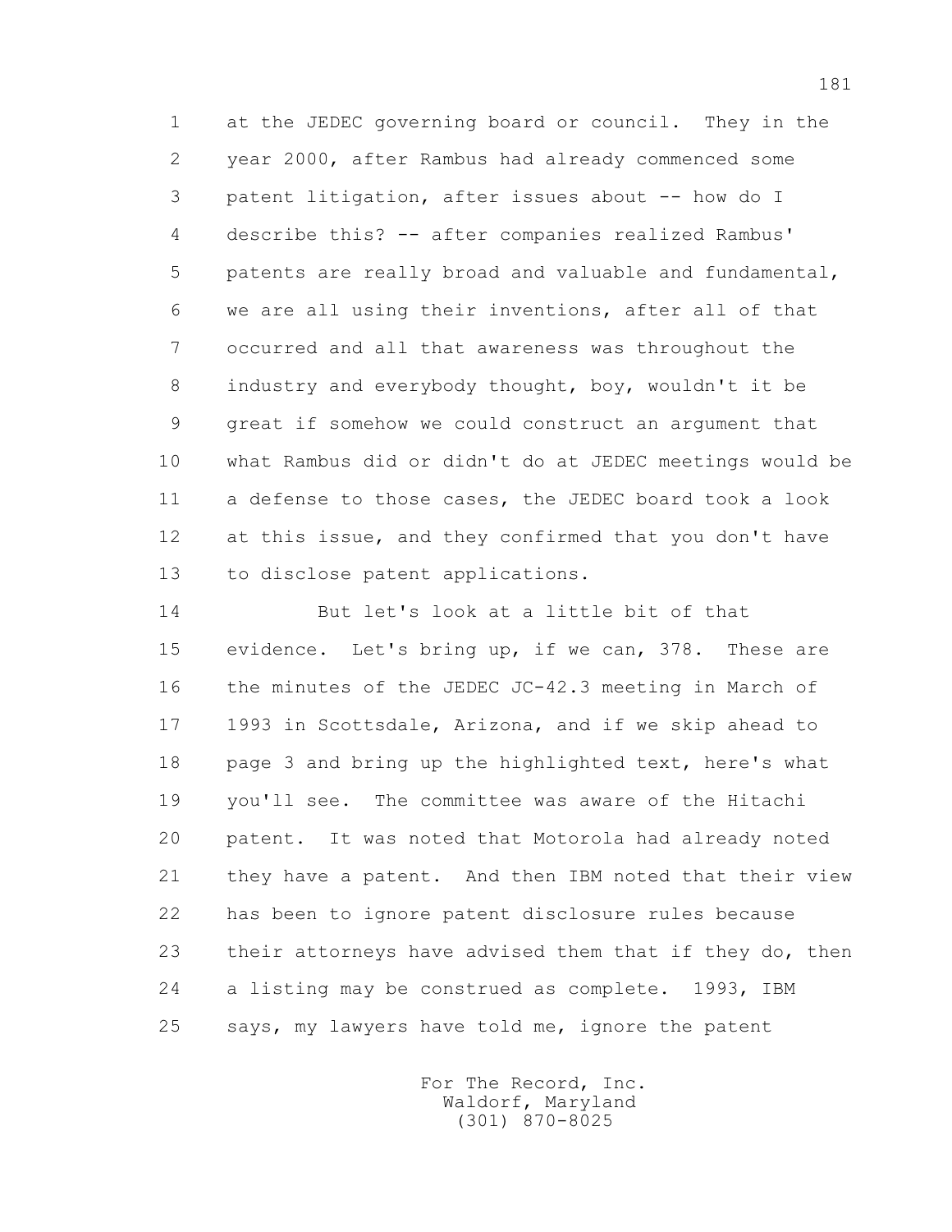1 at the JEDEC governing board or council. They in the
2 year 2000, after Rambus had already commenced some
3 patent litigation, after issues about -- how do I
4 describe this? -- after companies realized Rambus'
5 patents are really broad and valuable and fundamental,
6 we are all using their inventions, after all of that
7 occurred and all that awareness was throughout the
8 industry and everybody thought, boy, wouldn't it be
9 great if somehow we could construct an argument that
10 what Rambus did or didn't do at JEDEC meetings would be
11 a defense to those cases, the JEDEC board took a look
12 at this issue, and they confirmed that you don't have
13 to disclose patent applications.

14 But let's look at a little bit of that
15 evidence. Let's bring up, if we can, 378. These are
16 the minutes of the JEDEC JC-42.3 meeting in March of
17 1993 in Scottsdale, Arizona, and if we skip ahead to
18 page 3 and bring up the highlighted text, here's what
19 you'll see. The committee was aware of the Hitachi
20 patent. It was noted that Motorola had already noted
21 they have a patent. And then IBM noted that their view
22 has been to ignore patent disclosure rules because
23 their attorneys have advised them that if they do, then
24 a listing may be construed as complete. 1993, IBM
25 says, my lawyers have told me, ignore the patent

For The Record, Inc.
Waldorf, Maryland
(301) 870-8025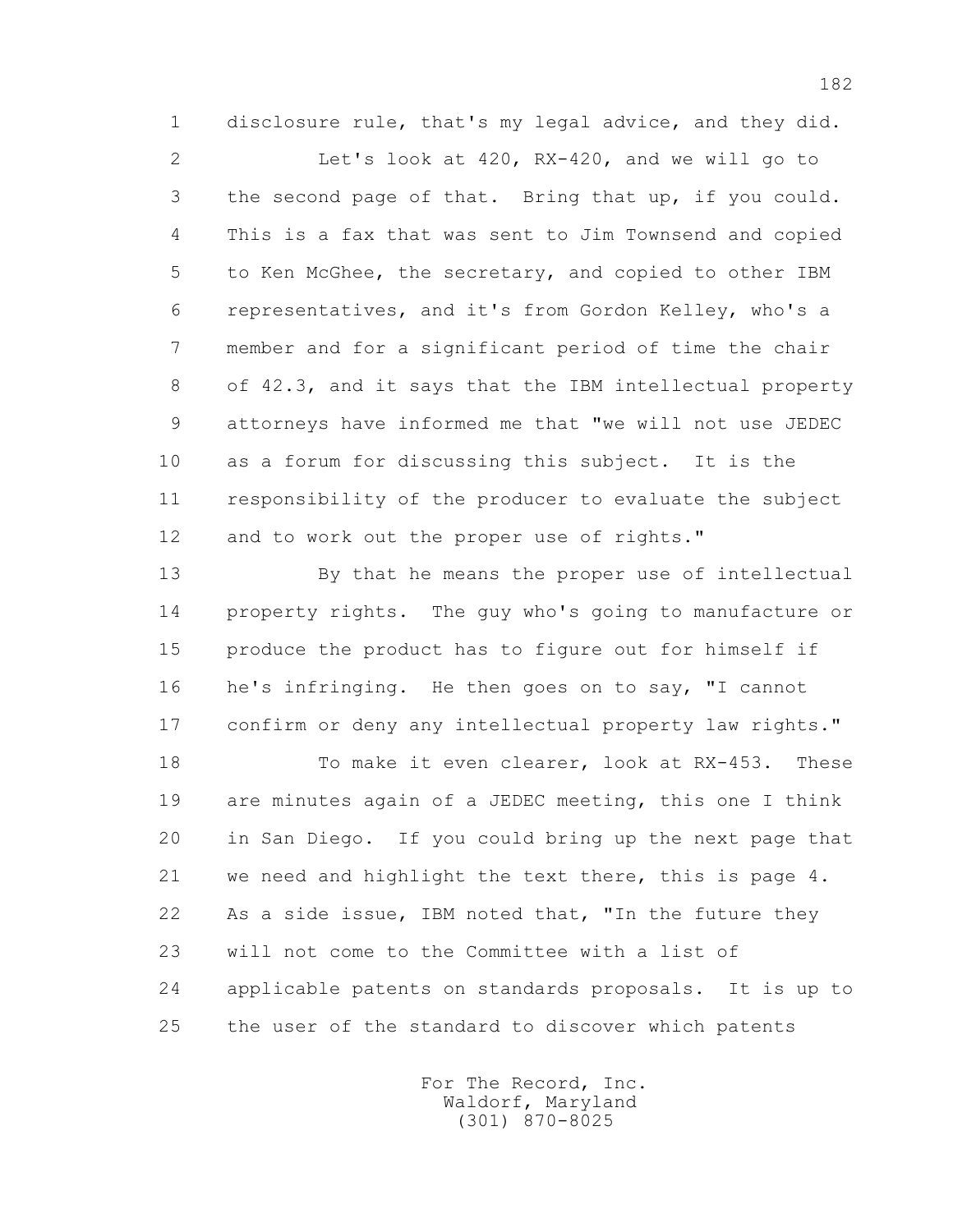1 disclosure rule, that's my legal advice, and they did.

2 Let's look at 420, RX-420, and we will go to

3 the second page of that. Bring that up, if you could.

4 This is a fax that was sent to Jim Townsend and copied

5 to Ken McGhee, the secretary, and copied to other IBM

6 representatives, and it's from Gordon Kelley, who's a

7 member and for a significant period of time the chair

8 of 42.3, and it says that the IBM intellectual property

9 attorneys have informed me that "we will not use JEDEC

10 as a forum for discussing this subject. It is the

11 responsibility of the producer to evaluate the subject

12 and to work out the proper use of rights."

13 By that he means the proper use of intellectual

14 property rights. The guy who's going to manufacture or

15 produce the product has to figure out for himself if

16 he's infringing. He then goes on to say, "I cannot

17 confirm or deny any intellectual property law rights."

18 To make it even clearer, look at RX-453. These

19 are minutes again of a JEDEC meeting, this one I think

20 in San Diego. If you could bring up the next page that

21 we need and highlight the text there, this is page 4.

22 As a side issue, IBM noted that, "In the future they

23 will not come to the Committee with a list of

24 applicable patents on standards proposals. It is up to

25 the user of the standard to discover which patents

For The Record, Inc.
Waldorf, Maryland
(301) 870-8025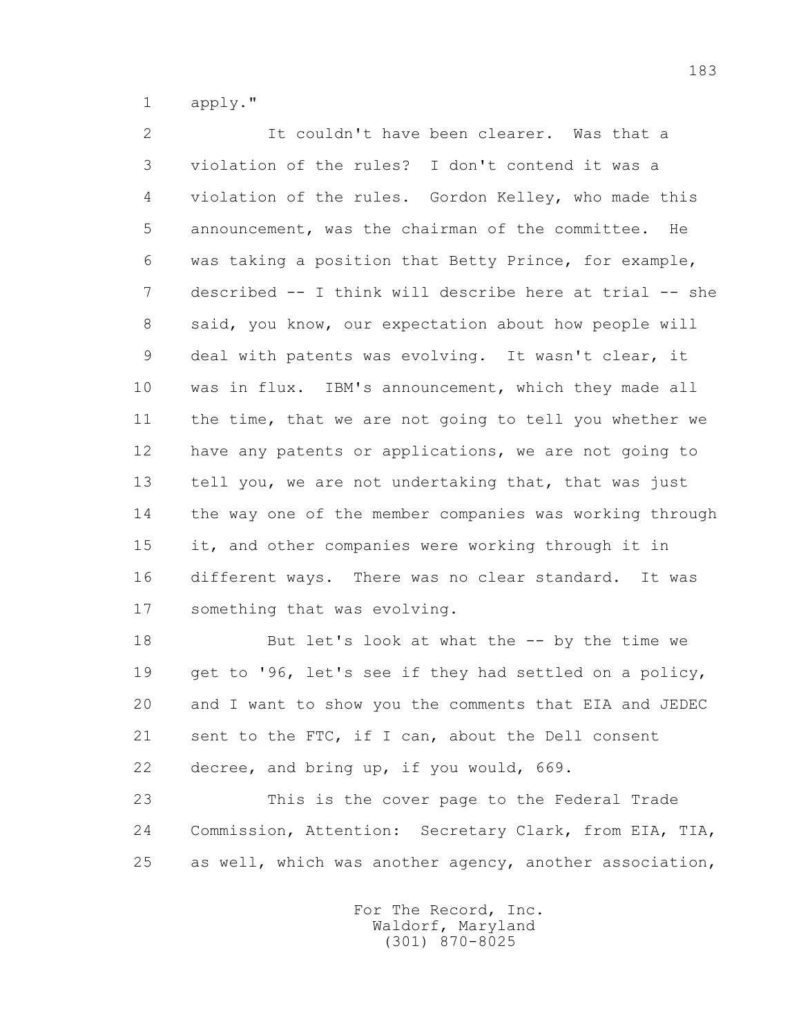apply."

It couldn't have been clearer. Was that a violation of the rules? I don't contend it was a violation of the rules. Gordon Kelley, who made this announcement, was the chairman of the committee. He was taking a position that Betty Prince, for example, described -- I think will describe here at trial -- she said, you know, our expectation about how people will deal with patents was evolving. It wasn't clear, it was in flux. IBM's announcement, which they made all the time, that we are not going to tell you whether we have any patents or applications, we are not going to tell you, we are not undertaking that, that was just the way one of the member companies was working through it, and other companies were working through it in different ways. There was no clear standard. It was something that was evolving.

But let's look at what the -- by the time we get to '96, let's see if they had settled on a policy, and I want to show you the comments that EIA and JEDEC sent to the FTC, if I can, about the Dell consent decree, and bring up, if you would, 669.

This is the cover page to the Federal Trade Commission, Attention: Secretary Clark, from EIA, TIA, as well, which was another agency, another association,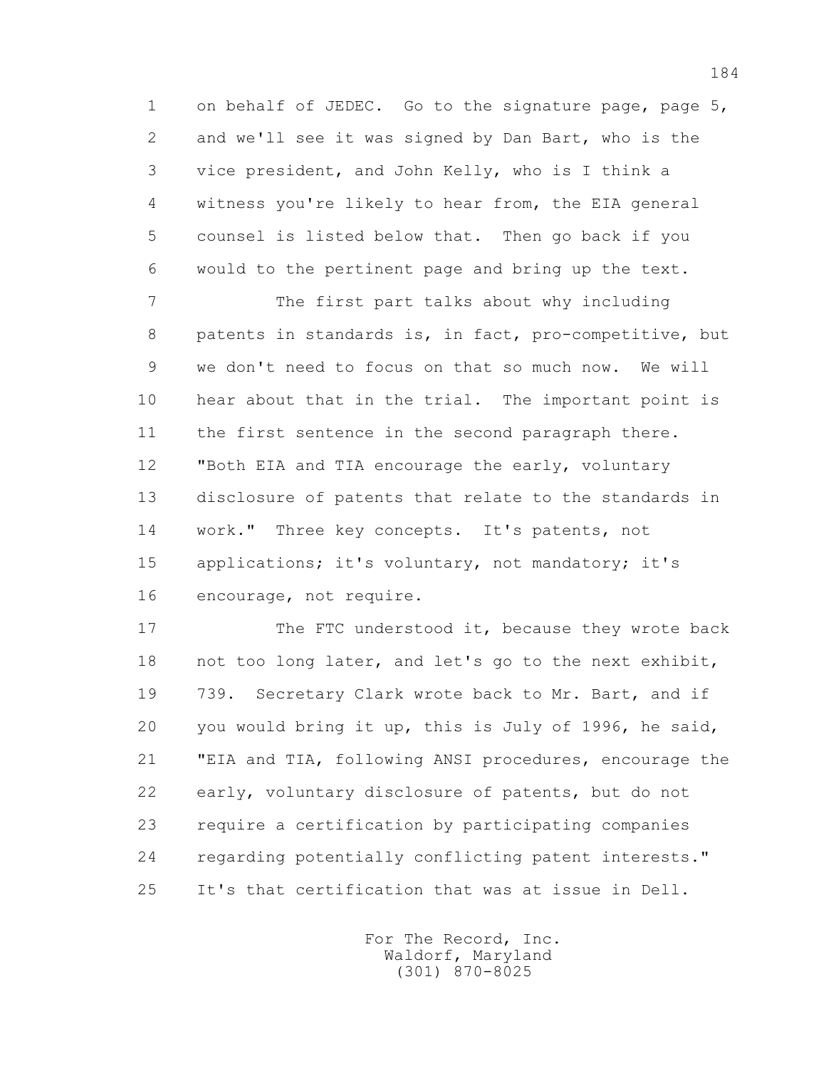on behalf of JEDEC. Go to the signature page, page 5, and we'll see it was signed by Dan Bart, who is the vice president, and John Kelly, who is I think a witness you're likely to hear from, the EIA general counsel is listed below that. Then go back if you would to the pertinent page and bring up the text.

The first part talks about why including patents in standards is, in fact, pro-competitive, but we don't need to focus on that so much now. We will hear about that in the trial. The important point is the first sentence in the second paragraph there. "Both EIA and TIA encourage the early, voluntary disclosure of patents that relate to the standards in work." Three key concepts. It's patents, not applications; it's voluntary, not mandatory; it's encourage, not require.

The FTC understood it, because they wrote back not too long later, and let's go to the next exhibit, 739. Secretary Clark wrote back to Mr. Bart, and if you would bring it up, this is July of 1996, he said, "EIA and TIA, following ANSI procedures, encourage the early, voluntary disclosure of patents, but do not require a certification by participating companies regarding potentially conflicting patent interests." It's that certification that was at issue in Dell.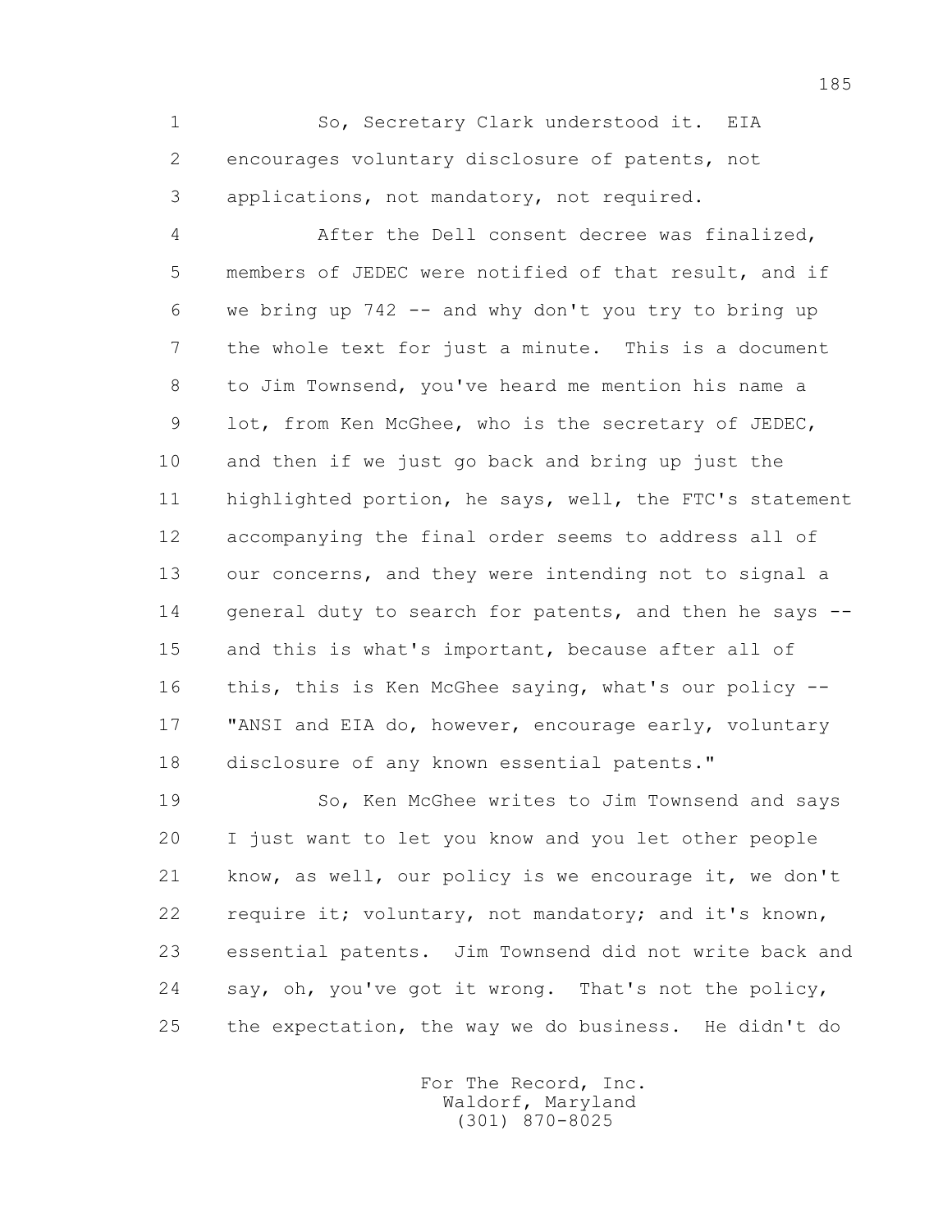So, Secretary Clark understood it. EIA encourages voluntary disclosure of patents, not applications, not mandatory, not required.

After the Dell consent decree was finalized, members of JEDEC were notified of that result, and if we bring up 742 -- and why don't you try to bring up the whole text for just a minute. This is a document to Jim Townsend, you've heard me mention his name a lot, from Ken McGhee, who is the secretary of JEDEC, and then if we just go back and bring up just the highlighted portion, he says, well, the FTC's statement accompanying the final order seems to address all of our concerns, and they were intending not to signal a general duty to search for patents, and then he says -- and this is what's important, because after all of this, this is Ken McGhee saying, what's our policy -- "ANSI and EIA do, however, encourage early, voluntary disclosure of any known essential patents."

So, Ken McGhee writes to Jim Townsend and says I just want to let you know and you let other people know, as well, our policy is we encourage it, we don't require it; voluntary, not mandatory; and it's known, essential patents. Jim Townsend did not write back and say, oh, you've got it wrong. That's not the policy, the expectation, the way we do business. He didn't do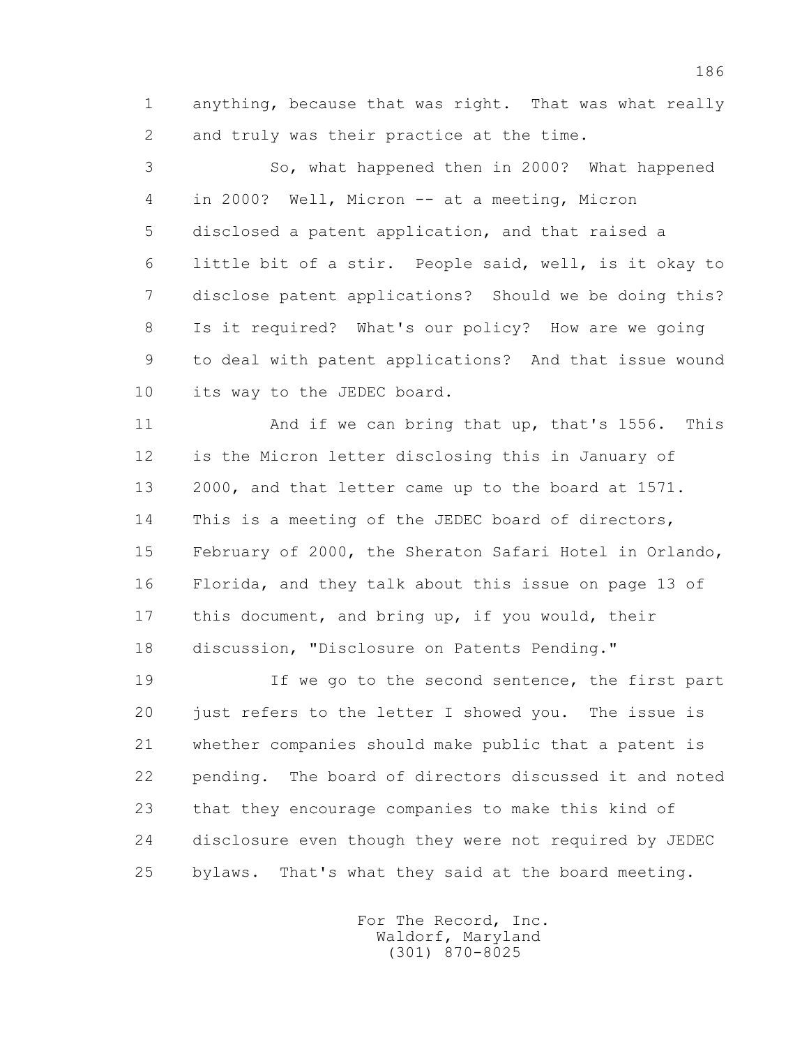1 anything, because that was right. That was what really
2 and truly was their practice at the time.

3 So, what happened then in 2000? What happened
4 in 2000? Well, Micron -- at a meeting, Micron
5 disclosed a patent application, and that raised a
6 little bit of a stir. People said, well, is it okay to
7 disclose patent applications? Should we be doing this?
8 Is it required? What's our policy? How are we going
9 to deal with patent applications? And that issue wound
10 its way to the JEDEC board.

11 And if we can bring that up, that's 1556. This
12 is the Micron letter disclosing this in January of
13 2000, and that letter came up to the board at 1571.
14 This is a meeting of the JEDEC board of directors,
15 February of 2000, the Sheraton Safari Hotel in Orlando,
16 Florida, and they talk about this issue on page 13 of
17 this document, and bring up, if you would, their
18 discussion, "Disclosure on Patents Pending."

19 If we go to the second sentence, the first part
20 just refers to the letter I showed you. The issue is
21 whether companies should make public that a patent is
22 pending. The board of directors discussed it and noted
23 that they encourage companies to make this kind of
24 disclosure even though they were not required by JEDEC
25 bylaws. That's what they said at the board meeting.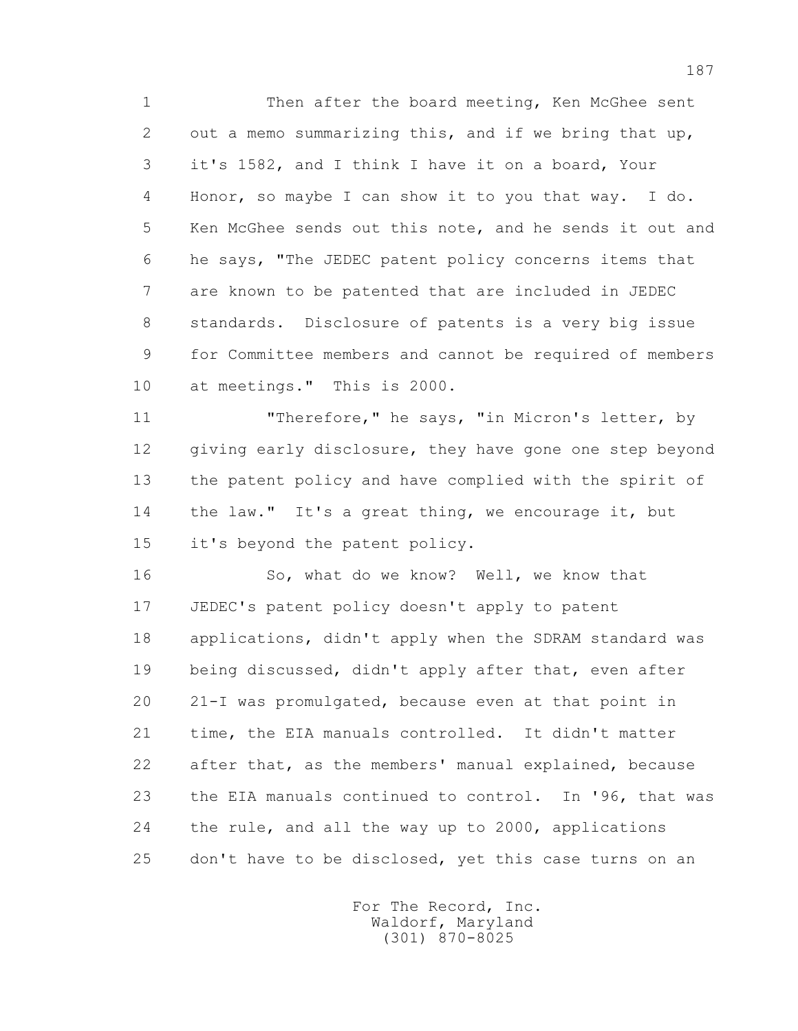Then after the board meeting, Ken McGhee sent out a memo summarizing this, and if we bring that up, it's 1582, and I think I have it on a board, Your Honor, so maybe I can show it to you that way. I do. Ken McGhee sends out this note, and he sends it out and he says, "The JEDEC patent policy concerns items that are known to be patented that are included in JEDEC standards. Disclosure of patents is a very big issue for Committee members and cannot be required of members at meetings." This is 2000.

"Therefore," he says, "in Micron's letter, by giving early disclosure, they have gone one step beyond the patent policy and have complied with the spirit of the law." It's a great thing, we encourage it, but it's beyond the patent policy.

So, what do we know? Well, we know that JEDEC's patent policy doesn't apply to patent applications, didn't apply when the SDRAM standard was being discussed, didn't apply after that, even after 21-I was promulgated, because even at that point in time, the EIA manuals controlled. It didn't matter after that, as the members' manual explained, because the EIA manuals continued to control. In '96, that was the rule, and all the way up to 2000, applications don't have to be disclosed, yet this case turns on an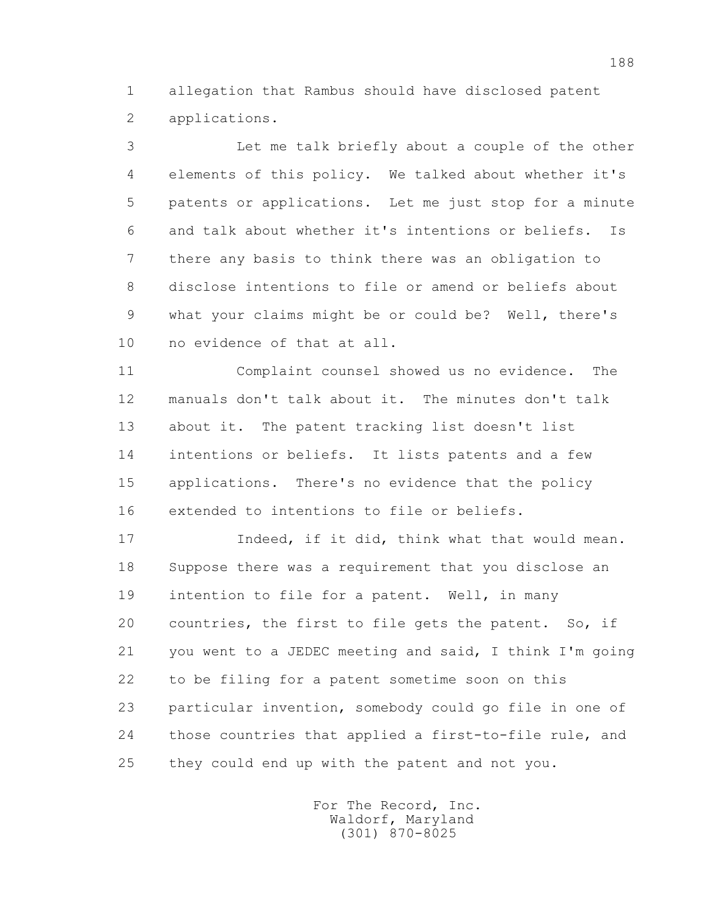allegation that Rambus should have disclosed patent applications.

Let me talk briefly about a couple of the other elements of this policy. We talked about whether it's patents or applications. Let me just stop for a minute and talk about whether it's intentions or beliefs. Is there any basis to think there was an obligation to disclose intentions to file or amend or beliefs about what your claims might be or could be? Well, there's no evidence of that at all.

Complaint counsel showed us no evidence. The manuals don't talk about it. The minutes don't talk about it. The patent tracking list doesn't list intentions or beliefs. It lists patents and a few applications. There's no evidence that the policy extended to intentions to file or beliefs.

Indeed, if it did, think what that would mean. Suppose there was a requirement that you disclose an intention to file for a patent. Well, in many countries, the first to file gets the patent. So, if you went to a JEDEC meeting and said, I think I'm going to be filing for a patent sometime soon on this particular invention, somebody could go file in one of those countries that applied a first-to-file rule, and they could end up with the patent and not you.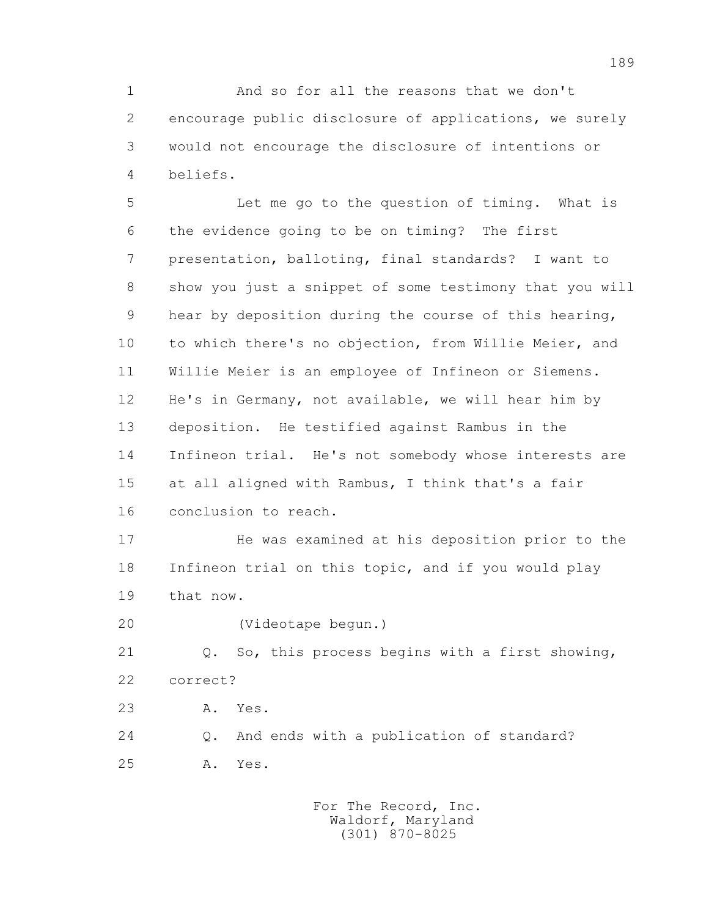1 And so for all the reasons that we don't
2 encourage public disclosure of applications, we surely
3 would not encourage the disclosure of intentions or
4 beliefs.
5 Let me go to the question of timing. What is
6 the evidence going to be on timing? The first
7 presentation, balloting, final standards? I want to
8 show you just a snippet of some testimony that you will
9 hear by deposition during the course of this hearing,
10 to which there's no objection, from Willie Meier, and
11 Willie Meier is an employee of Infineon or Siemens.
12 He's in Germany, not available, we will hear him by
13 deposition. He testified against Rambus in the
14 Infineon trial. He's not somebody whose interests are
15 at all aligned with Rambus, I think that's a fair
16 conclusion to reach.
17 He was examined at his deposition prior to the
18 Infineon trial on this topic, and if you would play
19 that now.
20 (Videotape begun.)
21 Q. So, this process begins with a first showing,
22 correct?
23 A. Yes.
24 Q. And ends with a publication of standard?
25 A. Yes.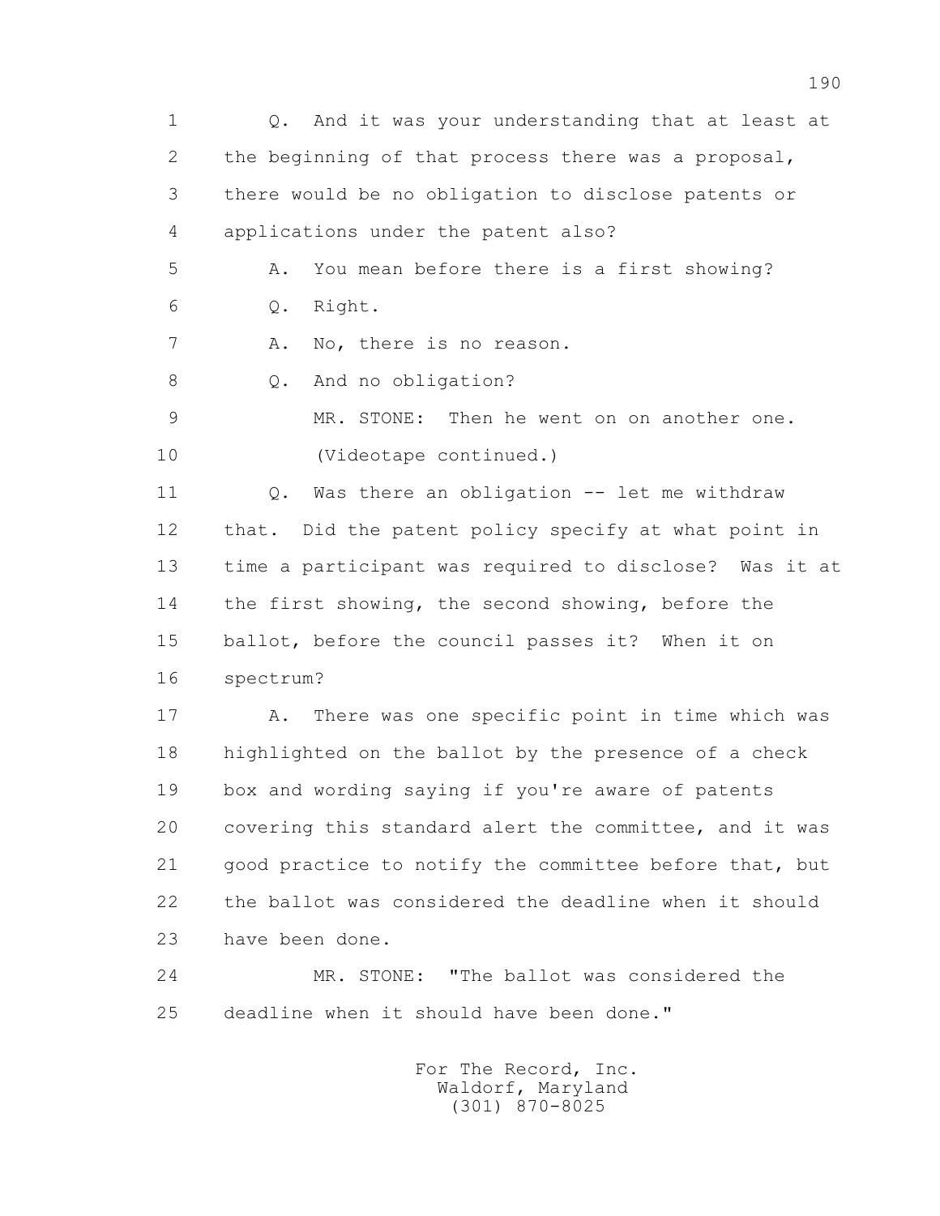1 Q. And it was your understanding that at least at
2 the beginning of that process there was a proposal,
3 there would be no obligation to disclose patents or
4 applications under the patent also?
5 A. You mean before there is a first showing?
6 Q. Right.
7 A. No, there is no reason.
8 Q. And no obligation?
9 MR. STONE: Then he went on on another one.
10 (Videotape continued.)
11 Q. Was there an obligation -- let me withdraw
12 that. Did the patent policy specify at what point in
13 time a participant was required to disclose? Was it at
14 the first showing, the second showing, before the
15 ballot, before the council passes it? When it on
16 spectrum?
17 A. There was one specific point in time which was
18 highlighted on the ballot by the presence of a check
19 box and wording saying if you're aware of patents
20 covering this standard alert the committee, and it was
21 good practice to notify the committee before that, but
22 the ballot was considered the deadline when it should
23 have been done.
24 MR. STONE: "The ballot was considered the
25 deadline when it should have been done."

For The Record, Inc.
Waldorf, Maryland
(301) 870-8025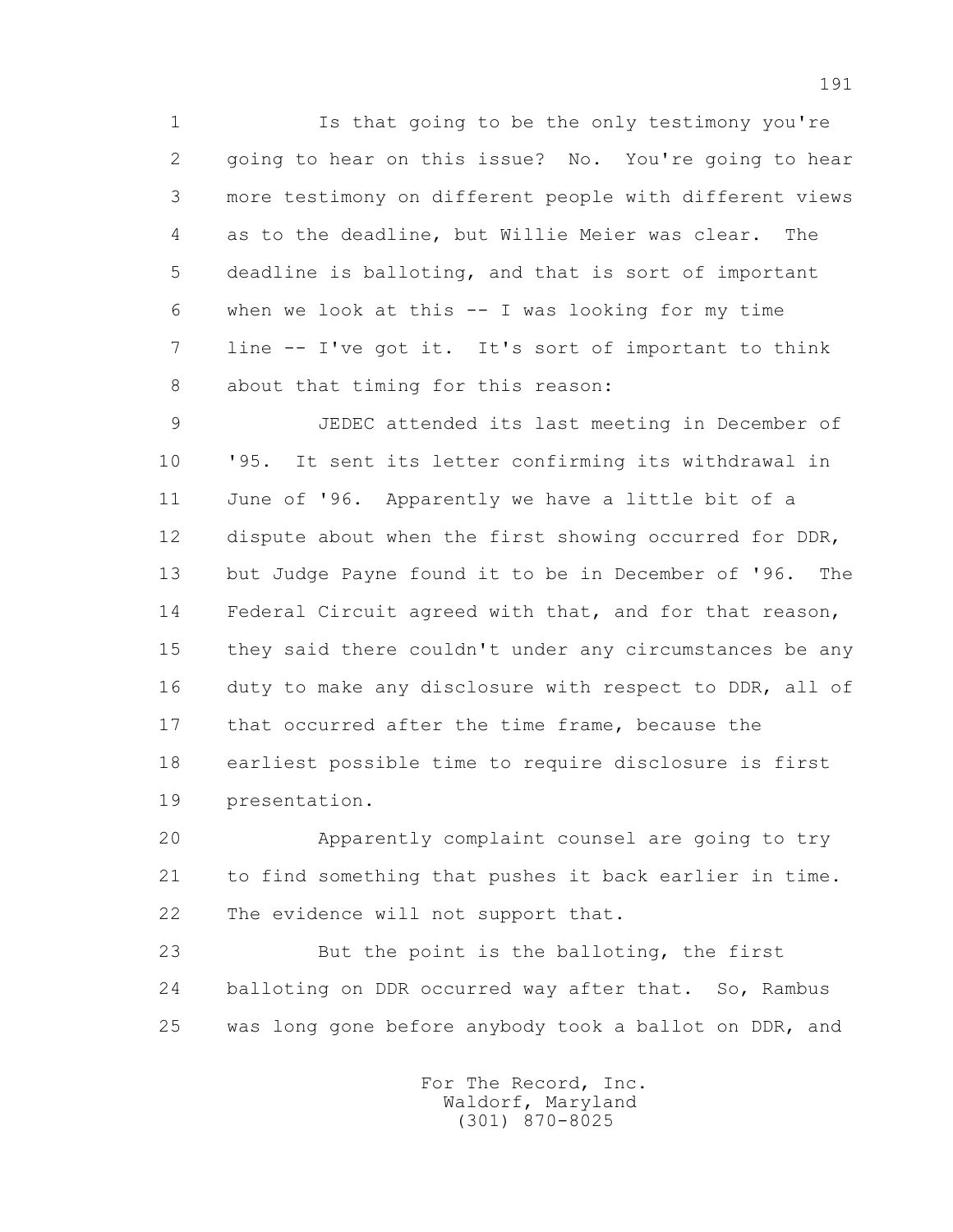1 Is that going to be the only testimony you're
2 going to hear on this issue? No. You're going to hear
3 more testimony on different people with different views
4 as to the deadline, but Willie Meier was clear. The
5 deadline is balloting, and that is sort of important
6 when we look at this -- I was looking for my time
7 line -- I've got it. It's sort of important to think
8 about that timing for this reason:

9 JEDEC attended its last meeting in December of
10 '95. It sent its letter confirming its withdrawal in
11 June of '96. Apparently we have a little bit of a
12 dispute about when the first showing occurred for DDR,
13 but Judge Payne found it to be in December of '96. The
14 Federal Circuit agreed with that, and for that reason,
15 they said there couldn't under any circumstances be any
16 duty to make any disclosure with respect to DDR, all of
17 that occurred after the time frame, because the
18 earliest possible time to require disclosure is first
19 presentation.

20 Apparently complaint counsel are going to try
21 to find something that pushes it back earlier in time.
22 The evidence will not support that.

23 But the point is the balloting, the first
24 balloting on DDR occurred way after that. So, Rambus
25 was long gone before anybody took a ballot on DDR, and

For The Record, Inc.
Waldorf, Maryland
(301) 870-8025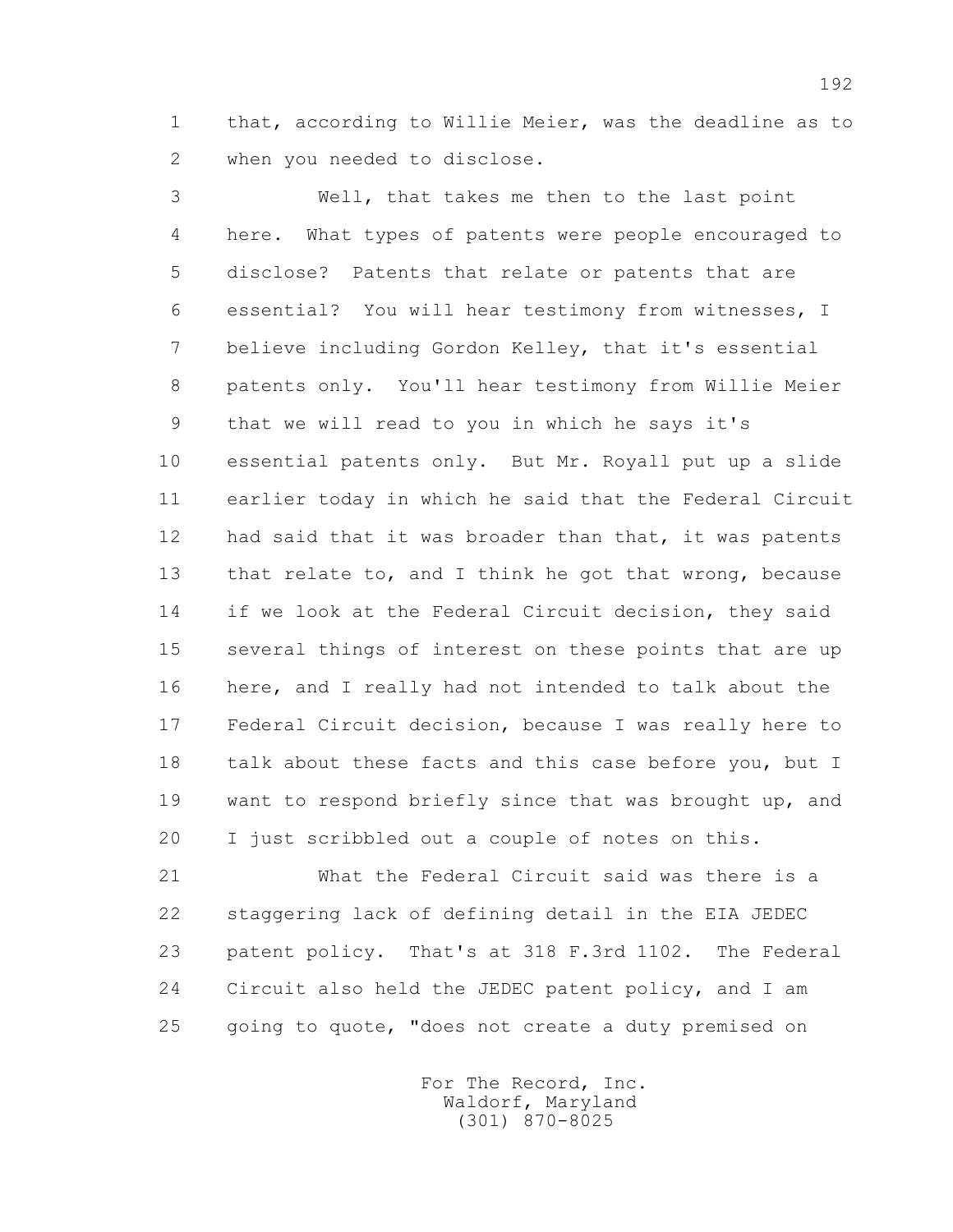that, according to Willie Meier, was the deadline as to when you needed to disclose.

Well, that takes me then to the last point here. What types of patents were people encouraged to disclose? Patents that relate or patents that are essential? You will hear testimony from witnesses, I believe including Gordon Kelley, that it's essential patents only. You'll hear testimony from Willie Meier that we will read to you in which he says it's essential patents only. But Mr. Royall put up a slide earlier today in which he said that the Federal Circuit had said that it was broader than that, it was patents that relate to, and I think he got that wrong, because if we look at the Federal Circuit decision, they said several things of interest on these points that are up here, and I really had not intended to talk about the Federal Circuit decision, because I was really here to talk about these facts and this case before you, but I want to respond briefly since that was brought up, and I just scribbled out a couple of notes on this.

What the Federal Circuit said was there is a staggering lack of defining detail in the EIA JEDEC patent policy. That's at 318 F.3rd 1102. The Federal Circuit also held the JEDEC patent policy, and I am going to quote, "does not create a duty premised on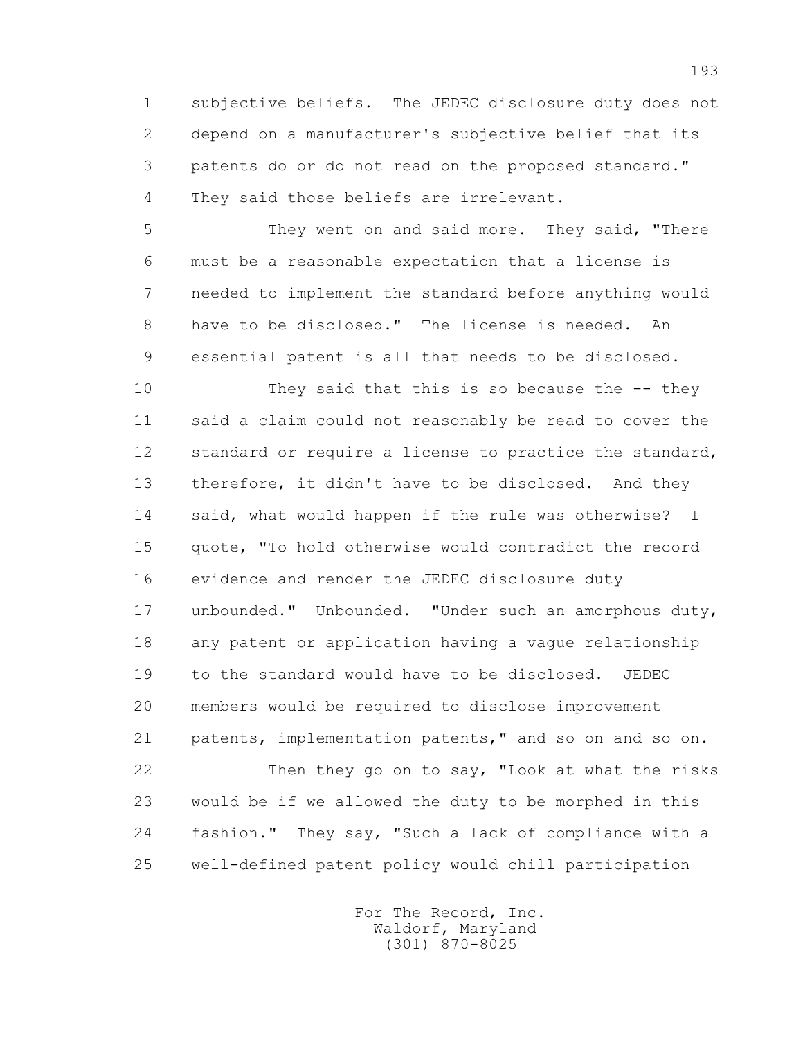subjective beliefs. The JEDEC disclosure duty does not depend on a manufacturer's subjective belief that its patents do or do not read on the proposed standard." They said those beliefs are irrelevant.

They went on and said more. They said, "There must be a reasonable expectation that a license is needed to implement the standard before anything would have to be disclosed." The license is needed. An essential patent is all that needs to be disclosed.

They said that this is so because the -- they said a claim could not reasonably be read to cover the standard or require a license to practice the standard, therefore, it didn't have to be disclosed. And they said, what would happen if the rule was otherwise? I quote, "To hold otherwise would contradict the record evidence and render the JEDEC disclosure duty unbounded." Unbounded. "Under such an amorphous duty, any patent or application having a vague relationship to the standard would have to be disclosed. JEDEC members would be required to disclose improvement patents, implementation patents," and so on and so on.

Then they go on to say, "Look at what the risks would be if we allowed the duty to be morphed in this fashion." They say, "Such a lack of compliance with a well-defined patent policy would chill participation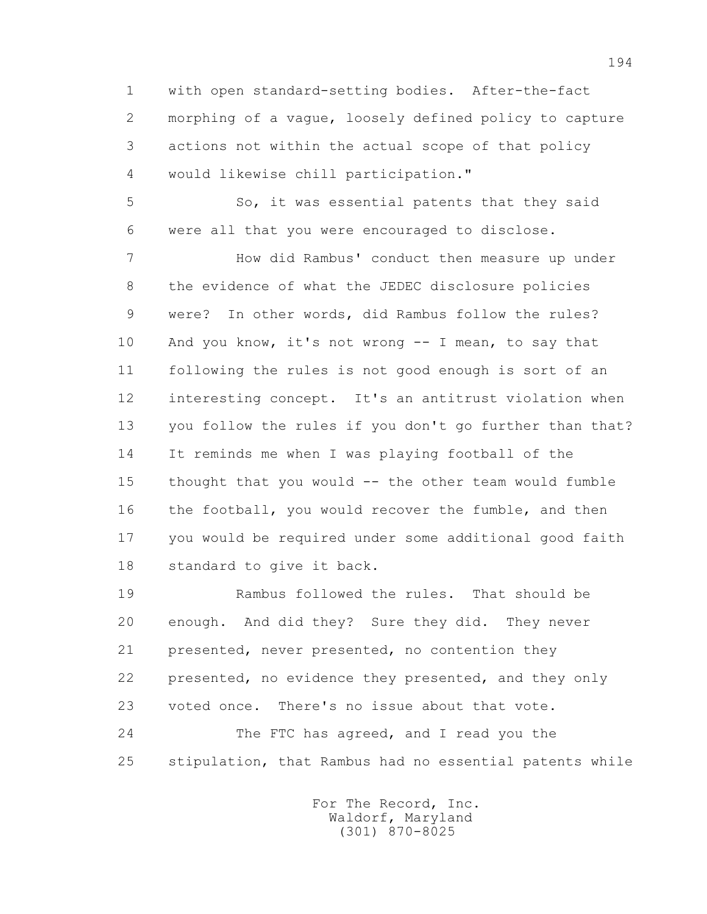with open standard-setting bodies. After-the-fact morphing of a vague, loosely defined policy to capture actions not within the actual scope of that policy would likewise chill participation."

So, it was essential patents that they said were all that you were encouraged to disclose.

How did Rambus' conduct then measure up under the evidence of what the JEDEC disclosure policies were? In other words, did Rambus follow the rules? And you know, it's not wrong -- I mean, to say that following the rules is not good enough is sort of an interesting concept. It's an antitrust violation when you follow the rules if you don't go further than that? It reminds me when I was playing football of the thought that you would -- the other team would fumble the football, you would recover the fumble, and then you would be required under some additional good faith standard to give it back.

Rambus followed the rules. That should be enough. And did they? Sure they did. They never presented, never presented, no contention they presented, no evidence they presented, and they only voted once. There's no issue about that vote.

The FTC has agreed, and I read you the stipulation, that Rambus had no essential patents while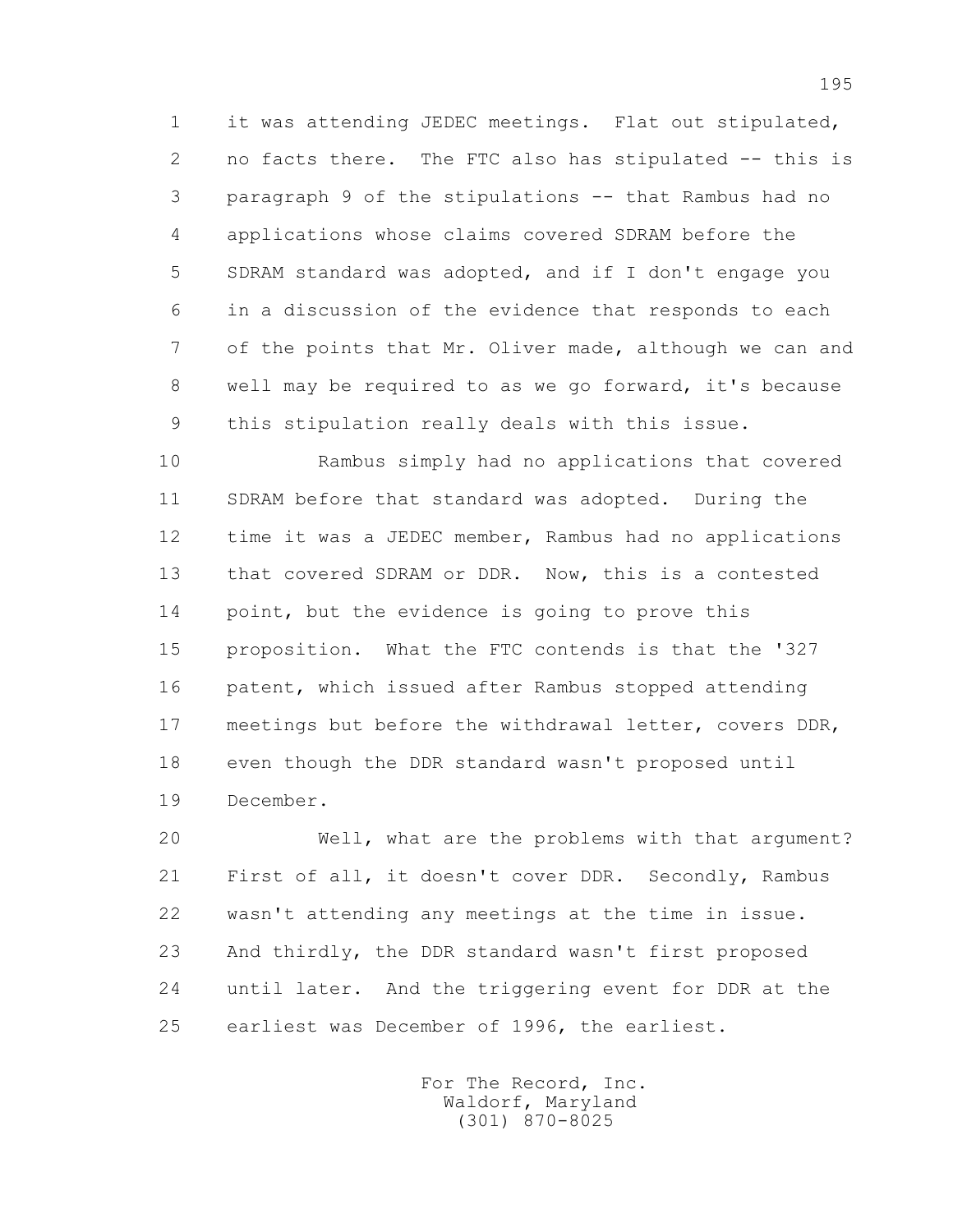1 it was attending JEDEC meetings. Flat out stipulated,
2 no facts there. The FTC also has stipulated -- this is
3 paragraph 9 of the stipulations -- that Rambus had no
4 applications whose claims covered SDRAM before the
5 SDRAM standard was adopted, and if I don't engage you
6 in a discussion of the evidence that responds to each
7 of the points that Mr. Oliver made, although we can and
8 well may be required to as we go forward, it's because
9 this stipulation really deals with this issue.

10 Rambus simply had no applications that covered
11 SDRAM before that standard was adopted. During the
12 time it was a JEDEC member, Rambus had no applications
13 that covered SDRAM or DDR. Now, this is a contested
14 point, but the evidence is going to prove this
15 proposition. What the FTC contends is that the '327
16 patent, which issued after Rambus stopped attending
17 meetings but before the withdrawal letter, covers DDR,
18 even though the DDR standard wasn't proposed until
19 December.

20 Well, what are the problems with that argument?
21 First of all, it doesn't cover DDR. Secondly, Rambus
22 wasn't attending any meetings at the time in issue.
23 And thirdly, the DDR standard wasn't first proposed
24 until later. And the triggering event for DDR at the
25 earliest was December of 1996, the earliest.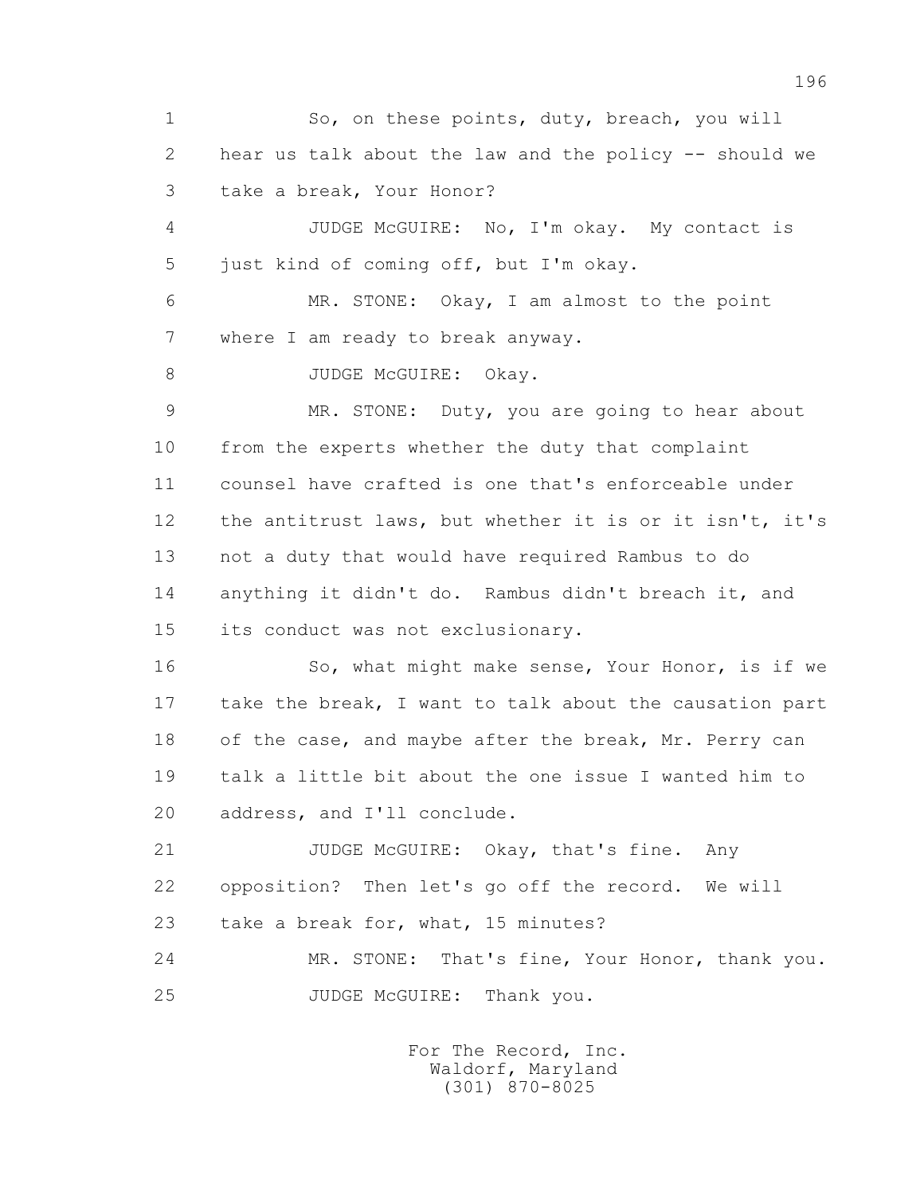1 So, on these points, duty, breach, you will
2 hear us talk about the law and the policy -- should we
3 take a break, Your Honor?

4 JUDGE McGUIRE: No, I'm okay. My contact is
5 just kind of coming off, but I'm okay.

6 MR. STONE: Okay, I am almost to the point
7 where I am ready to break anyway.

8 JUDGE McGUIRE: Okay.

9 MR. STONE: Duty, you are going to hear about
10 from the experts whether the duty that complaint
11 counsel have crafted is one that's enforceable under
12 the antitrust laws, but whether it is or it isn't, it's
13 not a duty that would have required Rambus to do
14 anything it didn't do. Rambus didn't breach it, and
15 its conduct was not exclusionary.

16 So, what might make sense, Your Honor, is if we
17 take the break, I want to talk about the causation part
18 of the case, and maybe after the break, Mr. Perry can
19 talk a little bit about the one issue I wanted him to
20 address, and I'll conclude.

21 JUDGE McGUIRE: Okay, that's fine. Any
22 opposition? Then let's go off the record. We will
23 take a break for, what, 15 minutes?

24 MR. STONE: That's fine, Your Honor, thank you.

25 JUDGE McGUIRE: Thank you.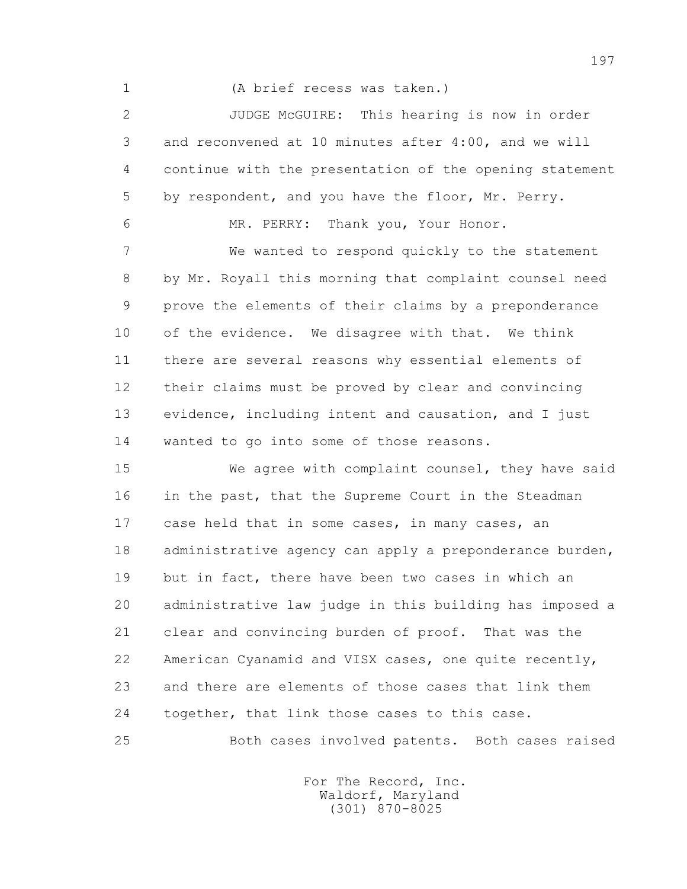(A brief recess was taken.)

JUDGE McGUIRE: This hearing is now in order and reconvened at 10 minutes after 4:00, and we will continue with the presentation of the opening statement by respondent, and you have the floor, Mr. Perry.

MR. PERRY: Thank you, Your Honor.

We wanted to respond quickly to the statement by Mr. Royall this morning that complaint counsel need prove the elements of their claims by a preponderance of the evidence. We disagree with that. We think there are several reasons why essential elements of their claims must be proved by clear and convincing evidence, including intent and causation, and I just wanted to go into some of those reasons.

We agree with complaint counsel, they have said in the past, that the Supreme Court in the Steadman case held that in some cases, in many cases, an administrative agency can apply a preponderance burden, but in fact, there have been two cases in which an administrative law judge in this building has imposed a clear and convincing burden of proof. That was the American Cyanamid and VISX cases, one quite recently, and there are elements of those cases that link them together, that link those cases to this case.

Both cases involved patents. Both cases raised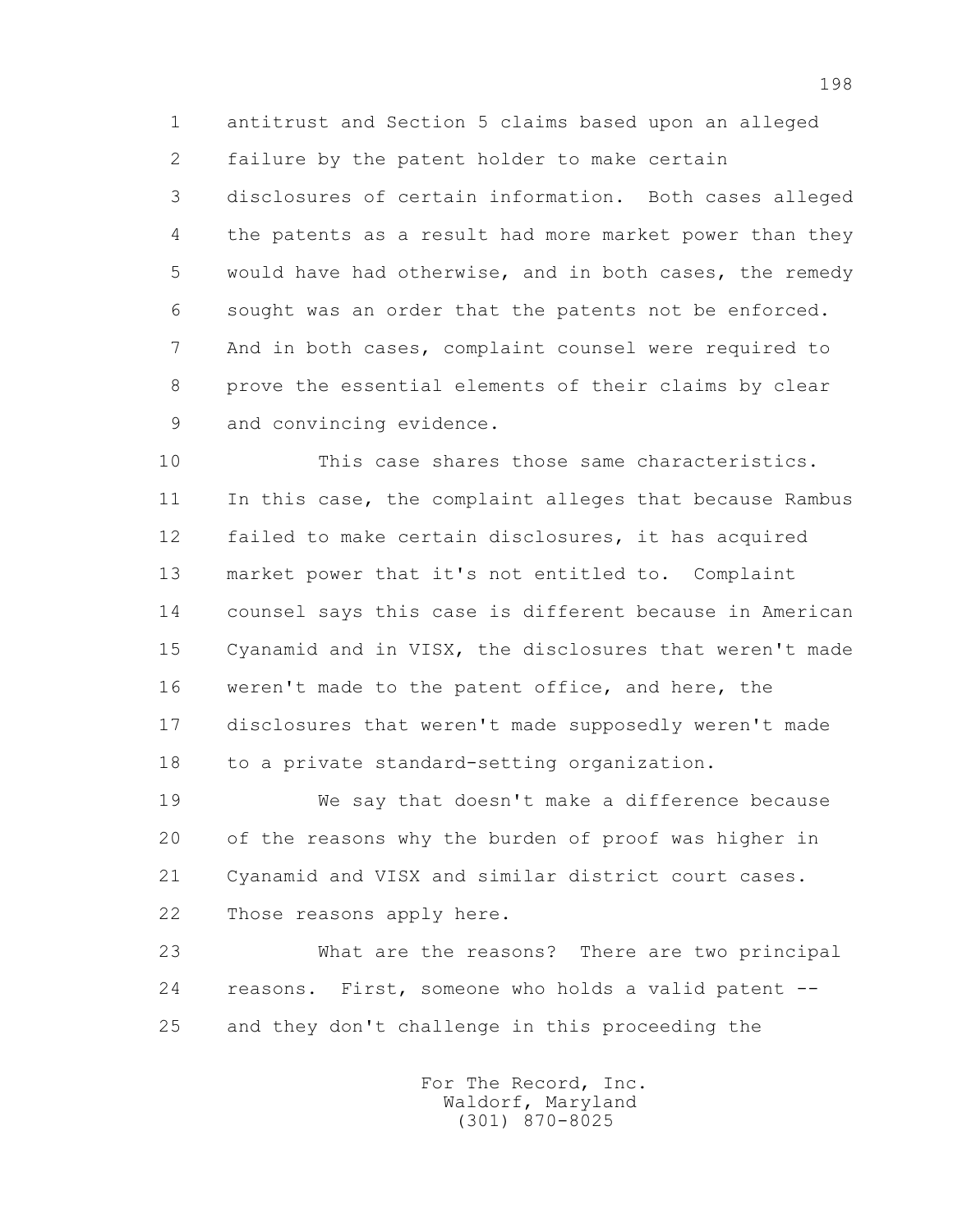antitrust and Section 5 claims based upon an alleged failure by the patent holder to make certain disclosures of certain information. Both cases alleged the patents as a result had more market power than they would have had otherwise, and in both cases, the remedy sought was an order that the patents not be enforced. And in both cases, complaint counsel were required to prove the essential elements of their claims by clear and convincing evidence.

This case shares those same characteristics. In this case, the complaint alleges that because Rambus failed to make certain disclosures, it has acquired market power that it's not entitled to. Complaint counsel says this case is different because in American Cyanamid and in VISX, the disclosures that weren't made weren't made to the patent office, and here, the disclosures that weren't made supposedly weren't made to a private standard-setting organization.

We say that doesn't make a difference because of the reasons why the burden of proof was higher in Cyanamid and VISX and similar district court cases. Those reasons apply here.

What are the reasons? There are two principal reasons. First, someone who holds a valid patent -- and they don't challenge in this proceeding the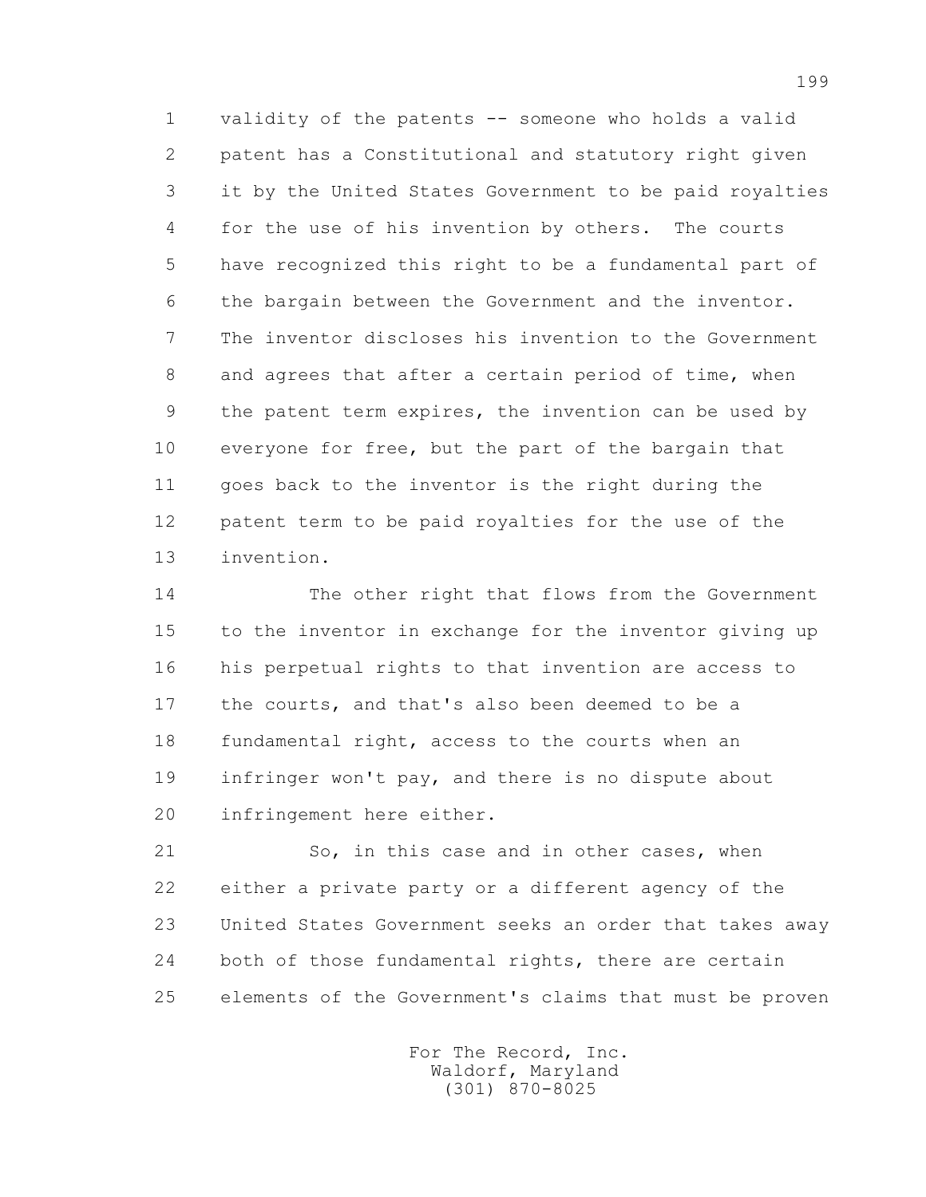validity of the patents -- someone who holds a valid patent has a Constitutional and statutory right given it by the United States Government to be paid royalties for the use of his invention by others. The courts have recognized this right to be a fundamental part of the bargain between the Government and the inventor. The inventor discloses his invention to the Government and agrees that after a certain period of time, when the patent term expires, the invention can be used by everyone for free, but the part of the bargain that goes back to the inventor is the right during the patent term to be paid royalties for the use of the invention.

The other right that flows from the Government to the inventor in exchange for the inventor giving up his perpetual rights to that invention are access to the courts, and that's also been deemed to be a fundamental right, access to the courts when an infringer won't pay, and there is no dispute about infringement here either.

So, in this case and in other cases, when either a private party or a different agency of the United States Government seeks an order that takes away both of those fundamental rights, there are certain elements of the Government's claims that must be proven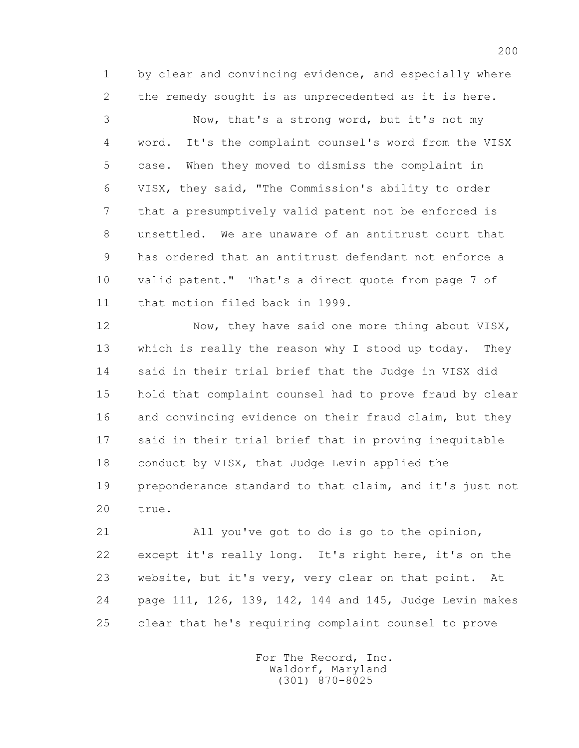by clear and convincing evidence, and especially where the remedy sought is as unprecedented as it is here.

Now, that's a strong word, but it's not my word. It's the complaint counsel's word from the VISX case. When they moved to dismiss the complaint in VISX, they said, "The Commission's ability to order that a presumptively valid patent not be enforced is unsettled. We are unaware of an antitrust court that has ordered that an antitrust defendant not enforce a valid patent." That's a direct quote from page 7 of that motion filed back in 1999.

Now, they have said one more thing about VISX, which is really the reason why I stood up today. They said in their trial brief that the Judge in VISX did hold that complaint counsel had to prove fraud by clear and convincing evidence on their fraud claim, but they said in their trial brief that in proving inequitable conduct by VISX, that Judge Levin applied the preponderance standard to that claim, and it's just not true.

All you've got to do is go to the opinion, except it's really long. It's right here, it's on the website, but it's very, very clear on that point. At page 111, 126, 139, 142, 144 and 145, Judge Levin makes clear that he's requiring complaint counsel to prove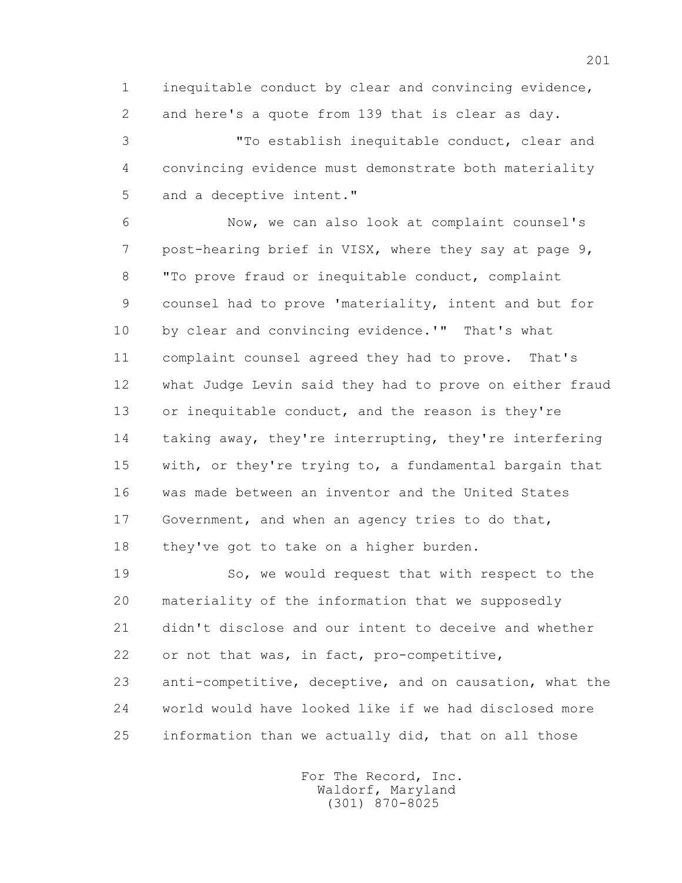1 inequitable conduct by clear and convincing evidence,
2 and here's a quote from 139 that is clear as day.
3 "To establish inequitable conduct, clear and
4 convincing evidence must demonstrate both materiality
5 and a deceptive intent."
6 Now, we can also look at complaint counsel's
7 post-hearing brief in VISX, where they say at page 9,
8 "To prove fraud or inequitable conduct, complaint
9 counsel had to prove 'materiality, intent and but for
10 by clear and convincing evidence.'" That's what
11 complaint counsel agreed they had to prove. That's
12 what Judge Levin said they had to prove on either fraud
13 or inequitable conduct, and the reason is they're
14 taking away, they're interrupting, they're interfering
15 with, or they're trying to, a fundamental bargain that
16 was made between an inventor and the United States
17 Government, and when an agency tries to do that,
18 they've got to take on a higher burden.
19 So, we would request that with respect to the
20 materiality of the information that we supposedly
21 didn't disclose and our intent to deceive and whether
22 or not that was, in fact, pro-competitive,
23 anti-competitive, deceptive, and on causation, what the
24 world would have looked like if we had disclosed more
25 information than we actually did, that on all those

For The Record, Inc.
Waldorf, Maryland
(301) 870-8025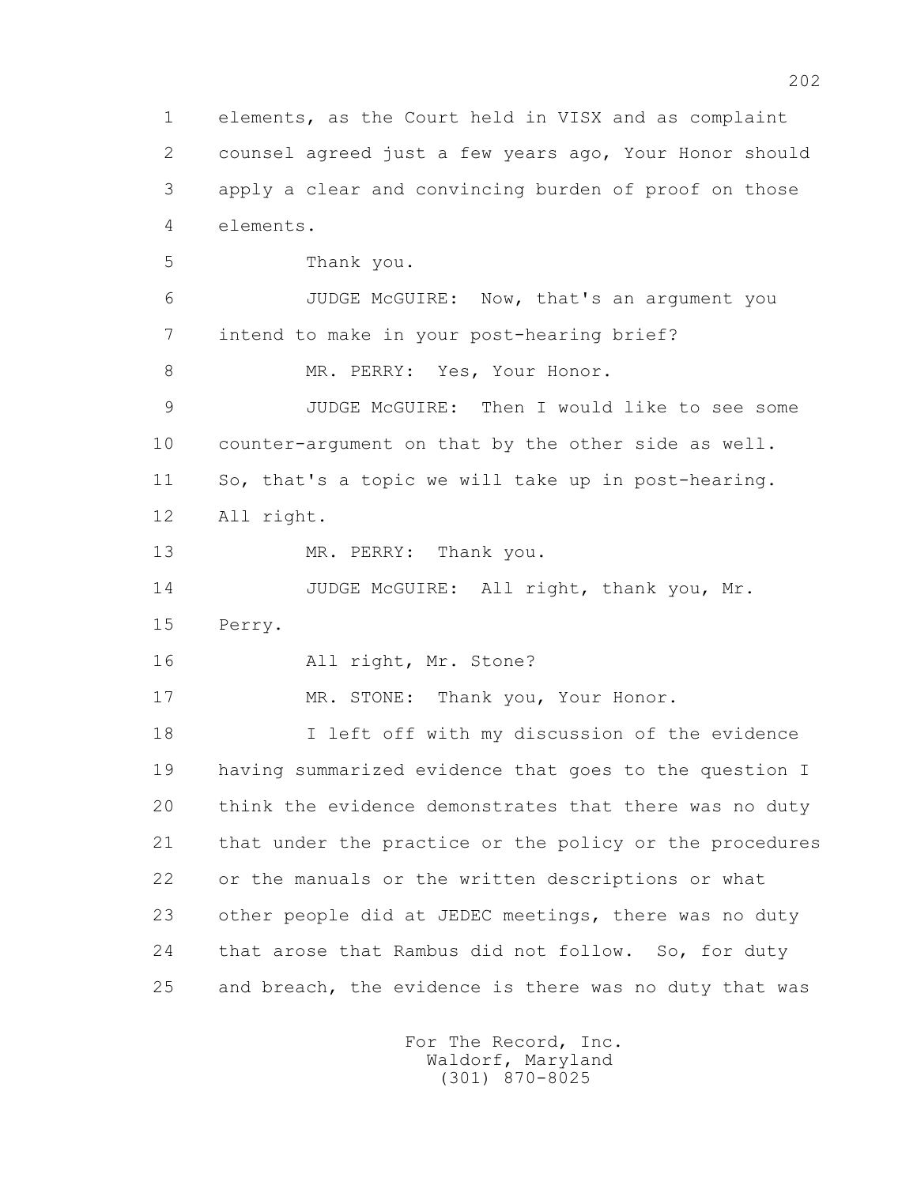elements, as the Court held in VISX and as complaint counsel agreed just a few years ago, Your Honor should apply a clear and convincing burden of proof on those elements.

Thank you.

JUDGE McGUIRE: Now, that's an argument you intend to make in your post-hearing brief?

MR. PERRY: Yes, Your Honor.

JUDGE McGUIRE: Then I would like to see some counter-argument on that by the other side as well. So, that's a topic we will take up in post-hearing. All right.

MR. PERRY: Thank you.

JUDGE McGUIRE: All right, thank you, Mr. Perry.

All right, Mr. Stone?

MR. STONE: Thank you, Your Honor.

I left off with my discussion of the evidence having summarized evidence that goes to the question I think the evidence demonstrates that there was no duty that under the practice or the policy or the procedures or the manuals or the written descriptions or what other people did at JEDEC meetings, there was no duty that arose that Rambus did not follow. So, for duty and breach, the evidence is there was no duty that was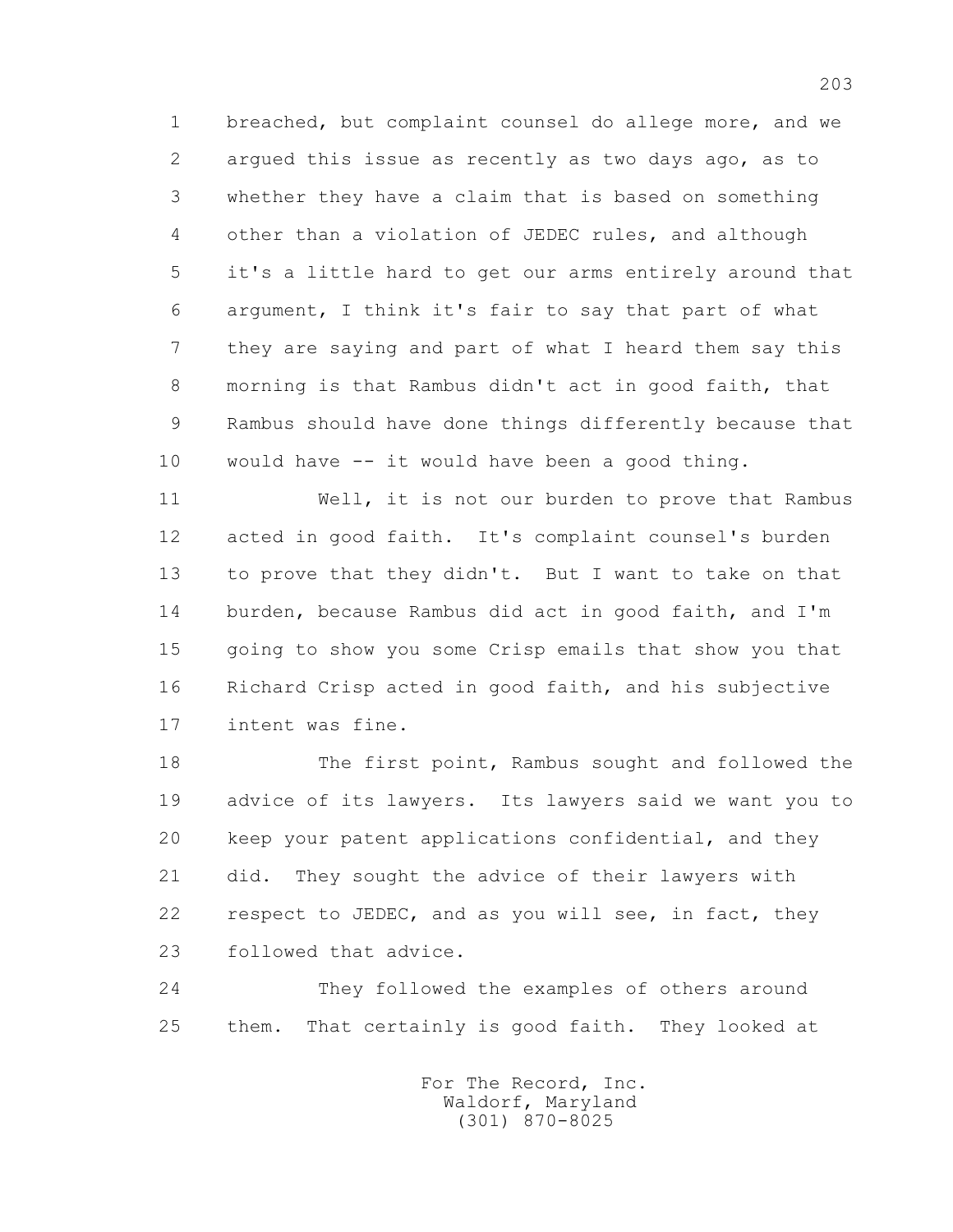1 breached, but complaint counsel do allege more, and we
2 argued this issue as recently as two days ago, as to
3 whether they have a claim that is based on something
4 other than a violation of JEDEC rules, and although
5 it's a little hard to get our arms entirely around that
6 argument, I think it's fair to say that part of what
7 they are saying and part of what I heard them say this
8 morning is that Rambus didn't act in good faith, that
9 Rambus should have done things differently because that
10 would have -- it would have been a good thing.

11 Well, it is not our burden to prove that Rambus
12 acted in good faith. It's complaint counsel's burden
13 to prove that they didn't. But I want to take on that
14 burden, because Rambus did act in good faith, and I'm
15 going to show you some Crisp emails that show you that
16 Richard Crisp acted in good faith, and his subjective
17 intent was fine.

18 The first point, Rambus sought and followed the
19 advice of its lawyers. Its lawyers said we want you to
20 keep your patent applications confidential, and they
21 did. They sought the advice of their lawyers with
22 respect to JEDEC, and as you will see, in fact, they
23 followed that advice.

24 They followed the examples of others around
25 them. That certainly is good faith. They looked at

For The Record, Inc.
Waldorf, Maryland
(301) 870-8025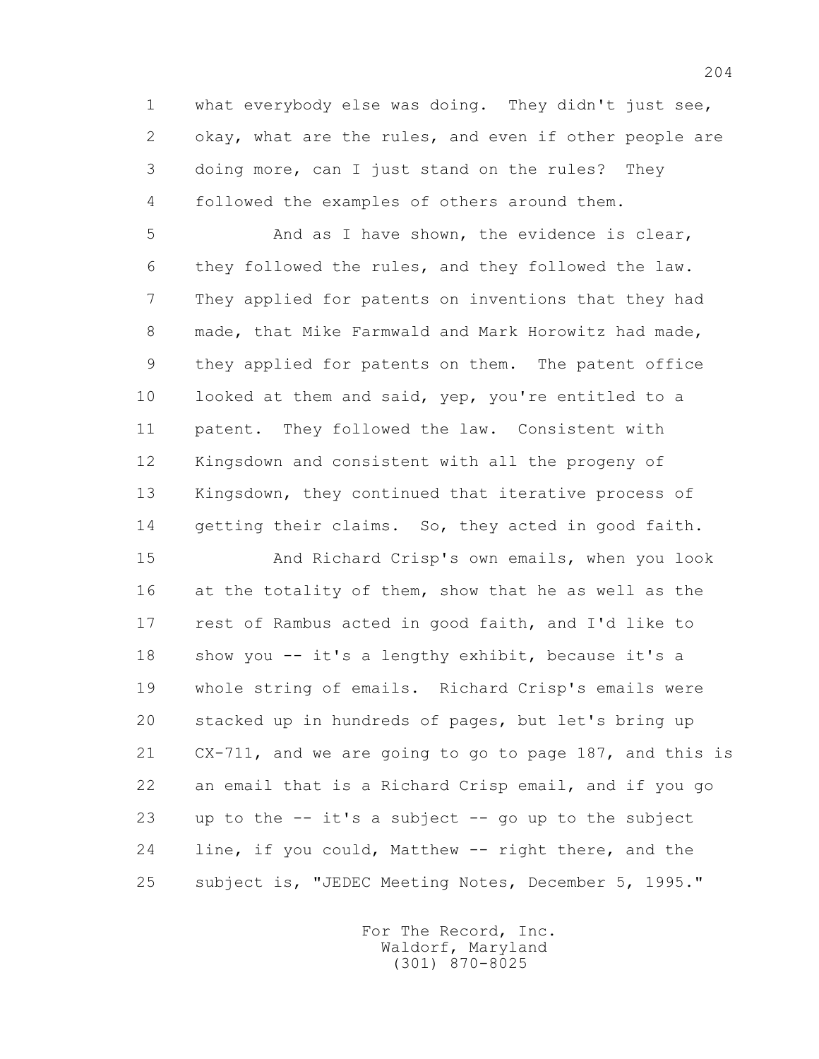1 what everybody else was doing. They didn't just see,
2 okay, what are the rules, and even if other people are
3 doing more, can I just stand on the rules? They
4 followed the examples of others around them.
5 And as I have shown, the evidence is clear,
6 they followed the rules, and they followed the law.
7 They applied for patents on inventions that they had
8 made, that Mike Farmwald and Mark Horowitz had made,
9 they applied for patents on them. The patent office
10 looked at them and said, yep, you're entitled to a
11 patent. They followed the law. Consistent with
12 Kingsdown and consistent with all the progeny of
13 Kingsdown, they continued that iterative process of
14 getting their claims. So, they acted in good faith.
15 And Richard Crisp's own emails, when you look
16 at the totality of them, show that he as well as the
17 rest of Rambus acted in good faith, and I'd like to
18 show you -- it's a lengthy exhibit, because it's a
19 whole string of emails. Richard Crisp's emails were
20 stacked up in hundreds of pages, but let's bring up
21 CX-711, and we are going to go to page 187, and this is
22 an email that is a Richard Crisp email, and if you go
23 up to the -- it's a subject -- go up to the subject
24 line, if you could, Matthew -- right there, and the
25 subject is, "JEDEC Meeting Notes, December 5, 1995."

For The Record, Inc.
Waldorf, Maryland
(301) 870-8025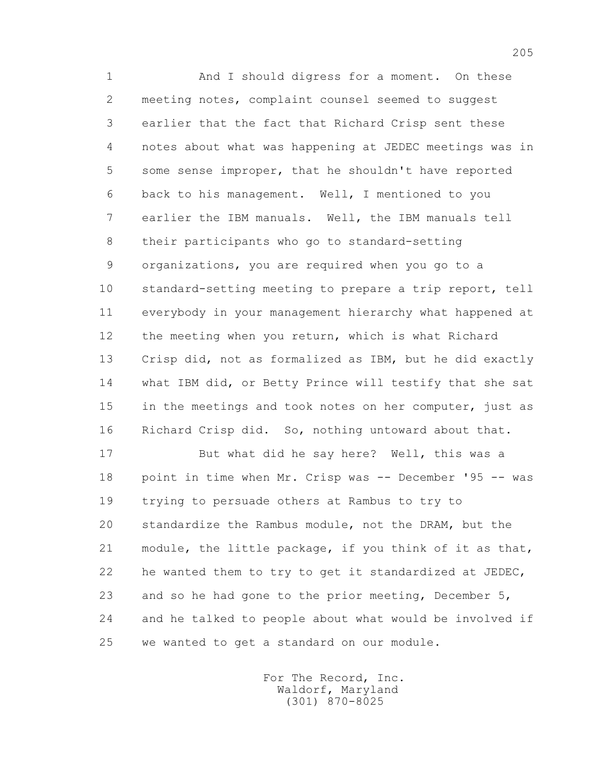And I should digress for a moment. On these meeting notes, complaint counsel seemed to suggest earlier that the fact that Richard Crisp sent these notes about what was happening at JEDEC meetings was in some sense improper, that he shouldn't have reported back to his management. Well, I mentioned to you earlier the IBM manuals. Well, the IBM manuals tell their participants who go to standard-setting organizations, you are required when you go to a standard-setting meeting to prepare a trip report, tell everybody in your management hierarchy what happened at the meeting when you return, which is what Richard Crisp did, not as formalized as IBM, but he did exactly what IBM did, or Betty Prince will testify that she sat in the meetings and took notes on her computer, just as Richard Crisp did. So, nothing untoward about that.

But what did he say here? Well, this was a point in time when Mr. Crisp was -- December '95 -- was trying to persuade others at Rambus to try to standardize the Rambus module, not the DRAM, but the module, the little package, if you think of it as that, he wanted them to try to get it standardized at JEDEC, and so he had gone to the prior meeting, December 5, and he talked to people about what would be involved if we wanted to get a standard on our module.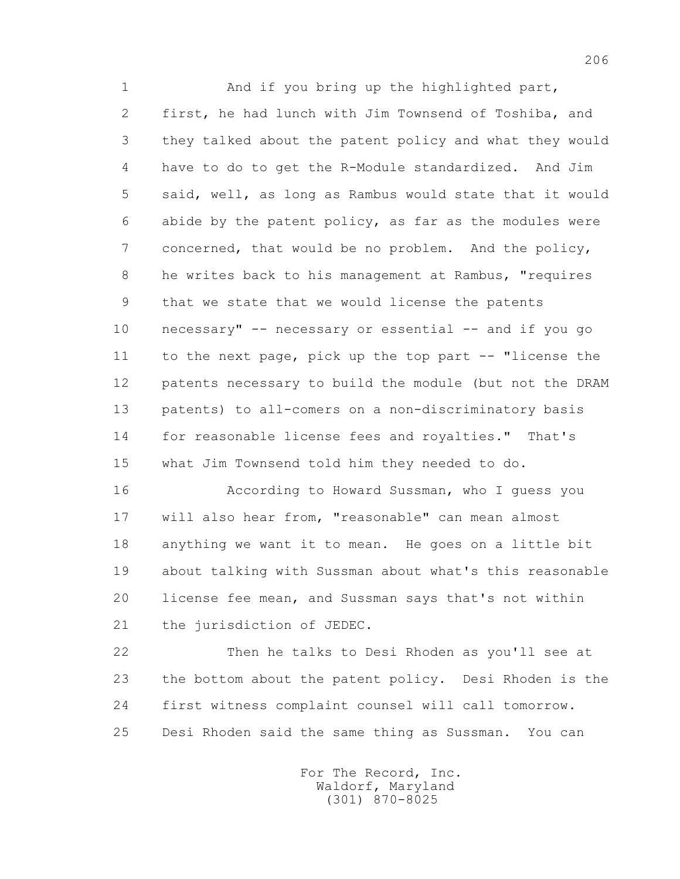1 And if you bring up the highlighted part,
2 first, he had lunch with Jim Townsend of Toshiba, and
3 they talked about the patent policy and what they would
4 have to do to get the R-Module standardized. And Jim
5 said, well, as long as Rambus would state that it would
6 abide by the patent policy, as far as the modules were
7 concerned, that would be no problem. And the policy,
8 he writes back to his management at Rambus, "requires
9 that we state that we would license the patents
10 necessary" -- necessary or essential -- and if you go
11 to the next page, pick up the top part -- "license the
12 patents necessary to build the module (but not the DRAM
13 patents) to all-comers on a non-discriminatory basis
14 for reasonable license fees and royalties." That's
15 what Jim Townsend told him they needed to do.

16 According to Howard Sussman, who I guess you
17 will also hear from, "reasonable" can mean almost
18 anything we want it to mean. He goes on a little bit
19 about talking with Sussman about what's this reasonable
20 license fee mean, and Sussman says that's not within
21 the jurisdiction of JEDEC.

22 Then he talks to Desi Rhoden as you'll see at
23 the bottom about the patent policy. Desi Rhoden is the
24 first witness complaint counsel will call tomorrow.
25 Desi Rhoden said the same thing as Sussman. You can

For The Record, Inc.
Waldorf, Maryland
(301) 870-8025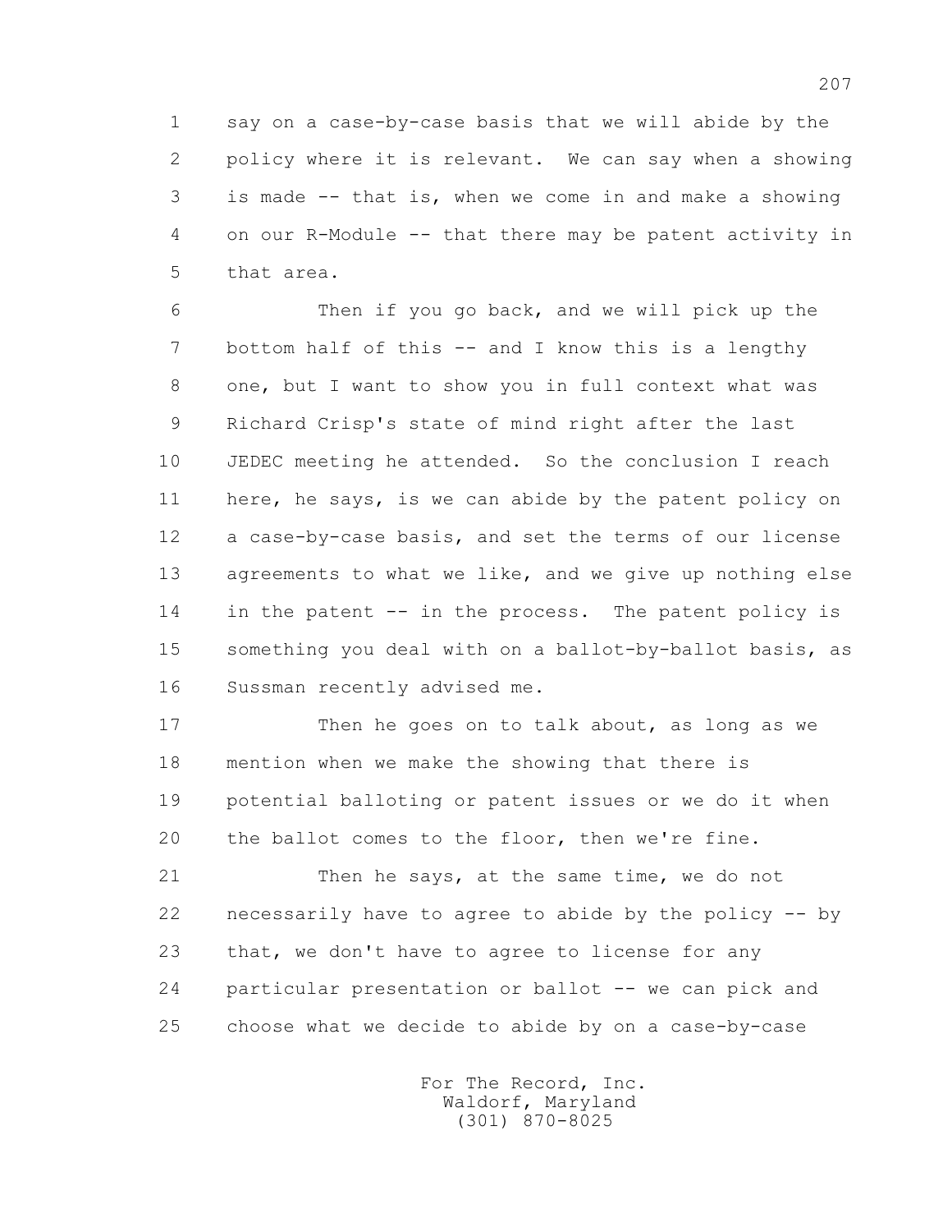1 say on a case-by-case basis that we will abide by the
2 policy where it is relevant. We can say when a showing
3 is made -- that is, when we come in and make a showing
4 on our R-Module -- that there may be patent activity in
5 that area.

6 Then if you go back, and we will pick up the
7 bottom half of this -- and I know this is a lengthy
8 one, but I want to show you in full context what was
9 Richard Crisp's state of mind right after the last
10 JEDEC meeting he attended. So the conclusion I reach
11 here, he says, is we can abide by the patent policy on
12 a case-by-case basis, and set the terms of our license
13 agreements to what we like, and we give up nothing else
14 in the patent -- in the process. The patent policy is
15 something you deal with on a ballot-by-ballot basis, as
16 Sussman recently advised me.

17 Then he goes on to talk about, as long as we
18 mention when we make the showing that there is
19 potential balloting or patent issues or we do it when
20 the ballot comes to the floor, then we're fine.

21 Then he says, at the same time, we do not
22 necessarily have to agree to abide by the policy -- by
23 that, we don't have to agree to license for any
24 particular presentation or ballot -- we can pick and
25 choose what we decide to abide by on a case-by-case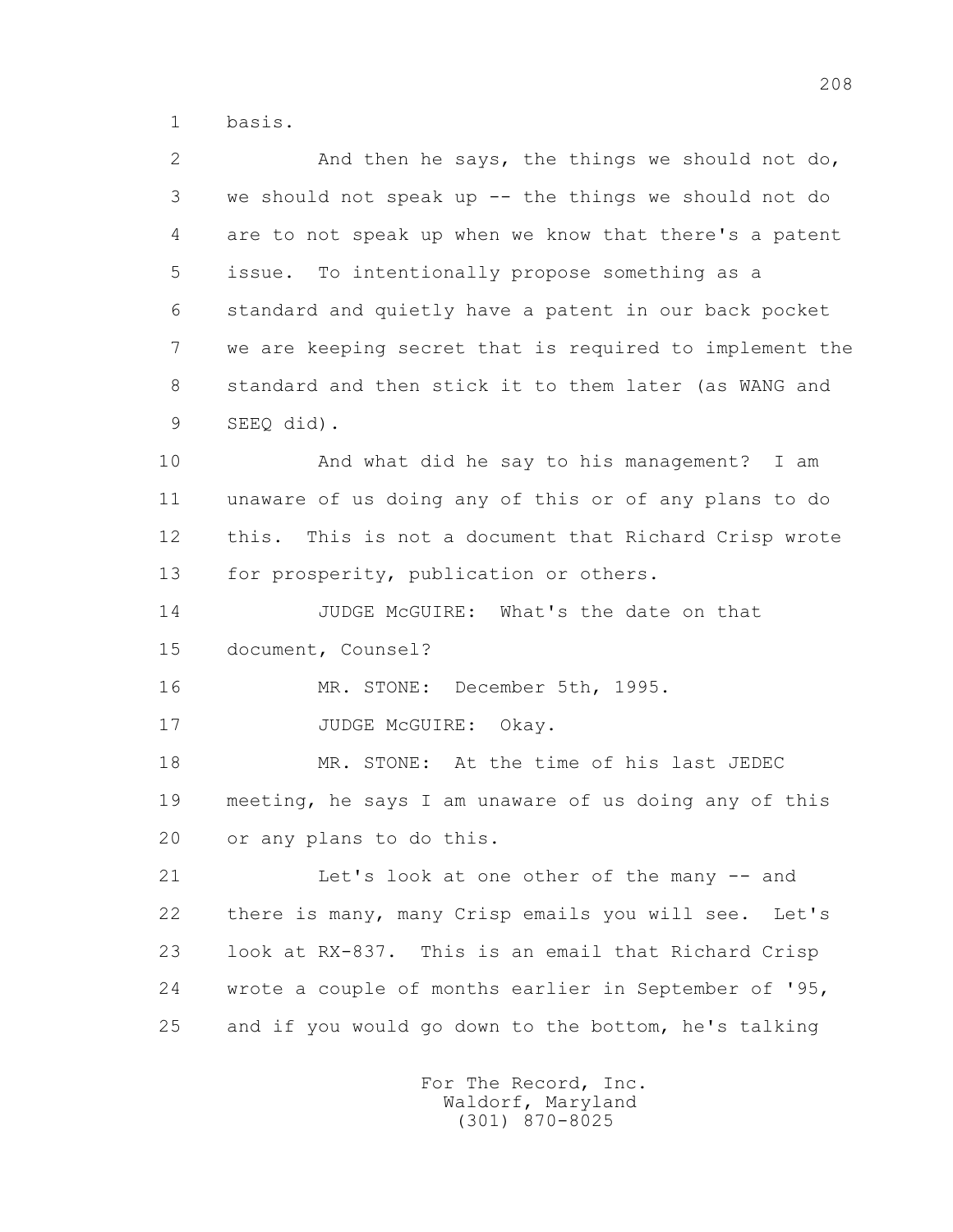basis.

And then he says, the things we should not do, we should not speak up -- the things we should not do are to not speak up when we know that there's a patent issue. To intentionally propose something as a standard and quietly have a patent in our back pocket we are keeping secret that is required to implement the standard and then stick it to them later (as WANG and SEEQ did).

And what did he say to his management? I am unaware of us doing any of this or of any plans to do this. This is not a document that Richard Crisp wrote for prosperity, publication or others.

JUDGE McGUIRE: What's the date on that document, Counsel?

MR. STONE: December 5th, 1995.

JUDGE McGUIRE: Okay.

MR. STONE: At the time of his last JEDEC meeting, he says I am unaware of us doing any of this or any plans to do this.

Let's look at one other of the many -- and there is many, many Crisp emails you will see. Let's look at RX-837. This is an email that Richard Crisp wrote a couple of months earlier in September of '95, and if you would go down to the bottom, he's talking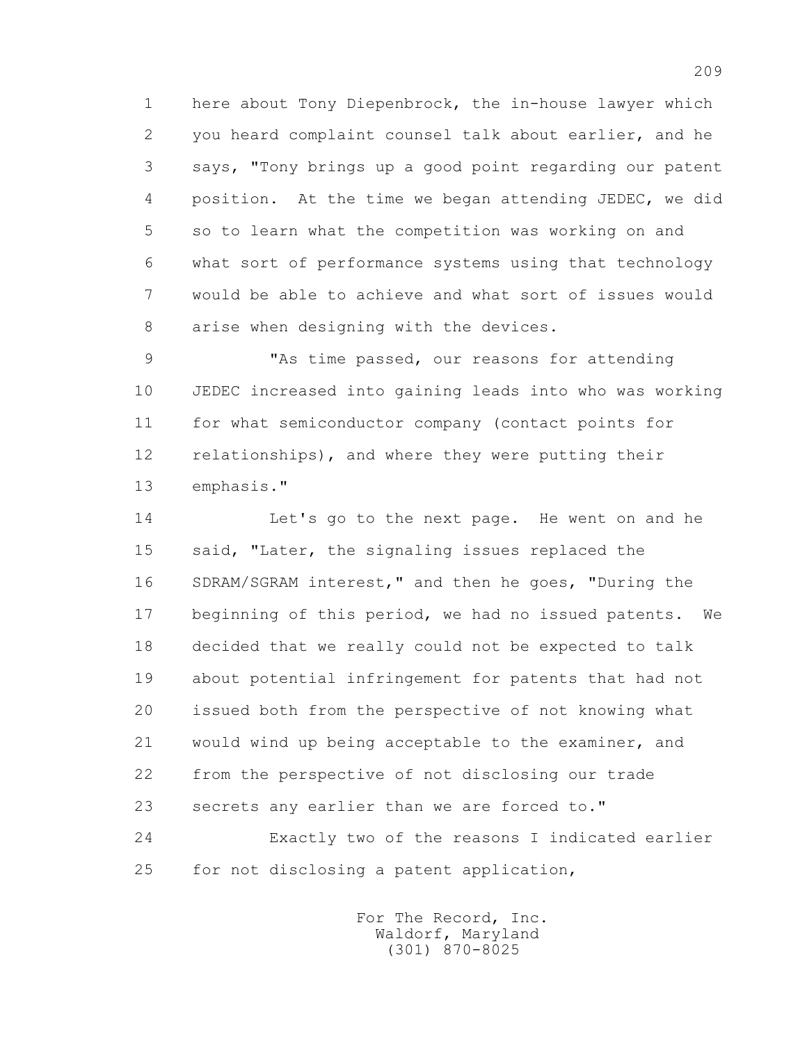1 here about Tony Diepenbrock, the in-house lawyer which
2 you heard complaint counsel talk about earlier, and he
3 says, "Tony brings up a good point regarding our patent
4 position. At the time we began attending JEDEC, we did
5 so to learn what the competition was working on and
6 what sort of performance systems using that technology
7 would be able to achieve and what sort of issues would
8 arise when designing with the devices.

9 "As time passed, our reasons for attending
10 JEDEC increased into gaining leads into who was working
11 for what semiconductor company (contact points for
12 relationships), and where they were putting their
13 emphasis."

14 Let's go to the next page. He went on and he
15 said, "Later, the signaling issues replaced the
16 SDRAM/SGRAM interest," and then he goes, "During the
17 beginning of this period, we had no issued patents. We
18 decided that we really could not be expected to talk
19 about potential infringement for patents that had not
20 issued both from the perspective of not knowing what
21 would wind up being acceptable to the examiner, and
22 from the perspective of not disclosing our trade
23 secrets any earlier than we are forced to."

24 Exactly two of the reasons I indicated earlier
25 for not disclosing a patent application,

For The Record, Inc.
Waldorf, Maryland
(301) 870-8025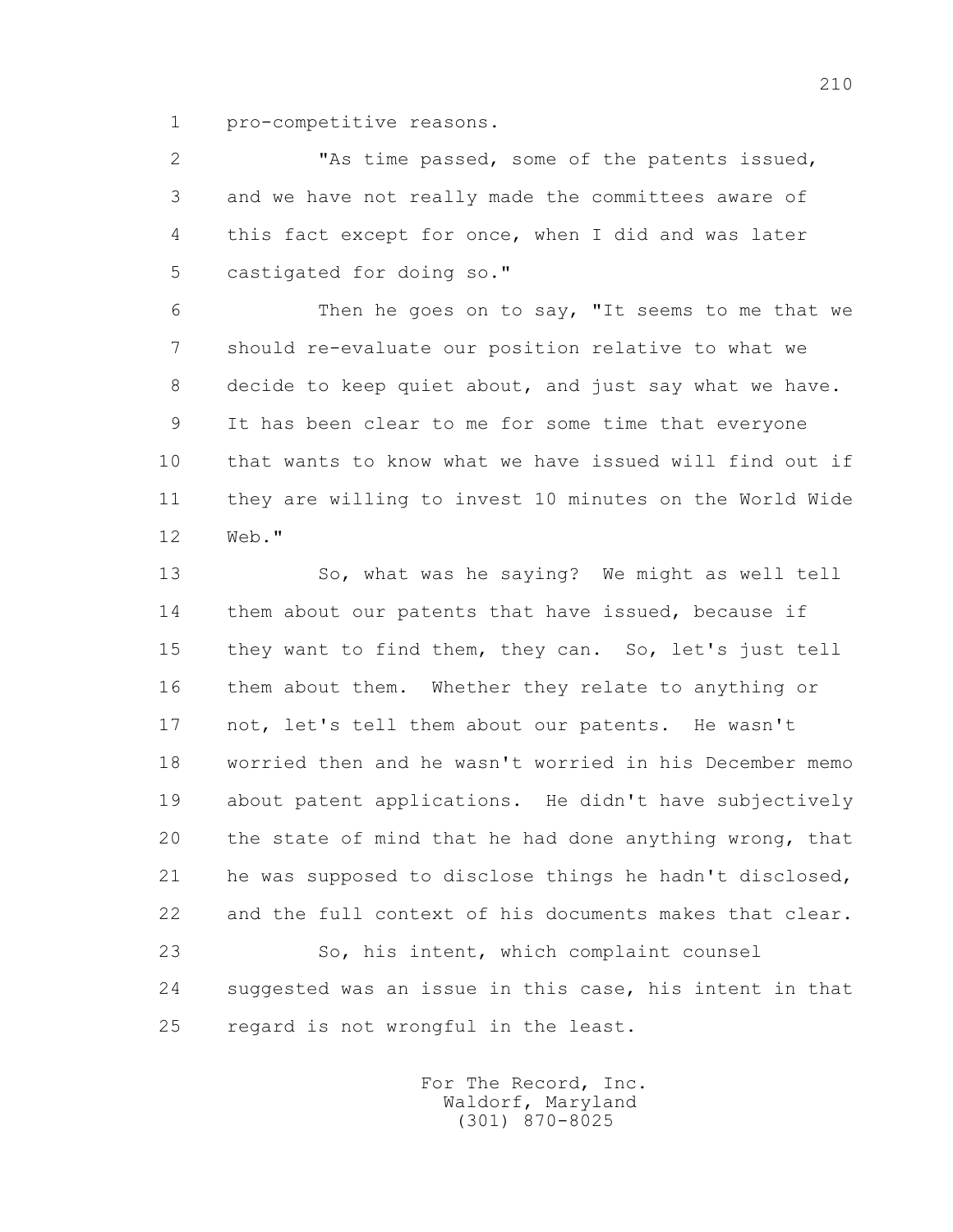pro-competitive reasons.

"As time passed, some of the patents issued, and we have not really made the committees aware of this fact except for once, when I did and was later castigated for doing so."

Then he goes on to say, "It seems to me that we should re-evaluate our position relative to what we decide to keep quiet about, and just say what we have. It has been clear to me for some time that everyone that wants to know what we have issued will find out if they are willing to invest 10 minutes on the World Wide Web."

So, what was he saying? We might as well tell them about our patents that have issued, because if they want to find them, they can. So, let's just tell them about them. Whether they relate to anything or not, let's tell them about our patents. He wasn't worried then and he wasn't worried in his December memo about patent applications. He didn't have subjectively the state of mind that he had done anything wrong, that he was supposed to disclose things he hadn't disclosed, and the full context of his documents makes that clear.

So, his intent, which complaint counsel suggested was an issue in this case, his intent in that regard is not wrongful in the least.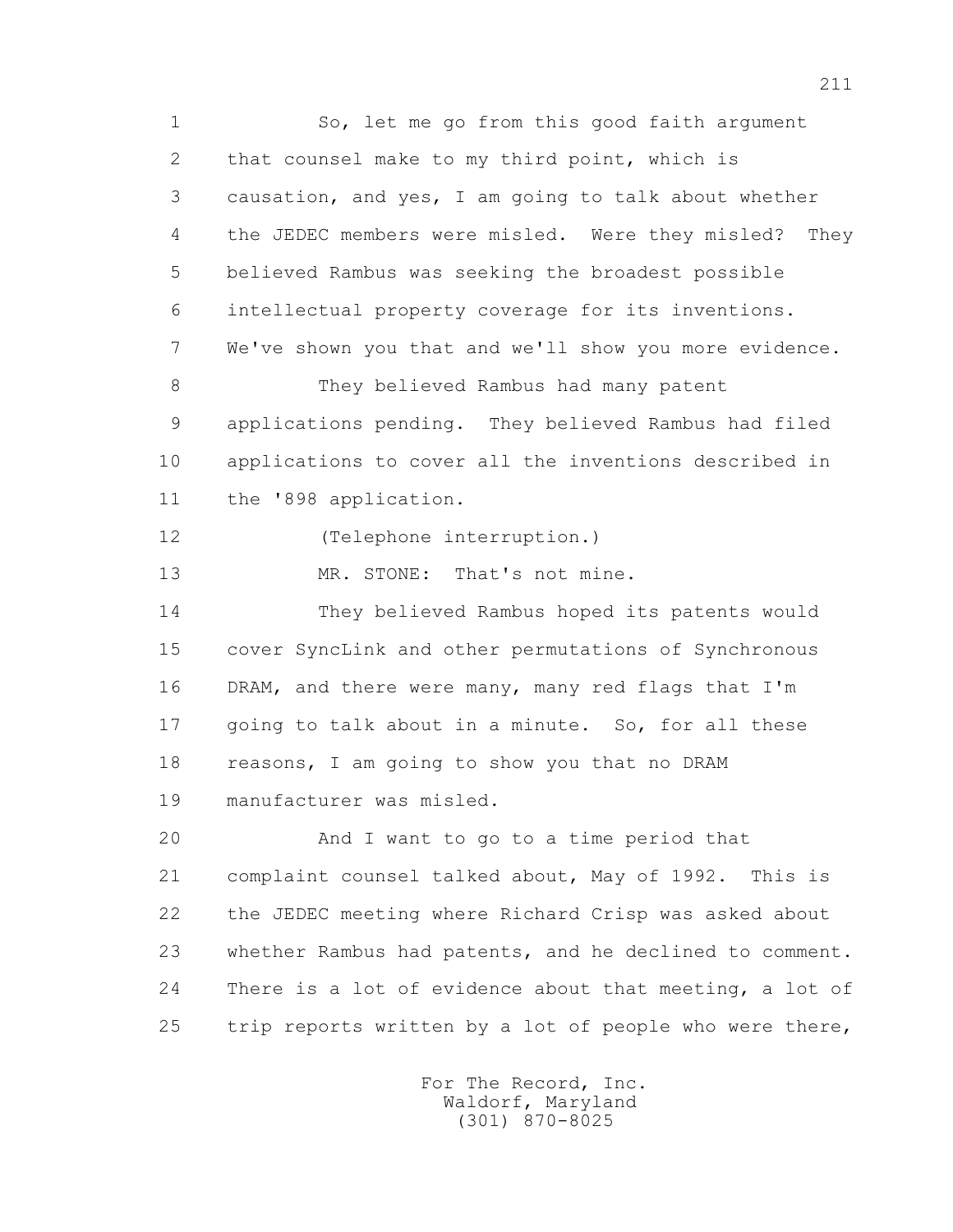So, let me go from this good faith argument that counsel make to my third point, which is causation, and yes, I am going to talk about whether the JEDEC members were misled. Were they misled? They believed Rambus was seeking the broadest possible intellectual property coverage for its inventions. We've shown you that and we'll show you more evidence.

They believed Rambus had many patent applications pending. They believed Rambus had filed applications to cover all the inventions described in the '898 application.

(Telephone interruption.)

MR. STONE: That's not mine.

They believed Rambus hoped its patents would cover SyncLink and other permutations of Synchronous DRAM, and there were many, many red flags that I'm going to talk about in a minute. So, for all these reasons, I am going to show you that no DRAM manufacturer was misled.

And I want to go to a time period that complaint counsel talked about, May of 1992. This is the JEDEC meeting where Richard Crisp was asked about whether Rambus had patents, and he declined to comment. There is a lot of evidence about that meeting, a lot of trip reports written by a lot of people who were there,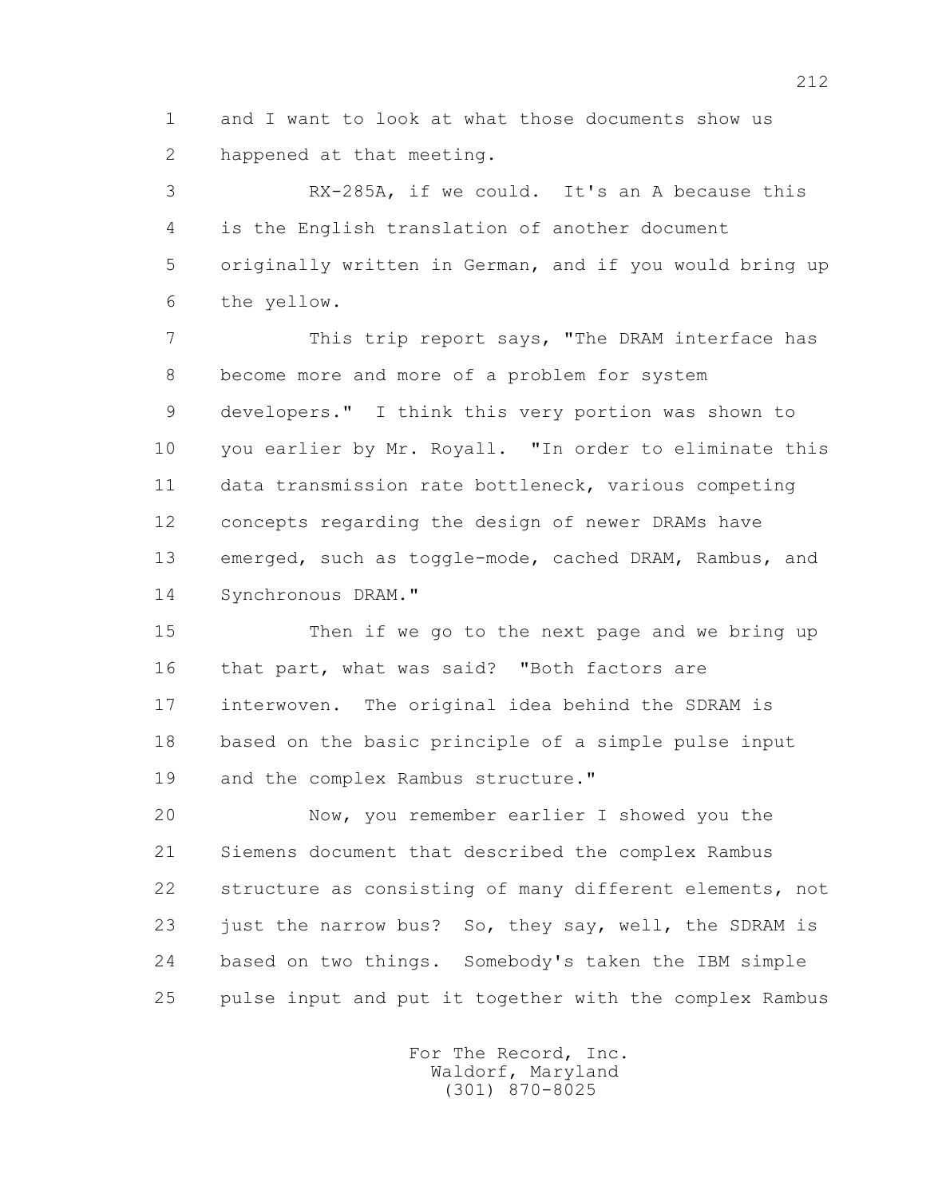1 and I want to look at what those documents show us
2 happened at that meeting.

3 RX-285A, if we could. It's an A because this
4 is the English translation of another document
5 originally written in German, and if you would bring up
6 the yellow.

7 This trip report says, "The DRAM interface has
8 become more and more of a problem for system
9 developers." I think this very portion was shown to
10 you earlier by Mr. Royall. "In order to eliminate this
11 data transmission rate bottleneck, various competing
12 concepts regarding the design of newer DRAMs have
13 emerged, such as toggle-mode, cached DRAM, Rambus, and
14 Synchronous DRAM."

15 Then if we go to the next page and we bring up
16 that part, what was said? "Both factors are
17 interwoven. The original idea behind the SDRAM is
18 based on the basic principle of a simple pulse input
19 and the complex Rambus structure."

20 Now, you remember earlier I showed you the
21 Siemens document that described the complex Rambus
22 structure as consisting of many different elements, not
23 just the narrow bus? So, they say, well, the SDRAM is
24 based on two things. Somebody's taken the IBM simple
25 pulse input and put it together with the complex Rambus

For The Record, Inc.
Waldorf, Maryland
(301) 870-8025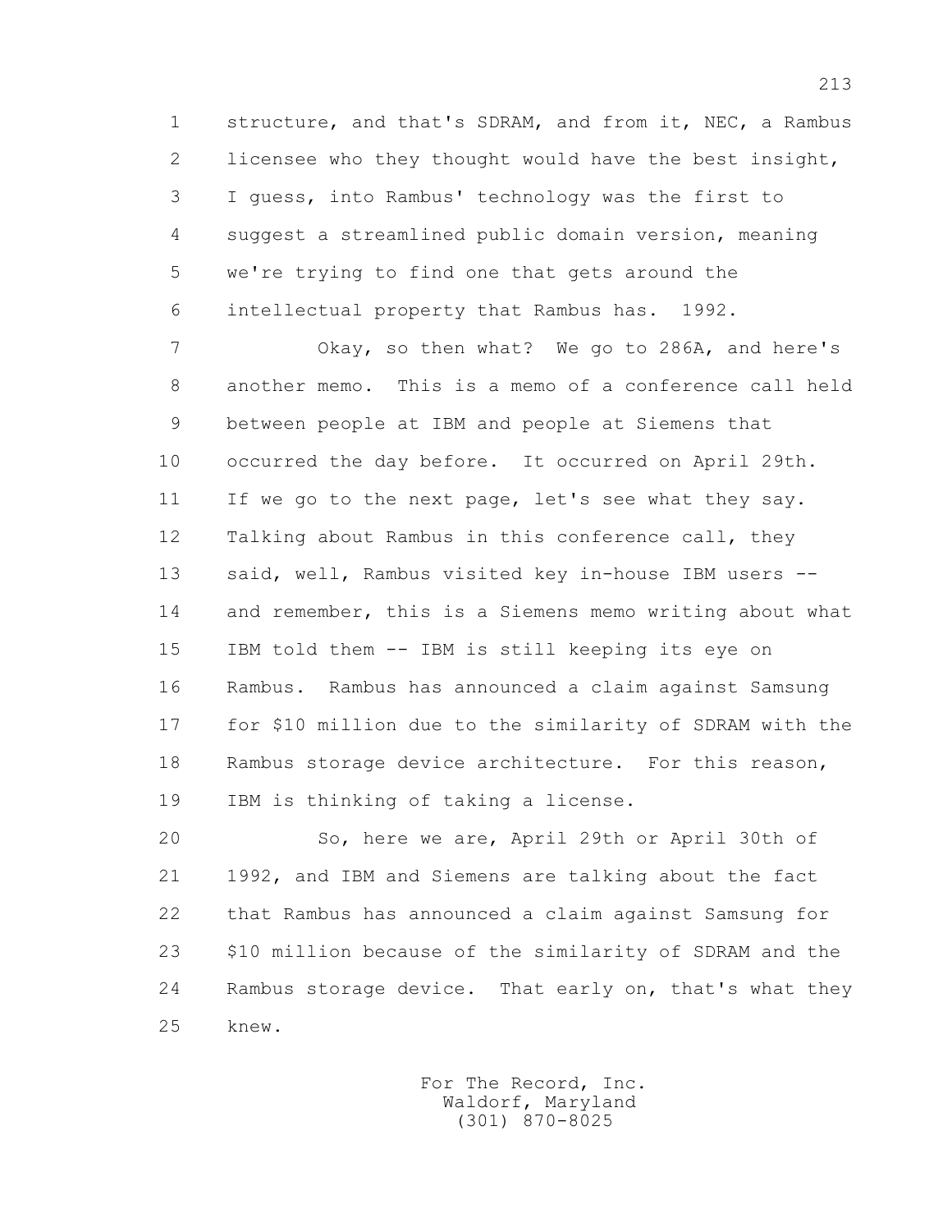structure, and that's SDRAM, and from it, NEC, a Rambus licensee who they thought would have the best insight, I guess, into Rambus' technology was the first to suggest a streamlined public domain version, meaning we're trying to find one that gets around the intellectual property that Rambus has. 1992.

Okay, so then what? We go to 286A, and here's another memo. This is a memo of a conference call held between people at IBM and people at Siemens that occurred the day before. It occurred on April 29th. If we go to the next page, let's see what they say. Talking about Rambus in this conference call, they said, well, Rambus visited key in-house IBM users -- and remember, this is a Siemens memo writing about what IBM told them -- IBM is still keeping its eye on Rambus. Rambus has announced a claim against Samsung for $10 million due to the similarity of SDRAM with the Rambus storage device architecture. For this reason, IBM is thinking of taking a license.

So, here we are, April 29th or April 30th of 1992, and IBM and Siemens are talking about the fact that Rambus has announced a claim against Samsung for $10 million because of the similarity of SDRAM and the Rambus storage device. That early on, that's what they knew.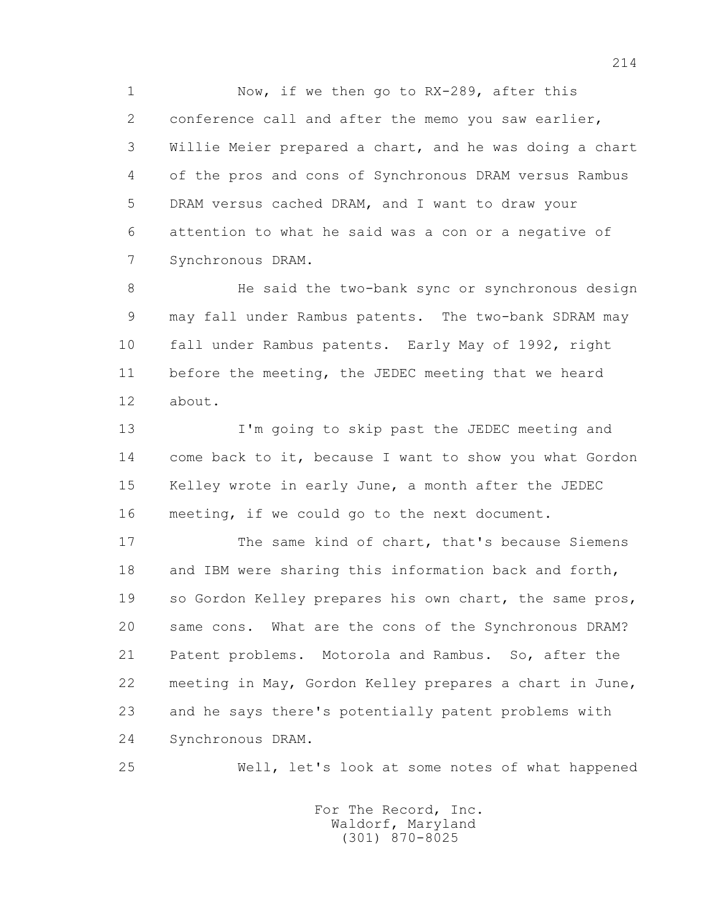Now, if we then go to RX-289, after this conference call and after the memo you saw earlier, Willie Meier prepared a chart, and he was doing a chart of the pros and cons of Synchronous DRAM versus Rambus DRAM versus cached DRAM, and I want to draw your attention to what he said was a con or a negative of Synchronous DRAM.

He said the two-bank sync or synchronous design may fall under Rambus patents. The two-bank SDRAM may fall under Rambus patents. Early May of 1992, right before the meeting, the JEDEC meeting that we heard about.

I'm going to skip past the JEDEC meeting and come back to it, because I want to show you what Gordon Kelley wrote in early June, a month after the JEDEC meeting, if we could go to the next document.

The same kind of chart, that's because Siemens and IBM were sharing this information back and forth, so Gordon Kelley prepares his own chart, the same pros, same cons. What are the cons of the Synchronous DRAM? Patent problems. Motorola and Rambus. So, after the meeting in May, Gordon Kelley prepares a chart in June, and he says there's potentially patent problems with Synchronous DRAM.

Well, let's look at some notes of what happened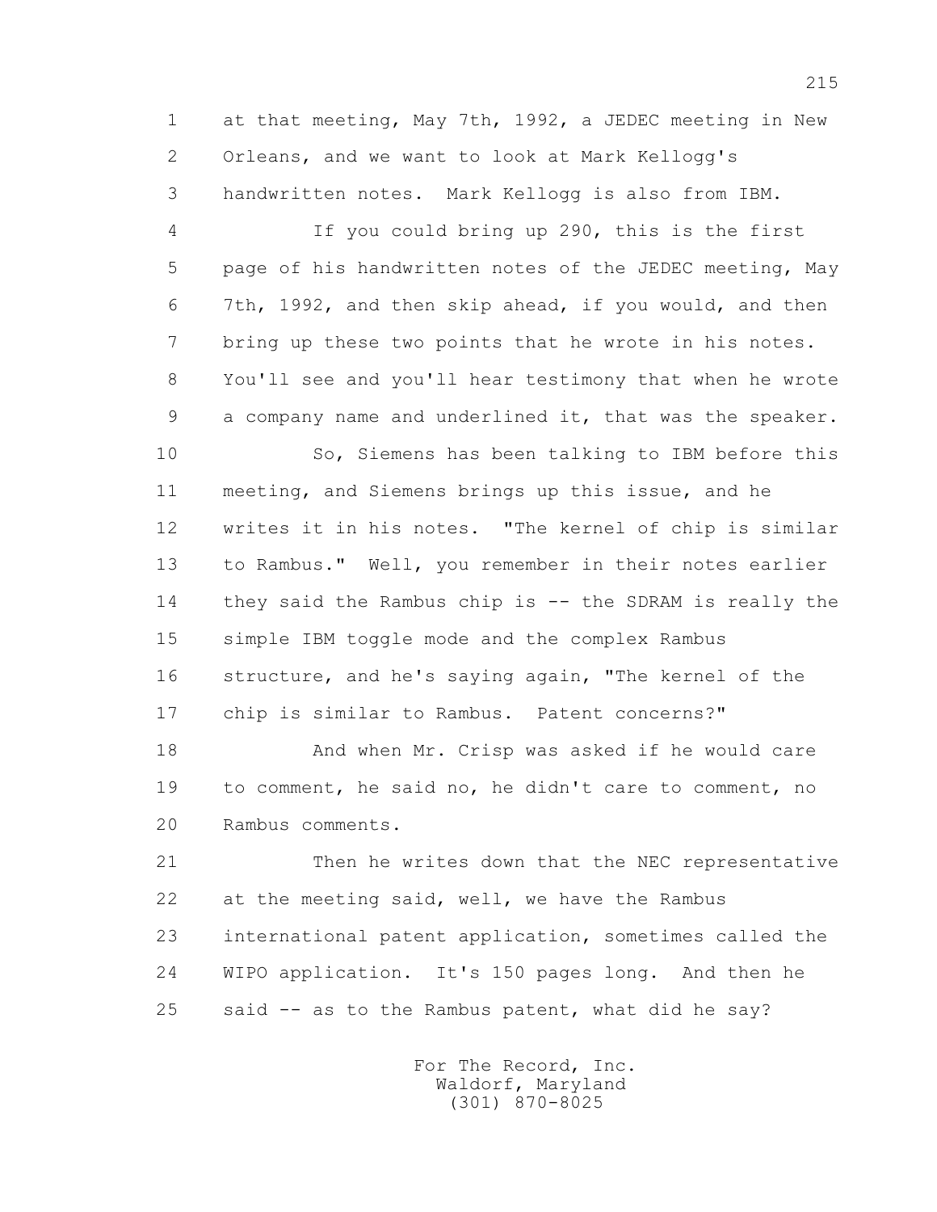1 at that meeting, May 7th, 1992, a JEDEC meeting in New
2 Orleans, and we want to look at Mark Kellogg's
3 handwritten notes. Mark Kellogg is also from IBM.

4 If you could bring up 290, this is the first
5 page of his handwritten notes of the JEDEC meeting, May
6 7th, 1992, and then skip ahead, if you would, and then
7 bring up these two points that he wrote in his notes.
8 You'll see and you'll hear testimony that when he wrote
9 a company name and underlined it, that was the speaker.

10 So, Siemens has been talking to IBM before this
11 meeting, and Siemens brings up this issue, and he
12 writes it in his notes. "The kernel of chip is similar
13 to Rambus." Well, you remember in their notes earlier
14 they said the Rambus chip is -- the SDRAM is really the
15 simple IBM toggle mode and the complex Rambus
16 structure, and he's saying again, "The kernel of the
17 chip is similar to Rambus. Patent concerns?"

18 And when Mr. Crisp was asked if he would care
19 to comment, he said no, he didn't care to comment, no
20 Rambus comments.

21 Then he writes down that the NEC representative
22 at the meeting said, well, we have the Rambus
23 international patent application, sometimes called the
24 WIPO application. It's 150 pages long. And then he
25 said -- as to the Rambus patent, what did he say?

For The Record, Inc.
Waldorf, Maryland
(301) 870-8025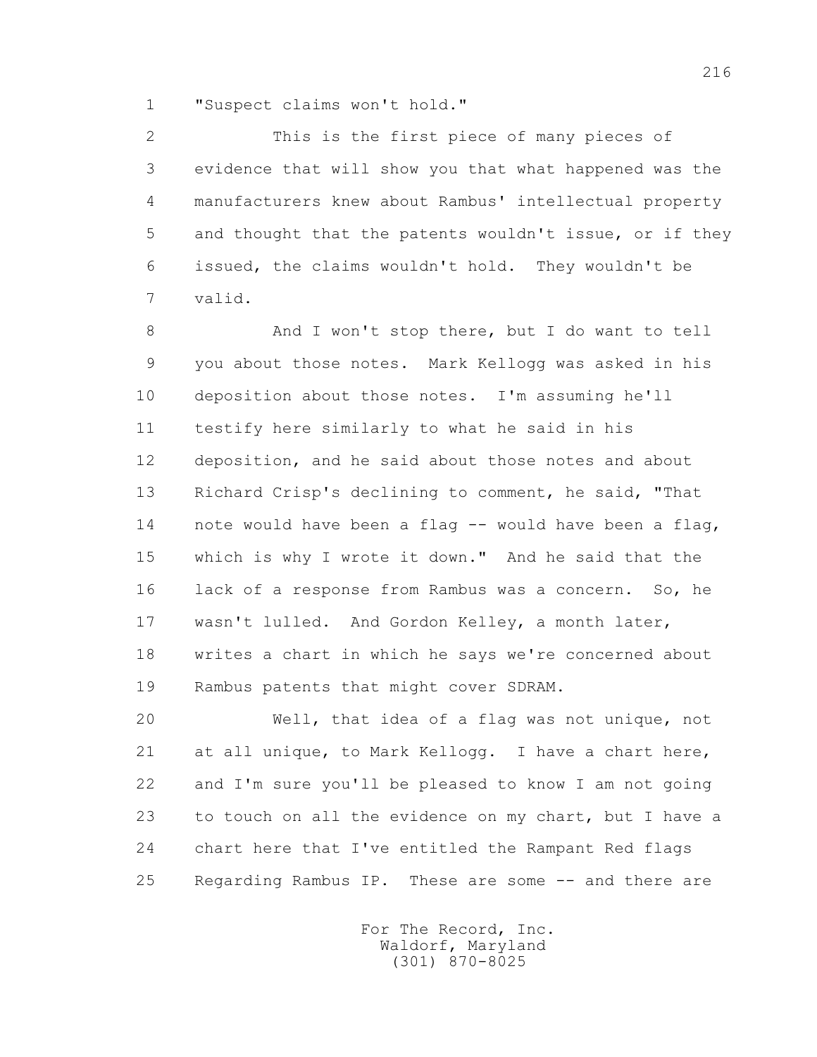"Suspect claims won't hold."

This is the first piece of many pieces of evidence that will show you that what happened was the manufacturers knew about Rambus' intellectual property and thought that the patents wouldn't issue, or if they issued, the claims wouldn't hold. They wouldn't be valid.

And I won't stop there, but I do want to tell you about those notes. Mark Kellogg was asked in his deposition about those notes. I'm assuming he'll testify here similarly to what he said in his deposition, and he said about those notes and about Richard Crisp's declining to comment, he said, "That note would have been a flag -- would have been a flag, which is why I wrote it down." And he said that the lack of a response from Rambus was a concern. So, he wasn't lulled. And Gordon Kelley, a month later, writes a chart in which he says we're concerned about Rambus patents that might cover SDRAM.

Well, that idea of a flag was not unique, not at all unique, to Mark Kellogg. I have a chart here, and I'm sure you'll be pleased to know I am not going to touch on all the evidence on my chart, but I have a chart here that I've entitled the Rampant Red flags Regarding Rambus IP. These are some -- and there are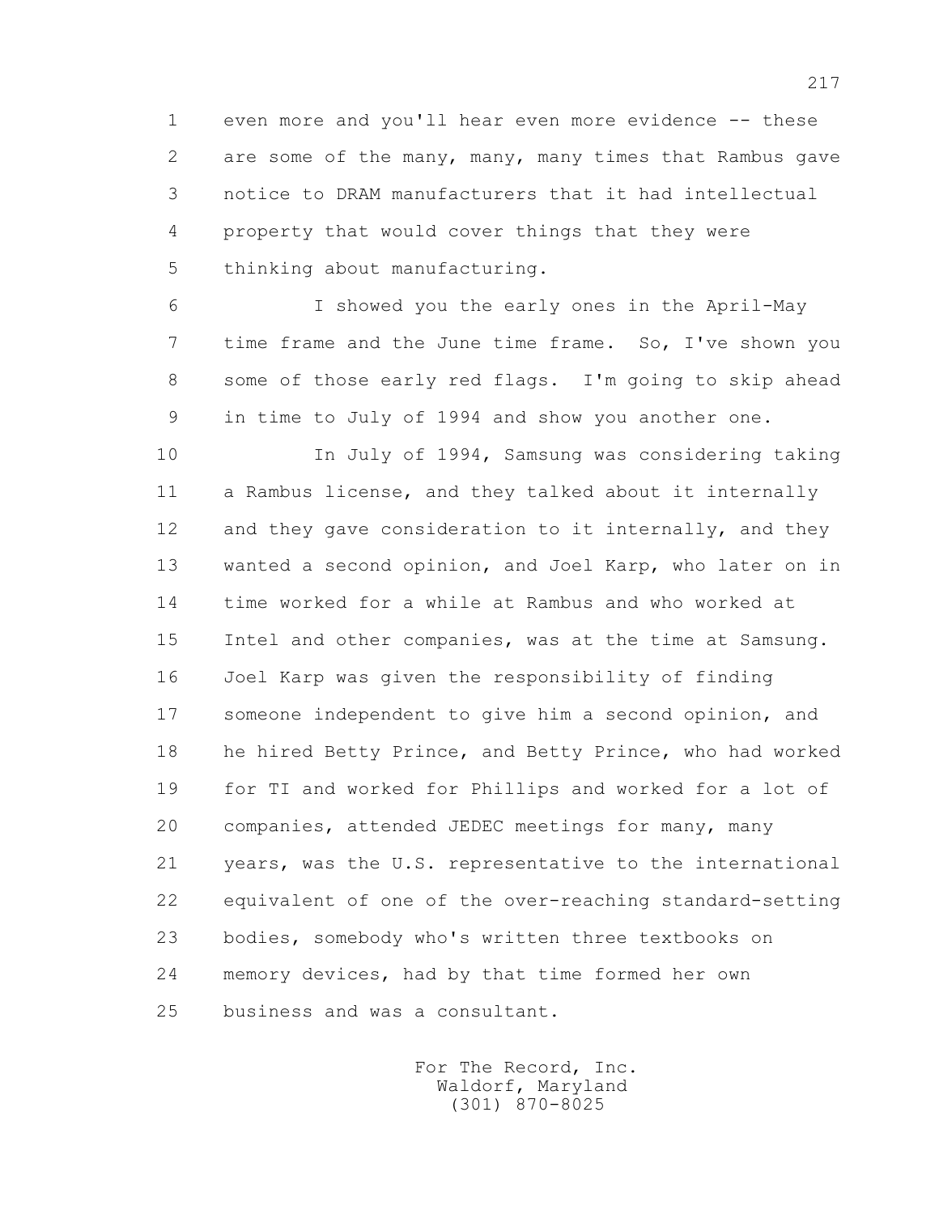even more and you'll hear even more evidence -- these are some of the many, many, many times that Rambus gave notice to DRAM manufacturers that it had intellectual property that would cover things that they were thinking about manufacturing.

I showed you the early ones in the April-May time frame and the June time frame. So, I've shown you some of those early red flags. I'm going to skip ahead in time to July of 1994 and show you another one.

In July of 1994, Samsung was considering taking a Rambus license, and they talked about it internally and they gave consideration to it internally, and they wanted a second opinion, and Joel Karp, who later on in time worked for a while at Rambus and who worked at Intel and other companies, was at the time at Samsung. Joel Karp was given the responsibility of finding someone independent to give him a second opinion, and he hired Betty Prince, and Betty Prince, who had worked for TI and worked for Phillips and worked for a lot of companies, attended JEDEC meetings for many, many years, was the U.S. representative to the international equivalent of one of the over-reaching standard-setting bodies, somebody who's written three textbooks on memory devices, had by that time formed her own business and was a consultant.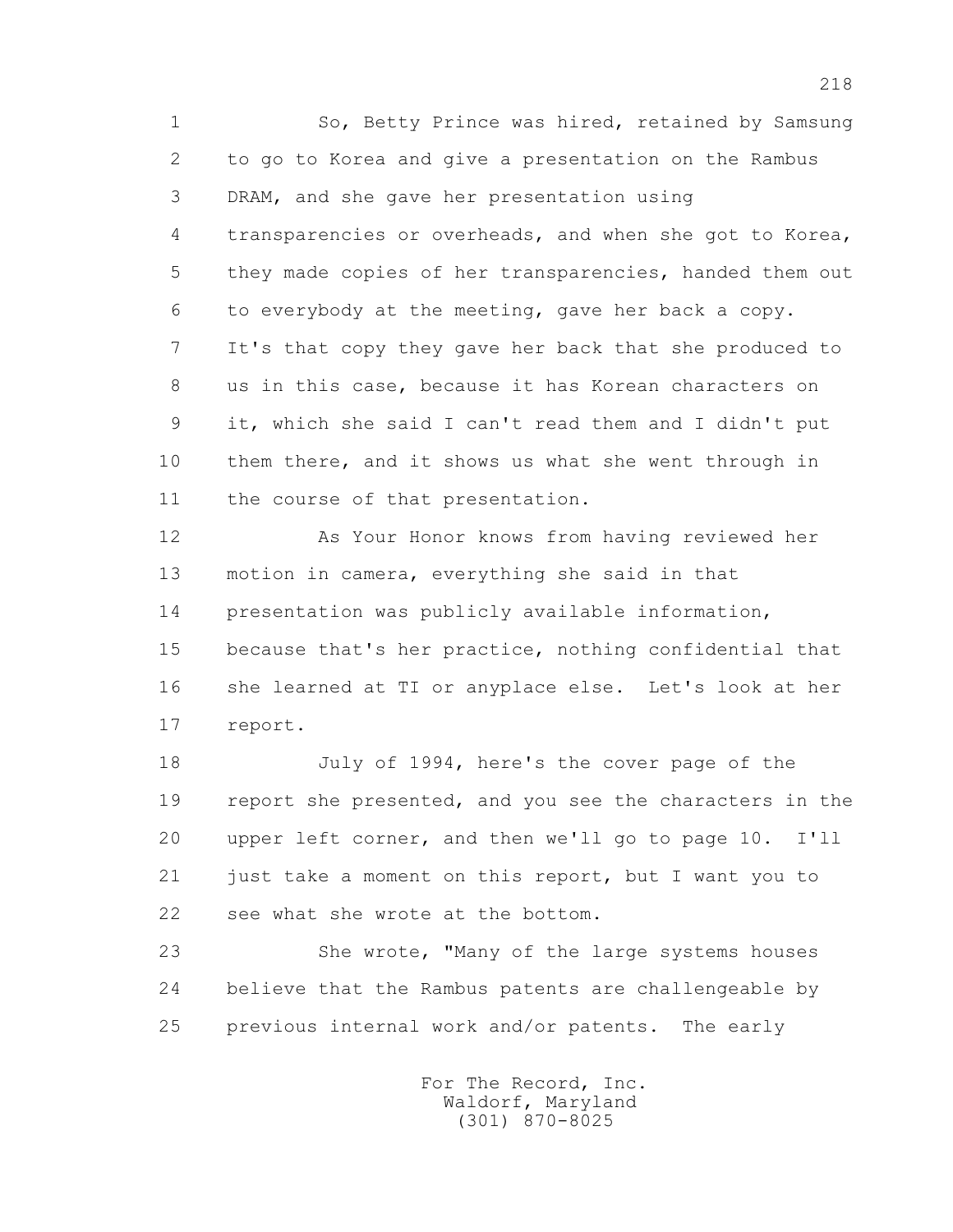1 So, Betty Prince was hired, retained by Samsung
2 to go to Korea and give a presentation on the Rambus
3 DRAM, and she gave her presentation using
4 transparencies or overheads, and when she got to Korea,
5 they made copies of her transparencies, handed them out
6 to everybody at the meeting, gave her back a copy.
7 It's that copy they gave her back that she produced to
8 us in this case, because it has Korean characters on
9 it, which she said I can't read them and I didn't put
10 them there, and it shows us what she went through in
11 the course of that presentation.

12 As Your Honor knows from having reviewed her
13 motion in camera, everything she said in that
14 presentation was publicly available information,
15 because that's her practice, nothing confidential that
16 she learned at TI or anyplace else. Let's look at her
17 report.

18 July of 1994, here's the cover page of the
19 report she presented, and you see the characters in the
20 upper left corner, and then we'll go to page 10. I'll
21 just take a moment on this report, but I want you to
22 see what she wrote at the bottom.

23 She wrote, "Many of the large systems houses
24 believe that the Rambus patents are challengeable by
25 previous internal work and/or patents. The early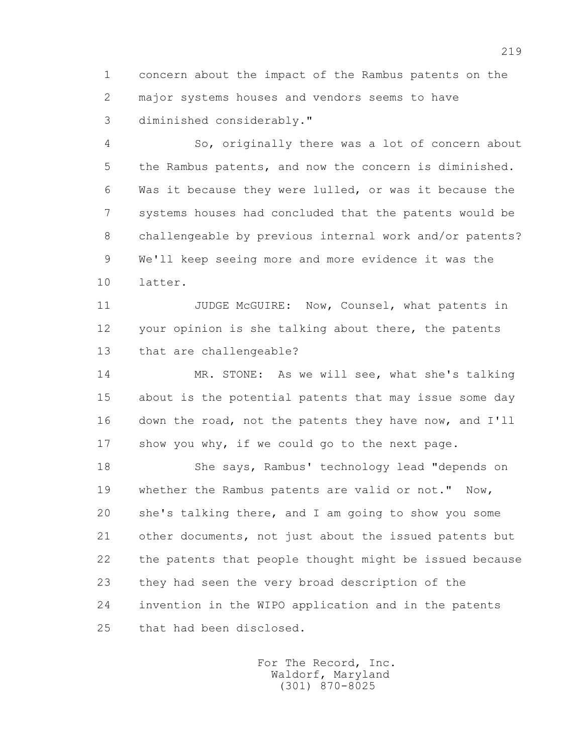concern about the impact of the Rambus patents on the major systems houses and vendors seems to have diminished considerably."

So, originally there was a lot of concern about the Rambus patents, and now the concern is diminished. Was it because they were lulled, or was it because the systems houses had concluded that the patents would be challengeable by previous internal work and/or patents? We'll keep seeing more and more evidence it was the latter.

JUDGE McGUIRE: Now, Counsel, what patents in your opinion is she talking about there, the patents that are challengeable?

MR. STONE: As we will see, what she's talking about is the potential patents that may issue some day down the road, not the patents they have now, and I'll show you why, if we could go to the next page.

She says, Rambus' technology lead "depends on whether the Rambus patents are valid or not." Now, she's talking there, and I am going to show you some other documents, not just about the issued patents but the patents that people thought might be issued because they had seen the very broad description of the invention in the WIPO application and in the patents that had been disclosed.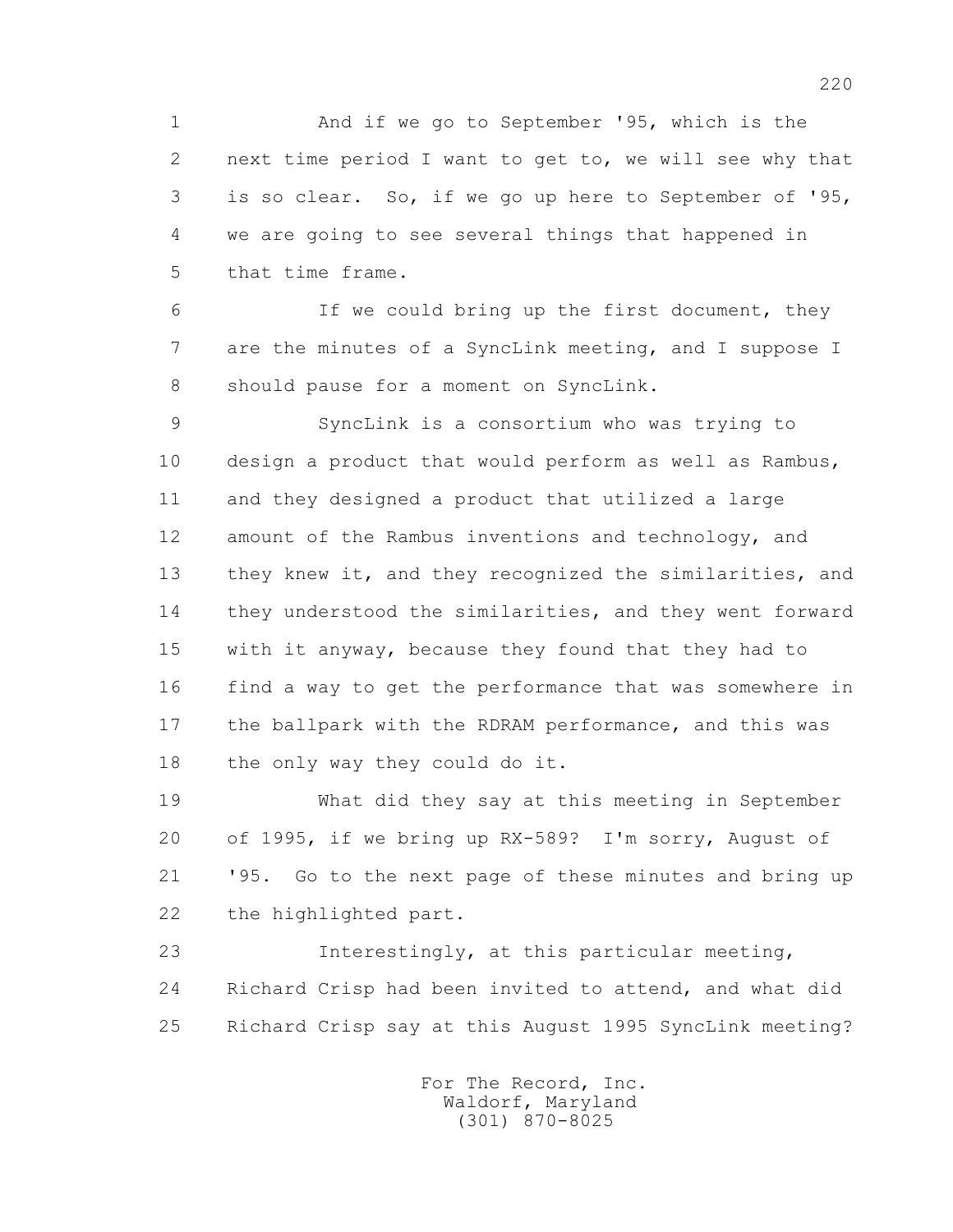And if we go to September '95, which is the next time period I want to get to, we will see why that is so clear. So, if we go up here to September of '95, we are going to see several things that happened in that time frame.

If we could bring up the first document, they are the minutes of a SyncLink meeting, and I suppose I should pause for a moment on SyncLink.

SyncLink is a consortium who was trying to design a product that would perform as well as Rambus, and they designed a product that utilized a large amount of the Rambus inventions and technology, and they knew it, and they recognized the similarities, and they understood the similarities, and they went forward with it anyway, because they found that they had to find a way to get the performance that was somewhere in the ballpark with the RDRAM performance, and this was the only way they could do it.

What did they say at this meeting in September of 1995, if we bring up RX-589? I'm sorry, August of '95. Go to the next page of these minutes and bring up the highlighted part.

Interestingly, at this particular meeting, Richard Crisp had been invited to attend, and what did Richard Crisp say at this August 1995 SyncLink meeting?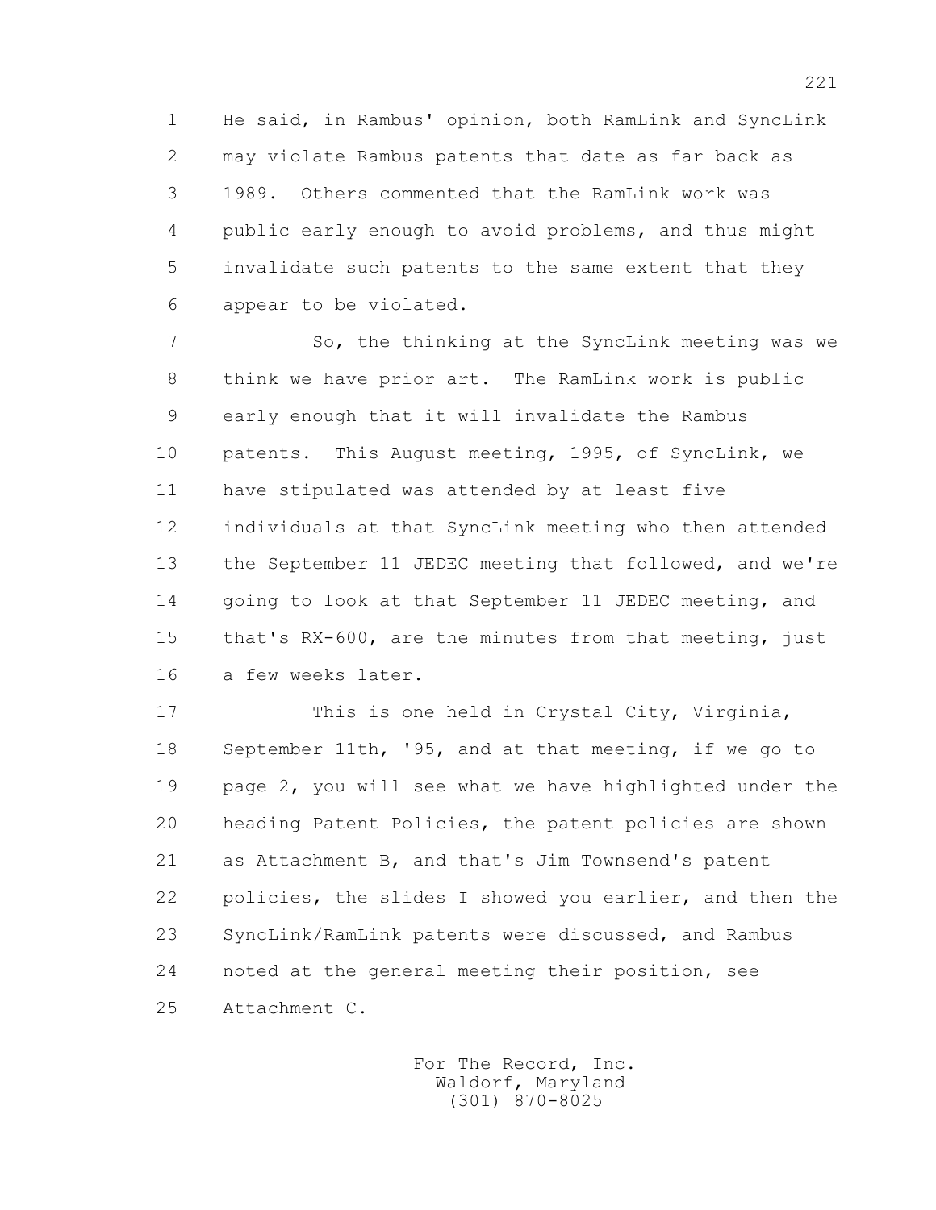He said, in Rambus' opinion, both RamLink and SyncLink may violate Rambus patents that date as far back as 1989. Others commented that the RamLink work was public early enough to avoid problems, and thus might invalidate such patents to the same extent that they appear to be violated.

So, the thinking at the SyncLink meeting was we think we have prior art. The RamLink work is public early enough that it will invalidate the Rambus patents. This August meeting, 1995, of SyncLink, we have stipulated was attended by at least five individuals at that SyncLink meeting who then attended the September 11 JEDEC meeting that followed, and we're going to look at that September 11 JEDEC meeting, and that's RX-600, are the minutes from that meeting, just a few weeks later.

This is one held in Crystal City, Virginia, September 11th, '95, and at that meeting, if we go to page 2, you will see what we have highlighted under the heading Patent Policies, the patent policies are shown as Attachment B, and that's Jim Townsend's patent policies, the slides I showed you earlier, and then the SyncLink/RamLink patents were discussed, and Rambus noted at the general meeting their position, see Attachment C.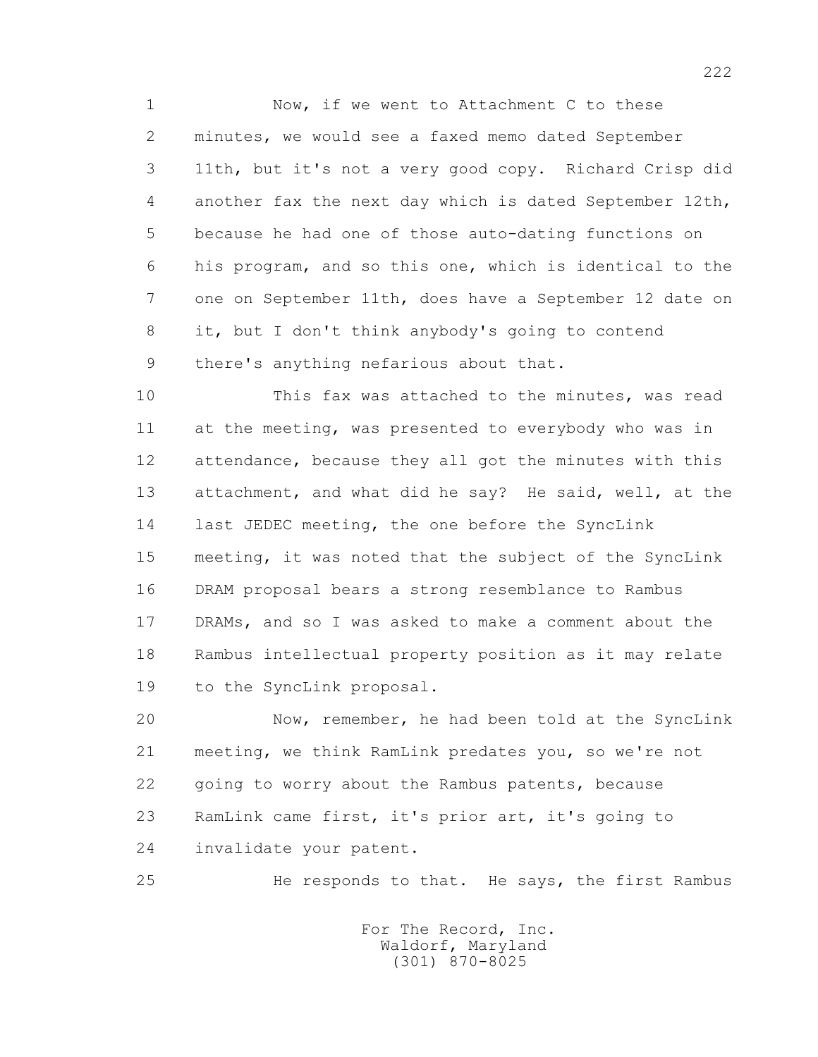1 Now, if we went to Attachment C to these
2 minutes, we would see a faxed memo dated September
3 11th, but it's not a very good copy. Richard Crisp did
4 another fax the next day which is dated September 12th,
5 because he had one of those auto-dating functions on
6 his program, and so this one, which is identical to the
7 one on September 11th, does have a September 12 date on
8 it, but I don't think anybody's going to contend
9 there's anything nefarious about that.

10 This fax was attached to the minutes, was read
11 at the meeting, was presented to everybody who was in
12 attendance, because they all got the minutes with this
13 attachment, and what did he say? He said, well, at the
14 last JEDEC meeting, the one before the SyncLink
15 meeting, it was noted that the subject of the SyncLink
16 DRAM proposal bears a strong resemblance to Rambus
17 DRAMs, and so I was asked to make a comment about the
18 Rambus intellectual property position as it may relate
19 to the SyncLink proposal.

20 Now, remember, he had been told at the SyncLink
21 meeting, we think RamLink predates you, so we're not
22 going to worry about the Rambus patents, because
23 RamLink came first, it's prior art, it's going to
24 invalidate your patent.

25 He responds to that. He says, the first Rambus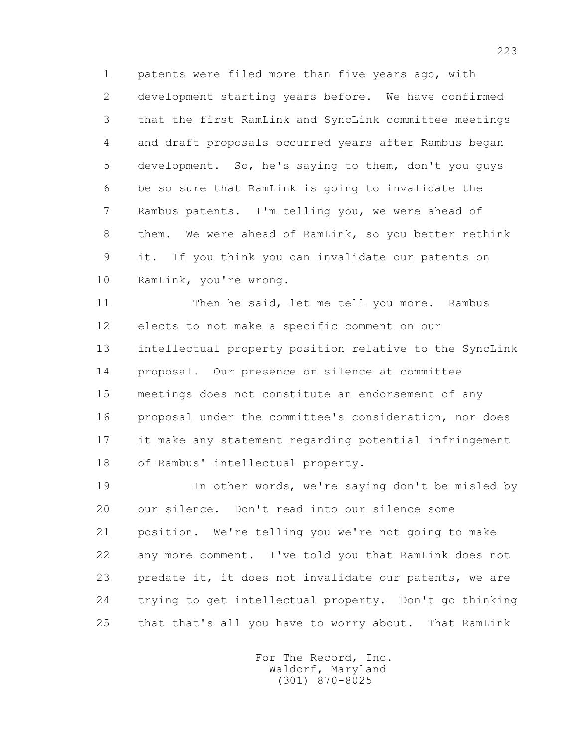patents were filed more than five years ago, with development starting years before. We have confirmed that the first RamLink and SyncLink committee meetings and draft proposals occurred years after Rambus began development. So, he's saying to them, don't you guys be so sure that RamLink is going to invalidate the Rambus patents. I'm telling you, we were ahead of them. We were ahead of RamLink, so you better rethink it. If you think you can invalidate our patents on RamLink, you're wrong.

Then he said, let me tell you more. Rambus elects to not make a specific comment on our intellectual property position relative to the SyncLink proposal. Our presence or silence at committee meetings does not constitute an endorsement of any proposal under the committee's consideration, nor does it make any statement regarding potential infringement of Rambus' intellectual property.

In other words, we're saying don't be misled by our silence. Don't read into our silence some position. We're telling you we're not going to make any more comment. I've told you that RamLink does not predate it, it does not invalidate our patents, we are trying to get intellectual property. Don't go thinking that that's all you have to worry about. That RamLink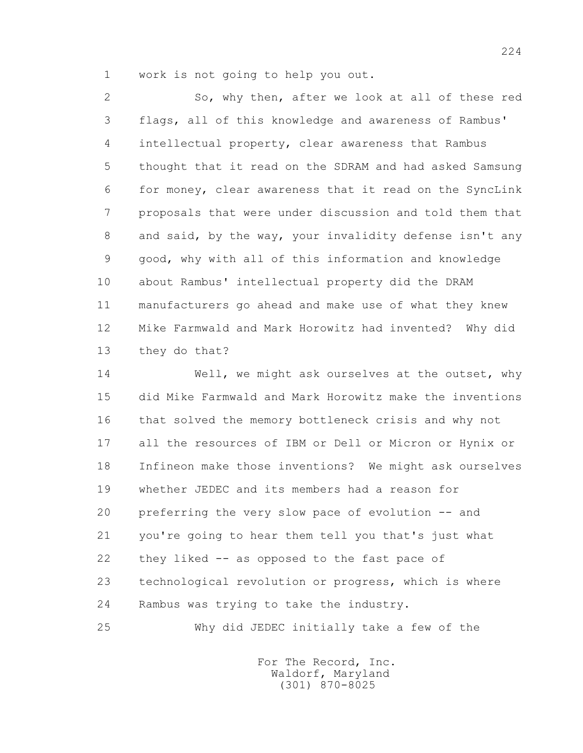work is not going to help you out.

So, why then, after we look at all of these red flags, all of this knowledge and awareness of Rambus' intellectual property, clear awareness that Rambus thought that it read on the SDRAM and had asked Samsung for money, clear awareness that it read on the SyncLink proposals that were under discussion and told them that and said, by the way, your invalidity defense isn't any good, why with all of this information and knowledge about Rambus' intellectual property did the DRAM manufacturers go ahead and make use of what they knew Mike Farmwald and Mark Horowitz had invented? Why did they do that?

Well, we might ask ourselves at the outset, why did Mike Farmwald and Mark Horowitz make the inventions that solved the memory bottleneck crisis and why not all the resources of IBM or Dell or Micron or Hynix or Infineon make those inventions? We might ask ourselves whether JEDEC and its members had a reason for preferring the very slow pace of evolution -- and you're going to hear them tell you that's just what they liked -- as opposed to the fast pace of technological revolution or progress, which is where Rambus was trying to take the industry.

Why did JEDEC initially take a few of the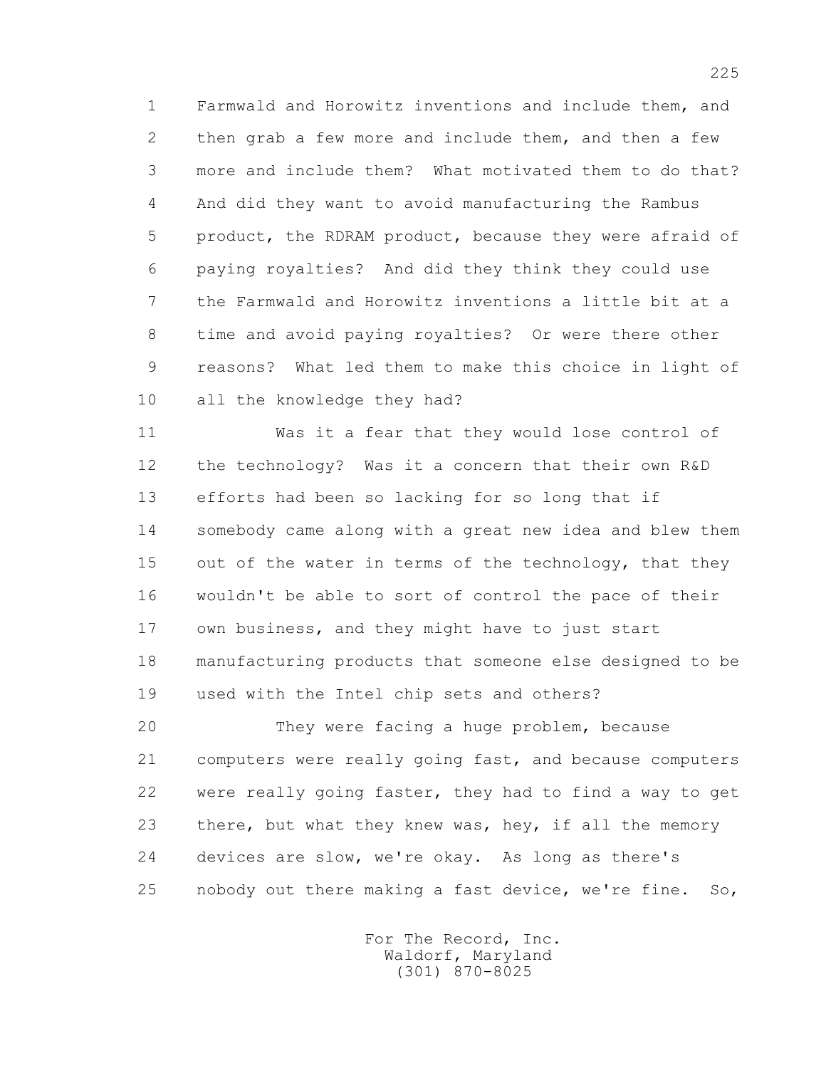Farmwald and Horowitz inventions and include them, and then grab a few more and include them, and then a few more and include them? What motivated them to do that? And did they want to avoid manufacturing the Rambus product, the RDRAM product, because they were afraid of paying royalties? And did they think they could use the Farmwald and Horowitz inventions a little bit at a time and avoid paying royalties? Or were there other reasons? What led them to make this choice in light of all the knowledge they had?

Was it a fear that they would lose control of the technology? Was it a concern that their own R&D efforts had been so lacking for so long that if somebody came along with a great new idea and blew them out of the water in terms of the technology, that they wouldn't be able to sort of control the pace of their own business, and they might have to just start manufacturing products that someone else designed to be used with the Intel chip sets and others?

They were facing a huge problem, because computers were really going fast, and because computers were really going faster, they had to find a way to get there, but what they knew was, hey, if all the memory devices are slow, we're okay. As long as there's nobody out there making a fast device, we're fine. So,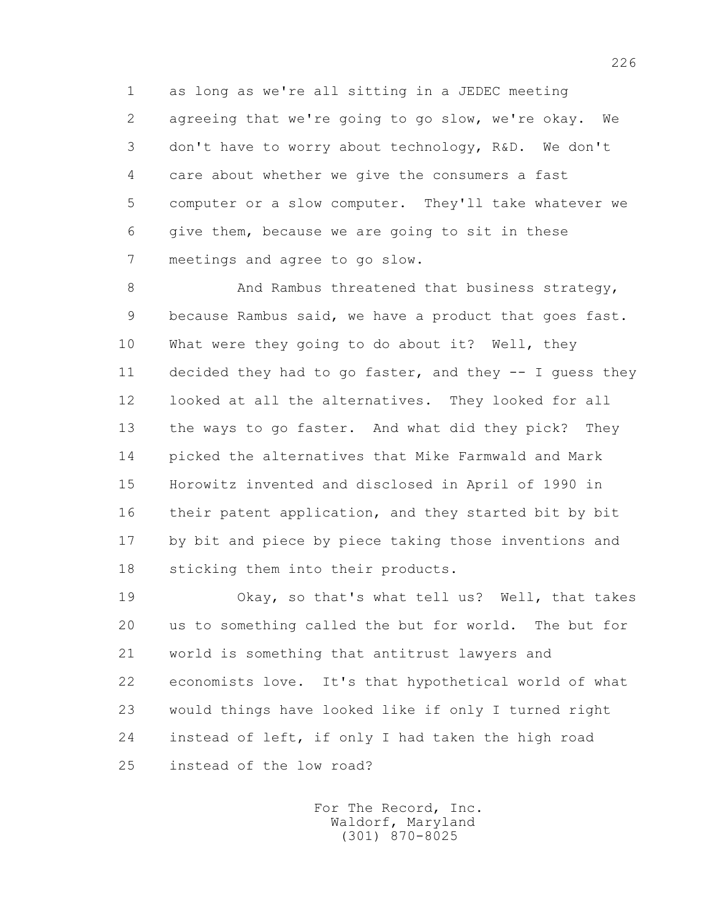as long as we're all sitting in a JEDEC meeting agreeing that we're going to go slow, we're okay. We don't have to worry about technology, R&D. We don't care about whether we give the consumers a fast computer or a slow computer. They'll take whatever we give them, because we are going to sit in these meetings and agree to go slow.

And Rambus threatened that business strategy, because Rambus said, we have a product that goes fast. What were they going to do about it? Well, they decided they had to go faster, and they -- I guess they looked at all the alternatives. They looked for all the ways to go faster. And what did they pick? They picked the alternatives that Mike Farmwald and Mark Horowitz invented and disclosed in April of 1990 in their patent application, and they started bit by bit by bit and piece by piece taking those inventions and sticking them into their products.

Okay, so that's what tell us? Well, that takes us to something called the but for world. The but for world is something that antitrust lawyers and economists love. It's that hypothetical world of what would things have looked like if only I turned right instead of left, if only I had taken the high road instead of the low road?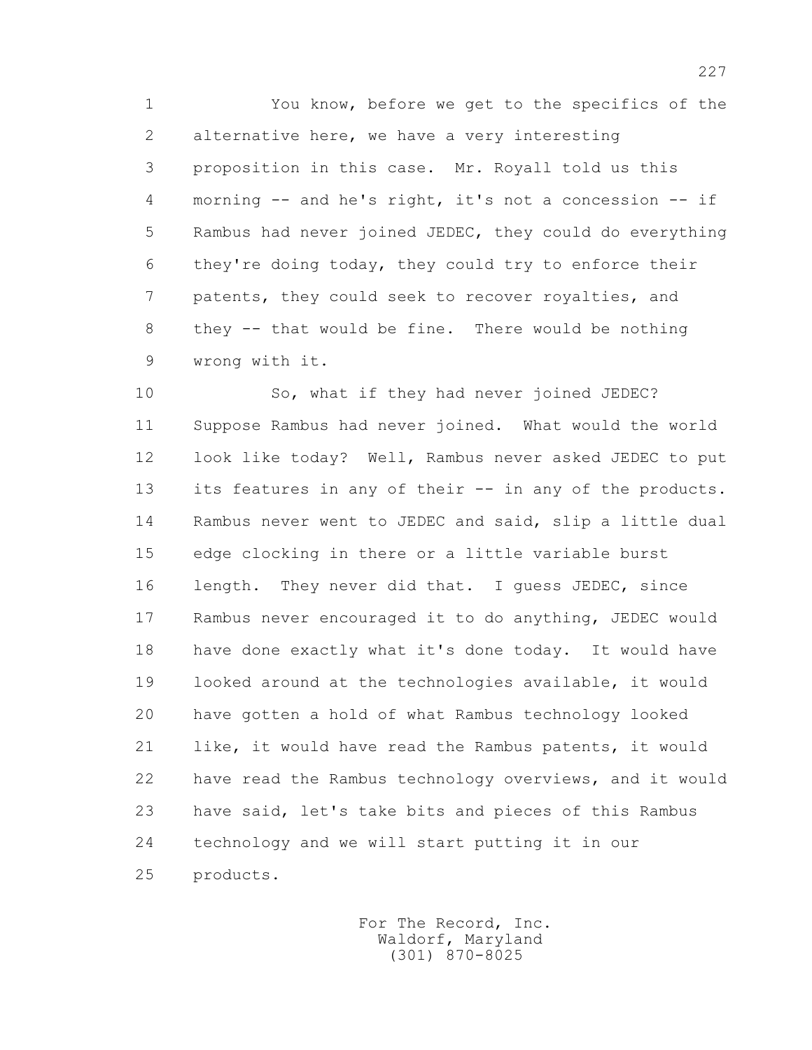1 You know, before we get to the specifics of the
2 alternative here, we have a very interesting
3 proposition in this case. Mr. Royall told us this
4 morning -- and he's right, it's not a concession -- if
5 Rambus had never joined JEDEC, they could do everything
6 they're doing today, they could try to enforce their
7 patents, they could seek to recover royalties, and
8 they -- that would be fine. There would be nothing
9 wrong with it.
10 So, what if they had never joined JEDEC?
11 Suppose Rambus had never joined. What would the world
12 look like today? Well, Rambus never asked JEDEC to put
13 its features in any of their -- in any of the products.
14 Rambus never went to JEDEC and said, slip a little dual
15 edge clocking in there or a little variable burst
16 length. They never did that. I guess JEDEC, since
17 Rambus never encouraged it to do anything, JEDEC would
18 have done exactly what it's done today. It would have
19 looked around at the technologies available, it would
20 have gotten a hold of what Rambus technology looked
21 like, it would have read the Rambus patents, it would
22 have read the Rambus technology overviews, and it would
23 have said, let's take bits and pieces of this Rambus
24 technology and we will start putting it in our
25 products.

For The Record, Inc.
Waldorf, Maryland
(301) 870-8025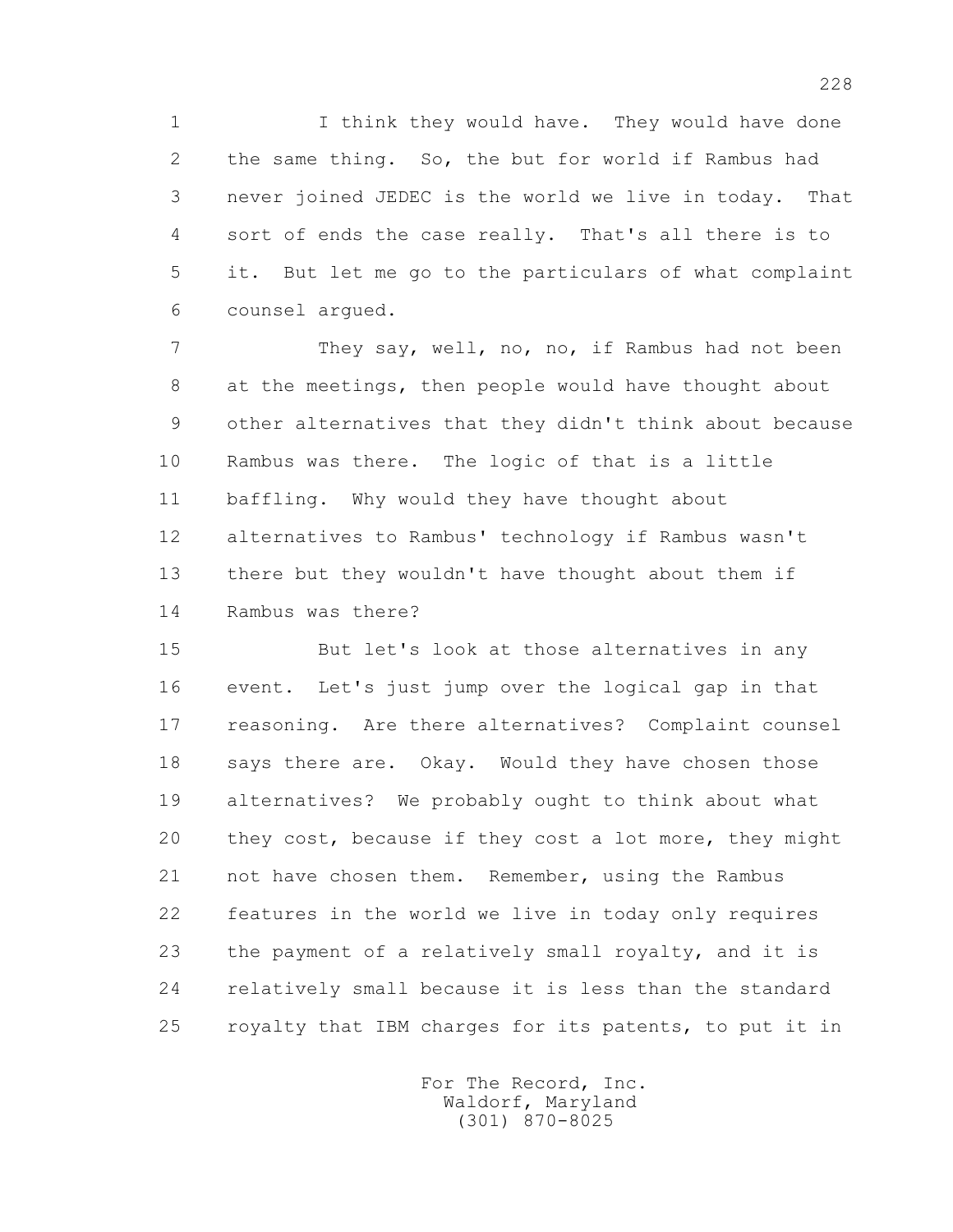I think they would have. They would have done the same thing. So, the but for world if Rambus had never joined JEDEC is the world we live in today. That sort of ends the case really. That's all there is to it. But let me go to the particulars of what complaint counsel argued.

They say, well, no, no, if Rambus had not been at the meetings, then people would have thought about other alternatives that they didn't think about because Rambus was there. The logic of that is a little baffling. Why would they have thought about alternatives to Rambus' technology if Rambus wasn't there but they wouldn't have thought about them if Rambus was there?

But let's look at those alternatives in any event. Let's just jump over the logical gap in that reasoning. Are there alternatives? Complaint counsel says there are. Okay. Would they have chosen those alternatives? We probably ought to think about what they cost, because if they cost a lot more, they might not have chosen them. Remember, using the Rambus features in the world we live in today only requires the payment of a relatively small royalty, and it is relatively small because it is less than the standard royalty that IBM charges for its patents, to put it in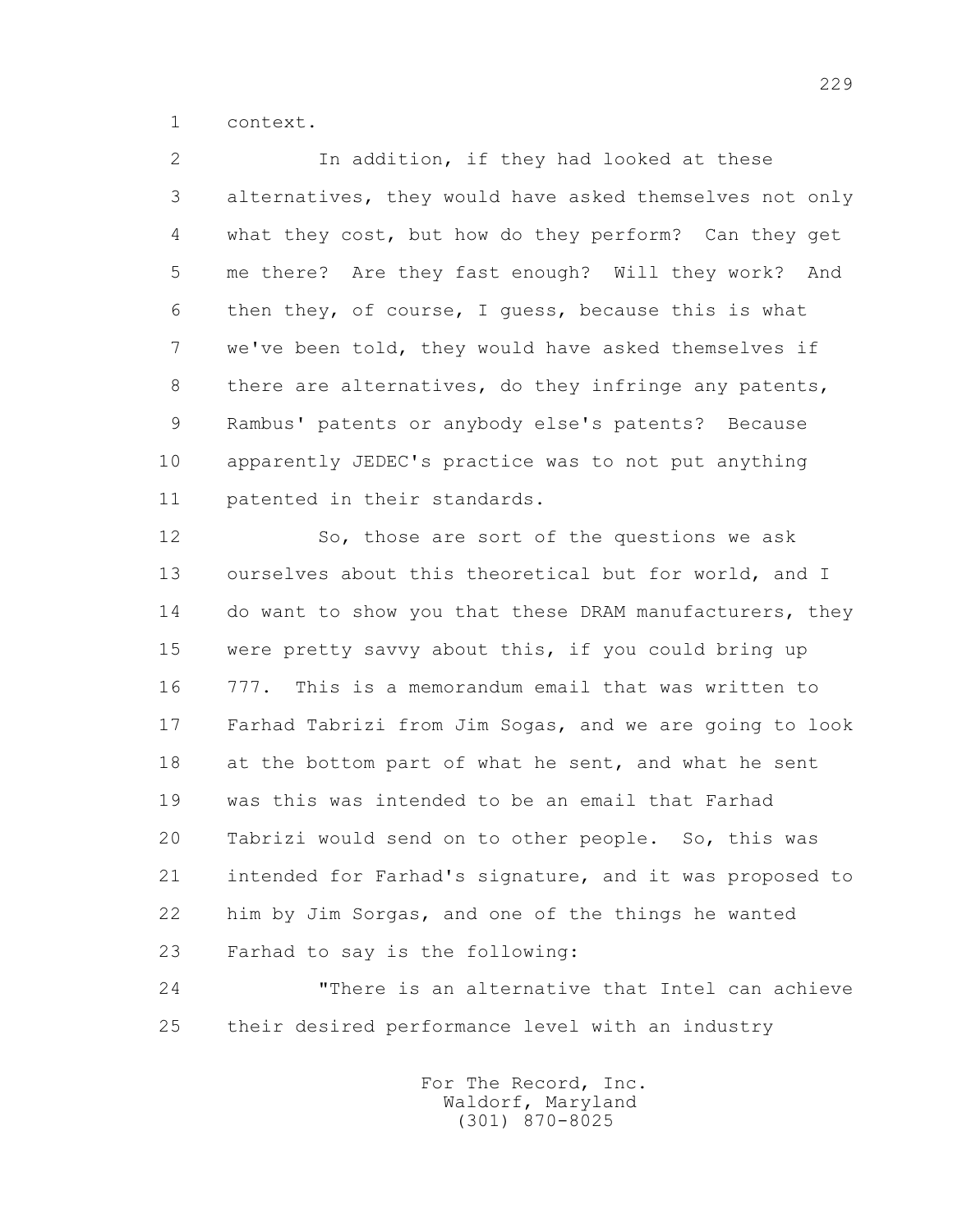context.

In addition, if they had looked at these alternatives, they would have asked themselves not only what they cost, but how do they perform? Can they get me there? Are they fast enough? Will they work? And then they, of course, I guess, because this is what we've been told, they would have asked themselves if there are alternatives, do they infringe any patents, Rambus' patents or anybody else's patents? Because apparently JEDEC's practice was to not put anything patented in their standards.

So, those are sort of the questions we ask ourselves about this theoretical but for world, and I do want to show you that these DRAM manufacturers, they were pretty savvy about this, if you could bring up 777. This is a memorandum email that was written to Farhad Tabrizi from Jim Sogas, and we are going to look at the bottom part of what he sent, and what he sent was this was intended to be an email that Farhad Tabrizi would send on to other people. So, this was intended for Farhad's signature, and it was proposed to him by Jim Sorgas, and one of the things he wanted Farhad to say is the following:

"There is an alternative that Intel can achieve their desired performance level with an industry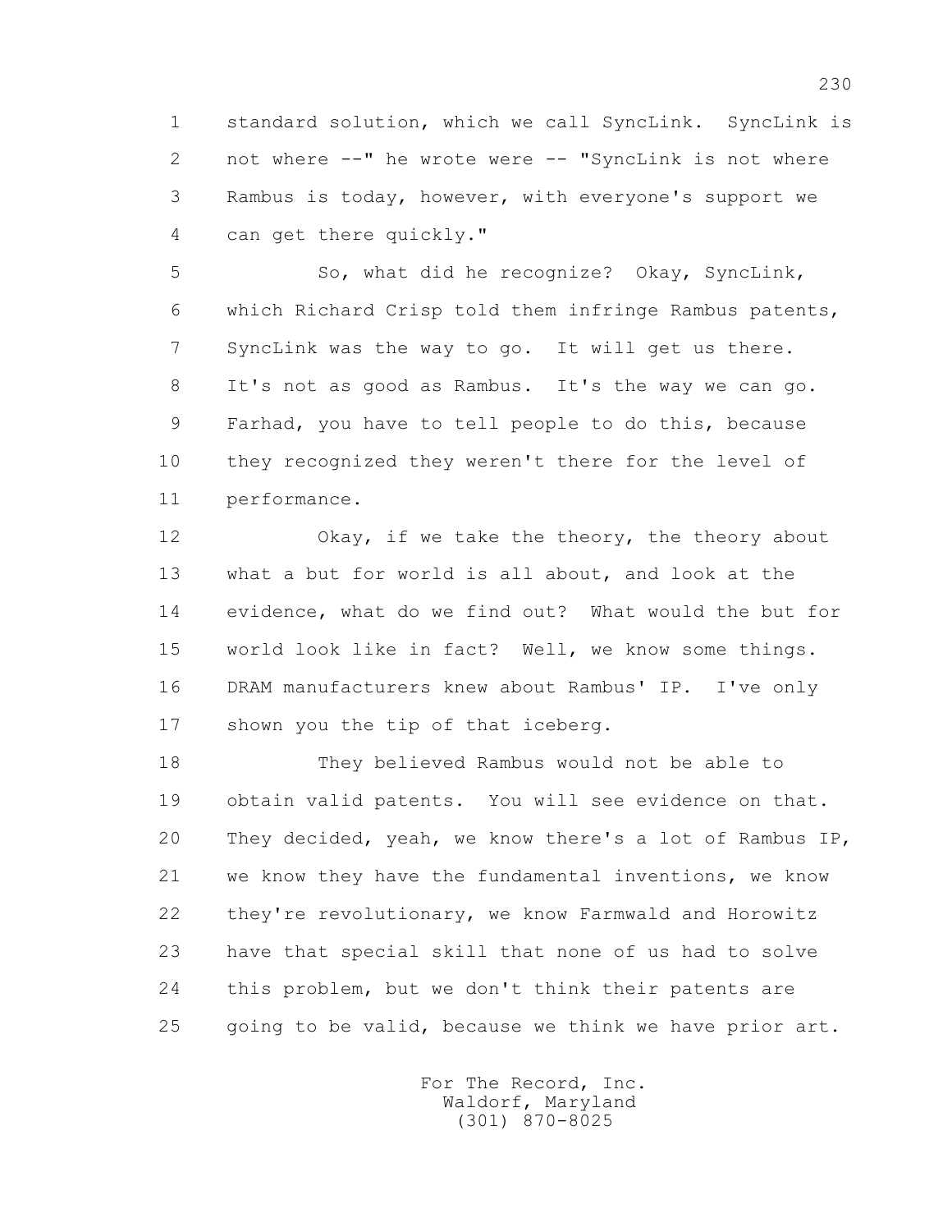standard solution, which we call SyncLink. SyncLink is not where --" he wrote were -- "SyncLink is not where Rambus is today, however, with everyone's support we can get there quickly."

So, what did he recognize? Okay, SyncLink, which Richard Crisp told them infringe Rambus patents, SyncLink was the way to go. It will get us there. It's not as good as Rambus. It's the way we can go. Farhad, you have to tell people to do this, because they recognized they weren't there for the level of performance.

Okay, if we take the theory, the theory about what a but for world is all about, and look at the evidence, what do we find out? What would the but for world look like in fact? Well, we know some things. DRAM manufacturers knew about Rambus' IP. I've only shown you the tip of that iceberg.

They believed Rambus would not be able to obtain valid patents. You will see evidence on that. They decided, yeah, we know there's a lot of Rambus IP, we know they have the fundamental inventions, we know they're revolutionary, we know Farmwald and Horowitz have that special skill that none of us had to solve this problem, but we don't think their patents are going to be valid, because we think we have prior art.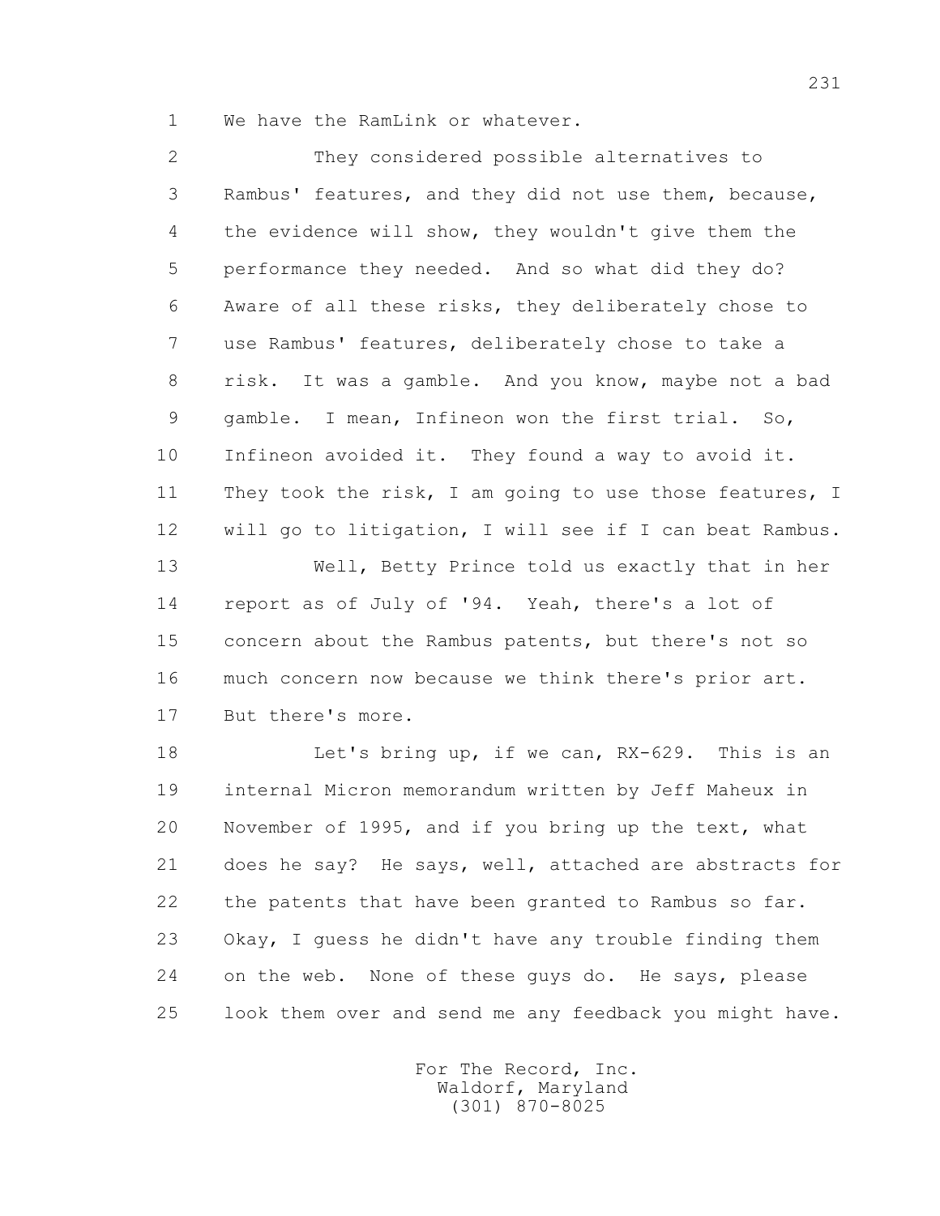We have the RamLink or whatever.

They considered possible alternatives to Rambus' features, and they did not use them, because, the evidence will show, they wouldn't give them the performance they needed. And so what did they do? Aware of all these risks, they deliberately chose to use Rambus' features, deliberately chose to take a risk. It was a gamble. And you know, maybe not a bad gamble. I mean, Infineon won the first trial. So, Infineon avoided it. They found a way to avoid it. They took the risk, I am going to use those features, I will go to litigation, I will see if I can beat Rambus.

Well, Betty Prince told us exactly that in her report as of July of '94. Yeah, there's a lot of concern about the Rambus patents, but there's not so much concern now because we think there's prior art. But there's more.

Let's bring up, if we can, RX-629. This is an internal Micron memorandum written by Jeff Maheux in November of 1995, and if you bring up the text, what does he say? He says, well, attached are abstracts for the patents that have been granted to Rambus so far. Okay, I guess he didn't have any trouble finding them on the web. None of these guys do. He says, please look them over and send me any feedback you might have.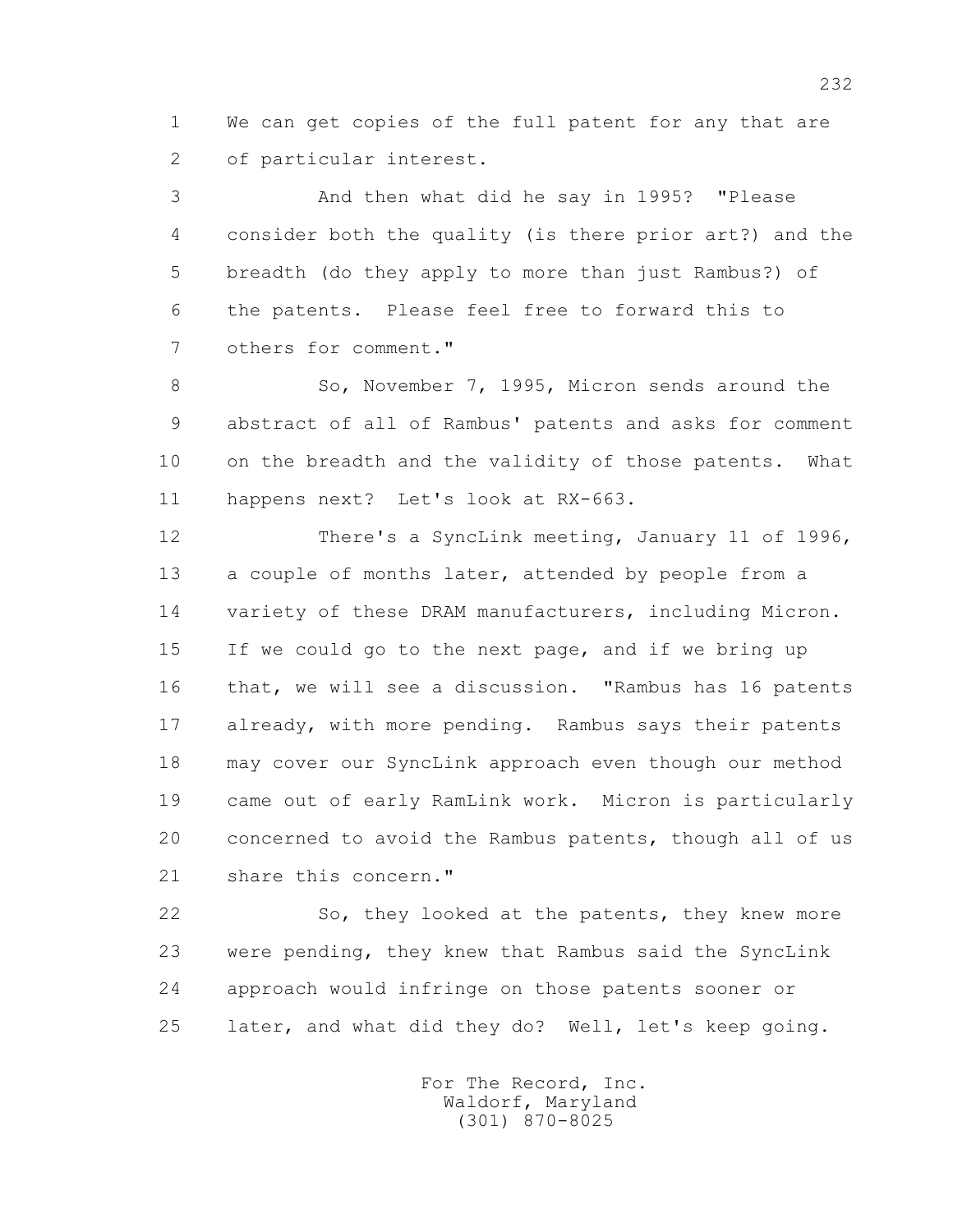1 We can get copies of the full patent for any that are
2 of particular interest.

3 And then what did he say in 1995? "Please
4 consider both the quality (is there prior art?) and the
5 breadth (do they apply to more than just Rambus?) of
6 the patents. Please feel free to forward this to
7 others for comment."

8 So, November 7, 1995, Micron sends around the
9 abstract of all of Rambus' patents and asks for comment
10 on the breadth and the validity of those patents. What
11 happens next? Let's look at RX-663.

12 There's a SyncLink meeting, January 11 of 1996,
13 a couple of months later, attended by people from a
14 variety of these DRAM manufacturers, including Micron.
15 If we could go to the next page, and if we bring up
16 that, we will see a discussion. "Rambus has 16 patents
17 already, with more pending. Rambus says their patents
18 may cover our SyncLink approach even though our method
19 came out of early RamLink work. Micron is particularly
20 concerned to avoid the Rambus patents, though all of us
21 share this concern."

22 So, they looked at the patents, they knew more
23 were pending, they knew that Rambus said the SyncLink
24 approach would infringe on those patents sooner or
25 later, and what did they do? Well, let's keep going.

For The Record, Inc.
Waldorf, Maryland
(301) 870-8025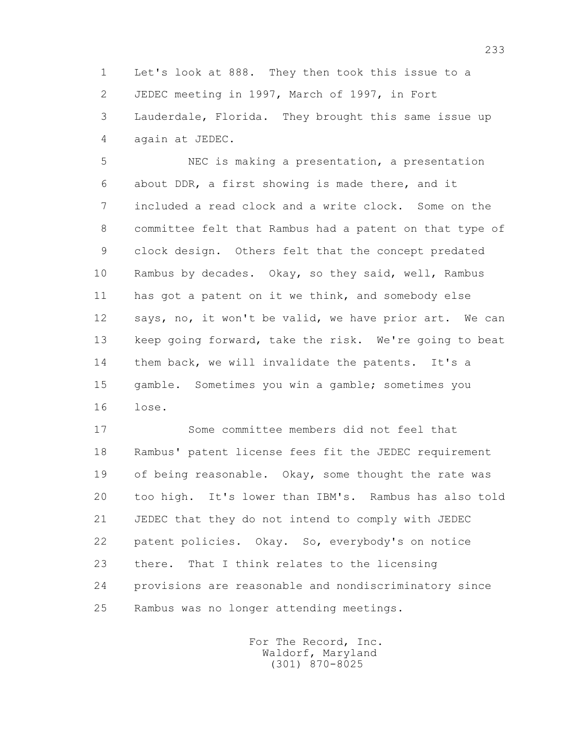1 Let's look at 888. They then took this issue to a
2 JEDEC meeting in 1997, March of 1997, in Fort
3 Lauderdale, Florida. They brought this same issue up
4 again at JEDEC.

5 NEC is making a presentation, a presentation
6 about DDR, a first showing is made there, and it
7 included a read clock and a write clock. Some on the
8 committee felt that Rambus had a patent on that type of
9 clock design. Others felt that the concept predated
10 Rambus by decades. Okay, so they said, well, Rambus
11 has got a patent on it we think, and somebody else
12 says, no, it won't be valid, we have prior art. We can
13 keep going forward, take the risk. We're going to beat
14 them back, we will invalidate the patents. It's a
15 gamble. Sometimes you win a gamble; sometimes you
16 lose.

17 Some committee members did not feel that
18 Rambus' patent license fees fit the JEDEC requirement
19 of being reasonable. Okay, some thought the rate was
20 too high. It's lower than IBM's. Rambus has also told
21 JEDEC that they do not intend to comply with JEDEC
22 patent policies. Okay. So, everybody's on notice
23 there. That I think relates to the licensing
24 provisions are reasonable and nondiscriminatory since
25 Rambus was no longer attending meetings.

For The Record, Inc.
Waldorf, Maryland
(301) 870-8025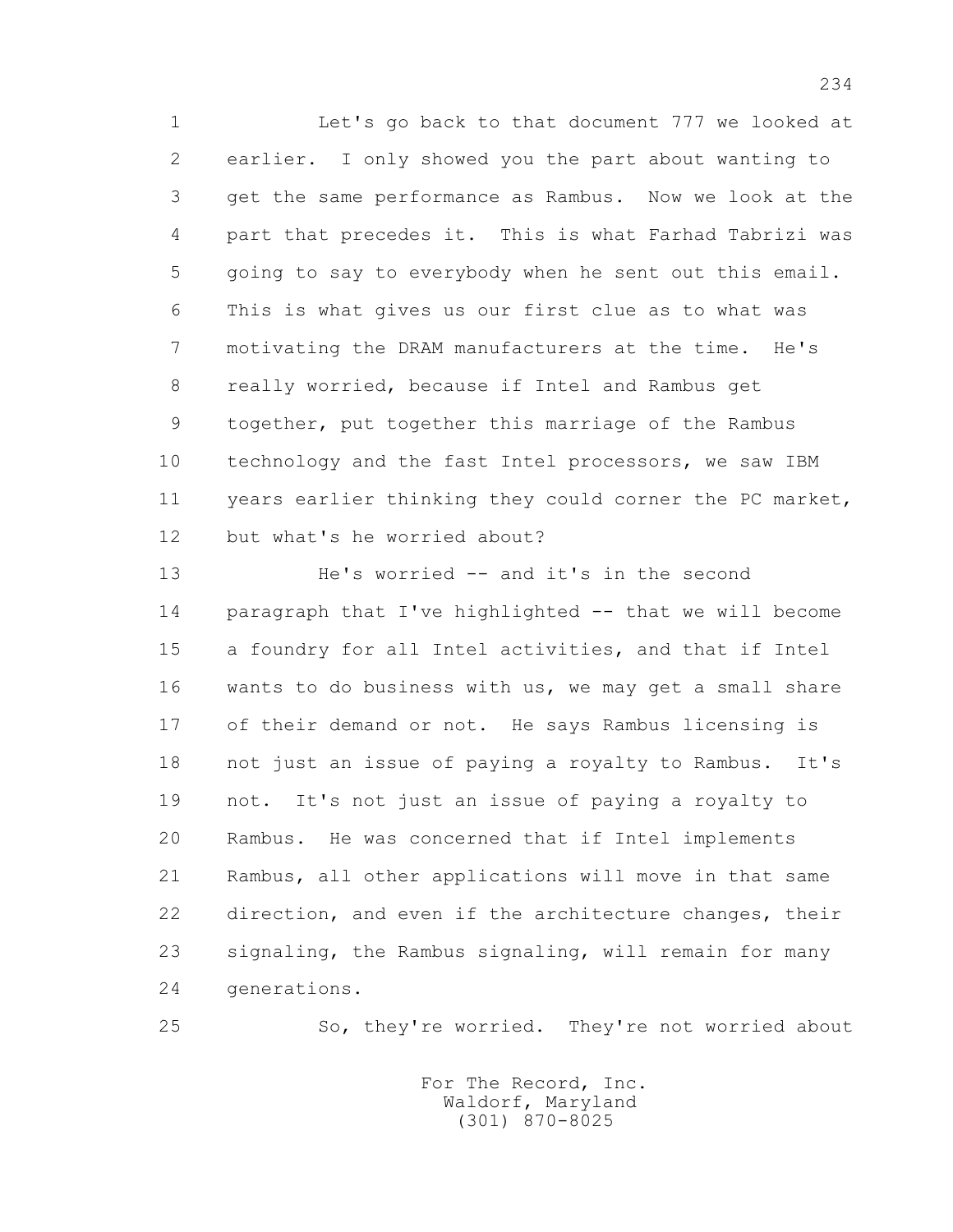Let's go back to that document 777 we looked at earlier. I only showed you the part about wanting to get the same performance as Rambus. Now we look at the part that precedes it. This is what Farhad Tabrizi was going to say to everybody when he sent out this email. This is what gives us our first clue as to what was motivating the DRAM manufacturers at the time. He's really worried, because if Intel and Rambus get together, put together this marriage of the Rambus technology and the fast Intel processors, we saw IBM years earlier thinking they could corner the PC market, but what's he worried about?

He's worried -- and it's in the second paragraph that I've highlighted -- that we will become a foundry for all Intel activities, and that if Intel wants to do business with us, we may get a small share of their demand or not. He says Rambus licensing is not just an issue of paying a royalty to Rambus. It's not. It's not just an issue of paying a royalty to Rambus. He was concerned that if Intel implements Rambus, all other applications will move in that same direction, and even if the architecture changes, their signaling, the Rambus signaling, will remain for many generations.

So, they're worried. They're not worried about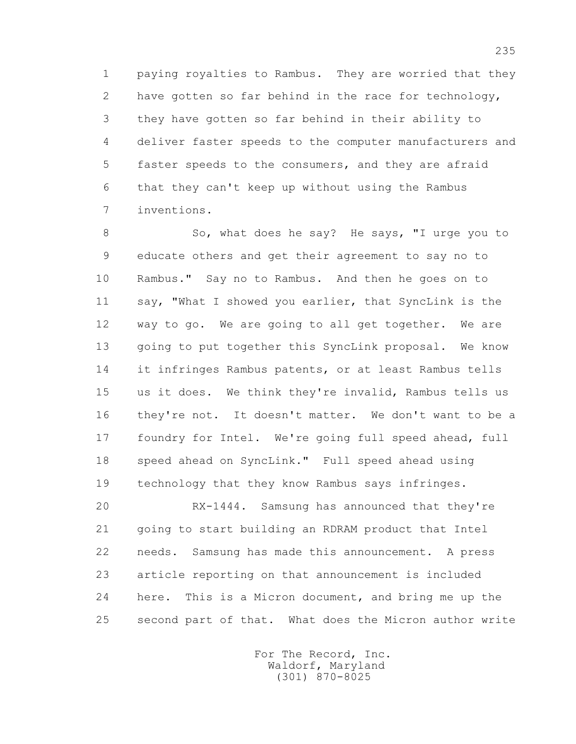1 paying royalties to Rambus. They are worried that they
2 have gotten so far behind in the race for technology,
3 they have gotten so far behind in their ability to
4 deliver faster speeds to the computer manufacturers and
5 faster speeds to the consumers, and they are afraid
6 that they can't keep up without using the Rambus
7 inventions.

8 So, what does he say? He says, "I urge you to
9 educate others and get their agreement to say no to
10 Rambus." Say no to Rambus. And then he goes on to
11 say, "What I showed you earlier, that SyncLink is the
12 way to go. We are going to all get together. We are
13 going to put together this SyncLink proposal. We know
14 it infringes Rambus patents, or at least Rambus tells
15 us it does. We think they're invalid, Rambus tells us
16 they're not. It doesn't matter. We don't want to be a
17 foundry for Intel. We're going full speed ahead, full
18 speed ahead on SyncLink." Full speed ahead using
19 technology that they know Rambus says infringes.

20 RX-1444. Samsung has announced that they're
21 going to start building an RDRAM product that Intel
22 needs. Samsung has made this announcement. A press
23 article reporting on that announcement is included
24 here. This is a Micron document, and bring me up the
25 second part of that. What does the Micron author write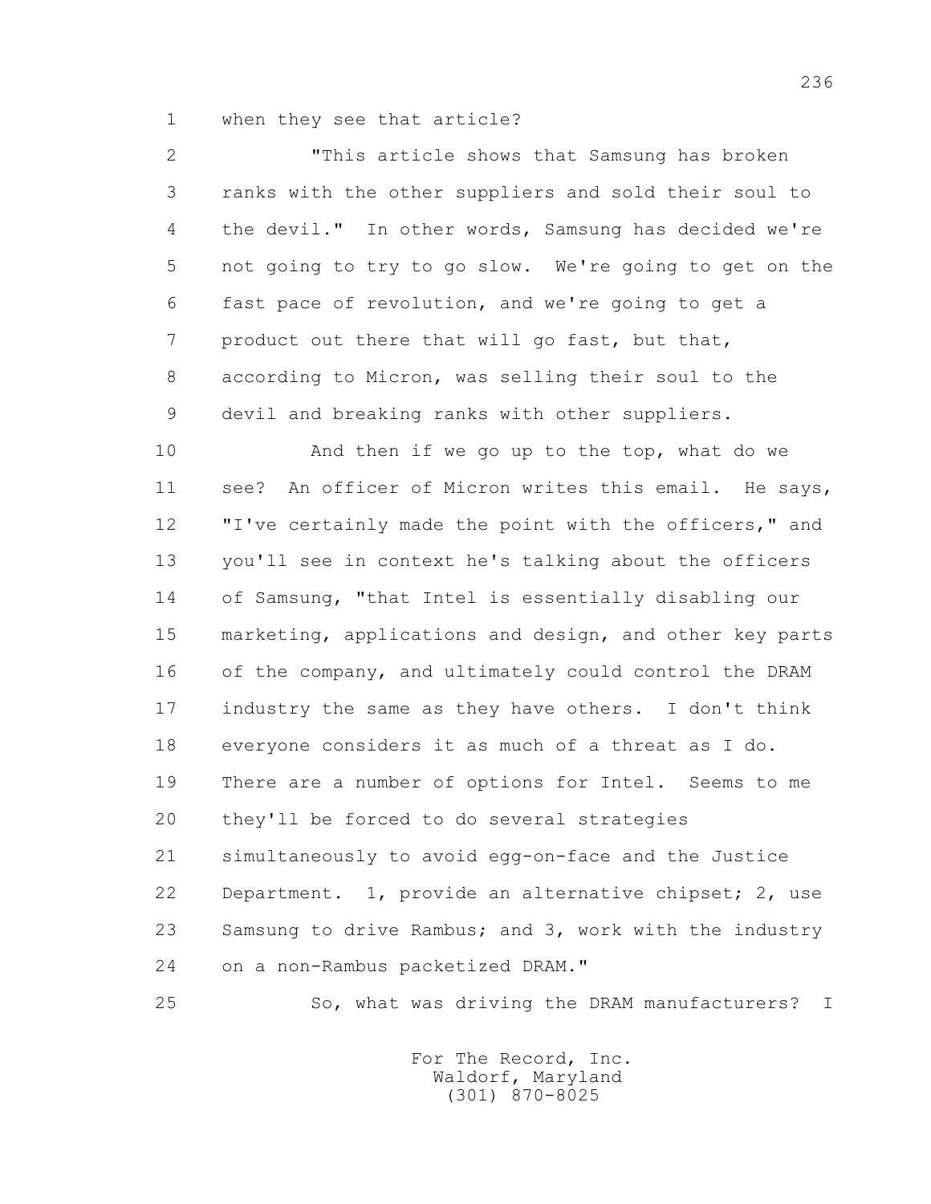when they see that article?

"This article shows that Samsung has broken ranks with the other suppliers and sold their soul to the devil." In other words, Samsung has decided we're not going to try to go slow. We're going to get on the fast pace of revolution, and we're going to get a product out there that will go fast, but that, according to Micron, was selling their soul to the devil and breaking ranks with other suppliers.

And then if we go up to the top, what do we see? An officer of Micron writes this email. He says, "I've certainly made the point with the officers," and you'll see in context he's talking about the officers of Samsung, "that Intel is essentially disabling our marketing, applications and design, and other key parts of the company, and ultimately could control the DRAM industry the same as they have others. I don't think everyone considers it as much of a threat as I do. There are a number of options for Intel. Seems to me they'll be forced to do several strategies simultaneously to avoid egg-on-face and the Justice Department. 1, provide an alternative chipset; 2, use Samsung to drive Rambus; and 3, work with the industry on a non-Rambus packetized DRAM."

So, what was driving the DRAM manufacturers? I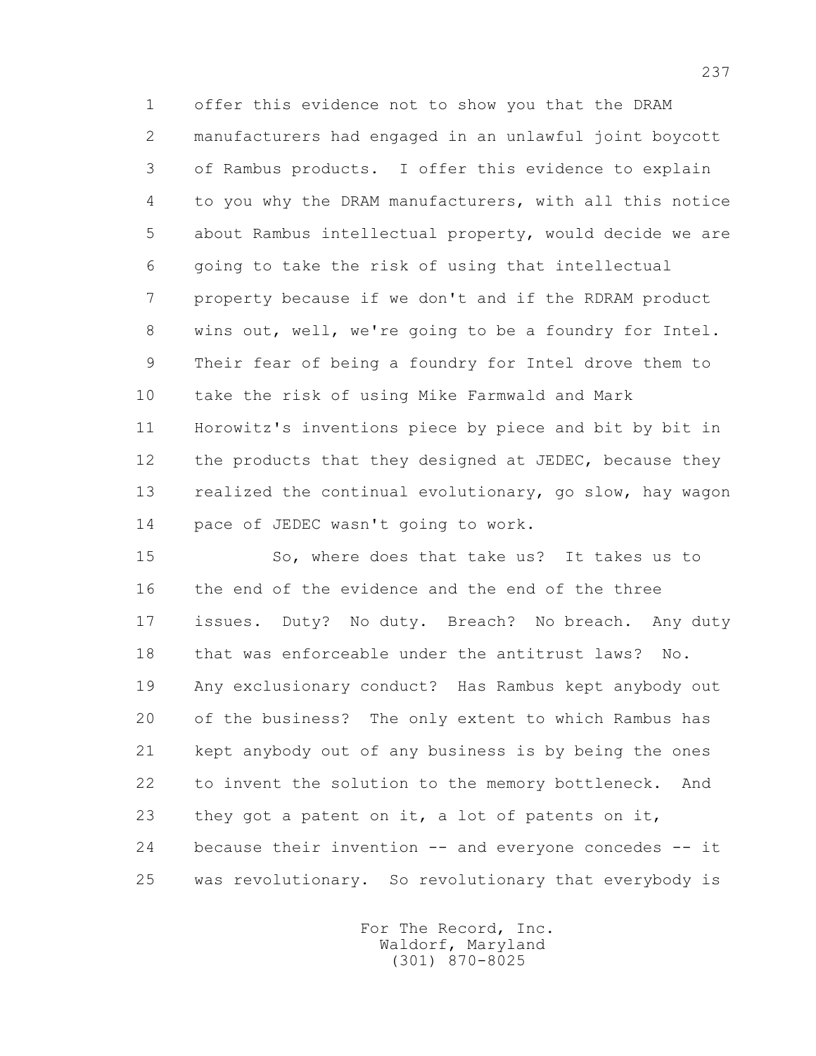offer this evidence not to show you that the DRAM manufacturers had engaged in an unlawful joint boycott of Rambus products. I offer this evidence to explain to you why the DRAM manufacturers, with all this notice about Rambus intellectual property, would decide we are going to take the risk of using that intellectual property because if we don't and if the RDRAM product wins out, well, we're going to be a foundry for Intel. Their fear of being a foundry for Intel drove them to take the risk of using Mike Farmwald and Mark Horowitz's inventions piece by piece and bit by bit in the products that they designed at JEDEC, because they realized the continual evolutionary, go slow, hay wagon pace of JEDEC wasn't going to work.

So, where does that take us? It takes us to the end of the evidence and the end of the three issues. Duty? No duty. Breach? No breach. Any duty that was enforceable under the antitrust laws? No. Any exclusionary conduct? Has Rambus kept anybody out of the business? The only extent to which Rambus has kept anybody out of any business is by being the ones to invent the solution to the memory bottleneck. And they got a patent on it, a lot of patents on it, because their invention -- and everyone concedes -- it was revolutionary. So revolutionary that everybody is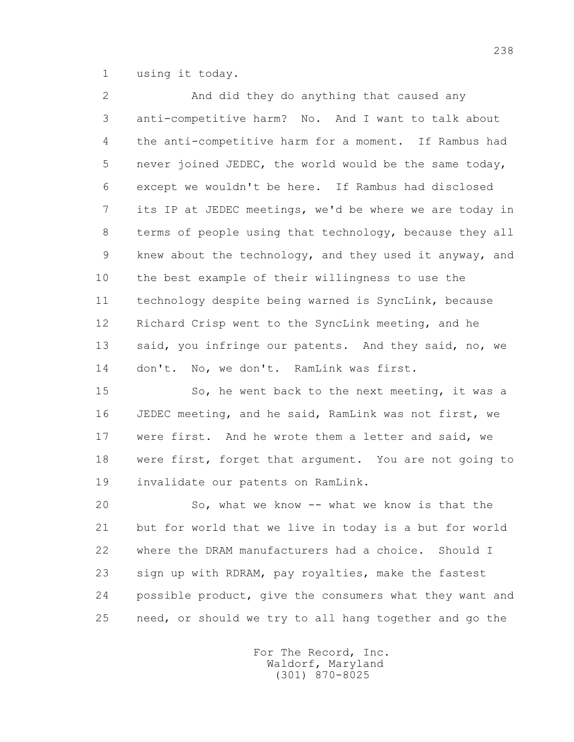using it today.

And did they do anything that caused any anti-competitive harm? No. And I want to talk about the anti-competitive harm for a moment. If Rambus had never joined JEDEC, the world would be the same today, except we wouldn't be here. If Rambus had disclosed its IP at JEDEC meetings, we'd be where we are today in terms of people using that technology, because they all knew about the technology, and they used it anyway, and the best example of their willingness to use the technology despite being warned is SyncLink, because Richard Crisp went to the SyncLink meeting, and he said, you infringe our patents. And they said, no, we don't. No, we don't. RamLink was first.

So, he went back to the next meeting, it was a JEDEC meeting, and he said, RamLink was not first, we were first. And he wrote them a letter and said, we were first, forget that argument. You are not going to invalidate our patents on RamLink.

So, what we know -- what we know is that the but for world that we live in today is a but for world where the DRAM manufacturers had a choice. Should I sign up with RDRAM, pay royalties, make the fastest possible product, give the consumers what they want and need, or should we try to all hang together and go the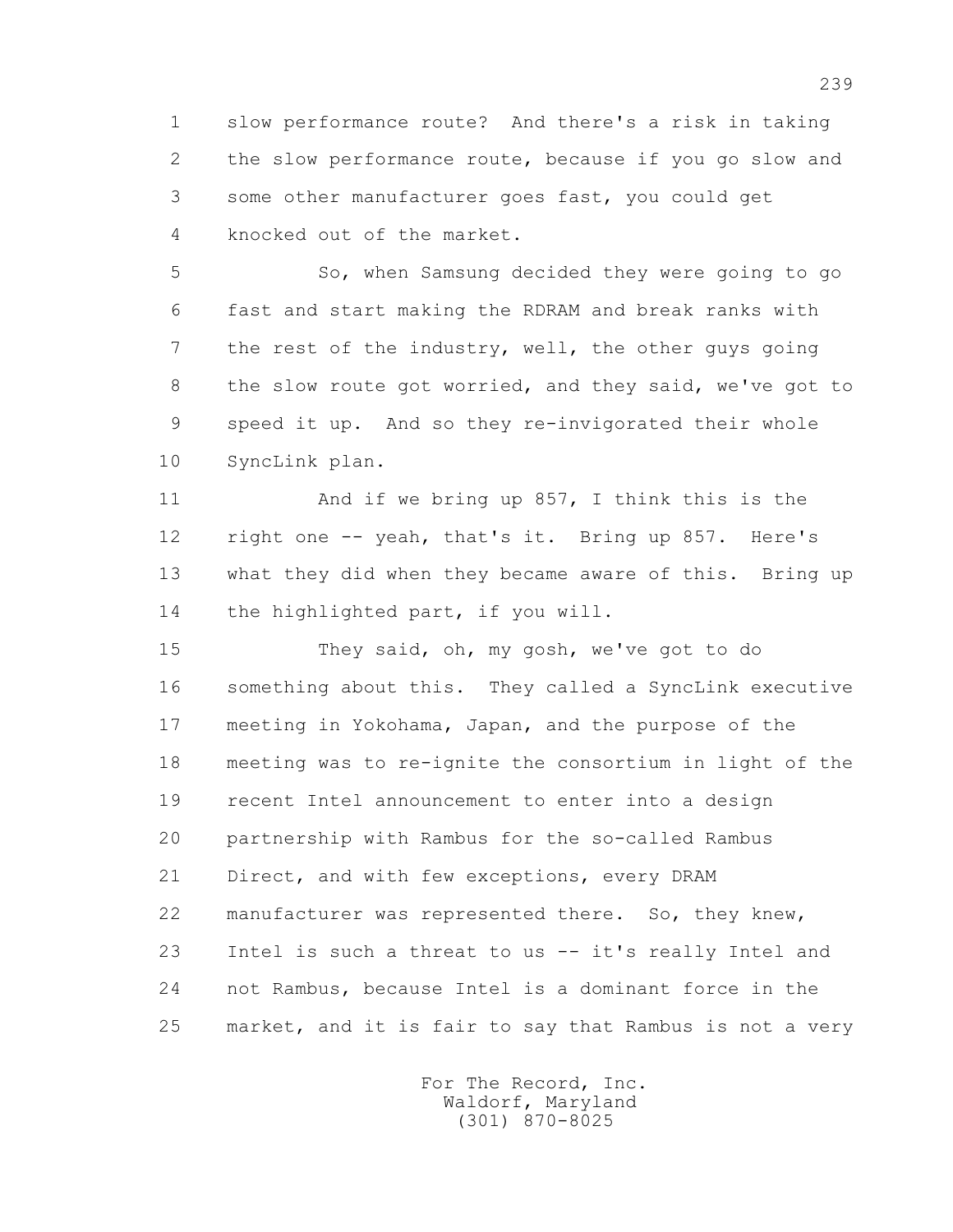slow performance route? And there's a risk in taking the slow performance route, because if you go slow and some other manufacturer goes fast, you could get knocked out of the market.

So, when Samsung decided they were going to go fast and start making the RDRAM and break ranks with the rest of the industry, well, the other guys going the slow route got worried, and they said, we've got to speed it up. And so they re-invigorated their whole SyncLink plan.

And if we bring up 857, I think this is the right one -- yeah, that's it. Bring up 857. Here's what they did when they became aware of this. Bring up the highlighted part, if you will.

They said, oh, my gosh, we've got to do something about this. They called a SyncLink executive meeting in Yokohama, Japan, and the purpose of the meeting was to re-ignite the consortium in light of the recent Intel announcement to enter into a design partnership with Rambus for the so-called Rambus Direct, and with few exceptions, every DRAM manufacturer was represented there. So, they knew, Intel is such a threat to us -- it's really Intel and not Rambus, because Intel is a dominant force in the market, and it is fair to say that Rambus is not a very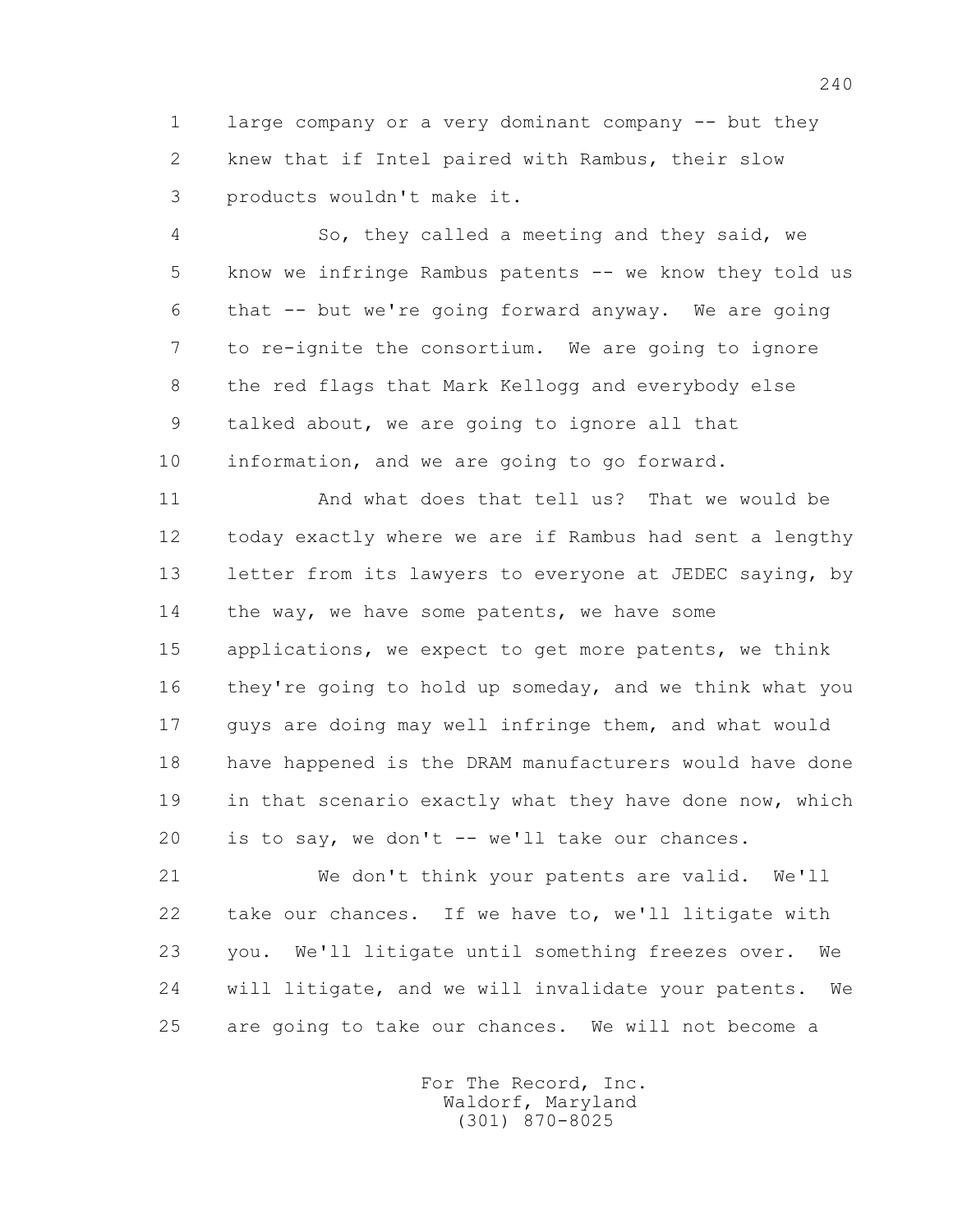large company or a very dominant company -- but they knew that if Intel paired with Rambus, their slow products wouldn't make it.

So, they called a meeting and they said, we know we infringe Rambus patents -- we know they told us that -- but we're going forward anyway. We are going to re-ignite the consortium. We are going to ignore the red flags that Mark Kellogg and everybody else talked about, we are going to ignore all that information, and we are going to go forward.

And what does that tell us? That we would be today exactly where we are if Rambus had sent a lengthy letter from its lawyers to everyone at JEDEC saying, by the way, we have some patents, we have some applications, we expect to get more patents, we think they're going to hold up someday, and we think what you guys are doing may well infringe them, and what would have happened is the DRAM manufacturers would have done in that scenario exactly what they have done now, which is to say, we don't -- we'll take our chances.

We don't think your patents are valid. We'll take our chances. If we have to, we'll litigate with you. We'll litigate until something freezes over. We will litigate, and we will invalidate your patents. We are going to take our chances. We will not become a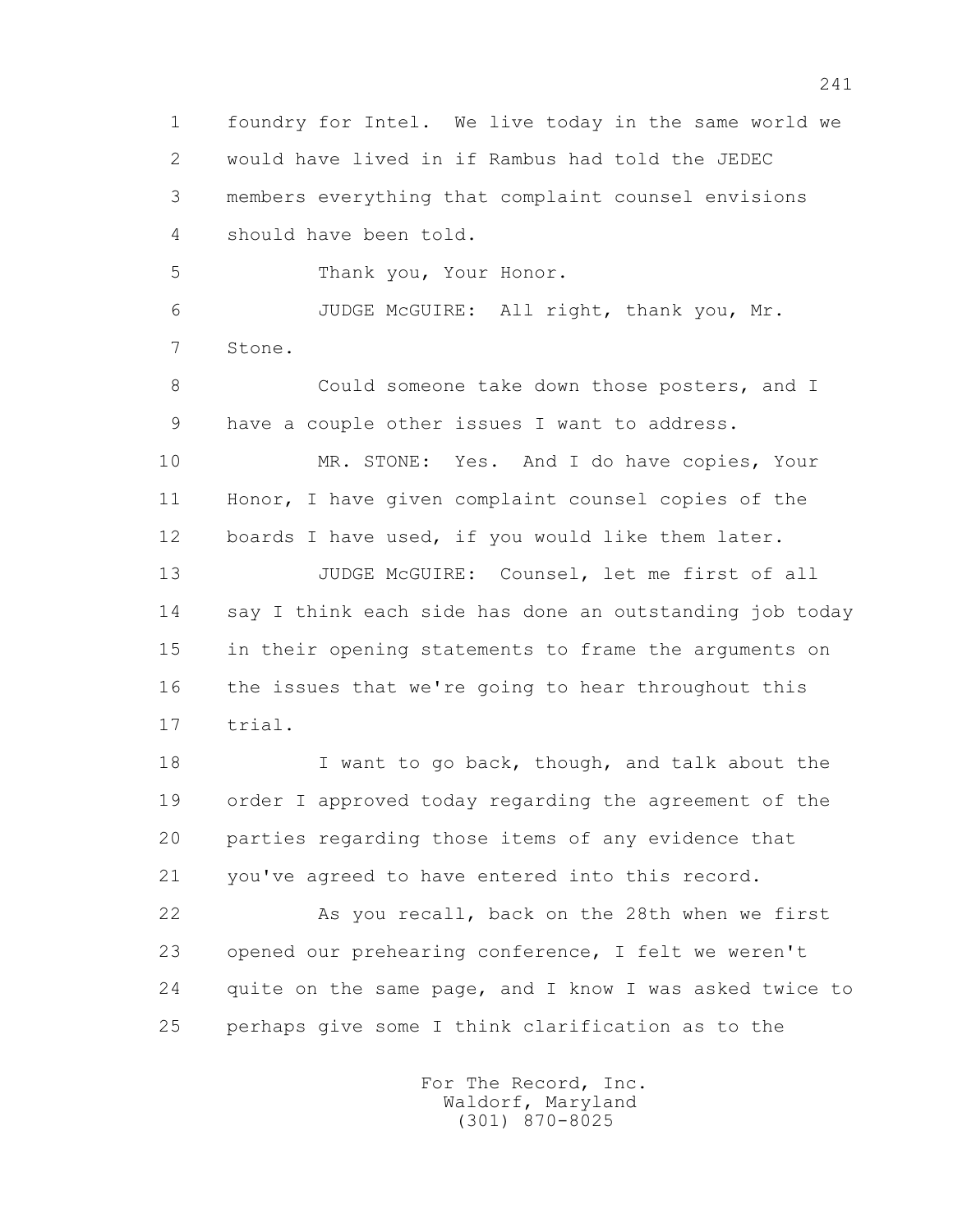1 foundry for Intel. We live today in the same world we
2 would have lived in if Rambus had told the JEDEC
3 members everything that complaint counsel envisions
4 should have been told.

5 Thank you, Your Honor.

6 JUDGE McGUIRE: All right, thank you, Mr.
7 Stone.

8 Could someone take down those posters, and I
9 have a couple other issues I want to address.

10 MR. STONE: Yes. And I do have copies, Your
11 Honor, I have given complaint counsel copies of the
12 boards I have used, if you would like them later.

13 JUDGE McGUIRE: Counsel, let me first of all
14 say I think each side has done an outstanding job today
15 in their opening statements to frame the arguments on
16 the issues that we're going to hear throughout this
17 trial.

18 I want to go back, though, and talk about the
19 order I approved today regarding the agreement of the
20 parties regarding those items of any evidence that
21 you've agreed to have entered into this record.

22 As you recall, back on the 28th when we first
23 opened our prehearing conference, I felt we weren't
24 quite on the same page, and I know I was asked twice to
25 perhaps give some I think clarification as to the

For The Record, Inc.
Waldorf, Maryland
(301) 870-8025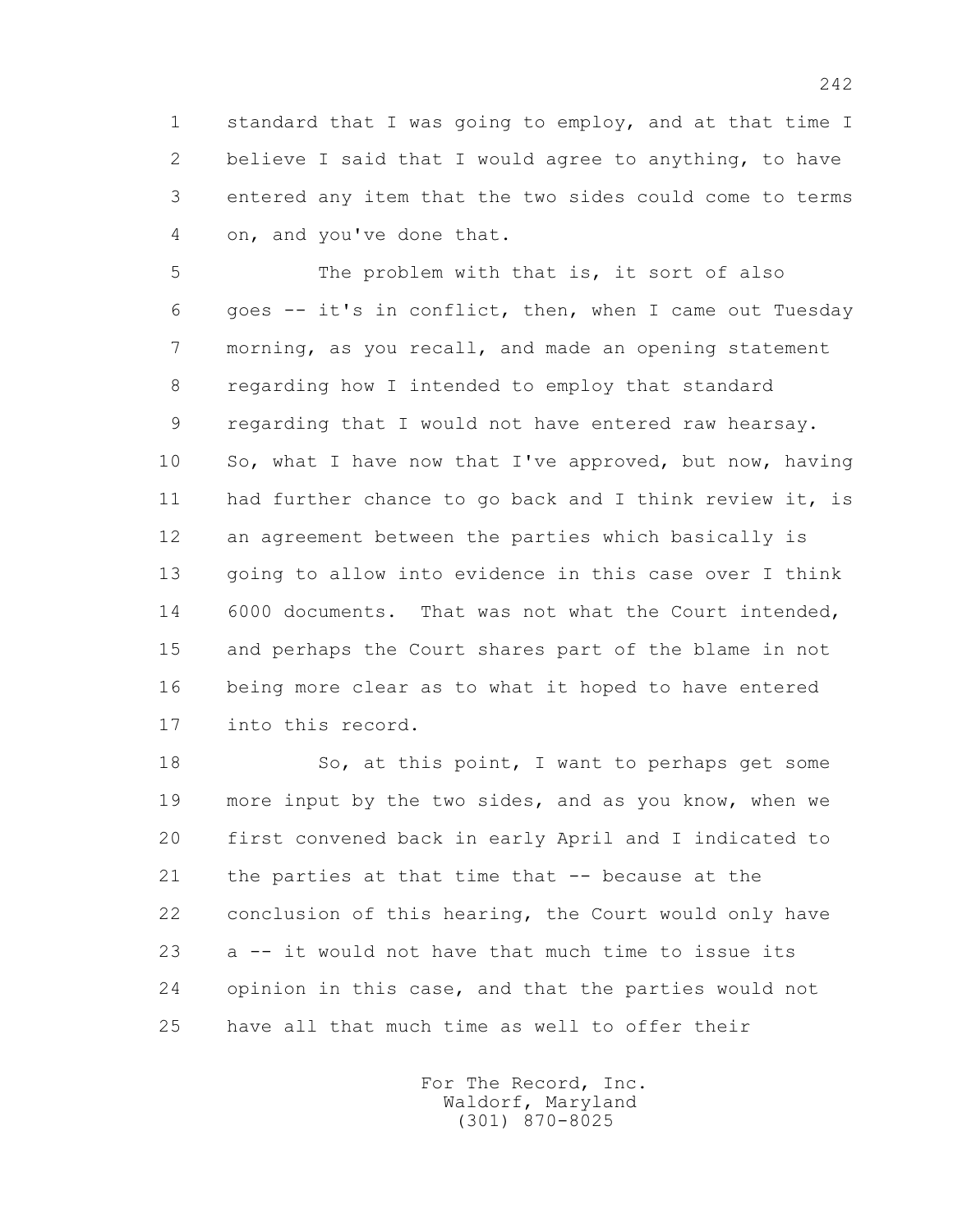1 standard that I was going to employ, and at that time I
2 believe I said that I would agree to anything, to have
3 entered any item that the two sides could come to terms
4 on, and you've done that.

5 The problem with that is, it sort of also
6 goes -- it's in conflict, then, when I came out Tuesday
7 morning, as you recall, and made an opening statement
8 regarding how I intended to employ that standard
9 regarding that I would not have entered raw hearsay.
10 So, what I have now that I've approved, but now, having
11 had further chance to go back and I think review it, is
12 an agreement between the parties which basically is
13 going to allow into evidence in this case over I think
14 6000 documents. That was not what the Court intended,
15 and perhaps the Court shares part of the blame in not
16 being more clear as to what it hoped to have entered
17 into this record.

18 So, at this point, I want to perhaps get some
19 more input by the two sides, and as you know, when we
20 first convened back in early April and I indicated to
21 the parties at that time that -- because at the
22 conclusion of this hearing, the Court would only have
23 a -- it would not have that much time to issue its
24 opinion in this case, and that the parties would not
25 have all that much time as well to offer their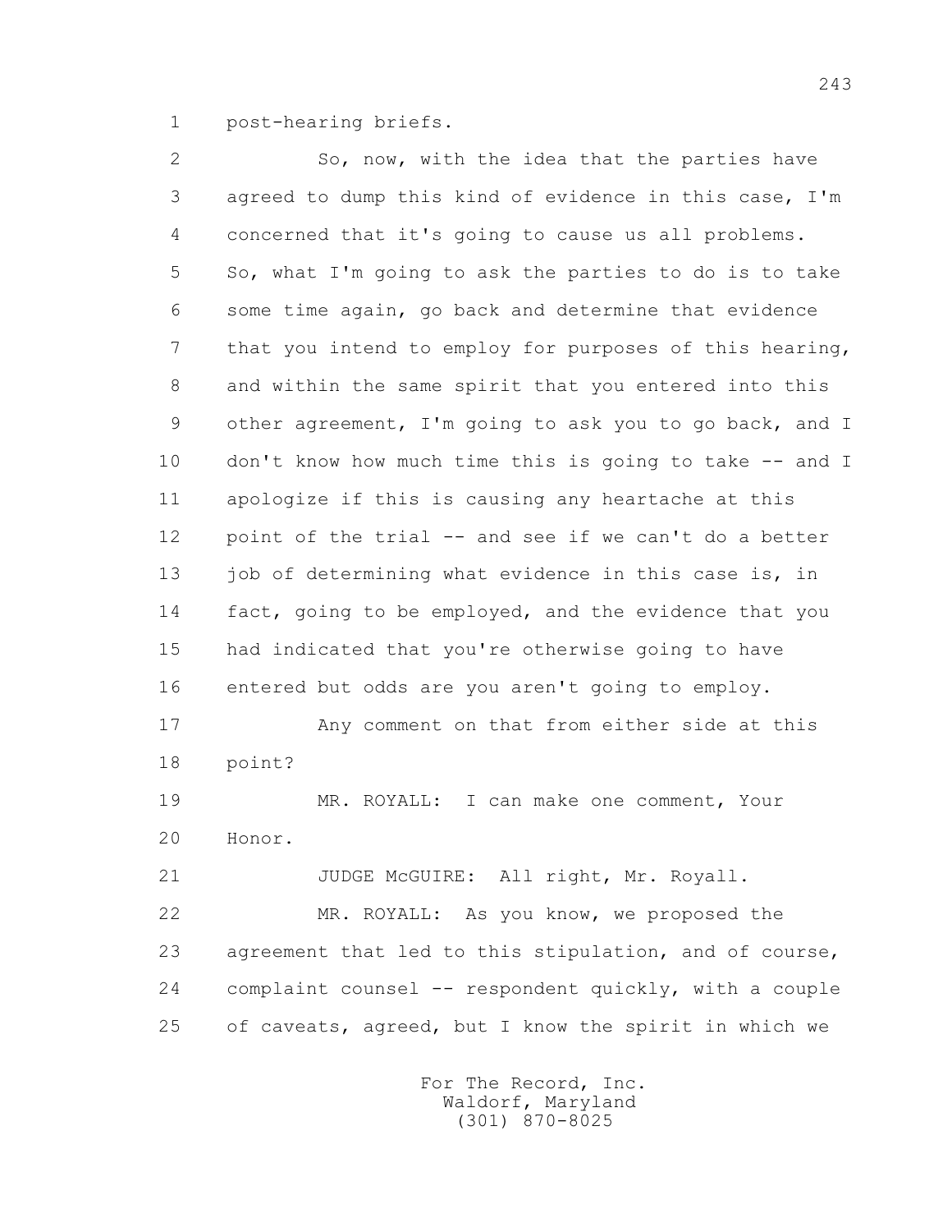post-hearing briefs.

So, now, with the idea that the parties have agreed to dump this kind of evidence in this case, I'm concerned that it's going to cause us all problems. So, what I'm going to ask the parties to do is to take some time again, go back and determine that evidence that you intend to employ for purposes of this hearing, and within the same spirit that you entered into this other agreement, I'm going to ask you to go back, and I don't know how much time this is going to take -- and I apologize if this is causing any heartache at this point of the trial -- and see if we can't do a better job of determining what evidence in this case is, in fact, going to be employed, and the evidence that you had indicated that you're otherwise going to have entered but odds are you aren't going to employ.

Any comment on that from either side at this point?

MR. ROYALL: I can make one comment, Your Honor.

JUDGE McGUIRE: All right, Mr. Royall.

MR. ROYALL: As you know, we proposed the agreement that led to this stipulation, and of course, complaint counsel -- respondent quickly, with a couple of caveats, agreed, but I know the spirit in which we

For The Record, Inc.
Waldorf, Maryland
(301) 870-8025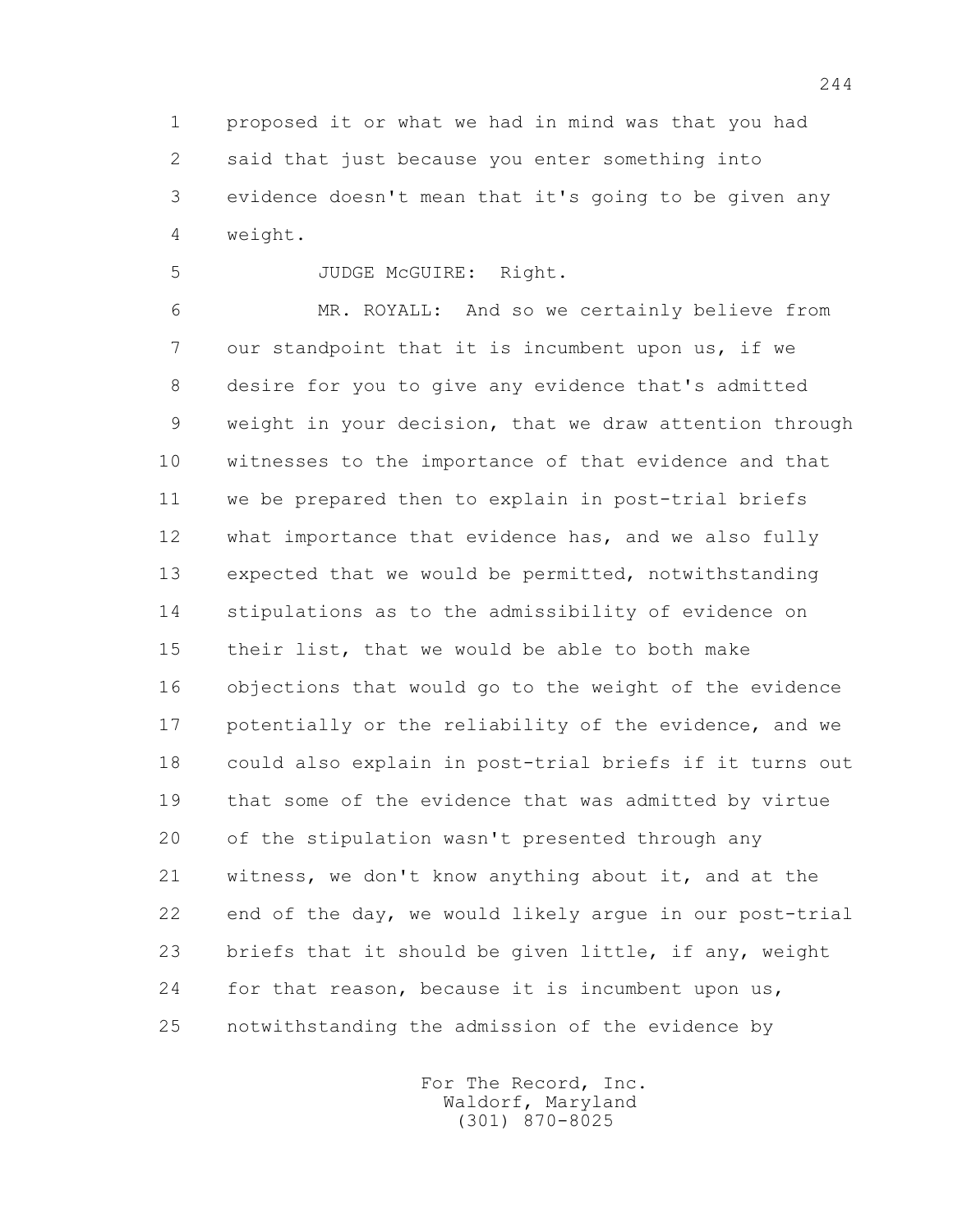1 proposed it or what we had in mind was that you had
2 said that just because you enter something into
3 evidence doesn't mean that it's going to be given any
4 weight.

5 JUDGE McGUIRE: Right.

6 MR. ROYALL: And so we certainly believe from
7 our standpoint that it is incumbent upon us, if we
8 desire for you to give any evidence that's admitted
9 weight in your decision, that we draw attention through
10 witnesses to the importance of that evidence and that
11 we be prepared then to explain in post-trial briefs
12 what importance that evidence has, and we also fully
13 expected that we would be permitted, notwithstanding
14 stipulations as to the admissibility of evidence on
15 their list, that we would be able to both make
16 objections that would go to the weight of the evidence
17 potentially or the reliability of the evidence, and we
18 could also explain in post-trial briefs if it turns out
19 that some of the evidence that was admitted by virtue
20 of the stipulation wasn't presented through any
21 witness, we don't know anything about it, and at the
22 end of the day, we would likely argue in our post-trial
23 briefs that it should be given little, if any, weight
24 for that reason, because it is incumbent upon us,
25 notwithstanding the admission of the evidence by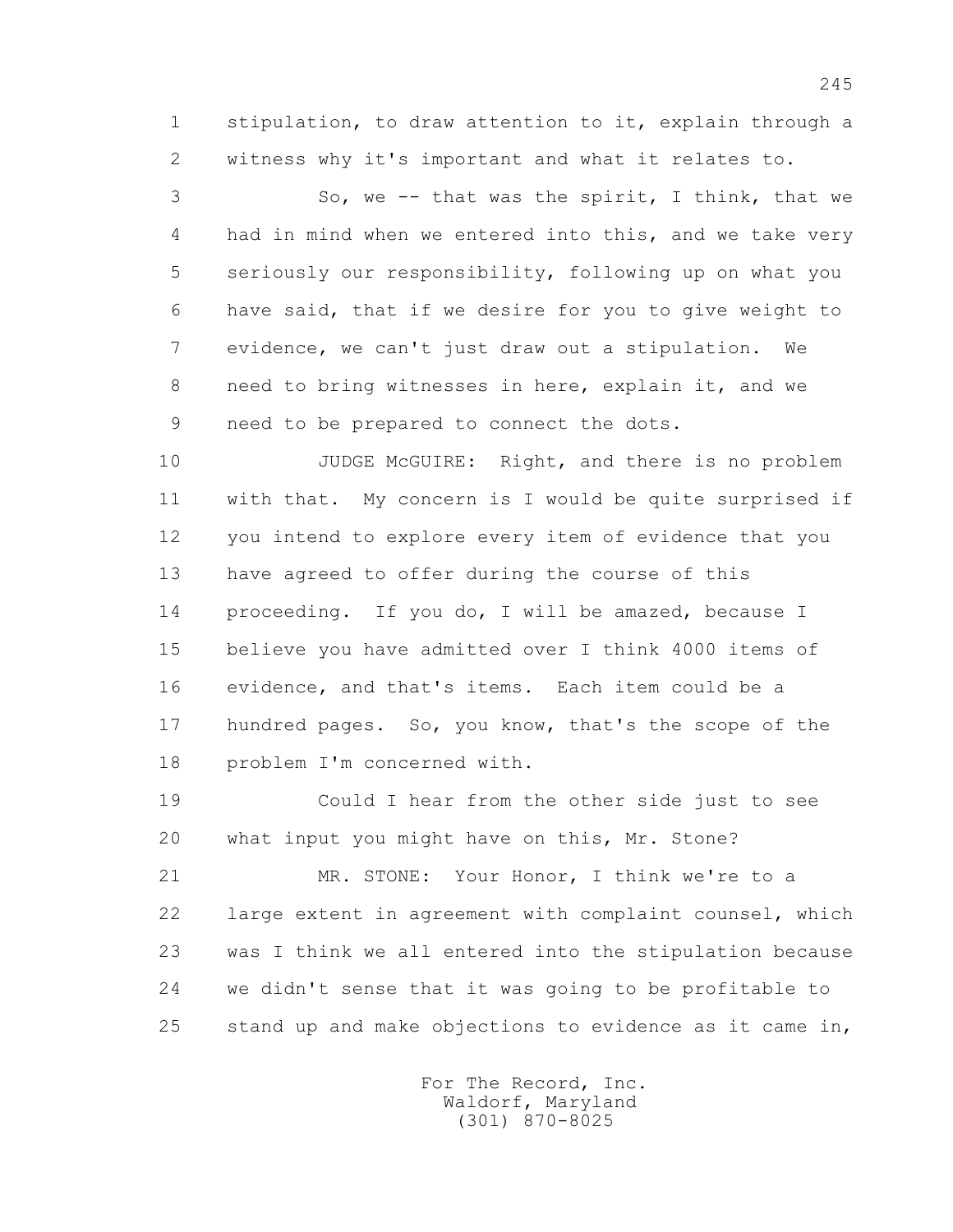1 stipulation, to draw attention to it, explain through a
2 witness why it's important and what it relates to.

3 So, we -- that was the spirit, I think, that we
4 had in mind when we entered into this, and we take very
5 seriously our responsibility, following up on what you
6 have said, that if we desire for you to give weight to
7 evidence, we can't just draw out a stipulation. We
8 need to bring witnesses in here, explain it, and we
9 need to be prepared to connect the dots.

10 JUDGE McGUIRE: Right, and there is no problem
11 with that. My concern is I would be quite surprised if
12 you intend to explore every item of evidence that you
13 have agreed to offer during the course of this
14 proceeding. If you do, I will be amazed, because I
15 believe you have admitted over I think 4000 items of
16 evidence, and that's items. Each item could be a
17 hundred pages. So, you know, that's the scope of the
18 problem I'm concerned with.

19 Could I hear from the other side just to see
20 what input you might have on this, Mr. Stone?

21 MR. STONE: Your Honor, I think we're to a
22 large extent in agreement with complaint counsel, which
23 was I think we all entered into the stipulation because
24 we didn't sense that it was going to be profitable to
25 stand up and make objections to evidence as it came in,

For The Record, Inc.
Waldorf, Maryland
(301) 870-8025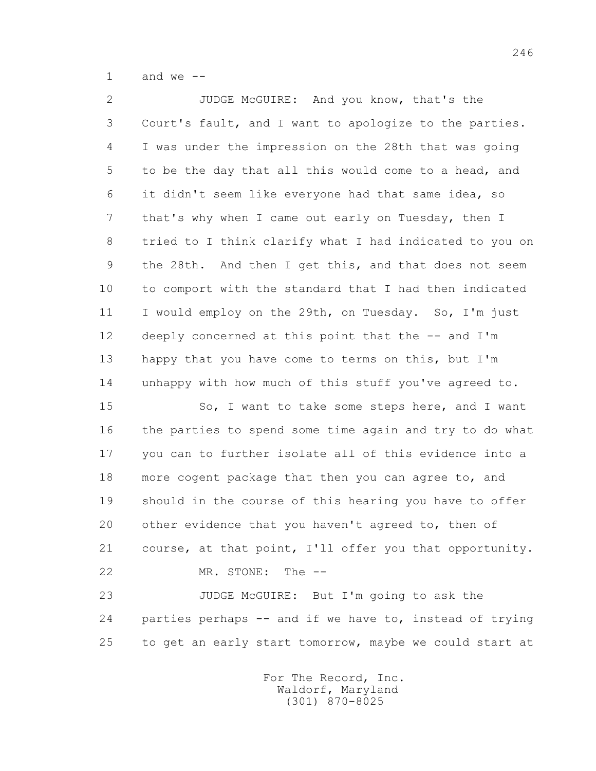1 and we --

2 JUDGE McGUIRE: And you know, that's the
3 Court's fault, and I want to apologize to the parties.
4 I was under the impression on the 28th that was going
5 to be the day that all this would come to a head, and
6 it didn't seem like everyone had that same idea, so
7 that's why when I came out early on Tuesday, then I
8 tried to I think clarify what I had indicated to you on
9 the 28th. And then I get this, and that does not seem
10 to comport with the standard that I had then indicated
11 I would employ on the 29th, on Tuesday. So, I'm just
12 deeply concerned at this point that the -- and I'm
13 happy that you have come to terms on this, but I'm
14 unhappy with how much of this stuff you've agreed to.

15 So, I want to take some steps here, and I want
16 the parties to spend some time again and try to do what
17 you can to further isolate all of this evidence into a
18 more cogent package that then you can agree to, and
19 should in the course of this hearing you have to offer
20 other evidence that you haven't agreed to, then of
21 course, at that point, I'll offer you that opportunity.

22 MR. STONE: The --

23 JUDGE McGUIRE: But I'm going to ask the
24 parties perhaps -- and if we have to, instead of trying
25 to get an early start tomorrow, maybe we could start at

For The Record, Inc.
Waldorf, Maryland
(301) 870-8025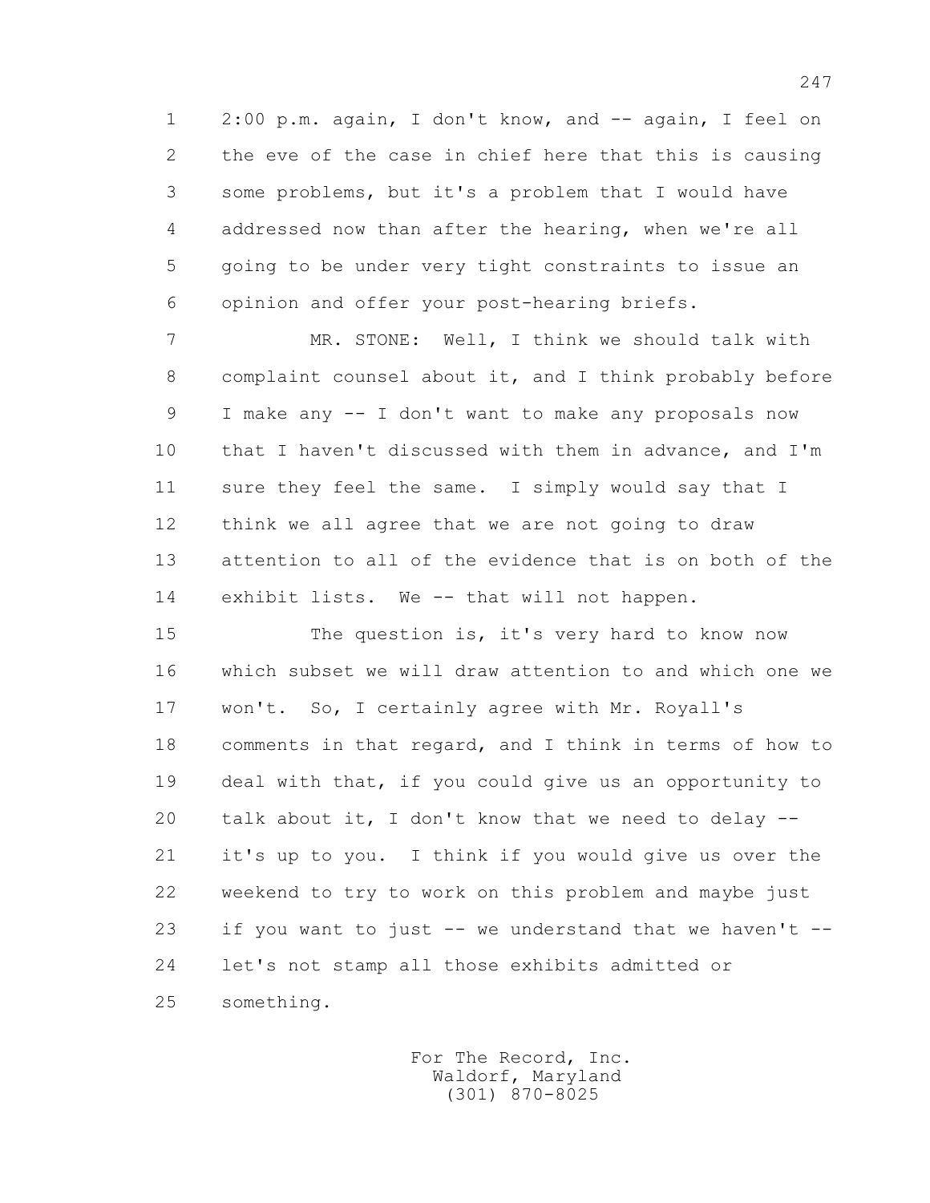2:00 p.m. again, I don't know, and -- again, I feel on the eve of the case in chief here that this is causing some problems, but it's a problem that I would have addressed now than after the hearing, when we're all going to be under very tight constraints to issue an opinion and offer your post-hearing briefs.

MR. STONE: Well, I think we should talk with complaint counsel about it, and I think probably before I make any -- I don't want to make any proposals now that I haven't discussed with them in advance, and I'm sure they feel the same. I simply would say that I think we all agree that we are not going to draw attention to all of the evidence that is on both of the exhibit lists. We -- that will not happen.

The question is, it's very hard to know now which subset we will draw attention to and which one we won't. So, I certainly agree with Mr. Royall's comments in that regard, and I think in terms of how to deal with that, if you could give us an opportunity to talk about it, I don't know that we need to delay -- it's up to you. I think if you would give us over the weekend to try to work on this problem and maybe just if you want to just -- we understand that we haven't -- let's not stamp all those exhibits admitted or something.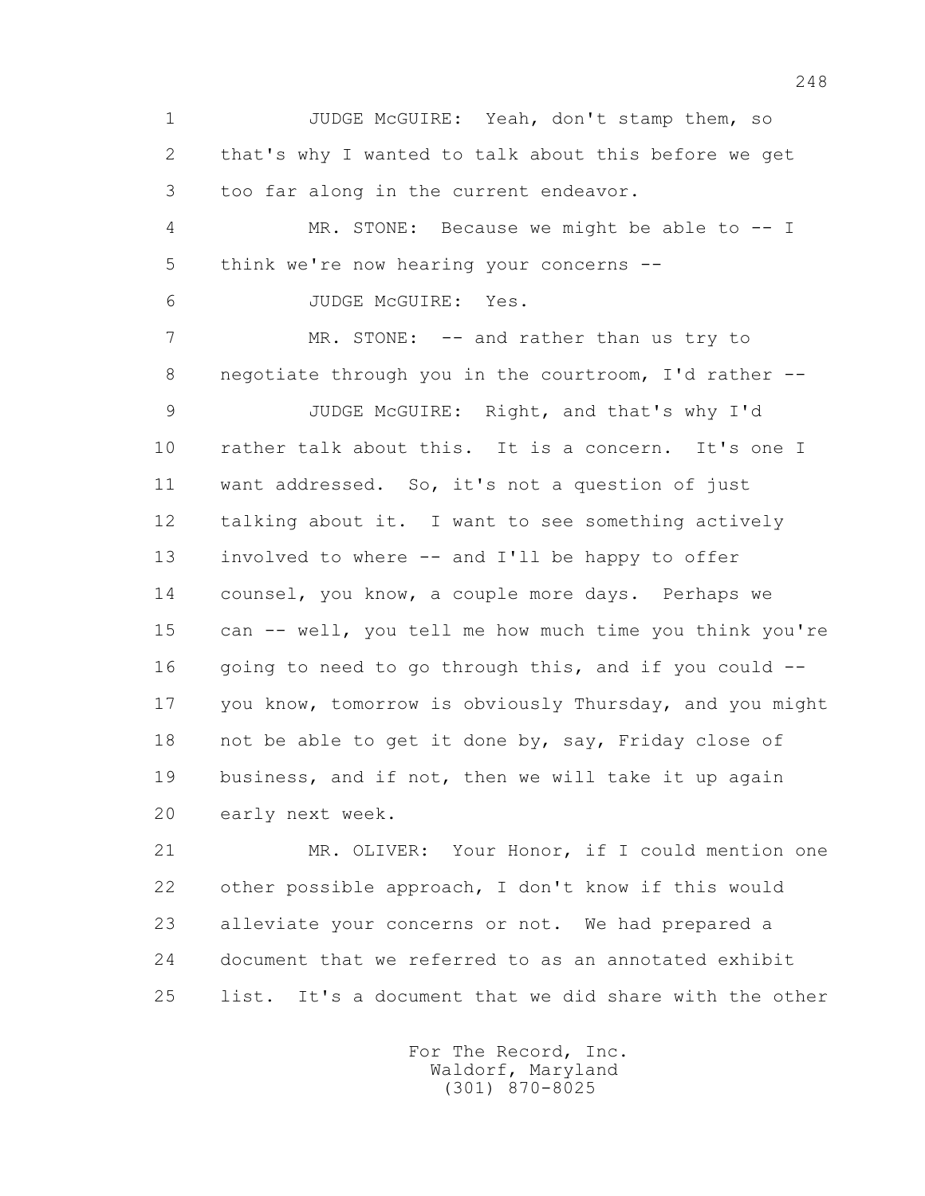1 JUDGE McGUIRE: Yeah, don't stamp them, so
2 that's why I wanted to talk about this before we get
3 too far along in the current endeavor.
4 MR. STONE: Because we might be able to -- I
5 think we're now hearing your concerns --
6 JUDGE McGUIRE: Yes.
7 MR. STONE: -- and rather than us try to
8 negotiate through you in the courtroom, I'd rather --
9 JUDGE McGUIRE: Right, and that's why I'd
10 rather talk about this. It is a concern. It's one I
11 want addressed. So, it's not a question of just
12 talking about it. I want to see something actively
13 involved to where -- and I'll be happy to offer
14 counsel, you know, a couple more days. Perhaps we
15 can -- well, you tell me how much time you think you're
16 going to need to go through this, and if you could --
17 you know, tomorrow is obviously Thursday, and you might
18 not be able to get it done by, say, Friday close of
19 business, and if not, then we will take it up again
20 early next week.
21 MR. OLIVER: Your Honor, if I could mention one
22 other possible approach, I don't know if this would
23 alleviate your concerns or not. We had prepared a
24 document that we referred to as an annotated exhibit
25 list. It's a document that we did share with the other

For The Record, Inc.
Waldorf, Maryland
(301) 870-8025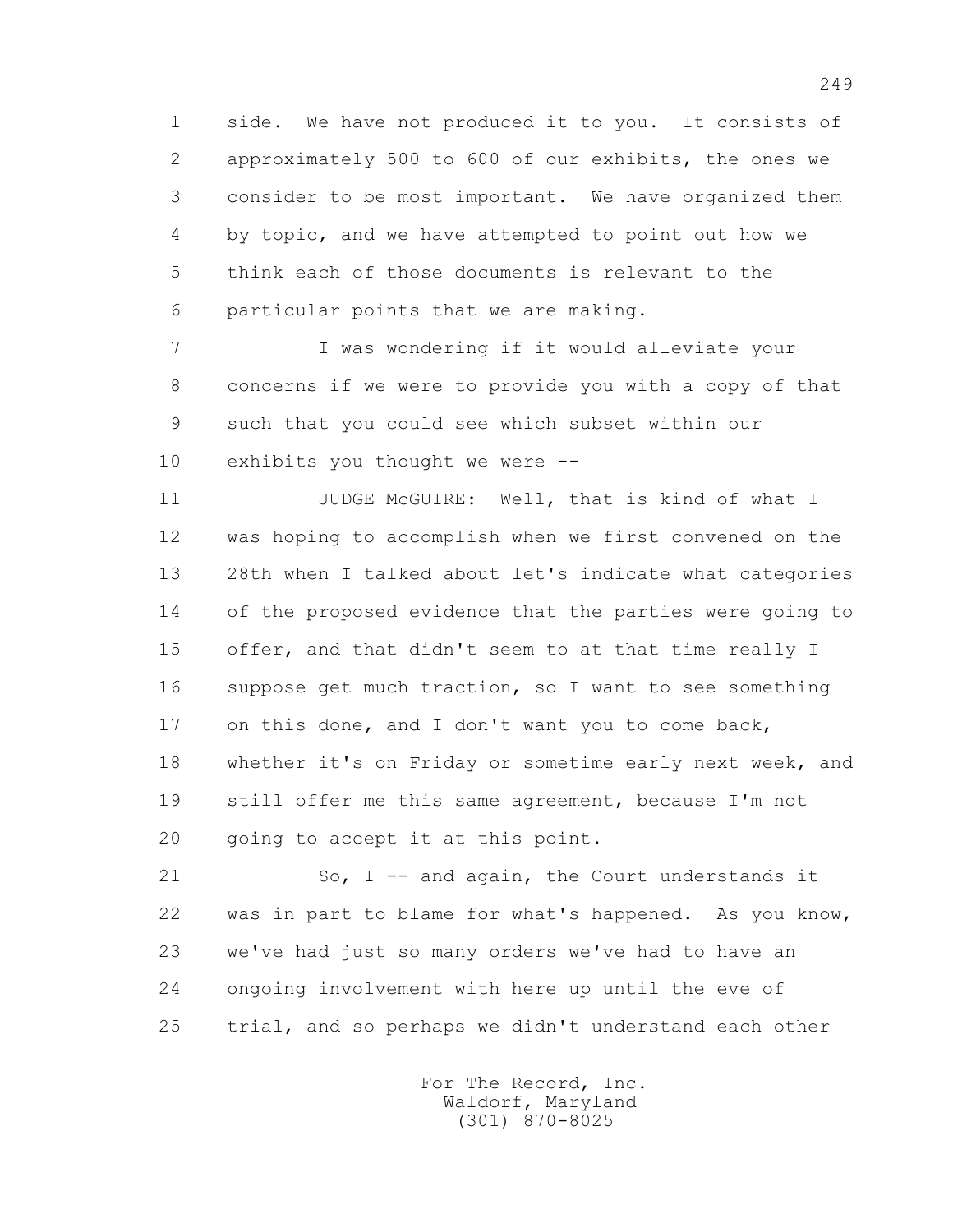1 side. We have not produced it to you. It consists of
2 approximately 500 to 600 of our exhibits, the ones we
3 consider to be most important. We have organized them
4 by topic, and we have attempted to point out how we
5 think each of those documents is relevant to the
6 particular points that we are making.

7 I was wondering if it would alleviate your
8 concerns if we were to provide you with a copy of that
9 such that you could see which subset within our
10 exhibits you thought we were --

11 JUDGE McGUIRE: Well, that is kind of what I
12 was hoping to accomplish when we first convened on the
13 28th when I talked about let's indicate what categories
14 of the proposed evidence that the parties were going to
15 offer, and that didn't seem to at that time really I
16 suppose get much traction, so I want to see something
17 on this done, and I don't want you to come back,
18 whether it's on Friday or sometime early next week, and
19 still offer me this same agreement, because I'm not
20 going to accept it at this point.

21 So, I -- and again, the Court understands it
22 was in part to blame for what's happened. As you know,
23 we've had just so many orders we've had to have an
24 ongoing involvement with here up until the eve of
25 trial, and so perhaps we didn't understand each other

For The Record, Inc.
Waldorf, Maryland
(301) 870-8025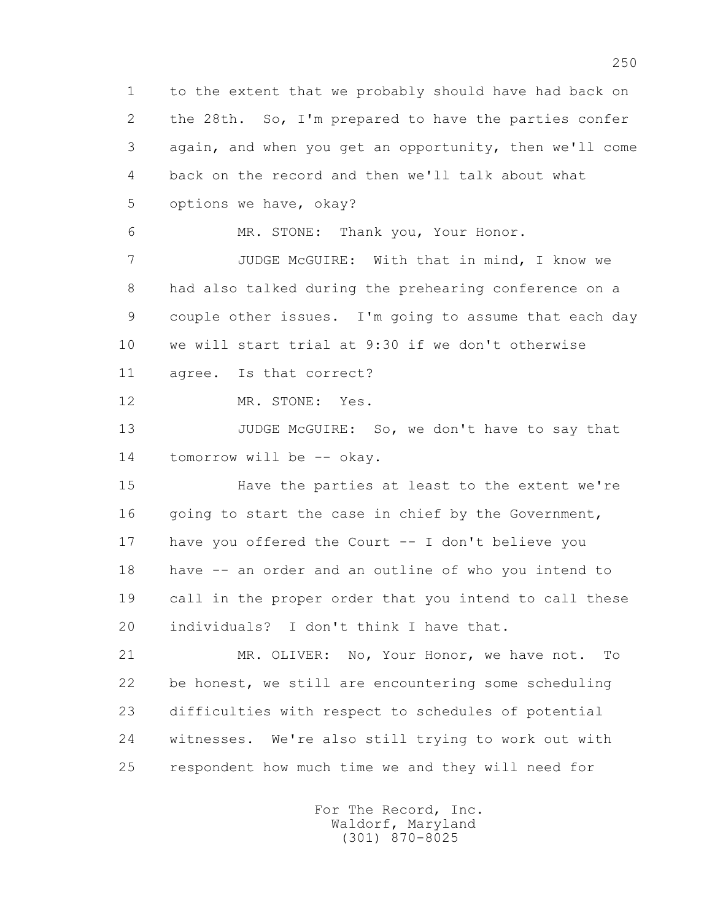1 to the extent that we probably should have had back on
2 the 28th. So, I'm prepared to have the parties confer
3 again, and when you get an opportunity, then we'll come
4 back on the record and then we'll talk about what
5 options we have, okay?

6 MR. STONE: Thank you, Your Honor.

7 JUDGE McGUIRE: With that in mind, I know we
8 had also talked during the prehearing conference on a
9 couple other issues. I'm going to assume that each day
10 we will start trial at 9:30 if we don't otherwise
11 agree. Is that correct?

12 MR. STONE: Yes.

13 JUDGE McGUIRE: So, we don't have to say that
14 tomorrow will be -- okay.

15 Have the parties at least to the extent we're
16 going to start the case in chief by the Government,
17 have you offered the Court -- I don't believe you
18 have -- an order and an outline of who you intend to
19 call in the proper order that you intend to call these
20 individuals? I don't think I have that.

21 MR. OLIVER: No, Your Honor, we have not. To
22 be honest, we still are encountering some scheduling
23 difficulties with respect to schedules of potential
24 witnesses. We're also still trying to work out with
25 respondent how much time we and they will need for

For The Record, Inc.
Waldorf, Maryland
(301) 870-8025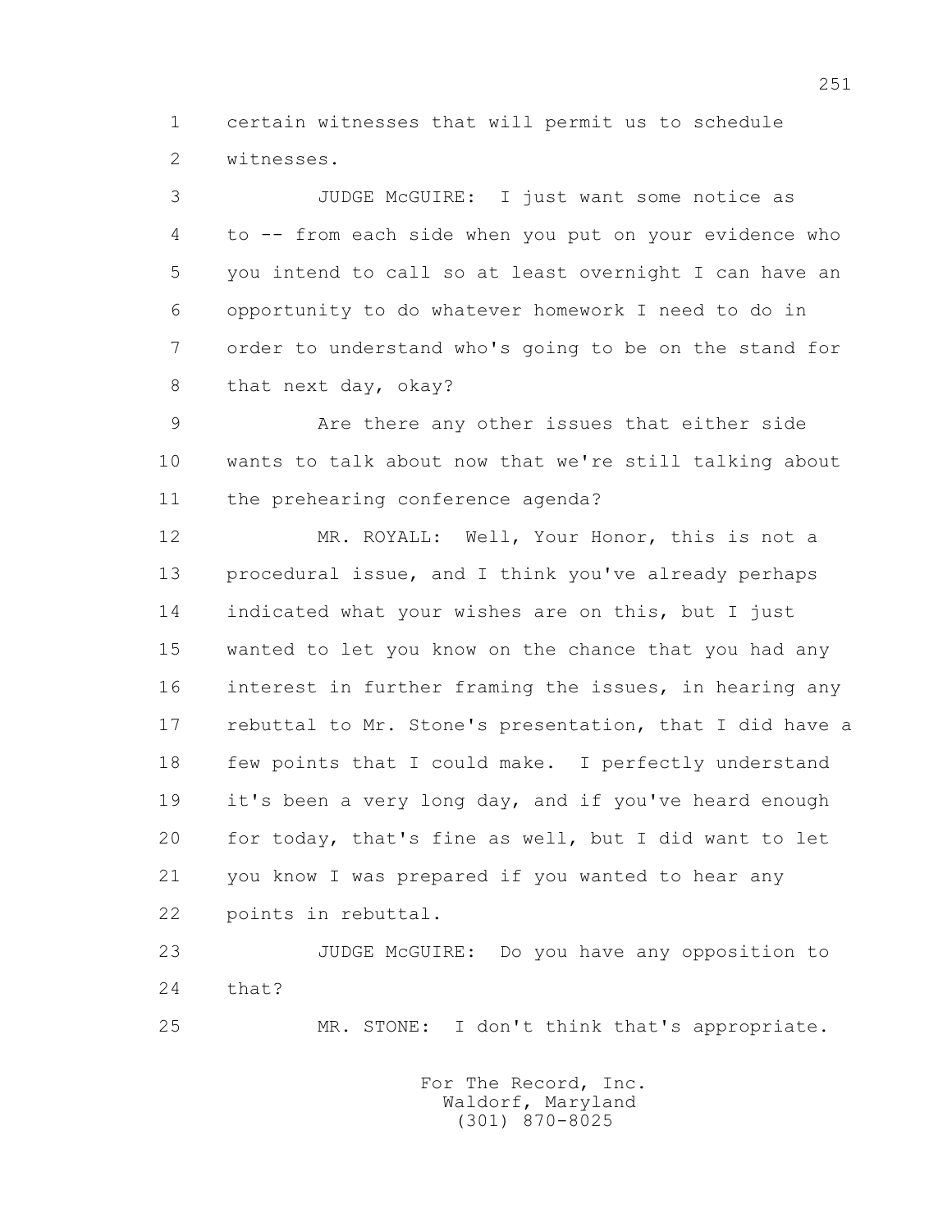certain witnesses that will permit us to schedule witnesses.

JUDGE McGUIRE: I just want some notice as to -- from each side when you put on your evidence who you intend to call so at least overnight I can have an opportunity to do whatever homework I need to do in order to understand who's going to be on the stand for that next day, okay?

Are there any other issues that either side wants to talk about now that we're still talking about the prehearing conference agenda?

MR. ROYALL: Well, Your Honor, this is not a procedural issue, and I think you've already perhaps indicated what your wishes are on this, but I just wanted to let you know on the chance that you had any interest in further framing the issues, in hearing any rebuttal to Mr. Stone's presentation, that I did have a few points that I could make. I perfectly understand it's been a very long day, and if you've heard enough for today, that's fine as well, but I did want to let you know I was prepared if you wanted to hear any points in rebuttal.

JUDGE McGUIRE: Do you have any opposition to that?

MR. STONE: I don't think that's appropriate.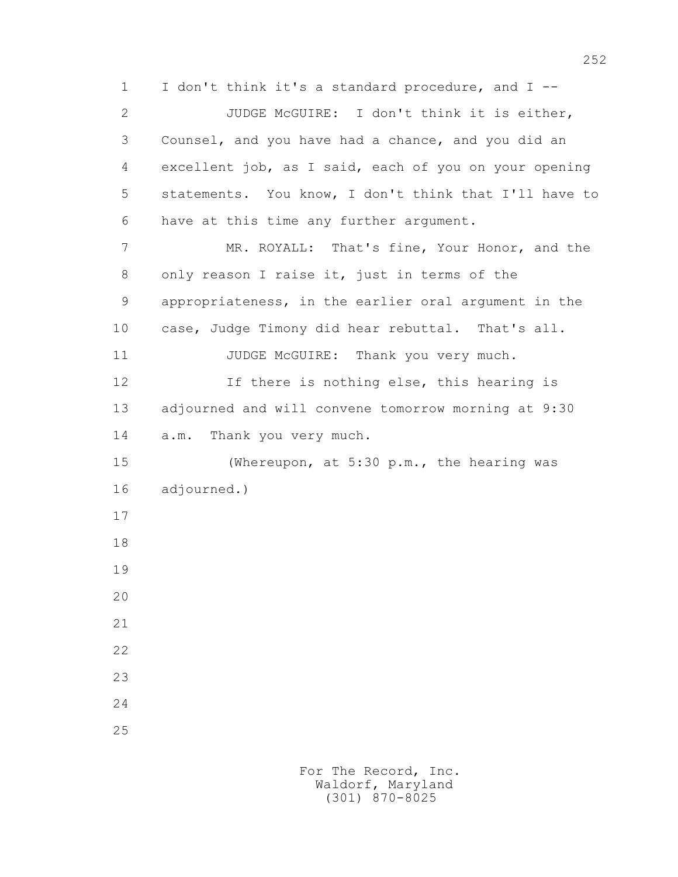I don't think it's a standard procedure, and I --

JUDGE McGUIRE: I don't think it is either, Counsel, and you have had a chance, and you did an excellent job, as I said, each of you on your opening statements. You know, I don't think that I'll have to have at this time any further argument.

MR. ROYALL: That's fine, Your Honor, and the only reason I raise it, just in terms of the appropriateness, in the earlier oral argument in the case, Judge Timony did hear rebuttal. That's all.

JUDGE McGUIRE: Thank you very much.

If there is nothing else, this hearing is adjourned and will convene tomorrow morning at 9:30 a.m. Thank you very much.

(Whereupon, at 5:30 p.m., the hearing was adjourned.)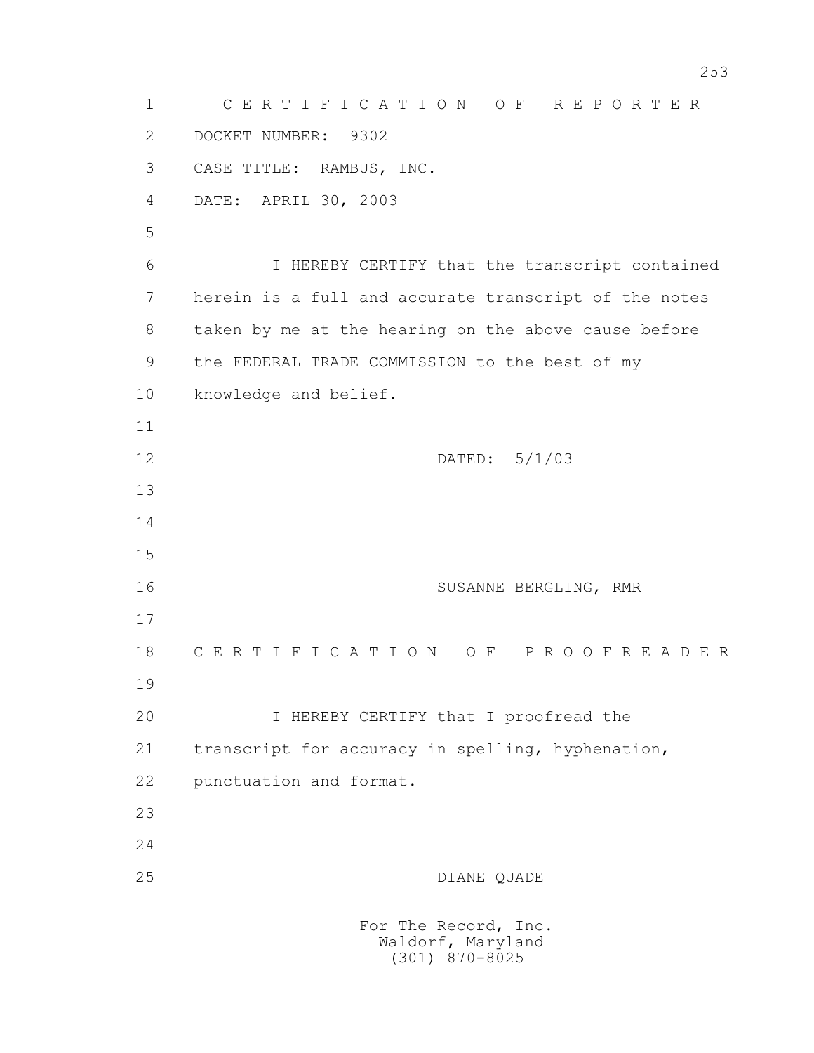# C E R T I F I C A T I O N O F R E P O R T E R

DOCKET NUMBER: 9302

CASE TITLE: RAMBUS, INC.

DATE: APRIL 30, 2003

I HEREBY CERTIFY that the transcript contained herein is a full and accurate transcript of the notes taken by me at the hearing on the above cause before the FEDERAL TRADE COMMISSION to the best of my knowledge and belief.

DATED: 5/1/03

SUSANNE BERGLING, RMR

# C E R T I F I C A T I O N O F P R O O F R E A D E R

I HEREBY CERTIFY that I proofread the transcript for accuracy in spelling, hyphenation, punctuation and format.

DIANE QUADE

For The Record, Inc.
Waldorf, Maryland
(301) 870-8025